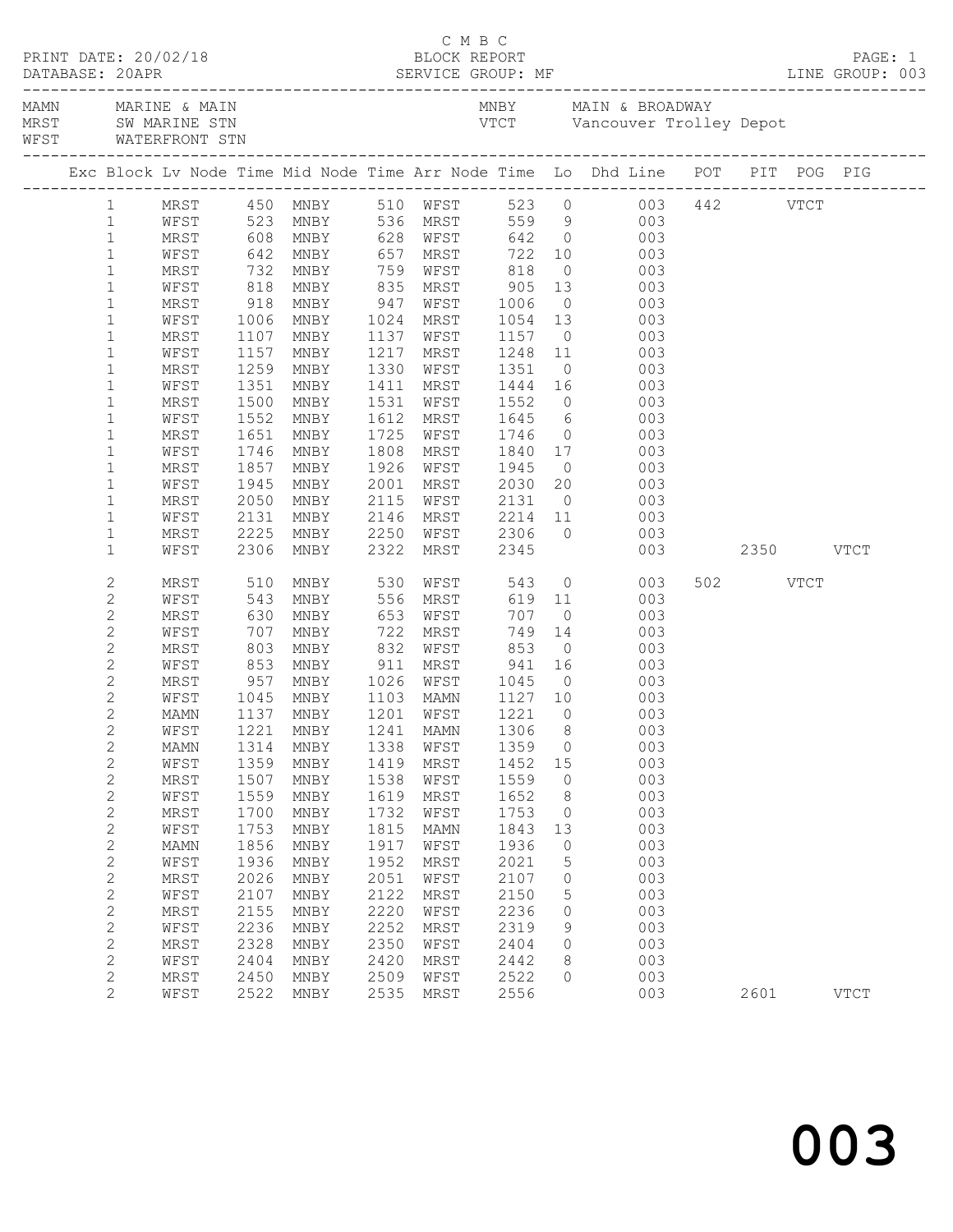C M B C

BLOCK REPORT

SERVICE GROUP: MF

PRINT DATE: 20/02/18
DATABASE: 20APR

LINE GROUP: 003

| Code | Name | Code | Name |
|---|---|---|---|
| MAMN | MARINE & MAIN | MNBY | MAIN & BROADWAY |
| MRST | SW MARINE STN | VTCT | Vancouver Trolley Depot |
| WFST | WATERFRONT STN | | |

| Exc | Block | Lv Node | Time | Mid Node | Time | Arr Node | Time | Lo | Dhd Line | POT | PIT | POG | PIG |
|---|---|---|---|---|---|---|---|---|---|---|---|---|---|
| | 1 | MRST | 450 | MNBY | 510 | WFST | 523 | 0 | 003 | 442 | | VTCT | |
| | 1 | WFST | 523 | MNBY | 536 | MRST | 559 | 9 | 003 | | | | |
| | 1 | MRST | 608 | MNBY | 628 | WFST | 642 | 0 | 003 | | | | |
| | 1 | WFST | 642 | MNBY | 657 | MRST | 722 | 10 | 003 | | | | |
| | 1 | MRST | 732 | MNBY | 759 | WFST | 818 | 0 | 003 | | | | |
| | 1 | WFST | 818 | MNBY | 835 | MRST | 905 | 13 | 003 | | | | |
| | 1 | MRST | 918 | MNBY | 947 | WFST | 1006 | 0 | 003 | | | | |
| | 1 | WFST | 1006 | MNBY | 1024 | MRST | 1054 | 13 | 003 | | | | |
| | 1 | MRST | 1107 | MNBY | 1137 | WFST | 1157 | 0 | 003 | | | | |
| | 1 | WFST | 1157 | MNBY | 1217 | MRST | 1248 | 11 | 003 | | | | |
| | 1 | MRST | 1259 | MNBY | 1330 | WFST | 1351 | 0 | 003 | | | | |
| | 1 | WFST | 1351 | MNBY | 1411 | MRST | 1444 | 16 | 003 | | | | |
| | 1 | MRST | 1500 | MNBY | 1531 | WFST | 1552 | 0 | 003 | | | | |
| | 1 | WFST | 1552 | MNBY | 1612 | MRST | 1645 | 6 | 003 | | | | |
| | 1 | MRST | 1651 | MNBY | 1725 | WFST | 1746 | 0 | 003 | | | | |
| | 1 | WFST | 1746 | MNBY | 1808 | MRST | 1840 | 17 | 003 | | | | |
| | 1 | MRST | 1857 | MNBY | 1926 | WFST | 1945 | 0 | 003 | | | | |
| | 1 | WFST | 1945 | MNBY | 2001 | MRST | 2030 | 20 | 003 | | | | |
| | 1 | MRST | 2050 | MNBY | 2115 | WFST | 2131 | 0 | 003 | | | | |
| | 1 | WFST | 2131 | MNBY | 2146 | MRST | 2214 | 11 | 003 | | | | |
| | 1 | MRST | 2225 | MNBY | 2250 | WFST | 2306 | 0 | 003 | | | | |
| | 1 | WFST | 2306 | MNBY | 2322 | MRST | 2345 | | 003 | | 2350 | | VTCT |
| | 2 | MRST | 510 | MNBY | 530 | WFST | 543 | 0 | 003 | 502 | | VTCT | |
| | 2 | WFST | 543 | MNBY | 556 | MRST | 619 | 11 | 003 | | | | |
| | 2 | MRST | 630 | MNBY | 653 | WFST | 707 | 0 | 003 | | | | |
| | 2 | WFST | 707 | MNBY | 722 | MRST | 749 | 14 | 003 | | | | |
| | 2 | MRST | 803 | MNBY | 832 | WFST | 853 | 0 | 003 | | | | |
| | 2 | WFST | 853 | MNBY | 911 | MRST | 941 | 16 | 003 | | | | |
| | 2 | MRST | 957 | MNBY | 1026 | WFST | 1045 | 0 | 003 | | | | |
| | 2 | WFST | 1045 | MNBY | 1103 | MAMN | 1127 | 10 | 003 | | | | |
| | 2 | MAMN | 1137 | MNBY | 1201 | WFST | 1221 | 0 | 003 | | | | |
| | 2 | WFST | 1221 | MNBY | 1241 | MAMN | 1306 | 8 | 003 | | | | |
| | 2 | MAMN | 1314 | MNBY | 1338 | WFST | 1359 | 0 | 003 | | | | |
| | 2 | WFST | 1359 | MNBY | 1419 | MRST | 1452 | 15 | 003 | | | | |
| | 2 | MRST | 1507 | MNBY | 1538 | WFST | 1559 | 0 | 003 | | | | |
| | 2 | WFST | 1559 | MNBY | 1619 | MRST | 1652 | 8 | 003 | | | | |
| | 2 | MRST | 1700 | MNBY | 1732 | WFST | 1753 | 0 | 003 | | | | |
| | 2 | WFST | 1753 | MNBY | 1815 | MAMN | 1843 | 13 | 003 | | | | |
| | 2 | MAMN | 1856 | MNBY | 1917 | WFST | 1936 | 0 | 003 | | | | |
| | 2 | WFST | 1936 | MNBY | 1952 | MRST | 2021 | 5 | 003 | | | | |
| | 2 | MRST | 2026 | MNBY | 2051 | WFST | 2107 | 0 | 003 | | | | |
| | 2 | WFST | 2107 | MNBY | 2122 | MRST | 2150 | 5 | 003 | | | | |
| | 2 | MRST | 2155 | MNBY | 2220 | WFST | 2236 | 0 | 003 | | | | |
| | 2 | WFST | 2236 | MNBY | 2252 | MRST | 2319 | 9 | 003 | | | | |
| | 2 | MRST | 2328 | MNBY | 2350 | WFST | 2404 | 0 | 003 | | | | |
| | 2 | WFST | 2404 | MNBY | 2420 | MRST | 2442 | 8 | 003 | | | | |
| | 2 | MRST | 2450 | MNBY | 2509 | WFST | 2522 | 0 | 003 | | | | |
| | 2 | WFST | 2522 | MNBY | 2535 | MRST | 2556 | | 003 | | 2601 | | VTCT |

003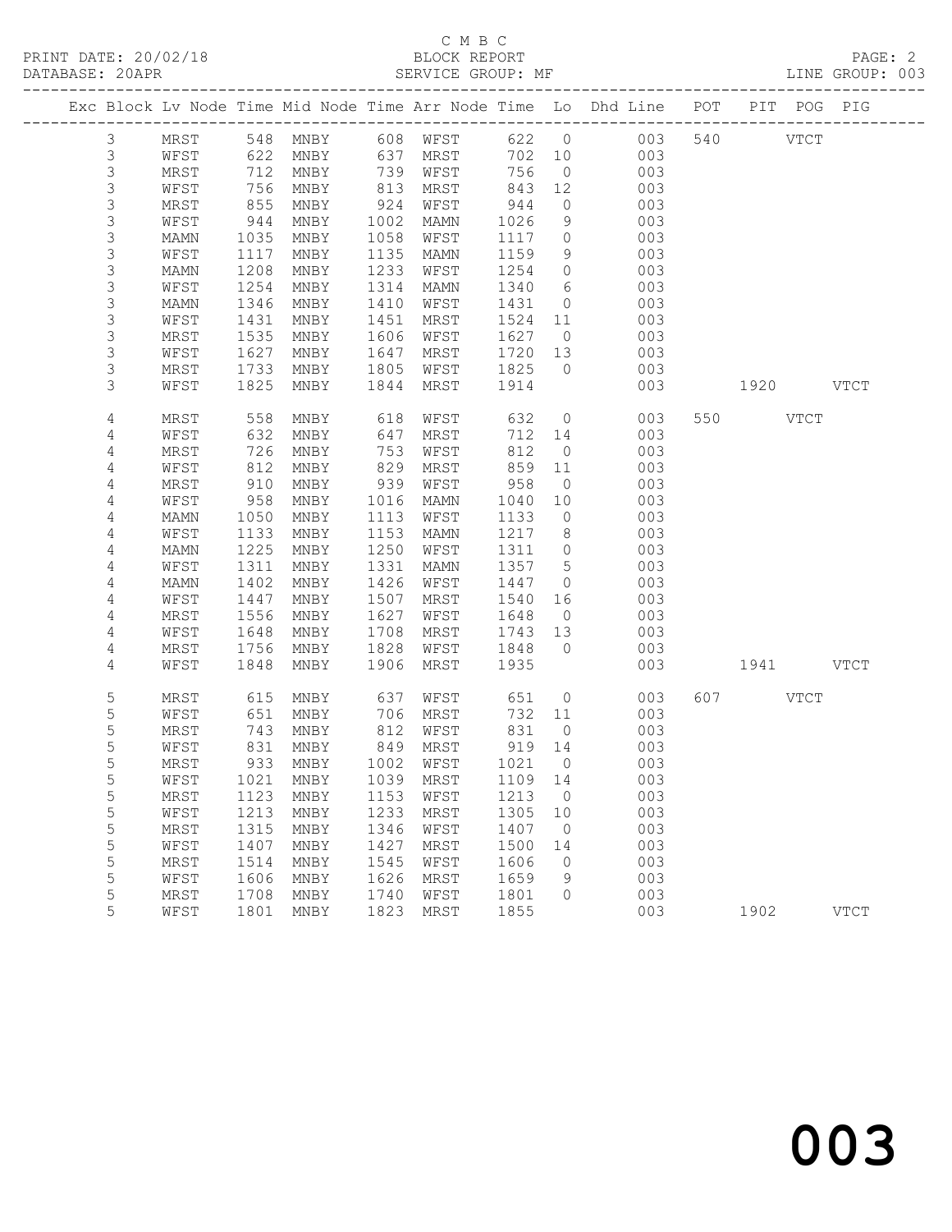C M B C

PRINT DATE: 20/02/18 BLOCK REPORT
DATABASE: 20APR SERVICE GROUP: MF LINE GROUP: 003

| Exc | Block | Lv | Node | Time | Mid Node | Time | Arr Node | Time | Lo | Dhd Line | POT | PIT | POG | PIG |
|---|---|---|---|---|---|---|---|---|---|---|---|---|---|---|
| | 3 | | MRST | 548 | MNBY | 608 | WFST | 622 | 0 | 003 | 540 | | VTCT | |
| | 3 | | WFST | 622 | MNBY | 637 | MRST | 702 | 10 | 003 | | | | |
| | 3 | | MRST | 712 | MNBY | 739 | WFST | 756 | 0 | 003 | | | | |
| | 3 | | WFST | 756 | MNBY | 813 | MRST | 843 | 12 | 003 | | | | |
| | 3 | | MRST | 855 | MNBY | 924 | WFST | 944 | 0 | 003 | | | | |
| | 3 | | WFST | 944 | MNBY | 1002 | MAMN | 1026 | 9 | 003 | | | | |
| | 3 | | MAMN | 1035 | MNBY | 1058 | WFST | 1117 | 0 | 003 | | | | |
| | 3 | | WFST | 1117 | MNBY | 1135 | MAMN | 1159 | 9 | 003 | | | | |
| | 3 | | MAMN | 1208 | MNBY | 1233 | WFST | 1254 | 0 | 003 | | | | |
| | 3 | | WFST | 1254 | MNBY | 1314 | MAMN | 1340 | 6 | 003 | | | | |
| | 3 | | MAMN | 1346 | MNBY | 1410 | WFST | 1431 | 0 | 003 | | | | |
| | 3 | | WFST | 1431 | MNBY | 1451 | MRST | 1524 | 11 | 003 | | | | |
| | 3 | | MRST | 1535 | MNBY | 1606 | WFST | 1627 | 0 | 003 | | | | |
| | 3 | | WFST | 1627 | MNBY | 1647 | MRST | 1720 | 13 | 003 | | | | |
| | 3 | | MRST | 1733 | MNBY | 1805 | WFST | 1825 | 0 | 003 | | | | |
| | 3 | | WFST | 1825 | MNBY | 1844 | MRST | 1914 | | 003 | | 1920 | | VTCT |
| | 4 | | MRST | 558 | MNBY | 618 | WFST | 632 | 0 | 003 | 550 | | VTCT | |
| | 4 | | WFST | 632 | MNBY | 647 | MRST | 712 | 14 | 003 | | | | |
| | 4 | | MRST | 726 | MNBY | 753 | WFST | 812 | 0 | 003 | | | | |
| | 4 | | WFST | 812 | MNBY | 829 | MRST | 859 | 11 | 003 | | | | |
| | 4 | | MRST | 910 | MNBY | 939 | WFST | 958 | 0 | 003 | | | | |
| | 4 | | WFST | 958 | MNBY | 1016 | MAMN | 1040 | 10 | 003 | | | | |
| | 4 | | MAMN | 1050 | MNBY | 1113 | WFST | 1133 | 0 | 003 | | | | |
| | 4 | | WFST | 1133 | MNBY | 1153 | MAMN | 1217 | 8 | 003 | | | | |
| | 4 | | MAMN | 1225 | MNBY | 1250 | WFST | 1311 | 0 | 003 | | | | |
| | 4 | | WFST | 1311 | MNBY | 1331 | MAMN | 1357 | 5 | 003 | | | | |
| | 4 | | MAMN | 1402 | MNBY | 1426 | WFST | 1447 | 0 | 003 | | | | |
| | 4 | | WFST | 1447 | MNBY | 1507 | MRST | 1540 | 16 | 003 | | | | |
| | 4 | | MRST | 1556 | MNBY | 1627 | WFST | 1648 | 0 | 003 | | | | |
| | 4 | | WFST | 1648 | MNBY | 1708 | MRST | 1743 | 13 | 003 | | | | |
| | 4 | | MRST | 1756 | MNBY | 1828 | WFST | 1848 | 0 | 003 | | | | |
| | 4 | | WFST | 1848 | MNBY | 1906 | MRST | 1935 | | 003 | | 1941 | | VTCT |
| | 5 | | MRST | 615 | MNBY | 637 | WFST | 651 | 0 | 003 | 607 | | VTCT | |
| | 5 | | WFST | 651 | MNBY | 706 | MRST | 732 | 11 | 003 | | | | |
| | 5 | | MRST | 743 | MNBY | 812 | WFST | 831 | 0 | 003 | | | | |
| | 5 | | WFST | 831 | MNBY | 849 | MRST | 919 | 14 | 003 | | | | |
| | 5 | | MRST | 933 | MNBY | 1002 | WFST | 1021 | 0 | 003 | | | | |
| | 5 | | WFST | 1021 | MNBY | 1039 | MRST | 1109 | 14 | 003 | | | | |
| | 5 | | MRST | 1123 | MNBY | 1153 | WFST | 1213 | 0 | 003 | | | | |
| | 5 | | WFST | 1213 | MNBY | 1233 | MRST | 1305 | 10 | 003 | | | | |
| | 5 | | MRST | 1315 | MNBY | 1346 | WFST | 1407 | 0 | 003 | | | | |
| | 5 | | WFST | 1407 | MNBY | 1427 | MRST | 1500 | 14 | 003 | | | | |
| | 5 | | MRST | 1514 | MNBY | 1545 | WFST | 1606 | 0 | 003 | | | | |
| | 5 | | WFST | 1606 | MNBY | 1626 | MRST | 1659 | 9 | 003 | | | | |
| | 5 | | MRST | 1708 | MNBY | 1740 | WFST | 1801 | 0 | 003 | | | | |
| | 5 | | WFST | 1801 | MNBY | 1823 | MRST | 1855 | | 003 | | 1902 | | VTCT |

003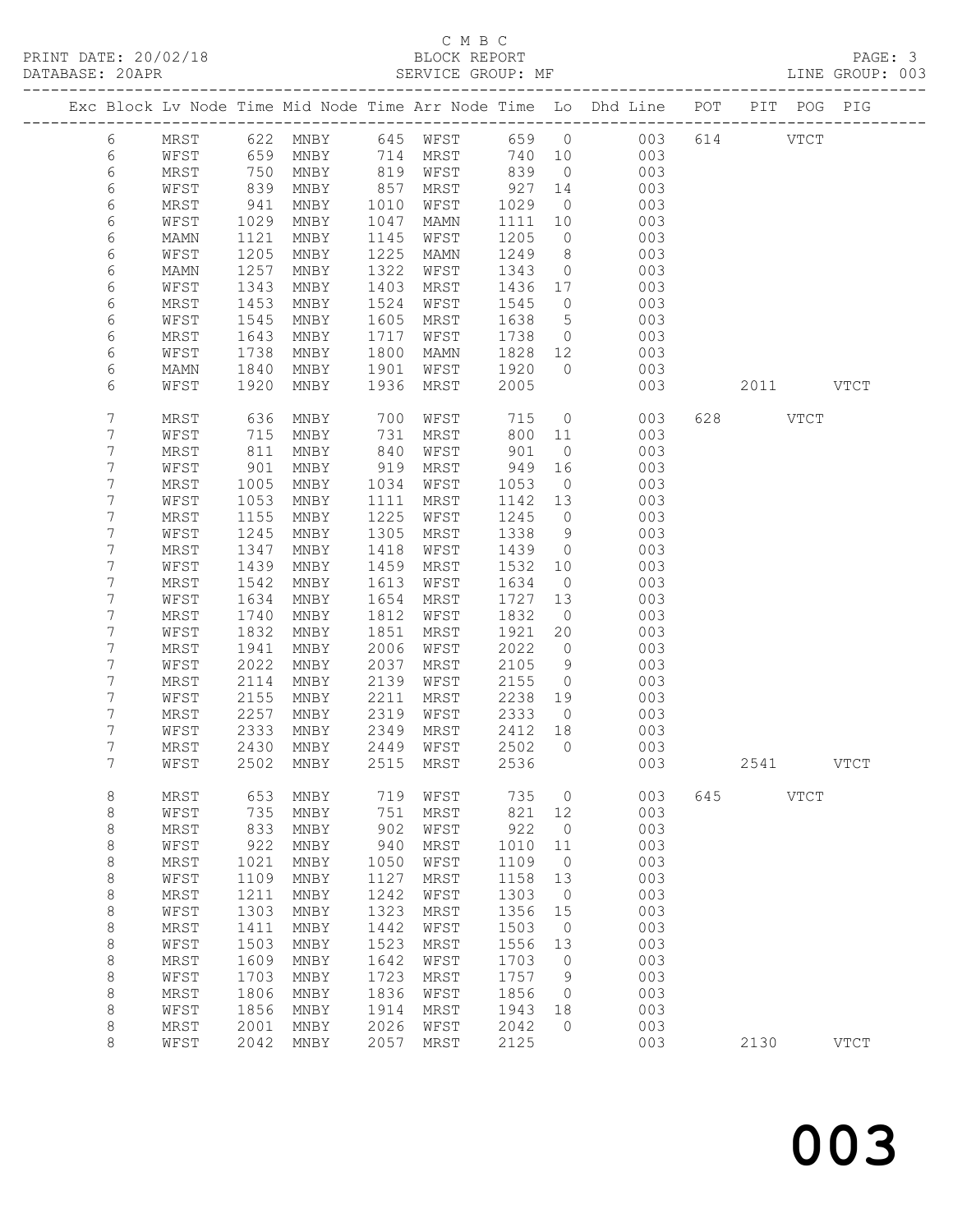C M B C

PRINT DATE: 20/02/18 BLOCK REPORT PAGE: 3
DATABASE: 20APR SERVICE GROUP: MF LINE GROUP: 003

| Exc | Block | Lv | Node | Time | Mid Node | Time | Arr Node | Time | Lo | Dhd Line | POT | PIT | POG | PIG |
|---|---|---|---|---|---|---|---|---|---|---|---|---|---|---|
| | 6 | | MRST | 622 | MNBY | 645 | WFST | 659 | 0 | 003 | 614 | | VTCT | |
| | 6 | | WFST | 659 | MNBY | 714 | MRST | 740 | 10 | 003 | | | | |
| | 6 | | MRST | 750 | MNBY | 819 | WFST | 839 | 0 | 003 | | | | |
| | 6 | | WFST | 839 | MNBY | 857 | MRST | 927 | 14 | 003 | | | | |
| | 6 | | MRST | 941 | MNBY | 1010 | WFST | 1029 | 0 | 003 | | | | |
| | 6 | | WFST | 1029 | MNBY | 1047 | MAMN | 1111 | 10 | 003 | | | | |
| | 6 | | MAMN | 1121 | MNBY | 1145 | WFST | 1205 | 0 | 003 | | | | |
| | 6 | | WFST | 1205 | MNBY | 1225 | MAMN | 1249 | 8 | 003 | | | | |
| | 6 | | MAMN | 1257 | MNBY | 1322 | WFST | 1343 | 0 | 003 | | | | |
| | 6 | | WFST | 1343 | MNBY | 1403 | MRST | 1436 | 17 | 003 | | | | |
| | 6 | | MRST | 1453 | MNBY | 1524 | WFST | 1545 | 0 | 003 | | | | |
| | 6 | | WFST | 1545 | MNBY | 1605 | MRST | 1638 | 5 | 003 | | | | |
| | 6 | | MRST | 1643 | MNBY | 1717 | WFST | 1738 | 0 | 003 | | | | |
| | 6 | | WFST | 1738 | MNBY | 1800 | MAMN | 1828 | 12 | 003 | | | | |
| | 6 | | MAMN | 1840 | MNBY | 1901 | WFST | 1920 | 0 | 003 | | | | |
| | 6 | | WFST | 1920 | MNBY | 1936 | MRST | 2005 | | 003 | | 2011 | | VTCT |
| | 7 | | MRST | 636 | MNBY | 700 | WFST | 715 | 0 | 003 | 628 | | VTCT | |
| | 7 | | WFST | 715 | MNBY | 731 | MRST | 800 | 11 | 003 | | | | |
| | 7 | | MRST | 811 | MNBY | 840 | WFST | 901 | 0 | 003 | | | | |
| | 7 | | WFST | 901 | MNBY | 919 | MRST | 949 | 16 | 003 | | | | |
| | 7 | | MRST | 1005 | MNBY | 1034 | WFST | 1053 | 0 | 003 | | | | |
| | 7 | | WFST | 1053 | MNBY | 1111 | MRST | 1142 | 13 | 003 | | | | |
| | 7 | | MRST | 1155 | MNBY | 1225 | WFST | 1245 | 0 | 003 | | | | |
| | 7 | | WFST | 1245 | MNBY | 1305 | MRST | 1338 | 9 | 003 | | | | |
| | 7 | | MRST | 1347 | MNBY | 1418 | WFST | 1439 | 0 | 003 | | | | |
| | 7 | | WFST | 1439 | MNBY | 1459 | MRST | 1532 | 10 | 003 | | | | |
| | 7 | | MRST | 1542 | MNBY | 1613 | WFST | 1634 | 0 | 003 | | | | |
| | 7 | | WFST | 1634 | MNBY | 1654 | MRST | 1727 | 13 | 003 | | | | |
| | 7 | | MRST | 1740 | MNBY | 1812 | WFST | 1832 | 0 | 003 | | | | |
| | 7 | | WFST | 1832 | MNBY | 1851 | MRST | 1921 | 20 | 003 | | | | |
| | 7 | | MRST | 1941 | MNBY | 2006 | WFST | 2022 | 0 | 003 | | | | |
| | 7 | | WFST | 2022 | MNBY | 2037 | MRST | 2105 | 9 | 003 | | | | |
| | 7 | | MRST | 2114 | MNBY | 2139 | WFST | 2155 | 0 | 003 | | | | |
| | 7 | | WFST | 2155 | MNBY | 2211 | MRST | 2238 | 19 | 003 | | | | |
| | 7 | | MRST | 2257 | MNBY | 2319 | WFST | 2333 | 0 | 003 | | | | |
| | 7 | | WFST | 2333 | MNBY | 2349 | MRST | 2412 | 18 | 003 | | | | |
| | 7 | | MRST | 2430 | MNBY | 2449 | WFST | 2502 | 0 | 003 | | | | |
| | 7 | | WFST | 2502 | MNBY | 2515 | MRST | 2536 | | 003 | | 2541 | | VTCT |
| | 8 | | MRST | 653 | MNBY | 719 | WFST | 735 | 0 | 003 | 645 | | VTCT | |
| | 8 | | WFST | 735 | MNBY | 751 | MRST | 821 | 12 | 003 | | | | |
| | 8 | | MRST | 833 | MNBY | 902 | WFST | 922 | 0 | 003 | | | | |
| | 8 | | WFST | 922 | MNBY | 940 | MRST | 1010 | 11 | 003 | | | | |
| | 8 | | MRST | 1021 | MNBY | 1050 | WFST | 1109 | 0 | 003 | | | | |
| | 8 | | WFST | 1109 | MNBY | 1127 | MRST | 1158 | 13 | 003 | | | | |
| | 8 | | MRST | 1211 | MNBY | 1242 | WFST | 1303 | 0 | 003 | | | | |
| | 8 | | WFST | 1303 | MNBY | 1323 | MRST | 1356 | 15 | 003 | | | | |
| | 8 | | MRST | 1411 | MNBY | 1442 | WFST | 1503 | 0 | 003 | | | | |
| | 8 | | WFST | 1503 | MNBY | 1523 | MRST | 1556 | 13 | 003 | | | | |
| | 8 | | MRST | 1609 | MNBY | 1642 | WFST | 1703 | 0 | 003 | | | | |
| | 8 | | WFST | 1703 | MNBY | 1723 | MRST | 1757 | 9 | 003 | | | | |
| | 8 | | MRST | 1806 | MNBY | 1836 | WFST | 1856 | 0 | 003 | | | | |
| | 8 | | WFST | 1856 | MNBY | 1914 | MRST | 1943 | 18 | 003 | | | | |
| | 8 | | MRST | 2001 | MNBY | 2026 | WFST | 2042 | 0 | 003 | | | | |
| | 8 | | WFST | 2042 | MNBY | 2057 | MRST | 2125 | | 003 | | 2130 | | VTCT |

003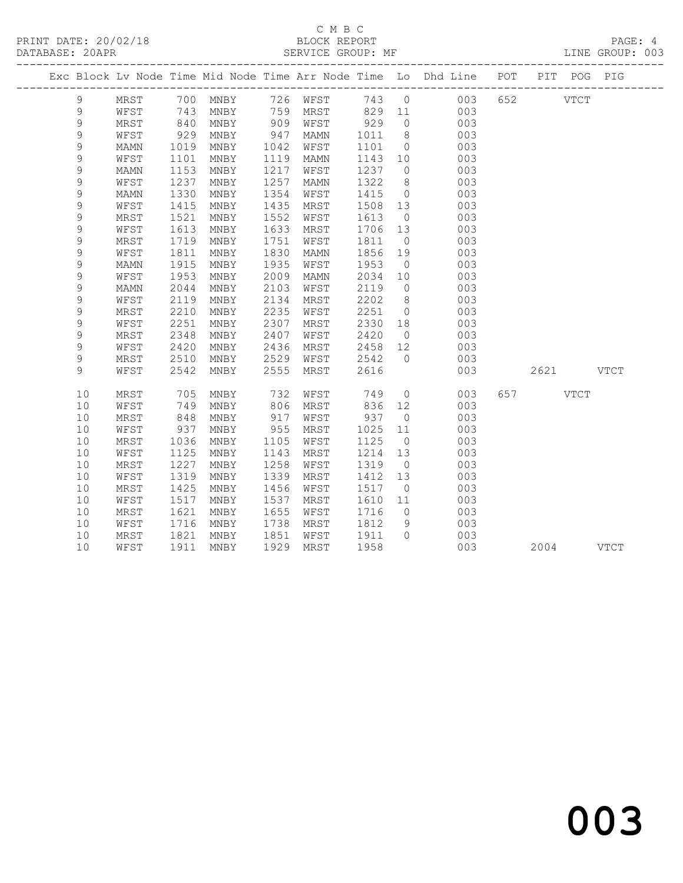C M B C
BLOCK REPORT
SERVICE GROUP: MF

PRINT DATE: 20/02/18
DATABASE: 20APR

LINE GROUP: 003

| Exc | Block | Lv | Node | Time | Mid Node | Time | Arr Node | Time | Lo | Dhd Line | POT | PIT | POG | PIG |
|---|---|---|---|---|---|---|---|---|---|---|---|---|---|---|
| | 9 | | MRST | 700 | MNBY | 726 | WFST | 743 | 0 | 003 | 652 | | VTCT | |
| | 9 | | WFST | 743 | MNBY | 759 | MRST | 829 | 11 | 003 | | | | |
| | 9 | | MRST | 840 | MNBY | 909 | WFST | 929 | 0 | 003 | | | | |
| | 9 | | WFST | 929 | MNBY | 947 | MAMN | 1011 | 8 | 003 | | | | |
| | 9 | | MAMN | 1019 | MNBY | 1042 | WFST | 1101 | 0 | 003 | | | | |
| | 9 | | WFST | 1101 | MNBY | 1119 | MAMN | 1143 | 10 | 003 | | | | |
| | 9 | | MAMN | 1153 | MNBY | 1217 | WFST | 1237 | 0 | 003 | | | | |
| | 9 | | WFST | 1237 | MNBY | 1257 | MAMN | 1322 | 8 | 003 | | | | |
| | 9 | | MAMN | 1330 | MNBY | 1354 | WFST | 1415 | 0 | 003 | | | | |
| | 9 | | WFST | 1415 | MNBY | 1435 | MRST | 1508 | 13 | 003 | | | | |
| | 9 | | MRST | 1521 | MNBY | 1552 | WFST | 1613 | 0 | 003 | | | | |
| | 9 | | WFST | 1613 | MNBY | 1633 | MRST | 1706 | 13 | 003 | | | | |
| | 9 | | MRST | 1719 | MNBY | 1751 | WFST | 1811 | 0 | 003 | | | | |
| | 9 | | WFST | 1811 | MNBY | 1830 | MAMN | 1856 | 19 | 003 | | | | |
| | 9 | | MAMN | 1915 | MNBY | 1935 | WFST | 1953 | 0 | 003 | | | | |
| | 9 | | WFST | 1953 | MNBY | 2009 | MAMN | 2034 | 10 | 003 | | | | |
| | 9 | | MAMN | 2044 | MNBY | 2103 | WFST | 2119 | 0 | 003 | | | | |
| | 9 | | WFST | 2119 | MNBY | 2134 | MRST | 2202 | 8 | 003 | | | | |
| | 9 | | MRST | 2210 | MNBY | 2235 | WFST | 2251 | 0 | 003 | | | | |
| | 9 | | WFST | 2251 | MNBY | 2307 | MRST | 2330 | 18 | 003 | | | | |
| | 9 | | MRST | 2348 | MNBY | 2407 | WFST | 2420 | 0 | 003 | | | | |
| | 9 | | WFST | 2420 | MNBY | 2436 | MRST | 2458 | 12 | 003 | | | | |
| | 9 | | MRST | 2510 | MNBY | 2529 | WFST | 2542 | 0 | 003 | | | | |
| | 9 | | WFST | 2542 | MNBY | 2555 | MRST | 2616 | | 003 | | 2621 | | VTCT |
| | 10 | | MRST | 705 | MNBY | 732 | WFST | 749 | 0 | 003 | 657 | | VTCT | |
| | 10 | | WFST | 749 | MNBY | 806 | MRST | 836 | 12 | 003 | | | | |
| | 10 | | MRST | 848 | MNBY | 917 | WFST | 937 | 0 | 003 | | | | |
| | 10 | | WFST | 937 | MNBY | 955 | MRST | 1025 | 11 | 003 | | | | |
| | 10 | | MRST | 1036 | MNBY | 1105 | WFST | 1125 | 0 | 003 | | | | |
| | 10 | | WFST | 1125 | MNBY | 1143 | MRST | 1214 | 13 | 003 | | | | |
| | 10 | | MRST | 1227 | MNBY | 1258 | WFST | 1319 | 0 | 003 | | | | |
| | 10 | | WFST | 1319 | MNBY | 1339 | MRST | 1412 | 13 | 003 | | | | |
| | 10 | | MRST | 1425 | MNBY | 1456 | WFST | 1517 | 0 | 003 | | | | |
| | 10 | | WFST | 1517 | MNBY | 1537 | MRST | 1610 | 11 | 003 | | | | |
| | 10 | | MRST | 1621 | MNBY | 1655 | WFST | 1716 | 0 | 003 | | | | |
| | 10 | | WFST | 1716 | MNBY | 1738 | MRST | 1812 | 9 | 003 | | | | |
| | 10 | | MRST | 1821 | MNBY | 1851 | WFST | 1911 | 0 | 003 | | | | |
| | 10 | | WFST | 1911 | MNBY | 1929 | MRST | 1958 | | 003 | | 2004 | | VTCT |

003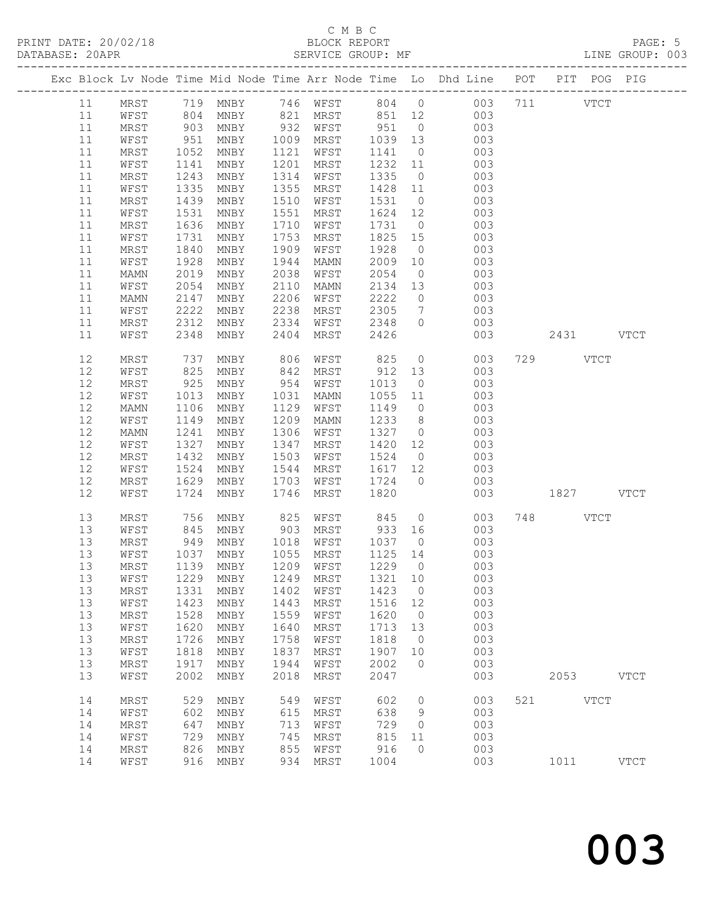C M B C

PRINT DATE: 20/02/18 BLOCK REPORT PAGE: 5
DATABASE: 20APR SERVICE GROUP: MF LINE GROUP: 003

| Exc | Block | Lv | Node | Time | Mid Node | Time | Arr Node | Time | Lo | Dhd Line | POT | PIT | POG | PIG |
|---|---|---|---|---|---|---|---|---|---|---|---|---|---|---|
| | 11 | | MRST | 719 | MNBY | 746 | WFST | 804 | 0 | 003 | 711 | | VTCT | |
| | 11 | | WFST | 804 | MNBY | 821 | MRST | 851 | 12 | 003 | | | | |
| | 11 | | MRST | 903 | MNBY | 932 | WFST | 951 | 0 | 003 | | | | |
| | 11 | | WFST | 951 | MNBY | 1009 | MRST | 1039 | 13 | 003 | | | | |
| | 11 | | MRST | 1052 | MNBY | 1121 | WFST | 1141 | 0 | 003 | | | | |
| | 11 | | WFST | 1141 | MNBY | 1201 | MRST | 1232 | 11 | 003 | | | | |
| | 11 | | MRST | 1243 | MNBY | 1314 | WFST | 1335 | 0 | 003 | | | | |
| | 11 | | WFST | 1335 | MNBY | 1355 | MRST | 1428 | 11 | 003 | | | | |
| | 11 | | MRST | 1439 | MNBY | 1510 | WFST | 1531 | 0 | 003 | | | | |
| | 11 | | WFST | 1531 | MNBY | 1551 | MRST | 1624 | 12 | 003 | | | | |
| | 11 | | MRST | 1636 | MNBY | 1710 | WFST | 1731 | 0 | 003 | | | | |
| | 11 | | WFST | 1731 | MNBY | 1753 | MRST | 1825 | 15 | 003 | | | | |
| | 11 | | MRST | 1840 | MNBY | 1909 | WFST | 1928 | 0 | 003 | | | | |
| | 11 | | WFST | 1928 | MNBY | 1944 | MAMN | 2009 | 10 | 003 | | | | |
| | 11 | | MAMN | 2019 | MNBY | 2038 | WFST | 2054 | 0 | 003 | | | | |
| | 11 | | WFST | 2054 | MNBY | 2110 | MAMN | 2134 | 13 | 003 | | | | |
| | 11 | | MAMN | 2147 | MNBY | 2206 | WFST | 2222 | 0 | 003 | | | | |
| | 11 | | WFST | 2222 | MNBY | 2238 | MRST | 2305 | 7 | 003 | | | | |
| | 11 | | MRST | 2312 | MNBY | 2334 | WFST | 2348 | 0 | 003 | | | | |
| | 11 | | WFST | 2348 | MNBY | 2404 | MRST | 2426 | | 003 | | 2431 | | VTCT |
| | 12 | | MRST | 737 | MNBY | 806 | WFST | 825 | 0 | 003 | 729 | | VTCT | |
| | 12 | | WFST | 825 | MNBY | 842 | MRST | 912 | 13 | 003 | | | | |
| | 12 | | MRST | 925 | MNBY | 954 | WFST | 1013 | 0 | 003 | | | | |
| | 12 | | WFST | 1013 | MNBY | 1031 | MAMN | 1055 | 11 | 003 | | | | |
| | 12 | | MAMN | 1106 | MNBY | 1129 | WFST | 1149 | 0 | 003 | | | | |
| | 12 | | WFST | 1149 | MNBY | 1209 | MAMN | 1233 | 8 | 003 | | | | |
| | 12 | | MAMN | 1241 | MNBY | 1306 | WFST | 1327 | 0 | 003 | | | | |
| | 12 | | WFST | 1327 | MNBY | 1347 | MRST | 1420 | 12 | 003 | | | | |
| | 12 | | MRST | 1432 | MNBY | 1503 | WFST | 1524 | 0 | 003 | | | | |
| | 12 | | WFST | 1524 | MNBY | 1544 | MRST | 1617 | 12 | 003 | | | | |
| | 12 | | MRST | 1629 | MNBY | 1703 | WFST | 1724 | 0 | 003 | | | | |
| | 12 | | WFST | 1724 | MNBY | 1746 | MRST | 1820 | | 003 | | 1827 | | VTCT |
| | 13 | | MRST | 756 | MNBY | 825 | WFST | 845 | 0 | 003 | 748 | | VTCT | |
| | 13 | | WFST | 845 | MNBY | 903 | MRST | 933 | 16 | 003 | | | | |
| | 13 | | MRST | 949 | MNBY | 1018 | WFST | 1037 | 0 | 003 | | | | |
| | 13 | | WFST | 1037 | MNBY | 1055 | MRST | 1125 | 14 | 003 | | | | |
| | 13 | | MRST | 1139 | MNBY | 1209 | WFST | 1229 | 0 | 003 | | | | |
| | 13 | | WFST | 1229 | MNBY | 1249 | MRST | 1321 | 10 | 003 | | | | |
| | 13 | | MRST | 1331 | MNBY | 1402 | WFST | 1423 | 0 | 003 | | | | |
| | 13 | | WFST | 1423 | MNBY | 1443 | MRST | 1516 | 12 | 003 | | | | |
| | 13 | | MRST | 1528 | MNBY | 1559 | WFST | 1620 | 0 | 003 | | | | |
| | 13 | | WFST | 1620 | MNBY | 1640 | MRST | 1713 | 13 | 003 | | | | |
| | 13 | | MRST | 1726 | MNBY | 1758 | WFST | 1818 | 0 | 003 | | | | |
| | 13 | | WFST | 1818 | MNBY | 1837 | MRST | 1907 | 10 | 003 | | | | |
| | 13 | | MRST | 1917 | MNBY | 1944 | WFST | 2002 | 0 | 003 | | | | |
| | 13 | | WFST | 2002 | MNBY | 2018 | MRST | 2047 | | 003 | | 2053 | | VTCT |
| | 14 | | MRST | 529 | MNBY | 549 | WFST | 602 | 0 | 003 | 521 | | VTCT | |
| | 14 | | WFST | 602 | MNBY | 615 | MRST | 638 | 9 | 003 | | | | |
| | 14 | | MRST | 647 | MNBY | 713 | WFST | 729 | 0 | 003 | | | | |
| | 14 | | WFST | 729 | MNBY | 745 | MRST | 815 | 11 | 003 | | | | |
| | 14 | | MRST | 826 | MNBY | 855 | WFST | 916 | 0 | 003 | | | | |
| | 14 | | WFST | 916 | MNBY | 934 | MRST | 1004 | | 003 | | 1011 | | VTCT |

003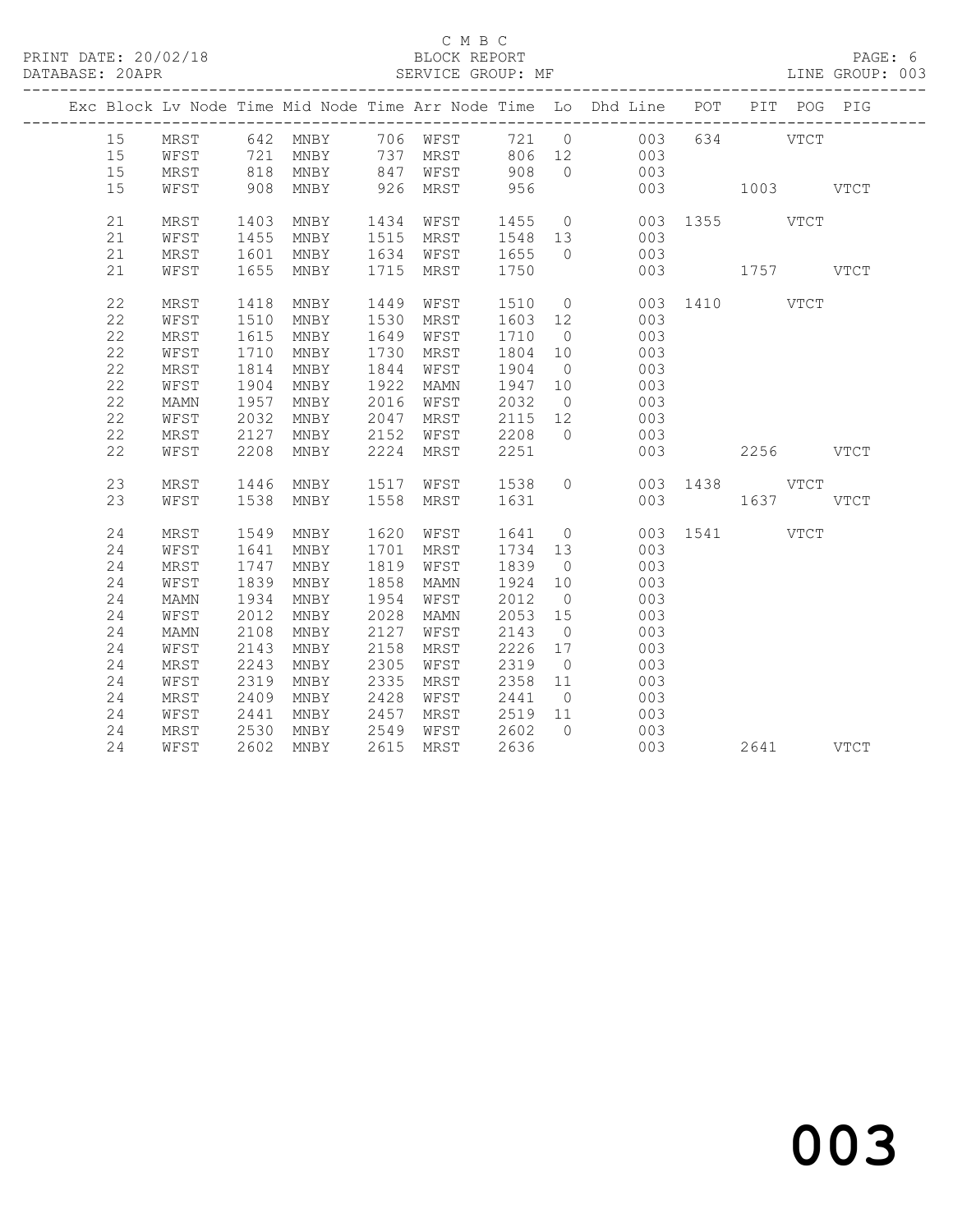C M B C

PRINT DATE: 20/02/18 BLOCK REPORT

DATABASE: 20APR SERVICE GROUP: MF LINE GROUP: 003

| Exc | Block | Lv | Node | Time | Mid Node | Time | Arr Node | Time | Lo | Dhd Line | POT | PIT | POG | PIG |
|---|---|---|---|---|---|---|---|---|---|---|---|---|---|---|
| | 15 | | MRST | 642 | MNBY | 706 | WFST | 721 | 0 | 003 | 634 | | VTCT | |
| | 15 | | WFST | 721 | MNBY | 737 | MRST | 806 | 12 | 003 | | | | |
| | 15 | | MRST | 818 | MNBY | 847 | WFST | 908 | 0 | 003 | | | | |
| | 15 | | WFST | 908 | MNBY | 926 | MRST | 956 | | 003 | | 1003 | | VTCT |
| | 21 | | MRST | 1403 | MNBY | 1434 | WFST | 1455 | 0 | 003 | 1355 | | VTCT | |
| | 21 | | WFST | 1455 | MNBY | 1515 | MRST | 1548 | 13 | 003 | | | | |
| | 21 | | MRST | 1601 | MNBY | 1634 | WFST | 1655 | 0 | 003 | | | | |
| | 21 | | WFST | 1655 | MNBY | 1715 | MRST | 1750 | | 003 | | 1757 | | VTCT |
| | 22 | | MRST | 1418 | MNBY | 1449 | WFST | 1510 | 0 | 003 | 1410 | | VTCT | |
| | 22 | | WFST | 1510 | MNBY | 1530 | MRST | 1603 | 12 | 003 | | | | |
| | 22 | | MRST | 1615 | MNBY | 1649 | WFST | 1710 | 0 | 003 | | | | |
| | 22 | | WFST | 1710 | MNBY | 1730 | MRST | 1804 | 10 | 003 | | | | |
| | 22 | | MRST | 1814 | MNBY | 1844 | WFST | 1904 | 0 | 003 | | | | |
| | 22 | | WFST | 1904 | MNBY | 1922 | MAMN | 1947 | 10 | 003 | | | | |
| | 22 | | MAMN | 1957 | MNBY | 2016 | WFST | 2032 | 0 | 003 | | | | |
| | 22 | | WFST | 2032 | MNBY | 2047 | MRST | 2115 | 12 | 003 | | | | |
| | 22 | | MRST | 2127 | MNBY | 2152 | WFST | 2208 | 0 | 003 | | | | |
| | 22 | | WFST | 2208 | MNBY | 2224 | MRST | 2251 | | 003 | | 2256 | | VTCT |
| | 23 | | MRST | 1446 | MNBY | 1517 | WFST | 1538 | 0 | 003 | 1438 | | VTCT | |
| | 23 | | WFST | 1538 | MNBY | 1558 | MRST | 1631 | | 003 | | 1637 | | VTCT |
| | 24 | | MRST | 1549 | MNBY | 1620 | WFST | 1641 | 0 | 003 | 1541 | | VTCT | |
| | 24 | | WFST | 1641 | MNBY | 1701 | MRST | 1734 | 13 | 003 | | | | |
| | 24 | | MRST | 1747 | MNBY | 1819 | WFST | 1839 | 0 | 003 | | | | |
| | 24 | | WFST | 1839 | MNBY | 1858 | MAMN | 1924 | 10 | 003 | | | | |
| | 24 | | MAMN | 1934 | MNBY | 1954 | WFST | 2012 | 0 | 003 | | | | |
| | 24 | | WFST | 2012 | MNBY | 2028 | MAMN | 2053 | 15 | 003 | | | | |
| | 24 | | MAMN | 2108 | MNBY | 2127 | WFST | 2143 | 0 | 003 | | | | |
| | 24 | | WFST | 2143 | MNBY | 2158 | MRST | 2226 | 17 | 003 | | | | |
| | 24 | | MRST | 2243 | MNBY | 2305 | WFST | 2319 | 0 | 003 | | | | |
| | 24 | | WFST | 2319 | MNBY | 2335 | MRST | 2358 | 11 | 003 | | | | |
| | 24 | | MRST | 2409 | MNBY | 2428 | WFST | 2441 | 0 | 003 | | | | |
| | 24 | | WFST | 2441 | MNBY | 2457 | MRST | 2519 | 11 | 003 | | | | |
| | 24 | | MRST | 2530 | MNBY | 2549 | WFST | 2602 | 0 | 003 | | | | |
| | 24 | | WFST | 2602 | MNBY | 2615 | MRST | 2636 | | 003 | | 2641 | | VTCT |

003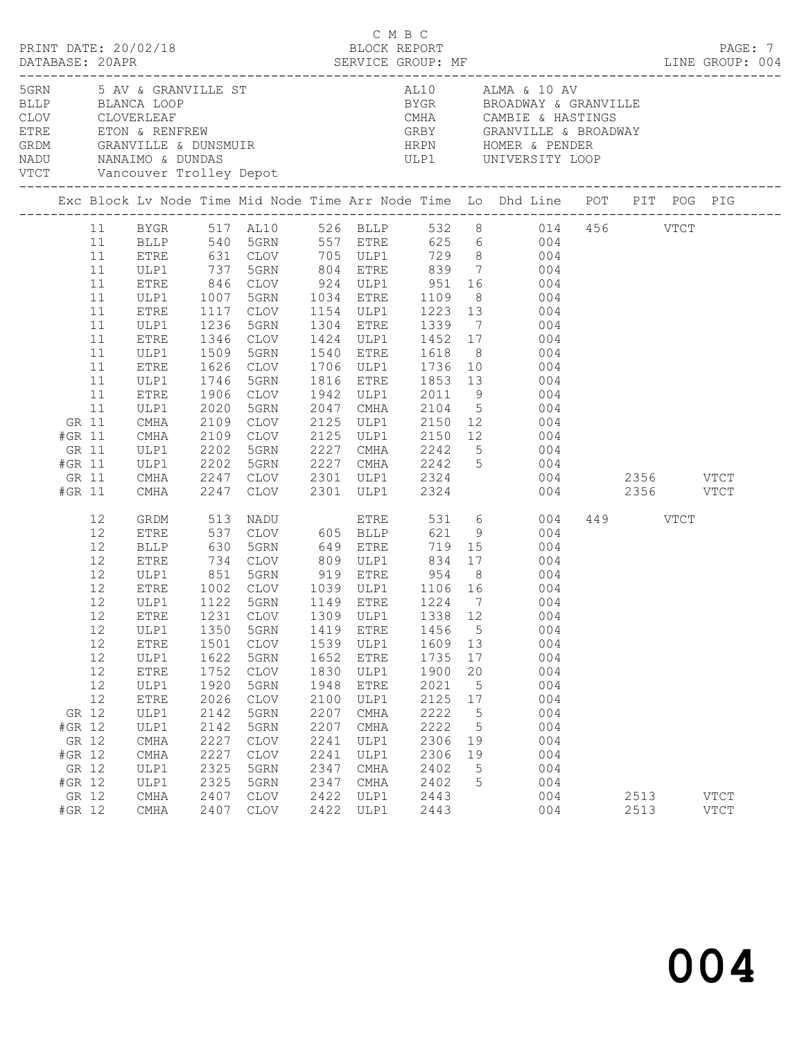C M B C

PRINT DATE: 20/02/18 BLOCK REPORT

DATABASE: 20APR SERVICE GROUP: MF LINE GROUP: 004

| Code | Description | Code | Description |
|---|---|---|---|
| 5GRN | 5 AV & GRANVILLE ST | AL10 | ALMA & 10 AV |
| BLLP | BLANCA LOOP | BYGR | BROADWAY & GRANVILLE |
| CLOV | CLOVERLEAF | CMHA | CAMBIE & HASTINGS |
| ETRE | ETON & RENFREW | GRBY | GRANVILLE & BROADWAY |
| GRDM | GRANVILLE & DUNSMUIR | HRPN | HOMER & PENDER |
| NADU | NANAIMO & DUNDAS | ULP1 | UNIVERSITY LOOP |
| VTCT | Vancouver Trolley Depot | | |

| Exc | Block | Lv Node | Time | Mid Node | Time | Arr Node | Time | Lo | Dhd Line | POT | PIT | POG | PIG |
|---|---|---|---|---|---|---|---|---|---|---|---|---|---|
| | 11 | BYGR | 517 | AL10 | 526 | BLLP | 532 | 8 | 014 | 456 | | VTCT | |
| | 11 | BLLP | 540 | 5GRN | 557 | ETRE | 625 | 6 | 004 | | | | |
| | 11 | ETRE | 631 | CLOV | 705 | ULP1 | 729 | 8 | 004 | | | | |
| | 11 | ULP1 | 737 | 5GRN | 804 | ETRE | 839 | 7 | 004 | | | | |
| | 11 | ETRE | 846 | CLOV | 924 | ULP1 | 951 | 16 | 004 | | | | |
| | 11 | ULP1 | 1007 | 5GRN | 1034 | ETRE | 1109 | 8 | 004 | | | | |
| | 11 | ETRE | 1117 | CLOV | 1154 | ULP1 | 1223 | 13 | 004 | | | | |
| | 11 | ULP1 | 1236 | 5GRN | 1304 | ETRE | 1339 | 7 | 004 | | | | |
| | 11 | ETRE | 1346 | CLOV | 1424 | ULP1 | 1452 | 17 | 004 | | | | |
| | 11 | ULP1 | 1509 | 5GRN | 1540 | ETRE | 1618 | 8 | 004 | | | | |
| | 11 | ETRE | 1626 | CLOV | 1706 | ULP1 | 1736 | 10 | 004 | | | | |
| | 11 | ULP1 | 1746 | 5GRN | 1816 | ETRE | 1853 | 13 | 004 | | | | |
| | 11 | ETRE | 1906 | CLOV | 1942 | ULP1 | 2011 | 9 | 004 | | | | |
| | 11 | ULP1 | 2020 | 5GRN | 2047 | CMHA | 2104 | 5 | 004 | | | | |
| GR | 11 | CMHA | 2109 | CLOV | 2125 | ULP1 | 2150 | 12 | 004 | | | | |
| #GR | 11 | CMHA | 2109 | CLOV | 2125 | ULP1 | 2150 | 12 | 004 | | | | |
| GR | 11 | ULP1 | 2202 | 5GRN | 2227 | CMHA | 2242 | 5 | 004 | | | | |
| #GR | 11 | ULP1 | 2202 | 5GRN | 2227 | CMHA | 2242 | 5 | 004 | | | | |
| GR | 11 | CMHA | 2247 | CLOV | 2301 | ULP1 | 2324 | | 004 | | 2356 | | VTCT |
| #GR | 11 | CMHA | 2247 | CLOV | 2301 | ULP1 | 2324 | | 004 | | 2356 | | VTCT |
| | 12 | GRDM | 513 | NADU | | ETRE | 531 | 6 | 004 | 449 | | VTCT | |
| | 12 | ETRE | 537 | CLOV | 605 | BLLP | 621 | 9 | 004 | | | | |
| | 12 | BLLP | 630 | 5GRN | 649 | ETRE | 719 | 15 | 004 | | | | |
| | 12 | ETRE | 734 | CLOV | 809 | ULP1 | 834 | 17 | 004 | | | | |
| | 12 | ULP1 | 851 | 5GRN | 919 | ETRE | 954 | 8 | 004 | | | | |
| | 12 | ETRE | 1002 | CLOV | 1039 | ULP1 | 1106 | 16 | 004 | | | | |
| | 12 | ULP1 | 1122 | 5GRN | 1149 | ETRE | 1224 | 7 | 004 | | | | |
| | 12 | ETRE | 1231 | CLOV | 1309 | ULP1 | 1338 | 12 | 004 | | | | |
| | 12 | ULP1 | 1350 | 5GRN | 1419 | ETRE | 1456 | 5 | 004 | | | | |
| | 12 | ETRE | 1501 | CLOV | 1539 | ULP1 | 1609 | 13 | 004 | | | | |
| | 12 | ULP1 | 1622 | 5GRN | 1652 | ETRE | 1735 | 17 | 004 | | | | |
| | 12 | ETRE | 1752 | CLOV | 1830 | ULP1 | 1900 | 20 | 004 | | | | |
| | 12 | ULP1 | 1920 | 5GRN | 1948 | ETRE | 2021 | 5 | 004 | | | | |
| | 12 | ETRE | 2026 | CLOV | 2100 | ULP1 | 2125 | 17 | 004 | | | | |
| GR | 12 | ULP1 | 2142 | 5GRN | 2207 | CMHA | 2222 | 5 | 004 | | | | |
| #GR | 12 | ULP1 | 2142 | 5GRN | 2207 | CMHA | 2222 | 5 | 004 | | | | |
| GR | 12 | CMHA | 2227 | CLOV | 2241 | ULP1 | 2306 | 19 | 004 | | | | |
| #GR | 12 | CMHA | 2227 | CLOV | 2241 | ULP1 | 2306 | 19 | 004 | | | | |
| GR | 12 | ULP1 | 2325 | 5GRN | 2347 | CMHA | 2402 | 5 | 004 | | | | |
| #GR | 12 | ULP1 | 2325 | 5GRN | 2347 | CMHA | 2402 | 5 | 004 | | | | |
| GR | 12 | CMHA | 2407 | CLOV | 2422 | ULP1 | 2443 | | 004 | | 2513 | | VTCT |
| #GR | 12 | CMHA | 2407 | CLOV | 2422 | ULP1 | 2443 | | 004 | | 2513 | | VTCT |

004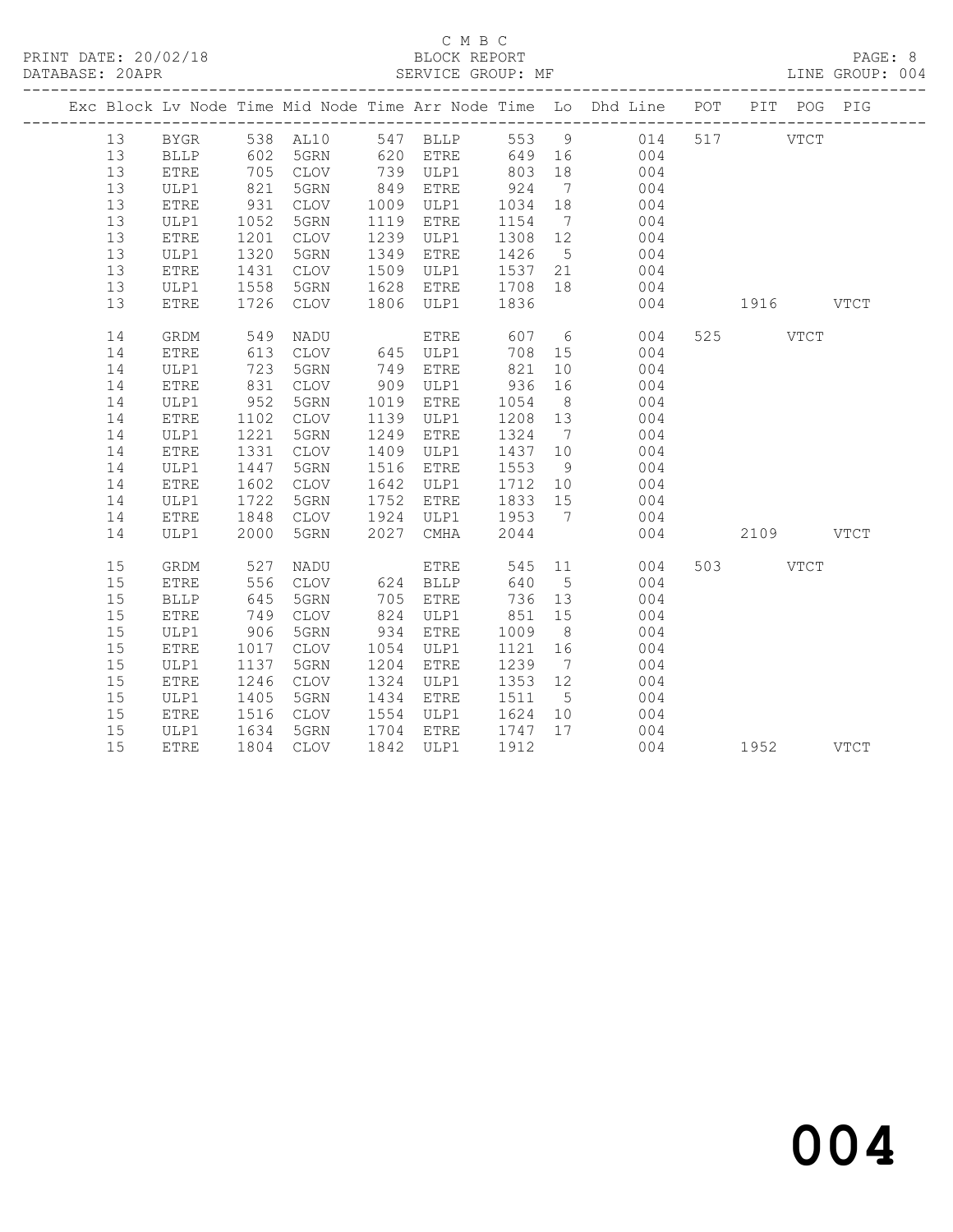C M B C

BLOCK REPORT

SERVICE GROUP: MF

PRINT DATE: 20/02/18

DATABASE: 20APR

LINE GROUP: 004

| Exc | Block | Lv | Node | Time | Mid Node | Time | Arr Node | Time | Lo | Dhd Line | POT | PIT | POG | PIG |
|---|---|---|---|---|---|---|---|---|---|---|---|---|---|---|
| | 13 | | BYGR | 538 | AL10 | 547 | BLLP | 553 | 9 | 014 | 517 | | VTCT | |
| | 13 | | BLLP | 602 | 5GRN | 620 | ETRE | 649 | 16 | 004 | | | | |
| | 13 | | ETRE | 705 | CLOV | 739 | ULP1 | 803 | 18 | 004 | | | | |
| | 13 | | ULP1 | 821 | 5GRN | 849 | ETRE | 924 | 7 | 004 | | | | |
| | 13 | | ETRE | 931 | CLOV | 1009 | ULP1 | 1034 | 18 | 004 | | | | |
| | 13 | | ULP1 | 1052 | 5GRN | 1119 | ETRE | 1154 | 7 | 004 | | | | |
| | 13 | | ETRE | 1201 | CLOV | 1239 | ULP1 | 1308 | 12 | 004 | | | | |
| | 13 | | ULP1 | 1320 | 5GRN | 1349 | ETRE | 1426 | 5 | 004 | | | | |
| | 13 | | ETRE | 1431 | CLOV | 1509 | ULP1 | 1537 | 21 | 004 | | | | |
| | 13 | | ULP1 | 1558 | 5GRN | 1628 | ETRE | 1708 | 18 | 004 | | | | |
| | 13 | | ETRE | 1726 | CLOV | 1806 | ULP1 | 1836 | | 004 | | 1916 | | VTCT |
| | 14 | | GRDM | 549 | NADU | | ETRE | 607 | 6 | 004 | 525 | | VTCT | |
| | 14 | | ETRE | 613 | CLOV | 645 | ULP1 | 708 | 15 | 004 | | | | |
| | 14 | | ULP1 | 723 | 5GRN | 749 | ETRE | 821 | 10 | 004 | | | | |
| | 14 | | ETRE | 831 | CLOV | 909 | ULP1 | 936 | 16 | 004 | | | | |
| | 14 | | ULP1 | 952 | 5GRN | 1019 | ETRE | 1054 | 8 | 004 | | | | |
| | 14 | | ETRE | 1102 | CLOV | 1139 | ULP1 | 1208 | 13 | 004 | | | | |
| | 14 | | ULP1 | 1221 | 5GRN | 1249 | ETRE | 1324 | 7 | 004 | | | | |
| | 14 | | ETRE | 1331 | CLOV | 1409 | ULP1 | 1437 | 10 | 004 | | | | |
| | 14 | | ULP1 | 1447 | 5GRN | 1516 | ETRE | 1553 | 9 | 004 | | | | |
| | 14 | | ETRE | 1602 | CLOV | 1642 | ULP1 | 1712 | 10 | 004 | | | | |
| | 14 | | ULP1 | 1722 | 5GRN | 1752 | ETRE | 1833 | 15 | 004 | | | | |
| | 14 | | ETRE | 1848 | CLOV | 1924 | ULP1 | 1953 | 7 | 004 | | | | |
| | 14 | | ULP1 | 2000 | 5GRN | 2027 | CMHA | 2044 | | 004 | | 2109 | | VTCT |
| | 15 | | GRDM | 527 | NADU | | ETRE | 545 | 11 | 004 | 503 | | VTCT | |
| | 15 | | ETRE | 556 | CLOV | 624 | BLLP | 640 | 5 | 004 | | | | |
| | 15 | | BLLP | 645 | 5GRN | 705 | ETRE | 736 | 13 | 004 | | | | |
| | 15 | | ETRE | 749 | CLOV | 824 | ULP1 | 851 | 15 | 004 | | | | |
| | 15 | | ULP1 | 906 | 5GRN | 934 | ETRE | 1009 | 8 | 004 | | | | |
| | 15 | | ETRE | 1017 | CLOV | 1054 | ULP1 | 1121 | 16 | 004 | | | | |
| | 15 | | ULP1 | 1137 | 5GRN | 1204 | ETRE | 1239 | 7 | 004 | | | | |
| | 15 | | ETRE | 1246 | CLOV | 1324 | ULP1 | 1353 | 12 | 004 | | | | |
| | 15 | | ULP1 | 1405 | 5GRN | 1434 | ETRE | 1511 | 5 | 004 | | | | |
| | 15 | | ETRE | 1516 | CLOV | 1554 | ULP1 | 1624 | 10 | 004 | | | | |
| | 15 | | ULP1 | 1634 | 5GRN | 1704 | ETRE | 1747 | 17 | 004 | | | | |
| | 15 | | ETRE | 1804 | CLOV | 1842 | ULP1 | 1912 | | 004 | | 1952 | | VTCT |

# 004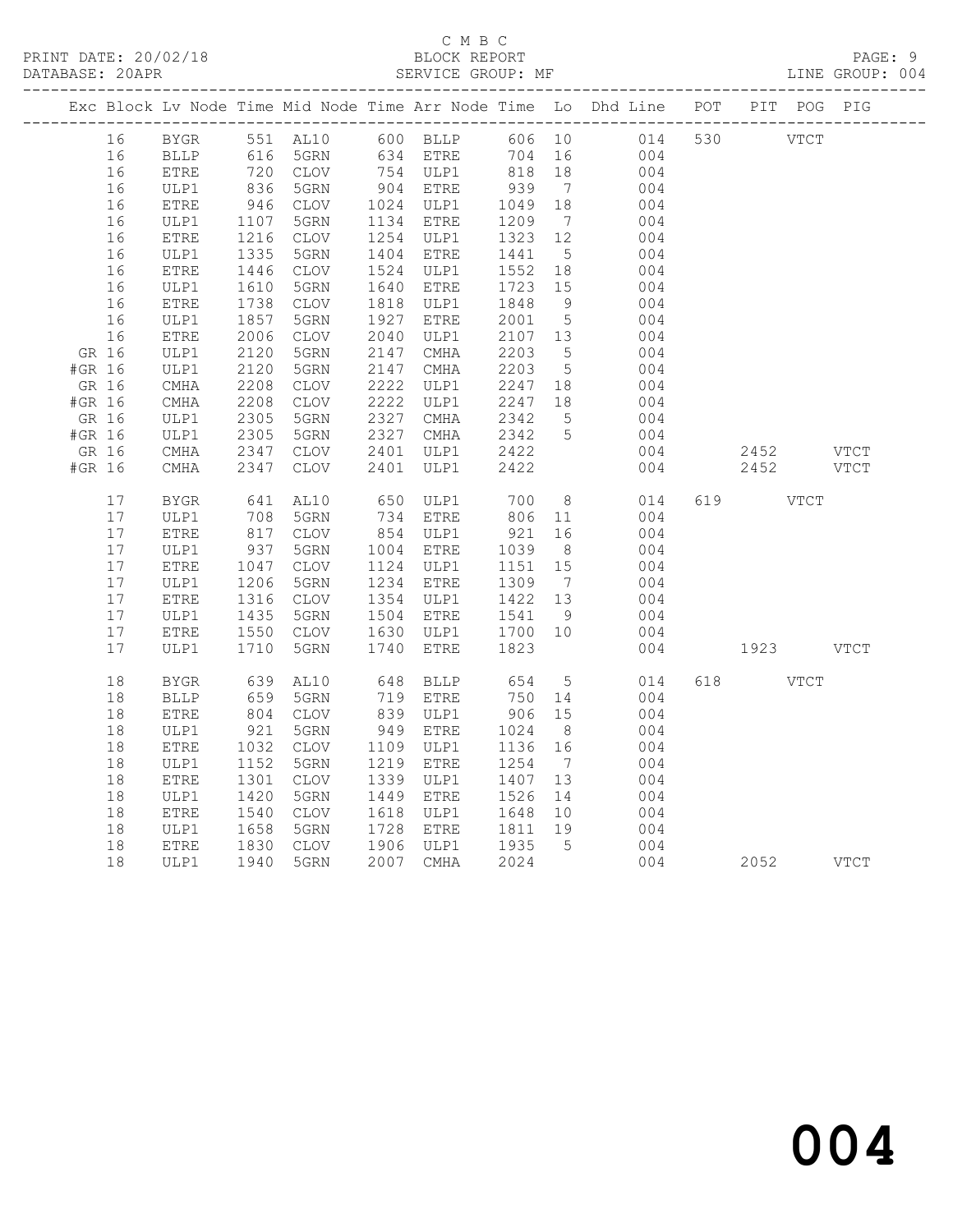C M B C

BLOCK REPORT

SERVICE GROUP: MF

LINE GROUP: 004

PRINT DATE: 20/02/18

DATABASE: 20APR

| Exc | Block | Lv | Node | Time | Mid Node | Time | Arr Node | Time | Lo | Dhd Line | POT | PIT | POG | PIG |
|---|---|---|---|---|---|---|---|---|---|---|---|---|---|---|
| | 16 | | BYGR | 551 | AL10 | 600 | BLLP | 606 | 10 | 014 | 530 | | VTCT | |
| | 16 | | BLLP | 616 | 5GRN | 634 | ETRE | 704 | 16 | 004 | | | | |
| | 16 | | ETRE | 720 | CLOV | 754 | ULP1 | 818 | 18 | 004 | | | | |
| | 16 | | ULP1 | 836 | 5GRN | 904 | ETRE | 939 | 7 | 004 | | | | |
| | 16 | | ETRE | 946 | CLOV | 1024 | ULP1 | 1049 | 18 | 004 | | | | |
| | 16 | | ULP1 | 1107 | 5GRN | 1134 | ETRE | 1209 | 7 | 004 | | | | |
| | 16 | | ETRE | 1216 | CLOV | 1254 | ULP1 | 1323 | 12 | 004 | | | | |
| | 16 | | ULP1 | 1335 | 5GRN | 1404 | ETRE | 1441 | 5 | 004 | | | | |
| | 16 | | ETRE | 1446 | CLOV | 1524 | ULP1 | 1552 | 18 | 004 | | | | |
| | 16 | | ULP1 | 1610 | 5GRN | 1640 | ETRE | 1723 | 15 | 004 | | | | |
| | 16 | | ETRE | 1738 | CLOV | 1818 | ULP1 | 1848 | 9 | 004 | | | | |
| | 16 | | ULP1 | 1857 | 5GRN | 1927 | ETRE | 2001 | 5 | 004 | | | | |
| | 16 | | ETRE | 2006 | CLOV | 2040 | ULP1 | 2107 | 13 | 004 | | | | |
| GR | 16 | | ULP1 | 2120 | 5GRN | 2147 | CMHA | 2203 | 5 | 004 | | | | |
| #GR | 16 | | ULP1 | 2120 | 5GRN | 2147 | CMHA | 2203 | 5 | 004 | | | | |
| GR | 16 | | CMHA | 2208 | CLOV | 2222 | ULP1 | 2247 | 18 | 004 | | | | |
| #GR | 16 | | CMHA | 2208 | CLOV | 2222 | ULP1 | 2247 | 18 | 004 | | | | |
| GR | 16 | | ULP1 | 2305 | 5GRN | 2327 | CMHA | 2342 | 5 | 004 | | | | |
| #GR | 16 | | ULP1 | 2305 | 5GRN | 2327 | CMHA | 2342 | 5 | 004 | | | | |
| GR | 16 | | CMHA | 2347 | CLOV | 2401 | ULP1 | 2422 | | 004 | | 2452 | | VTCT |
| #GR | 16 | | CMHA | 2347 | CLOV | 2401 | ULP1 | 2422 | | 004 | | 2452 | | VTCT |
| | 17 | | BYGR | 641 | AL10 | 650 | ULP1 | 700 | 8 | 014 | 619 | | VTCT | |
| | 17 | | ULP1 | 708 | 5GRN | 734 | ETRE | 806 | 11 | 004 | | | | |
| | 17 | | ETRE | 817 | CLOV | 854 | ULP1 | 921 | 16 | 004 | | | | |
| | 17 | | ULP1 | 937 | 5GRN | 1004 | ETRE | 1039 | 8 | 004 | | | | |
| | 17 | | ETRE | 1047 | CLOV | 1124 | ULP1 | 1151 | 15 | 004 | | | | |
| | 17 | | ULP1 | 1206 | 5GRN | 1234 | ETRE | 1309 | 7 | 004 | | | | |
| | 17 | | ETRE | 1316 | CLOV | 1354 | ULP1 | 1422 | 13 | 004 | | | | |
| | 17 | | ULP1 | 1435 | 5GRN | 1504 | ETRE | 1541 | 9 | 004 | | | | |
| | 17 | | ETRE | 1550 | CLOV | 1630 | ULP1 | 1700 | 10 | 004 | | | | |
| | 17 | | ULP1 | 1710 | 5GRN | 1740 | ETRE | 1823 | | 004 | | 1923 | | VTCT |
| | 18 | | BYGR | 639 | AL10 | 648 | BLLP | 654 | 5 | 014 | 618 | | VTCT | |
| | 18 | | BLLP | 659 | 5GRN | 719 | ETRE | 750 | 14 | 004 | | | | |
| | 18 | | ETRE | 804 | CLOV | 839 | ULP1 | 906 | 15 | 004 | | | | |
| | 18 | | ULP1 | 921 | 5GRN | 949 | ETRE | 1024 | 8 | 004 | | | | |
| | 18 | | ETRE | 1032 | CLOV | 1109 | ULP1 | 1136 | 16 | 004 | | | | |
| | 18 | | ULP1 | 1152 | 5GRN | 1219 | ETRE | 1254 | 7 | 004 | | | | |
| | 18 | | ETRE | 1301 | CLOV | 1339 | ULP1 | 1407 | 13 | 004 | | | | |
| | 18 | | ULP1 | 1420 | 5GRN | 1449 | ETRE | 1526 | 14 | 004 | | | | |
| | 18 | | ETRE | 1540 | CLOV | 1618 | ULP1 | 1648 | 10 | 004 | | | | |
| | 18 | | ULP1 | 1658 | 5GRN | 1728 | ETRE | 1811 | 19 | 004 | | | | |
| | 18 | | ETRE | 1830 | CLOV | 1906 | ULP1 | 1935 | 5 | 004 | | | | |
| | 18 | | ULP1 | 1940 | 5GRN | 2007 | CMHA | 2024 | | 004 | | 2052 | | VTCT |

004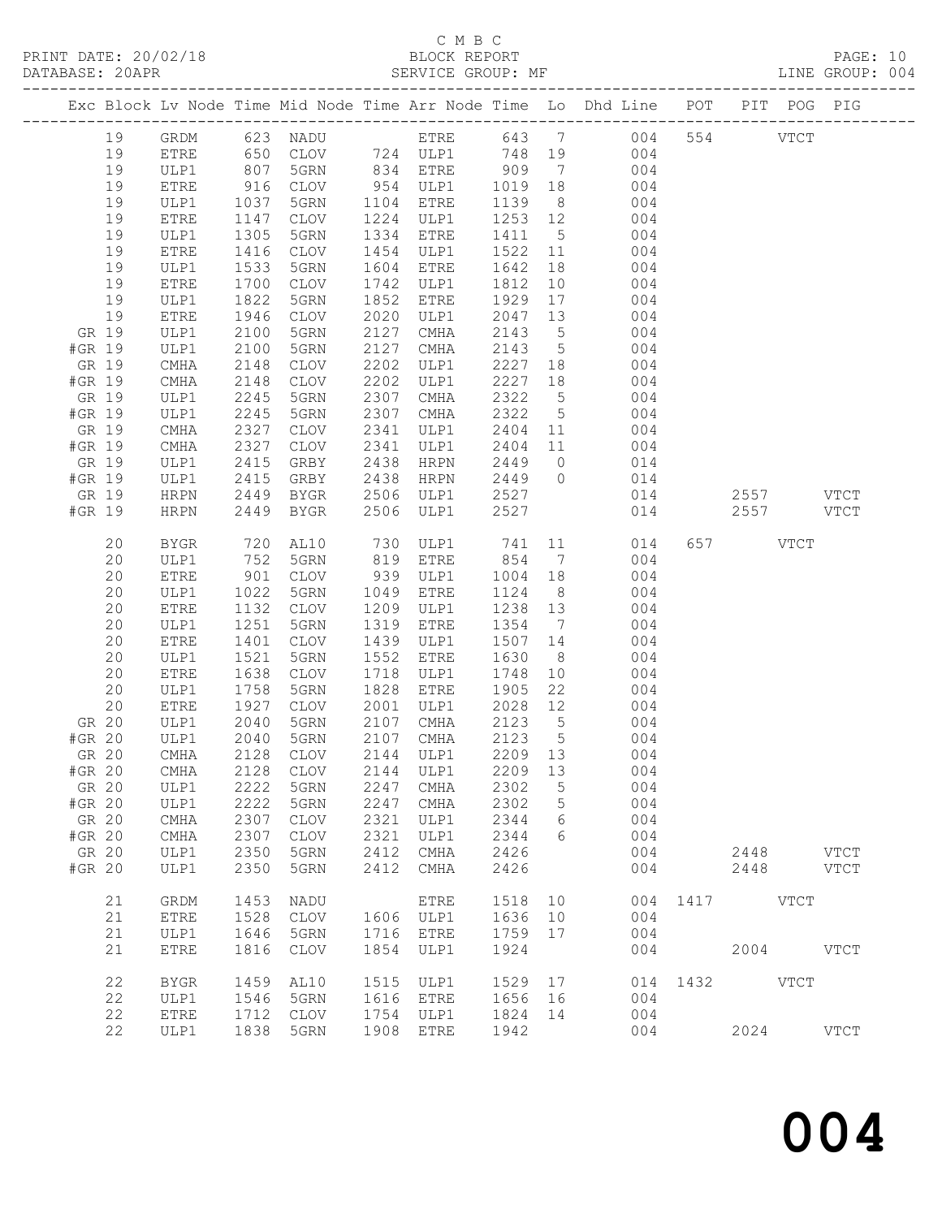C M B C

PRINT DATE: 20/02/18 BLOCK REPORT

DATABASE: 20APR SERVICE GROUP: MF LINE GROUP: 004

| Exc | Block | Lv | Node | Time | Mid Node | Time | Arr Node | Time | Lo | Dhd Line | POT | PIT | POG | PIG |
|---|---|---|---|---|---|---|---|---|---|---|---|---|---|---|
| | 19 | | GRDM | 623 | NADU | | ETRE | 643 | 7 | 004 | 554 | | VTCT | |
| | 19 | | ETRE | 650 | CLOV | 724 | ULP1 | 748 | 19 | 004 | | | | |
| | 19 | | ULP1 | 807 | 5GRN | 834 | ETRE | 909 | 7 | 004 | | | | |
| | 19 | | ETRE | 916 | CLOV | 954 | ULP1 | 1019 | 18 | 004 | | | | |
| | 19 | | ULP1 | 1037 | 5GRN | 1104 | ETRE | 1139 | 8 | 004 | | | | |
| | 19 | | ETRE | 1147 | CLOV | 1224 | ULP1 | 1253 | 12 | 004 | | | | |
| | 19 | | ULP1 | 1305 | 5GRN | 1334 | ETRE | 1411 | 5 | 004 | | | | |
| | 19 | | ETRE | 1416 | CLOV | 1454 | ULP1 | 1522 | 11 | 004 | | | | |
| | 19 | | ULP1 | 1533 | 5GRN | 1604 | ETRE | 1642 | 18 | 004 | | | | |
| | 19 | | ETRE | 1700 | CLOV | 1742 | ULP1 | 1812 | 10 | 004 | | | | |
| | 19 | | ULP1 | 1822 | 5GRN | 1852 | ETRE | 1929 | 17 | 004 | | | | |
| | 19 | | ETRE | 1946 | CLOV | 2020 | ULP1 | 2047 | 13 | 004 | | | | |
| GR | 19 | | ULP1 | 2100 | 5GRN | 2127 | CMHA | 2143 | 5 | 004 | | | | |
| #GR | 19 | | ULP1 | 2100 | 5GRN | 2127 | CMHA | 2143 | 5 | 004 | | | | |
| GR | 19 | | CMHA | 2148 | CLOV | 2202 | ULP1 | 2227 | 18 | 004 | | | | |
| #GR | 19 | | CMHA | 2148 | CLOV | 2202 | ULP1 | 2227 | 18 | 004 | | | | |
| GR | 19 | | ULP1 | 2245 | 5GRN | 2307 | CMHA | 2322 | 5 | 004 | | | | |
| #GR | 19 | | ULP1 | 2245 | 5GRN | 2307 | CMHA | 2322 | 5 | 004 | | | | |
| GR | 19 | | CMHA | 2327 | CLOV | 2341 | ULP1 | 2404 | 11 | 004 | | | | |
| #GR | 19 | | CMHA | 2327 | CLOV | 2341 | ULP1 | 2404 | 11 | 004 | | | | |
| GR | 19 | | ULP1 | 2415 | GRBY | 2438 | HRPN | 2449 | 0 | 014 | | | | |
| #GR | 19 | | ULP1 | 2415 | GRBY | 2438 | HRPN | 2449 | 0 | 014 | | | | |
| GR | 19 | | HRPN | 2449 | BYGR | 2506 | ULP1 | 2527 | | 014 | | 2557 | | VTCT |
| #GR | 19 | | HRPN | 2449 | BYGR | 2506 | ULP1 | 2527 | | 014 | | 2557 | | VTCT |
| | 20 | | BYGR | 720 | AL10 | 730 | ULP1 | 741 | 11 | 014 | 657 | | VTCT | |
| | 20 | | ULP1 | 752 | 5GRN | 819 | ETRE | 854 | 7 | 004 | | | | |
| | 20 | | ETRE | 901 | CLOV | 939 | ULP1 | 1004 | 18 | 004 | | | | |
| | 20 | | ULP1 | 1022 | 5GRN | 1049 | ETRE | 1124 | 8 | 004 | | | | |
| | 20 | | ETRE | 1132 | CLOV | 1209 | ULP1 | 1238 | 13 | 004 | | | | |
| | 20 | | ULP1 | 1251 | 5GRN | 1319 | ETRE | 1354 | 7 | 004 | | | | |
| | 20 | | ETRE | 1401 | CLOV | 1439 | ULP1 | 1507 | 14 | 004 | | | | |
| | 20 | | ULP1 | 1521 | 5GRN | 1552 | ETRE | 1630 | 8 | 004 | | | | |
| | 20 | | ETRE | 1638 | CLOV | 1718 | ULP1 | 1748 | 10 | 004 | | | | |
| | 20 | | ULP1 | 1758 | 5GRN | 1828 | ETRE | 1905 | 22 | 004 | | | | |
| | 20 | | ETRE | 1927 | CLOV | 2001 | ULP1 | 2028 | 12 | 004 | | | | |
| GR | 20 | | ULP1 | 2040 | 5GRN | 2107 | CMHA | 2123 | 5 | 004 | | | | |
| #GR | 20 | | ULP1 | 2040 | 5GRN | 2107 | CMHA | 2123 | 5 | 004 | | | | |
| GR | 20 | | CMHA | 2128 | CLOV | 2144 | ULP1 | 2209 | 13 | 004 | | | | |
| #GR | 20 | | CMHA | 2128 | CLOV | 2144 | ULP1 | 2209 | 13 | 004 | | | | |
| GR | 20 | | ULP1 | 2222 | 5GRN | 2247 | CMHA | 2302 | 5 | 004 | | | | |
| #GR | 20 | | ULP1 | 2222 | 5GRN | 2247 | CMHA | 2302 | 5 | 004 | | | | |
| GR | 20 | | CMHA | 2307 | CLOV | 2321 | ULP1 | 2344 | 6 | 004 | | | | |
| #GR | 20 | | CMHA | 2307 | CLOV | 2321 | ULP1 | 2344 | 6 | 004 | | | | |
| GR | 20 | | ULP1 | 2350 | 5GRN | 2412 | CMHA | 2426 | | 004 | | 2448 | | VTCT |
| #GR | 20 | | ULP1 | 2350 | 5GRN | 2412 | CMHA | 2426 | | 004 | | 2448 | | VTCT |
| | 21 | | GRDM | 1453 | NADU | | ETRE | 1518 | 10 | 004 | 1417 | | VTCT | |
| | 21 | | ETRE | 1528 | CLOV | 1606 | ULP1 | 1636 | 10 | 004 | | | | |
| | 21 | | ULP1 | 1646 | 5GRN | 1716 | ETRE | 1759 | 17 | 004 | | | | |
| | 21 | | ETRE | 1816 | CLOV | 1854 | ULP1 | 1924 | | 004 | | 2004 | | VTCT |
| | 22 | | BYGR | 1459 | AL10 | 1515 | ULP1 | 1529 | 17 | 014 | 1432 | | VTCT | |
| | 22 | | ULP1 | 1546 | 5GRN | 1616 | ETRE | 1656 | 16 | 004 | | | | |
| | 22 | | ETRE | 1712 | CLOV | 1754 | ULP1 | 1824 | 14 | 004 | | | | |
| | 22 | | ULP1 | 1838 | 5GRN | 1908 | ETRE | 1942 | | 004 | | 2024 | | VTCT |

# 004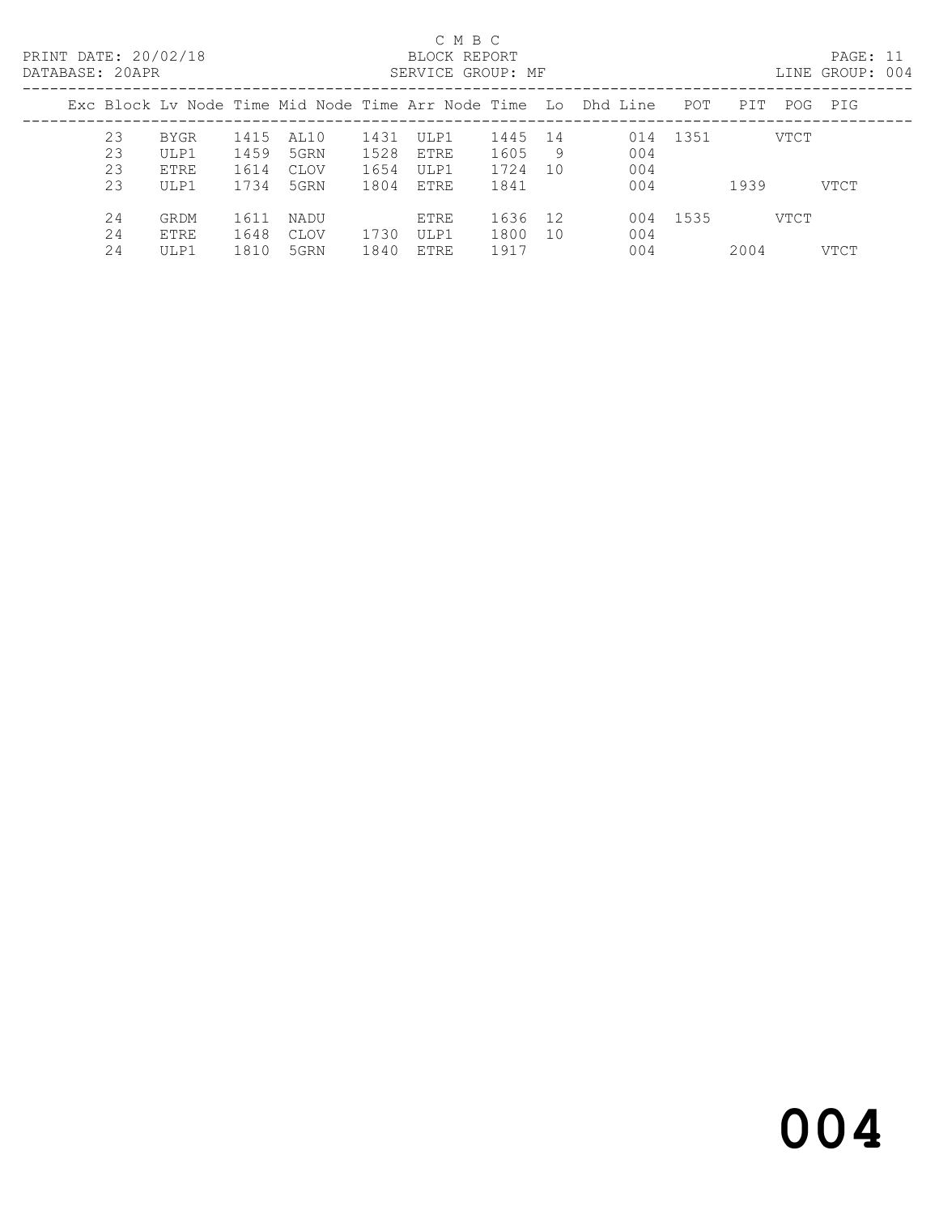C M B C
BLOCK REPORT
SERVICE GROUP: MF

PRINT DATE: 20/02/18
DATABASE: 20APR
LINE GROUP: 004

| Exc | Block | Lv Node | Time | Mid Node | Time | Arr Node | Time | Lo | Dhd Line | POT | PIT | POG | PIG |
|---|---|---|---|---|---|---|---|---|---|---|---|---|---|
| | 23 | BYGR | 1415 | AL10 | 1431 | ULP1 | 1445 | 14 | 014 | 1351 | | VTCT | |
| | 23 | ULP1 | 1459 | 5GRN | 1528 | ETRE | 1605 | 9 | 004 | | | | |
| | 23 | ETRE | 1614 | CLOV | 1654 | ULP1 | 1724 | 10 | 004 | | | | |
| | 23 | ULP1 | 1734 | 5GRN | 1804 | ETRE | 1841 | | 004 | | 1939 | | VTCT |
| | 24 | GRDM | 1611 | NADU | | ETRE | 1636 | 12 | 004 | 1535 | | VTCT | |
| | 24 | ETRE | 1648 | CLOV | 1730 | ULP1 | 1800 | 10 | 004 | | | | |
| | 24 | ULP1 | 1810 | 5GRN | 1840 | ETRE | 1917 | | 004 | | 2004 | | VTCT |

# 004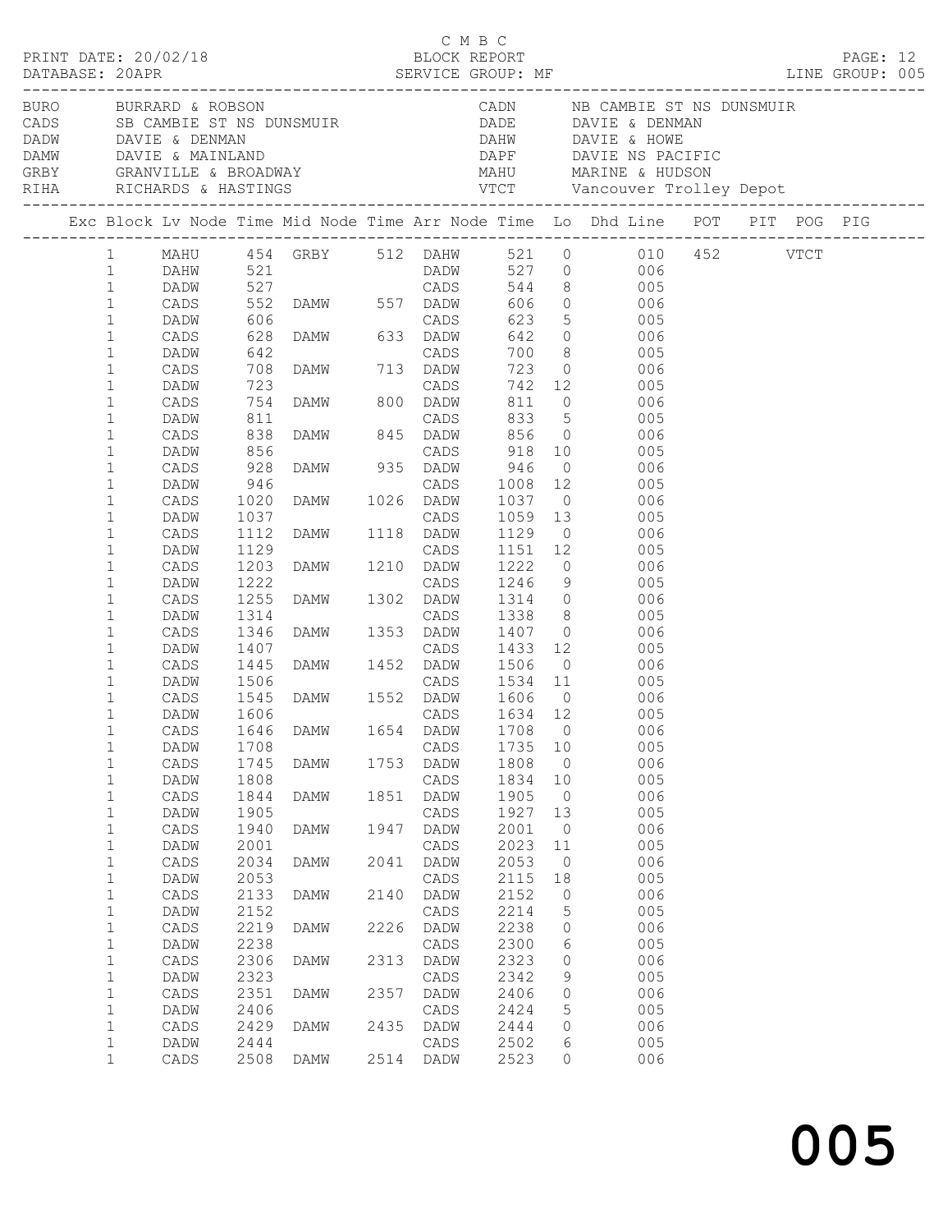C M B C
PRINT DATE: 20/02/18 BLOCK REPORT
DATABASE: 20APR SERVICE GROUP: MF LINE GROUP: 005

| Code | Location | Code | Location |
|---|---|---|---|
| BURO | BURRARD & ROBSON | CADN | NB CAMBIE ST NS DUNSMUIR |
| CADS | SB CAMBIE ST NS DUNSMUIR | DADE | DAVIE & DENMAN |
| DADW | DAVIE & DENMAN | DAHW | DAVIE & HOWE |
| DAMW | DAVIE & MAINLAND | DAPF | DAVIE NS PACIFIC |
| GRBY | GRANVILLE & BROADWAY | MAHU | MARINE & HUDSON |
| RIHA | RICHARDS & HASTINGS | VTCT | Vancouver Trolley Depot |

| Exc | Block | Lv | Node | Time | Mid Node | Time | Arr Node | Time | Lo | Dhd Line | POT | PIT | POG | PIG |
|---|---|---|---|---|---|---|---|---|---|---|---|---|---|---|
| | 1 | | MAHU | 454 | GRBY | 512 | DAHW | 521 | 0 | 010 | 452 | | VTCT | |
| | 1 | | DAHW | 521 | | | DADW | 527 | 0 | 006 | | | | |
| | 1 | | DADW | 527 | | | CADS | 544 | 8 | 005 | | | | |
| | 1 | | CADS | 552 | DAMW | 557 | DADW | 606 | 0 | 006 | | | | |
| | 1 | | DADW | 606 | | | CADS | 623 | 5 | 005 | | | | |
| | 1 | | CADS | 628 | DAMW | 633 | DADW | 642 | 0 | 006 | | | | |
| | 1 | | DADW | 642 | | | CADS | 700 | 8 | 005 | | | | |
| | 1 | | CADS | 708 | DAMW | 713 | DADW | 723 | 0 | 006 | | | | |
| | 1 | | DADW | 723 | | | CADS | 742 | 12 | 005 | | | | |
| | 1 | | CADS | 754 | DAMW | 800 | DADW | 811 | 0 | 006 | | | | |
| | 1 | | DADW | 811 | | | CADS | 833 | 5 | 005 | | | | |
| | 1 | | CADS | 838 | DAMW | 845 | DADW | 856 | 0 | 006 | | | | |
| | 1 | | DADW | 856 | | | CADS | 918 | 10 | 005 | | | | |
| | 1 | | CADS | 928 | DAMW | 935 | DADW | 946 | 0 | 006 | | | | |
| | 1 | | DADW | 946 | | | CADS | 1008 | 12 | 005 | | | | |
| | 1 | | CADS | 1020 | DAMW | 1026 | DADW | 1037 | 0 | 006 | | | | |
| | 1 | | DADW | 1037 | | | CADS | 1059 | 13 | 005 | | | | |
| | 1 | | CADS | 1112 | DAMW | 1118 | DADW | 1129 | 0 | 006 | | | | |
| | 1 | | DADW | 1129 | | | CADS | 1151 | 12 | 005 | | | | |
| | 1 | | CADS | 1203 | DAMW | 1210 | DADW | 1222 | 0 | 006 | | | | |
| | 1 | | DADW | 1222 | | | CADS | 1246 | 9 | 005 | | | | |
| | 1 | | CADS | 1255 | DAMW | 1302 | DADW | 1314 | 0 | 006 | | | | |
| | 1 | | DADW | 1314 | | | CADS | 1338 | 8 | 005 | | | | |
| | 1 | | CADS | 1346 | DAMW | 1353 | DADW | 1407 | 0 | 006 | | | | |
| | 1 | | DADW | 1407 | | | CADS | 1433 | 12 | 005 | | | | |
| | 1 | | CADS | 1445 | DAMW | 1452 | DADW | 1506 | 0 | 006 | | | | |
| | 1 | | DADW | 1506 | | | CADS | 1534 | 11 | 005 | | | | |
| | 1 | | CADS | 1545 | DAMW | 1552 | DADW | 1606 | 0 | 006 | | | | |
| | 1 | | DADW | 1606 | | | CADS | 1634 | 12 | 005 | | | | |
| | 1 | | CADS | 1646 | DAMW | 1654 | DADW | 1708 | 0 | 006 | | | | |
| | 1 | | DADW | 1708 | | | CADS | 1735 | 10 | 005 | | | | |
| | 1 | | CADS | 1745 | DAMW | 1753 | DADW | 1808 | 0 | 006 | | | | |
| | 1 | | DADW | 1808 | | | CADS | 1834 | 10 | 005 | | | | |
| | 1 | | CADS | 1844 | DAMW | 1851 | DADW | 1905 | 0 | 006 | | | | |
| | 1 | | DADW | 1905 | | | CADS | 1927 | 13 | 005 | | | | |
| | 1 | | CADS | 1940 | DAMW | 1947 | DADW | 2001 | 0 | 006 | | | | |
| | 1 | | DADW | 2001 | | | CADS | 2023 | 11 | 005 | | | | |
| | 1 | | CADS | 2034 | DAMW | 2041 | DADW | 2053 | 0 | 006 | | | | |
| | 1 | | DADW | 2053 | | | CADS | 2115 | 18 | 005 | | | | |
| | 1 | | CADS | 2133 | DAMW | 2140 | DADW | 2152 | 0 | 006 | | | | |
| | 1 | | DADW | 2152 | | | CADS | 2214 | 5 | 005 | | | | |
| | 1 | | CADS | 2219 | DAMW | 2226 | DADW | 2238 | 0 | 006 | | | | |
| | 1 | | DADW | 2238 | | | CADS | 2300 | 6 | 005 | | | | |
| | 1 | | CADS | 2306 | DAMW | 2313 | DADW | 2323 | 0 | 006 | | | | |
| | 1 | | DADW | 2323 | | | CADS | 2342 | 9 | 005 | | | | |
| | 1 | | CADS | 2351 | DAMW | 2357 | DADW | 2406 | 0 | 006 | | | | |
| | 1 | | DADW | 2406 | | | CADS | 2424 | 5 | 005 | | | | |
| | 1 | | CADS | 2429 | DAMW | 2435 | DADW | 2444 | 0 | 006 | | | | |
| | 1 | | DADW | 2444 | | | CADS | 2502 | 6 | 005 | | | | |
| | 1 | | CADS | 2508 | DAMW | 2514 | DADW | 2523 | 0 | 006 | | | | |

005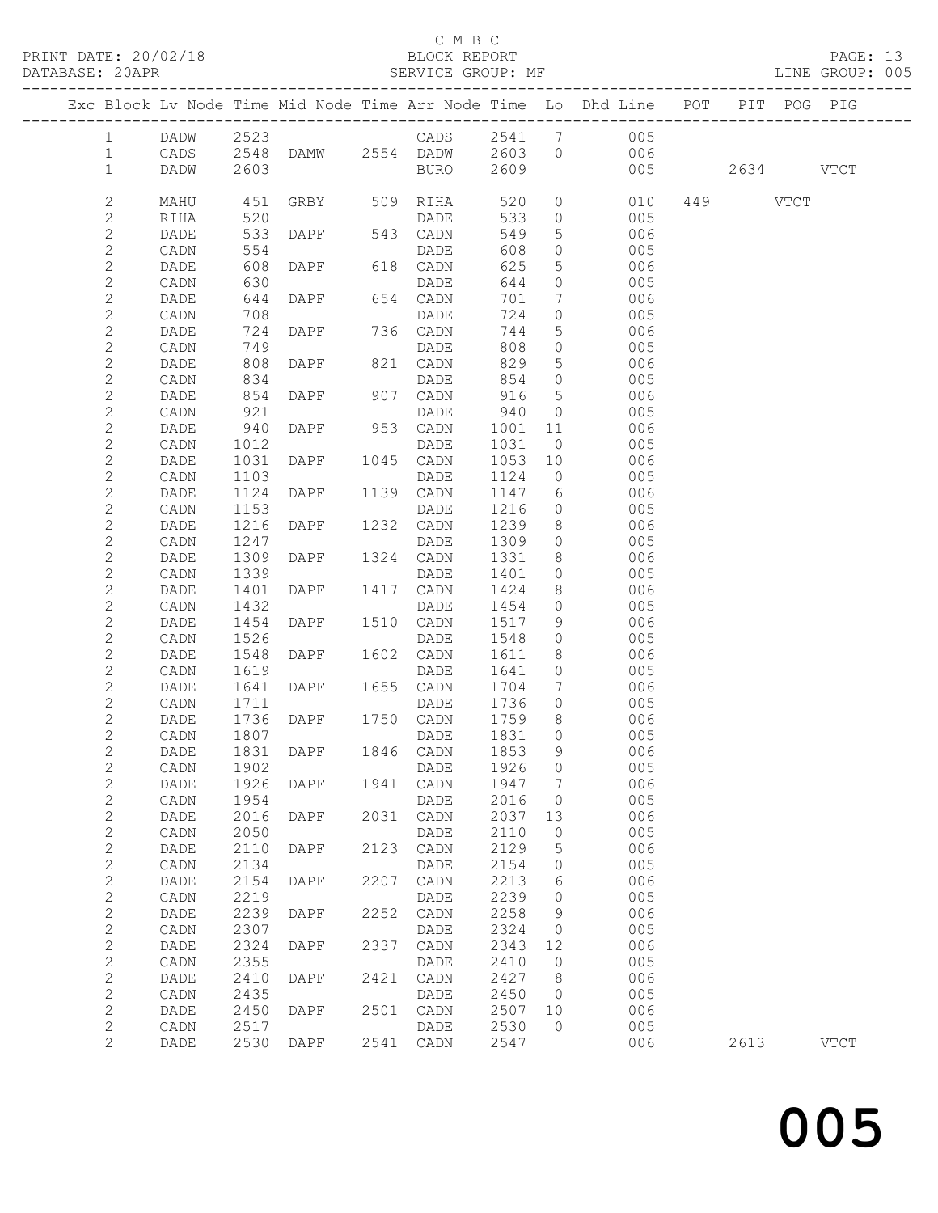C M B C

PRINT DATE: 20/02/18 BLOCK REPORT

DATABASE: 20APR SERVICE GROUP: MF LINE GROUP: 005

| Exc | Block | Lv | Node | Time | Mid Node | Time | Arr Node | Time | Lo | Dhd Line | POT | PIT | POG | PIG |
|---|---|---|---|---|---|---|---|---|---|---|---|---|---|---|
| | 1 | | DADW | 2523 | | | CADS | 2541 | 7 | 005 | | | | |
| | 1 | | CADS | 2548 | DAMW | 2554 | DADW | 2603 | 0 | 006 | | | | |
| | 1 | | DADW | 2603 | | | BURO | 2609 | | 005 | | 2634 | | VTCT |
| | 2 | | MAHU | 451 | GRBY | 509 | RIHA | 520 | 0 | 010 | 449 | | VTCT | |
| | 2 | | RIHA | 520 | | | DADE | 533 | 0 | 005 | | | | |
| | 2 | | DADE | 533 | DAPF | 543 | CADN | 549 | 5 | 006 | | | | |
| | 2 | | CADN | 554 | | | DADE | 608 | 0 | 005 | | | | |
| | 2 | | DADE | 608 | DAPF | 618 | CADN | 625 | 5 | 006 | | | | |
| | 2 | | CADN | 630 | | | DADE | 644 | 0 | 005 | | | | |
| | 2 | | DADE | 644 | DAPF | 654 | CADN | 701 | 7 | 006 | | | | |
| | 2 | | CADN | 708 | | | DADE | 724 | 0 | 005 | | | | |
| | 2 | | DADE | 724 | DAPF | 736 | CADN | 744 | 5 | 006 | | | | |
| | 2 | | CADN | 749 | | | DADE | 808 | 0 | 005 | | | | |
| | 2 | | DADE | 808 | DAPF | 821 | CADN | 829 | 5 | 006 | | | | |
| | 2 | | CADN | 834 | | | DADE | 854 | 0 | 005 | | | | |
| | 2 | | DADE | 854 | DAPF | 907 | CADN | 916 | 5 | 006 | | | | |
| | 2 | | CADN | 921 | | | DADE | 940 | 0 | 005 | | | | |
| | 2 | | DADE | 940 | DAPF | 953 | CADN | 1001 | 11 | 006 | | | | |
| | 2 | | CADN | 1012 | | | DADE | 1031 | 0 | 005 | | | | |
| | 2 | | DADE | 1031 | DAPF | 1045 | CADN | 1053 | 10 | 006 | | | | |
| | 2 | | CADN | 1103 | | | DADE | 1124 | 0 | 005 | | | | |
| | 2 | | DADE | 1124 | DAPF | 1139 | CADN | 1147 | 6 | 006 | | | | |
| | 2 | | CADN | 1153 | | | DADE | 1216 | 0 | 005 | | | | |
| | 2 | | DADE | 1216 | DAPF | 1232 | CADN | 1239 | 8 | 006 | | | | |
| | 2 | | CADN | 1247 | | | DADE | 1309 | 0 | 005 | | | | |
| | 2 | | DADE | 1309 | DAPF | 1324 | CADN | 1331 | 8 | 006 | | | | |
| | 2 | | CADN | 1339 | | | DADE | 1401 | 0 | 005 | | | | |
| | 2 | | DADE | 1401 | DAPF | 1417 | CADN | 1424 | 8 | 006 | | | | |
| | 2 | | CADN | 1432 | | | DADE | 1454 | 0 | 005 | | | | |
| | 2 | | DADE | 1454 | DAPF | 1510 | CADN | 1517 | 9 | 006 | | | | |
| | 2 | | CADN | 1526 | | | DADE | 1548 | 0 | 005 | | | | |
| | 2 | | DADE | 1548 | DAPF | 1602 | CADN | 1611 | 8 | 006 | | | | |
| | 2 | | CADN | 1619 | | | DADE | 1641 | 0 | 005 | | | | |
| | 2 | | DADE | 1641 | DAPF | 1655 | CADN | 1704 | 7 | 006 | | | | |
| | 2 | | CADN | 1711 | | | DADE | 1736 | 0 | 005 | | | | |
| | 2 | | DADE | 1736 | DAPF | 1750 | CADN | 1759 | 8 | 006 | | | | |
| | 2 | | CADN | 1807 | | | DADE | 1831 | 0 | 005 | | | | |
| | 2 | | DADE | 1831 | DAPF | 1846 | CADN | 1853 | 9 | 006 | | | | |
| | 2 | | CADN | 1902 | | | DADE | 1926 | 0 | 005 | | | | |
| | 2 | | DADE | 1926 | DAPF | 1941 | CADN | 1947 | 7 | 006 | | | | |
| | 2 | | CADN | 1954 | | | DADE | 2016 | 0 | 005 | | | | |
| | 2 | | DADE | 2016 | DAPF | 2031 | CADN | 2037 | 13 | 006 | | | | |
| | 2 | | CADN | 2050 | | | DADE | 2110 | 0 | 005 | | | | |
| | 2 | | DADE | 2110 | DAPF | 2123 | CADN | 2129 | 5 | 006 | | | | |
| | 2 | | CADN | 2134 | | | DADE | 2154 | 0 | 005 | | | | |
| | 2 | | DADE | 2154 | DAPF | 2207 | CADN | 2213 | 6 | 006 | | | | |
| | 2 | | CADN | 2219 | | | DADE | 2239 | 0 | 005 | | | | |
| | 2 | | DADE | 2239 | DAPF | 2252 | CADN | 2258 | 9 | 006 | | | | |
| | 2 | | CADN | 2307 | | | DADE | 2324 | 0 | 005 | | | | |
| | 2 | | DADE | 2324 | DAPF | 2337 | CADN | 2343 | 12 | 006 | | | | |
| | 2 | | CADN | 2355 | | | DADE | 2410 | 0 | 005 | | | | |
| | 2 | | DADE | 2410 | DAPF | 2421 | CADN | 2427 | 8 | 006 | | | | |
| | 2 | | CADN | 2435 | | | DADE | 2450 | 0 | 005 | | | | |
| | 2 | | DADE | 2450 | DAPF | 2501 | CADN | 2507 | 10 | 006 | | | | |
| | 2 | | CADN | 2517 | | | DADE | 2530 | 0 | 005 | | | | |
| | 2 | | DADE | 2530 | DAPF | 2541 | CADN | 2547 | | 006 | | 2613 | | VTCT |

005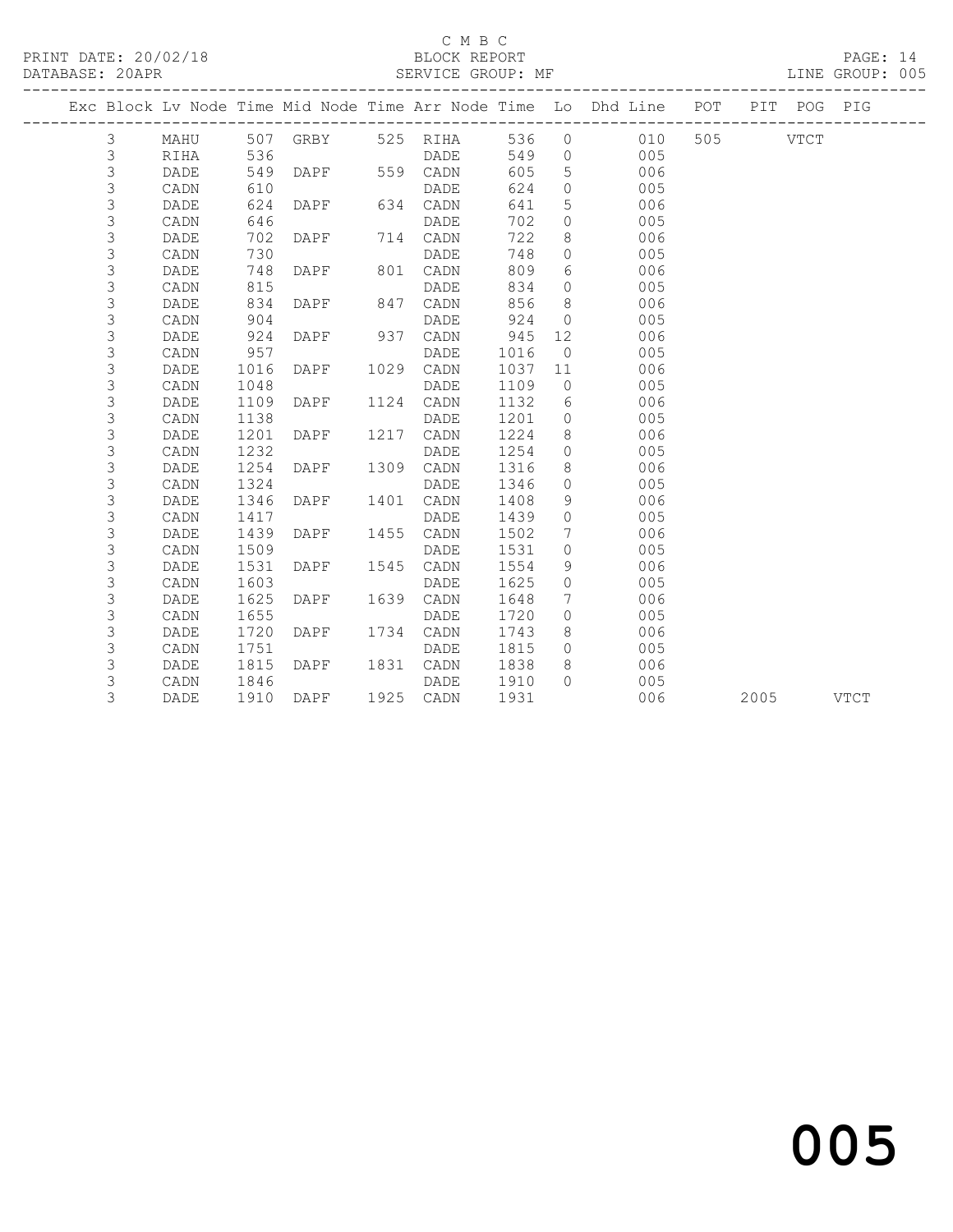C M B C

BLOCK REPORT

SERVICE GROUP: MF

PRINT DATE: 20/02/18

DATABASE: 20APR

LINE GROUP: 005

| Exc | Block | Lv | Node | Time | Mid Node | Time | Arr Node | Time | Lo | Dhd Line | POT | PIT | POG | PIG |
|---|---|---|---|---|---|---|---|---|---|---|---|---|---|---|
| | 3 | | MAHU | 507 | GRBY | 525 | RIHA | 536 | 0 | 010 | 505 | | VTCT | |
| | 3 | | RIHA | 536 | | | DADE | 549 | 0 | 005 | | | | |
| | 3 | | DADE | 549 | DAPF | 559 | CADN | 605 | 5 | 006 | | | | |
| | 3 | | CADN | 610 | | | DADE | 624 | 0 | 005 | | | | |
| | 3 | | DADE | 624 | DAPF | 634 | CADN | 641 | 5 | 006 | | | | |
| | 3 | | CADN | 646 | | | DADE | 702 | 0 | 005 | | | | |
| | 3 | | DADE | 702 | DAPF | 714 | CADN | 722 | 8 | 006 | | | | |
| | 3 | | CADN | 730 | | | DADE | 748 | 0 | 005 | | | | |
| | 3 | | DADE | 748 | DAPF | 801 | CADN | 809 | 6 | 006 | | | | |
| | 3 | | CADN | 815 | | | DADE | 834 | 0 | 005 | | | | |
| | 3 | | DADE | 834 | DAPF | 847 | CADN | 856 | 8 | 006 | | | | |
| | 3 | | CADN | 904 | | | DADE | 924 | 0 | 005 | | | | |
| | 3 | | DADE | 924 | DAPF | 937 | CADN | 945 | 12 | 006 | | | | |
| | 3 | | CADN | 957 | | | DADE | 1016 | 0 | 005 | | | | |
| | 3 | | DADE | 1016 | DAPF | 1029 | CADN | 1037 | 11 | 006 | | | | |
| | 3 | | CADN | 1048 | | | DADE | 1109 | 0 | 005 | | | | |
| | 3 | | DADE | 1109 | DAPF | 1124 | CADN | 1132 | 6 | 006 | | | | |
| | 3 | | CADN | 1138 | | | DADE | 1201 | 0 | 005 | | | | |
| | 3 | | DADE | 1201 | DAPF | 1217 | CADN | 1224 | 8 | 006 | | | | |
| | 3 | | CADN | 1232 | | | DADE | 1254 | 0 | 005 | | | | |
| | 3 | | DADE | 1254 | DAPF | 1309 | CADN | 1316 | 8 | 006 | | | | |
| | 3 | | CADN | 1324 | | | DADE | 1346 | 0 | 005 | | | | |
| | 3 | | DADE | 1346 | DAPF | 1401 | CADN | 1408 | 9 | 006 | | | | |
| | 3 | | CADN | 1417 | | | DADE | 1439 | 0 | 005 | | | | |
| | 3 | | DADE | 1439 | DAPF | 1455 | CADN | 1502 | 7 | 006 | | | | |
| | 3 | | CADN | 1509 | | | DADE | 1531 | 0 | 005 | | | | |
| | 3 | | DADE | 1531 | DAPF | 1545 | CADN | 1554 | 9 | 006 | | | | |
| | 3 | | CADN | 1603 | | | DADE | 1625 | 0 | 005 | | | | |
| | 3 | | DADE | 1625 | DAPF | 1639 | CADN | 1648 | 7 | 006 | | | | |
| | 3 | | CADN | 1655 | | | DADE | 1720 | 0 | 005 | | | | |
| | 3 | | DADE | 1720 | DAPF | 1734 | CADN | 1743 | 8 | 006 | | | | |
| | 3 | | CADN | 1751 | | | DADE | 1815 | 0 | 005 | | | | |
| | 3 | | DADE | 1815 | DAPF | 1831 | CADN | 1838 | 8 | 006 | | | | |
| | 3 | | CADN | 1846 | | | DADE | 1910 | 0 | 005 | | | | |
| | 3 | | DADE | 1910 | DAPF | 1925 | CADN | 1931 | | 006 | | 2005 | | VTCT |

005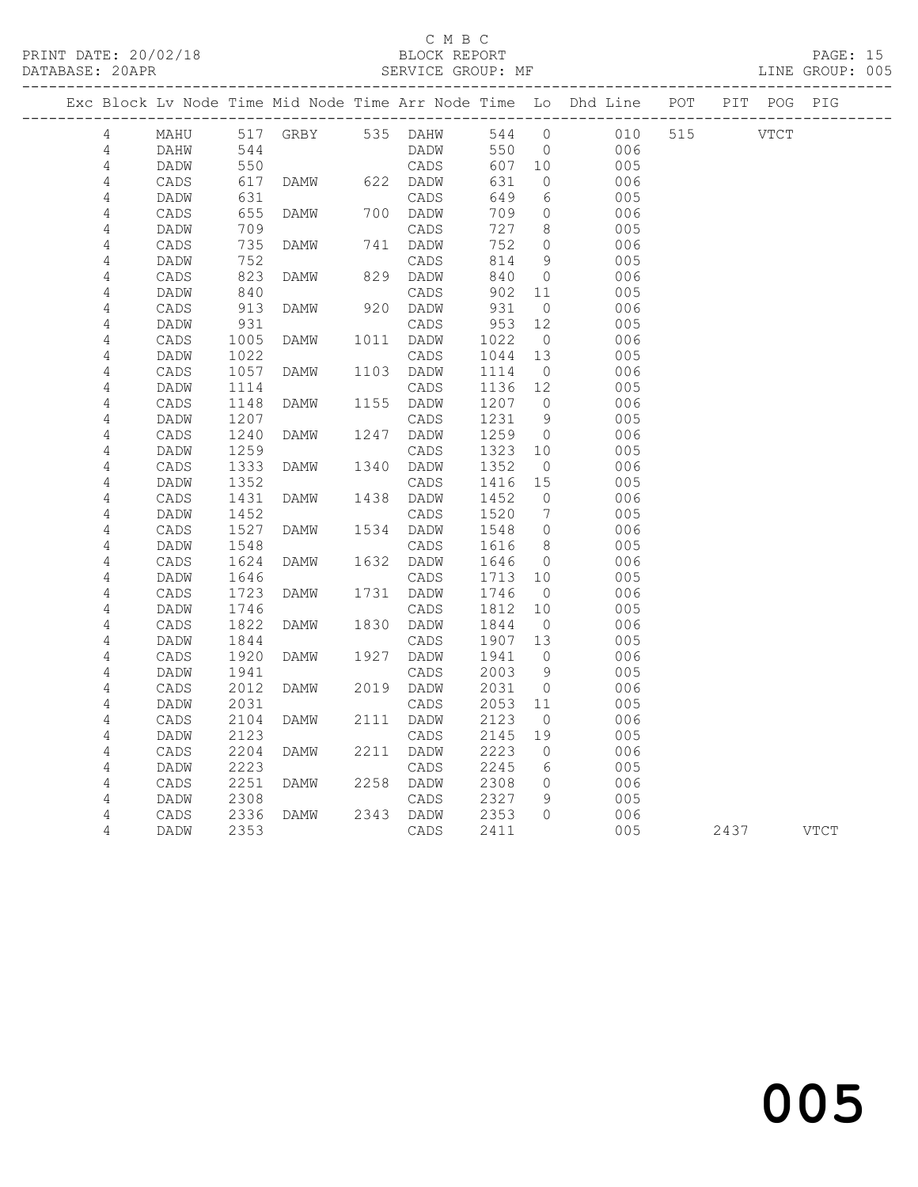C M B C

PRINT DATE: 20/02/18 BLOCK REPORT

DATABASE: 20APR SERVICE GROUP: MF LINE GROUP: 005

| Exc | Block | Lv | Node | Time | Mid Node | Time | Arr Node | Time | Lo | Dhd Line | POT | PIT | POG | PIG |
|---|---|---|---|---|---|---|---|---|---|---|---|---|---|---|
| | 4 | | MAHU | 517 | GRBY | 535 | DAHW | 544 | 0 | 010 | 515 | | VTCT | |
| | 4 | | DAHW | 544 | | | DADW | 550 | 0 | 006 | | | | |
| | 4 | | DADW | 550 | | | CADS | 607 | 10 | 005 | | | | |
| | 4 | | CADS | 617 | DAMW | 622 | DADW | 631 | 0 | 006 | | | | |
| | 4 | | DADW | 631 | | | CADS | 649 | 6 | 005 | | | | |
| | 4 | | CADS | 655 | DAMW | 700 | DADW | 709 | 0 | 006 | | | | |
| | 4 | | DADW | 709 | | | CADS | 727 | 8 | 005 | | | | |
| | 4 | | CADS | 735 | DAMW | 741 | DADW | 752 | 0 | 006 | | | | |
| | 4 | | DADW | 752 | | | CADS | 814 | 9 | 005 | | | | |
| | 4 | | CADS | 823 | DAMW | 829 | DADW | 840 | 0 | 006 | | | | |
| | 4 | | DADW | 840 | | | CADS | 902 | 11 | 005 | | | | |
| | 4 | | CADS | 913 | DAMW | 920 | DADW | 931 | 0 | 006 | | | | |
| | 4 | | DADW | 931 | | | CADS | 953 | 12 | 005 | | | | |
| | 4 | | CADS | 1005 | DAMW | 1011 | DADW | 1022 | 0 | 006 | | | | |
| | 4 | | DADW | 1022 | | | CADS | 1044 | 13 | 005 | | | | |
| | 4 | | CADS | 1057 | DAMW | 1103 | DADW | 1114 | 0 | 006 | | | | |
| | 4 | | DADW | 1114 | | | CADS | 1136 | 12 | 005 | | | | |
| | 4 | | CADS | 1148 | DAMW | 1155 | DADW | 1207 | 0 | 006 | | | | |
| | 4 | | DADW | 1207 | | | CADS | 1231 | 9 | 005 | | | | |
| | 4 | | CADS | 1240 | DAMW | 1247 | DADW | 1259 | 0 | 006 | | | | |
| | 4 | | DADW | 1259 | | | CADS | 1323 | 10 | 005 | | | | |
| | 4 | | CADS | 1333 | DAMW | 1340 | DADW | 1352 | 0 | 006 | | | | |
| | 4 | | DADW | 1352 | | | CADS | 1416 | 15 | 005 | | | | |
| | 4 | | CADS | 1431 | DAMW | 1438 | DADW | 1452 | 0 | 006 | | | | |
| | 4 | | DADW | 1452 | | | CADS | 1520 | 7 | 005 | | | | |
| | 4 | | CADS | 1527 | DAMW | 1534 | DADW | 1548 | 0 | 006 | | | | |
| | 4 | | DADW | 1548 | | | CADS | 1616 | 8 | 005 | | | | |
| | 4 | | CADS | 1624 | DAMW | 1632 | DADW | 1646 | 0 | 006 | | | | |
| | 4 | | DADW | 1646 | | | CADS | 1713 | 10 | 005 | | | | |
| | 4 | | CADS | 1723 | DAMW | 1731 | DADW | 1746 | 0 | 006 | | | | |
| | 4 | | DADW | 1746 | | | CADS | 1812 | 10 | 005 | | | | |
| | 4 | | CADS | 1822 | DAMW | 1830 | DADW | 1844 | 0 | 006 | | | | |
| | 4 | | DADW | 1844 | | | CADS | 1907 | 13 | 005 | | | | |
| | 4 | | CADS | 1920 | DAMW | 1927 | DADW | 1941 | 0 | 006 | | | | |
| | 4 | | DADW | 1941 | | | CADS | 2003 | 9 | 005 | | | | |
| | 4 | | CADS | 2012 | DAMW | 2019 | DADW | 2031 | 0 | 006 | | | | |
| | 4 | | DADW | 2031 | | | CADS | 2053 | 11 | 005 | | | | |
| | 4 | | CADS | 2104 | DAMW | 2111 | DADW | 2123 | 0 | 006 | | | | |
| | 4 | | DADW | 2123 | | | CADS | 2145 | 19 | 005 | | | | |
| | 4 | | CADS | 2204 | DAMW | 2211 | DADW | 2223 | 0 | 006 | | | | |
| | 4 | | DADW | 2223 | | | CADS | 2245 | 6 | 005 | | | | |
| | 4 | | CADS | 2251 | DAMW | 2258 | DADW | 2308 | 0 | 006 | | | | |
| | 4 | | DADW | 2308 | | | CADS | 2327 | 9 | 005 | | | | |
| | 4 | | CADS | 2336 | DAMW | 2343 | DADW | 2353 | 0 | 006 | | | | |
| | 4 | | DADW | 2353 | | | CADS | 2411 | | 005 | | 2437 | | VTCT |

005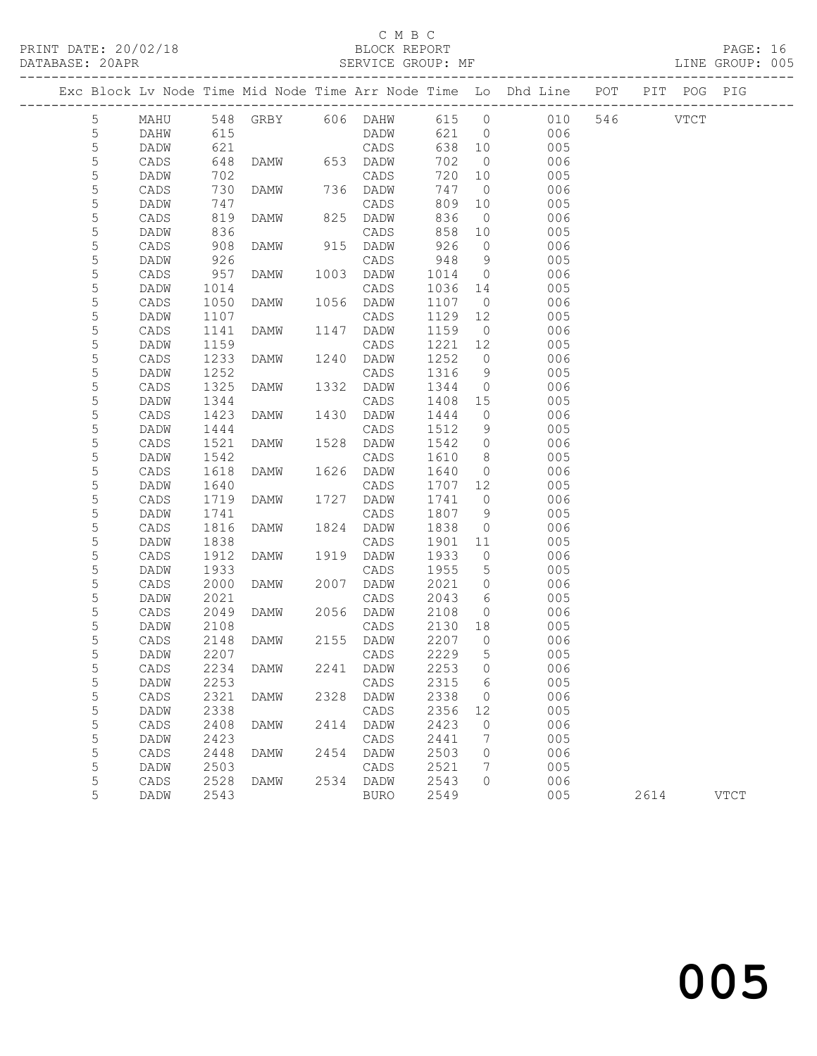C M B C
BLOCK REPORT
SERVICE GROUP: MF

PRINT DATE: 20/02/18
DATABASE: 20APR
LINE GROUP: 005

| Exc | Block | Lv | Node | Time | Mid Node | Time | Arr Node | Time | Lo | Dhd Line | POT | PIT | POG | PIG |
|---|---|---|---|---|---|---|---|---|---|---|---|---|---|---|
| | 5 | | MAHU | 548 | GRBY | 606 | DAHW | 615 | 0 | 010 | 546 | | VTCT | |
| | 5 | | DAHW | 615 | | | DADW | 621 | 0 | 006 | | | | |
| | 5 | | DADW | 621 | | | CADS | 638 | 10 | 005 | | | | |
| | 5 | | CADS | 648 | DAMW | 653 | DADW | 702 | 0 | 006 | | | | |
| | 5 | | DADW | 702 | | | CADS | 720 | 10 | 005 | | | | |
| | 5 | | CADS | 730 | DAMW | 736 | DADW | 747 | 0 | 006 | | | | |
| | 5 | | DADW | 747 | | | CADS | 809 | 10 | 005 | | | | |
| | 5 | | CADS | 819 | DAMW | 825 | DADW | 836 | 0 | 006 | | | | |
| | 5 | | DADW | 836 | | | CADS | 858 | 10 | 005 | | | | |
| | 5 | | CADS | 908 | DAMW | 915 | DADW | 926 | 0 | 006 | | | | |
| | 5 | | DADW | 926 | | | CADS | 948 | 9 | 005 | | | | |
| | 5 | | CADS | 957 | DAMW | 1003 | DADW | 1014 | 0 | 006 | | | | |
| | 5 | | DADW | 1014 | | | CADS | 1036 | 14 | 005 | | | | |
| | 5 | | CADS | 1050 | DAMW | 1056 | DADW | 1107 | 0 | 006 | | | | |
| | 5 | | DADW | 1107 | | | CADS | 1129 | 12 | 005 | | | | |
| | 5 | | CADS | 1141 | DAMW | 1147 | DADW | 1159 | 0 | 006 | | | | |
| | 5 | | DADW | 1159 | | | CADS | 1221 | 12 | 005 | | | | |
| | 5 | | CADS | 1233 | DAMW | 1240 | DADW | 1252 | 0 | 006 | | | | |
| | 5 | | DADW | 1252 | | | CADS | 1316 | 9 | 005 | | | | |
| | 5 | | CADS | 1325 | DAMW | 1332 | DADW | 1344 | 0 | 006 | | | | |
| | 5 | | DADW | 1344 | | | CADS | 1408 | 15 | 005 | | | | |
| | 5 | | CADS | 1423 | DAMW | 1430 | DADW | 1444 | 0 | 006 | | | | |
| | 5 | | DADW | 1444 | | | CADS | 1512 | 9 | 005 | | | | |
| | 5 | | CADS | 1521 | DAMW | 1528 | DADW | 1542 | 0 | 006 | | | | |
| | 5 | | DADW | 1542 | | | CADS | 1610 | 8 | 005 | | | | |
| | 5 | | CADS | 1618 | DAMW | 1626 | DADW | 1640 | 0 | 006 | | | | |
| | 5 | | DADW | 1640 | | | CADS | 1707 | 12 | 005 | | | | |
| | 5 | | CADS | 1719 | DAMW | 1727 | DADW | 1741 | 0 | 006 | | | | |
| | 5 | | DADW | 1741 | | | CADS | 1807 | 9 | 005 | | | | |
| | 5 | | CADS | 1816 | DAMW | 1824 | DADW | 1838 | 0 | 006 | | | | |
| | 5 | | DADW | 1838 | | | CADS | 1901 | 11 | 005 | | | | |
| | 5 | | CADS | 1912 | DAMW | 1919 | DADW | 1933 | 0 | 006 | | | | |
| | 5 | | DADW | 1933 | | | CADS | 1955 | 5 | 005 | | | | |
| | 5 | | CADS | 2000 | DAMW | 2007 | DADW | 2021 | 0 | 006 | | | | |
| | 5 | | DADW | 2021 | | | CADS | 2043 | 6 | 005 | | | | |
| | 5 | | CADS | 2049 | DAMW | 2056 | DADW | 2108 | 0 | 006 | | | | |
| | 5 | | DADW | 2108 | | | CADS | 2130 | 18 | 005 | | | | |
| | 5 | | CADS | 2148 | DAMW | 2155 | DADW | 2207 | 0 | 006 | | | | |
| | 5 | | DADW | 2207 | | | CADS | 2229 | 5 | 005 | | | | |
| | 5 | | CADS | 2234 | DAMW | 2241 | DADW | 2253 | 0 | 006 | | | | |
| | 5 | | DADW | 2253 | | | CADS | 2315 | 6 | 005 | | | | |
| | 5 | | CADS | 2321 | DAMW | 2328 | DADW | 2338 | 0 | 006 | | | | |
| | 5 | | DADW | 2338 | | | CADS | 2356 | 12 | 005 | | | | |
| | 5 | | CADS | 2408 | DAMW | 2414 | DADW | 2423 | 0 | 006 | | | | |
| | 5 | | DADW | 2423 | | | CADS | 2441 | 7 | 005 | | | | |
| | 5 | | CADS | 2448 | DAMW | 2454 | DADW | 2503 | 0 | 006 | | | | |
| | 5 | | DADW | 2503 | | | CADS | 2521 | 7 | 005 | | | | |
| | 5 | | CADS | 2528 | DAMW | 2534 | DADW | 2543 | 0 | 006 | | | | |
| | 5 | | DADW | 2543 | | | BURO | 2549 | | 005 | | 2614 | | VTCT |

005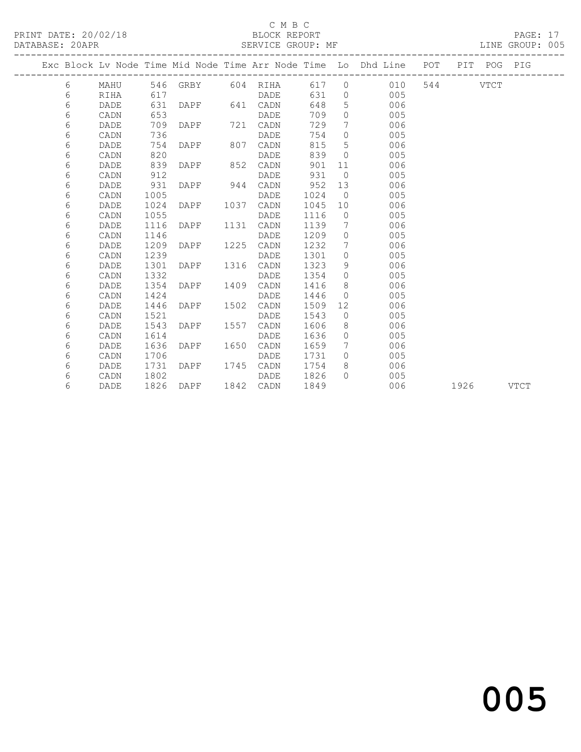C M B C

PRINT DATE: 20/02/18 BLOCK REPORT

DATABASE: 20APR SERVICE GROUP: MF LINE GROUP: 005

| Exc | Block | Lv Node | Time | Mid Node | Time | Arr Node | Time | Lo | Dhd Line | POT | PIT | POG | PIG |
|---|---|---|---|---|---|---|---|---|---|---|---|---|---|
| | 6 | MAHU | 546 | GRBY | 604 | RIHA | 617 | 0 | 010 | 544 | | VTCT | |
| | 6 | RIHA | 617 | | | DADE | 631 | 0 | 005 | | | | |
| | 6 | DADE | 631 | DAPF | 641 | CADN | 648 | 5 | 006 | | | | |
| | 6 | CADN | 653 | | | DADE | 709 | 0 | 005 | | | | |
| | 6 | DADE | 709 | DAPF | 721 | CADN | 729 | 7 | 006 | | | | |
| | 6 | CADN | 736 | | | DADE | 754 | 0 | 005 | | | | |
| | 6 | DADE | 754 | DAPF | 807 | CADN | 815 | 5 | 006 | | | | |
| | 6 | CADN | 820 | | | DADE | 839 | 0 | 005 | | | | |
| | 6 | DADE | 839 | DAPF | 852 | CADN | 901 | 11 | 006 | | | | |
| | 6 | CADN | 912 | | | DADE | 931 | 0 | 005 | | | | |
| | 6 | DADE | 931 | DAPF | 944 | CADN | 952 | 13 | 006 | | | | |
| | 6 | CADN | 1005 | | | DADE | 1024 | 0 | 005 | | | | |
| | 6 | DADE | 1024 | DAPF | 1037 | CADN | 1045 | 10 | 006 | | | | |
| | 6 | CADN | 1055 | | | DADE | 1116 | 0 | 005 | | | | |
| | 6 | DADE | 1116 | DAPF | 1131 | CADN | 1139 | 7 | 006 | | | | |
| | 6 | CADN | 1146 | | | DADE | 1209 | 0 | 005 | | | | |
| | 6 | DADE | 1209 | DAPF | 1225 | CADN | 1232 | 7 | 006 | | | | |
| | 6 | CADN | 1239 | | | DADE | 1301 | 0 | 005 | | | | |
| | 6 | DADE | 1301 | DAPF | 1316 | CADN | 1323 | 9 | 006 | | | | |
| | 6 | CADN | 1332 | | | DADE | 1354 | 0 | 005 | | | | |
| | 6 | DADE | 1354 | DAPF | 1409 | CADN | 1416 | 8 | 006 | | | | |
| | 6 | CADN | 1424 | | | DADE | 1446 | 0 | 005 | | | | |
| | 6 | DADE | 1446 | DAPF | 1502 | CADN | 1509 | 12 | 006 | | | | |
| | 6 | CADN | 1521 | | | DADE | 1543 | 0 | 005 | | | | |
| | 6 | DADE | 1543 | DAPF | 1557 | CADN | 1606 | 8 | 006 | | | | |
| | 6 | CADN | 1614 | | | DADE | 1636 | 0 | 005 | | | | |
| | 6 | DADE | 1636 | DAPF | 1650 | CADN | 1659 | 7 | 006 | | | | |
| | 6 | CADN | 1706 | | | DADE | 1731 | 0 | 005 | | | | |
| | 6 | DADE | 1731 | DAPF | 1745 | CADN | 1754 | 8 | 006 | | | | |
| | 6 | CADN | 1802 | | | DADE | 1826 | 0 | 005 | | | | |
| | 6 | DADE | 1826 | DAPF | 1842 | CADN | 1849 | | 006 | | 1926 | | VTCT |

005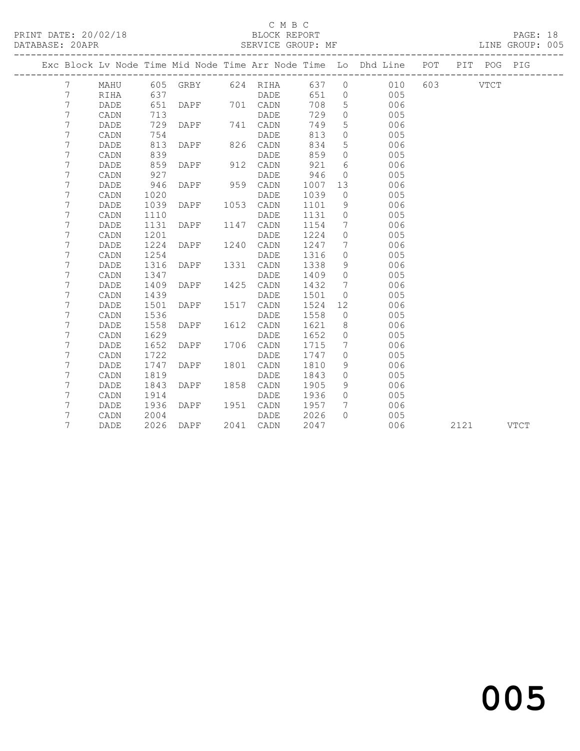C M B C
PRINT DATE: 20/02/18 BLOCK REPORT
DATABASE: 20APR SERVICE GROUP: MF LINE GROUP: 005

| Exc | Block | Lv | Node | Time | Mid Node | Time | Arr Node | Time | Lo | Dhd Line | POT | PIT | POG | PIG |
|---|---|---|---|---|---|---|---|---|---|---|---|---|---|---|
| | 7 | | MAHU | 605 | GRBY | 624 | RIHA | 637 | 0 | 010 | 603 | | VTCT | |
| | 7 | | RIHA | 637 | | | DADE | 651 | 0 | 005 | | | | |
| | 7 | | DADE | 651 | DAPF | 701 | CADN | 708 | 5 | 006 | | | | |
| | 7 | | CADN | 713 | | | DADE | 729 | 0 | 005 | | | | |
| | 7 | | DADE | 729 | DAPF | 741 | CADN | 749 | 5 | 006 | | | | |
| | 7 | | CADN | 754 | | | DADE | 813 | 0 | 005 | | | | |
| | 7 | | DADE | 813 | DAPF | 826 | CADN | 834 | 5 | 006 | | | | |
| | 7 | | CADN | 839 | | | DADE | 859 | 0 | 005 | | | | |
| | 7 | | DADE | 859 | DAPF | 912 | CADN | 921 | 6 | 006 | | | | |
| | 7 | | CADN | 927 | | | DADE | 946 | 0 | 005 | | | | |
| | 7 | | DADE | 946 | DAPF | 959 | CADN | 1007 | 13 | 006 | | | | |
| | 7 | | CADN | 1020 | | | DADE | 1039 | 0 | 005 | | | | |
| | 7 | | DADE | 1039 | DAPF | 1053 | CADN | 1101 | 9 | 006 | | | | |
| | 7 | | CADN | 1110 | | | DADE | 1131 | 0 | 005 | | | | |
| | 7 | | DADE | 1131 | DAPF | 1147 | CADN | 1154 | 7 | 006 | | | | |
| | 7 | | CADN | 1201 | | | DADE | 1224 | 0 | 005 | | | | |
| | 7 | | DADE | 1224 | DAPF | 1240 | CADN | 1247 | 7 | 006 | | | | |
| | 7 | | CADN | 1254 | | | DADE | 1316 | 0 | 005 | | | | |
| | 7 | | DADE | 1316 | DAPF | 1331 | CADN | 1338 | 9 | 006 | | | | |
| | 7 | | CADN | 1347 | | | DADE | 1409 | 0 | 005 | | | | |
| | 7 | | DADE | 1409 | DAPF | 1425 | CADN | 1432 | 7 | 006 | | | | |
| | 7 | | CADN | 1439 | | | DADE | 1501 | 0 | 005 | | | | |
| | 7 | | DADE | 1501 | DAPF | 1517 | CADN | 1524 | 12 | 006 | | | | |
| | 7 | | CADN | 1536 | | | DADE | 1558 | 0 | 005 | | | | |
| | 7 | | DADE | 1558 | DAPF | 1612 | CADN | 1621 | 8 | 006 | | | | |
| | 7 | | CADN | 1629 | | | DADE | 1652 | 0 | 005 | | | | |
| | 7 | | DADE | 1652 | DAPF | 1706 | CADN | 1715 | 7 | 006 | | | | |
| | 7 | | CADN | 1722 | | | DADE | 1747 | 0 | 005 | | | | |
| | 7 | | DADE | 1747 | DAPF | 1801 | CADN | 1810 | 9 | 006 | | | | |
| | 7 | | CADN | 1819 | | | DADE | 1843 | 0 | 005 | | | | |
| | 7 | | DADE | 1843 | DAPF | 1858 | CADN | 1905 | 9 | 006 | | | | |
| | 7 | | CADN | 1914 | | | DADE | 1936 | 0 | 005 | | | | |
| | 7 | | DADE | 1936 | DAPF | 1951 | CADN | 1957 | 7 | 006 | | | | |
| | 7 | | CADN | 2004 | | | DADE | 2026 | 0 | 005 | | | | |
| | 7 | | DADE | 2026 | DAPF | 2041 | CADN | 2047 | | 006 | | 2121 | | VTCT |

005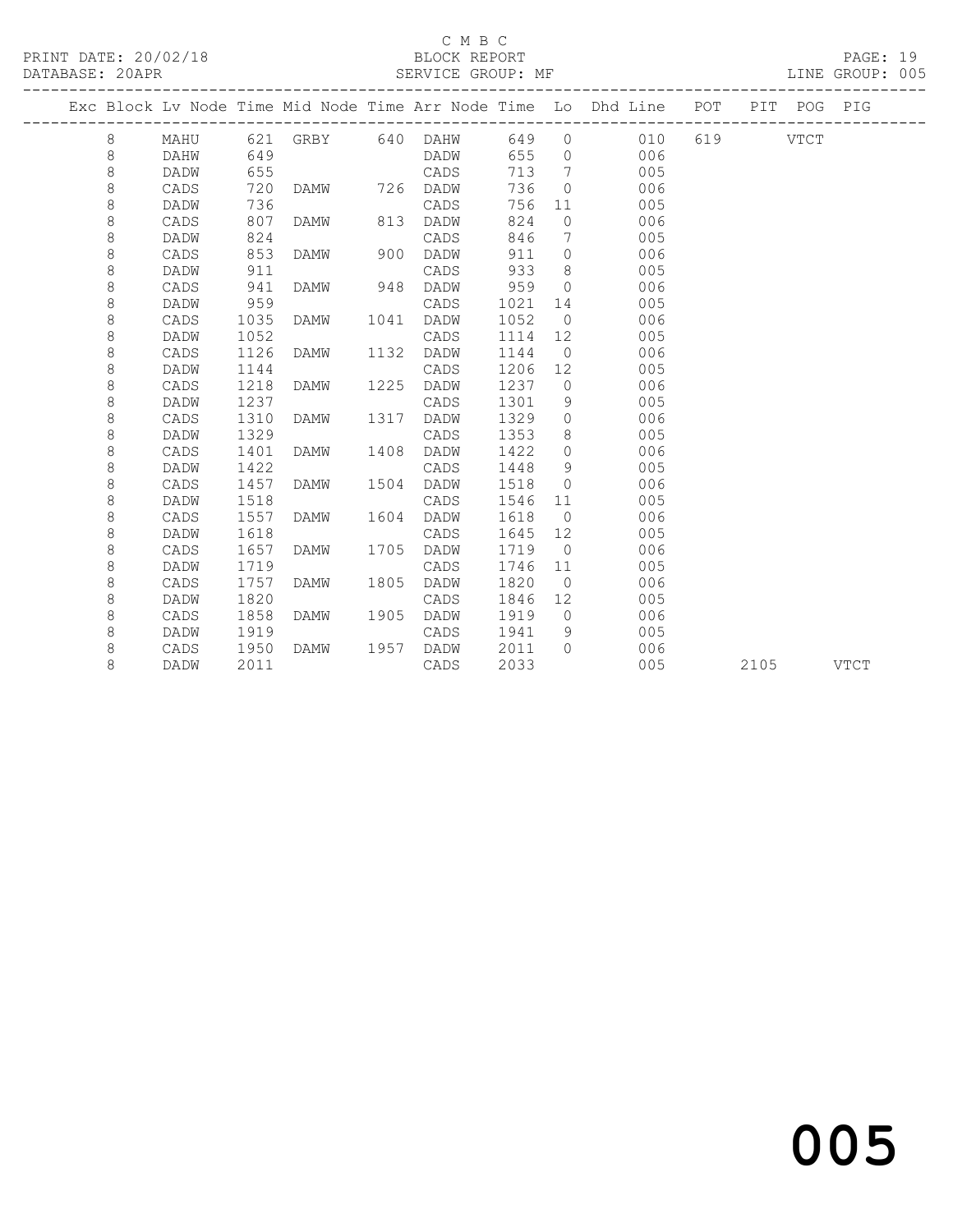C M B C

BLOCK REPORT

SERVICE GROUP: MF

PRINT DATE: 20/02/18

DATABASE: 20APR

LINE GROUP: 005

| Exc | Block | Lv Node | Time | Mid Node | Time | Arr Node | Time | Lo | Dhd Line | POT | PIT | POG | PIG |
|---|---|---|---|---|---|---|---|---|---|---|---|---|---|
| | 8 | MAHU | 621 | GRBY | 640 | DAHW | 649 | 0 | 010 | 619 | | VTCT | |
| | 8 | DAHW | 649 | | | DADW | 655 | 0 | 006 | | | | |
| | 8 | DADW | 655 | | | CADS | 713 | 7 | 005 | | | | |
| | 8 | CADS | 720 | DAMW | 726 | DADW | 736 | 0 | 006 | | | | |
| | 8 | DADW | 736 | | | CADS | 756 | 11 | 005 | | | | |
| | 8 | CADS | 807 | DAMW | 813 | DADW | 824 | 0 | 006 | | | | |
| | 8 | DADW | 824 | | | CADS | 846 | 7 | 005 | | | | |
| | 8 | CADS | 853 | DAMW | 900 | DADW | 911 | 0 | 006 | | | | |
| | 8 | DADW | 911 | | | CADS | 933 | 8 | 005 | | | | |
| | 8 | CADS | 941 | DAMW | 948 | DADW | 959 | 0 | 006 | | | | |
| | 8 | DADW | 959 | | | CADS | 1021 | 14 | 005 | | | | |
| | 8 | CADS | 1035 | DAMW | 1041 | DADW | 1052 | 0 | 006 | | | | |
| | 8 | DADW | 1052 | | | CADS | 1114 | 12 | 005 | | | | |
| | 8 | CADS | 1126 | DAMW | 1132 | DADW | 1144 | 0 | 006 | | | | |
| | 8 | DADW | 1144 | | | CADS | 1206 | 12 | 005 | | | | |
| | 8 | CADS | 1218 | DAMW | 1225 | DADW | 1237 | 0 | 006 | | | | |
| | 8 | DADW | 1237 | | | CADS | 1301 | 9 | 005 | | | | |
| | 8 | CADS | 1310 | DAMW | 1317 | DADW | 1329 | 0 | 006 | | | | |
| | 8 | DADW | 1329 | | | CADS | 1353 | 8 | 005 | | | | |
| | 8 | CADS | 1401 | DAMW | 1408 | DADW | 1422 | 0 | 006 | | | | |
| | 8 | DADW | 1422 | | | CADS | 1448 | 9 | 005 | | | | |
| | 8 | CADS | 1457 | DAMW | 1504 | DADW | 1518 | 0 | 006 | | | | |
| | 8 | DADW | 1518 | | | CADS | 1546 | 11 | 005 | | | | |
| | 8 | CADS | 1557 | DAMW | 1604 | DADW | 1618 | 0 | 006 | | | | |
| | 8 | DADW | 1618 | | | CADS | 1645 | 12 | 005 | | | | |
| | 8 | CADS | 1657 | DAMW | 1705 | DADW | 1719 | 0 | 006 | | | | |
| | 8 | DADW | 1719 | | | CADS | 1746 | 11 | 005 | | | | |
| | 8 | CADS | 1757 | DAMW | 1805 | DADW | 1820 | 0 | 006 | | | | |
| | 8 | DADW | 1820 | | | CADS | 1846 | 12 | 005 | | | | |
| | 8 | CADS | 1858 | DAMW | 1905 | DADW | 1919 | 0 | 006 | | | | |
| | 8 | DADW | 1919 | | | CADS | 1941 | 9 | 005 | | | | |
| | 8 | CADS | 1950 | DAMW | 1957 | DADW | 2011 | 0 | 006 | | | | |
| | 8 | DADW | 2011 | | | CADS | 2033 | | 005 | | 2105 | | VTCT |

005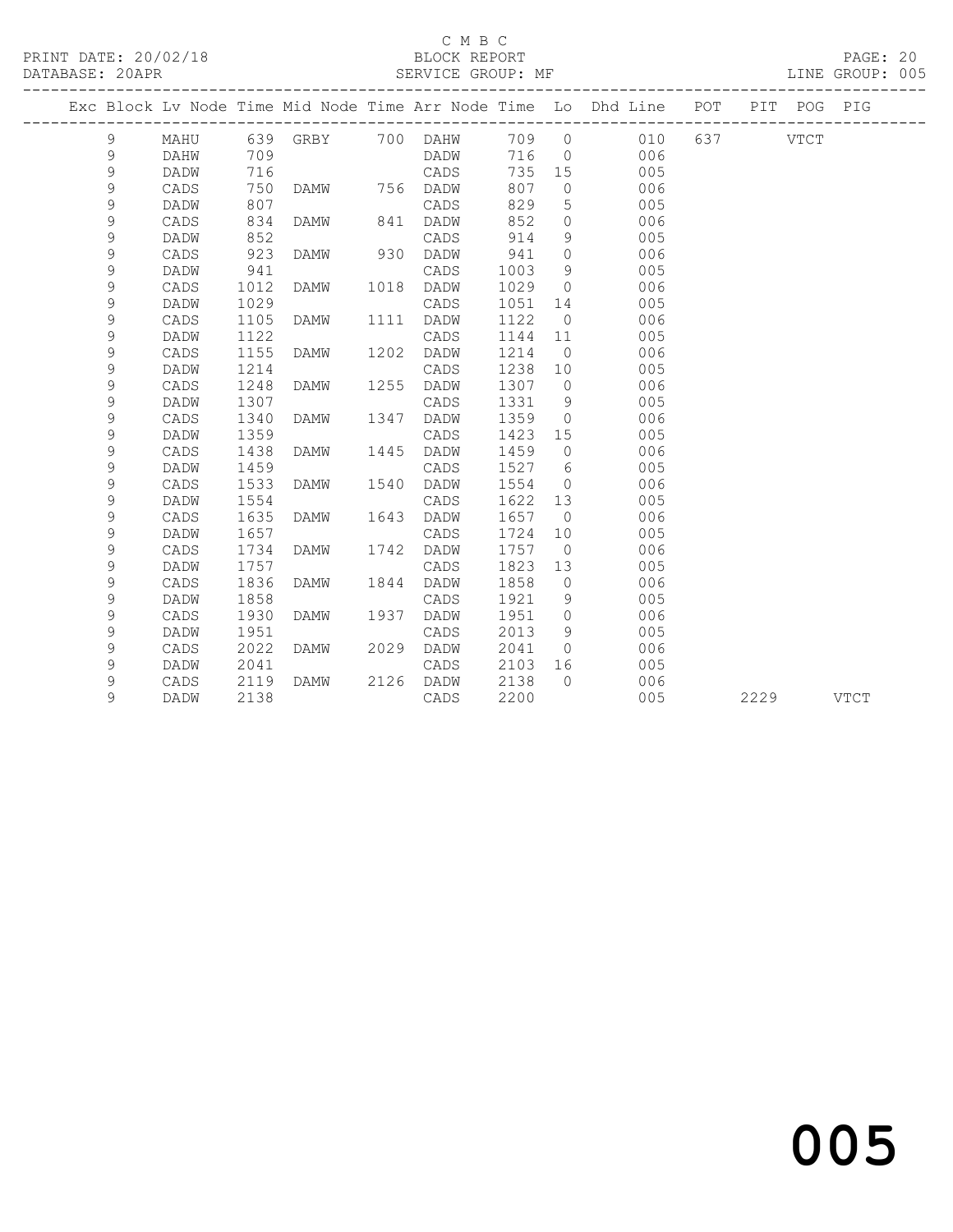C M B C
BLOCK REPORT
SERVICE GROUP: MF

PRINT DATE: 20/02/18
DATABASE: 20APR
LINE GROUP: 005

| Exc | Block | Lv Node | Time | Mid Node | Time | Arr Node | Time | Lo | Dhd Line | POT | PIT | POG | PIG |
|---|---|---|---|---|---|---|---|---|---|---|---|---|---|
| | 9 | MAHU | 639 | GRBY | 700 | DAHW | 709 | 0 | 010 | 637 | | VTCT | |
| | 9 | DAHW | 709 | | | DADW | 716 | 0 | 006 | | | | |
| | 9 | DADW | 716 | | | CADS | 735 | 15 | 005 | | | | |
| | 9 | CADS | 750 | DAMW | 756 | DADW | 807 | 0 | 006 | | | | |
| | 9 | DADW | 807 | | | CADS | 829 | 5 | 005 | | | | |
| | 9 | CADS | 834 | DAMW | 841 | DADW | 852 | 0 | 006 | | | | |
| | 9 | DADW | 852 | | | CADS | 914 | 9 | 005 | | | | |
| | 9 | CADS | 923 | DAMW | 930 | DADW | 941 | 0 | 006 | | | | |
| | 9 | DADW | 941 | | | CADS | 1003 | 9 | 005 | | | | |
| | 9 | CADS | 1012 | DAMW | 1018 | DADW | 1029 | 0 | 006 | | | | |
| | 9 | DADW | 1029 | | | CADS | 1051 | 14 | 005 | | | | |
| | 9 | CADS | 1105 | DAMW | 1111 | DADW | 1122 | 0 | 006 | | | | |
| | 9 | DADW | 1122 | | | CADS | 1144 | 11 | 005 | | | | |
| | 9 | CADS | 1155 | DAMW | 1202 | DADW | 1214 | 0 | 006 | | | | |
| | 9 | DADW | 1214 | | | CADS | 1238 | 10 | 005 | | | | |
| | 9 | CADS | 1248 | DAMW | 1255 | DADW | 1307 | 0 | 006 | | | | |
| | 9 | DADW | 1307 | | | CADS | 1331 | 9 | 005 | | | | |
| | 9 | CADS | 1340 | DAMW | 1347 | DADW | 1359 | 0 | 006 | | | | |
| | 9 | DADW | 1359 | | | CADS | 1423 | 15 | 005 | | | | |
| | 9 | CADS | 1438 | DAMW | 1445 | DADW | 1459 | 0 | 006 | | | | |
| | 9 | DADW | 1459 | | | CADS | 1527 | 6 | 005 | | | | |
| | 9 | CADS | 1533 | DAMW | 1540 | DADW | 1554 | 0 | 006 | | | | |
| | 9 | DADW | 1554 | | | CADS | 1622 | 13 | 005 | | | | |
| | 9 | CADS | 1635 | DAMW | 1643 | DADW | 1657 | 0 | 006 | | | | |
| | 9 | DADW | 1657 | | | CADS | 1724 | 10 | 005 | | | | |
| | 9 | CADS | 1734 | DAMW | 1742 | DADW | 1757 | 0 | 006 | | | | |
| | 9 | DADW | 1757 | | | CADS | 1823 | 13 | 005 | | | | |
| | 9 | CADS | 1836 | DAMW | 1844 | DADW | 1858 | 0 | 006 | | | | |
| | 9 | DADW | 1858 | | | CADS | 1921 | 9 | 005 | | | | |
| | 9 | CADS | 1930 | DAMW | 1937 | DADW | 1951 | 0 | 006 | | | | |
| | 9 | DADW | 1951 | | | CADS | 2013 | 9 | 005 | | | | |
| | 9 | CADS | 2022 | DAMW | 2029 | DADW | 2041 | 0 | 006 | | | | |
| | 9 | DADW | 2041 | | | CADS | 2103 | 16 | 005 | | | | |
| | 9 | CADS | 2119 | DAMW | 2126 | DADW | 2138 | 0 | 006 | | | | |
| | 9 | DADW | 2138 | | | CADS | 2200 | | 005 | | 2229 | | VTCT |

005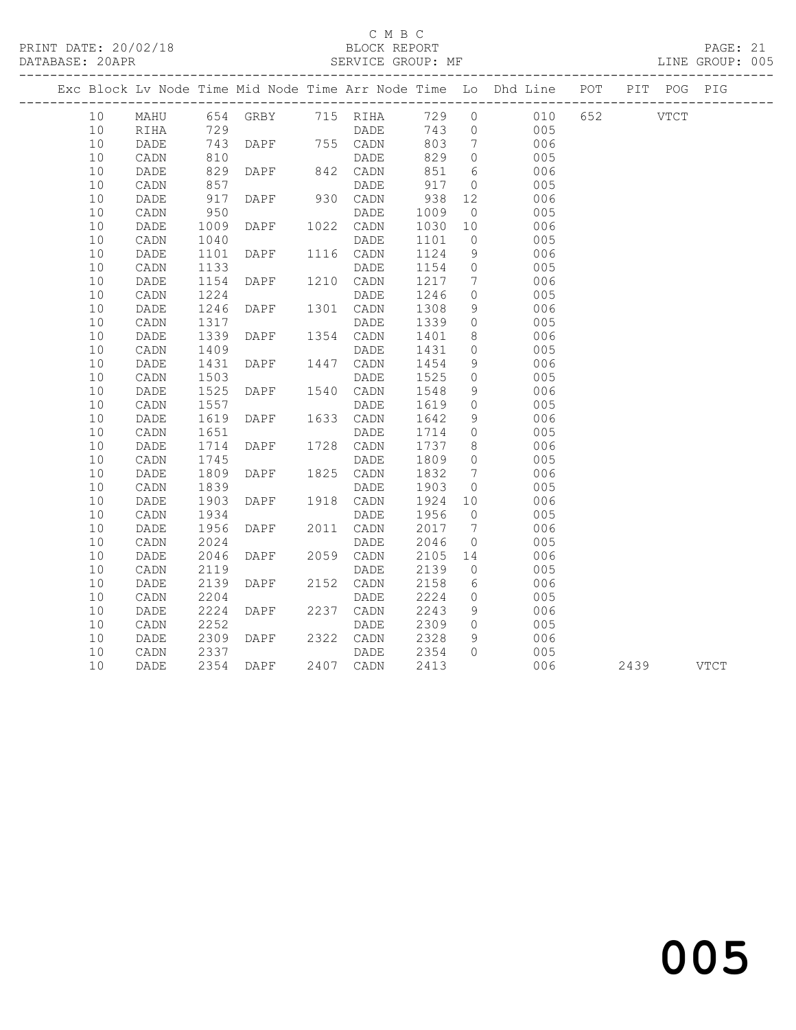C M B C
PRINT DATE: 20/02/18 BLOCK REPORT
DATABASE: 20APR SERVICE GROUP: MF LINE GROUP: 005

| Exc | Block | Lv | Node | Time | Mid Node | Time | Arr Node | Time | Lo | Dhd Line | POT | PIT | POG | PIG |
|---|---|---|---|---|---|---|---|---|---|---|---|---|---|---|
| | 10 | | MAHU | 654 | GRBY | 715 | RIHA | 729 | 0 | 010 | 652 | | VTCT | |
| | 10 | | RIHA | 729 | | | DADE | 743 | 0 | 005 | | | | |
| | 10 | | DADE | 743 | DAPF | 755 | CADN | 803 | 7 | 006 | | | | |
| | 10 | | CADN | 810 | | | DADE | 829 | 0 | 005 | | | | |
| | 10 | | DADE | 829 | DAPF | 842 | CADN | 851 | 6 | 006 | | | | |
| | 10 | | CADN | 857 | | | DADE | 917 | 0 | 005 | | | | |
| | 10 | | DADE | 917 | DAPF | 930 | CADN | 938 | 12 | 006 | | | | |
| | 10 | | CADN | 950 | | | DADE | 1009 | 0 | 005 | | | | |
| | 10 | | DADE | 1009 | DAPF | 1022 | CADN | 1030 | 10 | 006 | | | | |
| | 10 | | CADN | 1040 | | | DADE | 1101 | 0 | 005 | | | | |
| | 10 | | DADE | 1101 | DAPF | 1116 | CADN | 1124 | 9 | 006 | | | | |
| | 10 | | CADN | 1133 | | | DADE | 1154 | 0 | 005 | | | | |
| | 10 | | DADE | 1154 | DAPF | 1210 | CADN | 1217 | 7 | 006 | | | | |
| | 10 | | CADN | 1224 | | | DADE | 1246 | 0 | 005 | | | | |
| | 10 | | DADE | 1246 | DAPF | 1301 | CADN | 1308 | 9 | 006 | | | | |
| | 10 | | CADN | 1317 | | | DADE | 1339 | 0 | 005 | | | | |
| | 10 | | DADE | 1339 | DAPF | 1354 | CADN | 1401 | 8 | 006 | | | | |
| | 10 | | CADN | 1409 | | | DADE | 1431 | 0 | 005 | | | | |
| | 10 | | DADE | 1431 | DAPF | 1447 | CADN | 1454 | 9 | 006 | | | | |
| | 10 | | CADN | 1503 | | | DADE | 1525 | 0 | 005 | | | | |
| | 10 | | DADE | 1525 | DAPF | 1540 | CADN | 1548 | 9 | 006 | | | | |
| | 10 | | CADN | 1557 | | | DADE | 1619 | 0 | 005 | | | | |
| | 10 | | DADE | 1619 | DAPF | 1633 | CADN | 1642 | 9 | 006 | | | | |
| | 10 | | CADN | 1651 | | | DADE | 1714 | 0 | 005 | | | | |
| | 10 | | DADE | 1714 | DAPF | 1728 | CADN | 1737 | 8 | 006 | | | | |
| | 10 | | CADN | 1745 | | | DADE | 1809 | 0 | 005 | | | | |
| | 10 | | DADE | 1809 | DAPF | 1825 | CADN | 1832 | 7 | 006 | | | | |
| | 10 | | CADN | 1839 | | | DADE | 1903 | 0 | 005 | | | | |
| | 10 | | DADE | 1903 | DAPF | 1918 | CADN | 1924 | 10 | 006 | | | | |
| | 10 | | CADN | 1934 | | | DADE | 1956 | 0 | 005 | | | | |
| | 10 | | DADE | 1956 | DAPF | 2011 | CADN | 2017 | 7 | 006 | | | | |
| | 10 | | CADN | 2024 | | | DADE | 2046 | 0 | 005 | | | | |
| | 10 | | DADE | 2046 | DAPF | 2059 | CADN | 2105 | 14 | 006 | | | | |
| | 10 | | CADN | 2119 | | | DADE | 2139 | 0 | 005 | | | | |
| | 10 | | DADE | 2139 | DAPF | 2152 | CADN | 2158 | 6 | 006 | | | | |
| | 10 | | CADN | 2204 | | | DADE | 2224 | 0 | 005 | | | | |
| | 10 | | DADE | 2224 | DAPF | 2237 | CADN | 2243 | 9 | 006 | | | | |
| | 10 | | CADN | 2252 | | | DADE | 2309 | 0 | 005 | | | | |
| | 10 | | DADE | 2309 | DAPF | 2322 | CADN | 2328 | 9 | 006 | | | | |
| | 10 | | CADN | 2337 | | | DADE | 2354 | 0 | 005 | | | | |
| | 10 | | DADE | 2354 | DAPF | 2407 | CADN | 2413 | | 006 | | 2439 | | VTCT |

005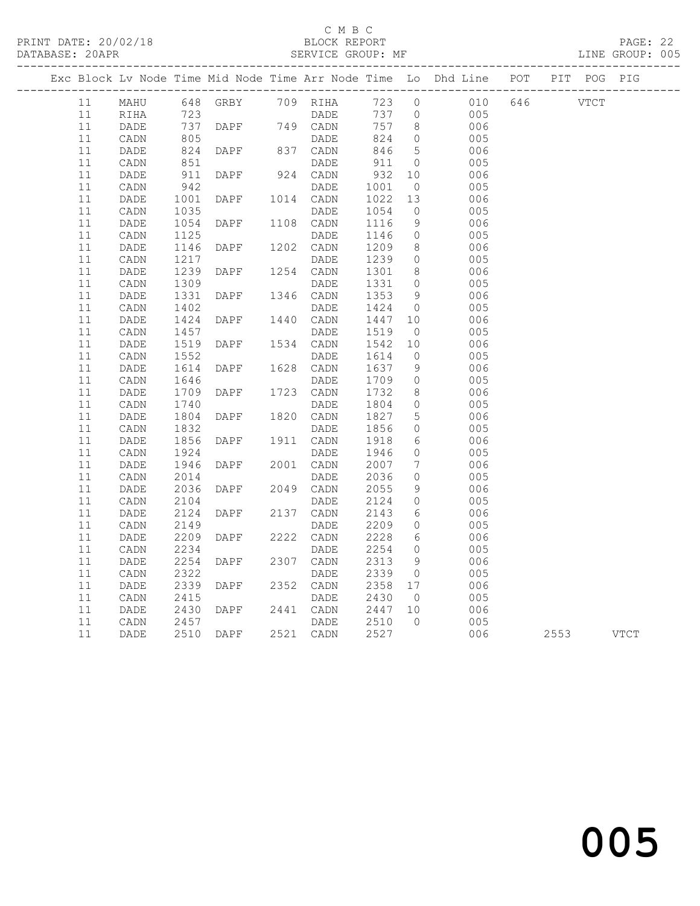C M B C

BLOCK REPORT

SERVICE GROUP: MF

PRINT DATE: 20/02/18

DATABASE: 20APR

LINE GROUP: 005

| Exc | Block | Lv | Node | Time | Mid Node | Time | Arr Node | Time | Lo | Dhd Line | POT | PIT | POG | PIG |
|---|---|---|---|---|---|---|---|---|---|---|---|---|---|---|
| | 11 | | MAHU | 648 | GRBY | 709 | RIHA | 723 | 0 | 010 | 646 | | VTCT | |
| | 11 | | RIHA | 723 | | | DADE | 737 | 0 | 005 | | | | |
| | 11 | | DADE | 737 | DAPF | 749 | CADN | 757 | 8 | 006 | | | | |
| | 11 | | CADN | 805 | | | DADE | 824 | 0 | 005 | | | | |
| | 11 | | DADE | 824 | DAPF | 837 | CADN | 846 | 5 | 006 | | | | |
| | 11 | | CADN | 851 | | | DADE | 911 | 0 | 005 | | | | |
| | 11 | | DADE | 911 | DAPF | 924 | CADN | 932 | 10 | 006 | | | | |
| | 11 | | CADN | 942 | | | DADE | 1001 | 0 | 005 | | | | |
| | 11 | | DADE | 1001 | DAPF | 1014 | CADN | 1022 | 13 | 006 | | | | |
| | 11 | | CADN | 1035 | | | DADE | 1054 | 0 | 005 | | | | |
| | 11 | | DADE | 1054 | DAPF | 1108 | CADN | 1116 | 9 | 006 | | | | |
| | 11 | | CADN | 1125 | | | DADE | 1146 | 0 | 005 | | | | |
| | 11 | | DADE | 1146 | DAPF | 1202 | CADN | 1209 | 8 | 006 | | | | |
| | 11 | | CADN | 1217 | | | DADE | 1239 | 0 | 005 | | | | |
| | 11 | | DADE | 1239 | DAPF | 1254 | CADN | 1301 | 8 | 006 | | | | |
| | 11 | | CADN | 1309 | | | DADE | 1331 | 0 | 005 | | | | |
| | 11 | | DADE | 1331 | DAPF | 1346 | CADN | 1353 | 9 | 006 | | | | |
| | 11 | | CADN | 1402 | | | DADE | 1424 | 0 | 005 | | | | |
| | 11 | | DADE | 1424 | DAPF | 1440 | CADN | 1447 | 10 | 006 | | | | |
| | 11 | | CADN | 1457 | | | DADE | 1519 | 0 | 005 | | | | |
| | 11 | | DADE | 1519 | DAPF | 1534 | CADN | 1542 | 10 | 006 | | | | |
| | 11 | | CADN | 1552 | | | DADE | 1614 | 0 | 005 | | | | |
| | 11 | | DADE | 1614 | DAPF | 1628 | CADN | 1637 | 9 | 006 | | | | |
| | 11 | | CADN | 1646 | | | DADE | 1709 | 0 | 005 | | | | |
| | 11 | | DADE | 1709 | DAPF | 1723 | CADN | 1732 | 8 | 006 | | | | |
| | 11 | | CADN | 1740 | | | DADE | 1804 | 0 | 005 | | | | |
| | 11 | | DADE | 1804 | DAPF | 1820 | CADN | 1827 | 5 | 006 | | | | |
| | 11 | | CADN | 1832 | | | DADE | 1856 | 0 | 005 | | | | |
| | 11 | | DADE | 1856 | DAPF | 1911 | CADN | 1918 | 6 | 006 | | | | |
| | 11 | | CADN | 1924 | | | DADE | 1946 | 0 | 005 | | | | |
| | 11 | | DADE | 1946 | DAPF | 2001 | CADN | 2007 | 7 | 006 | | | | |
| | 11 | | CADN | 2014 | | | DADE | 2036 | 0 | 005 | | | | |
| | 11 | | DADE | 2036 | DAPF | 2049 | CADN | 2055 | 9 | 006 | | | | |
| | 11 | | CADN | 2104 | | | DADE | 2124 | 0 | 005 | | | | |
| | 11 | | DADE | 2124 | DAPF | 2137 | CADN | 2143 | 6 | 006 | | | | |
| | 11 | | CADN | 2149 | | | DADE | 2209 | 0 | 005 | | | | |
| | 11 | | DADE | 2209 | DAPF | 2222 | CADN | 2228 | 6 | 006 | | | | |
| | 11 | | CADN | 2234 | | | DADE | 2254 | 0 | 005 | | | | |
| | 11 | | DADE | 2254 | DAPF | 2307 | CADN | 2313 | 9 | 006 | | | | |
| | 11 | | CADN | 2322 | | | DADE | 2339 | 0 | 005 | | | | |
| | 11 | | DADE | 2339 | DAPF | 2352 | CADN | 2358 | 17 | 006 | | | | |
| | 11 | | CADN | 2415 | | | DADE | 2430 | 0 | 005 | | | | |
| | 11 | | DADE | 2430 | DAPF | 2441 | CADN | 2447 | 10 | 006 | | | | |
| | 11 | | CADN | 2457 | | | DADE | 2510 | 0 | 005 | | | | |
| | 11 | | DADE | 2510 | DAPF | 2521 | CADN | 2527 | | 006 | | 2553 | | VTCT |

005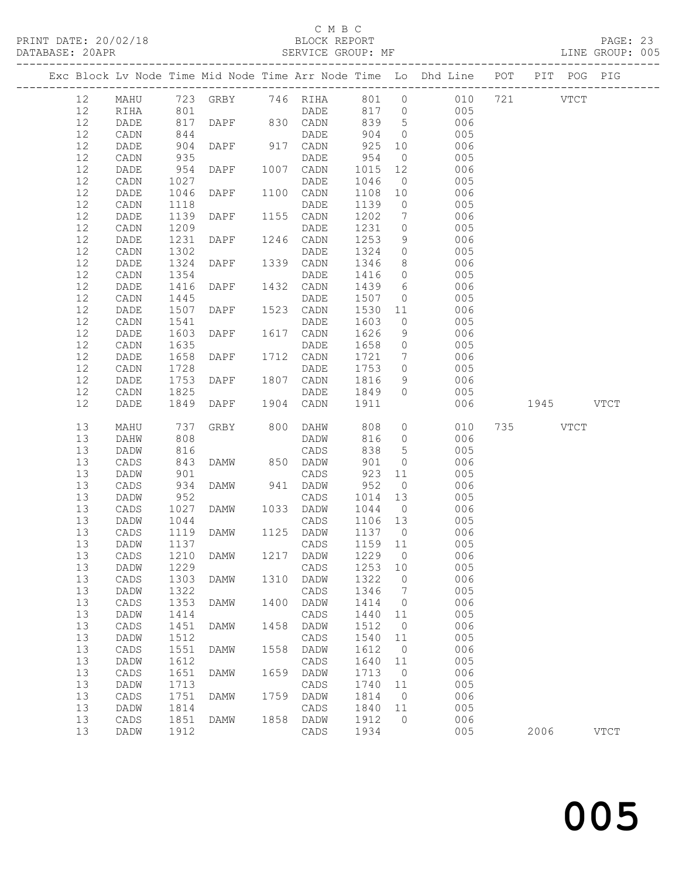C M B C

PRINT DATE: 20/02/18 BLOCK REPORT

DATABASE: 20APR SERVICE GROUP: MF LINE GROUP: 005

| Exc | Block | Lv | Node | Time | Mid Node | Time | Arr Node | Time | Lo | Dhd Line | POT | PIT | POG | PIG |
|---|---|---|---|---|---|---|---|---|---|---|---|---|---|---|
| | 12 | | MAHU | 723 | GRBY | 746 | RIHA | 801 | 0 | 010 | 721 | | VTCT | |
| | 12 | | RIHA | 801 | | | DADE | 817 | 0 | 005 | | | | |
| | 12 | | DADE | 817 | DAPF | 830 | CADN | 839 | 5 | 006 | | | | |
| | 12 | | CADN | 844 | | | DADE | 904 | 0 | 005 | | | | |
| | 12 | | DADE | 904 | DAPF | 917 | CADN | 925 | 10 | 006 | | | | |
| | 12 | | CADN | 935 | | | DADE | 954 | 0 | 005 | | | | |
| | 12 | | DADE | 954 | DAPF | 1007 | CADN | 1015 | 12 | 006 | | | | |
| | 12 | | CADN | 1027 | | | DADE | 1046 | 0 | 005 | | | | |
| | 12 | | DADE | 1046 | DAPF | 1100 | CADN | 1108 | 10 | 006 | | | | |
| | 12 | | CADN | 1118 | | | DADE | 1139 | 0 | 005 | | | | |
| | 12 | | DADE | 1139 | DAPF | 1155 | CADN | 1202 | 7 | 006 | | | | |
| | 12 | | CADN | 1209 | | | DADE | 1231 | 0 | 005 | | | | |
| | 12 | | DADE | 1231 | DAPF | 1246 | CADN | 1253 | 9 | 006 | | | | |
| | 12 | | CADN | 1302 | | | DADE | 1324 | 0 | 005 | | | | |
| | 12 | | DADE | 1324 | DAPF | 1339 | CADN | 1346 | 8 | 006 | | | | |
| | 12 | | CADN | 1354 | | | DADE | 1416 | 0 | 005 | | | | |
| | 12 | | DADE | 1416 | DAPF | 1432 | CADN | 1439 | 6 | 006 | | | | |
| | 12 | | CADN | 1445 | | | DADE | 1507 | 0 | 005 | | | | |
| | 12 | | DADE | 1507 | DAPF | 1523 | CADN | 1530 | 11 | 006 | | | | |
| | 12 | | CADN | 1541 | | | DADE | 1603 | 0 | 005 | | | | |
| | 12 | | DADE | 1603 | DAPF | 1617 | CADN | 1626 | 9 | 006 | | | | |
| | 12 | | CADN | 1635 | | | DADE | 1658 | 0 | 005 | | | | |
| | 12 | | DADE | 1658 | DAPF | 1712 | CADN | 1721 | 7 | 006 | | | | |
| | 12 | | CADN | 1728 | | | DADE | 1753 | 0 | 005 | | | | |
| | 12 | | DADE | 1753 | DAPF | 1807 | CADN | 1816 | 9 | 006 | | | | |
| | 12 | | CADN | 1825 | | | DADE | 1849 | 0 | 005 | | | | |
| | 12 | | DADE | 1849 | DAPF | 1904 | CADN | 1911 | | 006 | | 1945 | | VTCT |
| | 13 | | MAHU | 737 | GRBY | 800 | DAHW | 808 | 0 | 010 | 735 | | VTCT | |
| | 13 | | DAHW | 808 | | | DADW | 816 | 0 | 006 | | | | |
| | 13 | | DADW | 816 | | | CADS | 838 | 5 | 005 | | | | |
| | 13 | | CADS | 843 | DAMW | 850 | DADW | 901 | 0 | 006 | | | | |
| | 13 | | DADW | 901 | | | CADS | 923 | 11 | 005 | | | | |
| | 13 | | CADS | 934 | DAMW | 941 | DADW | 952 | 0 | 006 | | | | |
| | 13 | | DADW | 952 | | | CADS | 1014 | 13 | 005 | | | | |
| | 13 | | CADS | 1027 | DAMW | 1033 | DADW | 1044 | 0 | 006 | | | | |
| | 13 | | DADW | 1044 | | | CADS | 1106 | 13 | 005 | | | | |
| | 13 | | CADS | 1119 | DAMW | 1125 | DADW | 1137 | 0 | 006 | | | | |
| | 13 | | DADW | 1137 | | | CADS | 1159 | 11 | 005 | | | | |
| | 13 | | CADS | 1210 | DAMW | 1217 | DADW | 1229 | 0 | 006 | | | | |
| | 13 | | DADW | 1229 | | | CADS | 1253 | 10 | 005 | | | | |
| | 13 | | CADS | 1303 | DAMW | 1310 | DADW | 1322 | 0 | 006 | | | | |
| | 13 | | DADW | 1322 | | | CADS | 1346 | 7 | 005 | | | | |
| | 13 | | CADS | 1353 | DAMW | 1400 | DADW | 1414 | 0 | 006 | | | | |
| | 13 | | DADW | 1414 | | | CADS | 1440 | 11 | 005 | | | | |
| | 13 | | CADS | 1451 | DAMW | 1458 | DADW | 1512 | 0 | 006 | | | | |
| | 13 | | DADW | 1512 | | | CADS | 1540 | 11 | 005 | | | | |
| | 13 | | CADS | 1551 | DAMW | 1558 | DADW | 1612 | 0 | 006 | | | | |
| | 13 | | DADW | 1612 | | | CADS | 1640 | 11 | 005 | | | | |
| | 13 | | CADS | 1651 | DAMW | 1659 | DADW | 1713 | 0 | 006 | | | | |
| | 13 | | DADW | 1713 | | | CADS | 1740 | 11 | 005 | | | | |
| | 13 | | CADS | 1751 | DAMW | 1759 | DADW | 1814 | 0 | 006 | | | | |
| | 13 | | DADW | 1814 | | | CADS | 1840 | 11 | 005 | | | | |
| | 13 | | CADS | 1851 | DAMW | 1858 | DADW | 1912 | 0 | 006 | | | | |
| | 13 | | DADW | 1912 | | | CADS | 1934 | | 005 | | 2006 | | VTCT |

005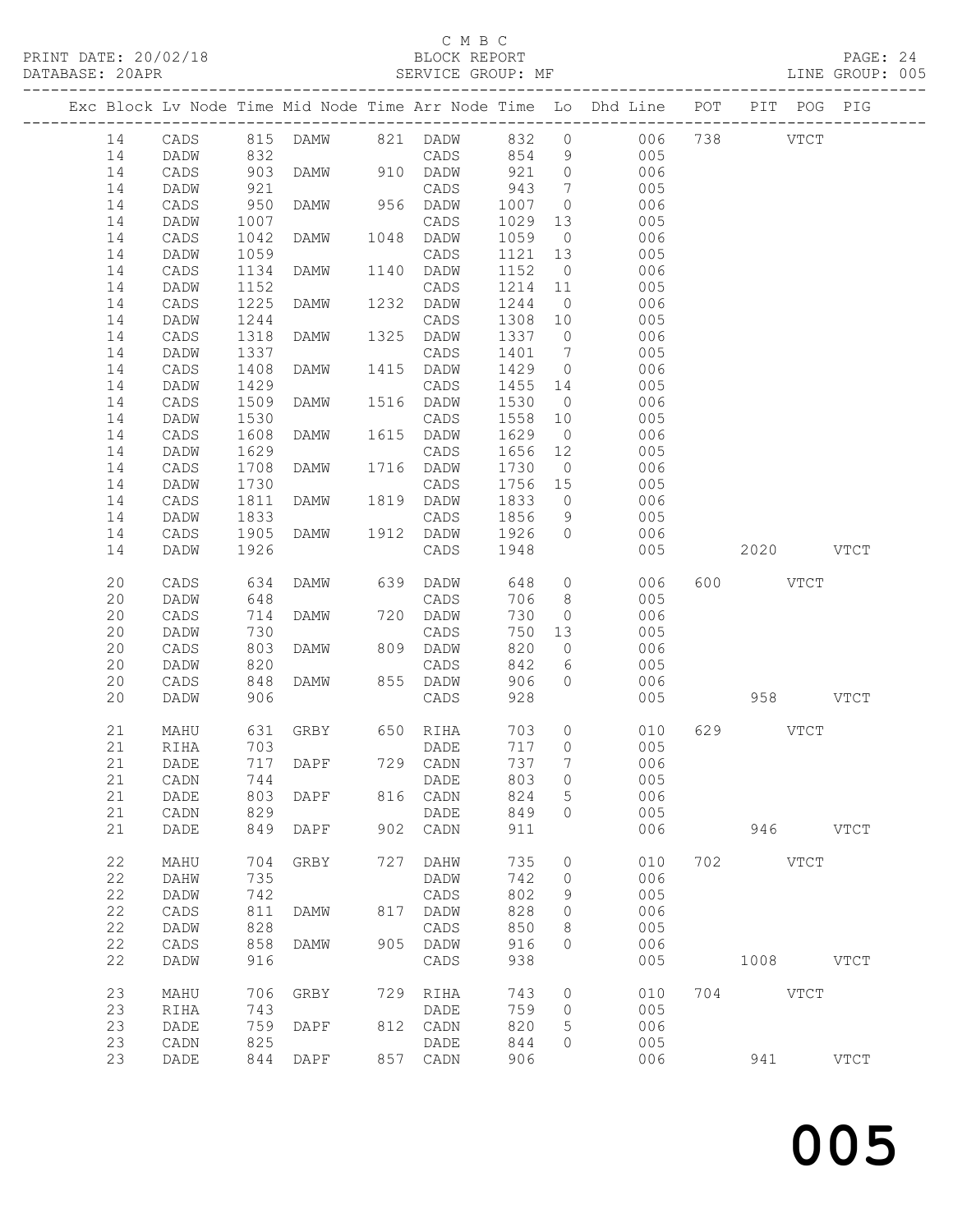C M B C
PRINT DATE: 20/02/18 BLOCK REPORT
DATABASE: 20APR SERVICE GROUP: MF LINE GROUP: 005

| Exc | Block | Lv | Node | Time | Mid Node | Time | Arr Node | Time | Lo | Dhd Line | POT | PIT | POG | PIG |
|---|---|---|---|---|---|---|---|---|---|---|---|---|---|---|
| | 14 | | CADS | 815 | DAMW | 821 | DADW | 832 | 0 | 006 | 738 | | VTCT | |
| | 14 | | DADW | 832 | | | CADS | 854 | 9 | 005 | | | | |
| | 14 | | CADS | 903 | DAMW | 910 | DADW | 921 | 0 | 006 | | | | |
| | 14 | | DADW | 921 | | | CADS | 943 | 7 | 005 | | | | |
| | 14 | | CADS | 950 | DAMW | 956 | DADW | 1007 | 0 | 006 | | | | |
| | 14 | | DADW | 1007 | | | CADS | 1029 | 13 | 005 | | | | |
| | 14 | | CADS | 1042 | DAMW | 1048 | DADW | 1059 | 0 | 006 | | | | |
| | 14 | | DADW | 1059 | | | CADS | 1121 | 13 | 005 | | | | |
| | 14 | | CADS | 1134 | DAMW | 1140 | DADW | 1152 | 0 | 006 | | | | |
| | 14 | | DADW | 1152 | | | CADS | 1214 | 11 | 005 | | | | |
| | 14 | | CADS | 1225 | DAMW | 1232 | DADW | 1244 | 0 | 006 | | | | |
| | 14 | | DADW | 1244 | | | CADS | 1308 | 10 | 005 | | | | |
| | 14 | | CADS | 1318 | DAMW | 1325 | DADW | 1337 | 0 | 006 | | | | |
| | 14 | | DADW | 1337 | | | CADS | 1401 | 7 | 005 | | | | |
| | 14 | | CADS | 1408 | DAMW | 1415 | DADW | 1429 | 0 | 006 | | | | |
| | 14 | | DADW | 1429 | | | CADS | 1455 | 14 | 005 | | | | |
| | 14 | | CADS | 1509 | DAMW | 1516 | DADW | 1530 | 0 | 006 | | | | |
| | 14 | | DADW | 1530 | | | CADS | 1558 | 10 | 005 | | | | |
| | 14 | | CADS | 1608 | DAMW | 1615 | DADW | 1629 | 0 | 006 | | | | |
| | 14 | | DADW | 1629 | | | CADS | 1656 | 12 | 005 | | | | |
| | 14 | | CADS | 1708 | DAMW | 1716 | DADW | 1730 | 0 | 006 | | | | |
| | 14 | | DADW | 1730 | | | CADS | 1756 | 15 | 005 | | | | |
| | 14 | | CADS | 1811 | DAMW | 1819 | DADW | 1833 | 0 | 006 | | | | |
| | 14 | | DADW | 1833 | | | CADS | 1856 | 9 | 005 | | | | |
| | 14 | | CADS | 1905 | DAMW | 1912 | DADW | 1926 | 0 | 006 | | | | |
| | 14 | | DADW | 1926 | | | CADS | 1948 | | 005 | | 2020 | | VTCT |
| | 20 | | CADS | 634 | DAMW | 639 | DADW | 648 | 0 | 006 | 600 | | VTCT | |
| | 20 | | DADW | 648 | | | CADS | 706 | 8 | 005 | | | | |
| | 20 | | CADS | 714 | DAMW | 720 | DADW | 730 | 0 | 006 | | | | |
| | 20 | | DADW | 730 | | | CADS | 750 | 13 | 005 | | | | |
| | 20 | | CADS | 803 | DAMW | 809 | DADW | 820 | 0 | 006 | | | | |
| | 20 | | DADW | 820 | | | CADS | 842 | 6 | 005 | | | | |
| | 20 | | CADS | 848 | DAMW | 855 | DADW | 906 | 0 | 006 | | | | |
| | 20 | | DADW | 906 | | | CADS | 928 | | 005 | | 958 | | VTCT |
| | 21 | | MAHU | 631 | GRBY | 650 | RIHA | 703 | 0 | 010 | 629 | | VTCT | |
| | 21 | | RIHA | 703 | | | DADE | 717 | 0 | 005 | | | | |
| | 21 | | DADE | 717 | DAPF | 729 | CADN | 737 | 7 | 006 | | | | |
| | 21 | | CADN | 744 | | | DADE | 803 | 0 | 005 | | | | |
| | 21 | | DADE | 803 | DAPF | 816 | CADN | 824 | 5 | 006 | | | | |
| | 21 | | CADN | 829 | | | DADE | 849 | 0 | 005 | | | | |
| | 21 | | DADE | 849 | DAPF | 902 | CADN | 911 | | 006 | | 946 | | VTCT |
| | 22 | | MAHU | 704 | GRBY | 727 | DAHW | 735 | 0 | 010 | 702 | | VTCT | |
| | 22 | | DAHW | 735 | | | DADW | 742 | 0 | 006 | | | | |
| | 22 | | DADW | 742 | | | CADS | 802 | 9 | 005 | | | | |
| | 22 | | CADS | 811 | DAMW | 817 | DADW | 828 | 0 | 006 | | | | |
| | 22 | | DADW | 828 | | | CADS | 850 | 8 | 005 | | | | |
| | 22 | | CADS | 858 | DAMW | 905 | DADW | 916 | 0 | 006 | | | | |
| | 22 | | DADW | 916 | | | CADS | 938 | | 005 | | 1008 | | VTCT |
| | 23 | | MAHU | 706 | GRBY | 729 | RIHA | 743 | 0 | 010 | 704 | | VTCT | |
| | 23 | | RIHA | 743 | | | DADE | 759 | 0 | 005 | | | | |
| | 23 | | DADE | 759 | DAPF | 812 | CADN | 820 | 5 | 006 | | | | |
| | 23 | | CADN | 825 | | | DADE | 844 | 0 | 005 | | | | |
| | 23 | | DADE | 844 | DAPF | 857 | CADN | 906 | | 006 | | 941 | | VTCT |

005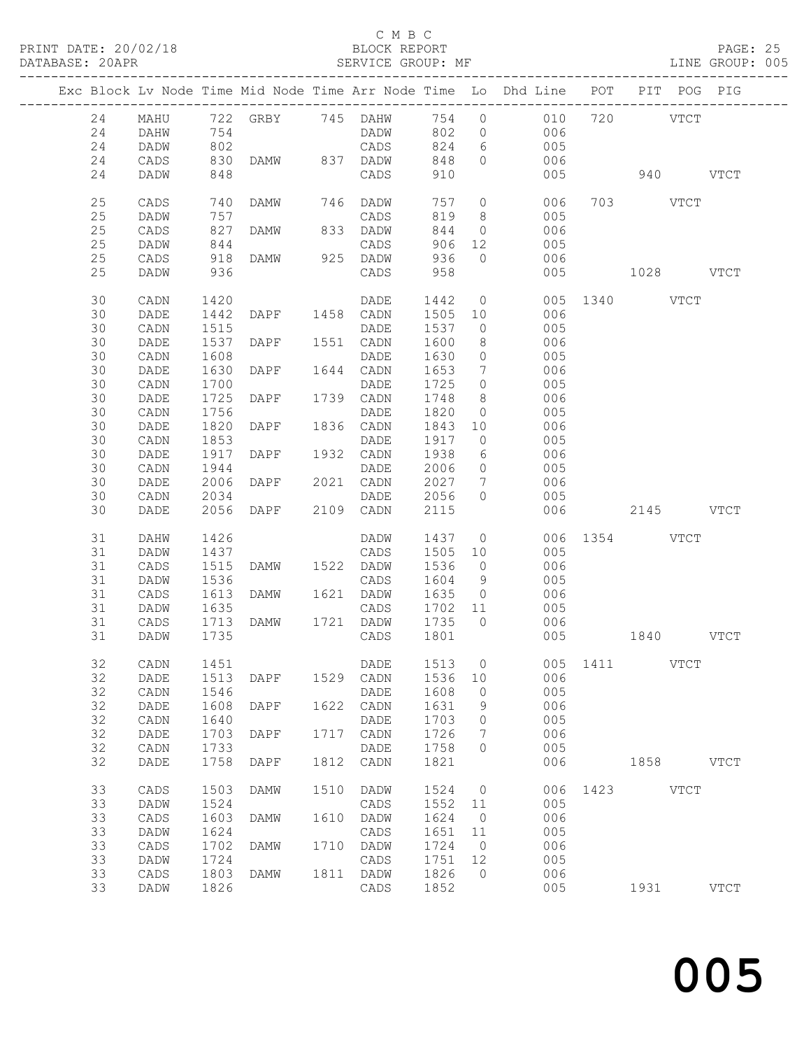C M B C
PRINT DATE: 20/02/18 BLOCK REPORT
DATABASE: 20APR SERVICE GROUP: MF LINE GROUP: 005

| Exc | Block | Lv | Node | Time | Mid Node | Time | Arr Node | Time | Lo | Dhd Line | POT | PIT | POG | PIG |
|---|---|---|---|---|---|---|---|---|---|---|---|---|---|---|
| | 24 | | MAHU | 722 | GRBY | 745 | DAHW | 754 | 0 | 010 | 720 | | VTCT | |
| | 24 | | DAHW | 754 | | | DADW | 802 | 0 | 006 | | | | |
| | 24 | | DADW | 802 | | | CADS | 824 | 6 | 005 | | | | |
| | 24 | | CADS | 830 | DAMW | 837 | DADW | 848 | 0 | 006 | | | | |
| | 24 | | DADW | 848 | | | CADS | 910 | | 005 | | 940 | | VTCT |
| | 25 | | CADS | 740 | DAMW | 746 | DADW | 757 | 0 | 006 | 703 | | VTCT | |
| | 25 | | DADW | 757 | | | CADS | 819 | 8 | 005 | | | | |
| | 25 | | CADS | 827 | DAMW | 833 | DADW | 844 | 0 | 006 | | | | |
| | 25 | | DADW | 844 | | | CADS | 906 | 12 | 005 | | | | |
| | 25 | | CADS | 918 | DAMW | 925 | DADW | 936 | 0 | 006 | | | | |
| | 25 | | DADW | 936 | | | CADS | 958 | | 005 | | 1028 | | VTCT |
| | 30 | | CADN | 1420 | | | DADE | 1442 | 0 | 005 | 1340 | | VTCT | |
| | 30 | | DADE | 1442 | DAPF | 1458 | CADN | 1505 | 10 | 006 | | | | |
| | 30 | | CADN | 1515 | | | DADE | 1537 | 0 | 005 | | | | |
| | 30 | | DADE | 1537 | DAPF | 1551 | CADN | 1600 | 8 | 006 | | | | |
| | 30 | | CADN | 1608 | | | DADE | 1630 | 0 | 005 | | | | |
| | 30 | | DADE | 1630 | DAPF | 1644 | CADN | 1653 | 7 | 006 | | | | |
| | 30 | | CADN | 1700 | | | DADE | 1725 | 0 | 005 | | | | |
| | 30 | | DADE | 1725 | DAPF | 1739 | CADN | 1748 | 8 | 006 | | | | |
| | 30 | | CADN | 1756 | | | DADE | 1820 | 0 | 005 | | | | |
| | 30 | | DADE | 1820 | DAPF | 1836 | CADN | 1843 | 10 | 006 | | | | |
| | 30 | | CADN | 1853 | | | DADE | 1917 | 0 | 005 | | | | |
| | 30 | | DADE | 1917 | DAPF | 1932 | CADN | 1938 | 6 | 006 | | | | |
| | 30 | | CADN | 1944 | | | DADE | 2006 | 0 | 005 | | | | |
| | 30 | | DADE | 2006 | DAPF | 2021 | CADN | 2027 | 7 | 006 | | | | |
| | 30 | | CADN | 2034 | | | DADE | 2056 | 0 | 005 | | | | |
| | 30 | | DADE | 2056 | DAPF | 2109 | CADN | 2115 | | 006 | | 2145 | | VTCT |
| | 31 | | DAHW | 1426 | | | DADW | 1437 | 0 | 006 | 1354 | | VTCT | |
| | 31 | | DADW | 1437 | | | CADS | 1505 | 10 | 005 | | | | |
| | 31 | | CADS | 1515 | DAMW | 1522 | DADW | 1536 | 0 | 006 | | | | |
| | 31 | | DADW | 1536 | | | CADS | 1604 | 9 | 005 | | | | |
| | 31 | | CADS | 1613 | DAMW | 1621 | DADW | 1635 | 0 | 006 | | | | |
| | 31 | | DADW | 1635 | | | CADS | 1702 | 11 | 005 | | | | |
| | 31 | | CADS | 1713 | DAMW | 1721 | DADW | 1735 | 0 | 006 | | | | |
| | 31 | | DADW | 1735 | | | CADS | 1801 | | 005 | | 1840 | | VTCT |
| | 32 | | CADN | 1451 | | | DADE | 1513 | 0 | 005 | 1411 | | VTCT | |
| | 32 | | DADE | 1513 | DAPF | 1529 | CADN | 1536 | 10 | 006 | | | | |
| | 32 | | CADN | 1546 | | | DADE | 1608 | 0 | 005 | | | | |
| | 32 | | DADE | 1608 | DAPF | 1622 | CADN | 1631 | 9 | 006 | | | | |
| | 32 | | CADN | 1640 | | | DADE | 1703 | 0 | 005 | | | | |
| | 32 | | DADE | 1703 | DAPF | 1717 | CADN | 1726 | 7 | 006 | | | | |
| | 32 | | CADN | 1733 | | | DADE | 1758 | 0 | 005 | | | | |
| | 32 | | DADE | 1758 | DAPF | 1812 | CADN | 1821 | | 006 | | 1858 | | VTCT |
| | 33 | | CADS | 1503 | DAMW | 1510 | DADW | 1524 | 0 | 006 | 1423 | | VTCT | |
| | 33 | | DADW | 1524 | | | CADS | 1552 | 11 | 005 | | | | |
| | 33 | | CADS | 1603 | DAMW | 1610 | DADW | 1624 | 0 | 006 | | | | |
| | 33 | | DADW | 1624 | | | CADS | 1651 | 11 | 005 | | | | |
| | 33 | | CADS | 1702 | DAMW | 1710 | DADW | 1724 | 0 | 006 | | | | |
| | 33 | | DADW | 1724 | | | CADS | 1751 | 12 | 005 | | | | |
| | 33 | | CADS | 1803 | DAMW | 1811 | DADW | 1826 | 0 | 006 | | | | |
| | 33 | | DADW | 1826 | | | CADS | 1852 | | 005 | | 1931 | | VTCT |

005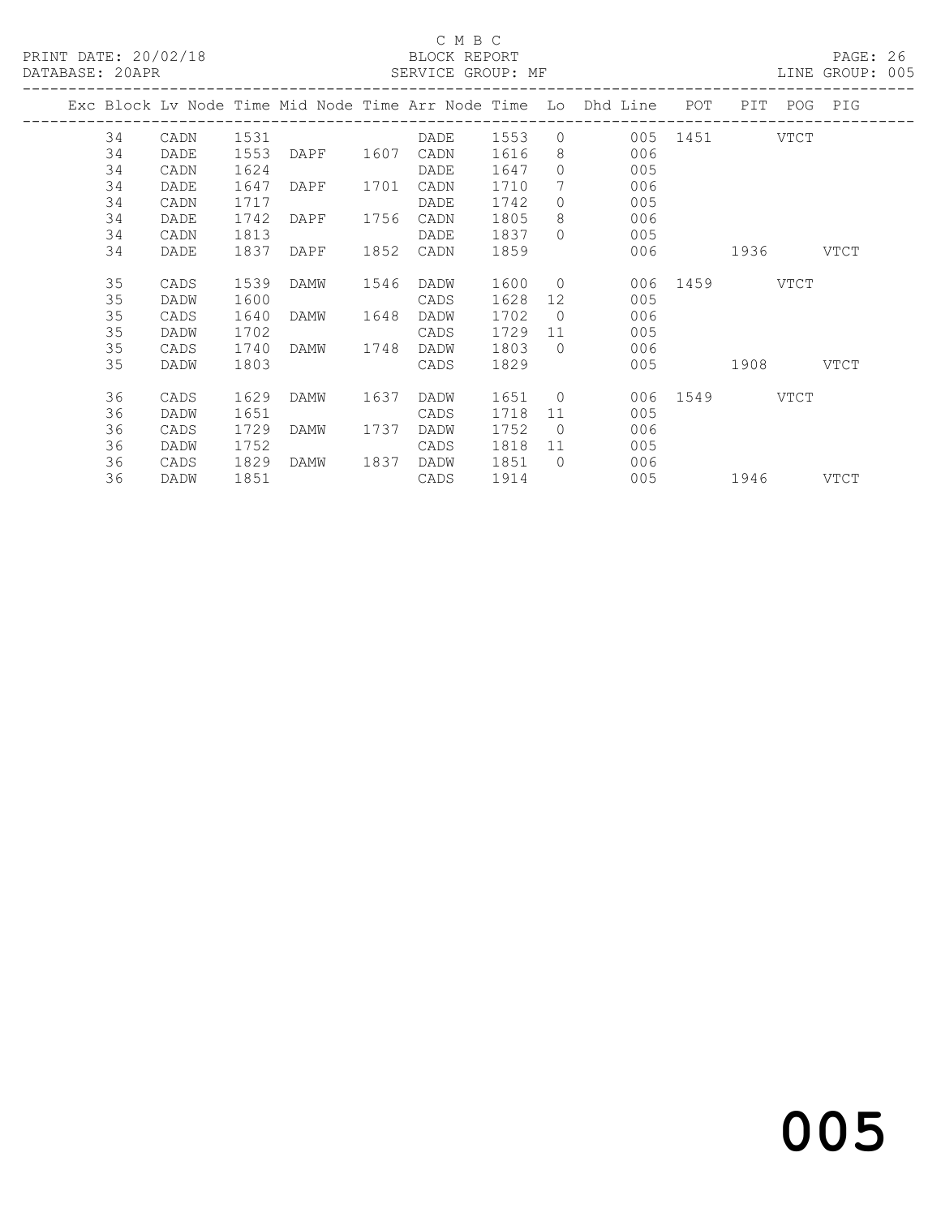C M B C
BLOCK REPORT
SERVICE GROUP: MF

PRINT DATE: 20/02/18
DATABASE: 20APR
LINE GROUP: 005

| Exc | Block | Lv Node | Time | Mid Node | Time | Arr Node | Time | Lo | Dhd Line | POT | PIT | POG | PIG |
|---|---|---|---|---|---|---|---|---|---|---|---|---|---|
| | 34 | CADN | 1531 | | | DADE | 1553 | 0 | 005 | 1451 | | VTCT | |
| | 34 | DADE | 1553 | DAPF | 1607 | CADN | 1616 | 8 | 006 | | | | |
| | 34 | CADN | 1624 | | | DADE | 1647 | 0 | 005 | | | | |
| | 34 | DADE | 1647 | DAPF | 1701 | CADN | 1710 | 7 | 006 | | | | |
| | 34 | CADN | 1717 | | | DADE | 1742 | 0 | 005 | | | | |
| | 34 | DADE | 1742 | DAPF | 1756 | CADN | 1805 | 8 | 006 | | | | |
| | 34 | CADN | 1813 | | | DADE | 1837 | 0 | 005 | | | | |
| | 34 | DADE | 1837 | DAPF | 1852 | CADN | 1859 | | 006 | | 1936 | | VTCT |
| | 35 | CADS | 1539 | DAMW | 1546 | DADW | 1600 | 0 | 006 | 1459 | | VTCT | |
| | 35 | DADW | 1600 | | | CADS | 1628 | 12 | 005 | | | | |
| | 35 | CADS | 1640 | DAMW | 1648 | DADW | 1702 | 0 | 006 | | | | |
| | 35 | DADW | 1702 | | | CADS | 1729 | 11 | 005 | | | | |
| | 35 | CADS | 1740 | DAMW | 1748 | DADW | 1803 | 0 | 006 | | | | |
| | 35 | DADW | 1803 | | | CADS | 1829 | | 005 | | 1908 | | VTCT |
| | 36 | CADS | 1629 | DAMW | 1637 | DADW | 1651 | 0 | 006 | 1549 | | VTCT | |
| | 36 | DADW | 1651 | | | CADS | 1718 | 11 | 005 | | | | |
| | 36 | CADS | 1729 | DAMW | 1737 | DADW | 1752 | 0 | 006 | | | | |
| | 36 | DADW | 1752 | | | CADS | 1818 | 11 | 005 | | | | |
| | 36 | CADS | 1829 | DAMW | 1837 | DADW | 1851 | 0 | 006 | | | | |
| | 36 | DADW | 1851 | | | CADS | 1914 | | 005 | | 1946 | | VTCT |

005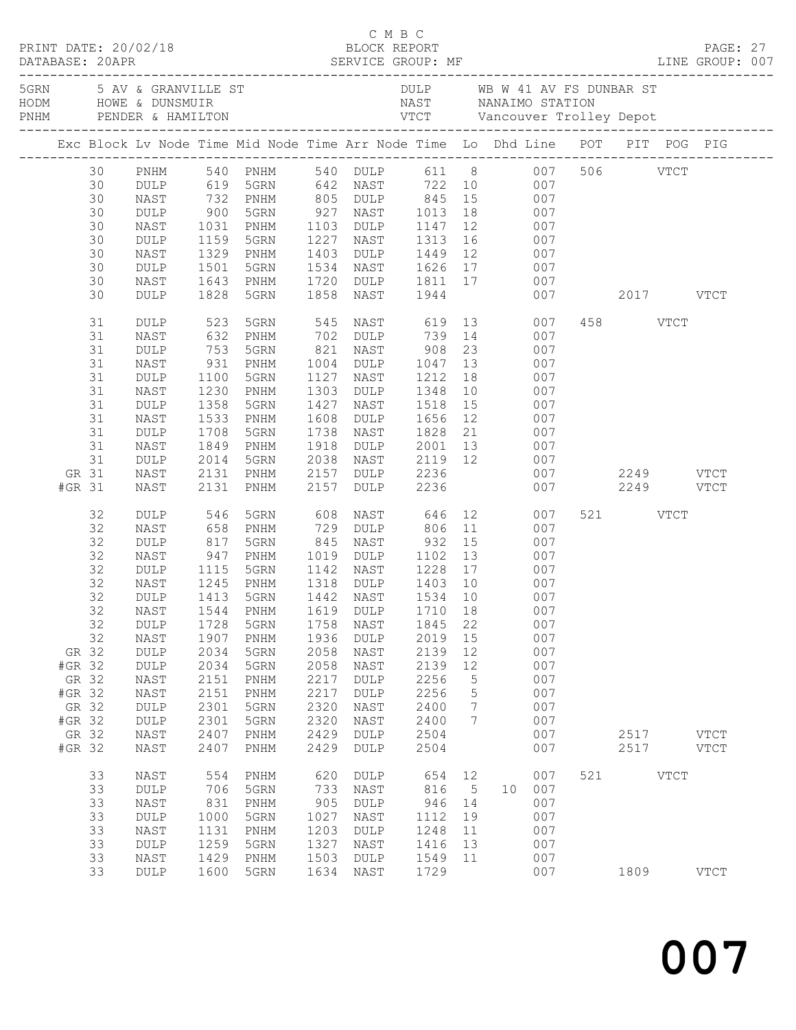C M B C
PRINT DATE: 20/02/18 BLOCK REPORT
DATABASE: 20APR SERVICE GROUP: MF LINE GROUP: 007

| | | | |
|---|---|---|---|
| 5GRN | 5 AV & GRANVILLE ST | DULP | WB W 41 AV FS DUNBAR ST |
| HODM | HOWE & DUNSMUIR | NAST | NANAIMO STATION |
| PNHM | PENDER & HAMILTON | VTCT | Vancouver Trolley Depot |

| Exc | Block | Lv Node | Time | Mid Node | Time | Arr Node | Time | Lo | Dhd | Line | POT | PIT | POG | PIG |
|---|---|---|---|---|---|---|---|---|---|---|---|---|---|---|
| | 30 | PNHM | 540 | PNHM | 540 | DULP | 611 | 8 | | 007 | 506 | | VTCT | |
| | 30 | DULP | 619 | 5GRN | 642 | NAST | 722 | 10 | | 007 | | | | |
| | 30 | NAST | 732 | PNHM | 805 | DULP | 845 | 15 | | 007 | | | | |
| | 30 | DULP | 900 | 5GRN | 927 | NAST | 1013 | 18 | | 007 | | | | |
| | 30 | NAST | 1031 | PNHM | 1103 | DULP | 1147 | 12 | | 007 | | | | |
| | 30 | DULP | 1159 | 5GRN | 1227 | NAST | 1313 | 16 | | 007 | | | | |
| | 30 | NAST | 1329 | PNHM | 1403 | DULP | 1449 | 12 | | 007 | | | | |
| | 30 | DULP | 1501 | 5GRN | 1534 | NAST | 1626 | 17 | | 007 | | | | |
| | 30 | NAST | 1643 | PNHM | 1720 | DULP | 1811 | 17 | | 007 | | | | |
| | 30 | DULP | 1828 | 5GRN | 1858 | NAST | 1944 | | | 007 | | 2017 | | VTCT |
| | 31 | DULP | 523 | 5GRN | 545 | NAST | 619 | 13 | | 007 | 458 | | VTCT | |
| | 31 | NAST | 632 | PNHM | 702 | DULP | 739 | 14 | | 007 | | | | |
| | 31 | DULP | 753 | 5GRN | 821 | NAST | 908 | 23 | | 007 | | | | |
| | 31 | NAST | 931 | PNHM | 1004 | DULP | 1047 | 13 | | 007 | | | | |
| | 31 | DULP | 1100 | 5GRN | 1127 | NAST | 1212 | 18 | | 007 | | | | |
| | 31 | NAST | 1230 | PNHM | 1303 | DULP | 1348 | 10 | | 007 | | | | |
| | 31 | DULP | 1358 | 5GRN | 1427 | NAST | 1518 | 15 | | 007 | | | | |
| | 31 | NAST | 1533 | PNHM | 1608 | DULP | 1656 | 12 | | 007 | | | | |
| | 31 | DULP | 1708 | 5GRN | 1738 | NAST | 1828 | 21 | | 007 | | | | |
| | 31 | NAST | 1849 | PNHM | 1918 | DULP | 2001 | 13 | | 007 | | | | |
| | 31 | DULP | 2014 | 5GRN | 2038 | NAST | 2119 | 12 | | 007 | | | | |
| GR | 31 | NAST | 2131 | PNHM | 2157 | DULP | 2236 | | | 007 | | 2249 | | VTCT |
| #GR | 31 | NAST | 2131 | PNHM | 2157 | DULP | 2236 | | | 007 | | 2249 | | VTCT |
| | 32 | DULP | 546 | 5GRN | 608 | NAST | 646 | 12 | | 007 | 521 | | VTCT | |
| | 32 | NAST | 658 | PNHM | 729 | DULP | 806 | 11 | | 007 | | | | |
| | 32 | DULP | 817 | 5GRN | 845 | NAST | 932 | 15 | | 007 | | | | |
| | 32 | NAST | 947 | PNHM | 1019 | DULP | 1102 | 13 | | 007 | | | | |
| | 32 | DULP | 1115 | 5GRN | 1142 | NAST | 1228 | 17 | | 007 | | | | |
| | 32 | NAST | 1245 | PNHM | 1318 | DULP | 1403 | 10 | | 007 | | | | |
| | 32 | DULP | 1413 | 5GRN | 1442 | NAST | 1534 | 10 | | 007 | | | | |
| | 32 | NAST | 1544 | PNHM | 1619 | DULP | 1710 | 18 | | 007 | | | | |
| | 32 | DULP | 1728 | 5GRN | 1758 | NAST | 1845 | 22 | | 007 | | | | |
| | 32 | NAST | 1907 | PNHM | 1936 | DULP | 2019 | 15 | | 007 | | | | |
| GR | 32 | DULP | 2034 | 5GRN | 2058 | NAST | 2139 | 12 | | 007 | | | | |
| #GR | 32 | DULP | 2034 | 5GRN | 2058 | NAST | 2139 | 12 | | 007 | | | | |
| GR | 32 | NAST | 2151 | PNHM | 2217 | DULP | 2256 | 5 | | 007 | | | | |
| #GR | 32 | NAST | 2151 | PNHM | 2217 | DULP | 2256 | 5 | | 007 | | | | |
| GR | 32 | DULP | 2301 | 5GRN | 2320 | NAST | 2400 | 7 | | 007 | | | | |
| #GR | 32 | DULP | 2301 | 5GRN | 2320 | NAST | 2400 | 7 | | 007 | | | | |
| GR | 32 | NAST | 2407 | PNHM | 2429 | DULP | 2504 | | | 007 | | 2517 | | VTCT |
| #GR | 32 | NAST | 2407 | PNHM | 2429 | DULP | 2504 | | | 007 | | 2517 | | VTCT |
| | 33 | NAST | 554 | PNHM | 620 | DULP | 654 | 12 | | 007 | 521 | | VTCT | |
| | 33 | DULP | 706 | 5GRN | 733 | NAST | 816 | 5 | 10 | 007 | | | | |
| | 33 | NAST | 831 | PNHM | 905 | DULP | 946 | 14 | | 007 | | | | |
| | 33 | DULP | 1000 | 5GRN | 1027 | NAST | 1112 | 19 | | 007 | | | | |
| | 33 | NAST | 1131 | PNHM | 1203 | DULP | 1248 | 11 | | 007 | | | | |
| | 33 | DULP | 1259 | 5GRN | 1327 | NAST | 1416 | 13 | | 007 | | | | |
| | 33 | NAST | 1429 | PNHM | 1503 | DULP | 1549 | 11 | | 007 | | | | |
| | 33 | DULP | 1600 | 5GRN | 1634 | NAST | 1729 | | | 007 | | 1809 | | VTCT |

007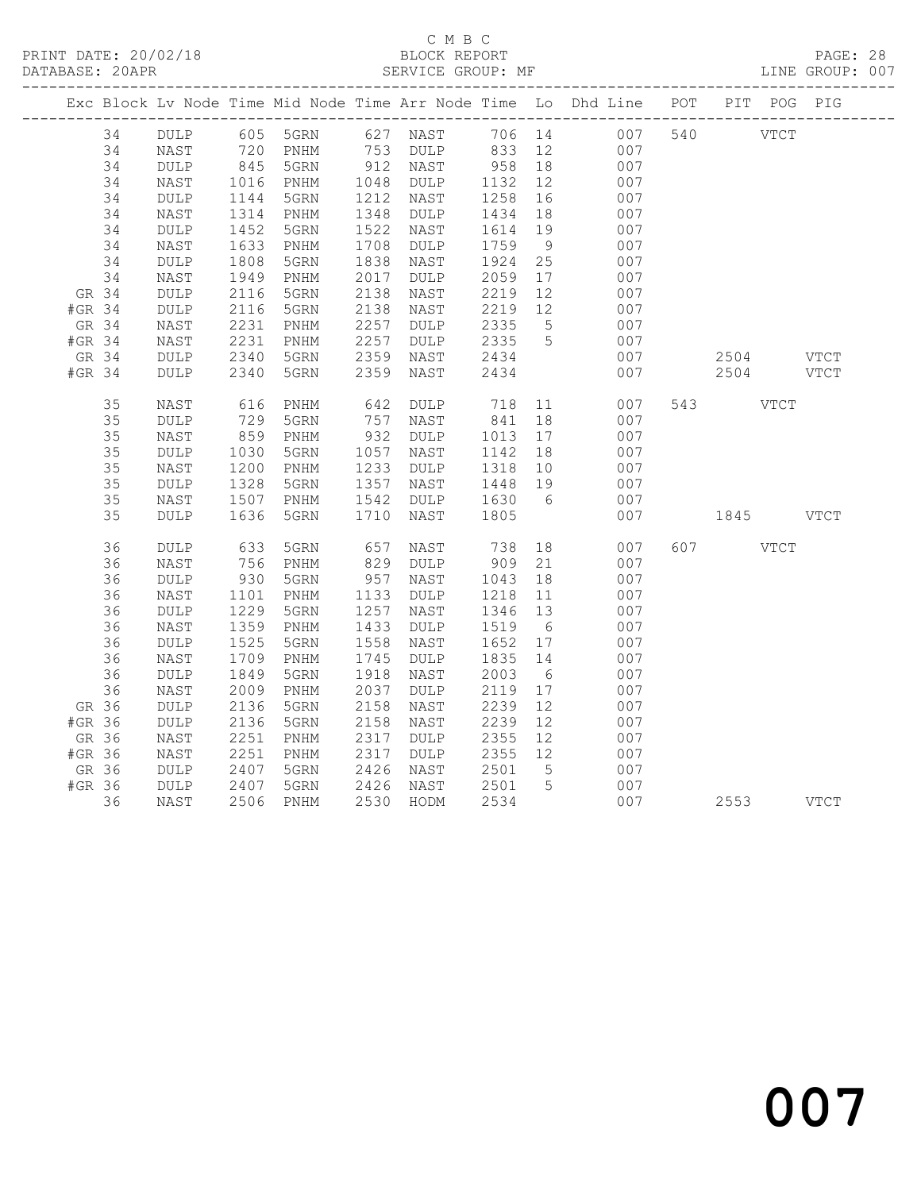C M B C
BLOCK REPORT
SERVICE GROUP: MF

PRINT DATE: 20/02/18
DATABASE: 20APR
LINE GROUP: 007

| Exc | Block | Lv | Node | Time | Mid Node | Time | Arr Node | Time | Lo | Dhd Line | POT | PIT | POG | PIG |
|---|---|---|---|---|---|---|---|---|---|---|---|---|---|---|
|  | 34 |  | DULP | 605 | 5GRN | 627 | NAST | 706 | 14 | 007 | 540 |  | VTCT |  |
|  | 34 |  | NAST | 720 | PNHM | 753 | DULP | 833 | 12 | 007 |  |  |  |  |
|  | 34 |  | DULP | 845 | 5GRN | 912 | NAST | 958 | 18 | 007 |  |  |  |  |
|  | 34 |  | NAST | 1016 | PNHM | 1048 | DULP | 1132 | 12 | 007 |  |  |  |  |
|  | 34 |  | DULP | 1144 | 5GRN | 1212 | NAST | 1258 | 16 | 007 |  |  |  |  |
|  | 34 |  | NAST | 1314 | PNHM | 1348 | DULP | 1434 | 18 | 007 |  |  |  |  |
|  | 34 |  | DULP | 1452 | 5GRN | 1522 | NAST | 1614 | 19 | 007 |  |  |  |  |
|  | 34 |  | NAST | 1633 | PNHM | 1708 | DULP | 1759 | 9 | 007 |  |  |  |  |
|  | 34 |  | DULP | 1808 | 5GRN | 1838 | NAST | 1924 | 25 | 007 |  |  |  |  |
|  | 34 |  | NAST | 1949 | PNHM | 2017 | DULP | 2059 | 17 | 007 |  |  |  |  |
| GR | 34 |  | DULP | 2116 | 5GRN | 2138 | NAST | 2219 | 12 | 007 |  |  |  |  |
| #GR | 34 |  | DULP | 2116 | 5GRN | 2138 | NAST | 2219 | 12 | 007 |  |  |  |  |
| GR | 34 |  | NAST | 2231 | PNHM | 2257 | DULP | 2335 | 5 | 007 |  |  |  |  |
| #GR | 34 |  | NAST | 2231 | PNHM | 2257 | DULP | 2335 | 5 | 007 |  |  |  |  |
| GR | 34 |  | DULP | 2340 | 5GRN | 2359 | NAST | 2434 |  | 007 |  | 2504 |  | VTCT |
| #GR | 34 |  | DULP | 2340 | 5GRN | 2359 | NAST | 2434 |  | 007 |  | 2504 |  | VTCT |
|  | 35 |  | NAST | 616 | PNHM | 642 | DULP | 718 | 11 | 007 | 543 |  | VTCT |  |
|  | 35 |  | DULP | 729 | 5GRN | 757 | NAST | 841 | 18 | 007 |  |  |  |  |
|  | 35 |  | NAST | 859 | PNHM | 932 | DULP | 1013 | 17 | 007 |  |  |  |  |
|  | 35 |  | DULP | 1030 | 5GRN | 1057 | NAST | 1142 | 18 | 007 |  |  |  |  |
|  | 35 |  | NAST | 1200 | PNHM | 1233 | DULP | 1318 | 10 | 007 |  |  |  |  |
|  | 35 |  | DULP | 1328 | 5GRN | 1357 | NAST | 1448 | 19 | 007 |  |  |  |  |
|  | 35 |  | NAST | 1507 | PNHM | 1542 | DULP | 1630 | 6 | 007 |  |  |  |  |
|  | 35 |  | DULP | 1636 | 5GRN | 1710 | NAST | 1805 |  | 007 |  | 1845 |  | VTCT |
|  | 36 |  | DULP | 633 | 5GRN | 657 | NAST | 738 | 18 | 007 | 607 |  | VTCT |  |
|  | 36 |  | NAST | 756 | PNHM | 829 | DULP | 909 | 21 | 007 |  |  |  |  |
|  | 36 |  | DULP | 930 | 5GRN | 957 | NAST | 1043 | 18 | 007 |  |  |  |  |
|  | 36 |  | NAST | 1101 | PNHM | 1133 | DULP | 1218 | 11 | 007 |  |  |  |  |
|  | 36 |  | DULP | 1229 | 5GRN | 1257 | NAST | 1346 | 13 | 007 |  |  |  |  |
|  | 36 |  | NAST | 1359 | PNHM | 1433 | DULP | 1519 | 6 | 007 |  |  |  |  |
|  | 36 |  | DULP | 1525 | 5GRN | 1558 | NAST | 1652 | 17 | 007 |  |  |  |  |
|  | 36 |  | NAST | 1709 | PNHM | 1745 | DULP | 1835 | 14 | 007 |  |  |  |  |
|  | 36 |  | DULP | 1849 | 5GRN | 1918 | NAST | 2003 | 6 | 007 |  |  |  |  |
|  | 36 |  | NAST | 2009 | PNHM | 2037 | DULP | 2119 | 17 | 007 |  |  |  |  |
| GR | 36 |  | DULP | 2136 | 5GRN | 2158 | NAST | 2239 | 12 | 007 |  |  |  |  |
| #GR | 36 |  | DULP | 2136 | 5GRN | 2158 | NAST | 2239 | 12 | 007 |  |  |  |  |
| GR | 36 |  | NAST | 2251 | PNHM | 2317 | DULP | 2355 | 12 | 007 |  |  |  |  |
| #GR | 36 |  | NAST | 2251 | PNHM | 2317 | DULP | 2355 | 12 | 007 |  |  |  |  |
| GR | 36 |  | DULP | 2407 | 5GRN | 2426 | NAST | 2501 | 5 | 007 |  |  |  |  |
| #GR | 36 |  | DULP | 2407 | 5GRN | 2426 | NAST | 2501 | 5 | 007 |  |  |  |  |
|  | 36 |  | NAST | 2506 | PNHM | 2530 | HODM | 2534 |  | 007 |  | 2553 |  | VTCT |

007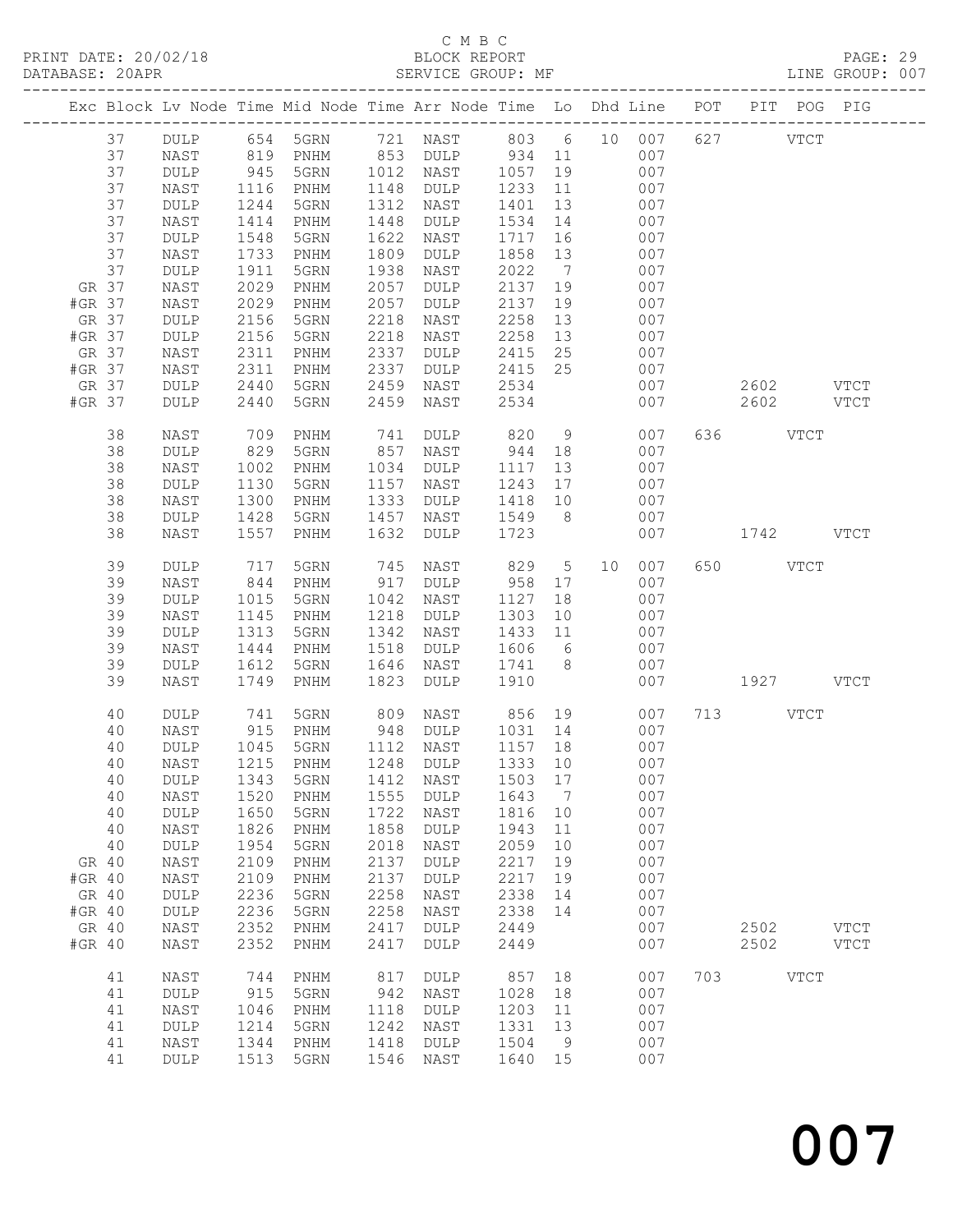C M B C
PRINT DATE: 20/02/18 BLOCK REPORT PAGE: 29
DATABASE: 20APR SERVICE GROUP: MF LINE GROUP: 007

| Exc | Block | Lv | Node | Time | Mid Node | Time | Arr Node | Time | Lo | Dhd | Line | POT | PIT | POG | PIG |
|---|---|---|---|---|---|---|---|---|---|---|---|---|---|---|---|
| | 37 | | DULP | 654 | 5GRN | 721 | NAST | 803 | 6 | 10 | 007 | 627 | | VTCT | |
| | 37 | | NAST | 819 | PNHM | 853 | DULP | 934 | 11 | | 007 | | | | |
| | 37 | | DULP | 945 | 5GRN | 1012 | NAST | 1057 | 19 | | 007 | | | | |
| | 37 | | NAST | 1116 | PNHM | 1148 | DULP | 1233 | 11 | | 007 | | | | |
| | 37 | | DULP | 1244 | 5GRN | 1312 | NAST | 1401 | 13 | | 007 | | | | |
| | 37 | | NAST | 1414 | PNHM | 1448 | DULP | 1534 | 14 | | 007 | | | | |
| | 37 | | DULP | 1548 | 5GRN | 1622 | NAST | 1717 | 16 | | 007 | | | | |
| | 37 | | NAST | 1733 | PNHM | 1809 | DULP | 1858 | 13 | | 007 | | | | |
| | 37 | | DULP | 1911 | 5GRN | 1938 | NAST | 2022 | 7 | | 007 | | | | |
| GR | 37 | | NAST | 2029 | PNHM | 2057 | DULP | 2137 | 19 | | 007 | | | | |
| #GR | 37 | | NAST | 2029 | PNHM | 2057 | DULP | 2137 | 19 | | 007 | | | | |
| GR | 37 | | DULP | 2156 | 5GRN | 2218 | NAST | 2258 | 13 | | 007 | | | | |
| #GR | 37 | | DULP | 2156 | 5GRN | 2218 | NAST | 2258 | 13 | | 007 | | | | |
| GR | 37 | | NAST | 2311 | PNHM | 2337 | DULP | 2415 | 25 | | 007 | | | | |
| #GR | 37 | | NAST | 2311 | PNHM | 2337 | DULP | 2415 | 25 | | 007 | | | | |
| GR | 37 | | DULP | 2440 | 5GRN | 2459 | NAST | 2534 | | | 007 | | 2602 | | VTCT |
| #GR | 37 | | DULP | 2440 | 5GRN | 2459 | NAST | 2534 | | | 007 | | 2602 | | VTCT |
| | 38 | | NAST | 709 | PNHM | 741 | DULP | 820 | 9 | | 007 | 636 | | VTCT | |
| | 38 | | DULP | 829 | 5GRN | 857 | NAST | 944 | 18 | | 007 | | | | |
| | 38 | | NAST | 1002 | PNHM | 1034 | DULP | 1117 | 13 | | 007 | | | | |
| | 38 | | DULP | 1130 | 5GRN | 1157 | NAST | 1243 | 17 | | 007 | | | | |
| | 38 | | NAST | 1300 | PNHM | 1333 | DULP | 1418 | 10 | | 007 | | | | |
| | 38 | | DULP | 1428 | 5GRN | 1457 | NAST | 1549 | 8 | | 007 | | | | |
| | 38 | | NAST | 1557 | PNHM | 1632 | DULP | 1723 | | | 007 | | 1742 | | VTCT |
| | 39 | | DULP | 717 | 5GRN | 745 | NAST | 829 | 5 | 10 | 007 | 650 | | VTCT | |
| | 39 | | NAST | 844 | PNHM | 917 | DULP | 958 | 17 | | 007 | | | | |
| | 39 | | DULP | 1015 | 5GRN | 1042 | NAST | 1127 | 18 | | 007 | | | | |
| | 39 | | NAST | 1145 | PNHM | 1218 | DULP | 1303 | 10 | | 007 | | | | |
| | 39 | | DULP | 1313 | 5GRN | 1342 | NAST | 1433 | 11 | | 007 | | | | |
| | 39 | | NAST | 1444 | PNHM | 1518 | DULP | 1606 | 6 | | 007 | | | | |
| | 39 | | DULP | 1612 | 5GRN | 1646 | NAST | 1741 | 8 | | 007 | | | | |
| | 39 | | NAST | 1749 | PNHM | 1823 | DULP | 1910 | | | 007 | | 1927 | | VTCT |
| | 40 | | DULP | 741 | 5GRN | 809 | NAST | 856 | 19 | | 007 | 713 | | VTCT | |
| | 40 | | NAST | 915 | PNHM | 948 | DULP | 1031 | 14 | | 007 | | | | |
| | 40 | | DULP | 1045 | 5GRN | 1112 | NAST | 1157 | 18 | | 007 | | | | |
| | 40 | | NAST | 1215 | PNHM | 1248 | DULP | 1333 | 10 | | 007 | | | | |
| | 40 | | DULP | 1343 | 5GRN | 1412 | NAST | 1503 | 17 | | 007 | | | | |
| | 40 | | NAST | 1520 | PNHM | 1555 | DULP | 1643 | 7 | | 007 | | | | |
| | 40 | | DULP | 1650 | 5GRN | 1722 | NAST | 1816 | 10 | | 007 | | | | |
| | 40 | | NAST | 1826 | PNHM | 1858 | DULP | 1943 | 11 | | 007 | | | | |
| | 40 | | DULP | 1954 | 5GRN | 2018 | NAST | 2059 | 10 | | 007 | | | | |
| GR | 40 | | NAST | 2109 | PNHM | 2137 | DULP | 2217 | 19 | | 007 | | | | |
| #GR | 40 | | NAST | 2109 | PNHM | 2137 | DULP | 2217 | 19 | | 007 | | | | |
| GR | 40 | | DULP | 2236 | 5GRN | 2258 | NAST | 2338 | 14 | | 007 | | | | |
| #GR | 40 | | DULP | 2236 | 5GRN | 2258 | NAST | 2338 | 14 | | 007 | | | | |
| GR | 40 | | NAST | 2352 | PNHM | 2417 | DULP | 2449 | | | 007 | | 2502 | | VTCT |
| #GR | 40 | | NAST | 2352 | PNHM | 2417 | DULP | 2449 | | | 007 | | 2502 | | VTCT |
| | 41 | | NAST | 744 | PNHM | 817 | DULP | 857 | 18 | | 007 | 703 | | VTCT | |
| | 41 | | DULP | 915 | 5GRN | 942 | NAST | 1028 | 18 | | 007 | | | | |
| | 41 | | NAST | 1046 | PNHM | 1118 | DULP | 1203 | 11 | | 007 | | | | |
| | 41 | | DULP | 1214 | 5GRN | 1242 | NAST | 1331 | 13 | | 007 | | | | |
| | 41 | | NAST | 1344 | PNHM | 1418 | DULP | 1504 | 9 | | 007 | | | | |
| | 41 | | DULP | 1513 | 5GRN | 1546 | NAST | 1640 | 15 | | 007 | | | | |

007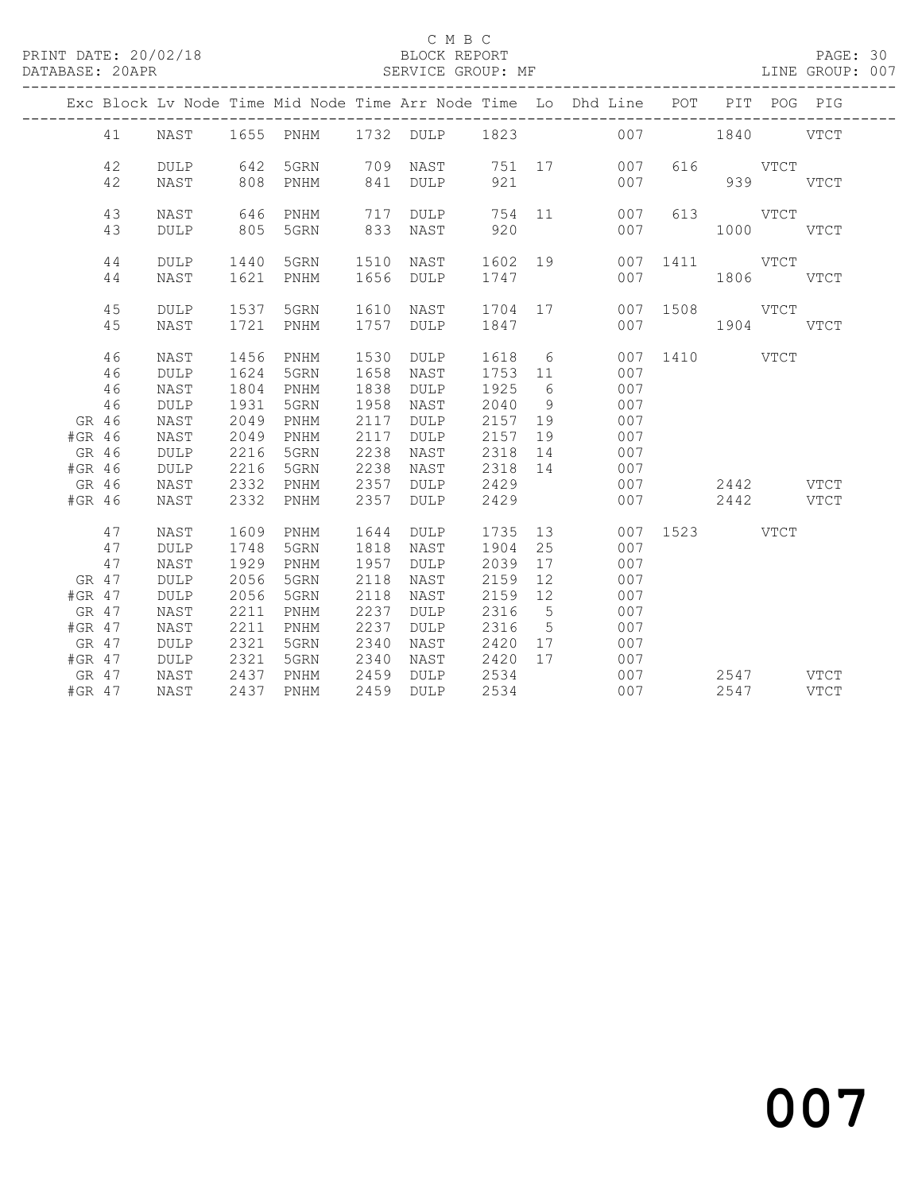C M B C
PRINT DATE: 20/02/18 BLOCK REPORT
DATABASE: 20APR SERVICE GROUP: MF LINE GROUP: 007

| Exc | Block | Lv | Node | Time | Mid Node | Time | Arr Node | Time | Lo | Dhd Line | POT | PIT | POG | PIG |
|---|---|---|---|---|---|---|---|---|---|---|---|---|---|---|
| | 41 | | NAST | 1655 | PNHM | 1732 | DULP | 1823 | | 007 | | 1840 | | VTCT |
| | 42 | | DULP | 642 | 5GRN | 709 | NAST | 751 | 17 | 007 | 616 | | VTCT | |
| | 42 | | NAST | 808 | PNHM | 841 | DULP | 921 | | 007 | | 939 | | VTCT |
| | 43 | | NAST | 646 | PNHM | 717 | DULP | 754 | 11 | 007 | 613 | | VTCT | |
| | 43 | | DULP | 805 | 5GRN | 833 | NAST | 920 | | 007 | | 1000 | | VTCT |
| | 44 | | DULP | 1440 | 5GRN | 1510 | NAST | 1602 | 19 | 007 | 1411 | | VTCT | |
| | 44 | | NAST | 1621 | PNHM | 1656 | DULP | 1747 | | 007 | | 1806 | | VTCT |
| | 45 | | DULP | 1537 | 5GRN | 1610 | NAST | 1704 | 17 | 007 | 1508 | | VTCT | |
| | 45 | | NAST | 1721 | PNHM | 1757 | DULP | 1847 | | 007 | | 1904 | | VTCT |
| | 46 | | NAST | 1456 | PNHM | 1530 | DULP | 1618 | 6 | 007 | 1410 | | VTCT | |
| | 46 | | DULP | 1624 | 5GRN | 1658 | NAST | 1753 | 11 | 007 | | | | |
| | 46 | | NAST | 1804 | PNHM | 1838 | DULP | 1925 | 6 | 007 | | | | |
| | 46 | | DULP | 1931 | 5GRN | 1958 | NAST | 2040 | 9 | 007 | | | | |
| GR | 46 | | NAST | 2049 | PNHM | 2117 | DULP | 2157 | 19 | 007 | | | | |
| #GR | 46 | | NAST | 2049 | PNHM | 2117 | DULP | 2157 | 19 | 007 | | | | |
| GR | 46 | | DULP | 2216 | 5GRN | 2238 | NAST | 2318 | 14 | 007 | | | | |
| #GR | 46 | | DULP | 2216 | 5GRN | 2238 | NAST | 2318 | 14 | 007 | | | | |
| GR | 46 | | NAST | 2332 | PNHM | 2357 | DULP | 2429 | | 007 | | 2442 | | VTCT |
| #GR | 46 | | NAST | 2332 | PNHM | 2357 | DULP | 2429 | | 007 | | 2442 | | VTCT |
| | 47 | | NAST | 1609 | PNHM | 1644 | DULP | 1735 | 13 | 007 | 1523 | | VTCT | |
| | 47 | | DULP | 1748 | 5GRN | 1818 | NAST | 1904 | 25 | 007 | | | | |
| | 47 | | NAST | 1929 | PNHM | 1957 | DULP | 2039 | 17 | 007 | | | | |
| GR | 47 | | DULP | 2056 | 5GRN | 2118 | NAST | 2159 | 12 | 007 | | | | |
| #GR | 47 | | DULP | 2056 | 5GRN | 2118 | NAST | 2159 | 12 | 007 | | | | |
| GR | 47 | | NAST | 2211 | PNHM | 2237 | DULP | 2316 | 5 | 007 | | | | |
| #GR | 47 | | NAST | 2211 | PNHM | 2237 | DULP | 2316 | 5 | 007 | | | | |
| GR | 47 | | DULP | 2321 | 5GRN | 2340 | NAST | 2420 | 17 | 007 | | | | |
| #GR | 47 | | DULP | 2321 | 5GRN | 2340 | NAST | 2420 | 17 | 007 | | | | |
| GR | 47 | | NAST | 2437 | PNHM | 2459 | DULP | 2534 | | 007 | | 2547 | | VTCT |
| #GR | 47 | | NAST | 2437 | PNHM | 2459 | DULP | 2534 | | 007 | | 2547 | | VTCT |

007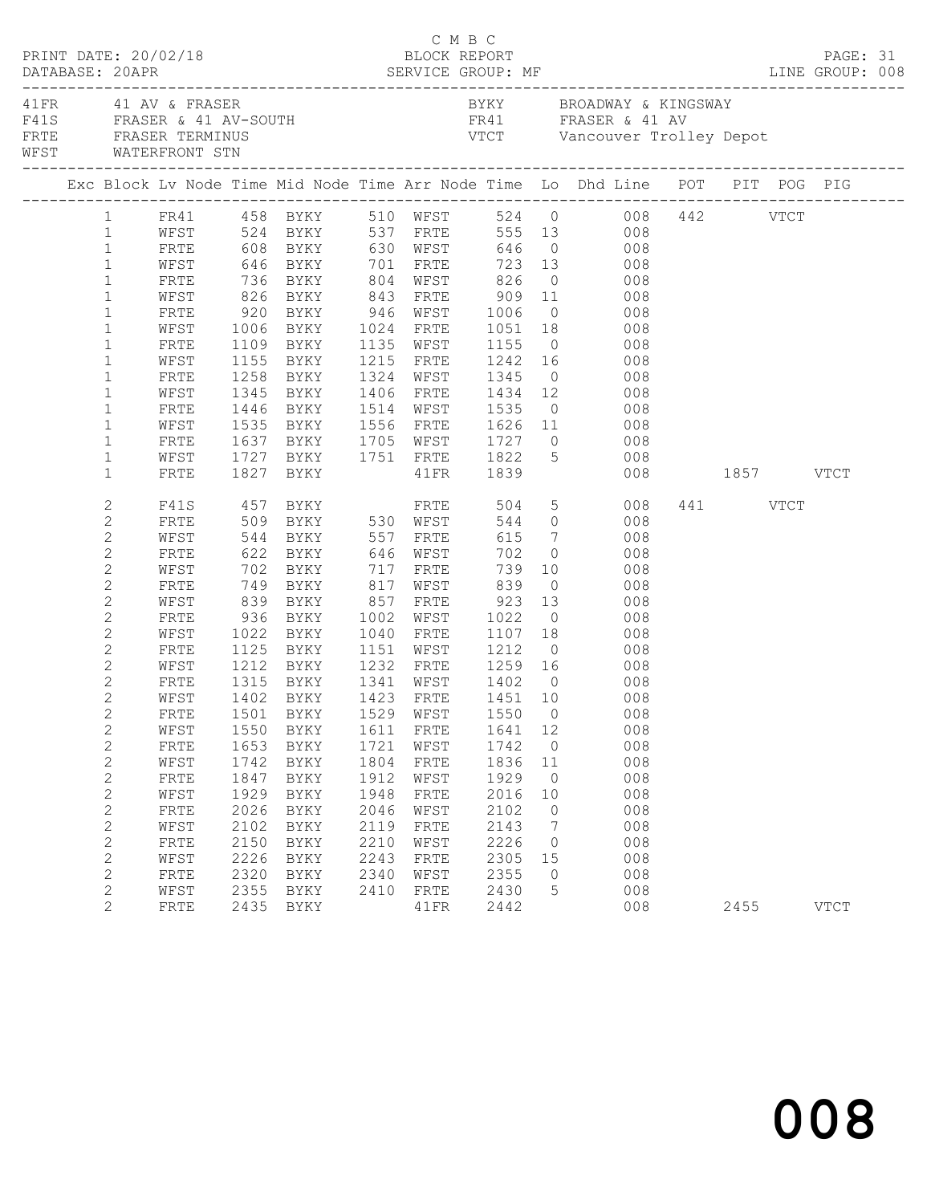C M B C

PRINT DATE: 20/02/18 BLOCK REPORT
DATABASE: 20APR SERVICE GROUP: MF LINE GROUP: 008

| | | | |
|---|---|---|---|
| 41FR | 41 AV & FRASER | BYKY | BROADWAY & KINGSWAY |
| F41S | FRASER & 41 AV-SOUTH | FR41 | FRASER & 41 AV |
| FRTE | FRASER TERMINUS | VTCT | Vancouver Trolley Depot |
| WFST | WATERFRONT STN | | |

| Exc | Block | Lv Node | Time | Mid Node | Time | Arr Node | Time | Lo | Dhd Line | POT | PIT | POG | PIG |
|---|---|---|---|---|---|---|---|---|---|---|---|---|---|
| | 1 | FR41 | 458 | BYKY | 510 | WFST | 524 | 0 | 008 | 442 | | VTCT | |
| | 1 | WFST | 524 | BYKY | 537 | FRTE | 555 | 13 | 008 | | | | |
| | 1 | FRTE | 608 | BYKY | 630 | WFST | 646 | 0 | 008 | | | | |
| | 1 | WFST | 646 | BYKY | 701 | FRTE | 723 | 13 | 008 | | | | |
| | 1 | FRTE | 736 | BYKY | 804 | WFST | 826 | 0 | 008 | | | | |
| | 1 | WFST | 826 | BYKY | 843 | FRTE | 909 | 11 | 008 | | | | |
| | 1 | FRTE | 920 | BYKY | 946 | WFST | 1006 | 0 | 008 | | | | |
| | 1 | WFST | 1006 | BYKY | 1024 | FRTE | 1051 | 18 | 008 | | | | |
| | 1 | FRTE | 1109 | BYKY | 1135 | WFST | 1155 | 0 | 008 | | | | |
| | 1 | WFST | 1155 | BYKY | 1215 | FRTE | 1242 | 16 | 008 | | | | |
| | 1 | FRTE | 1258 | BYKY | 1324 | WFST | 1345 | 0 | 008 | | | | |
| | 1 | WFST | 1345 | BYKY | 1406 | FRTE | 1434 | 12 | 008 | | | | |
| | 1 | FRTE | 1446 | BYKY | 1514 | WFST | 1535 | 0 | 008 | | | | |
| | 1 | WFST | 1535 | BYKY | 1556 | FRTE | 1626 | 11 | 008 | | | | |
| | 1 | FRTE | 1637 | BYKY | 1705 | WFST | 1727 | 0 | 008 | | | | |
| | 1 | WFST | 1727 | BYKY | 1751 | FRTE | 1822 | 5 | 008 | | | | |
| | 1 | FRTE | 1827 | BYKY | | 41FR | 1839 | | 008 | | 1857 | | VTCT |
| | 2 | F41S | 457 | BYKY | | FRTE | 504 | 5 | 008 | 441 | | VTCT | |
| | 2 | FRTE | 509 | BYKY | 530 | WFST | 544 | 0 | 008 | | | | |
| | 2 | WFST | 544 | BYKY | 557 | FRTE | 615 | 7 | 008 | | | | |
| | 2 | FRTE | 622 | BYKY | 646 | WFST | 702 | 0 | 008 | | | | |
| | 2 | WFST | 702 | BYKY | 717 | FRTE | 739 | 10 | 008 | | | | |
| | 2 | FRTE | 749 | BYKY | 817 | WFST | 839 | 0 | 008 | | | | |
| | 2 | WFST | 839 | BYKY | 857 | FRTE | 923 | 13 | 008 | | | | |
| | 2 | FRTE | 936 | BYKY | 1002 | WFST | 1022 | 0 | 008 | | | | |
| | 2 | WFST | 1022 | BYKY | 1040 | FRTE | 1107 | 18 | 008 | | | | |
| | 2 | FRTE | 1125 | BYKY | 1151 | WFST | 1212 | 0 | 008 | | | | |
| | 2 | WFST | 1212 | BYKY | 1232 | FRTE | 1259 | 16 | 008 | | | | |
| | 2 | FRTE | 1315 | BYKY | 1341 | WFST | 1402 | 0 | 008 | | | | |
| | 2 | WFST | 1402 | BYKY | 1423 | FRTE | 1451 | 10 | 008 | | | | |
| | 2 | FRTE | 1501 | BYKY | 1529 | WFST | 1550 | 0 | 008 | | | | |
| | 2 | WFST | 1550 | BYKY | 1611 | FRTE | 1641 | 12 | 008 | | | | |
| | 2 | FRTE | 1653 | BYKY | 1721 | WFST | 1742 | 0 | 008 | | | | |
| | 2 | WFST | 1742 | BYKY | 1804 | FRTE | 1836 | 11 | 008 | | | | |
| | 2 | FRTE | 1847 | BYKY | 1912 | WFST | 1929 | 0 | 008 | | | | |
| | 2 | WFST | 1929 | BYKY | 1948 | FRTE | 2016 | 10 | 008 | | | | |
| | 2 | FRTE | 2026 | BYKY | 2046 | WFST | 2102 | 0 | 008 | | | | |
| | 2 | WFST | 2102 | BYKY | 2119 | FRTE | 2143 | 7 | 008 | | | | |
| | 2 | FRTE | 2150 | BYKY | 2210 | WFST | 2226 | 0 | 008 | | | | |
| | 2 | WFST | 2226 | BYKY | 2243 | FRTE | 2305 | 15 | 008 | | | | |
| | 2 | FRTE | 2320 | BYKY | 2340 | WFST | 2355 | 0 | 008 | | | | |
| | 2 | WFST | 2355 | BYKY | 2410 | FRTE | 2430 | 5 | 008 | | | | |
| | 2 | FRTE | 2435 | BYKY | | 41FR | 2442 | | 008 | | 2455 | | VTCT |

# 008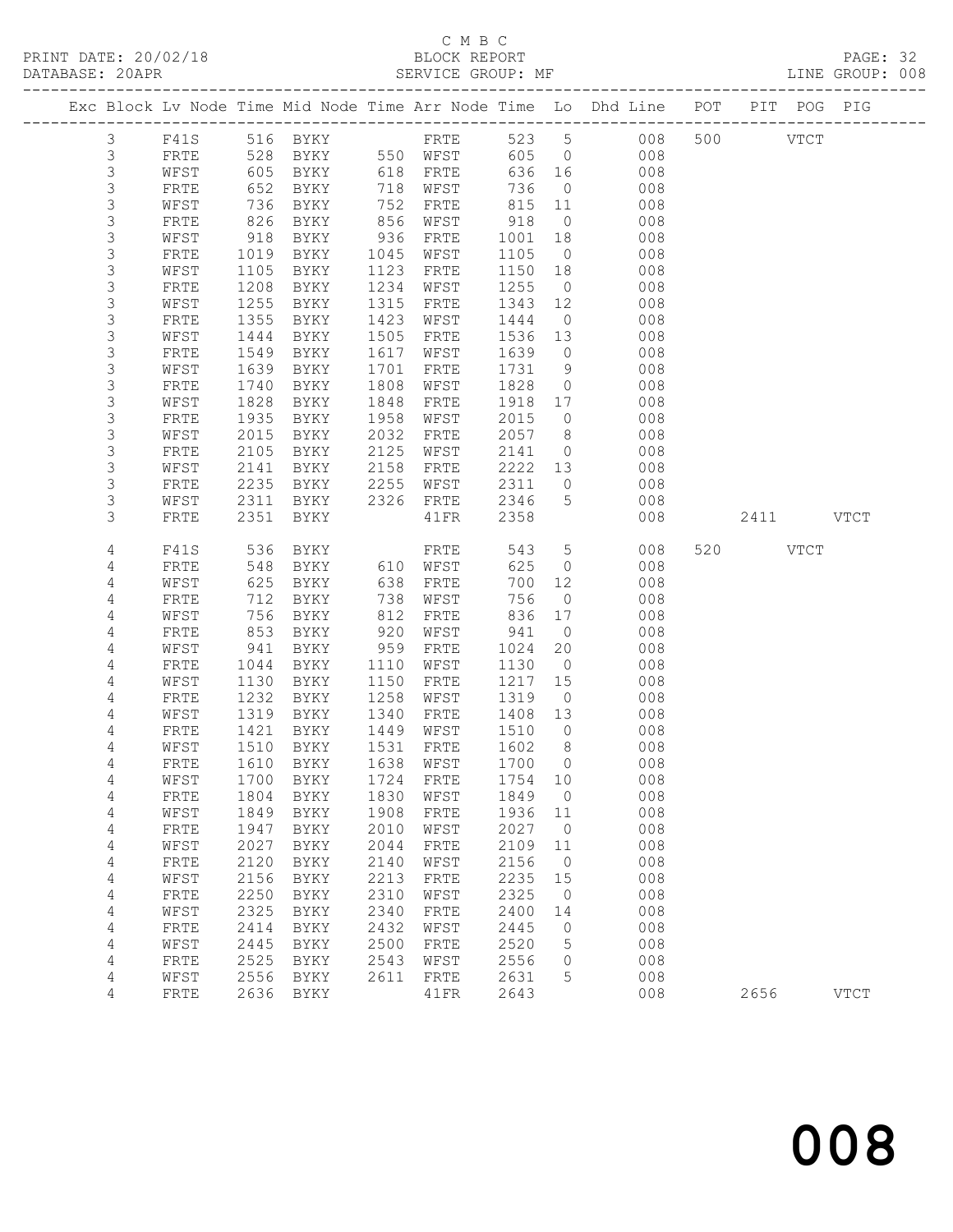C M B C
PRINT DATE: 20/02/18 BLOCK REPORT
DATABASE: 20APR SERVICE GROUP: MF LINE GROUP: 008

| Exc | Block | Lv | Node | Time | Mid Node | Time | Arr Node | Time | Lo | Dhd Line | POT | PIT | POG | PIG |
|---|---|---|---|---|---|---|---|---|---|---|---|---|---|---|
| | 3 | | F41S | 516 | BYKY | | FRTE | 523 | 5 | 008 | 500 | | VTCT | |
| | 3 | | FRTE | 528 | BYKY | 550 | WFST | 605 | 0 | 008 | | | | |
| | 3 | | WFST | 605 | BYKY | 618 | FRTE | 636 | 16 | 008 | | | | |
| | 3 | | FRTE | 652 | BYKY | 718 | WFST | 736 | 0 | 008 | | | | |
| | 3 | | WFST | 736 | BYKY | 752 | FRTE | 815 | 11 | 008 | | | | |
| | 3 | | FRTE | 826 | BYKY | 856 | WFST | 918 | 0 | 008 | | | | |
| | 3 | | WFST | 918 | BYKY | 936 | FRTE | 1001 | 18 | 008 | | | | |
| | 3 | | FRTE | 1019 | BYKY | 1045 | WFST | 1105 | 0 | 008 | | | | |
| | 3 | | WFST | 1105 | BYKY | 1123 | FRTE | 1150 | 18 | 008 | | | | |
| | 3 | | FRTE | 1208 | BYKY | 1234 | WFST | 1255 | 0 | 008 | | | | |
| | 3 | | WFST | 1255 | BYKY | 1315 | FRTE | 1343 | 12 | 008 | | | | |
| | 3 | | FRTE | 1355 | BYKY | 1423 | WFST | 1444 | 0 | 008 | | | | |
| | 3 | | WFST | 1444 | BYKY | 1505 | FRTE | 1536 | 13 | 008 | | | | |
| | 3 | | FRTE | 1549 | BYKY | 1617 | WFST | 1639 | 0 | 008 | | | | |
| | 3 | | WFST | 1639 | BYKY | 1701 | FRTE | 1731 | 9 | 008 | | | | |
| | 3 | | FRTE | 1740 | BYKY | 1808 | WFST | 1828 | 0 | 008 | | | | |
| | 3 | | WFST | 1828 | BYKY | 1848 | FRTE | 1918 | 17 | 008 | | | | |
| | 3 | | FRTE | 1935 | BYKY | 1958 | WFST | 2015 | 0 | 008 | | | | |
| | 3 | | WFST | 2015 | BYKY | 2032 | FRTE | 2057 | 8 | 008 | | | | |
| | 3 | | FRTE | 2105 | BYKY | 2125 | WFST | 2141 | 0 | 008 | | | | |
| | 3 | | WFST | 2141 | BYKY | 2158 | FRTE | 2222 | 13 | 008 | | | | |
| | 3 | | FRTE | 2235 | BYKY | 2255 | WFST | 2311 | 0 | 008 | | | | |
| | 3 | | WFST | 2311 | BYKY | 2326 | FRTE | 2346 | 5 | 008 | | | | |
| | 3 | | FRTE | 2351 | BYKY | | 41FR | 2358 | | 008 | | 2411 | | VTCT |
| | 4 | | F41S | 536 | BYKY | | FRTE | 543 | 5 | 008 | 520 | | VTCT | |
| | 4 | | FRTE | 548 | BYKY | 610 | WFST | 625 | 0 | 008 | | | | |
| | 4 | | WFST | 625 | BYKY | 638 | FRTE | 700 | 12 | 008 | | | | |
| | 4 | | FRTE | 712 | BYKY | 738 | WFST | 756 | 0 | 008 | | | | |
| | 4 | | WFST | 756 | BYKY | 812 | FRTE | 836 | 17 | 008 | | | | |
| | 4 | | FRTE | 853 | BYKY | 920 | WFST | 941 | 0 | 008 | | | | |
| | 4 | | WFST | 941 | BYKY | 959 | FRTE | 1024 | 20 | 008 | | | | |
| | 4 | | FRTE | 1044 | BYKY | 1110 | WFST | 1130 | 0 | 008 | | | | |
| | 4 | | WFST | 1130 | BYKY | 1150 | FRTE | 1217 | 15 | 008 | | | | |
| | 4 | | FRTE | 1232 | BYKY | 1258 | WFST | 1319 | 0 | 008 | | | | |
| | 4 | | WFST | 1319 | BYKY | 1340 | FRTE | 1408 | 13 | 008 | | | | |
| | 4 | | FRTE | 1421 | BYKY | 1449 | WFST | 1510 | 0 | 008 | | | | |
| | 4 | | WFST | 1510 | BYKY | 1531 | FRTE | 1602 | 8 | 008 | | | | |
| | 4 | | FRTE | 1610 | BYKY | 1638 | WFST | 1700 | 0 | 008 | | | | |
| | 4 | | WFST | 1700 | BYKY | 1724 | FRTE | 1754 | 10 | 008 | | | | |
| | 4 | | FRTE | 1804 | BYKY | 1830 | WFST | 1849 | 0 | 008 | | | | |
| | 4 | | WFST | 1849 | BYKY | 1908 | FRTE | 1936 | 11 | 008 | | | | |
| | 4 | | FRTE | 1947 | BYKY | 2010 | WFST | 2027 | 0 | 008 | | | | |
| | 4 | | WFST | 2027 | BYKY | 2044 | FRTE | 2109 | 11 | 008 | | | | |
| | 4 | | FRTE | 2120 | BYKY | 2140 | WFST | 2156 | 0 | 008 | | | | |
| | 4 | | WFST | 2156 | BYKY | 2213 | FRTE | 2235 | 15 | 008 | | | | |
| | 4 | | FRTE | 2250 | BYKY | 2310 | WFST | 2325 | 0 | 008 | | | | |
| | 4 | | WFST | 2325 | BYKY | 2340 | FRTE | 2400 | 14 | 008 | | | | |
| | 4 | | FRTE | 2414 | BYKY | 2432 | WFST | 2445 | 0 | 008 | | | | |
| | 4 | | WFST | 2445 | BYKY | 2500 | FRTE | 2520 | 5 | 008 | | | | |
| | 4 | | FRTE | 2525 | BYKY | 2543 | WFST | 2556 | 0 | 008 | | | | |
| | 4 | | WFST | 2556 | BYKY | 2611 | FRTE | 2631 | 5 | 008 | | | | |
| | 4 | | FRTE | 2636 | BYKY | | 41FR | 2643 | | 008 | | 2656 | | VTCT |

008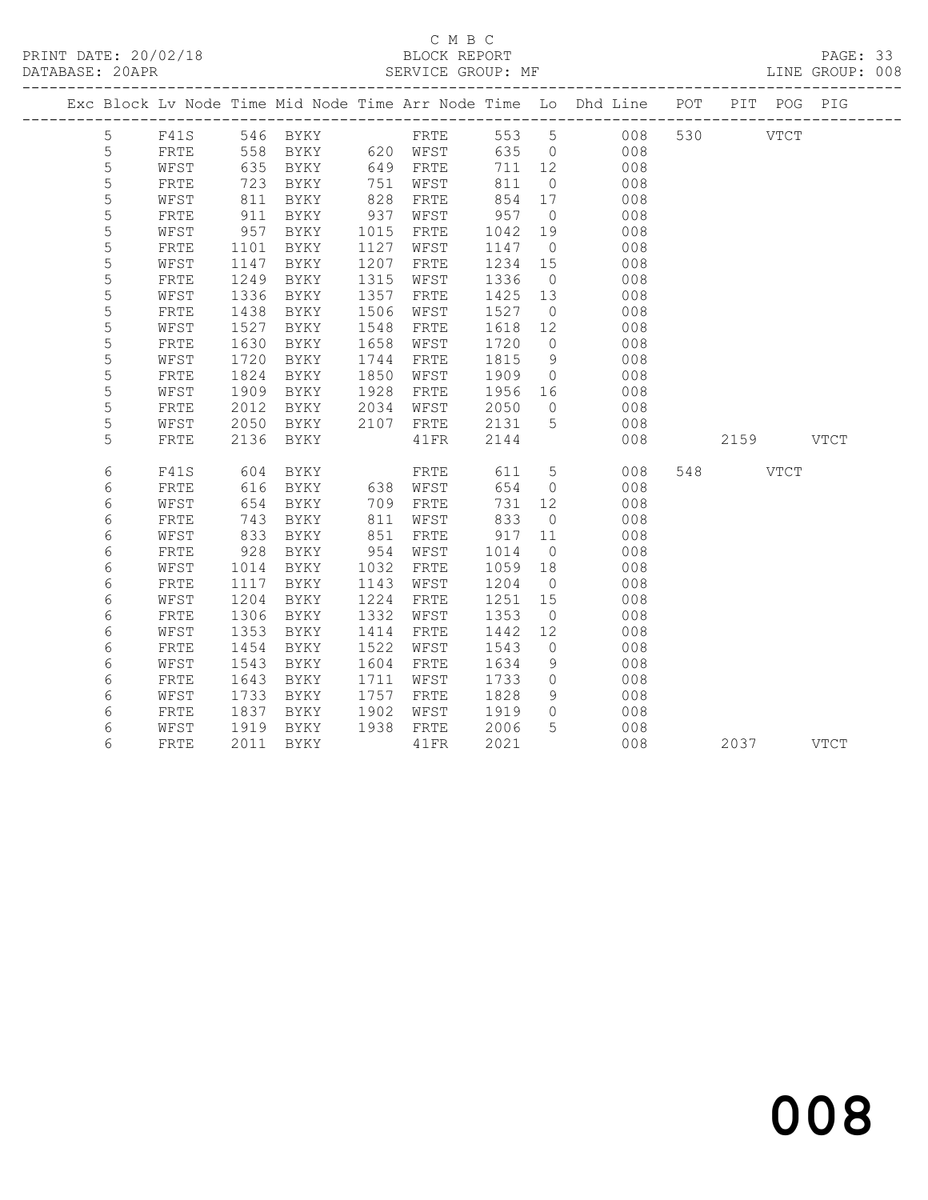C M B C

BLOCK REPORT

PRINT DATE: 20/02/18 DATABASE: 20APR SERVICE GROUP: MF LINE GROUP: 008

| Exc | Block | Lv | Node | Time | Mid Node | Time | Arr Node | Time | Lo | Dhd Line | POT | PIT | POG | PIG |
|---|---|---|---|---|---|---|---|---|---|---|---|---|---|---|
| | 5 | | F41S | 546 | BYKY | | FRTE | 553 | 5 | 008 | 530 | | VTCT | |
| | 5 | | FRTE | 558 | BYKY | 620 | WFST | 635 | 0 | 008 | | | | |
| | 5 | | WFST | 635 | BYKY | 649 | FRTE | 711 | 12 | 008 | | | | |
| | 5 | | FRTE | 723 | BYKY | 751 | WFST | 811 | 0 | 008 | | | | |
| | 5 | | WFST | 811 | BYKY | 828 | FRTE | 854 | 17 | 008 | | | | |
| | 5 | | FRTE | 911 | BYKY | 937 | WFST | 957 | 0 | 008 | | | | |
| | 5 | | WFST | 957 | BYKY | 1015 | FRTE | 1042 | 19 | 008 | | | | |
| | 5 | | FRTE | 1101 | BYKY | 1127 | WFST | 1147 | 0 | 008 | | | | |
| | 5 | | WFST | 1147 | BYKY | 1207 | FRTE | 1234 | 15 | 008 | | | | |
| | 5 | | FRTE | 1249 | BYKY | 1315 | WFST | 1336 | 0 | 008 | | | | |
| | 5 | | WFST | 1336 | BYKY | 1357 | FRTE | 1425 | 13 | 008 | | | | |
| | 5 | | FRTE | 1438 | BYKY | 1506 | WFST | 1527 | 0 | 008 | | | | |
| | 5 | | WFST | 1527 | BYKY | 1548 | FRTE | 1618 | 12 | 008 | | | | |
| | 5 | | FRTE | 1630 | BYKY | 1658 | WFST | 1720 | 0 | 008 | | | | |
| | 5 | | WFST | 1720 | BYKY | 1744 | FRTE | 1815 | 9 | 008 | | | | |
| | 5 | | FRTE | 1824 | BYKY | 1850 | WFST | 1909 | 0 | 008 | | | | |
| | 5 | | WFST | 1909 | BYKY | 1928 | FRTE | 1956 | 16 | 008 | | | | |
| | 5 | | FRTE | 2012 | BYKY | 2034 | WFST | 2050 | 0 | 008 | | | | |
| | 5 | | WFST | 2050 | BYKY | 2107 | FRTE | 2131 | 5 | 008 | | | | |
| | 5 | | FRTE | 2136 | BYKY | | 41FR | 2144 | | 008 | | 2159 | | VTCT |
| | 6 | | F41S | 604 | BYKY | | FRTE | 611 | 5 | 008 | 548 | | VTCT | |
| | 6 | | FRTE | 616 | BYKY | 638 | WFST | 654 | 0 | 008 | | | | |
| | 6 | | WFST | 654 | BYKY | 709 | FRTE | 731 | 12 | 008 | | | | |
| | 6 | | FRTE | 743 | BYKY | 811 | WFST | 833 | 0 | 008 | | | | |
| | 6 | | WFST | 833 | BYKY | 851 | FRTE | 917 | 11 | 008 | | | | |
| | 6 | | FRTE | 928 | BYKY | 954 | WFST | 1014 | 0 | 008 | | | | |
| | 6 | | WFST | 1014 | BYKY | 1032 | FRTE | 1059 | 18 | 008 | | | | |
| | 6 | | FRTE | 1117 | BYKY | 1143 | WFST | 1204 | 0 | 008 | | | | |
| | 6 | | WFST | 1204 | BYKY | 1224 | FRTE | 1251 | 15 | 008 | | | | |
| | 6 | | FRTE | 1306 | BYKY | 1332 | WFST | 1353 | 0 | 008 | | | | |
| | 6 | | WFST | 1353 | BYKY | 1414 | FRTE | 1442 | 12 | 008 | | | | |
| | 6 | | FRTE | 1454 | BYKY | 1522 | WFST | 1543 | 0 | 008 | | | | |
| | 6 | | WFST | 1543 | BYKY | 1604 | FRTE | 1634 | 9 | 008 | | | | |
| | 6 | | FRTE | 1643 | BYKY | 1711 | WFST | 1733 | 0 | 008 | | | | |
| | 6 | | WFST | 1733 | BYKY | 1757 | FRTE | 1828 | 9 | 008 | | | | |
| | 6 | | FRTE | 1837 | BYKY | 1902 | WFST | 1919 | 0 | 008 | | | | |
| | 6 | | WFST | 1919 | BYKY | 1938 | FRTE | 2006 | 5 | 008 | | | | |
| | 6 | | FRTE | 2011 | BYKY | | 41FR | 2021 | | 008 | | 2037 | | VTCT |

008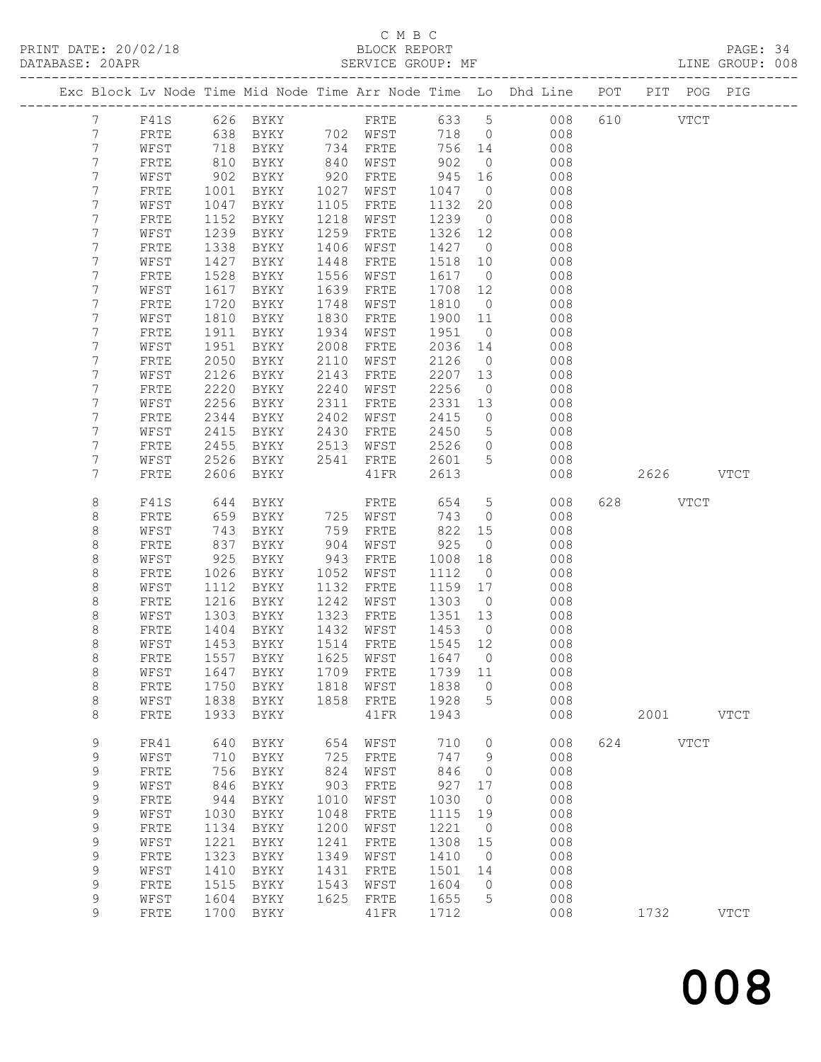C M B C
BLOCK REPORT
SERVICE GROUP: MF

PRINT DATE: 20/02/18
DATABASE: 20APR
LINE GROUP: 008

| Exc | Block | Lv | Node | Time | Mid Node | Time | Arr Node | Time | Lo | Dhd Line | POT | PIT | POG | PIG |
|---|---|---|---|---|---|---|---|---|---|---|---|---|---|---|
| | 7 | | F41S | 626 | BYKY | | FRTE | 633 | 5 | 008 | 610 | | VTCT | |
| | 7 | | FRTE | 638 | BYKY | 702 | WFST | 718 | 0 | 008 | | | | |
| | 7 | | WFST | 718 | BYKY | 734 | FRTE | 756 | 14 | 008 | | | | |
| | 7 | | FRTE | 810 | BYKY | 840 | WFST | 902 | 0 | 008 | | | | |
| | 7 | | WFST | 902 | BYKY | 920 | FRTE | 945 | 16 | 008 | | | | |
| | 7 | | FRTE | 1001 | BYKY | 1027 | WFST | 1047 | 0 | 008 | | | | |
| | 7 | | WFST | 1047 | BYKY | 1105 | FRTE | 1132 | 20 | 008 | | | | |
| | 7 | | FRTE | 1152 | BYKY | 1218 | WFST | 1239 | 0 | 008 | | | | |
| | 7 | | WFST | 1239 | BYKY | 1259 | FRTE | 1326 | 12 | 008 | | | | |
| | 7 | | FRTE | 1338 | BYKY | 1406 | WFST | 1427 | 0 | 008 | | | | |
| | 7 | | WFST | 1427 | BYKY | 1448 | FRTE | 1518 | 10 | 008 | | | | |
| | 7 | | FRTE | 1528 | BYKY | 1556 | WFST | 1617 | 0 | 008 | | | | |
| | 7 | | WFST | 1617 | BYKY | 1639 | FRTE | 1708 | 12 | 008 | | | | |
| | 7 | | FRTE | 1720 | BYKY | 1748 | WFST | 1810 | 0 | 008 | | | | |
| | 7 | | WFST | 1810 | BYKY | 1830 | FRTE | 1900 | 11 | 008 | | | | |
| | 7 | | FRTE | 1911 | BYKY | 1934 | WFST | 1951 | 0 | 008 | | | | |
| | 7 | | WFST | 1951 | BYKY | 2008 | FRTE | 2036 | 14 | 008 | | | | |
| | 7 | | FRTE | 2050 | BYKY | 2110 | WFST | 2126 | 0 | 008 | | | | |
| | 7 | | WFST | 2126 | BYKY | 2143 | FRTE | 2207 | 13 | 008 | | | | |
| | 7 | | FRTE | 2220 | BYKY | 2240 | WFST | 2256 | 0 | 008 | | | | |
| | 7 | | WFST | 2256 | BYKY | 2311 | FRTE | 2331 | 13 | 008 | | | | |
| | 7 | | FRTE | 2344 | BYKY | 2402 | WFST | 2415 | 0 | 008 | | | | |
| | 7 | | WFST | 2415 | BYKY | 2430 | FRTE | 2450 | 5 | 008 | | | | |
| | 7 | | FRTE | 2455 | BYKY | 2513 | WFST | 2526 | 0 | 008 | | | | |
| | 7 | | WFST | 2526 | BYKY | 2541 | FRTE | 2601 | 5 | 008 | | | | |
| | 7 | | FRTE | 2606 | BYKY | | 41FR | 2613 | | 008 | | 2626 | | VTCT |
| | 8 | | F41S | 644 | BYKY | | FRTE | 654 | 5 | 008 | 628 | | VTCT | |
| | 8 | | FRTE | 659 | BYKY | 725 | WFST | 743 | 0 | 008 | | | | |
| | 8 | | WFST | 743 | BYKY | 759 | FRTE | 822 | 15 | 008 | | | | |
| | 8 | | FRTE | 837 | BYKY | 904 | WFST | 925 | 0 | 008 | | | | |
| | 8 | | WFST | 925 | BYKY | 943 | FRTE | 1008 | 18 | 008 | | | | |
| | 8 | | FRTE | 1026 | BYKY | 1052 | WFST | 1112 | 0 | 008 | | | | |
| | 8 | | WFST | 1112 | BYKY | 1132 | FRTE | 1159 | 17 | 008 | | | | |
| | 8 | | FRTE | 1216 | BYKY | 1242 | WFST | 1303 | 0 | 008 | | | | |
| | 8 | | WFST | 1303 | BYKY | 1323 | FRTE | 1351 | 13 | 008 | | | | |
| | 8 | | FRTE | 1404 | BYKY | 1432 | WFST | 1453 | 0 | 008 | | | | |
| | 8 | | WFST | 1453 | BYKY | 1514 | FRTE | 1545 | 12 | 008 | | | | |
| | 8 | | FRTE | 1557 | BYKY | 1625 | WFST | 1647 | 0 | 008 | | | | |
| | 8 | | WFST | 1647 | BYKY | 1709 | FRTE | 1739 | 11 | 008 | | | | |
| | 8 | | FRTE | 1750 | BYKY | 1818 | WFST | 1838 | 0 | 008 | | | | |
| | 8 | | WFST | 1838 | BYKY | 1858 | FRTE | 1928 | 5 | 008 | | | | |
| | 8 | | FRTE | 1933 | BYKY | | 41FR | 1943 | | 008 | | 2001 | | VTCT |
| | 9 | | FR41 | 640 | BYKY | 654 | WFST | 710 | 0 | 008 | 624 | | VTCT | |
| | 9 | | WFST | 710 | BYKY | 725 | FRTE | 747 | 9 | 008 | | | | |
| | 9 | | FRTE | 756 | BYKY | 824 | WFST | 846 | 0 | 008 | | | | |
| | 9 | | WFST | 846 | BYKY | 903 | FRTE | 927 | 17 | 008 | | | | |
| | 9 | | FRTE | 944 | BYKY | 1010 | WFST | 1030 | 0 | 008 | | | | |
| | 9 | | WFST | 1030 | BYKY | 1048 | FRTE | 1115 | 19 | 008 | | | | |
| | 9 | | FRTE | 1134 | BYKY | 1200 | WFST | 1221 | 0 | 008 | | | | |
| | 9 | | WFST | 1221 | BYKY | 1241 | FRTE | 1308 | 15 | 008 | | | | |
| | 9 | | FRTE | 1323 | BYKY | 1349 | WFST | 1410 | 0 | 008 | | | | |
| | 9 | | WFST | 1410 | BYKY | 1431 | FRTE | 1501 | 14 | 008 | | | | |
| | 9 | | FRTE | 1515 | BYKY | 1543 | WFST | 1604 | 0 | 008 | | | | |
| | 9 | | WFST | 1604 | BYKY | 1625 | FRTE | 1655 | 5 | 008 | | | | |
| | 9 | | FRTE | 1700 | BYKY | | 41FR | 1712 | | 008 | | 1732 | | VTCT |

# 008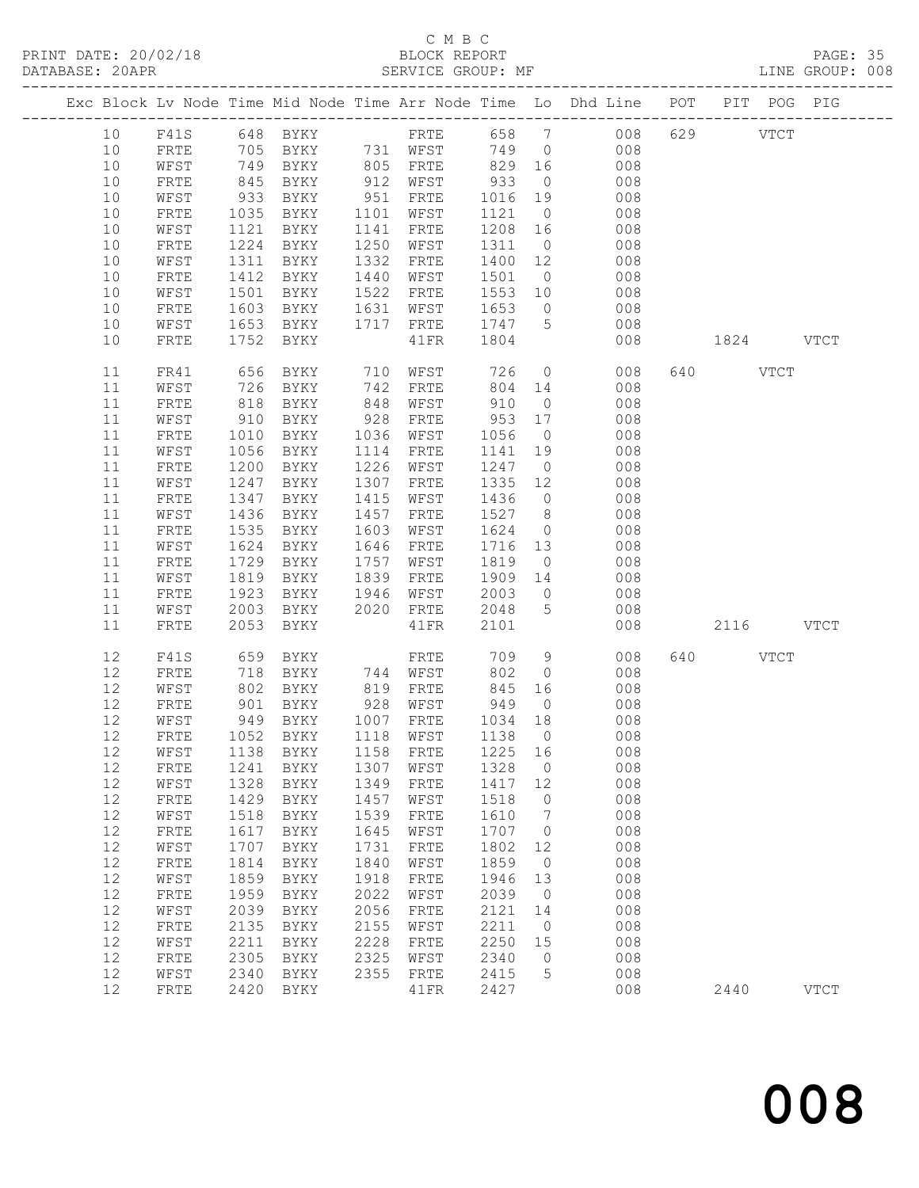C M B C
BLOCK REPORT
SERVICE GROUP: MF

PRINT DATE: 20/02/18
DATABASE: 20APR
LINE GROUP: 008

| Exc | Block | Lv | Node | Time | Mid Node | Time | Arr Node | Time | Lo | Dhd Line | POT | PIT | POG | PIG |
|---|---|---|---|---|---|---|---|---|---|---|---|---|---|---|
| | 10 | | F41S | 648 | BYKY | | FRTE | 658 | 7 | 008 | 629 | | VTCT | |
| | 10 | | FRTE | 705 | BYKY | 731 | WFST | 749 | 0 | 008 | | | | |
| | 10 | | WFST | 749 | BYKY | 805 | FRTE | 829 | 16 | 008 | | | | |
| | 10 | | FRTE | 845 | BYKY | 912 | WFST | 933 | 0 | 008 | | | | |
| | 10 | | WFST | 933 | BYKY | 951 | FRTE | 1016 | 19 | 008 | | | | |
| | 10 | | FRTE | 1035 | BYKY | 1101 | WFST | 1121 | 0 | 008 | | | | |
| | 10 | | WFST | 1121 | BYKY | 1141 | FRTE | 1208 | 16 | 008 | | | | |
| | 10 | | FRTE | 1224 | BYKY | 1250 | WFST | 1311 | 0 | 008 | | | | |
| | 10 | | WFST | 1311 | BYKY | 1332 | FRTE | 1400 | 12 | 008 | | | | |
| | 10 | | FRTE | 1412 | BYKY | 1440 | WFST | 1501 | 0 | 008 | | | | |
| | 10 | | WFST | 1501 | BYKY | 1522 | FRTE | 1553 | 10 | 008 | | | | |
| | 10 | | FRTE | 1603 | BYKY | 1631 | WFST | 1653 | 0 | 008 | | | | |
| | 10 | | WFST | 1653 | BYKY | 1717 | FRTE | 1747 | 5 | 008 | | | | |
| | 10 | | FRTE | 1752 | BYKY | | 41FR | 1804 | | 008 | | 1824 | | VTCT |
| | 11 | | FR41 | 656 | BYKY | 710 | WFST | 726 | 0 | 008 | 640 | | VTCT | |
| | 11 | | WFST | 726 | BYKY | 742 | FRTE | 804 | 14 | 008 | | | | |
| | 11 | | FRTE | 818 | BYKY | 848 | WFST | 910 | 0 | 008 | | | | |
| | 11 | | WFST | 910 | BYKY | 928 | FRTE | 953 | 17 | 008 | | | | |
| | 11 | | FRTE | 1010 | BYKY | 1036 | WFST | 1056 | 0 | 008 | | | | |
| | 11 | | WFST | 1056 | BYKY | 1114 | FRTE | 1141 | 19 | 008 | | | | |
| | 11 | | FRTE | 1200 | BYKY | 1226 | WFST | 1247 | 0 | 008 | | | | |
| | 11 | | WFST | 1247 | BYKY | 1307 | FRTE | 1335 | 12 | 008 | | | | |
| | 11 | | FRTE | 1347 | BYKY | 1415 | WFST | 1436 | 0 | 008 | | | | |
| | 11 | | WFST | 1436 | BYKY | 1457 | FRTE | 1527 | 8 | 008 | | | | |
| | 11 | | FRTE | 1535 | BYKY | 1603 | WFST | 1624 | 0 | 008 | | | | |
| | 11 | | WFST | 1624 | BYKY | 1646 | FRTE | 1716 | 13 | 008 | | | | |
| | 11 | | FRTE | 1729 | BYKY | 1757 | WFST | 1819 | 0 | 008 | | | | |
| | 11 | | WFST | 1819 | BYKY | 1839 | FRTE | 1909 | 14 | 008 | | | | |
| | 11 | | FRTE | 1923 | BYKY | 1946 | WFST | 2003 | 0 | 008 | | | | |
| | 11 | | WFST | 2003 | BYKY | 2020 | FRTE | 2048 | 5 | 008 | | | | |
| | 11 | | FRTE | 2053 | BYKY | | 41FR | 2101 | | 008 | | 2116 | | VTCT |
| | 12 | | F41S | 659 | BYKY | | FRTE | 709 | 9 | 008 | 640 | | VTCT | |
| | 12 | | FRTE | 718 | BYKY | 744 | WFST | 802 | 0 | 008 | | | | |
| | 12 | | WFST | 802 | BYKY | 819 | FRTE | 845 | 16 | 008 | | | | |
| | 12 | | FRTE | 901 | BYKY | 928 | WFST | 949 | 0 | 008 | | | | |
| | 12 | | WFST | 949 | BYKY | 1007 | FRTE | 1034 | 18 | 008 | | | | |
| | 12 | | FRTE | 1052 | BYKY | 1118 | WFST | 1138 | 0 | 008 | | | | |
| | 12 | | WFST | 1138 | BYKY | 1158 | FRTE | 1225 | 16 | 008 | | | | |
| | 12 | | FRTE | 1241 | BYKY | 1307 | WFST | 1328 | 0 | 008 | | | | |
| | 12 | | WFST | 1328 | BYKY | 1349 | FRTE | 1417 | 12 | 008 | | | | |
| | 12 | | FRTE | 1429 | BYKY | 1457 | WFST | 1518 | 0 | 008 | | | | |
| | 12 | | WFST | 1518 | BYKY | 1539 | FRTE | 1610 | 7 | 008 | | | | |
| | 12 | | FRTE | 1617 | BYKY | 1645 | WFST | 1707 | 0 | 008 | | | | |
| | 12 | | WFST | 1707 | BYKY | 1731 | FRTE | 1802 | 12 | 008 | | | | |
| | 12 | | FRTE | 1814 | BYKY | 1840 | WFST | 1859 | 0 | 008 | | | | |
| | 12 | | WFST | 1859 | BYKY | 1918 | FRTE | 1946 | 13 | 008 | | | | |
| | 12 | | FRTE | 1959 | BYKY | 2022 | WFST | 2039 | 0 | 008 | | | | |
| | 12 | | WFST | 2039 | BYKY | 2056 | FRTE | 2121 | 14 | 008 | | | | |
| | 12 | | FRTE | 2135 | BYKY | 2155 | WFST | 2211 | 0 | 008 | | | | |
| | 12 | | WFST | 2211 | BYKY | 2228 | FRTE | 2250 | 15 | 008 | | | | |
| | 12 | | FRTE | 2305 | BYKY | 2325 | WFST | 2340 | 0 | 008 | | | | |
| | 12 | | WFST | 2340 | BYKY | 2355 | FRTE | 2415 | 5 | 008 | | | | |
| | 12 | | FRTE | 2420 | BYKY | | 41FR | 2427 | | 008 | | 2440 | | VTCT |

008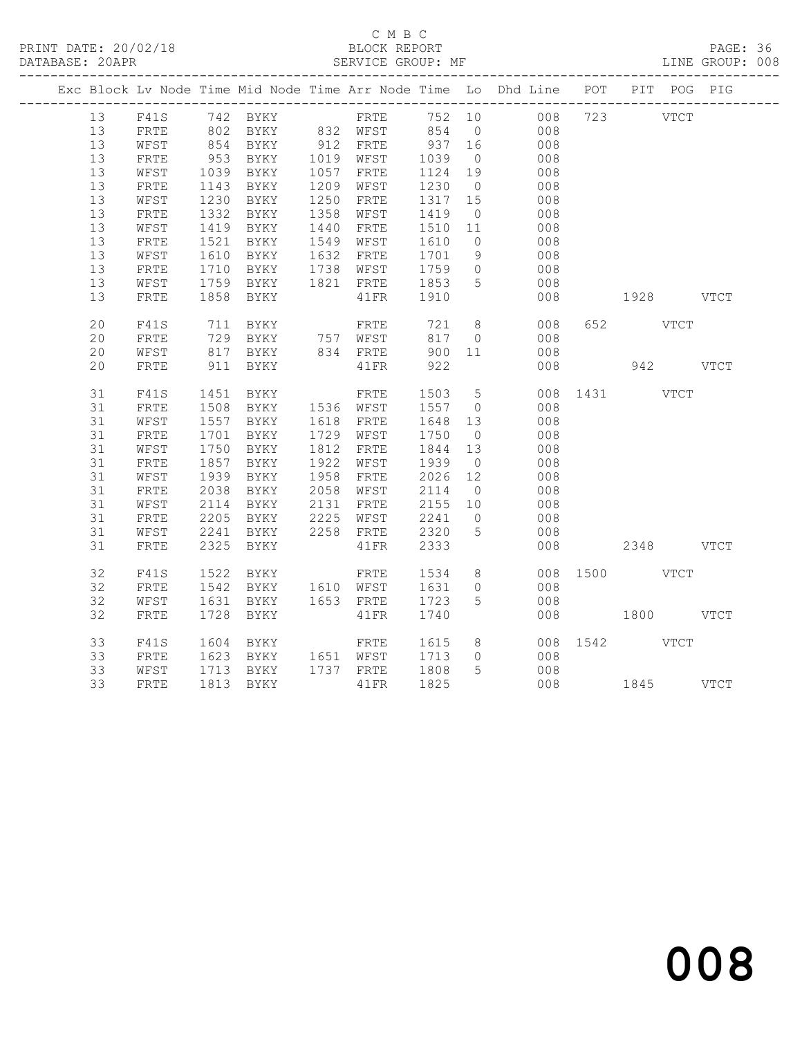C M B C

BLOCK REPORT

SERVICE GROUP: MF

| Exc | Block | Lv | Node | Time | Mid Node | Time | Arr Node | Time | Lo | Dhd Line | POT | PIT | POG | PIG |
|---|---|---|---|---|---|---|---|---|---|---|---|---|---|---|
| | 13 | | F41S | 742 | BYKY | | FRTE | 752 | 10 | 008 | 723 | | VTCT | |
| | 13 | | FRTE | 802 | BYKY | 832 | WFST | 854 | 0 | 008 | | | | |
| | 13 | | WFST | 854 | BYKY | 912 | FRTE | 937 | 16 | 008 | | | | |
| | 13 | | FRTE | 953 | BYKY | 1019 | WFST | 1039 | 0 | 008 | | | | |
| | 13 | | WFST | 1039 | BYKY | 1057 | FRTE | 1124 | 19 | 008 | | | | |
| | 13 | | FRTE | 1143 | BYKY | 1209 | WFST | 1230 | 0 | 008 | | | | |
| | 13 | | WFST | 1230 | BYKY | 1250 | FRTE | 1317 | 15 | 008 | | | | |
| | 13 | | FRTE | 1332 | BYKY | 1358 | WFST | 1419 | 0 | 008 | | | | |
| | 13 | | WFST | 1419 | BYKY | 1440 | FRTE | 1510 | 11 | 008 | | | | |
| | 13 | | FRTE | 1521 | BYKY | 1549 | WFST | 1610 | 0 | 008 | | | | |
| | 13 | | WFST | 1610 | BYKY | 1632 | FRTE | 1701 | 9 | 008 | | | | |
| | 13 | | FRTE | 1710 | BYKY | 1738 | WFST | 1759 | 0 | 008 | | | | |
| | 13 | | WFST | 1759 | BYKY | 1821 | FRTE | 1853 | 5 | 008 | | | | |
| | 13 | | FRTE | 1858 | BYKY | | 41FR | 1910 | | 008 | | 1928 | | VTCT |
| | 20 | | F41S | 711 | BYKY | | FRTE | 721 | 8 | 008 | 652 | | VTCT | |
| | 20 | | FRTE | 729 | BYKY | 757 | WFST | 817 | 0 | 008 | | | | |
| | 20 | | WFST | 817 | BYKY | 834 | FRTE | 900 | 11 | 008 | | | | |
| | 20 | | FRTE | 911 | BYKY | | 41FR | 922 | | 008 | | 942 | | VTCT |
| | 31 | | F41S | 1451 | BYKY | | FRTE | 1503 | 5 | 008 | 1431 | | VTCT | |
| | 31 | | FRTE | 1508 | BYKY | 1536 | WFST | 1557 | 0 | 008 | | | | |
| | 31 | | WFST | 1557 | BYKY | 1618 | FRTE | 1648 | 13 | 008 | | | | |
| | 31 | | FRTE | 1701 | BYKY | 1729 | WFST | 1750 | 0 | 008 | | | | |
| | 31 | | WFST | 1750 | BYKY | 1812 | FRTE | 1844 | 13 | 008 | | | | |
| | 31 | | FRTE | 1857 | BYKY | 1922 | WFST | 1939 | 0 | 008 | | | | |
| | 31 | | WFST | 1939 | BYKY | 1958 | FRTE | 2026 | 12 | 008 | | | | |
| | 31 | | FRTE | 2038 | BYKY | 2058 | WFST | 2114 | 0 | 008 | | | | |
| | 31 | | WFST | 2114 | BYKY | 2131 | FRTE | 2155 | 10 | 008 | | | | |
| | 31 | | FRTE | 2205 | BYKY | 2225 | WFST | 2241 | 0 | 008 | | | | |
| | 31 | | WFST | 2241 | BYKY | 2258 | FRTE | 2320 | 5 | 008 | | | | |
| | 31 | | FRTE | 2325 | BYKY | | 41FR | 2333 | | 008 | | 2348 | | VTCT |
| | 32 | | F41S | 1522 | BYKY | | FRTE | 1534 | 8 | 008 | 1500 | | VTCT | |
| | 32 | | FRTE | 1542 | BYKY | 1610 | WFST | 1631 | 0 | 008 | | | | |
| | 32 | | WFST | 1631 | BYKY | 1653 | FRTE | 1723 | 5 | 008 | | | | |
| | 32 | | FRTE | 1728 | BYKY | | 41FR | 1740 | | 008 | | 1800 | | VTCT |
| | 33 | | F41S | 1604 | BYKY | | FRTE | 1615 | 8 | 008 | 1542 | | VTCT | |
| | 33 | | FRTE | 1623 | BYKY | 1651 | WFST | 1713 | 0 | 008 | | | | |
| | 33 | | WFST | 1713 | BYKY | 1737 | FRTE | 1808 | 5 | 008 | | | | |
| | 33 | | FRTE | 1813 | BYKY | | 41FR | 1825 | | 008 | | 1845 | | VTCT |

008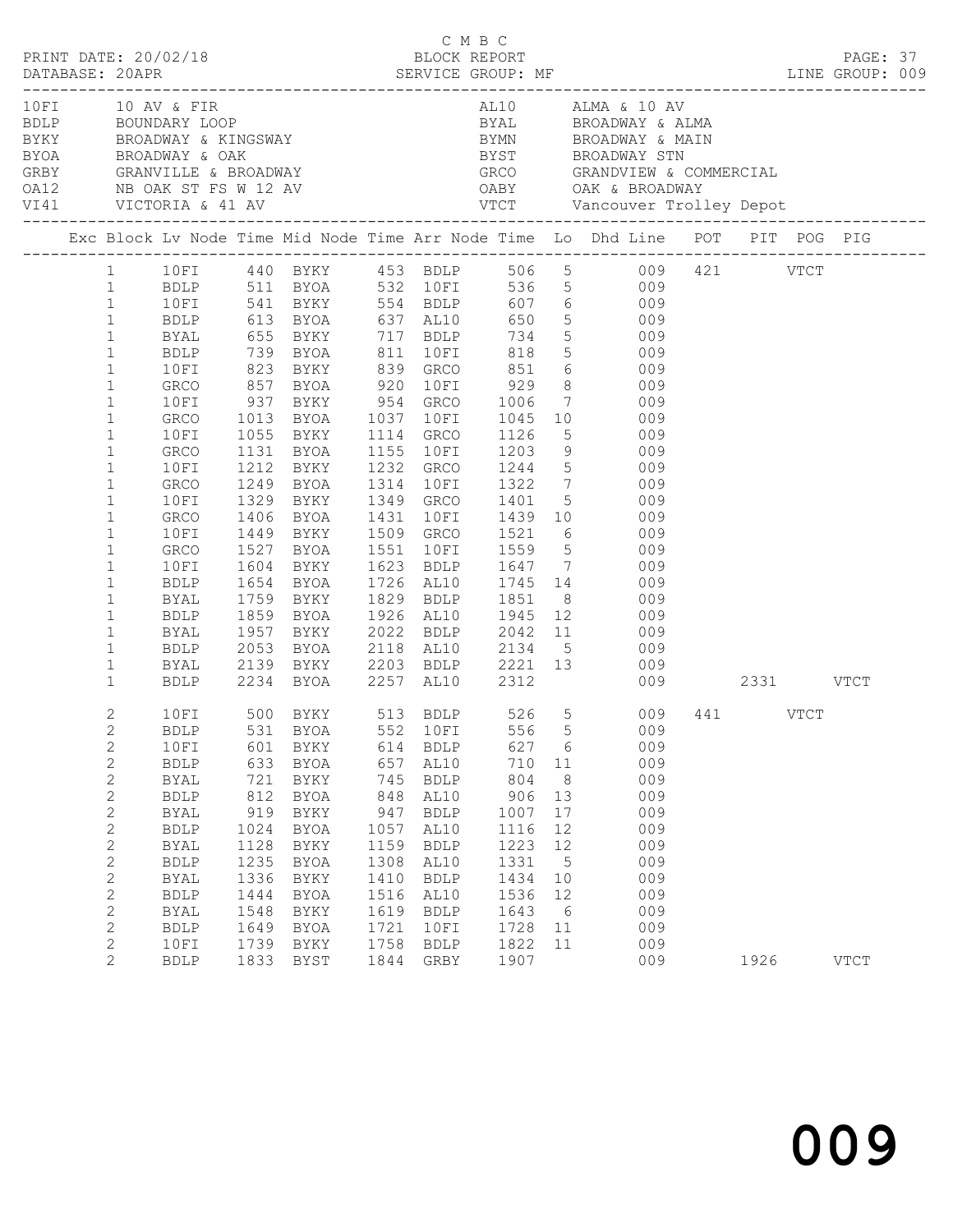C M B C
BLOCK REPORT
SERVICE GROUP: MF

PRINT DATE: 20/02/18
DATABASE: 20APR
LINE GROUP: 009

| Code | Description | Code | Description |
|---|---|---|---|
| 10FI | 10 AV & FIR | AL10 | ALMA & 10 AV |
| BDLP | BOUNDARY LOOP | BYAL | BROADWAY & ALMA |
| BYKY | BROADWAY & KINGSWAY | BYMN | BROADWAY & MAIN |
| BYOA | BROADWAY & OAK | BYST | BROADWAY STN |
| GRBY | GRANVILLE & BROADWAY | GRCO | GRANDVIEW & COMMERCIAL |
| OA12 | NB OAK ST FS W 12 AV | OABY | OAK & BROADWAY |
| VI41 | VICTORIA & 41 AV | VTCT | Vancouver Trolley Depot |

| Exc | Block | Lv Node | Time | Mid Node | Time | Arr Node | Time | Lo | Dhd Line | POT | PIT | POG | PIG |
|---|---|---|---|---|---|---|---|---|---|---|---|---|---|
| | 1 | 10FI | 440 | BYKY | 453 | BDLP | 506 | 5 | 009 | 421 | | VTCT | |
| | 1 | BDLP | 511 | BYOA | 532 | 10FI | 536 | 5 | 009 | | | | |
| | 1 | 10FI | 541 | BYKY | 554 | BDLP | 607 | 6 | 009 | | | | |
| | 1 | BDLP | 613 | BYOA | 637 | AL10 | 650 | 5 | 009 | | | | |
| | 1 | BYAL | 655 | BYKY | 717 | BDLP | 734 | 5 | 009 | | | | |
| | 1 | BDLP | 739 | BYOA | 811 | 10FI | 818 | 5 | 009 | | | | |
| | 1 | 10FI | 823 | BYKY | 839 | GRCO | 851 | 6 | 009 | | | | |
| | 1 | GRCO | 857 | BYOA | 920 | 10FI | 929 | 8 | 009 | | | | |
| | 1 | 10FI | 937 | BYKY | 954 | GRCO | 1006 | 7 | 009 | | | | |
| | 1 | GRCO | 1013 | BYOA | 1037 | 10FI | 1045 | 10 | 009 | | | | |
| | 1 | 10FI | 1055 | BYKY | 1114 | GRCO | 1126 | 5 | 009 | | | | |
| | 1 | GRCO | 1131 | BYOA | 1155 | 10FI | 1203 | 9 | 009 | | | | |
| | 1 | 10FI | 1212 | BYKY | 1232 | GRCO | 1244 | 5 | 009 | | | | |
| | 1 | GRCO | 1249 | BYOA | 1314 | 10FI | 1322 | 7 | 009 | | | | |
| | 1 | 10FI | 1329 | BYKY | 1349 | GRCO | 1401 | 5 | 009 | | | | |
| | 1 | GRCO | 1406 | BYOA | 1431 | 10FI | 1439 | 10 | 009 | | | | |
| | 1 | 10FI | 1449 | BYKY | 1509 | GRCO | 1521 | 6 | 009 | | | | |
| | 1 | GRCO | 1527 | BYOA | 1551 | 10FI | 1559 | 5 | 009 | | | | |
| | 1 | 10FI | 1604 | BYKY | 1623 | BDLP | 1647 | 7 | 009 | | | | |
| | 1 | BDLP | 1654 | BYOA | 1726 | AL10 | 1745 | 14 | 009 | | | | |
| | 1 | BYAL | 1759 | BYKY | 1829 | BDLP | 1851 | 8 | 009 | | | | |
| | 1 | BDLP | 1859 | BYOA | 1926 | AL10 | 1945 | 12 | 009 | | | | |
| | 1 | BYAL | 1957 | BYKY | 2022 | BDLP | 2042 | 11 | 009 | | | | |
| | 1 | BDLP | 2053 | BYOA | 2118 | AL10 | 2134 | 5 | 009 | | | | |
| | 1 | BYAL | 2139 | BYKY | 2203 | BDLP | 2221 | 13 | 009 | | | | |
| | 1 | BDLP | 2234 | BYOA | 2257 | AL10 | 2312 | | 009 | | 2331 | | VTCT |
| | 2 | 10FI | 500 | BYKY | 513 | BDLP | 526 | 5 | 009 | 441 | | VTCT | |
| | 2 | BDLP | 531 | BYOA | 552 | 10FI | 556 | 5 | 009 | | | | |
| | 2 | 10FI | 601 | BYKY | 614 | BDLP | 627 | 6 | 009 | | | | |
| | 2 | BDLP | 633 | BYOA | 657 | AL10 | 710 | 11 | 009 | | | | |
| | 2 | BYAL | 721 | BYKY | 745 | BDLP | 804 | 8 | 009 | | | | |
| | 2 | BDLP | 812 | BYOA | 848 | AL10 | 906 | 13 | 009 | | | | |
| | 2 | BYAL | 919 | BYKY | 947 | BDLP | 1007 | 17 | 009 | | | | |
| | 2 | BDLP | 1024 | BYOA | 1057 | AL10 | 1116 | 12 | 009 | | | | |
| | 2 | BYAL | 1128 | BYKY | 1159 | BDLP | 1223 | 12 | 009 | | | | |
| | 2 | BDLP | 1235 | BYOA | 1308 | AL10 | 1331 | 5 | 009 | | | | |
| | 2 | BYAL | 1336 | BYKY | 1410 | BDLP | 1434 | 10 | 009 | | | | |
| | 2 | BDLP | 1444 | BYOA | 1516 | AL10 | 1536 | 12 | 009 | | | | |
| | 2 | BYAL | 1548 | BYKY | 1619 | BDLP | 1643 | 6 | 009 | | | | |
| | 2 | BDLP | 1649 | BYOA | 1721 | 10FI | 1728 | 11 | 009 | | | | |
| | 2 | 10FI | 1739 | BYKY | 1758 | BDLP | 1822 | 11 | 009 | | | | |
| | 2 | BDLP | 1833 | BYST | 1844 | GRBY | 1907 | | 009 | | 1926 | | VTCT |

009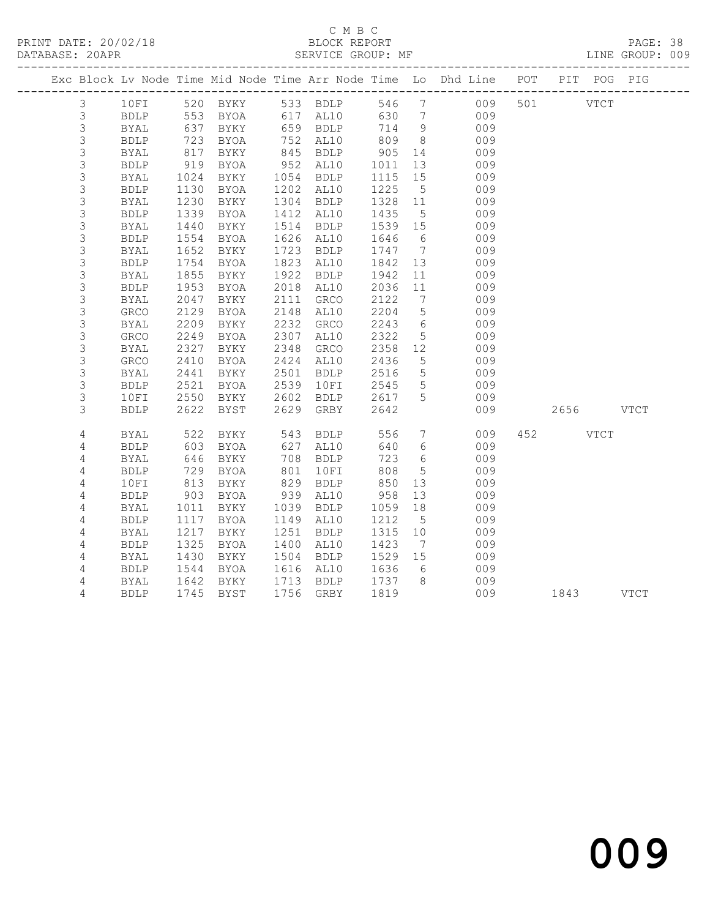C M B C
PRINT DATE: 20/02/18 BLOCK REPORT PAGE: 38
DATABASE: 20APR SERVICE GROUP: MF LINE GROUP: 009

| Exc | Block | Lv | Node | Time | Mid Node | Time | Arr Node | Time | Lo | Dhd Line | POT | PIT | POG | PIG |
|---|---|---|---|---|---|---|---|---|---|---|---|---|---|---|
| | 3 | | 10FI | 520 | BYKY | 533 | BDLP | 546 | 7 | 009 | 501 | | VTCT | |
| | 3 | | BDLP | 553 | BYOA | 617 | AL10 | 630 | 7 | 009 | | | | |
| | 3 | | BYAL | 637 | BYKY | 659 | BDLP | 714 | 9 | 009 | | | | |
| | 3 | | BDLP | 723 | BYOA | 752 | AL10 | 809 | 8 | 009 | | | | |
| | 3 | | BYAL | 817 | BYKY | 845 | BDLP | 905 | 14 | 009 | | | | |
| | 3 | | BDLP | 919 | BYOA | 952 | AL10 | 1011 | 13 | 009 | | | | |
| | 3 | | BYAL | 1024 | BYKY | 1054 | BDLP | 1115 | 15 | 009 | | | | |
| | 3 | | BDLP | 1130 | BYOA | 1202 | AL10 | 1225 | 5 | 009 | | | | |
| | 3 | | BYAL | 1230 | BYKY | 1304 | BDLP | 1328 | 11 | 009 | | | | |
| | 3 | | BDLP | 1339 | BYOA | 1412 | AL10 | 1435 | 5 | 009 | | | | |
| | 3 | | BYAL | 1440 | BYKY | 1514 | BDLP | 1539 | 15 | 009 | | | | |
| | 3 | | BDLP | 1554 | BYOA | 1626 | AL10 | 1646 | 6 | 009 | | | | |
| | 3 | | BYAL | 1652 | BYKY | 1723 | BDLP | 1747 | 7 | 009 | | | | |
| | 3 | | BDLP | 1754 | BYOA | 1823 | AL10 | 1842 | 13 | 009 | | | | |
| | 3 | | BYAL | 1855 | BYKY | 1922 | BDLP | 1942 | 11 | 009 | | | | |
| | 3 | | BDLP | 1953 | BYOA | 2018 | AL10 | 2036 | 11 | 009 | | | | |
| | 3 | | BYAL | 2047 | BYKY | 2111 | GRCO | 2122 | 7 | 009 | | | | |
| | 3 | | GRCO | 2129 | BYOA | 2148 | AL10 | 2204 | 5 | 009 | | | | |
| | 3 | | BYAL | 2209 | BYKY | 2232 | GRCO | 2243 | 6 | 009 | | | | |
| | 3 | | GRCO | 2249 | BYOA | 2307 | AL10 | 2322 | 5 | 009 | | | | |
| | 3 | | BYAL | 2327 | BYKY | 2348 | GRCO | 2358 | 12 | 009 | | | | |
| | 3 | | GRCO | 2410 | BYOA | 2424 | AL10 | 2436 | 5 | 009 | | | | |
| | 3 | | BYAL | 2441 | BYKY | 2501 | BDLP | 2516 | 5 | 009 | | | | |
| | 3 | | BDLP | 2521 | BYOA | 2539 | 10FI | 2545 | 5 | 009 | | | | |
| | 3 | | 10FI | 2550 | BYKY | 2602 | BDLP | 2617 | 5 | 009 | | | | |
| | 3 | | BDLP | 2622 | BYST | 2629 | GRBY | 2642 | | 009 | | 2656 | | VTCT |
| | 4 | | BYAL | 522 | BYKY | 543 | BDLP | 556 | 7 | 009 | 452 | | VTCT | |
| | 4 | | BDLP | 603 | BYOA | 627 | AL10 | 640 | 6 | 009 | | | | |
| | 4 | | BYAL | 646 | BYKY | 708 | BDLP | 723 | 6 | 009 | | | | |
| | 4 | | BDLP | 729 | BYOA | 801 | 10FI | 808 | 5 | 009 | | | | |
| | 4 | | 10FI | 813 | BYKY | 829 | BDLP | 850 | 13 | 009 | | | | |
| | 4 | | BDLP | 903 | BYOA | 939 | AL10 | 958 | 13 | 009 | | | | |
| | 4 | | BYAL | 1011 | BYKY | 1039 | BDLP | 1059 | 18 | 009 | | | | |
| | 4 | | BDLP | 1117 | BYOA | 1149 | AL10 | 1212 | 5 | 009 | | | | |
| | 4 | | BYAL | 1217 | BYKY | 1251 | BDLP | 1315 | 10 | 009 | | | | |
| | 4 | | BDLP | 1325 | BYOA | 1400 | AL10 | 1423 | 7 | 009 | | | | |
| | 4 | | BYAL | 1430 | BYKY | 1504 | BDLP | 1529 | 15 | 009 | | | | |
| | 4 | | BDLP | 1544 | BYOA | 1616 | AL10 | 1636 | 6 | 009 | | | | |
| | 4 | | BYAL | 1642 | BYKY | 1713 | BDLP | 1737 | 8 | 009 | | | | |
| | 4 | | BDLP | 1745 | BYST | 1756 | GRBY | 1819 | | 009 | | 1843 | | VTCT |

009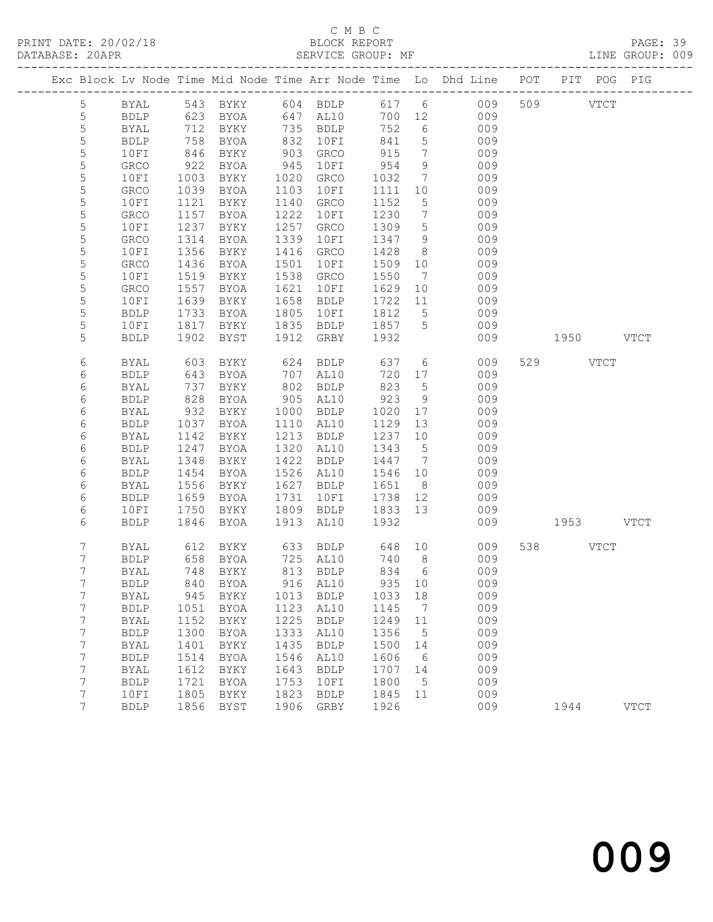C M B C
BLOCK REPORT
SERVICE GROUP: MF

PRINT DATE: 20/02/18
DATABASE: 20APR
LINE GROUP: 009

| Exc | Block | Lv | Node | Time | Mid Node | Time | Arr Node | Time | Lo | Dhd Line | POT | PIT | POG | PIG |
|---|---|---|---|---|---|---|---|---|---|---|---|---|---|---|
| | 5 | | BYAL | 543 | BYKY | 604 | BDLP | 617 | 6 | 009 | 509 | | VTCT | |
| | 5 | | BDLP | 623 | BYOA | 647 | AL10 | 700 | 12 | 009 | | | | |
| | 5 | | BYAL | 712 | BYKY | 735 | BDLP | 752 | 6 | 009 | | | | |
| | 5 | | BDLP | 758 | BYOA | 832 | 10FI | 841 | 5 | 009 | | | | |
| | 5 | | 10FI | 846 | BYKY | 903 | GRCO | 915 | 7 | 009 | | | | |
| | 5 | | GRCO | 922 | BYOA | 945 | 10FI | 954 | 9 | 009 | | | | |
| | 5 | | 10FI | 1003 | BYKY | 1020 | GRCO | 1032 | 7 | 009 | | | | |
| | 5 | | GRCO | 1039 | BYOA | 1103 | 10FI | 1111 | 10 | 009 | | | | |
| | 5 | | 10FI | 1121 | BYKY | 1140 | GRCO | 1152 | 5 | 009 | | | | |
| | 5 | | GRCO | 1157 | BYOA | 1222 | 10FI | 1230 | 7 | 009 | | | | |
| | 5 | | 10FI | 1237 | BYKY | 1257 | GRCO | 1309 | 5 | 009 | | | | |
| | 5 | | GRCO | 1314 | BYOA | 1339 | 10FI | 1347 | 9 | 009 | | | | |
| | 5 | | 10FI | 1356 | BYKY | 1416 | GRCO | 1428 | 8 | 009 | | | | |
| | 5 | | GRCO | 1436 | BYOA | 1501 | 10FI | 1509 | 10 | 009 | | | | |
| | 5 | | 10FI | 1519 | BYKY | 1538 | GRCO | 1550 | 7 | 009 | | | | |
| | 5 | | GRCO | 1557 | BYOA | 1621 | 10FI | 1629 | 10 | 009 | | | | |
| | 5 | | 10FI | 1639 | BYKY | 1658 | BDLP | 1722 | 11 | 009 | | | | |
| | 5 | | BDLP | 1733 | BYOA | 1805 | 10FI | 1812 | 5 | 009 | | | | |
| | 5 | | 10FI | 1817 | BYKY | 1835 | BDLP | 1857 | 5 | 009 | | | | |
| | 5 | | BDLP | 1902 | BYST | 1912 | GRBY | 1932 | | 009 | | 1950 | | VTCT |
| | 6 | | BYAL | 603 | BYKY | 624 | BDLP | 637 | 6 | 009 | 529 | | VTCT | |
| | 6 | | BDLP | 643 | BYOA | 707 | AL10 | 720 | 17 | 009 | | | | |
| | 6 | | BYAL | 737 | BYKY | 802 | BDLP | 823 | 5 | 009 | | | | |
| | 6 | | BDLP | 828 | BYOA | 905 | AL10 | 923 | 9 | 009 | | | | |
| | 6 | | BYAL | 932 | BYKY | 1000 | BDLP | 1020 | 17 | 009 | | | | |
| | 6 | | BDLP | 1037 | BYOA | 1110 | AL10 | 1129 | 13 | 009 | | | | |
| | 6 | | BYAL | 1142 | BYKY | 1213 | BDLP | 1237 | 10 | 009 | | | | |
| | 6 | | BDLP | 1247 | BYOA | 1320 | AL10 | 1343 | 5 | 009 | | | | |
| | 6 | | BYAL | 1348 | BYKY | 1422 | BDLP | 1447 | 7 | 009 | | | | |
| | 6 | | BDLP | 1454 | BYOA | 1526 | AL10 | 1546 | 10 | 009 | | | | |
| | 6 | | BYAL | 1556 | BYKY | 1627 | BDLP | 1651 | 8 | 009 | | | | |
| | 6 | | BDLP | 1659 | BYOA | 1731 | 10FI | 1738 | 12 | 009 | | | | |
| | 6 | | 10FI | 1750 | BYKY | 1809 | BDLP | 1833 | 13 | 009 | | | | |
| | 6 | | BDLP | 1846 | BYOA | 1913 | AL10 | 1932 | | 009 | | 1953 | | VTCT |
| | 7 | | BYAL | 612 | BYKY | 633 | BDLP | 648 | 10 | 009 | 538 | | VTCT | |
| | 7 | | BDLP | 658 | BYOA | 725 | AL10 | 740 | 8 | 009 | | | | |
| | 7 | | BYAL | 748 | BYKY | 813 | BDLP | 834 | 6 | 009 | | | | |
| | 7 | | BDLP | 840 | BYOA | 916 | AL10 | 935 | 10 | 009 | | | | |
| | 7 | | BYAL | 945 | BYKY | 1013 | BDLP | 1033 | 18 | 009 | | | | |
| | 7 | | BDLP | 1051 | BYOA | 1123 | AL10 | 1145 | 7 | 009 | | | | |
| | 7 | | BYAL | 1152 | BYKY | 1225 | BDLP | 1249 | 11 | 009 | | | | |
| | 7 | | BDLP | 1300 | BYOA | 1333 | AL10 | 1356 | 5 | 009 | | | | |
| | 7 | | BYAL | 1401 | BYKY | 1435 | BDLP | 1500 | 14 | 009 | | | | |
| | 7 | | BDLP | 1514 | BYOA | 1546 | AL10 | 1606 | 6 | 009 | | | | |
| | 7 | | BYAL | 1612 | BYKY | 1643 | BDLP | 1707 | 14 | 009 | | | | |
| | 7 | | BDLP | 1721 | BYOA | 1753 | 10FI | 1800 | 5 | 009 | | | | |
| | 7 | | 10FI | 1805 | BYKY | 1823 | BDLP | 1845 | 11 | 009 | | | | |
| | 7 | | BDLP | 1856 | BYST | 1906 | GRBY | 1926 | | 009 | | 1944 | | VTCT |

009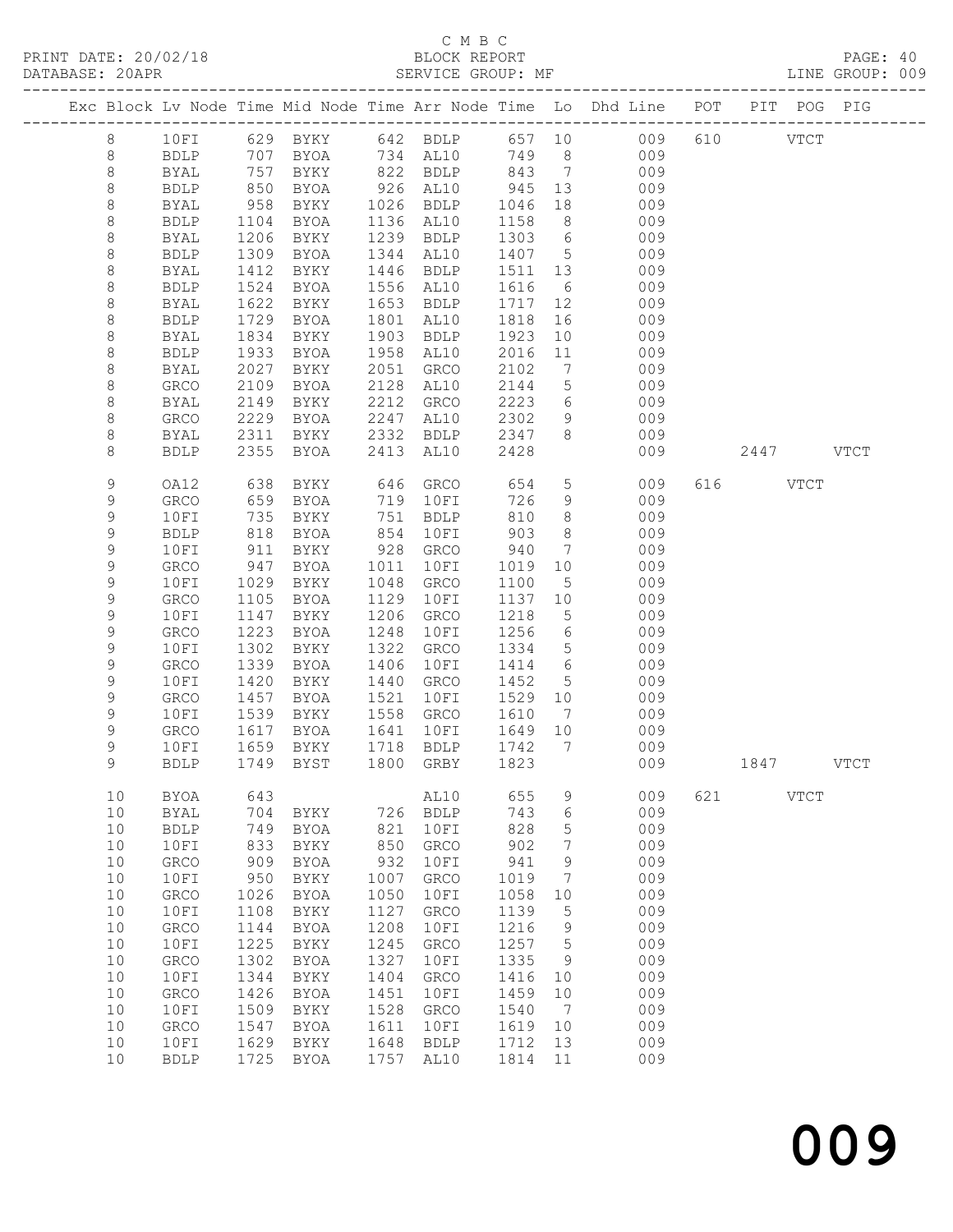C M B C
BLOCK REPORT
SERVICE GROUP: MF

PRINT DATE: 20/02/18
DATABASE: 20APR
LINE GROUP: 009

| Exc | Block | Lv | Node | Time | Mid Node | Time | Arr Node | Time | Lo | Dhd Line | POT | PIT | POG | PIG |
|---|---|---|---|---|---|---|---|---|---|---|---|---|---|---|
| | 8 | | 10FI | 629 | BYKY | 642 | BDLP | 657 | 10 | 009 | 610 | | VTCT | |
| | 8 | | BDLP | 707 | BYOA | 734 | AL10 | 749 | 8 | 009 | | | | |
| | 8 | | BYAL | 757 | BYKY | 822 | BDLP | 843 | 7 | 009 | | | | |
| | 8 | | BDLP | 850 | BYOA | 926 | AL10 | 945 | 13 | 009 | | | | |
| | 8 | | BYAL | 958 | BYKY | 1026 | BDLP | 1046 | 18 | 009 | | | | |
| | 8 | | BDLP | 1104 | BYOA | 1136 | AL10 | 1158 | 8 | 009 | | | | |
| | 8 | | BYAL | 1206 | BYKY | 1239 | BDLP | 1303 | 6 | 009 | | | | |
| | 8 | | BDLP | 1309 | BYOA | 1344 | AL10 | 1407 | 5 | 009 | | | | |
| | 8 | | BYAL | 1412 | BYKY | 1446 | BDLP | 1511 | 13 | 009 | | | | |
| | 8 | | BDLP | 1524 | BYOA | 1556 | AL10 | 1616 | 6 | 009 | | | | |
| | 8 | | BYAL | 1622 | BYKY | 1653 | BDLP | 1717 | 12 | 009 | | | | |
| | 8 | | BDLP | 1729 | BYOA | 1801 | AL10 | 1818 | 16 | 009 | | | | |
| | 8 | | BYAL | 1834 | BYKY | 1903 | BDLP | 1923 | 10 | 009 | | | | |
| | 8 | | BDLP | 1933 | BYOA | 1958 | AL10 | 2016 | 11 | 009 | | | | |
| | 8 | | BYAL | 2027 | BYKY | 2051 | GRCO | 2102 | 7 | 009 | | | | |
| | 8 | | GRCO | 2109 | BYOA | 2128 | AL10 | 2144 | 5 | 009 | | | | |
| | 8 | | BYAL | 2149 | BYKY | 2212 | GRCO | 2223 | 6 | 009 | | | | |
| | 8 | | GRCO | 2229 | BYOA | 2247 | AL10 | 2302 | 9 | 009 | | | | |
| | 8 | | BYAL | 2311 | BYKY | 2332 | BDLP | 2347 | 8 | 009 | | | | |
| | 8 | | BDLP | 2355 | BYOA | 2413 | AL10 | 2428 | | 009 | | 2447 | | VTCT |
| | 9 | | OA12 | 638 | BYKY | 646 | GRCO | 654 | 5 | 009 | 616 | | VTCT | |
| | 9 | | GRCO | 659 | BYOA | 719 | 10FI | 726 | 9 | 009 | | | | |
| | 9 | | 10FI | 735 | BYKY | 751 | BDLP | 810 | 8 | 009 | | | | |
| | 9 | | BDLP | 818 | BYOA | 854 | 10FI | 903 | 8 | 009 | | | | |
| | 9 | | 10FI | 911 | BYKY | 928 | GRCO | 940 | 7 | 009 | | | | |
| | 9 | | GRCO | 947 | BYOA | 1011 | 10FI | 1019 | 10 | 009 | | | | |
| | 9 | | 10FI | 1029 | BYKY | 1048 | GRCO | 1100 | 5 | 009 | | | | |
| | 9 | | GRCO | 1105 | BYOA | 1129 | 10FI | 1137 | 10 | 009 | | | | |
| | 9 | | 10FI | 1147 | BYKY | 1206 | GRCO | 1218 | 5 | 009 | | | | |
| | 9 | | GRCO | 1223 | BYOA | 1248 | 10FI | 1256 | 6 | 009 | | | | |
| | 9 | | 10FI | 1302 | BYKY | 1322 | GRCO | 1334 | 5 | 009 | | | | |
| | 9 | | GRCO | 1339 | BYOA | 1406 | 10FI | 1414 | 6 | 009 | | | | |
| | 9 | | 10FI | 1420 | BYKY | 1440 | GRCO | 1452 | 5 | 009 | | | | |
| | 9 | | GRCO | 1457 | BYOA | 1521 | 10FI | 1529 | 10 | 009 | | | | |
| | 9 | | 10FI | 1539 | BYKY | 1558 | GRCO | 1610 | 7 | 009 | | | | |
| | 9 | | GRCO | 1617 | BYOA | 1641 | 10FI | 1649 | 10 | 009 | | | | |
| | 9 | | 10FI | 1659 | BYKY | 1718 | BDLP | 1742 | 7 | 009 | | | | |
| | 9 | | BDLP | 1749 | BYST | 1800 | GRBY | 1823 | | 009 | | 1847 | | VTCT |
| | 10 | | BYOA | 643 | | | AL10 | 655 | 9 | 009 | 621 | | VTCT | |
| | 10 | | BYAL | 704 | BYKY | 726 | BDLP | 743 | 6 | 009 | | | | |
| | 10 | | BDLP | 749 | BYOA | 821 | 10FI | 828 | 5 | 009 | | | | |
| | 10 | | 10FI | 833 | BYKY | 850 | GRCO | 902 | 7 | 009 | | | | |
| | 10 | | GRCO | 909 | BYOA | 932 | 10FI | 941 | 9 | 009 | | | | |
| | 10 | | 10FI | 950 | BYKY | 1007 | GRCO | 1019 | 7 | 009 | | | | |
| | 10 | | GRCO | 1026 | BYOA | 1050 | 10FI | 1058 | 10 | 009 | | | | |
| | 10 | | 10FI | 1108 | BYKY | 1127 | GRCO | 1139 | 5 | 009 | | | | |
| | 10 | | GRCO | 1144 | BYOA | 1208 | 10FI | 1216 | 9 | 009 | | | | |
| | 10 | | 10FI | 1225 | BYKY | 1245 | GRCO | 1257 | 5 | 009 | | | | |
| | 10 | | GRCO | 1302 | BYOA | 1327 | 10FI | 1335 | 9 | 009 | | | | |
| | 10 | | 10FI | 1344 | BYKY | 1404 | GRCO | 1416 | 10 | 009 | | | | |
| | 10 | | GRCO | 1426 | BYOA | 1451 | 10FI | 1459 | 10 | 009 | | | | |
| | 10 | | 10FI | 1509 | BYKY | 1528 | GRCO | 1540 | 7 | 009 | | | | |
| | 10 | | GRCO | 1547 | BYOA | 1611 | 10FI | 1619 | 10 | 009 | | | | |
| | 10 | | 10FI | 1629 | BYKY | 1648 | BDLP | 1712 | 13 | 009 | | | | |
| | 10 | | BDLP | 1725 | BYOA | 1757 | AL10 | 1814 | 11 | 009 | | | | |

009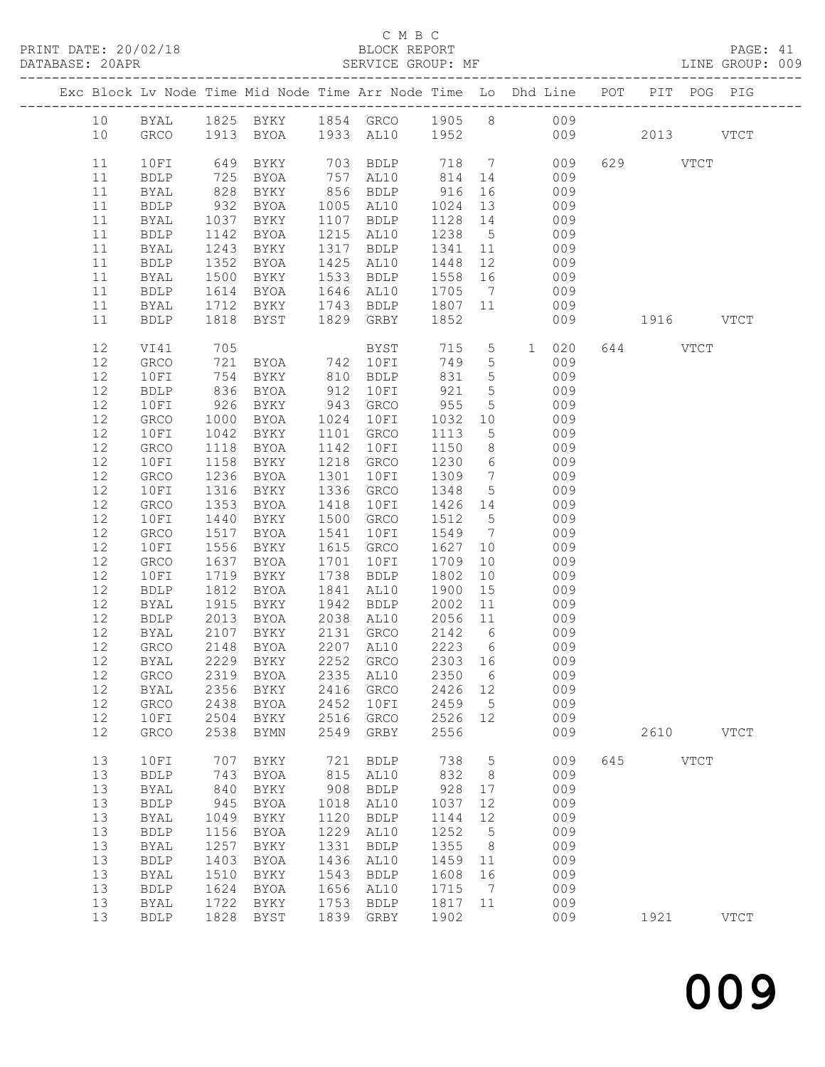C M B C
PRINT DATE: 20/02/18 BLOCK REPORT
DATABASE: 20APR SERVICE GROUP: MF LINE GROUP: 009

| Exc | Block | Lv | Node | Time | Mid Node | Time | Arr Node | Time | Lo | Dhd Line | POT | PIT | POG | PIG |
|---|---|---|---|---|---|---|---|---|---|---|---|---|---|---|
| | 10 | | BYAL | 1825 | BYKY | 1854 | GRCO | 1905 | 8 | 009 | | | | |
| | 10 | | GRCO | 1913 | BYOA | 1933 | AL10 | 1952 | | 009 | | 2013 | | VTCT |
| | 11 | | 10FI | 649 | BYKY | 703 | BDLP | 718 | 7 | 009 | 629 | | VTCT | |
| | 11 | | BDLP | 725 | BYOA | 757 | AL10 | 814 | 14 | 009 | | | | |
| | 11 | | BYAL | 828 | BYKY | 856 | BDLP | 916 | 16 | 009 | | | | |
| | 11 | | BDLP | 932 | BYOA | 1005 | AL10 | 1024 | 13 | 009 | | | | |
| | 11 | | BYAL | 1037 | BYKY | 1107 | BDLP | 1128 | 14 | 009 | | | | |
| | 11 | | BDLP | 1142 | BYOA | 1215 | AL10 | 1238 | 5 | 009 | | | | |
| | 11 | | BYAL | 1243 | BYKY | 1317 | BDLP | 1341 | 11 | 009 | | | | |
| | 11 | | BDLP | 1352 | BYOA | 1425 | AL10 | 1448 | 12 | 009 | | | | |
| | 11 | | BYAL | 1500 | BYKY | 1533 | BDLP | 1558 | 16 | 009 | | | | |
| | 11 | | BDLP | 1614 | BYOA | 1646 | AL10 | 1705 | 7 | 009 | | | | |
| | 11 | | BYAL | 1712 | BYKY | 1743 | BDLP | 1807 | 11 | 009 | | | | |
| | 11 | | BDLP | 1818 | BYST | 1829 | GRBY | 1852 | | 009 | | 1916 | | VTCT |
| | 12 | | VI41 | 705 | | | BYST | 715 | 5 | 1 020 | 644 | | VTCT | |
| | 12 | | GRCO | 721 | BYOA | 742 | 10FI | 749 | 5 | 009 | | | | |
| | 12 | | 10FI | 754 | BYKY | 810 | BDLP | 831 | 5 | 009 | | | | |
| | 12 | | BDLP | 836 | BYOA | 912 | 10FI | 921 | 5 | 009 | | | | |
| | 12 | | 10FI | 926 | BYKY | 943 | GRCO | 955 | 5 | 009 | | | | |
| | 12 | | GRCO | 1000 | BYOA | 1024 | 10FI | 1032 | 10 | 009 | | | | |
| | 12 | | 10FI | 1042 | BYKY | 1101 | GRCO | 1113 | 5 | 009 | | | | |
| | 12 | | GRCO | 1118 | BYOA | 1142 | 10FI | 1150 | 8 | 009 | | | | |
| | 12 | | 10FI | 1158 | BYKY | 1218 | GRCO | 1230 | 6 | 009 | | | | |
| | 12 | | GRCO | 1236 | BYOA | 1301 | 10FI | 1309 | 7 | 009 | | | | |
| | 12 | | 10FI | 1316 | BYKY | 1336 | GRCO | 1348 | 5 | 009 | | | | |
| | 12 | | GRCO | 1353 | BYOA | 1418 | 10FI | 1426 | 14 | 009 | | | | |
| | 12 | | 10FI | 1440 | BYKY | 1500 | GRCO | 1512 | 5 | 009 | | | | |
| | 12 | | GRCO | 1517 | BYOA | 1541 | 10FI | 1549 | 7 | 009 | | | | |
| | 12 | | 10FI | 1556 | BYKY | 1615 | GRCO | 1627 | 10 | 009 | | | | |
| | 12 | | GRCO | 1637 | BYOA | 1701 | 10FI | 1709 | 10 | 009 | | | | |
| | 12 | | 10FI | 1719 | BYKY | 1738 | BDLP | 1802 | 10 | 009 | | | | |
| | 12 | | BDLP | 1812 | BYOA | 1841 | AL10 | 1900 | 15 | 009 | | | | |
| | 12 | | BYAL | 1915 | BYKY | 1942 | BDLP | 2002 | 11 | 009 | | | | |
| | 12 | | BDLP | 2013 | BYOA | 2038 | AL10 | 2056 | 11 | 009 | | | | |
| | 12 | | BYAL | 2107 | BYKY | 2131 | GRCO | 2142 | 6 | 009 | | | | |
| | 12 | | GRCO | 2148 | BYOA | 2207 | AL10 | 2223 | 6 | 009 | | | | |
| | 12 | | BYAL | 2229 | BYKY | 2252 | GRCO | 2303 | 16 | 009 | | | | |
| | 12 | | GRCO | 2319 | BYOA | 2335 | AL10 | 2350 | 6 | 009 | | | | |
| | 12 | | BYAL | 2356 | BYKY | 2416 | GRCO | 2426 | 12 | 009 | | | | |
| | 12 | | GRCO | 2438 | BYOA | 2452 | 10FI | 2459 | 5 | 009 | | | | |
| | 12 | | 10FI | 2504 | BYKY | 2516 | GRCO | 2526 | 12 | 009 | | | | |
| | 12 | | GRCO | 2538 | BYMN | 2549 | GRBY | 2556 | | 009 | | 2610 | | VTCT |
| | 13 | | 10FI | 707 | BYKY | 721 | BDLP | 738 | 5 | 009 | 645 | | VTCT | |
| | 13 | | BDLP | 743 | BYOA | 815 | AL10 | 832 | 8 | 009 | | | | |
| | 13 | | BYAL | 840 | BYKY | 908 | BDLP | 928 | 17 | 009 | | | | |
| | 13 | | BDLP | 945 | BYOA | 1018 | AL10 | 1037 | 12 | 009 | | | | |
| | 13 | | BYAL | 1049 | BYKY | 1120 | BDLP | 1144 | 12 | 009 | | | | |
| | 13 | | BDLP | 1156 | BYOA | 1229 | AL10 | 1252 | 5 | 009 | | | | |
| | 13 | | BYAL | 1257 | BYKY | 1331 | BDLP | 1355 | 8 | 009 | | | | |
| | 13 | | BDLP | 1403 | BYOA | 1436 | AL10 | 1459 | 11 | 009 | | | | |
| | 13 | | BYAL | 1510 | BYKY | 1543 | BDLP | 1608 | 16 | 009 | | | | |
| | 13 | | BDLP | 1624 | BYOA | 1656 | AL10 | 1715 | 7 | 009 | | | | |
| | 13 | | BYAL | 1722 | BYKY | 1753 | BDLP | 1817 | 11 | 009 | | | | |
| | 13 | | BDLP | 1828 | BYST | 1839 | GRBY | 1902 | | 009 | | 1921 | | VTCT |

009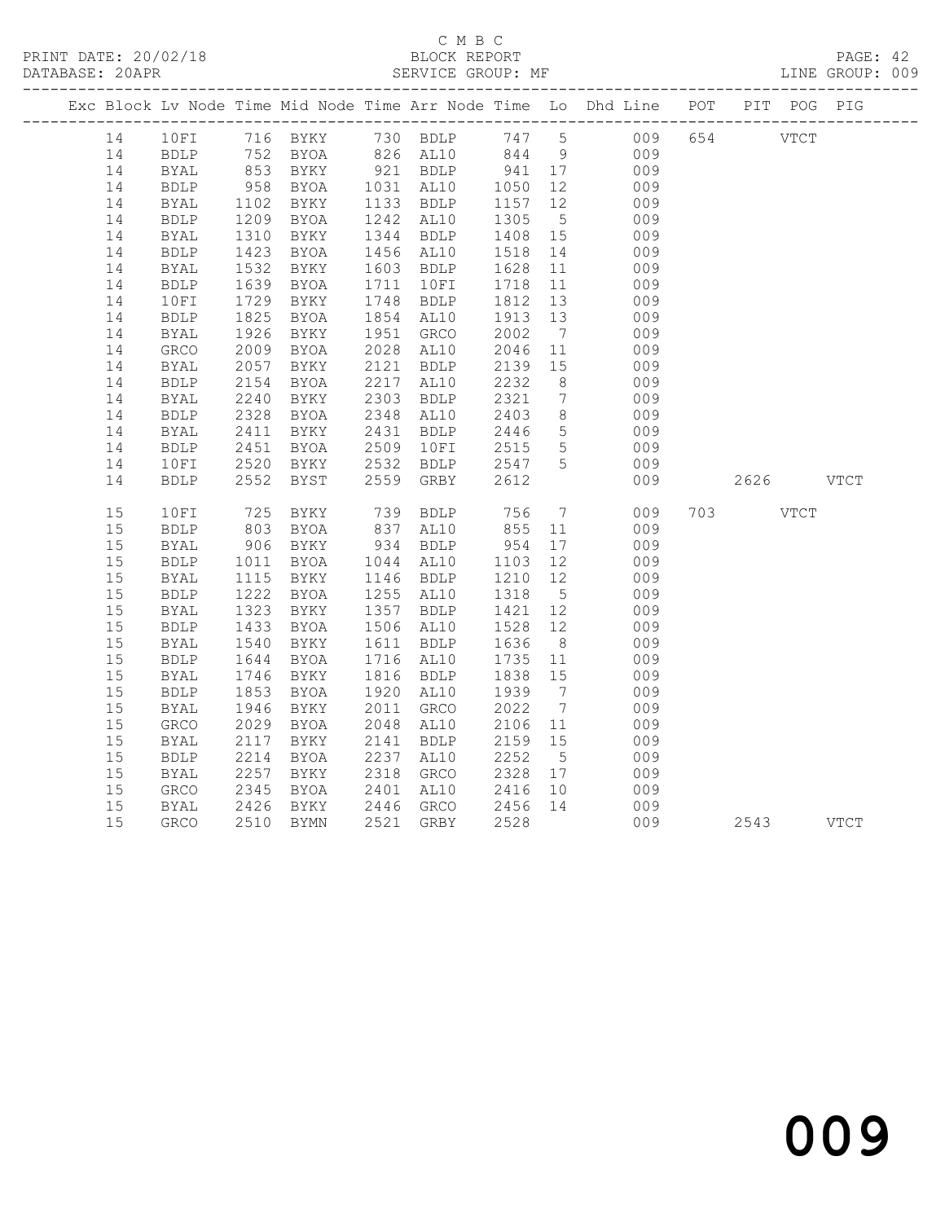C M B C

BLOCK REPORT

SERVICE GROUP: MF

PRINT DATE: 20/02/18

DATABASE: 20APR

LINE GROUP: 009

| Exc | Block | Lv | Node | Time | Mid Node | Time | Arr Node | Time | Lo | Dhd Line | POT | PIT | POG | PIG |
|---|---|---|---|---|---|---|---|---|---|---|---|---|---|---|
| | 14 | | 10FI | 716 | BYKY | 730 | BDLP | 747 | 5 | 009 | 654 | | VTCT | |
| | 14 | | BDLP | 752 | BYOA | 826 | AL10 | 844 | 9 | 009 | | | | |
| | 14 | | BYAL | 853 | BYKY | 921 | BDLP | 941 | 17 | 009 | | | | |
| | 14 | | BDLP | 958 | BYOA | 1031 | AL10 | 1050 | 12 | 009 | | | | |
| | 14 | | BYAL | 1102 | BYKY | 1133 | BDLP | 1157 | 12 | 009 | | | | |
| | 14 | | BDLP | 1209 | BYOA | 1242 | AL10 | 1305 | 5 | 009 | | | | |
| | 14 | | BYAL | 1310 | BYKY | 1344 | BDLP | 1408 | 15 | 009 | | | | |
| | 14 | | BDLP | 1423 | BYOA | 1456 | AL10 | 1518 | 14 | 009 | | | | |
| | 14 | | BYAL | 1532 | BYKY | 1603 | BDLP | 1628 | 11 | 009 | | | | |
| | 14 | | BDLP | 1639 | BYOA | 1711 | 10FI | 1718 | 11 | 009 | | | | |
| | 14 | | 10FI | 1729 | BYKY | 1748 | BDLP | 1812 | 13 | 009 | | | | |
| | 14 | | BDLP | 1825 | BYOA | 1854 | AL10 | 1913 | 13 | 009 | | | | |
| | 14 | | BYAL | 1926 | BYKY | 1951 | GRCO | 2002 | 7 | 009 | | | | |
| | 14 | | GRCO | 2009 | BYOA | 2028 | AL10 | 2046 | 11 | 009 | | | | |
| | 14 | | BYAL | 2057 | BYKY | 2121 | BDLP | 2139 | 15 | 009 | | | | |
| | 14 | | BDLP | 2154 | BYOA | 2217 | AL10 | 2232 | 8 | 009 | | | | |
| | 14 | | BYAL | 2240 | BYKY | 2303 | BDLP | 2321 | 7 | 009 | | | | |
| | 14 | | BDLP | 2328 | BYOA | 2348 | AL10 | 2403 | 8 | 009 | | | | |
| | 14 | | BYAL | 2411 | BYKY | 2431 | BDLP | 2446 | 5 | 009 | | | | |
| | 14 | | BDLP | 2451 | BYOA | 2509 | 10FI | 2515 | 5 | 009 | | | | |
| | 14 | | 10FI | 2520 | BYKY | 2532 | BDLP | 2547 | 5 | 009 | | | | |
| | 14 | | BDLP | 2552 | BYST | 2559 | GRBY | 2612 | | 009 | | 2626 | | VTCT |
| | 15 | | 10FI | 725 | BYKY | 739 | BDLP | 756 | 7 | 009 | 703 | | VTCT | |
| | 15 | | BDLP | 803 | BYOA | 837 | AL10 | 855 | 11 | 009 | | | | |
| | 15 | | BYAL | 906 | BYKY | 934 | BDLP | 954 | 17 | 009 | | | | |
| | 15 | | BDLP | 1011 | BYOA | 1044 | AL10 | 1103 | 12 | 009 | | | | |
| | 15 | | BYAL | 1115 | BYKY | 1146 | BDLP | 1210 | 12 | 009 | | | | |
| | 15 | | BDLP | 1222 | BYOA | 1255 | AL10 | 1318 | 5 | 009 | | | | |
| | 15 | | BYAL | 1323 | BYKY | 1357 | BDLP | 1421 | 12 | 009 | | | | |
| | 15 | | BDLP | 1433 | BYOA | 1506 | AL10 | 1528 | 12 | 009 | | | | |
| | 15 | | BYAL | 1540 | BYKY | 1611 | BDLP | 1636 | 8 | 009 | | | | |
| | 15 | | BDLP | 1644 | BYOA | 1716 | AL10 | 1735 | 11 | 009 | | | | |
| | 15 | | BYAL | 1746 | BYKY | 1816 | BDLP | 1838 | 15 | 009 | | | | |
| | 15 | | BDLP | 1853 | BYOA | 1920 | AL10 | 1939 | 7 | 009 | | | | |
| | 15 | | BYAL | 1946 | BYKY | 2011 | GRCO | 2022 | 7 | 009 | | | | |
| | 15 | | GRCO | 2029 | BYOA | 2048 | AL10 | 2106 | 11 | 009 | | | | |
| | 15 | | BYAL | 2117 | BYKY | 2141 | BDLP | 2159 | 15 | 009 | | | | |
| | 15 | | BDLP | 2214 | BYOA | 2237 | AL10 | 2252 | 5 | 009 | | | | |
| | 15 | | BYAL | 2257 | BYKY | 2318 | GRCO | 2328 | 17 | 009 | | | | |
| | 15 | | GRCO | 2345 | BYOA | 2401 | AL10 | 2416 | 10 | 009 | | | | |
| | 15 | | BYAL | 2426 | BYKY | 2446 | GRCO | 2456 | 14 | 009 | | | | |
| | 15 | | GRCO | 2510 | BYMN | 2521 | GRBY | 2528 | | 009 | | 2543 | | VTCT |

009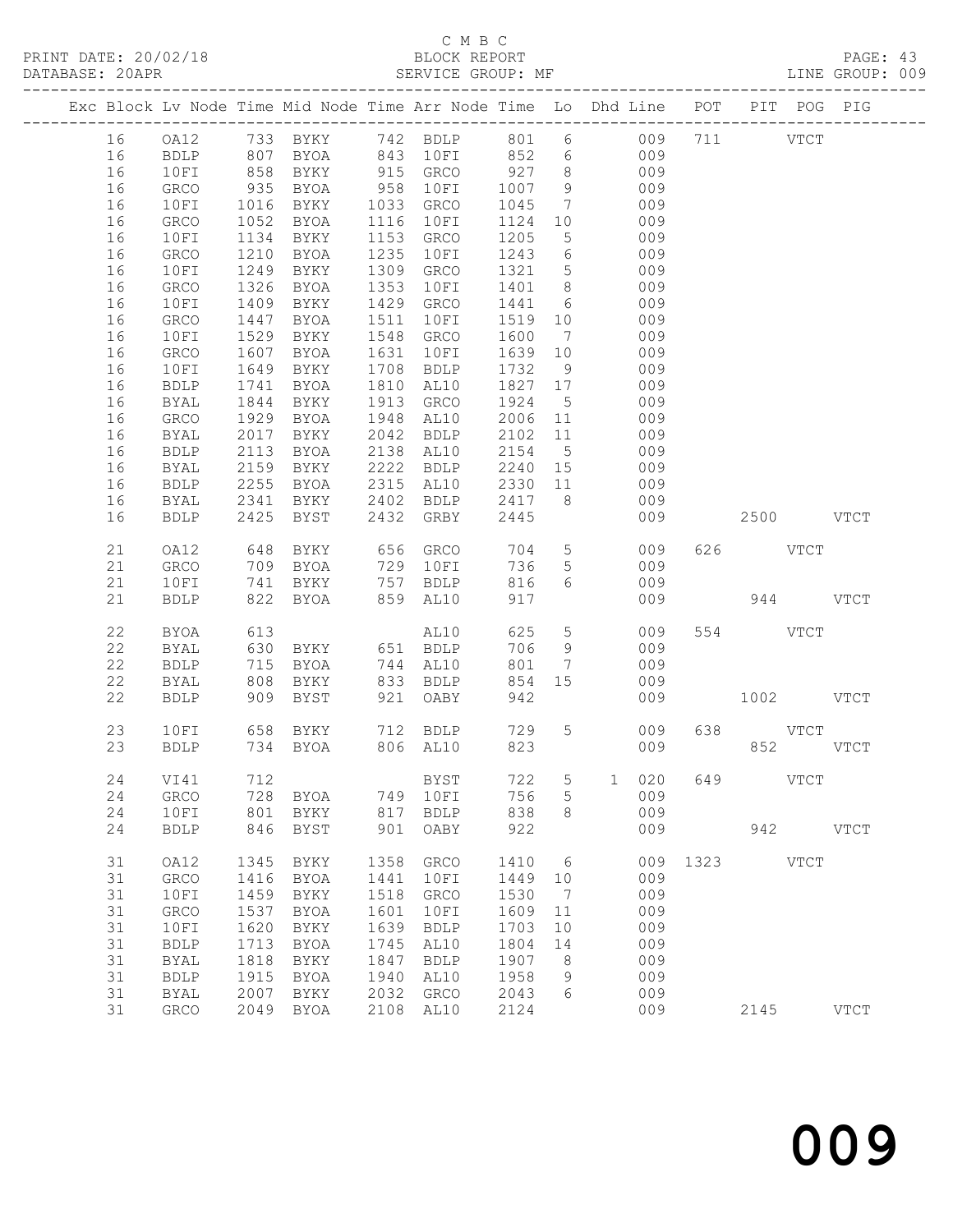C M B C

PRINT DATE: 20/02/18 BLOCK REPORT PAGE: 43
DATABASE: 20APR SERVICE GROUP: MF LINE GROUP: 009

| Exc | Block | Lv | Node | Time | Mid Node | Time | Arr Node | Time | Lo | Dhd Line | POT | PIT | POG | PIG |
|---|---|---|---|---|---|---|---|---|---|---|---|---|---|---|
| | 16 | | OA12 | 733 | BYKY | 742 | BDLP | 801 | 6 | 009 | 711 | | VTCT | |
| | 16 | | BDLP | 807 | BYOA | 843 | 10FI | 852 | 6 | 009 | | | | |
| | 16 | | 10FI | 858 | BYKY | 915 | GRCO | 927 | 8 | 009 | | | | |
| | 16 | | GRCO | 935 | BYOA | 958 | 10FI | 1007 | 9 | 009 | | | | |
| | 16 | | 10FI | 1016 | BYKY | 1033 | GRCO | 1045 | 7 | 009 | | | | |
| | 16 | | GRCO | 1052 | BYOA | 1116 | 10FI | 1124 | 10 | 009 | | | | |
| | 16 | | 10FI | 1134 | BYKY | 1153 | GRCO | 1205 | 5 | 009 | | | | |
| | 16 | | GRCO | 1210 | BYOA | 1235 | 10FI | 1243 | 6 | 009 | | | | |
| | 16 | | 10FI | 1249 | BYKY | 1309 | GRCO | 1321 | 5 | 009 | | | | |
| | 16 | | GRCO | 1326 | BYOA | 1353 | 10FI | 1401 | 8 | 009 | | | | |
| | 16 | | 10FI | 1409 | BYKY | 1429 | GRCO | 1441 | 6 | 009 | | | | |
| | 16 | | GRCO | 1447 | BYOA | 1511 | 10FI | 1519 | 10 | 009 | | | | |
| | 16 | | 10FI | 1529 | BYKY | 1548 | GRCO | 1600 | 7 | 009 | | | | |
| | 16 | | GRCO | 1607 | BYOA | 1631 | 10FI | 1639 | 10 | 009 | | | | |
| | 16 | | 10FI | 1649 | BYKY | 1708 | BDLP | 1732 | 9 | 009 | | | | |
| | 16 | | BDLP | 1741 | BYOA | 1810 | AL10 | 1827 | 17 | 009 | | | | |
| | 16 | | BYAL | 1844 | BYKY | 1913 | GRCO | 1924 | 5 | 009 | | | | |
| | 16 | | GRCO | 1929 | BYOA | 1948 | AL10 | 2006 | 11 | 009 | | | | |
| | 16 | | BYAL | 2017 | BYKY | 2042 | BDLP | 2102 | 11 | 009 | | | | |
| | 16 | | BDLP | 2113 | BYOA | 2138 | AL10 | 2154 | 5 | 009 | | | | |
| | 16 | | BYAL | 2159 | BYKY | 2222 | BDLP | 2240 | 15 | 009 | | | | |
| | 16 | | BDLP | 2255 | BYOA | 2315 | AL10 | 2330 | 11 | 009 | | | | |
| | 16 | | BYAL | 2341 | BYKY | 2402 | BDLP | 2417 | 8 | 009 | | | | |
| | 16 | | BDLP | 2425 | BYST | 2432 | GRBY | 2445 | | 009 | | 2500 | | VTCT |
| | 21 | | OA12 | 648 | BYKY | 656 | GRCO | 704 | 5 | 009 | 626 | | VTCT | |
| | 21 | | GRCO | 709 | BYOA | 729 | 10FI | 736 | 5 | 009 | | | | |
| | 21 | | 10FI | 741 | BYKY | 757 | BDLP | 816 | 6 | 009 | | | | |
| | 21 | | BDLP | 822 | BYOA | 859 | AL10 | 917 | | 009 | | 944 | | VTCT |
| | 22 | | BYOA | 613 | | | AL10 | 625 | 5 | 009 | 554 | | VTCT | |
| | 22 | | BYAL | 630 | BYKY | 651 | BDLP | 706 | 9 | 009 | | | | |
| | 22 | | BDLP | 715 | BYOA | 744 | AL10 | 801 | 7 | 009 | | | | |
| | 22 | | BYAL | 808 | BYKY | 833 | BDLP | 854 | 15 | 009 | | | | |
| | 22 | | BDLP | 909 | BYST | 921 | OABY | 942 | | 009 | | 1002 | | VTCT |
| | 23 | | 10FI | 658 | BYKY | 712 | BDLP | 729 | 5 | 009 | 638 | | VTCT | |
| | 23 | | BDLP | 734 | BYOA | 806 | AL10 | 823 | | 009 | | 852 | | VTCT |
| | 24 | | VI41 | 712 | | | BYST | 722 | 5 | 1 020 | 649 | | VTCT | |
| | 24 | | GRCO | 728 | BYOA | 749 | 10FI | 756 | 5 | 009 | | | | |
| | 24 | | 10FI | 801 | BYKY | 817 | BDLP | 838 | 8 | 009 | | | | |
| | 24 | | BDLP | 846 | BYST | 901 | OABY | 922 | | 009 | | 942 | | VTCT |
| | 31 | | OA12 | 1345 | BYKY | 1358 | GRCO | 1410 | 6 | 009 | 1323 | | VTCT | |
| | 31 | | GRCO | 1416 | BYOA | 1441 | 10FI | 1449 | 10 | 009 | | | | |
| | 31 | | 10FI | 1459 | BYKY | 1518 | GRCO | 1530 | 7 | 009 | | | | |
| | 31 | | GRCO | 1537 | BYOA | 1601 | 10FI | 1609 | 11 | 009 | | | | |
| | 31 | | 10FI | 1620 | BYKY | 1639 | BDLP | 1703 | 10 | 009 | | | | |
| | 31 | | BDLP | 1713 | BYOA | 1745 | AL10 | 1804 | 14 | 009 | | | | |
| | 31 | | BYAL | 1818 | BYKY | 1847 | BDLP | 1907 | 8 | 009 | | | | |
| | 31 | | BDLP | 1915 | BYOA | 1940 | AL10 | 1958 | 9 | 009 | | | | |
| | 31 | | BYAL | 2007 | BYKY | 2032 | GRCO | 2043 | 6 | 009 | | | | |
| | 31 | | GRCO | 2049 | BYOA | 2108 | AL10 | 2124 | | 009 | | 2145 | | VTCT |

009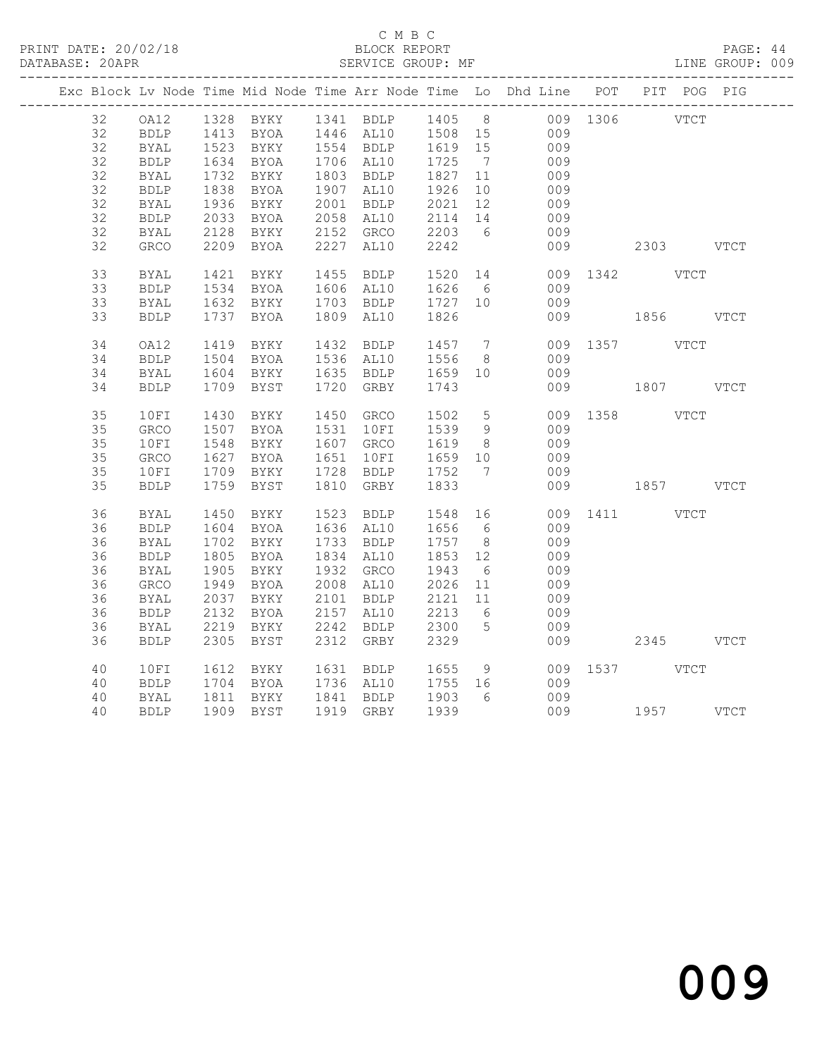C M B C
PRINT DATE: 20/02/18 BLOCK REPORT
DATABASE: 20APR SERVICE GROUP: MF LINE GROUP: 009

| Exc | Block | Lv | Node | Time | Mid Node | Time | Arr Node | Time | Lo | Dhd Line | POT | PIT | POG | PIG |
|---|---|---|---|---|---|---|---|---|---|---|---|---|---|---|
| | 32 | | OA12 | 1328 | BYKY | 1341 | BDLP | 1405 | 8 | 009 | 1306 | | VTCT | |
| | 32 | | BDLP | 1413 | BYOA | 1446 | AL10 | 1508 | 15 | 009 | | | | |
| | 32 | | BYAL | 1523 | BYKY | 1554 | BDLP | 1619 | 15 | 009 | | | | |
| | 32 | | BDLP | 1634 | BYOA | 1706 | AL10 | 1725 | 7 | 009 | | | | |
| | 32 | | BYAL | 1732 | BYKY | 1803 | BDLP | 1827 | 11 | 009 | | | | |
| | 32 | | BDLP | 1838 | BYOA | 1907 | AL10 | 1926 | 10 | 009 | | | | |
| | 32 | | BYAL | 1936 | BYKY | 2001 | BDLP | 2021 | 12 | 009 | | | | |
| | 32 | | BDLP | 2033 | BYOA | 2058 | AL10 | 2114 | 14 | 009 | | | | |
| | 32 | | BYAL | 2128 | BYKY | 2152 | GRCO | 2203 | 6 | 009 | | | | |
| | 32 | | GRCO | 2209 | BYOA | 2227 | AL10 | 2242 | | 009 | | 2303 | | VTCT |
| | 33 | | BYAL | 1421 | BYKY | 1455 | BDLP | 1520 | 14 | 009 | 1342 | | VTCT | |
| | 33 | | BDLP | 1534 | BYOA | 1606 | AL10 | 1626 | 6 | 009 | | | | |
| | 33 | | BYAL | 1632 | BYKY | 1703 | BDLP | 1727 | 10 | 009 | | | | |
| | 33 | | BDLP | 1737 | BYOA | 1809 | AL10 | 1826 | | 009 | | 1856 | | VTCT |
| | 34 | | OA12 | 1419 | BYKY | 1432 | BDLP | 1457 | 7 | 009 | 1357 | | VTCT | |
| | 34 | | BDLP | 1504 | BYOA | 1536 | AL10 | 1556 | 8 | 009 | | | | |
| | 34 | | BYAL | 1604 | BYKY | 1635 | BDLP | 1659 | 10 | 009 | | | | |
| | 34 | | BDLP | 1709 | BYST | 1720 | GRBY | 1743 | | 009 | | 1807 | | VTCT |
| | 35 | | 10FI | 1430 | BYKY | 1450 | GRCO | 1502 | 5 | 009 | 1358 | | VTCT | |
| | 35 | | GRCO | 1507 | BYOA | 1531 | 10FI | 1539 | 9 | 009 | | | | |
| | 35 | | 10FI | 1548 | BYKY | 1607 | GRCO | 1619 | 8 | 009 | | | | |
| | 35 | | GRCO | 1627 | BYOA | 1651 | 10FI | 1659 | 10 | 009 | | | | |
| | 35 | | 10FI | 1709 | BYKY | 1728 | BDLP | 1752 | 7 | 009 | | | | |
| | 35 | | BDLP | 1759 | BYST | 1810 | GRBY | 1833 | | 009 | | 1857 | | VTCT |
| | 36 | | BYAL | 1450 | BYKY | 1523 | BDLP | 1548 | 16 | 009 | 1411 | | VTCT | |
| | 36 | | BDLP | 1604 | BYOA | 1636 | AL10 | 1656 | 6 | 009 | | | | |
| | 36 | | BYAL | 1702 | BYKY | 1733 | BDLP | 1757 | 8 | 009 | | | | |
| | 36 | | BDLP | 1805 | BYOA | 1834 | AL10 | 1853 | 12 | 009 | | | | |
| | 36 | | BYAL | 1905 | BYKY | 1932 | GRCO | 1943 | 6 | 009 | | | | |
| | 36 | | GRCO | 1949 | BYOA | 2008 | AL10 | 2026 | 11 | 009 | | | | |
| | 36 | | BYAL | 2037 | BYKY | 2101 | BDLP | 2121 | 11 | 009 | | | | |
| | 36 | | BDLP | 2132 | BYOA | 2157 | AL10 | 2213 | 6 | 009 | | | | |
| | 36 | | BYAL | 2219 | BYKY | 2242 | BDLP | 2300 | 5 | 009 | | | | |
| | 36 | | BDLP | 2305 | BYST | 2312 | GRBY | 2329 | | 009 | | 2345 | | VTCT |
| | 40 | | 10FI | 1612 | BYKY | 1631 | BDLP | 1655 | 9 | 009 | 1537 | | VTCT | |
| | 40 | | BDLP | 1704 | BYOA | 1736 | AL10 | 1755 | 16 | 009 | | | | |
| | 40 | | BYAL | 1811 | BYKY | 1841 | BDLP | 1903 | 6 | 009 | | | | |
| | 40 | | BDLP | 1909 | BYST | 1919 | GRBY | 1939 | | 009 | | 1957 | | VTCT |

009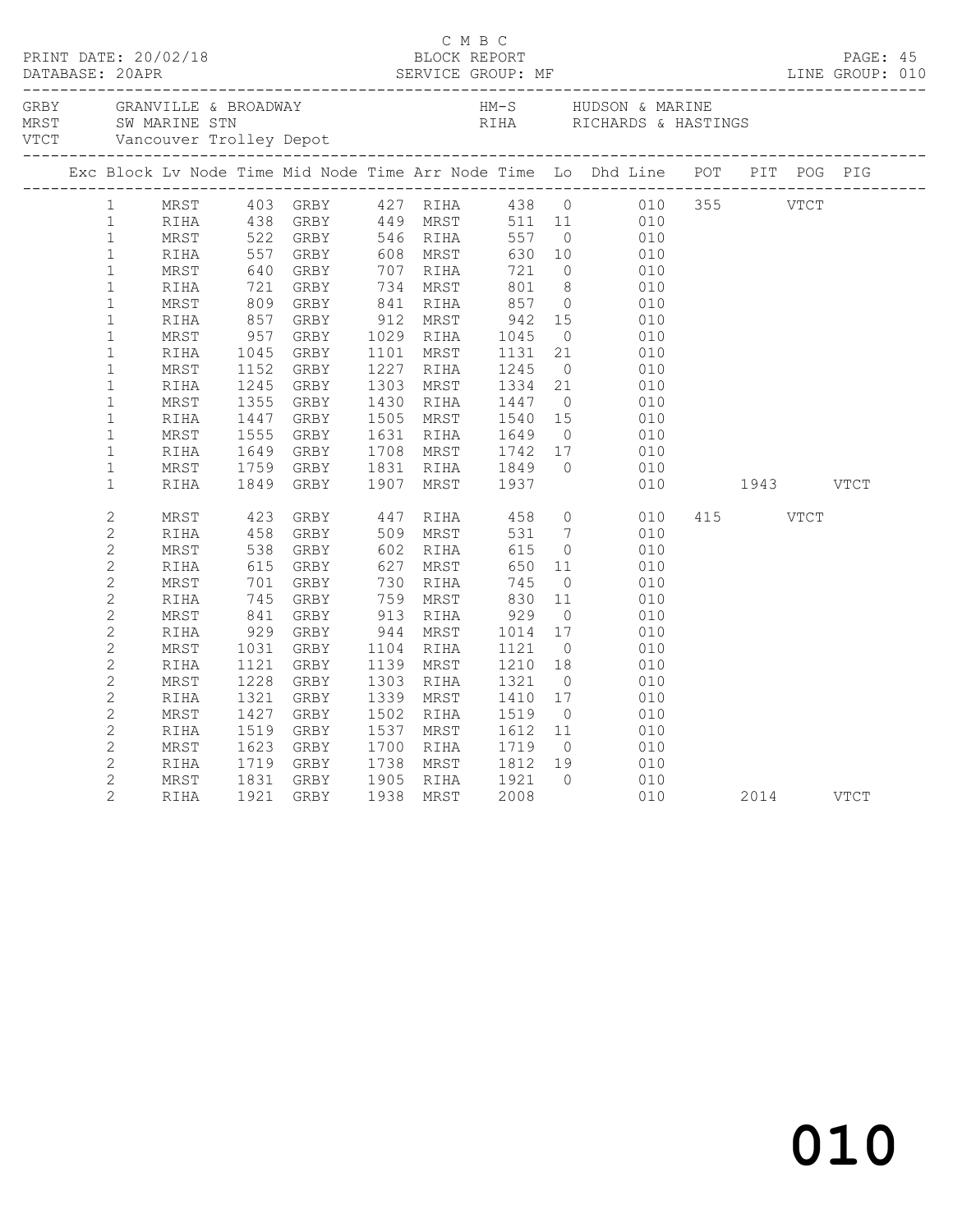C M B C

PRINT DATE: 20/02/18 BLOCK REPORT

DATABASE: 20APR SERVICE GROUP: MF LINE GROUP: 010

| | | | |
|---|---|---|---|
| GRBY | GRANVILLE & BROADWAY | HM-S | HUDSON & MARINE |
| MRST | SW MARINE STN | RIHA | RICHARDS & HASTINGS |
| VTCT | Vancouver Trolley Depot | | |

| Exc | Block | Lv Node | Time | Mid Node | Time | Arr Node | Time | Lo | Dhd Line | POT | PIT | POG | PIG |
|---|---|---|---|---|---|---|---|---|---|---|---|---|---|
| | 1 | MRST | 403 | GRBY | 427 | RIHA | 438 | 0 | 010 | 355 | | VTCT | |
| | 1 | RIHA | 438 | GRBY | 449 | MRST | 511 | 11 | 010 | | | | |
| | 1 | MRST | 522 | GRBY | 546 | RIHA | 557 | 0 | 010 | | | | |
| | 1 | RIHA | 557 | GRBY | 608 | MRST | 630 | 10 | 010 | | | | |
| | 1 | MRST | 640 | GRBY | 707 | RIHA | 721 | 0 | 010 | | | | |
| | 1 | RIHA | 721 | GRBY | 734 | MRST | 801 | 8 | 010 | | | | |
| | 1 | MRST | 809 | GRBY | 841 | RIHA | 857 | 0 | 010 | | | | |
| | 1 | RIHA | 857 | GRBY | 912 | MRST | 942 | 15 | 010 | | | | |
| | 1 | MRST | 957 | GRBY | 1029 | RIHA | 1045 | 0 | 010 | | | | |
| | 1 | RIHA | 1045 | GRBY | 1101 | MRST | 1131 | 21 | 010 | | | | |
| | 1 | MRST | 1152 | GRBY | 1227 | RIHA | 1245 | 0 | 010 | | | | |
| | 1 | RIHA | 1245 | GRBY | 1303 | MRST | 1334 | 21 | 010 | | | | |
| | 1 | MRST | 1355 | GRBY | 1430 | RIHA | 1447 | 0 | 010 | | | | |
| | 1 | RIHA | 1447 | GRBY | 1505 | MRST | 1540 | 15 | 010 | | | | |
| | 1 | MRST | 1555 | GRBY | 1631 | RIHA | 1649 | 0 | 010 | | | | |
| | 1 | RIHA | 1649 | GRBY | 1708 | MRST | 1742 | 17 | 010 | | | | |
| | 1 | MRST | 1759 | GRBY | 1831 | RIHA | 1849 | 0 | 010 | | | | |
| | 1 | RIHA | 1849 | GRBY | 1907 | MRST | 1937 | | 010 | | 1943 | | VTCT |
| | 2 | MRST | 423 | GRBY | 447 | RIHA | 458 | 0 | 010 | 415 | | VTCT | |
| | 2 | RIHA | 458 | GRBY | 509 | MRST | 531 | 7 | 010 | | | | |
| | 2 | MRST | 538 | GRBY | 602 | RIHA | 615 | 0 | 010 | | | | |
| | 2 | RIHA | 615 | GRBY | 627 | MRST | 650 | 11 | 010 | | | | |
| | 2 | MRST | 701 | GRBY | 730 | RIHA | 745 | 0 | 010 | | | | |
| | 2 | RIHA | 745 | GRBY | 759 | MRST | 830 | 11 | 010 | | | | |
| | 2 | MRST | 841 | GRBY | 913 | RIHA | 929 | 0 | 010 | | | | |
| | 2 | RIHA | 929 | GRBY | 944 | MRST | 1014 | 17 | 010 | | | | |
| | 2 | MRST | 1031 | GRBY | 1104 | RIHA | 1121 | 0 | 010 | | | | |
| | 2 | RIHA | 1121 | GRBY | 1139 | MRST | 1210 | 18 | 010 | | | | |
| | 2 | MRST | 1228 | GRBY | 1303 | RIHA | 1321 | 0 | 010 | | | | |
| | 2 | RIHA | 1321 | GRBY | 1339 | MRST | 1410 | 17 | 010 | | | | |
| | 2 | MRST | 1427 | GRBY | 1502 | RIHA | 1519 | 0 | 010 | | | | |
| | 2 | RIHA | 1519 | GRBY | 1537 | MRST | 1612 | 11 | 010 | | | | |
| | 2 | MRST | 1623 | GRBY | 1700 | RIHA | 1719 | 0 | 010 | | | | |
| | 2 | RIHA | 1719 | GRBY | 1738 | MRST | 1812 | 19 | 010 | | | | |
| | 2 | MRST | 1831 | GRBY | 1905 | RIHA | 1921 | 0 | 010 | | | | |
| | 2 | RIHA | 1921 | GRBY | 1938 | MRST | 2008 | | 010 | | 2014 | | VTCT |

010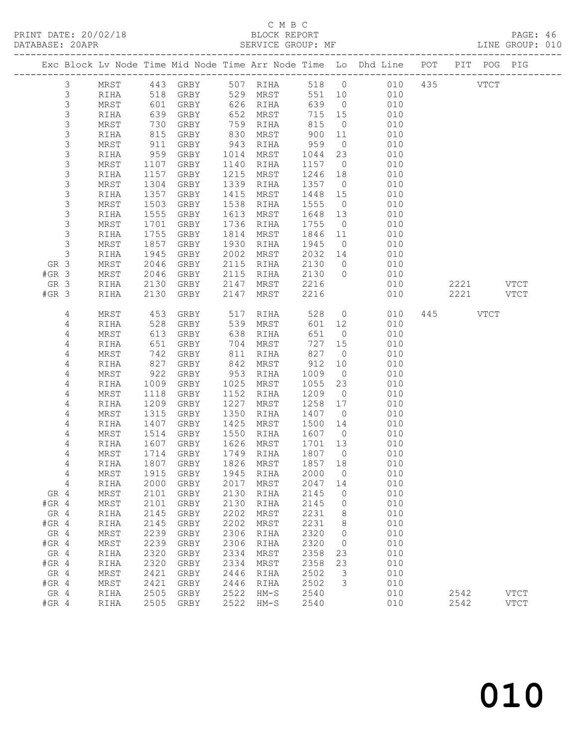C M B C

PRINT DATE: 20/02/18 BLOCK REPORT PAGE: 46
DATABASE: 20APR SERVICE GROUP: MF LINE GROUP: 010

| Exc | Block | Lv | Node | Time | Mid Node | Time | Arr Node | Time | Lo | Dhd Line | POT | PIT | POG | PIG |
|---|---|---|---|---|---|---|---|---|---|---|---|---|---|---|
| | 3 | | MRST | 443 | GRBY | 507 | RIHA | 518 | 0 | 010 | 435 | | VTCT | |
| | 3 | | RIHA | 518 | GRBY | 529 | MRST | 551 | 10 | 010 | | | | |
| | 3 | | MRST | 601 | GRBY | 626 | RIHA | 639 | 0 | 010 | | | | |
| | 3 | | RIHA | 639 | GRBY | 652 | MRST | 715 | 15 | 010 | | | | |
| | 3 | | MRST | 730 | GRBY | 759 | RIHA | 815 | 0 | 010 | | | | |
| | 3 | | RIHA | 815 | GRBY | 830 | MRST | 900 | 11 | 010 | | | | |
| | 3 | | MRST | 911 | GRBY | 943 | RIHA | 959 | 0 | 010 | | | | |
| | 3 | | RIHA | 959 | GRBY | 1014 | MRST | 1044 | 23 | 010 | | | | |
| | 3 | | MRST | 1107 | GRBY | 1140 | RIHA | 1157 | 0 | 010 | | | | |
| | 3 | | RIHA | 1157 | GRBY | 1215 | MRST | 1246 | 18 | 010 | | | | |
| | 3 | | MRST | 1304 | GRBY | 1339 | RIHA | 1357 | 0 | 010 | | | | |
| | 3 | | RIHA | 1357 | GRBY | 1415 | MRST | 1448 | 15 | 010 | | | | |
| | 3 | | MRST | 1503 | GRBY | 1538 | RIHA | 1555 | 0 | 010 | | | | |
| | 3 | | RIHA | 1555 | GRBY | 1613 | MRST | 1648 | 13 | 010 | | | | |
| | 3 | | MRST | 1701 | GRBY | 1736 | RIHA | 1755 | 0 | 010 | | | | |
| | 3 | | RIHA | 1755 | GRBY | 1814 | MRST | 1846 | 11 | 010 | | | | |
| | 3 | | MRST | 1857 | GRBY | 1930 | RIHA | 1945 | 0 | 010 | | | | |
| | 3 | | RIHA | 1945 | GRBY | 2002 | MRST | 2032 | 14 | 010 | | | | |
| GR | 3 | | MRST | 2046 | GRBY | 2115 | RIHA | 2130 | 0 | 010 | | | | |
| #GR | 3 | | MRST | 2046 | GRBY | 2115 | RIHA | 2130 | 0 | 010 | | | | |
| GR | 3 | | RIHA | 2130 | GRBY | 2147 | MRST | 2216 | | 010 | | 2221 | | VTCT |
| #GR | 3 | | RIHA | 2130 | GRBY | 2147 | MRST | 2216 | | 010 | | 2221 | | VTCT |
| | 4 | | MRST | 453 | GRBY | 517 | RIHA | 528 | 0 | 010 | 445 | | VTCT | |
| | 4 | | RIHA | 528 | GRBY | 539 | MRST | 601 | 12 | 010 | | | | |
| | 4 | | MRST | 613 | GRBY | 638 | RIHA | 651 | 0 | 010 | | | | |
| | 4 | | RIHA | 651 | GRBY | 704 | MRST | 727 | 15 | 010 | | | | |
| | 4 | | MRST | 742 | GRBY | 811 | RIHA | 827 | 0 | 010 | | | | |
| | 4 | | RIHA | 827 | GRBY | 842 | MRST | 912 | 10 | 010 | | | | |
| | 4 | | MRST | 922 | GRBY | 953 | RIHA | 1009 | 0 | 010 | | | | |
| | 4 | | RIHA | 1009 | GRBY | 1025 | MRST | 1055 | 23 | 010 | | | | |
| | 4 | | MRST | 1118 | GRBY | 1152 | RIHA | 1209 | 0 | 010 | | | | |
| | 4 | | RIHA | 1209 | GRBY | 1227 | MRST | 1258 | 17 | 010 | | | | |
| | 4 | | MRST | 1315 | GRBY | 1350 | RIHA | 1407 | 0 | 010 | | | | |
| | 4 | | RIHA | 1407 | GRBY | 1425 | MRST | 1500 | 14 | 010 | | | | |
| | 4 | | MRST | 1514 | GRBY | 1550 | RIHA | 1607 | 0 | 010 | | | | |
| | 4 | | RIHA | 1607 | GRBY | 1626 | MRST | 1701 | 13 | 010 | | | | |
| | 4 | | MRST | 1714 | GRBY | 1749 | RIHA | 1807 | 0 | 010 | | | | |
| | 4 | | RIHA | 1807 | GRBY | 1826 | MRST | 1857 | 18 | 010 | | | | |
| | 4 | | MRST | 1915 | GRBY | 1945 | RIHA | 2000 | 0 | 010 | | | | |
| | 4 | | RIHA | 2000 | GRBY | 2017 | MRST | 2047 | 14 | 010 | | | | |
| GR | 4 | | MRST | 2101 | GRBY | 2130 | RIHA | 2145 | 0 | 010 | | | | |
| #GR | 4 | | MRST | 2101 | GRBY | 2130 | RIHA | 2145 | 0 | 010 | | | | |
| GR | 4 | | RIHA | 2145 | GRBY | 2202 | MRST | 2231 | 8 | 010 | | | | |
| #GR | 4 | | RIHA | 2145 | GRBY | 2202 | MRST | 2231 | 8 | 010 | | | | |
| GR | 4 | | MRST | 2239 | GRBY | 2306 | RIHA | 2320 | 0 | 010 | | | | |
| #GR | 4 | | MRST | 2239 | GRBY | 2306 | RIHA | 2320 | 0 | 010 | | | | |
| GR | 4 | | RIHA | 2320 | GRBY | 2334 | MRST | 2358 | 23 | 010 | | | | |
| #GR | 4 | | RIHA | 2320 | GRBY | 2334 | MRST | 2358 | 23 | 010 | | | | |
| GR | 4 | | MRST | 2421 | GRBY | 2446 | RIHA | 2502 | 3 | 010 | | | | |
| #GR | 4 | | MRST | 2421 | GRBY | 2446 | RIHA | 2502 | 3 | 010 | | | | |
| GR | 4 | | RIHA | 2505 | GRBY | 2522 | HM-S | 2540 | | 010 | | 2542 | | VTCT |
| #GR | 4 | | RIHA | 2505 | GRBY | 2522 | HM-S | 2540 | | 010 | | 2542 | | VTCT |

010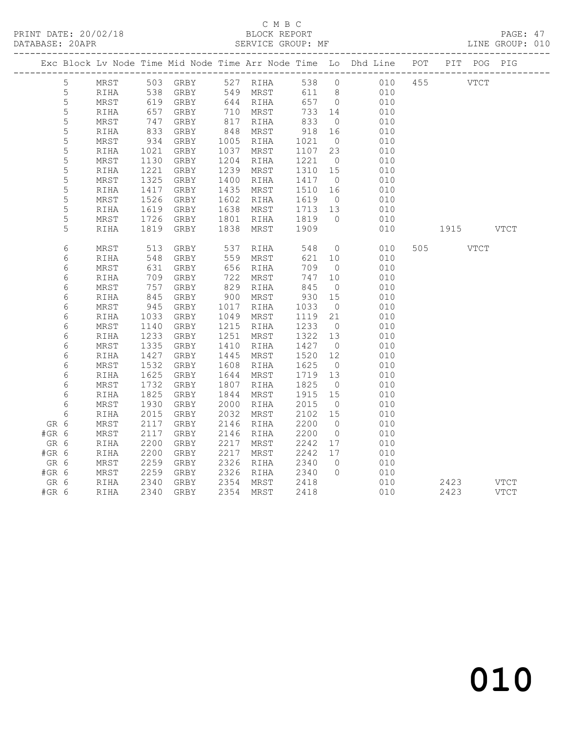C M B C
BLOCK REPORT
SERVICE GROUP: MF

PRINT DATE: 20/02/18
DATABASE: 20APR
LINE GROUP: 010

| Exc | Block | Lv Node | Time | Mid Node | Time | Arr Node | Time | Lo | Dhd Line | POT | PIT | POG | PIG |
|---|---|---|---|---|---|---|---|---|---|---|---|---|---|
| | 5 | MRST | 503 | GRBY | 527 | RIHA | 538 | 0 | 010 | 455 | | VTCT | |
| | 5 | RIHA | 538 | GRBY | 549 | MRST | 611 | 8 | 010 | | | | |
| | 5 | MRST | 619 | GRBY | 644 | RIHA | 657 | 0 | 010 | | | | |
| | 5 | RIHA | 657 | GRBY | 710 | MRST | 733 | 14 | 010 | | | | |
| | 5 | MRST | 747 | GRBY | 817 | RIHA | 833 | 0 | 010 | | | | |
| | 5 | RIHA | 833 | GRBY | 848 | MRST | 918 | 16 | 010 | | | | |
| | 5 | MRST | 934 | GRBY | 1005 | RIHA | 1021 | 0 | 010 | | | | |
| | 5 | RIHA | 1021 | GRBY | 1037 | MRST | 1107 | 23 | 010 | | | | |
| | 5 | MRST | 1130 | GRBY | 1204 | RIHA | 1221 | 0 | 010 | | | | |
| | 5 | RIHA | 1221 | GRBY | 1239 | MRST | 1310 | 15 | 010 | | | | |
| | 5 | MRST | 1325 | GRBY | 1400 | RIHA | 1417 | 0 | 010 | | | | |
| | 5 | RIHA | 1417 | GRBY | 1435 | MRST | 1510 | 16 | 010 | | | | |
| | 5 | MRST | 1526 | GRBY | 1602 | RIHA | 1619 | 0 | 010 | | | | |
| | 5 | RIHA | 1619 | GRBY | 1638 | MRST | 1713 | 13 | 010 | | | | |
| | 5 | MRST | 1726 | GRBY | 1801 | RIHA | 1819 | 0 | 010 | | | | |
| | 5 | RIHA | 1819 | GRBY | 1838 | MRST | 1909 | | 010 | | 1915 | | VTCT |
| | 6 | MRST | 513 | GRBY | 537 | RIHA | 548 | 0 | 010 | 505 | | VTCT | |
| | 6 | RIHA | 548 | GRBY | 559 | MRST | 621 | 10 | 010 | | | | |
| | 6 | MRST | 631 | GRBY | 656 | RIHA | 709 | 0 | 010 | | | | |
| | 6 | RIHA | 709 | GRBY | 722 | MRST | 747 | 10 | 010 | | | | |
| | 6 | MRST | 757 | GRBY | 829 | RIHA | 845 | 0 | 010 | | | | |
| | 6 | RIHA | 845 | GRBY | 900 | MRST | 930 | 15 | 010 | | | | |
| | 6 | MRST | 945 | GRBY | 1017 | RIHA | 1033 | 0 | 010 | | | | |
| | 6 | RIHA | 1033 | GRBY | 1049 | MRST | 1119 | 21 | 010 | | | | |
| | 6 | MRST | 1140 | GRBY | 1215 | RIHA | 1233 | 0 | 010 | | | | |
| | 6 | RIHA | 1233 | GRBY | 1251 | MRST | 1322 | 13 | 010 | | | | |
| | 6 | MRST | 1335 | GRBY | 1410 | RIHA | 1427 | 0 | 010 | | | | |
| | 6 | RIHA | 1427 | GRBY | 1445 | MRST | 1520 | 12 | 010 | | | | |
| | 6 | MRST | 1532 | GRBY | 1608 | RIHA | 1625 | 0 | 010 | | | | |
| | 6 | RIHA | 1625 | GRBY | 1644 | MRST | 1719 | 13 | 010 | | | | |
| | 6 | MRST | 1732 | GRBY | 1807 | RIHA | 1825 | 0 | 010 | | | | |
| | 6 | RIHA | 1825 | GRBY | 1844 | MRST | 1915 | 15 | 010 | | | | |
| | 6 | MRST | 1930 | GRBY | 2000 | RIHA | 2015 | 0 | 010 | | | | |
| | 6 | RIHA | 2015 | GRBY | 2032 | MRST | 2102 | 15 | 010 | | | | |
| GR | 6 | MRST | 2117 | GRBY | 2146 | RIHA | 2200 | 0 | 010 | | | | |
| #GR | 6 | MRST | 2117 | GRBY | 2146 | RIHA | 2200 | 0 | 010 | | | | |
| GR | 6 | RIHA | 2200 | GRBY | 2217 | MRST | 2242 | 17 | 010 | | | | |
| #GR | 6 | RIHA | 2200 | GRBY | 2217 | MRST | 2242 | 17 | 010 | | | | |
| GR | 6 | MRST | 2259 | GRBY | 2326 | RIHA | 2340 | 0 | 010 | | | | |
| #GR | 6 | MRST | 2259 | GRBY | 2326 | RIHA | 2340 | 0 | 010 | | | | |
| GR | 6 | RIHA | 2340 | GRBY | 2354 | MRST | 2418 | | 010 | | 2423 | | VTCT |
| #GR | 6 | RIHA | 2340 | GRBY | 2354 | MRST | 2418 | | 010 | | 2423 | | VTCT |

010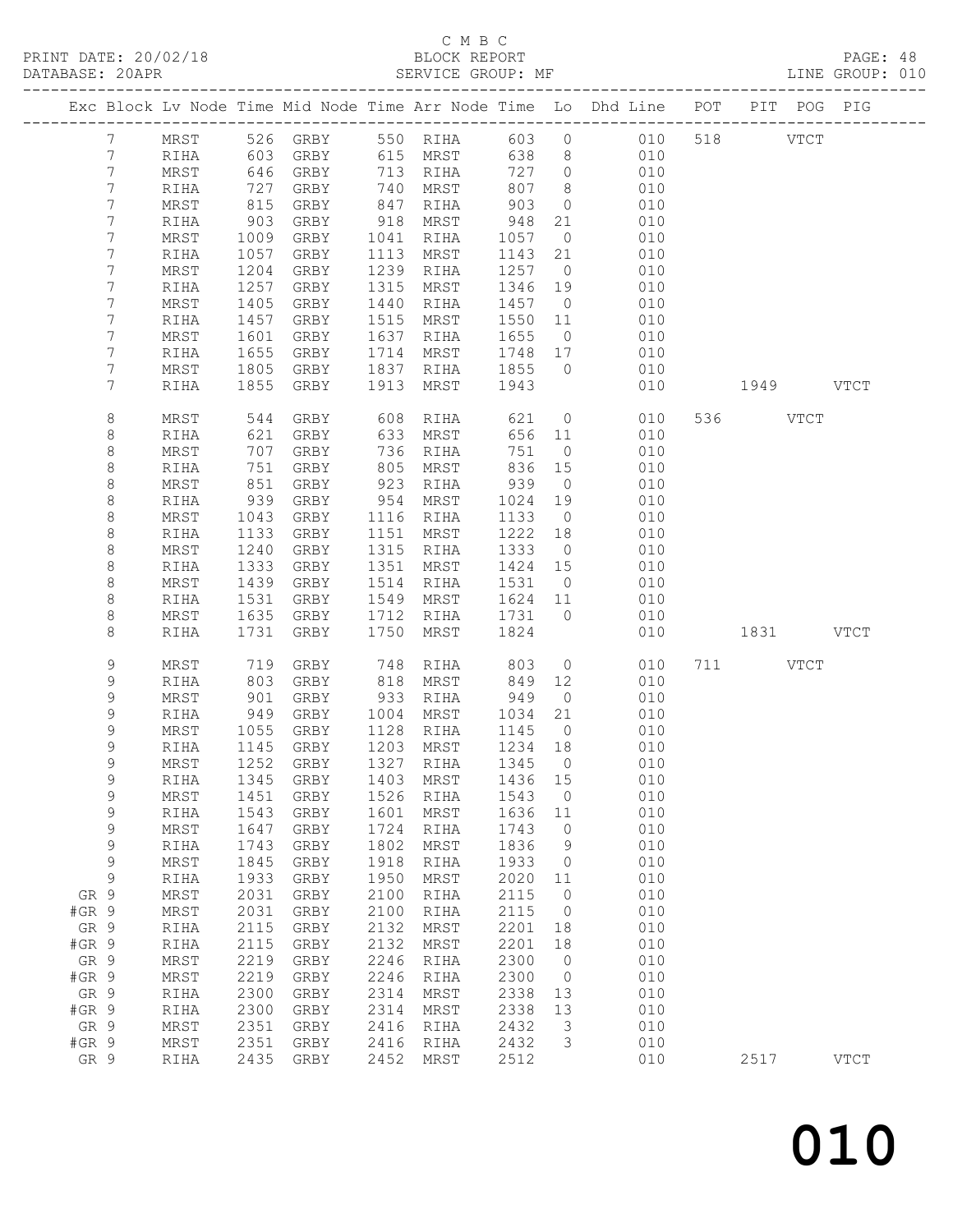C M B C

PRINT DATE: 20/02/18 BLOCK REPORT PAGE: 48
DATABASE: 20APR SERVICE GROUP: MF LINE GROUP: 010

| Exc | Block | Lv | Node | Time | Mid Node | Time | Arr Node | Time | Lo | Dhd Line | POT | PIT | POG | PIG |
|---|---|---|---|---|---|---|---|---|---|---|---|---|---|---|
| | 7 | | MRST | 526 | GRBY | 550 | RIHA | 603 | 0 | 010 | 518 | | VTCT | |
| | 7 | | RIHA | 603 | GRBY | 615 | MRST | 638 | 8 | 010 | | | | |
| | 7 | | MRST | 646 | GRBY | 713 | RIHA | 727 | 0 | 010 | | | | |
| | 7 | | RIHA | 727 | GRBY | 740 | MRST | 807 | 8 | 010 | | | | |
| | 7 | | MRST | 815 | GRBY | 847 | RIHA | 903 | 0 | 010 | | | | |
| | 7 | | RIHA | 903 | GRBY | 918 | MRST | 948 | 21 | 010 | | | | |
| | 7 | | MRST | 1009 | GRBY | 1041 | RIHA | 1057 | 0 | 010 | | | | |
| | 7 | | RIHA | 1057 | GRBY | 1113 | MRST | 1143 | 21 | 010 | | | | |
| | 7 | | MRST | 1204 | GRBY | 1239 | RIHA | 1257 | 0 | 010 | | | | |
| | 7 | | RIHA | 1257 | GRBY | 1315 | MRST | 1346 | 19 | 010 | | | | |
| | 7 | | MRST | 1405 | GRBY | 1440 | RIHA | 1457 | 0 | 010 | | | | |
| | 7 | | RIHA | 1457 | GRBY | 1515 | MRST | 1550 | 11 | 010 | | | | |
| | 7 | | MRST | 1601 | GRBY | 1637 | RIHA | 1655 | 0 | 010 | | | | |
| | 7 | | RIHA | 1655 | GRBY | 1714 | MRST | 1748 | 17 | 010 | | | | |
| | 7 | | MRST | 1805 | GRBY | 1837 | RIHA | 1855 | 0 | 010 | | | | |
| | 7 | | RIHA | 1855 | GRBY | 1913 | MRST | 1943 | | 010 | | 1949 | | VTCT |
| | 8 | | MRST | 544 | GRBY | 608 | RIHA | 621 | 0 | 010 | 536 | | VTCT | |
| | 8 | | RIHA | 621 | GRBY | 633 | MRST | 656 | 11 | 010 | | | | |
| | 8 | | MRST | 707 | GRBY | 736 | RIHA | 751 | 0 | 010 | | | | |
| | 8 | | RIHA | 751 | GRBY | 805 | MRST | 836 | 15 | 010 | | | | |
| | 8 | | MRST | 851 | GRBY | 923 | RIHA | 939 | 0 | 010 | | | | |
| | 8 | | RIHA | 939 | GRBY | 954 | MRST | 1024 | 19 | 010 | | | | |
| | 8 | | MRST | 1043 | GRBY | 1116 | RIHA | 1133 | 0 | 010 | | | | |
| | 8 | | RIHA | 1133 | GRBY | 1151 | MRST | 1222 | 18 | 010 | | | | |
| | 8 | | MRST | 1240 | GRBY | 1315 | RIHA | 1333 | 0 | 010 | | | | |
| | 8 | | RIHA | 1333 | GRBY | 1351 | MRST | 1424 | 15 | 010 | | | | |
| | 8 | | MRST | 1439 | GRBY | 1514 | RIHA | 1531 | 0 | 010 | | | | |
| | 8 | | RIHA | 1531 | GRBY | 1549 | MRST | 1624 | 11 | 010 | | | | |
| | 8 | | MRST | 1635 | GRBY | 1712 | RIHA | 1731 | 0 | 010 | | | | |
| | 8 | | RIHA | 1731 | GRBY | 1750 | MRST | 1824 | | 010 | | 1831 | | VTCT |
| | 9 | | MRST | 719 | GRBY | 748 | RIHA | 803 | 0 | 010 | 711 | | VTCT | |
| | 9 | | RIHA | 803 | GRBY | 818 | MRST | 849 | 12 | 010 | | | | |
| | 9 | | MRST | 901 | GRBY | 933 | RIHA | 949 | 0 | 010 | | | | |
| | 9 | | RIHA | 949 | GRBY | 1004 | MRST | 1034 | 21 | 010 | | | | |
| | 9 | | MRST | 1055 | GRBY | 1128 | RIHA | 1145 | 0 | 010 | | | | |
| | 9 | | RIHA | 1145 | GRBY | 1203 | MRST | 1234 | 18 | 010 | | | | |
| | 9 | | MRST | 1252 | GRBY | 1327 | RIHA | 1345 | 0 | 010 | | | | |
| | 9 | | RIHA | 1345 | GRBY | 1403 | MRST | 1436 | 15 | 010 | | | | |
| | 9 | | MRST | 1451 | GRBY | 1526 | RIHA | 1543 | 0 | 010 | | | | |
| | 9 | | RIHA | 1543 | GRBY | 1601 | MRST | 1636 | 11 | 010 | | | | |
| | 9 | | MRST | 1647 | GRBY | 1724 | RIHA | 1743 | 0 | 010 | | | | |
| | 9 | | RIHA | 1743 | GRBY | 1802 | MRST | 1836 | 9 | 010 | | | | |
| | 9 | | MRST | 1845 | GRBY | 1918 | RIHA | 1933 | 0 | 010 | | | | |
| | 9 | | RIHA | 1933 | GRBY | 1950 | MRST | 2020 | 11 | 010 | | | | |
| GR | 9 | | MRST | 2031 | GRBY | 2100 | RIHA | 2115 | 0 | 010 | | | | |
| #GR | 9 | | MRST | 2031 | GRBY | 2100 | RIHA | 2115 | 0 | 010 | | | | |
| GR | 9 | | RIHA | 2115 | GRBY | 2132 | MRST | 2201 | 18 | 010 | | | | |
| #GR | 9 | | RIHA | 2115 | GRBY | 2132 | MRST | 2201 | 18 | 010 | | | | |
| GR | 9 | | MRST | 2219 | GRBY | 2246 | RIHA | 2300 | 0 | 010 | | | | |
| #GR | 9 | | MRST | 2219 | GRBY | 2246 | RIHA | 2300 | 0 | 010 | | | | |
| GR | 9 | | RIHA | 2300 | GRBY | 2314 | MRST | 2338 | 13 | 010 | | | | |
| #GR | 9 | | RIHA | 2300 | GRBY | 2314 | MRST | 2338 | 13 | 010 | | | | |
| GR | 9 | | MRST | 2351 | GRBY | 2416 | RIHA | 2432 | 3 | 010 | | | | |
| #GR | 9 | | MRST | 2351 | GRBY | 2416 | RIHA | 2432 | 3 | 010 | | | | |
| GR | 9 | | RIHA | 2435 | GRBY | 2452 | MRST | 2512 | | 010 | | 2517 | | VTCT |

010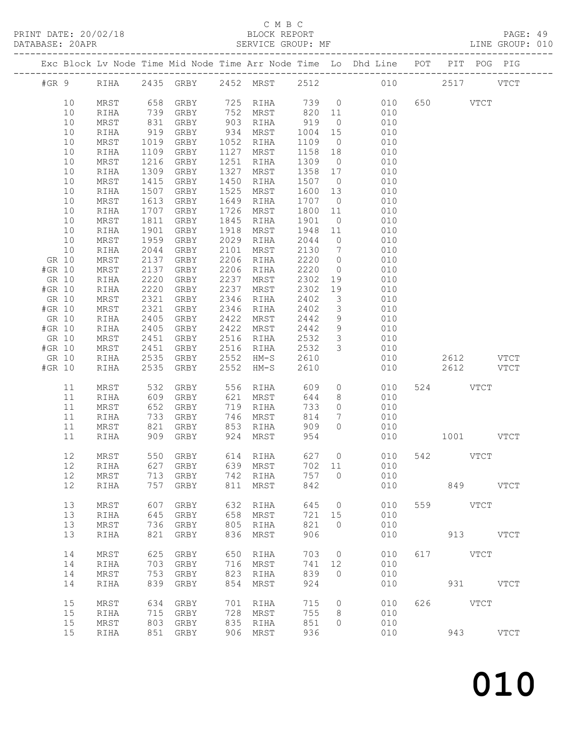C M B C
PRINT DATE: 20/02/18 BLOCK REPORT PAGE: 49
DATABASE: 20APR SERVICE GROUP: MF LINE GROUP: 010

| Exc | Block | Lv | Node | Time | Mid Node | Time | Arr Node | Time | Lo | Dhd Line | POT | PIT | POG | PIG |
|---|---|---|---|---|---|---|---|---|---|---|---|---|---|---|
| #GR | 9 | | RIHA | 2435 | GRBY | 2452 | MRST | 2512 | | 010 | | 2517 | | VTCT |
| | 10 | | MRST | 658 | GRBY | 725 | RIHA | 739 | 0 | 010 | 650 | | VTCT | |
| | 10 | | RIHA | 739 | GRBY | 752 | MRST | 820 | 11 | 010 | | | | |
| | 10 | | MRST | 831 | GRBY | 903 | RIHA | 919 | 0 | 010 | | | | |
| | 10 | | RIHA | 919 | GRBY | 934 | MRST | 1004 | 15 | 010 | | | | |
| | 10 | | MRST | 1019 | GRBY | 1052 | RIHA | 1109 | 0 | 010 | | | | |
| | 10 | | RIHA | 1109 | GRBY | 1127 | MRST | 1158 | 18 | 010 | | | | |
| | 10 | | MRST | 1216 | GRBY | 1251 | RIHA | 1309 | 0 | 010 | | | | |
| | 10 | | RIHA | 1309 | GRBY | 1327 | MRST | 1358 | 17 | 010 | | | | |
| | 10 | | MRST | 1415 | GRBY | 1450 | RIHA | 1507 | 0 | 010 | | | | |
| | 10 | | RIHA | 1507 | GRBY | 1525 | MRST | 1600 | 13 | 010 | | | | |
| | 10 | | MRST | 1613 | GRBY | 1649 | RIHA | 1707 | 0 | 010 | | | | |
| | 10 | | RIHA | 1707 | GRBY | 1726 | MRST | 1800 | 11 | 010 | | | | |
| | 10 | | MRST | 1811 | GRBY | 1845 | RIHA | 1901 | 0 | 010 | | | | |
| | 10 | | RIHA | 1901 | GRBY | 1918 | MRST | 1948 | 11 | 010 | | | | |
| | 10 | | MRST | 1959 | GRBY | 2029 | RIHA | 2044 | 0 | 010 | | | | |
| | 10 | | RIHA | 2044 | GRBY | 2101 | MRST | 2130 | 7 | 010 | | | | |
| GR | 10 | | MRST | 2137 | GRBY | 2206 | RIHA | 2220 | 0 | 010 | | | | |
| #GR | 10 | | MRST | 2137 | GRBY | 2206 | RIHA | 2220 | 0 | 010 | | | | |
| GR | 10 | | RIHA | 2220 | GRBY | 2237 | MRST | 2302 | 19 | 010 | | | | |
| #GR | 10 | | RIHA | 2220 | GRBY | 2237 | MRST | 2302 | 19 | 010 | | | | |
| GR | 10 | | MRST | 2321 | GRBY | 2346 | RIHA | 2402 | 3 | 010 | | | | |
| #GR | 10 | | MRST | 2321 | GRBY | 2346 | RIHA | 2402 | 3 | 010 | | | | |
| GR | 10 | | RIHA | 2405 | GRBY | 2422 | MRST | 2442 | 9 | 010 | | | | |
| #GR | 10 | | RIHA | 2405 | GRBY | 2422 | MRST | 2442 | 9 | 010 | | | | |
| GR | 10 | | MRST | 2451 | GRBY | 2516 | RIHA | 2532 | 3 | 010 | | | | |
| #GR | 10 | | MRST | 2451 | GRBY | 2516 | RIHA | 2532 | 3 | 010 | | | | |
| GR | 10 | | RIHA | 2535 | GRBY | 2552 | HM-S | 2610 | | 010 | | 2612 | | VTCT |
| #GR | 10 | | RIHA | 2535 | GRBY | 2552 | HM-S | 2610 | | 010 | | 2612 | | VTCT |
| | 11 | | MRST | 532 | GRBY | 556 | RIHA | 609 | 0 | 010 | 524 | | VTCT | |
| | 11 | | RIHA | 609 | GRBY | 621 | MRST | 644 | 8 | 010 | | | | |
| | 11 | | MRST | 652 | GRBY | 719 | RIHA | 733 | 0 | 010 | | | | |
| | 11 | | RIHA | 733 | GRBY | 746 | MRST | 814 | 7 | 010 | | | | |
| | 11 | | MRST | 821 | GRBY | 853 | RIHA | 909 | 0 | 010 | | | | |
| | 11 | | RIHA | 909 | GRBY | 924 | MRST | 954 | | 010 | | 1001 | | VTCT |
| | 12 | | MRST | 550 | GRBY | 614 | RIHA | 627 | 0 | 010 | 542 | | VTCT | |
| | 12 | | RIHA | 627 | GRBY | 639 | MRST | 702 | 11 | 010 | | | | |
| | 12 | | MRST | 713 | GRBY | 742 | RIHA | 757 | 0 | 010 | | | | |
| | 12 | | RIHA | 757 | GRBY | 811 | MRST | 842 | | 010 | | 849 | | VTCT |
| | 13 | | MRST | 607 | GRBY | 632 | RIHA | 645 | 0 | 010 | 559 | | VTCT | |
| | 13 | | RIHA | 645 | GRBY | 658 | MRST | 721 | 15 | 010 | | | | |
| | 13 | | MRST | 736 | GRBY | 805 | RIHA | 821 | 0 | 010 | | | | |
| | 13 | | RIHA | 821 | GRBY | 836 | MRST | 906 | | 010 | | 913 | | VTCT |
| | 14 | | MRST | 625 | GRBY | 650 | RIHA | 703 | 0 | 010 | 617 | | VTCT | |
| | 14 | | RIHA | 703 | GRBY | 716 | MRST | 741 | 12 | 010 | | | | |
| | 14 | | MRST | 753 | GRBY | 823 | RIHA | 839 | 0 | 010 | | | | |
| | 14 | | RIHA | 839 | GRBY | 854 | MRST | 924 | | 010 | | 931 | | VTCT |
| | 15 | | MRST | 634 | GRBY | 701 | RIHA | 715 | 0 | 010 | 626 | | VTCT | |
| | 15 | | RIHA | 715 | GRBY | 728 | MRST | 755 | 8 | 010 | | | | |
| | 15 | | MRST | 803 | GRBY | 835 | RIHA | 851 | 0 | 010 | | | | |
| | 15 | | RIHA | 851 | GRBY | 906 | MRST | 936 | | 010 | | 943 | | VTCT |

010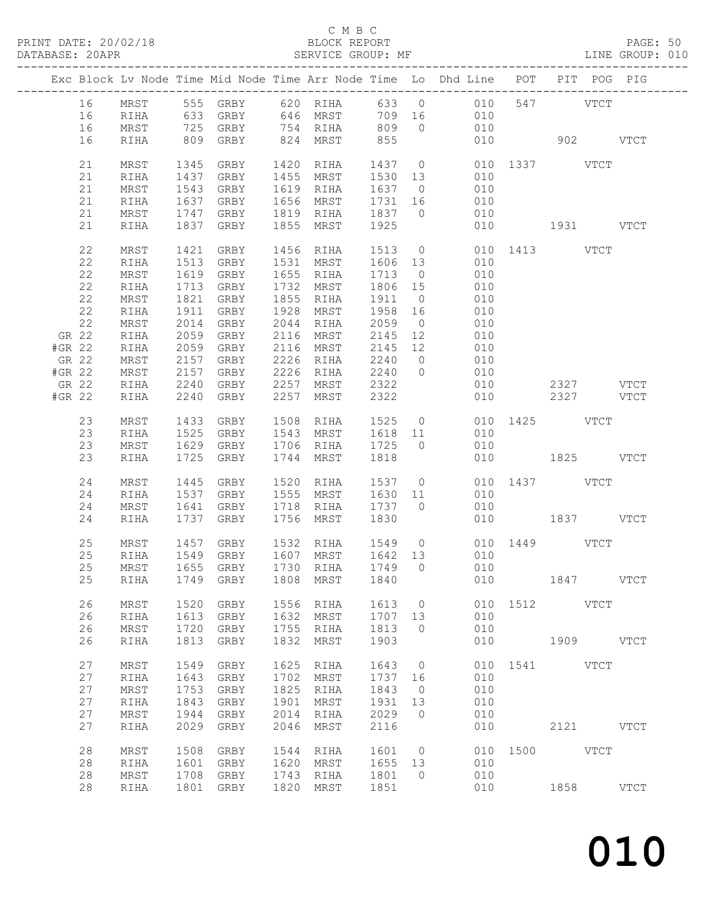C M B C
BLOCK REPORT
SERVICE GROUP: MF

PRINT DATE: 20/02/18
DATABASE: 20APR

LINE GROUP: 010

| Exc | Block | Lv Node | Time | Mid Node | Time | Arr Node | Time | Lo | Dhd Line | POT | PIT | POG | PIG |
|---|---|---|---|---|---|---|---|---|---|---|---|---|---|
| | 16 | MRST | 555 | GRBY | 620 | RIHA | 633 | 0 | 010 | 547 | | VTCT | |
| | 16 | RIHA | 633 | GRBY | 646 | MRST | 709 | 16 | 010 | | | | |
| | 16 | MRST | 725 | GRBY | 754 | RIHA | 809 | 0 | 010 | | | | |
| | 16 | RIHA | 809 | GRBY | 824 | MRST | 855 | | 010 | | 902 | | VTCT |
| | 21 | MRST | 1345 | GRBY | 1420 | RIHA | 1437 | 0 | 010 | 1337 | | VTCT | |
| | 21 | RIHA | 1437 | GRBY | 1455 | MRST | 1530 | 13 | 010 | | | | |
| | 21 | MRST | 1543 | GRBY | 1619 | RIHA | 1637 | 0 | 010 | | | | |
| | 21 | RIHA | 1637 | GRBY | 1656 | MRST | 1731 | 16 | 010 | | | | |
| | 21 | MRST | 1747 | GRBY | 1819 | RIHA | 1837 | 0 | 010 | | | | |
| | 21 | RIHA | 1837 | GRBY | 1855 | MRST | 1925 | | 010 | | 1931 | | VTCT |
| | 22 | MRST | 1421 | GRBY | 1456 | RIHA | 1513 | 0 | 010 | 1413 | | VTCT | |
| | 22 | RIHA | 1513 | GRBY | 1531 | MRST | 1606 | 13 | 010 | | | | |
| | 22 | MRST | 1619 | GRBY | 1655 | RIHA | 1713 | 0 | 010 | | | | |
| | 22 | RIHA | 1713 | GRBY | 1732 | MRST | 1806 | 15 | 010 | | | | |
| | 22 | MRST | 1821 | GRBY | 1855 | RIHA | 1911 | 0 | 010 | | | | |
| | 22 | RIHA | 1911 | GRBY | 1928 | MRST | 1958 | 16 | 010 | | | | |
| | 22 | MRST | 2014 | GRBY | 2044 | RIHA | 2059 | 0 | 010 | | | | |
| GR | 22 | RIHA | 2059 | GRBY | 2116 | MRST | 2145 | 12 | 010 | | | | |
| #GR | 22 | RIHA | 2059 | GRBY | 2116 | MRST | 2145 | 12 | 010 | | | | |
| GR | 22 | MRST | 2157 | GRBY | 2226 | RIHA | 2240 | 0 | 010 | | | | |
| #GR | 22 | MRST | 2157 | GRBY | 2226 | RIHA | 2240 | 0 | 010 | | | | |
| GR | 22 | RIHA | 2240 | GRBY | 2257 | MRST | 2322 | | 010 | | 2327 | | VTCT |
| #GR | 22 | RIHA | 2240 | GRBY | 2257 | MRST | 2322 | | 010 | | 2327 | | VTCT |
| | 23 | MRST | 1433 | GRBY | 1508 | RIHA | 1525 | 0 | 010 | 1425 | | VTCT | |
| | 23 | RIHA | 1525 | GRBY | 1543 | MRST | 1618 | 11 | 010 | | | | |
| | 23 | MRST | 1629 | GRBY | 1706 | RIHA | 1725 | 0 | 010 | | | | |
| | 23 | RIHA | 1725 | GRBY | 1744 | MRST | 1818 | | 010 | | 1825 | | VTCT |
| | 24 | MRST | 1445 | GRBY | 1520 | RIHA | 1537 | 0 | 010 | 1437 | | VTCT | |
| | 24 | RIHA | 1537 | GRBY | 1555 | MRST | 1630 | 11 | 010 | | | | |
| | 24 | MRST | 1641 | GRBY | 1718 | RIHA | 1737 | 0 | 010 | | | | |
| | 24 | RIHA | 1737 | GRBY | 1756 | MRST | 1830 | | 010 | | 1837 | | VTCT |
| | 25 | MRST | 1457 | GRBY | 1532 | RIHA | 1549 | 0 | 010 | 1449 | | VTCT | |
| | 25 | RIHA | 1549 | GRBY | 1607 | MRST | 1642 | 13 | 010 | | | | |
| | 25 | MRST | 1655 | GRBY | 1730 | RIHA | 1749 | 0 | 010 | | | | |
| | 25 | RIHA | 1749 | GRBY | 1808 | MRST | 1840 | | 010 | | 1847 | | VTCT |
| | 26 | MRST | 1520 | GRBY | 1556 | RIHA | 1613 | 0 | 010 | 1512 | | VTCT | |
| | 26 | RIHA | 1613 | GRBY | 1632 | MRST | 1707 | 13 | 010 | | | | |
| | 26 | MRST | 1720 | GRBY | 1755 | RIHA | 1813 | 0 | 010 | | | | |
| | 26 | RIHA | 1813 | GRBY | 1832 | MRST | 1903 | | 010 | | 1909 | | VTCT |
| | 27 | MRST | 1549 | GRBY | 1625 | RIHA | 1643 | 0 | 010 | 1541 | | VTCT | |
| | 27 | RIHA | 1643 | GRBY | 1702 | MRST | 1737 | 16 | 010 | | | | |
| | 27 | MRST | 1753 | GRBY | 1825 | RIHA | 1843 | 0 | 010 | | | | |
| | 27 | RIHA | 1843 | GRBY | 1901 | MRST | 1931 | 13 | 010 | | | | |
| | 27 | MRST | 1944 | GRBY | 2014 | RIHA | 2029 | 0 | 010 | | | | |
| | 27 | RIHA | 2029 | GRBY | 2046 | MRST | 2116 | | 010 | | 2121 | | VTCT |
| | 28 | MRST | 1508 | GRBY | 1544 | RIHA | 1601 | 0 | 010 | 1500 | | VTCT | |
| | 28 | RIHA | 1601 | GRBY | 1620 | MRST | 1655 | 13 | 010 | | | | |
| | 28 | MRST | 1708 | GRBY | 1743 | RIHA | 1801 | 0 | 010 | | | | |
| | 28 | RIHA | 1801 | GRBY | 1820 | MRST | 1851 | | 010 | | 1858 | | VTCT |

010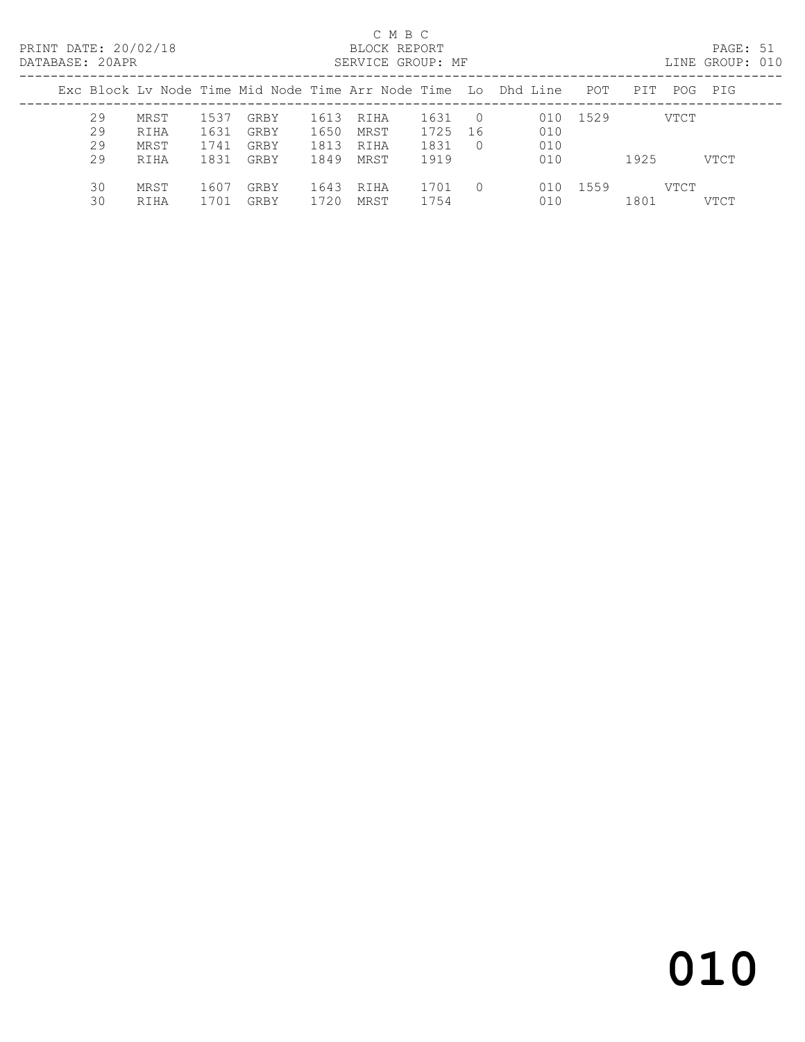C M B C

PRINT DATE: 20/02/18 BLOCK REPORT
DATABASE: 20APR SERVICE GROUP: MF LINE GROUP: 010

| Exc | Block | Lv | Node | Time | Mid Node | Time | Arr Node | Time | Lo | Dhd | Line | POT | PIT | POG | PIG |
|---|---|---|---|---|---|---|---|---|---|---|---|---|---|---|---|
| | 29 | | MRST | 1537 | GRBY | 1613 | RIHA | 1631 | 0 | | 010 | 1529 | | VTCT | |
| | 29 | | RIHA | 1631 | GRBY | 1650 | MRST | 1725 | 16 | | 010 | | | | |
| | 29 | | MRST | 1741 | GRBY | 1813 | RIHA | 1831 | 0 | | 010 | | | | |
| | 29 | | RIHA | 1831 | GRBY | 1849 | MRST | 1919 | | | 010 | | 1925 | | VTCT |
| | 30 | | MRST | 1607 | GRBY | 1643 | RIHA | 1701 | 0 | | 010 | 1559 | | VTCT | |
| | 30 | | RIHA | 1701 | GRBY | 1720 | MRST | 1754 | | | 010 | | 1801 | | VTCT |

010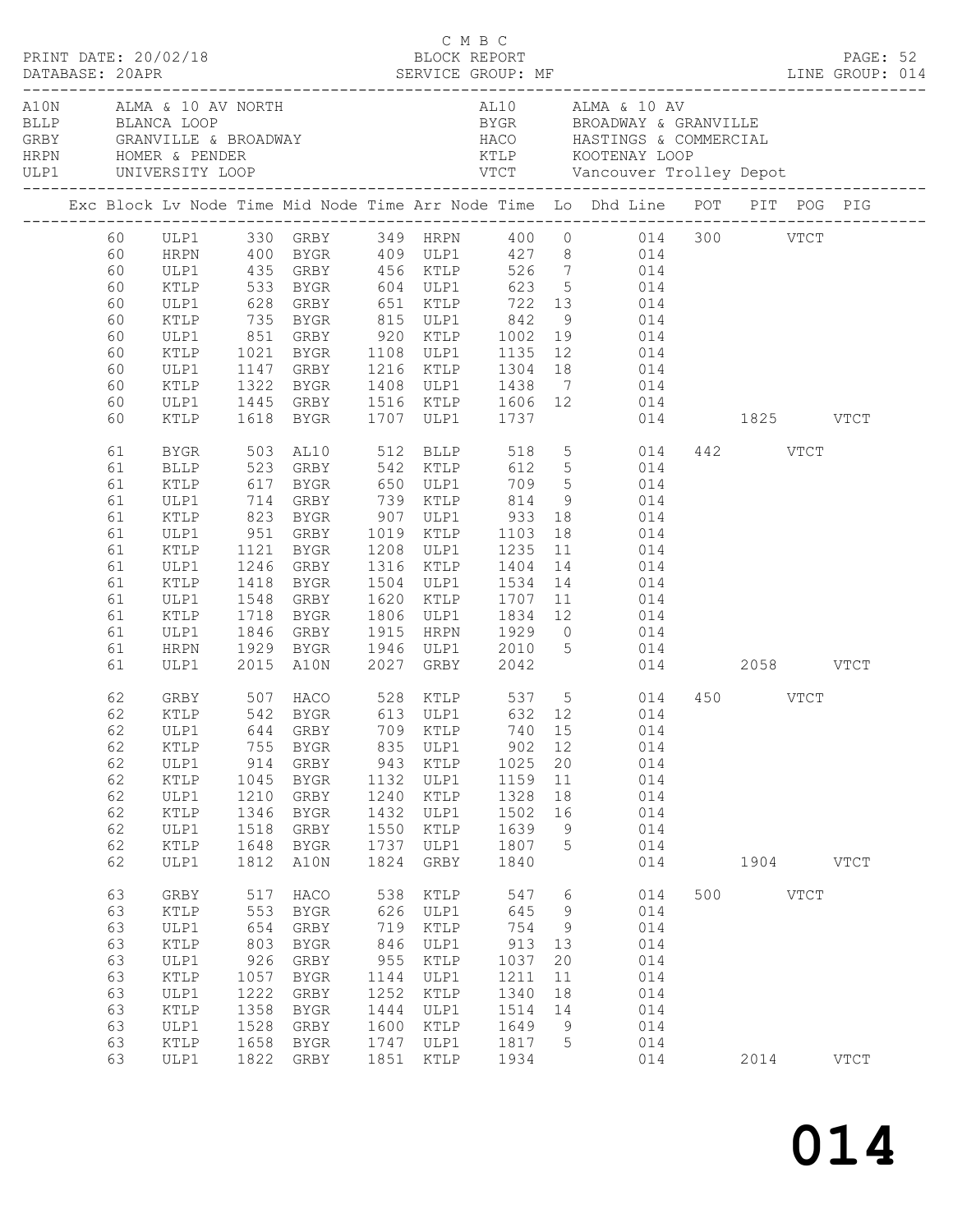C M B C

PRINT DATE: 20/02/18 BLOCK REPORT PAGE: 52
DATABASE: 20APR SERVICE GROUP: MF LINE GROUP: 014

| Code | Location | Code | Location |
|---|---|---|---|
| A10N | ALMA & 10 AV NORTH | AL10 | ALMA & 10 AV |
| BLLP | BLANCA LOOP | BYGR | BROADWAY & GRANVILLE |
| GRBY | GRANVILLE & BROADWAY | HACO | HASTINGS & COMMERCIAL |
| HRPN | HOMER & PENDER | KTLP | KOOTENAY LOOP |
| ULP1 | UNIVERSITY LOOP | VTCT | Vancouver Trolley Depot |

| Exc | Block | Lv Node | Time | Mid Node | Time | Arr Node | Time | Lo | Dhd Line | POT | PIT | POG | PIG |
|---|---|---|---|---|---|---|---|---|---|---|---|---|---|
| | 60 | ULP1 | 330 | GRBY | 349 | HRPN | 400 | 0 | 014 | 300 | | VTCT | |
| | 60 | HRPN | 400 | BYGR | 409 | ULP1 | 427 | 8 | 014 | | | | |
| | 60 | ULP1 | 435 | GRBY | 456 | KTLP | 526 | 7 | 014 | | | | |
| | 60 | KTLP | 533 | BYGR | 604 | ULP1 | 623 | 5 | 014 | | | | |
| | 60 | ULP1 | 628 | GRBY | 651 | KTLP | 722 | 13 | 014 | | | | |
| | 60 | KTLP | 735 | BYGR | 815 | ULP1 | 842 | 9 | 014 | | | | |
| | 60 | ULP1 | 851 | GRBY | 920 | KTLP | 1002 | 19 | 014 | | | | |
| | 60 | KTLP | 1021 | BYGR | 1108 | ULP1 | 1135 | 12 | 014 | | | | |
| | 60 | ULP1 | 1147 | GRBY | 1216 | KTLP | 1304 | 18 | 014 | | | | |
| | 60 | KTLP | 1322 | BYGR | 1408 | ULP1 | 1438 | 7 | 014 | | | | |
| | 60 | ULP1 | 1445 | GRBY | 1516 | KTLP | 1606 | 12 | 014 | | | | |
| | 60 | KTLP | 1618 | BYGR | 1707 | ULP1 | 1737 | | 014 | | 1825 | | VTCT |
| | 61 | BYGR | 503 | AL10 | 512 | BLLP | 518 | 5 | 014 | 442 | | VTCT | |
| | 61 | BLLP | 523 | GRBY | 542 | KTLP | 612 | 5 | 014 | | | | |
| | 61 | KTLP | 617 | BYGR | 650 | ULP1 | 709 | 5 | 014 | | | | |
| | 61 | ULP1 | 714 | GRBY | 739 | KTLP | 814 | 9 | 014 | | | | |
| | 61 | KTLP | 823 | BYGR | 907 | ULP1 | 933 | 18 | 014 | | | | |
| | 61 | ULP1 | 951 | GRBY | 1019 | KTLP | 1103 | 18 | 014 | | | | |
| | 61 | KTLP | 1121 | BYGR | 1208 | ULP1 | 1235 | 11 | 014 | | | | |
| | 61 | ULP1 | 1246 | GRBY | 1316 | KTLP | 1404 | 14 | 014 | | | | |
| | 61 | KTLP | 1418 | BYGR | 1504 | ULP1 | 1534 | 14 | 014 | | | | |
| | 61 | ULP1 | 1548 | GRBY | 1620 | KTLP | 1707 | 11 | 014 | | | | |
| | 61 | KTLP | 1718 | BYGR | 1806 | ULP1 | 1834 | 12 | 014 | | | | |
| | 61 | ULP1 | 1846 | GRBY | 1915 | HRPN | 1929 | 0 | 014 | | | | |
| | 61 | HRPN | 1929 | BYGR | 1946 | ULP1 | 2010 | 5 | 014 | | | | |
| | 61 | ULP1 | 2015 | A10N | 2027 | GRBY | 2042 | | 014 | | 2058 | | VTCT |
| | 62 | GRBY | 507 | HACO | 528 | KTLP | 537 | 5 | 014 | 450 | | VTCT | |
| | 62 | KTLP | 542 | BYGR | 613 | ULP1 | 632 | 12 | 014 | | | | |
| | 62 | ULP1 | 644 | GRBY | 709 | KTLP | 740 | 15 | 014 | | | | |
| | 62 | KTLP | 755 | BYGR | 835 | ULP1 | 902 | 12 | 014 | | | | |
| | 62 | ULP1 | 914 | GRBY | 943 | KTLP | 1025 | 20 | 014 | | | | |
| | 62 | KTLP | 1045 | BYGR | 1132 | ULP1 | 1159 | 11 | 014 | | | | |
| | 62 | ULP1 | 1210 | GRBY | 1240 | KTLP | 1328 | 18 | 014 | | | | |
| | 62 | KTLP | 1346 | BYGR | 1432 | ULP1 | 1502 | 16 | 014 | | | | |
| | 62 | ULP1 | 1518 | GRBY | 1550 | KTLP | 1639 | 9 | 014 | | | | |
| | 62 | KTLP | 1648 | BYGR | 1737 | ULP1 | 1807 | 5 | 014 | | | | |
| | 62 | ULP1 | 1812 | A10N | 1824 | GRBY | 1840 | | 014 | | 1904 | | VTCT |
| | 63 | GRBY | 517 | HACO | 538 | KTLP | 547 | 6 | 014 | 500 | | VTCT | |
| | 63 | KTLP | 553 | BYGR | 626 | ULP1 | 645 | 9 | 014 | | | | |
| | 63 | ULP1 | 654 | GRBY | 719 | KTLP | 754 | 9 | 014 | | | | |
| | 63 | KTLP | 803 | BYGR | 846 | ULP1 | 913 | 13 | 014 | | | | |
| | 63 | ULP1 | 926 | GRBY | 955 | KTLP | 1037 | 20 | 014 | | | | |
| | 63 | KTLP | 1057 | BYGR | 1144 | ULP1 | 1211 | 11 | 014 | | | | |
| | 63 | ULP1 | 1222 | GRBY | 1252 | KTLP | 1340 | 18 | 014 | | | | |
| | 63 | KTLP | 1358 | BYGR | 1444 | ULP1 | 1514 | 14 | 014 | | | | |
| | 63 | ULP1 | 1528 | GRBY | 1600 | KTLP | 1649 | 9 | 014 | | | | |
| | 63 | KTLP | 1658 | BYGR | 1747 | ULP1 | 1817 | 5 | 014 | | | | |
| | 63 | ULP1 | 1822 | GRBY | 1851 | KTLP | 1934 | | 014 | | 2014 | | VTCT |

014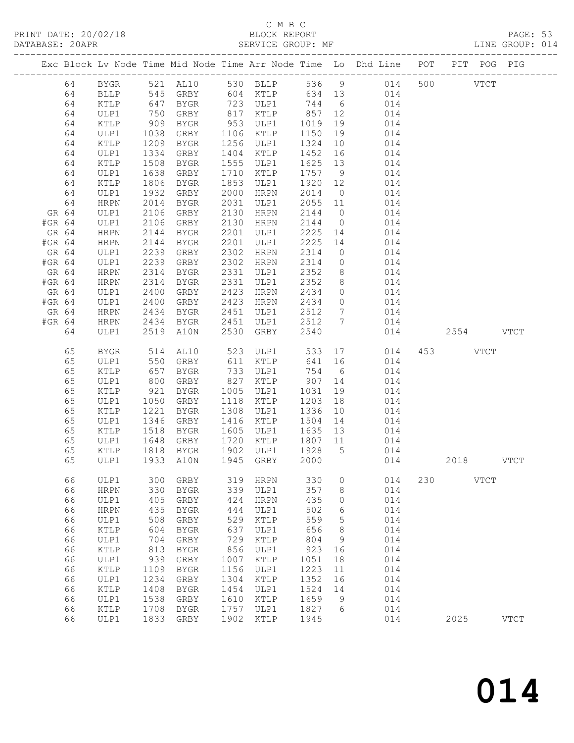C M B C
PRINT DATE: 20/02/18 BLOCK REPORT PAGE: 53
DATABASE: 20APR SERVICE GROUP: MF LINE GROUP: 014

| Exc | Block | Lv | Node | Time | Mid Node | Time | Arr Node | Time | Lo | Dhd Line | POT | PIT | POG | PIG |
|---|---|---|---|---|---|---|---|---|---|---|---|---|---|---|
| | 64 | | BYGR | 521 | AL10 | 530 | BLLP | 536 | 9 | 014 | 500 | | VTCT | |
| | 64 | | BLLP | 545 | GRBY | 604 | KTLP | 634 | 13 | 014 | | | | |
| | 64 | | KTLP | 647 | BYGR | 723 | ULP1 | 744 | 6 | 014 | | | | |
| | 64 | | ULP1 | 750 | GRBY | 817 | KTLP | 857 | 12 | 014 | | | | |
| | 64 | | KTLP | 909 | BYGR | 953 | ULP1 | 1019 | 19 | 014 | | | | |
| | 64 | | ULP1 | 1038 | GRBY | 1106 | KTLP | 1150 | 19 | 014 | | | | |
| | 64 | | KTLP | 1209 | BYGR | 1256 | ULP1 | 1324 | 10 | 014 | | | | |
| | 64 | | ULP1 | 1334 | GRBY | 1404 | KTLP | 1452 | 16 | 014 | | | | |
| | 64 | | KTLP | 1508 | BYGR | 1555 | ULP1 | 1625 | 13 | 014 | | | | |
| | 64 | | ULP1 | 1638 | GRBY | 1710 | KTLP | 1757 | 9 | 014 | | | | |
| | 64 | | KTLP | 1806 | BYGR | 1853 | ULP1 | 1920 | 12 | 014 | | | | |
| | 64 | | ULP1 | 1932 | GRBY | 2000 | HRPN | 2014 | 0 | 014 | | | | |
| | 64 | | HRPN | 2014 | BYGR | 2031 | ULP1 | 2055 | 11 | 014 | | | | |
| GR | 64 | | ULP1 | 2106 | GRBY | 2130 | HRPN | 2144 | 0 | 014 | | | | |
| #GR | 64 | | ULP1 | 2106 | GRBY | 2130 | HRPN | 2144 | 0 | 014 | | | | |
| GR | 64 | | HRPN | 2144 | BYGR | 2201 | ULP1 | 2225 | 14 | 014 | | | | |
| #GR | 64 | | HRPN | 2144 | BYGR | 2201 | ULP1 | 2225 | 14 | 014 | | | | |
| GR | 64 | | ULP1 | 2239 | GRBY | 2302 | HRPN | 2314 | 0 | 014 | | | | |
| #GR | 64 | | ULP1 | 2239 | GRBY | 2302 | HRPN | 2314 | 0 | 014 | | | | |
| GR | 64 | | HRPN | 2314 | BYGR | 2331 | ULP1 | 2352 | 8 | 014 | | | | |
| #GR | 64 | | HRPN | 2314 | BYGR | 2331 | ULP1 | 2352 | 8 | 014 | | | | |
| GR | 64 | | ULP1 | 2400 | GRBY | 2423 | HRPN | 2434 | 0 | 014 | | | | |
| #GR | 64 | | ULP1 | 2400 | GRBY | 2423 | HRPN | 2434 | 0 | 014 | | | | |
| GR | 64 | | HRPN | 2434 | BYGR | 2451 | ULP1 | 2512 | 7 | 014 | | | | |
| #GR | 64 | | HRPN | 2434 | BYGR | 2451 | ULP1 | 2512 | 7 | 014 | | | | |
| | 64 | | ULP1 | 2519 | A10N | 2530 | GRBY | 2540 | | 014 | | 2554 | | VTCT |
| | 65 | | BYGR | 514 | AL10 | 523 | ULP1 | 533 | 17 | 014 | 453 | | VTCT | |
| | 65 | | ULP1 | 550 | GRBY | 611 | KTLP | 641 | 16 | 014 | | | | |
| | 65 | | KTLP | 657 | BYGR | 733 | ULP1 | 754 | 6 | 014 | | | | |
| | 65 | | ULP1 | 800 | GRBY | 827 | KTLP | 907 | 14 | 014 | | | | |
| | 65 | | KTLP | 921 | BYGR | 1005 | ULP1 | 1031 | 19 | 014 | | | | |
| | 65 | | ULP1 | 1050 | GRBY | 1118 | KTLP | 1203 | 18 | 014 | | | | |
| | 65 | | KTLP | 1221 | BYGR | 1308 | ULP1 | 1336 | 10 | 014 | | | | |
| | 65 | | ULP1 | 1346 | GRBY | 1416 | KTLP | 1504 | 14 | 014 | | | | |
| | 65 | | KTLP | 1518 | BYGR | 1605 | ULP1 | 1635 | 13 | 014 | | | | |
| | 65 | | ULP1 | 1648 | GRBY | 1720 | KTLP | 1807 | 11 | 014 | | | | |
| | 65 | | KTLP | 1818 | BYGR | 1902 | ULP1 | 1928 | 5 | 014 | | | | |
| | 65 | | ULP1 | 1933 | A10N | 1945 | GRBY | 2000 | | 014 | | 2018 | | VTCT |
| | 66 | | ULP1 | 300 | GRBY | 319 | HRPN | 330 | 0 | 014 | 230 | | VTCT | |
| | 66 | | HRPN | 330 | BYGR | 339 | ULP1 | 357 | 8 | 014 | | | | |
| | 66 | | ULP1 | 405 | GRBY | 424 | HRPN | 435 | 0 | 014 | | | | |
| | 66 | | HRPN | 435 | BYGR | 444 | ULP1 | 502 | 6 | 014 | | | | |
| | 66 | | ULP1 | 508 | GRBY | 529 | KTLP | 559 | 5 | 014 | | | | |
| | 66 | | KTLP | 604 | BYGR | 637 | ULP1 | 656 | 8 | 014 | | | | |
| | 66 | | ULP1 | 704 | GRBY | 729 | KTLP | 804 | 9 | 014 | | | | |
| | 66 | | KTLP | 813 | BYGR | 856 | ULP1 | 923 | 16 | 014 | | | | |
| | 66 | | ULP1 | 939 | GRBY | 1007 | KTLP | 1051 | 18 | 014 | | | | |
| | 66 | | KTLP | 1109 | BYGR | 1156 | ULP1 | 1223 | 11 | 014 | | | | |
| | 66 | | ULP1 | 1234 | GRBY | 1304 | KTLP | 1352 | 16 | 014 | | | | |
| | 66 | | KTLP | 1408 | BYGR | 1454 | ULP1 | 1524 | 14 | 014 | | | | |
| | 66 | | ULP1 | 1538 | GRBY | 1610 | KTLP | 1659 | 9 | 014 | | | | |
| | 66 | | KTLP | 1708 | BYGR | 1757 | ULP1 | 1827 | 6 | 014 | | | | |
| | 66 | | ULP1 | 1833 | GRBY | 1902 | KTLP | 1945 | | 014 | | 2025 | | VTCT |

# 014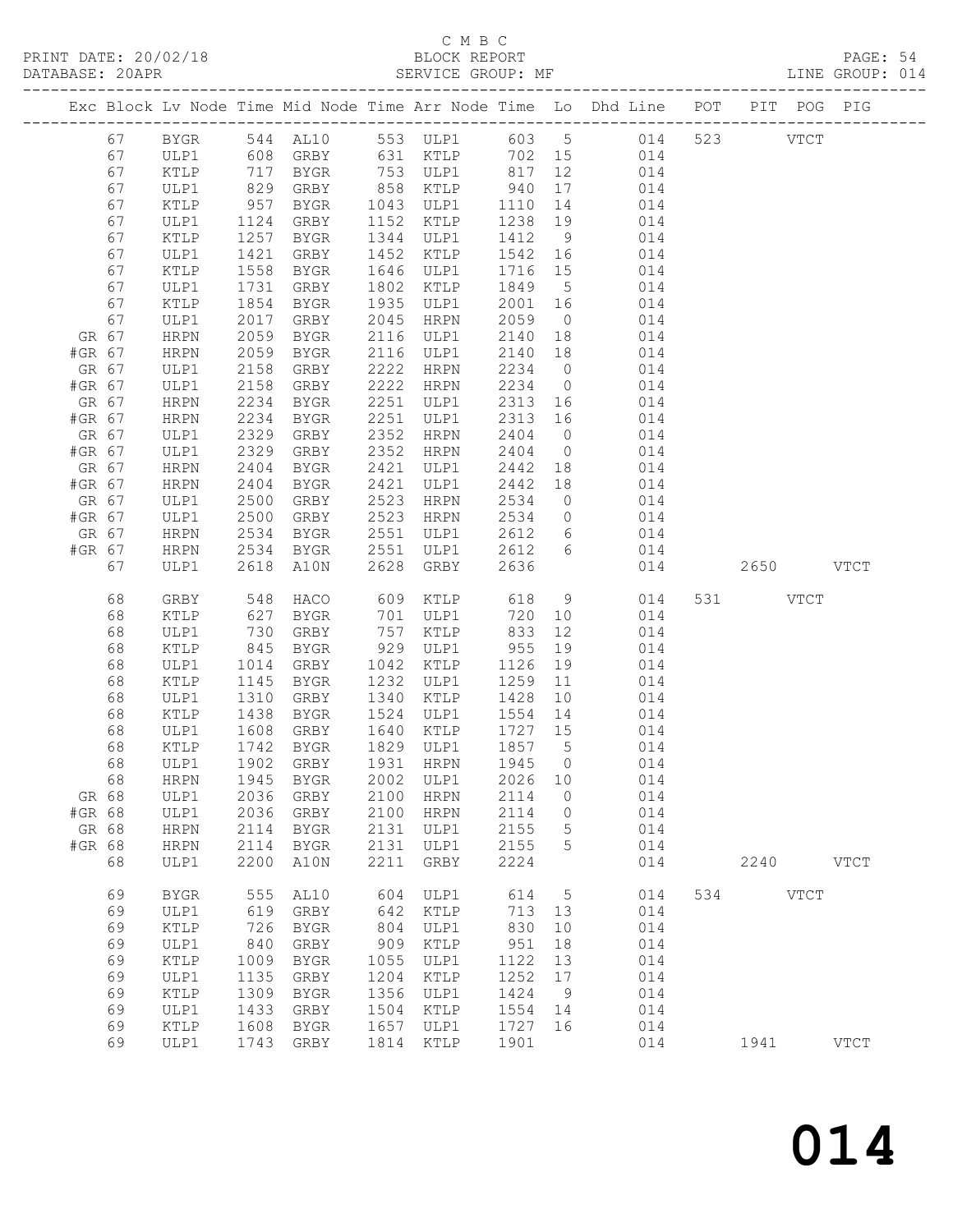C M B C

PRINT DATE: 20/02/18 BLOCK REPORT

DATABASE: 20APR SERVICE GROUP: MF LINE GROUP: 014

| Exc | Block | Lv | Node | Time | Mid Node | Time | Arr Node | Time | Lo | Dhd Line | POT | PIT | POG | PIG |
|---|---|---|---|---|---|---|---|---|---|---|---|---|---|---|
| | 67 | | BYGR | 544 | AL10 | 553 | ULP1 | 603 | 5 | 014 | 523 | | VTCT | |
| | 67 | | ULP1 | 608 | GRBY | 631 | KTLP | 702 | 15 | 014 | | | | |
| | 67 | | KTLP | 717 | BYGR | 753 | ULP1 | 817 | 12 | 014 | | | | |
| | 67 | | ULP1 | 829 | GRBY | 858 | KTLP | 940 | 17 | 014 | | | | |
| | 67 | | KTLP | 957 | BYGR | 1043 | ULP1 | 1110 | 14 | 014 | | | | |
| | 67 | | ULP1 | 1124 | GRBY | 1152 | KTLP | 1238 | 19 | 014 | | | | |
| | 67 | | KTLP | 1257 | BYGR | 1344 | ULP1 | 1412 | 9 | 014 | | | | |
| | 67 | | ULP1 | 1421 | GRBY | 1452 | KTLP | 1542 | 16 | 014 | | | | |
| | 67 | | KTLP | 1558 | BYGR | 1646 | ULP1 | 1716 | 15 | 014 | | | | |
| | 67 | | ULP1 | 1731 | GRBY | 1802 | KTLP | 1849 | 5 | 014 | | | | |
| | 67 | | KTLP | 1854 | BYGR | 1935 | ULP1 | 2001 | 16 | 014 | | | | |
| | 67 | | ULP1 | 2017 | GRBY | 2045 | HRPN | 2059 | 0 | 014 | | | | |
| GR | 67 | | HRPN | 2059 | BYGR | 2116 | ULP1 | 2140 | 18 | 014 | | | | |
| #GR | 67 | | HRPN | 2059 | BYGR | 2116 | ULP1 | 2140 | 18 | 014 | | | | |
| GR | 67 | | ULP1 | 2158 | GRBY | 2222 | HRPN | 2234 | 0 | 014 | | | | |
| #GR | 67 | | ULP1 | 2158 | GRBY | 2222 | HRPN | 2234 | 0 | 014 | | | | |
| GR | 67 | | HRPN | 2234 | BYGR | 2251 | ULP1 | 2313 | 16 | 014 | | | | |
| #GR | 67 | | HRPN | 2234 | BYGR | 2251 | ULP1 | 2313 | 16 | 014 | | | | |
| GR | 67 | | ULP1 | 2329 | GRBY | 2352 | HRPN | 2404 | 0 | 014 | | | | |
| #GR | 67 | | ULP1 | 2329 | GRBY | 2352 | HRPN | 2404 | 0 | 014 | | | | |
| GR | 67 | | HRPN | 2404 | BYGR | 2421 | ULP1 | 2442 | 18 | 014 | | | | |
| #GR | 67 | | HRPN | 2404 | BYGR | 2421 | ULP1 | 2442 | 18 | 014 | | | | |
| GR | 67 | | ULP1 | 2500 | GRBY | 2523 | HRPN | 2534 | 0 | 014 | | | | |
| #GR | 67 | | ULP1 | 2500 | GRBY | 2523 | HRPN | 2534 | 0 | 014 | | | | |
| GR | 67 | | HRPN | 2534 | BYGR | 2551 | ULP1 | 2612 | 6 | 014 | | | | |
| #GR | 67 | | HRPN | 2534 | BYGR | 2551 | ULP1 | 2612 | 6 | 014 | | | | |
| | 67 | | ULP1 | 2618 | A10N | 2628 | GRBY | 2636 | | 014 | | 2650 | | VTCT |
| | 68 | | GRBY | 548 | HACO | 609 | KTLP | 618 | 9 | 014 | 531 | | VTCT | |
| | 68 | | KTLP | 627 | BYGR | 701 | ULP1 | 720 | 10 | 014 | | | | |
| | 68 | | ULP1 | 730 | GRBY | 757 | KTLP | 833 | 12 | 014 | | | | |
| | 68 | | KTLP | 845 | BYGR | 929 | ULP1 | 955 | 19 | 014 | | | | |
| | 68 | | ULP1 | 1014 | GRBY | 1042 | KTLP | 1126 | 19 | 014 | | | | |
| | 68 | | KTLP | 1145 | BYGR | 1232 | ULP1 | 1259 | 11 | 014 | | | | |
| | 68 | | ULP1 | 1310 | GRBY | 1340 | KTLP | 1428 | 10 | 014 | | | | |
| | 68 | | KTLP | 1438 | BYGR | 1524 | ULP1 | 1554 | 14 | 014 | | | | |
| | 68 | | ULP1 | 1608 | GRBY | 1640 | KTLP | 1727 | 15 | 014 | | | | |
| | 68 | | KTLP | 1742 | BYGR | 1829 | ULP1 | 1857 | 5 | 014 | | | | |
| | 68 | | ULP1 | 1902 | GRBY | 1931 | HRPN | 1945 | 0 | 014 | | | | |
| | 68 | | HRPN | 1945 | BYGR | 2002 | ULP1 | 2026 | 10 | 014 | | | | |
| GR | 68 | | ULP1 | 2036 | GRBY | 2100 | HRPN | 2114 | 0 | 014 | | | | |
| #GR | 68 | | ULP1 | 2036 | GRBY | 2100 | HRPN | 2114 | 0 | 014 | | | | |
| GR | 68 | | HRPN | 2114 | BYGR | 2131 | ULP1 | 2155 | 5 | 014 | | | | |
| #GR | 68 | | HRPN | 2114 | BYGR | 2131 | ULP1 | 2155 | 5 | 014 | | | | |
| | 68 | | ULP1 | 2200 | A10N | 2211 | GRBY | 2224 | | 014 | | 2240 | | VTCT |
| | 69 | | BYGR | 555 | AL10 | 604 | ULP1 | 614 | 5 | 014 | 534 | | VTCT | |
| | 69 | | ULP1 | 619 | GRBY | 642 | KTLP | 713 | 13 | 014 | | | | |
| | 69 | | KTLP | 726 | BYGR | 804 | ULP1 | 830 | 10 | 014 | | | | |
| | 69 | | ULP1 | 840 | GRBY | 909 | KTLP | 951 | 18 | 014 | | | | |
| | 69 | | KTLP | 1009 | BYGR | 1055 | ULP1 | 1122 | 13 | 014 | | | | |
| | 69 | | ULP1 | 1135 | GRBY | 1204 | KTLP | 1252 | 17 | 014 | | | | |
| | 69 | | KTLP | 1309 | BYGR | 1356 | ULP1 | 1424 | 9 | 014 | | | | |
| | 69 | | ULP1 | 1433 | GRBY | 1504 | KTLP | 1554 | 14 | 014 | | | | |
| | 69 | | KTLP | 1608 | BYGR | 1657 | ULP1 | 1727 | 16 | 014 | | | | |
| | 69 | | ULP1 | 1743 | GRBY | 1814 | KTLP | 1901 | | 014 | | 1941 | | VTCT |

# 014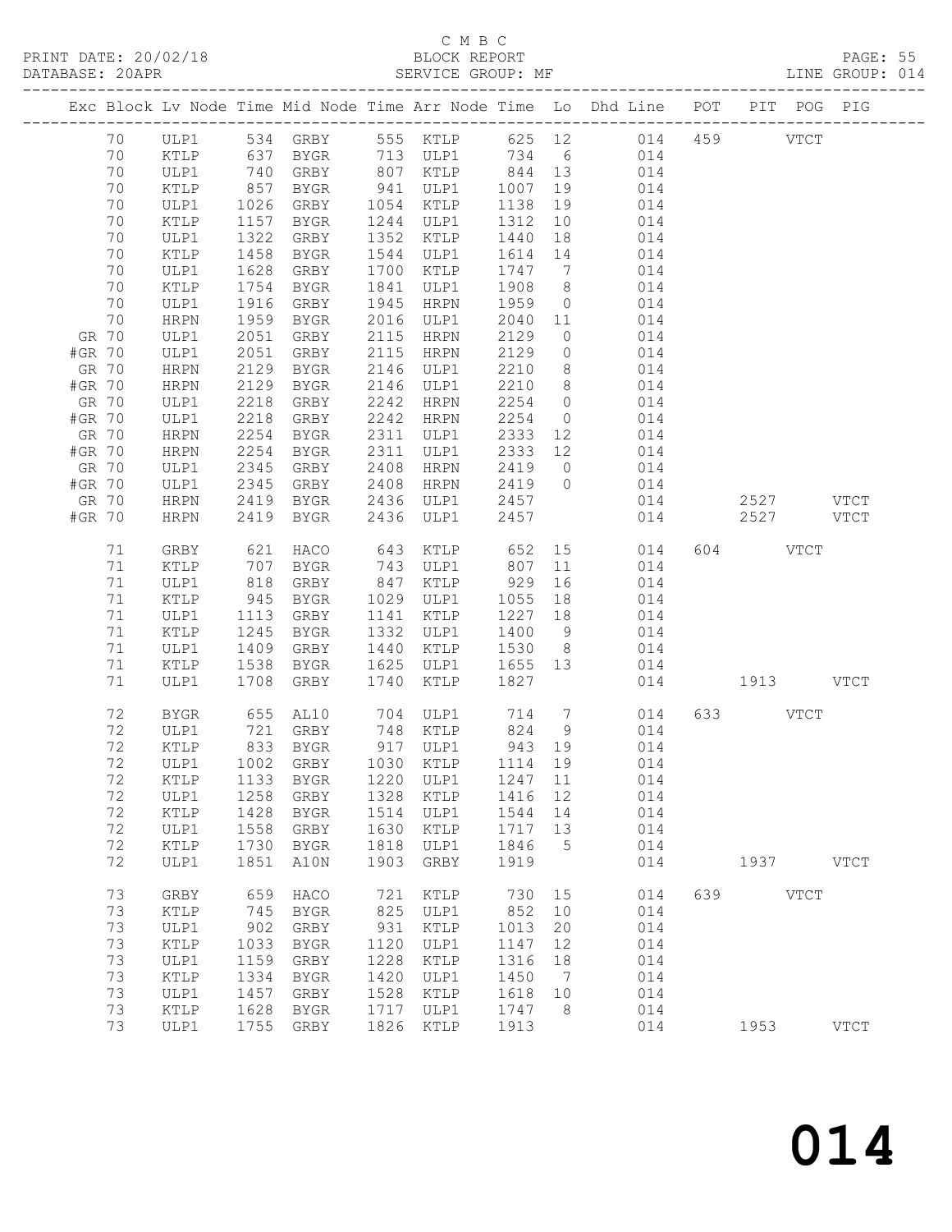C M B C

PRINT DATE: 20/02/18 BLOCK REPORT PAGE: 55

DATABASE: 20APR SERVICE GROUP: MF LINE GROUP: 014

| Exc | Block | Lv | Node | Time | Mid Node | Time | Arr Node | Time | Lo | Dhd Line | POT | PIT | POG | PIG |
|---|---|---|---|---|---|---|---|---|---|---|---|---|---|---|
| | 70 | | ULP1 | 534 | GRBY | 555 | KTLP | 625 | 12 | 014 | 459 | | VTCT | |
| | 70 | | KTLP | 637 | BYGR | 713 | ULP1 | 734 | 6 | 014 | | | | |
| | 70 | | ULP1 | 740 | GRBY | 807 | KTLP | 844 | 13 | 014 | | | | |
| | 70 | | KTLP | 857 | BYGR | 941 | ULP1 | 1007 | 19 | 014 | | | | |
| | 70 | | ULP1 | 1026 | GRBY | 1054 | KTLP | 1138 | 19 | 014 | | | | |
| | 70 | | KTLP | 1157 | BYGR | 1244 | ULP1 | 1312 | 10 | 014 | | | | |
| | 70 | | ULP1 | 1322 | GRBY | 1352 | KTLP | 1440 | 18 | 014 | | | | |
| | 70 | | KTLP | 1458 | BYGR | 1544 | ULP1 | 1614 | 14 | 014 | | | | |
| | 70 | | ULP1 | 1628 | GRBY | 1700 | KTLP | 1747 | 7 | 014 | | | | |
| | 70 | | KTLP | 1754 | BYGR | 1841 | ULP1 | 1908 | 8 | 014 | | | | |
| | 70 | | ULP1 | 1916 | GRBY | 1945 | HRPN | 1959 | 0 | 014 | | | | |
| | 70 | | HRPN | 1959 | BYGR | 2016 | ULP1 | 2040 | 11 | 014 | | | | |
| GR | 70 | | ULP1 | 2051 | GRBY | 2115 | HRPN | 2129 | 0 | 014 | | | | |
| #GR | 70 | | ULP1 | 2051 | GRBY | 2115 | HRPN | 2129 | 0 | 014 | | | | |
| GR | 70 | | HRPN | 2129 | BYGR | 2146 | ULP1 | 2210 | 8 | 014 | | | | |
| #GR | 70 | | HRPN | 2129 | BYGR | 2146 | ULP1 | 2210 | 8 | 014 | | | | |
| GR | 70 | | ULP1 | 2218 | GRBY | 2242 | HRPN | 2254 | 0 | 014 | | | | |
| #GR | 70 | | ULP1 | 2218 | GRBY | 2242 | HRPN | 2254 | 0 | 014 | | | | |
| GR | 70 | | HRPN | 2254 | BYGR | 2311 | ULP1 | 2333 | 12 | 014 | | | | |
| #GR | 70 | | HRPN | 2254 | BYGR | 2311 | ULP1 | 2333 | 12 | 014 | | | | |
| GR | 70 | | ULP1 | 2345 | GRBY | 2408 | HRPN | 2419 | 0 | 014 | | | | |
| #GR | 70 | | ULP1 | 2345 | GRBY | 2408 | HRPN | 2419 | 0 | 014 | | | | |
| GR | 70 | | HRPN | 2419 | BYGR | 2436 | ULP1 | 2457 | | 014 | | 2527 | | VTCT |
| #GR | 70 | | HRPN | 2419 | BYGR | 2436 | ULP1 | 2457 | | 014 | | 2527 | | VTCT |
| | 71 | | GRBY | 621 | HACO | 643 | KTLP | 652 | 15 | 014 | 604 | | VTCT | |
| | 71 | | KTLP | 707 | BYGR | 743 | ULP1 | 807 | 11 | 014 | | | | |
| | 71 | | ULP1 | 818 | GRBY | 847 | KTLP | 929 | 16 | 014 | | | | |
| | 71 | | KTLP | 945 | BYGR | 1029 | ULP1 | 1055 | 18 | 014 | | | | |
| | 71 | | ULP1 | 1113 | GRBY | 1141 | KTLP | 1227 | 18 | 014 | | | | |
| | 71 | | KTLP | 1245 | BYGR | 1332 | ULP1 | 1400 | 9 | 014 | | | | |
| | 71 | | ULP1 | 1409 | GRBY | 1440 | KTLP | 1530 | 8 | 014 | | | | |
| | 71 | | KTLP | 1538 | BYGR | 1625 | ULP1 | 1655 | 13 | 014 | | | | |
| | 71 | | ULP1 | 1708 | GRBY | 1740 | KTLP | 1827 | | 014 | | 1913 | | VTCT |
| | 72 | | BYGR | 655 | AL10 | 704 | ULP1 | 714 | 7 | 014 | 633 | | VTCT | |
| | 72 | | ULP1 | 721 | GRBY | 748 | KTLP | 824 | 9 | 014 | | | | |
| | 72 | | KTLP | 833 | BYGR | 917 | ULP1 | 943 | 19 | 014 | | | | |
| | 72 | | ULP1 | 1002 | GRBY | 1030 | KTLP | 1114 | 19 | 014 | | | | |
| | 72 | | KTLP | 1133 | BYGR | 1220 | ULP1 | 1247 | 11 | 014 | | | | |
| | 72 | | ULP1 | 1258 | GRBY | 1328 | KTLP | 1416 | 12 | 014 | | | | |
| | 72 | | KTLP | 1428 | BYGR | 1514 | ULP1 | 1544 | 14 | 014 | | | | |
| | 72 | | ULP1 | 1558 | GRBY | 1630 | KTLP | 1717 | 13 | 014 | | | | |
| | 72 | | KTLP | 1730 | BYGR | 1818 | ULP1 | 1846 | 5 | 014 | | | | |
| | 72 | | ULP1 | 1851 | A10N | 1903 | GRBY | 1919 | | 014 | | 1937 | | VTCT |
| | 73 | | GRBY | 659 | HACO | 721 | KTLP | 730 | 15 | 014 | 639 | | VTCT | |
| | 73 | | KTLP | 745 | BYGR | 825 | ULP1 | 852 | 10 | 014 | | | | |
| | 73 | | ULP1 | 902 | GRBY | 931 | KTLP | 1013 | 20 | 014 | | | | |
| | 73 | | KTLP | 1033 | BYGR | 1120 | ULP1 | 1147 | 12 | 014 | | | | |
| | 73 | | ULP1 | 1159 | GRBY | 1228 | KTLP | 1316 | 18 | 014 | | | | |
| | 73 | | KTLP | 1334 | BYGR | 1420 | ULP1 | 1450 | 7 | 014 | | | | |
| | 73 | | ULP1 | 1457 | GRBY | 1528 | KTLP | 1618 | 10 | 014 | | | | |
| | 73 | | KTLP | 1628 | BYGR | 1717 | ULP1 | 1747 | 8 | 014 | | | | |
| | 73 | | ULP1 | 1755 | GRBY | 1826 | KTLP | 1913 | | 014 | | 1953 | | VTCT |

014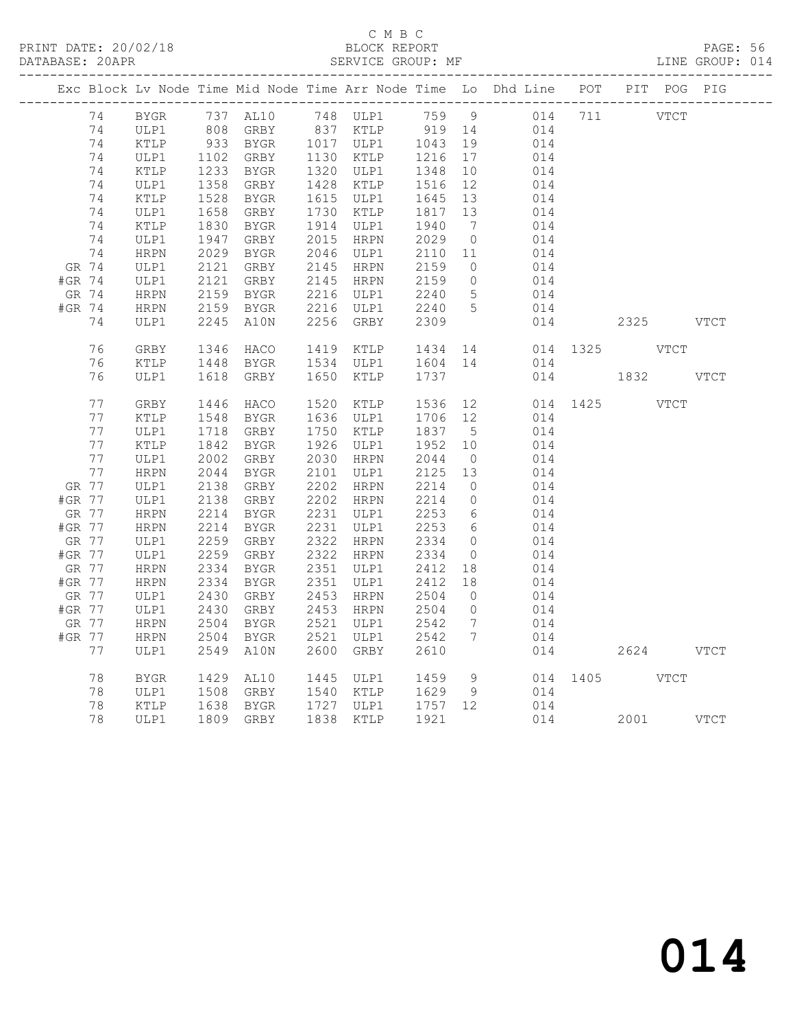C M B C
PRINT DATE: 20/02/18 BLOCK REPORT
DATABASE: 20APR SERVICE GROUP: MF LINE GROUP: 014

| Exc | Block | Lv Node | Time | Mid Node | Time | Arr Node | Time | Lo | Dhd Line | POT | PIT | POG | PIG |
|---|---|---|---|---|---|---|---|---|---|---|---|---|---|
| | 74 | BYGR | 737 | AL10 | 748 | ULP1 | 759 | 9 | 014 | 711 | | VTCT | |
| | 74 | ULP1 | 808 | GRBY | 837 | KTLP | 919 | 14 | 014 | | | | |
| | 74 | KTLP | 933 | BYGR | 1017 | ULP1 | 1043 | 19 | 014 | | | | |
| | 74 | ULP1 | 1102 | GRBY | 1130 | KTLP | 1216 | 17 | 014 | | | | |
| | 74 | KTLP | 1233 | BYGR | 1320 | ULP1 | 1348 | 10 | 014 | | | | |
| | 74 | ULP1 | 1358 | GRBY | 1428 | KTLP | 1516 | 12 | 014 | | | | |
| | 74 | KTLP | 1528 | BYGR | 1615 | ULP1 | 1645 | 13 | 014 | | | | |
| | 74 | ULP1 | 1658 | GRBY | 1730 | KTLP | 1817 | 13 | 014 | | | | |
| | 74 | KTLP | 1830 | BYGR | 1914 | ULP1 | 1940 | 7 | 014 | | | | |
| | 74 | ULP1 | 1947 | GRBY | 2015 | HRPN | 2029 | 0 | 014 | | | | |
| | 74 | HRPN | 2029 | BYGR | 2046 | ULP1 | 2110 | 11 | 014 | | | | |
| GR | 74 | ULP1 | 2121 | GRBY | 2145 | HRPN | 2159 | 0 | 014 | | | | |
| #GR | 74 | ULP1 | 2121 | GRBY | 2145 | HRPN | 2159 | 0 | 014 | | | | |
| GR | 74 | HRPN | 2159 | BYGR | 2216 | ULP1 | 2240 | 5 | 014 | | | | |
| #GR | 74 | HRPN | 2159 | BYGR | 2216 | ULP1 | 2240 | 5 | 014 | | | | |
| | 74 | ULP1 | 2245 | A10N | 2256 | GRBY | 2309 | | 014 | | 2325 | | VTCT |
| | 76 | GRBY | 1346 | HACO | 1419 | KTLP | 1434 | 14 | 014 | 1325 | | VTCT | |
| | 76 | KTLP | 1448 | BYGR | 1534 | ULP1 | 1604 | 14 | 014 | | | | |
| | 76 | ULP1 | 1618 | GRBY | 1650 | KTLP | 1737 | | 014 | | 1832 | | VTCT |
| | 77 | GRBY | 1446 | HACO | 1520 | KTLP | 1536 | 12 | 014 | 1425 | | VTCT | |
| | 77 | KTLP | 1548 | BYGR | 1636 | ULP1 | 1706 | 12 | 014 | | | | |
| | 77 | ULP1 | 1718 | GRBY | 1750 | KTLP | 1837 | 5 | 014 | | | | |
| | 77 | KTLP | 1842 | BYGR | 1926 | ULP1 | 1952 | 10 | 014 | | | | |
| | 77 | ULP1 | 2002 | GRBY | 2030 | HRPN | 2044 | 0 | 014 | | | | |
| | 77 | HRPN | 2044 | BYGR | 2101 | ULP1 | 2125 | 13 | 014 | | | | |
| GR | 77 | ULP1 | 2138 | GRBY | 2202 | HRPN | 2214 | 0 | 014 | | | | |
| #GR | 77 | ULP1 | 2138 | GRBY | 2202 | HRPN | 2214 | 0 | 014 | | | | |
| GR | 77 | HRPN | 2214 | BYGR | 2231 | ULP1 | 2253 | 6 | 014 | | | | |
| #GR | 77 | HRPN | 2214 | BYGR | 2231 | ULP1 | 2253 | 6 | 014 | | | | |
| GR | 77 | ULP1 | 2259 | GRBY | 2322 | HRPN | 2334 | 0 | 014 | | | | |
| #GR | 77 | ULP1 | 2259 | GRBY | 2322 | HRPN | 2334 | 0 | 014 | | | | |
| GR | 77 | HRPN | 2334 | BYGR | 2351 | ULP1 | 2412 | 18 | 014 | | | | |
| #GR | 77 | HRPN | 2334 | BYGR | 2351 | ULP1 | 2412 | 18 | 014 | | | | |
| GR | 77 | ULP1 | 2430 | GRBY | 2453 | HRPN | 2504 | 0 | 014 | | | | |
| #GR | 77 | ULP1 | 2430 | GRBY | 2453 | HRPN | 2504 | 0 | 014 | | | | |
| GR | 77 | HRPN | 2504 | BYGR | 2521 | ULP1 | 2542 | 7 | 014 | | | | |
| #GR | 77 | HRPN | 2504 | BYGR | 2521 | ULP1 | 2542 | 7 | 014 | | | | |
| | 77 | ULP1 | 2549 | A10N | 2600 | GRBY | 2610 | | 014 | | 2624 | | VTCT |
| | 78 | BYGR | 1429 | AL10 | 1445 | ULP1 | 1459 | 9 | 014 | 1405 | | VTCT | |
| | 78 | ULP1 | 1508 | GRBY | 1540 | KTLP | 1629 | 9 | 014 | | | | |
| | 78 | KTLP | 1638 | BYGR | 1727 | ULP1 | 1757 | 12 | 014 | | | | |
| | 78 | ULP1 | 1809 | GRBY | 1838 | KTLP | 1921 | | 014 | | 2001 | | VTCT |

014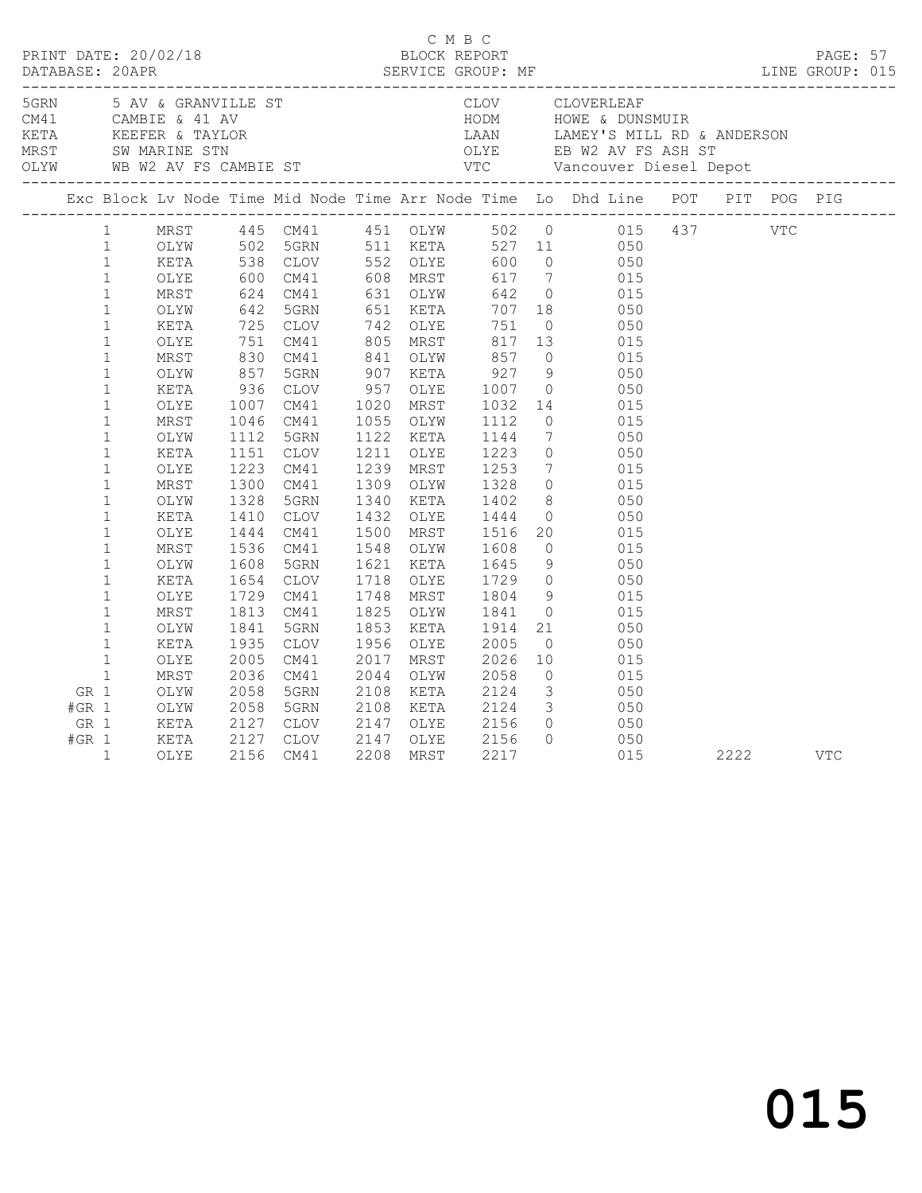C M B C

PRINT DATE: 20/02/18 BLOCK REPORT

DATABASE: 20APR SERVICE GROUP: MF LINE GROUP: 015

| Code | Location | Code | Location |
|---|---|---|---|
| 5GRN | 5 AV & GRANVILLE ST | CLOV | CLOVERLEAF |
| CM41 | CAMBIE & 41 AV | HODM | HOWE & DUNSMUIR |
| KETA | KEEFER & TAYLOR | LAAN | LAMEY'S MILL RD & ANDERSON |
| MRST | SW MARINE STN | OLYE | EB W2 AV FS ASH ST |
| OLYW | WB W2 AV FS CAMBIE ST | VTC | Vancouver Diesel Depot |

| Exc | Block | Lv Node | Time | Mid Node | Time | Arr Node | Time | Lo | Dhd | Line | POT | PIT | POG | PIG |
|---|---|---|---|---|---|---|---|---|---|---|---|---|---|---|
| | 1 | MRST | 445 | CM41 | 451 | OLYW | 502 | 0 | | 015 | 437 | | VTC | |
| | 1 | OLYW | 502 | 5GRN | 511 | KETA | 527 | 11 | | 050 | | | | |
| | 1 | KETA | 538 | CLOV | 552 | OLYE | 600 | 0 | | 050 | | | | |
| | 1 | OLYE | 600 | CM41 | 608 | MRST | 617 | 7 | | 015 | | | | |
| | 1 | MRST | 624 | CM41 | 631 | OLYW | 642 | 0 | | 015 | | | | |
| | 1 | OLYW | 642 | 5GRN | 651 | KETA | 707 | 18 | | 050 | | | | |
| | 1 | KETA | 725 | CLOV | 742 | OLYE | 751 | 0 | | 050 | | | | |
| | 1 | OLYE | 751 | CM41 | 805 | MRST | 817 | 13 | | 015 | | | | |
| | 1 | MRST | 830 | CM41 | 841 | OLYW | 857 | 0 | | 015 | | | | |
| | 1 | OLYW | 857 | 5GRN | 907 | KETA | 927 | 9 | | 050 | | | | |
| | 1 | KETA | 936 | CLOV | 957 | OLYE | 1007 | 0 | | 050 | | | | |
| | 1 | OLYE | 1007 | CM41 | 1020 | MRST | 1032 | 14 | | 015 | | | | |
| | 1 | MRST | 1046 | CM41 | 1055 | OLYW | 1112 | 0 | | 015 | | | | |
| | 1 | OLYW | 1112 | 5GRN | 1122 | KETA | 1144 | 7 | | 050 | | | | |
| | 1 | KETA | 1151 | CLOV | 1211 | OLYE | 1223 | 0 | | 050 | | | | |
| | 1 | OLYE | 1223 | CM41 | 1239 | MRST | 1253 | 7 | | 015 | | | | |
| | 1 | MRST | 1300 | CM41 | 1309 | OLYW | 1328 | 0 | | 015 | | | | |
| | 1 | OLYW | 1328 | 5GRN | 1340 | KETA | 1402 | 8 | | 050 | | | | |
| | 1 | KETA | 1410 | CLOV | 1432 | OLYE | 1444 | 0 | | 050 | | | | |
| | 1 | OLYE | 1444 | CM41 | 1500 | MRST | 1516 | 20 | | 015 | | | | |
| | 1 | MRST | 1536 | CM41 | 1548 | OLYW | 1608 | 0 | | 015 | | | | |
| | 1 | OLYW | 1608 | 5GRN | 1621 | KETA | 1645 | 9 | | 050 | | | | |
| | 1 | KETA | 1654 | CLOV | 1718 | OLYE | 1729 | 0 | | 050 | | | | |
| | 1 | OLYE | 1729 | CM41 | 1748 | MRST | 1804 | 9 | | 015 | | | | |
| | 1 | MRST | 1813 | CM41 | 1825 | OLYW | 1841 | 0 | | 015 | | | | |
| | 1 | OLYW | 1841 | 5GRN | 1853 | KETA | 1914 | 21 | | 050 | | | | |
| | 1 | KETA | 1935 | CLOV | 1956 | OLYE | 2005 | 0 | | 050 | | | | |
| | 1 | OLYE | 2005 | CM41 | 2017 | MRST | 2026 | 10 | | 015 | | | | |
| | 1 | MRST | 2036 | CM41 | 2044 | OLYW | 2058 | 0 | | 015 | | | | |
| GR | 1 | OLYW | 2058 | 5GRN | 2108 | KETA | 2124 | 3 | | 050 | | | | |
| #GR | 1 | OLYW | 2058 | 5GRN | 2108 | KETA | 2124 | 3 | | 050 | | | | |
| GR | 1 | KETA | 2127 | CLOV | 2147 | OLYE | 2156 | 0 | | 050 | | | | |
| #GR | 1 | KETA | 2127 | CLOV | 2147 | OLYE | 2156 | 0 | | 050 | | | | |
| | 1 | OLYE | 2156 | CM41 | 2208 | MRST | 2217 | | | 015 | | 2222 | | VTC |

015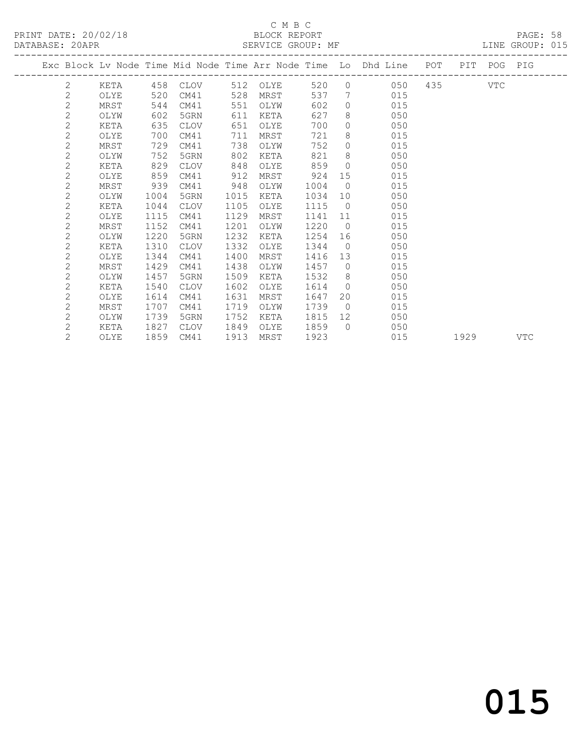C M B C

PRINT DATE: 20/02/18 BLOCK REPORT

DATABASE: 20APR SERVICE GROUP: MF LINE GROUP: 015

| Exc | Block | Lv | Node | Time | Mid Node | Time | Arr Node | Time | Lo | Dhd Line | POT | PIT | POG | PIG |
|---|---|---|---|---|---|---|---|---|---|---|---|---|---|---|
| | 2 | | KETA | 458 | CLOV | 512 | OLYE | 520 | 0 | 050 | 435 | | VTC | |
| | 2 | | OLYE | 520 | CM41 | 528 | MRST | 537 | 7 | 015 | | | | |
| | 2 | | MRST | 544 | CM41 | 551 | OLYW | 602 | 0 | 015 | | | | |
| | 2 | | OLYW | 602 | 5GRN | 611 | KETA | 627 | 8 | 050 | | | | |
| | 2 | | KETA | 635 | CLOV | 651 | OLYE | 700 | 0 | 050 | | | | |
| | 2 | | OLYE | 700 | CM41 | 711 | MRST | 721 | 8 | 015 | | | | |
| | 2 | | MRST | 729 | CM41 | 738 | OLYW | 752 | 0 | 015 | | | | |
| | 2 | | OLYW | 752 | 5GRN | 802 | KETA | 821 | 8 | 050 | | | | |
| | 2 | | KETA | 829 | CLOV | 848 | OLYE | 859 | 0 | 050 | | | | |
| | 2 | | OLYE | 859 | CM41 | 912 | MRST | 924 | 15 | 015 | | | | |
| | 2 | | MRST | 939 | CM41 | 948 | OLYW | 1004 | 0 | 015 | | | | |
| | 2 | | OLYW | 1004 | 5GRN | 1015 | KETA | 1034 | 10 | 050 | | | | |
| | 2 | | KETA | 1044 | CLOV | 1105 | OLYE | 1115 | 0 | 050 | | | | |
| | 2 | | OLYE | 1115 | CM41 | 1129 | MRST | 1141 | 11 | 015 | | | | |
| | 2 | | MRST | 1152 | CM41 | 1201 | OLYW | 1220 | 0 | 015 | | | | |
| | 2 | | OLYW | 1220 | 5GRN | 1232 | KETA | 1254 | 16 | 050 | | | | |
| | 2 | | KETA | 1310 | CLOV | 1332 | OLYE | 1344 | 0 | 050 | | | | |
| | 2 | | OLYE | 1344 | CM41 | 1400 | MRST | 1416 | 13 | 015 | | | | |
| | 2 | | MRST | 1429 | CM41 | 1438 | OLYW | 1457 | 0 | 015 | | | | |
| | 2 | | OLYW | 1457 | 5GRN | 1509 | KETA | 1532 | 8 | 050 | | | | |
| | 2 | | KETA | 1540 | CLOV | 1602 | OLYE | 1614 | 0 | 050 | | | | |
| | 2 | | OLYE | 1614 | CM41 | 1631 | MRST | 1647 | 20 | 015 | | | | |
| | 2 | | MRST | 1707 | CM41 | 1719 | OLYW | 1739 | 0 | 015 | | | | |
| | 2 | | OLYW | 1739 | 5GRN | 1752 | KETA | 1815 | 12 | 050 | | | | |
| | 2 | | KETA | 1827 | CLOV | 1849 | OLYE | 1859 | 0 | 050 | | | | |
| | 2 | | OLYE | 1859 | CM41 | 1913 | MRST | 1923 | | 015 | | 1929 | | VTC |

015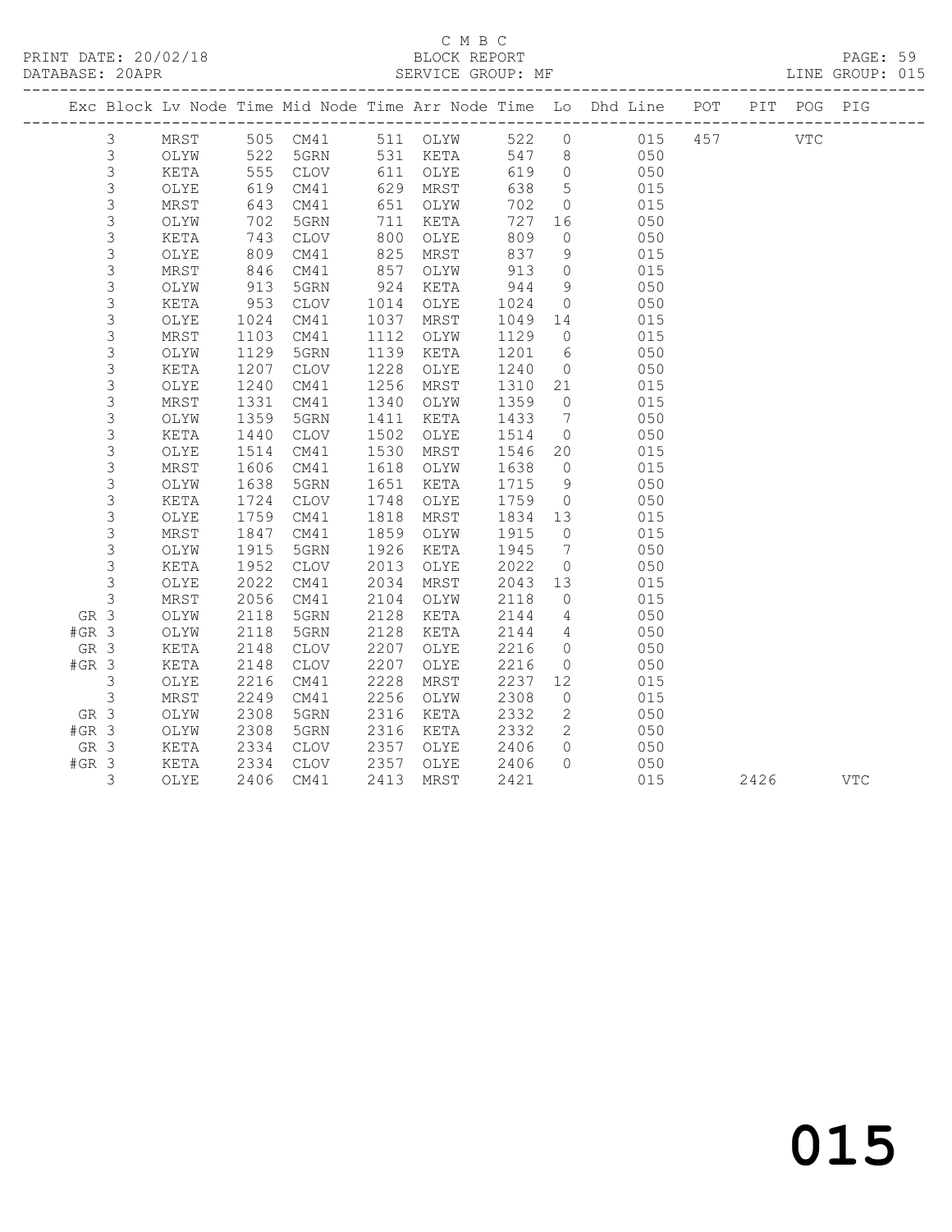C M B C

PRINT DATE: 20/02/18 BLOCK REPORT

DATABASE: 20APR SERVICE GROUP: MF LINE GROUP: 015

| Exc | Block | Lv Node | Time | Mid Node | Time | Arr Node | Time | Lo | Dhd Line | POT | PIT | POG | PIG |
|---|---|---|---|---|---|---|---|---|---|---|---|---|---|
| | 3 | MRST | 505 | CM41 | 511 | OLYW | 522 | 0 | 015 | 457 | | VTC | |
| | 3 | OLYW | 522 | 5GRN | 531 | KETA | 547 | 8 | 050 | | | | |
| | 3 | KETA | 555 | CLOV | 611 | OLYE | 619 | 0 | 050 | | | | |
| | 3 | OLYE | 619 | CM41 | 629 | MRST | 638 | 5 | 015 | | | | |
| | 3 | MRST | 643 | CM41 | 651 | OLYW | 702 | 0 | 015 | | | | |
| | 3 | OLYW | 702 | 5GRN | 711 | KETA | 727 | 16 | 050 | | | | |
| | 3 | KETA | 743 | CLOV | 800 | OLYE | 809 | 0 | 050 | | | | |
| | 3 | OLYE | 809 | CM41 | 825 | MRST | 837 | 9 | 015 | | | | |
| | 3 | MRST | 846 | CM41 | 857 | OLYW | 913 | 0 | 015 | | | | |
| | 3 | OLYW | 913 | 5GRN | 924 | KETA | 944 | 9 | 050 | | | | |
| | 3 | KETA | 953 | CLOV | 1014 | OLYE | 1024 | 0 | 050 | | | | |
| | 3 | OLYE | 1024 | CM41 | 1037 | MRST | 1049 | 14 | 015 | | | | |
| | 3 | MRST | 1103 | CM41 | 1112 | OLYW | 1129 | 0 | 015 | | | | |
| | 3 | OLYW | 1129 | 5GRN | 1139 | KETA | 1201 | 6 | 050 | | | | |
| | 3 | KETA | 1207 | CLOV | 1228 | OLYE | 1240 | 0 | 050 | | | | |
| | 3 | OLYE | 1240 | CM41 | 1256 | MRST | 1310 | 21 | 015 | | | | |
| | 3 | MRST | 1331 | CM41 | 1340 | OLYW | 1359 | 0 | 015 | | | | |
| | 3 | OLYW | 1359 | 5GRN | 1411 | KETA | 1433 | 7 | 050 | | | | |
| | 3 | KETA | 1440 | CLOV | 1502 | OLYE | 1514 | 0 | 050 | | | | |
| | 3 | OLYE | 1514 | CM41 | 1530 | MRST | 1546 | 20 | 015 | | | | |
| | 3 | MRST | 1606 | CM41 | 1618 | OLYW | 1638 | 0 | 015 | | | | |
| | 3 | OLYW | 1638 | 5GRN | 1651 | KETA | 1715 | 9 | 050 | | | | |
| | 3 | KETA | 1724 | CLOV | 1748 | OLYE | 1759 | 0 | 050 | | | | |
| | 3 | OLYE | 1759 | CM41 | 1818 | MRST | 1834 | 13 | 015 | | | | |
| | 3 | MRST | 1847 | CM41 | 1859 | OLYW | 1915 | 0 | 015 | | | | |
| | 3 | OLYW | 1915 | 5GRN | 1926 | KETA | 1945 | 7 | 050 | | | | |
| | 3 | KETA | 1952 | CLOV | 2013 | OLYE | 2022 | 0 | 050 | | | | |
| | 3 | OLYE | 2022 | CM41 | 2034 | MRST | 2043 | 13 | 015 | | | | |
| | 3 | MRST | 2056 | CM41 | 2104 | OLYW | 2118 | 0 | 015 | | | | |
| GR | 3 | OLYW | 2118 | 5GRN | 2128 | KETA | 2144 | 4 | 050 | | | | |
| #GR | 3 | OLYW | 2118 | 5GRN | 2128 | KETA | 2144 | 4 | 050 | | | | |
| GR | 3 | KETA | 2148 | CLOV | 2207 | OLYE | 2216 | 0 | 050 | | | | |
| #GR | 3 | KETA | 2148 | CLOV | 2207 | OLYE | 2216 | 0 | 050 | | | | |
| | 3 | OLYE | 2216 | CM41 | 2228 | MRST | 2237 | 12 | 015 | | | | |
| | 3 | MRST | 2249 | CM41 | 2256 | OLYW | 2308 | 0 | 015 | | | | |
| GR | 3 | OLYW | 2308 | 5GRN | 2316 | KETA | 2332 | 2 | 050 | | | | |
| #GR | 3 | OLYW | 2308 | 5GRN | 2316 | KETA | 2332 | 2 | 050 | | | | |
| GR | 3 | KETA | 2334 | CLOV | 2357 | OLYE | 2406 | 0 | 050 | | | | |
| #GR | 3 | KETA | 2334 | CLOV | 2357 | OLYE | 2406 | 0 | 050 | | | | |
| | 3 | OLYE | 2406 | CM41 | 2413 | MRST | 2421 | | 015 | | 2426 | | VTC |

015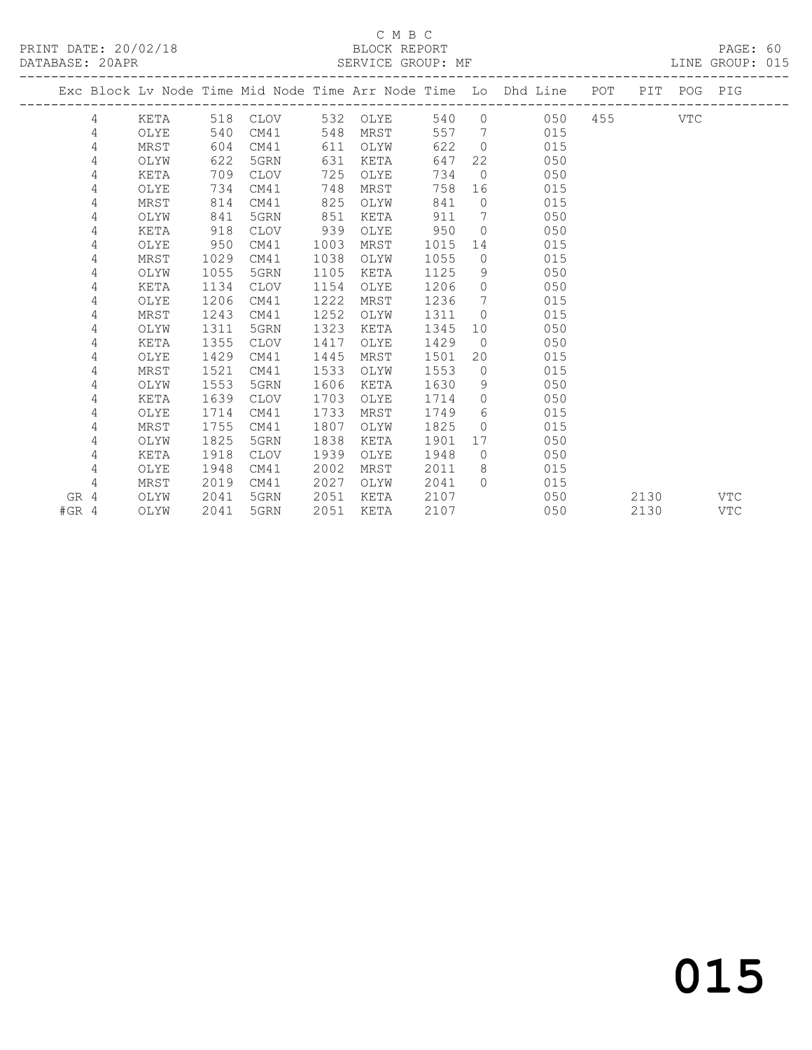C M B C

PRINT DATE: 20/02/18 BLOCK REPORT

DATABASE: 20APR SERVICE GROUP: MF LINE GROUP: 015

| Exc | Block | Lv Node | Time | Mid Node | Time | Arr Node | Time | Lo | Dhd Line | POT | PIT | POG | PIG |
|---|---|---|---|---|---|---|---|---|---|---|---|---|---|
| | 4 | KETA | 518 | CLOV | 532 | OLYE | 540 | 0 | 050 | 455 | | VTC | |
| | 4 | OLYE | 540 | CM41 | 548 | MRST | 557 | 7 | 015 | | | | |
| | 4 | MRST | 604 | CM41 | 611 | OLYW | 622 | 0 | 015 | | | | |
| | 4 | OLYW | 622 | 5GRN | 631 | KETA | 647 | 22 | 050 | | | | |
| | 4 | KETA | 709 | CLOV | 725 | OLYE | 734 | 0 | 050 | | | | |
| | 4 | OLYE | 734 | CM41 | 748 | MRST | 758 | 16 | 015 | | | | |
| | 4 | MRST | 814 | CM41 | 825 | OLYW | 841 | 0 | 015 | | | | |
| | 4 | OLYW | 841 | 5GRN | 851 | KETA | 911 | 7 | 050 | | | | |
| | 4 | KETA | 918 | CLOV | 939 | OLYE | 950 | 0 | 050 | | | | |
| | 4 | OLYE | 950 | CM41 | 1003 | MRST | 1015 | 14 | 015 | | | | |
| | 4 | MRST | 1029 | CM41 | 1038 | OLYW | 1055 | 0 | 015 | | | | |
| | 4 | OLYW | 1055 | 5GRN | 1105 | KETA | 1125 | 9 | 050 | | | | |
| | 4 | KETA | 1134 | CLOV | 1154 | OLYE | 1206 | 0 | 050 | | | | |
| | 4 | OLYE | 1206 | CM41 | 1222 | MRST | 1236 | 7 | 015 | | | | |
| | 4 | MRST | 1243 | CM41 | 1252 | OLYW | 1311 | 0 | 015 | | | | |
| | 4 | OLYW | 1311 | 5GRN | 1323 | KETA | 1345 | 10 | 050 | | | | |
| | 4 | KETA | 1355 | CLOV | 1417 | OLYE | 1429 | 0 | 050 | | | | |
| | 4 | OLYE | 1429 | CM41 | 1445 | MRST | 1501 | 20 | 015 | | | | |
| | 4 | MRST | 1521 | CM41 | 1533 | OLYW | 1553 | 0 | 015 | | | | |
| | 4 | OLYW | 1553 | 5GRN | 1606 | KETA | 1630 | 9 | 050 | | | | |
| | 4 | KETA | 1639 | CLOV | 1703 | OLYE | 1714 | 0 | 050 | | | | |
| | 4 | OLYE | 1714 | CM41 | 1733 | MRST | 1749 | 6 | 015 | | | | |
| | 4 | MRST | 1755 | CM41 | 1807 | OLYW | 1825 | 0 | 015 | | | | |
| | 4 | OLYW | 1825 | 5GRN | 1838 | KETA | 1901 | 17 | 050 | | | | |
| | 4 | KETA | 1918 | CLOV | 1939 | OLYE | 1948 | 0 | 050 | | | | |
| | 4 | OLYE | 1948 | CM41 | 2002 | MRST | 2011 | 8 | 015 | | | | |
| | 4 | MRST | 2019 | CM41 | 2027 | OLYW | 2041 | 0 | 015 | | | | |
| GR | 4 | OLYW | 2041 | 5GRN | 2051 | KETA | 2107 | | 050 | | 2130 | | VTC |
| #GR | 4 | OLYW | 2041 | 5GRN | 2051 | KETA | 2107 | | 050 | | 2130 | | VTC |

015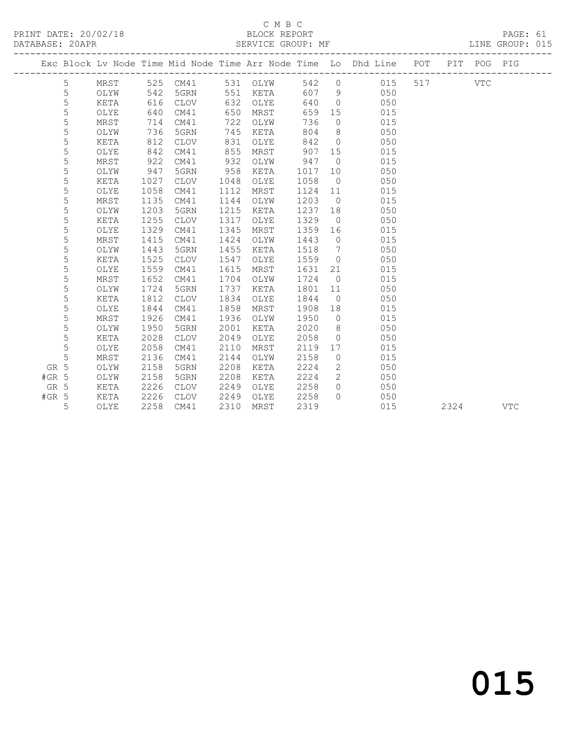C M B C

PRINT DATE: 20/02/18 BLOCK REPORT

DATABASE: 20APR SERVICE GROUP: MF LINE GROUP: 015

| Exc | Block | Lv | Node | Time | Mid Node | Time | Arr Node | Time | Lo | Dhd Line | POT | PIT | POG | PIG |
|---|---|---|---|---|---|---|---|---|---|---|---|---|---|---|
| | 5 | | MRST | 525 | CM41 | 531 | OLYW | 542 | 0 | 015 | 517 | | VTC | |
| | 5 | | OLYW | 542 | 5GRN | 551 | KETA | 607 | 9 | 050 | | | | |
| | 5 | | KETA | 616 | CLOV | 632 | OLYE | 640 | 0 | 050 | | | | |
| | 5 | | OLYE | 640 | CM41 | 650 | MRST | 659 | 15 | 015 | | | | |
| | 5 | | MRST | 714 | CM41 | 722 | OLYW | 736 | 0 | 015 | | | | |
| | 5 | | OLYW | 736 | 5GRN | 745 | KETA | 804 | 8 | 050 | | | | |
| | 5 | | KETA | 812 | CLOV | 831 | OLYE | 842 | 0 | 050 | | | | |
| | 5 | | OLYE | 842 | CM41 | 855 | MRST | 907 | 15 | 015 | | | | |
| | 5 | | MRST | 922 | CM41 | 932 | OLYW | 947 | 0 | 015 | | | | |
| | 5 | | OLYW | 947 | 5GRN | 958 | KETA | 1017 | 10 | 050 | | | | |
| | 5 | | KETA | 1027 | CLOV | 1048 | OLYE | 1058 | 0 | 050 | | | | |
| | 5 | | OLYE | 1058 | CM41 | 1112 | MRST | 1124 | 11 | 015 | | | | |
| | 5 | | MRST | 1135 | CM41 | 1144 | OLYW | 1203 | 0 | 015 | | | | |
| | 5 | | OLYW | 1203 | 5GRN | 1215 | KETA | 1237 | 18 | 050 | | | | |
| | 5 | | KETA | 1255 | CLOV | 1317 | OLYE | 1329 | 0 | 050 | | | | |
| | 5 | | OLYE | 1329 | CM41 | 1345 | MRST | 1359 | 16 | 015 | | | | |
| | 5 | | MRST | 1415 | CM41 | 1424 | OLYW | 1443 | 0 | 015 | | | | |
| | 5 | | OLYW | 1443 | 5GRN | 1455 | KETA | 1518 | 7 | 050 | | | | |
| | 5 | | KETA | 1525 | CLOV | 1547 | OLYE | 1559 | 0 | 050 | | | | |
| | 5 | | OLYE | 1559 | CM41 | 1615 | MRST | 1631 | 21 | 015 | | | | |
| | 5 | | MRST | 1652 | CM41 | 1704 | OLYW | 1724 | 0 | 015 | | | | |
| | 5 | | OLYW | 1724 | 5GRN | 1737 | KETA | 1801 | 11 | 050 | | | | |
| | 5 | | KETA | 1812 | CLOV | 1834 | OLYE | 1844 | 0 | 050 | | | | |
| | 5 | | OLYE | 1844 | CM41 | 1858 | MRST | 1908 | 18 | 015 | | | | |
| | 5 | | MRST | 1926 | CM41 | 1936 | OLYW | 1950 | 0 | 015 | | | | |
| | 5 | | OLYW | 1950 | 5GRN | 2001 | KETA | 2020 | 8 | 050 | | | | |
| | 5 | | KETA | 2028 | CLOV | 2049 | OLYE | 2058 | 0 | 050 | | | | |
| | 5 | | OLYE | 2058 | CM41 | 2110 | MRST | 2119 | 17 | 015 | | | | |
| | 5 | | MRST | 2136 | CM41 | 2144 | OLYW | 2158 | 0 | 015 | | | | |
| GR | 5 | | OLYW | 2158 | 5GRN | 2208 | KETA | 2224 | 2 | 050 | | | | |
| #GR | 5 | | OLYW | 2158 | 5GRN | 2208 | KETA | 2224 | 2 | 050 | | | | |
| GR | 5 | | KETA | 2226 | CLOV | 2249 | OLYE | 2258 | 0 | 050 | | | | |
| #GR | 5 | | KETA | 2226 | CLOV | 2249 | OLYE | 2258 | 0 | 050 | | | | |
| | 5 | | OLYE | 2258 | CM41 | 2310 | MRST | 2319 | | 015 | | 2324 | | VTC |

015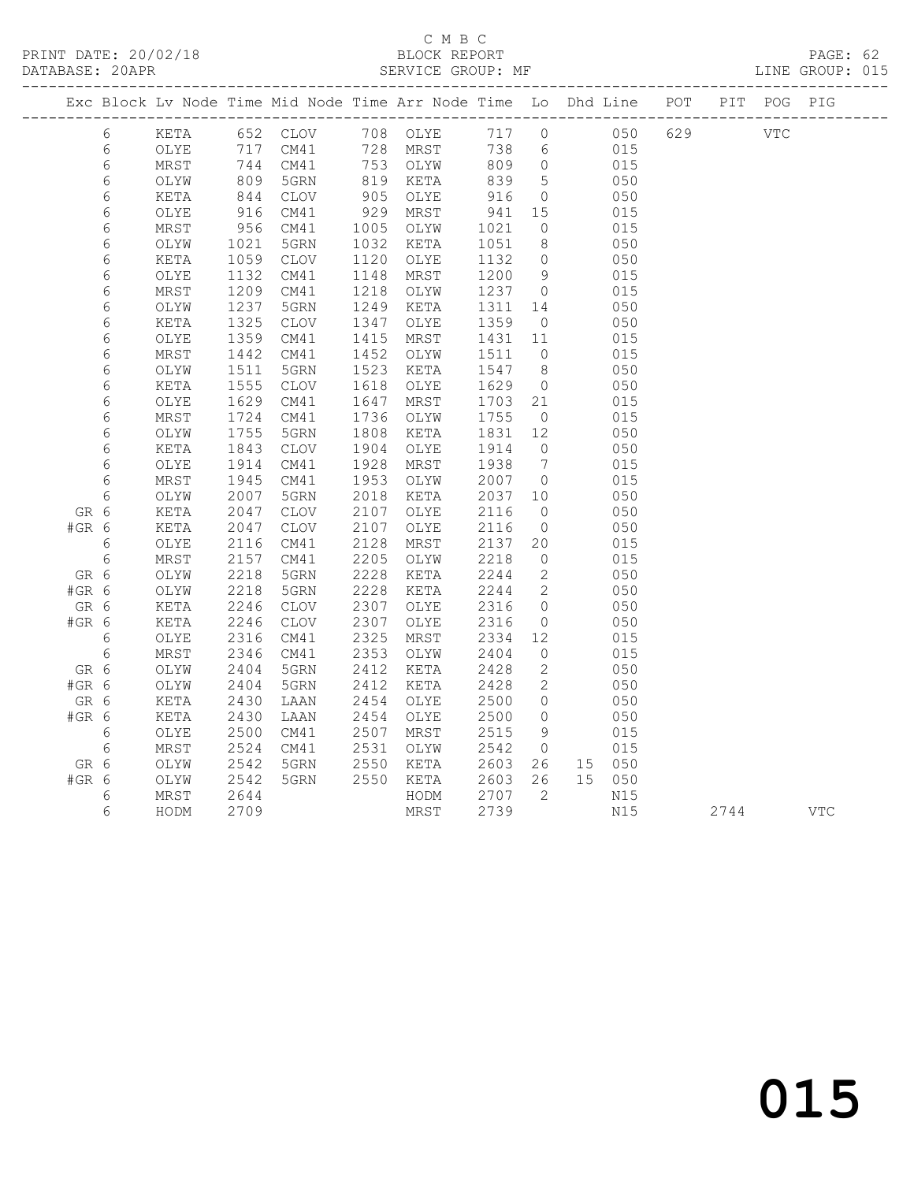C M B C

BLOCK REPORT

SERVICE GROUP: MF

LINE GROUP: 015

| Exc | Block | Lv | Node | Time | Mid Node | Time | Arr Node | Time | Lo | Dhd | Line | POT | PIT | POG | PIG |
|---|---|---|---|---|---|---|---|---|---|---|---|---|---|---|---|
| | 6 | | KETA | 652 | CLOV | 708 | OLYE | 717 | 0 | | 050 | 629 | | VTC | |
| | 6 | | OLYE | 717 | CM41 | 728 | MRST | 738 | 6 | | 015 | | | | |
| | 6 | | MRST | 744 | CM41 | 753 | OLYW | 809 | 0 | | 015 | | | | |
| | 6 | | OLYW | 809 | 5GRN | 819 | KETA | 839 | 5 | | 050 | | | | |
| | 6 | | KETA | 844 | CLOV | 905 | OLYE | 916 | 0 | | 050 | | | | |
| | 6 | | OLYE | 916 | CM41 | 929 | MRST | 941 | 15 | | 015 | | | | |
| | 6 | | MRST | 956 | CM41 | 1005 | OLYW | 1021 | 0 | | 015 | | | | |
| | 6 | | OLYW | 1021 | 5GRN | 1032 | KETA | 1051 | 8 | | 050 | | | | |
| | 6 | | KETA | 1059 | CLOV | 1120 | OLYE | 1132 | 0 | | 050 | | | | |
| | 6 | | OLYE | 1132 | CM41 | 1148 | MRST | 1200 | 9 | | 015 | | | | |
| | 6 | | MRST | 1209 | CM41 | 1218 | OLYW | 1237 | 0 | | 015 | | | | |
| | 6 | | OLYW | 1237 | 5GRN | 1249 | KETA | 1311 | 14 | | 050 | | | | |
| | 6 | | KETA | 1325 | CLOV | 1347 | OLYE | 1359 | 0 | | 050 | | | | |
| | 6 | | OLYE | 1359 | CM41 | 1415 | MRST | 1431 | 11 | | 015 | | | | |
| | 6 | | MRST | 1442 | CM41 | 1452 | OLYW | 1511 | 0 | | 015 | | | | |
| | 6 | | OLYW | 1511 | 5GRN | 1523 | KETA | 1547 | 8 | | 050 | | | | |
| | 6 | | KETA | 1555 | CLOV | 1618 | OLYE | 1629 | 0 | | 050 | | | | |
| | 6 | | OLYE | 1629 | CM41 | 1647 | MRST | 1703 | 21 | | 015 | | | | |
| | 6 | | MRST | 1724 | CM41 | 1736 | OLYW | 1755 | 0 | | 015 | | | | |
| | 6 | | OLYW | 1755 | 5GRN | 1808 | KETA | 1831 | 12 | | 050 | | | | |
| | 6 | | KETA | 1843 | CLOV | 1904 | OLYE | 1914 | 0 | | 050 | | | | |
| | 6 | | OLYE | 1914 | CM41 | 1928 | MRST | 1938 | 7 | | 015 | | | | |
| | 6 | | MRST | 1945 | CM41 | 1953 | OLYW | 2007 | 0 | | 015 | | | | |
| | 6 | | OLYW | 2007 | 5GRN | 2018 | KETA | 2037 | 10 | | 050 | | | | |
| GR | 6 | | KETA | 2047 | CLOV | 2107 | OLYE | 2116 | 0 | | 050 | | | | |
| #GR | 6 | | KETA | 2047 | CLOV | 2107 | OLYE | 2116 | 0 | | 050 | | | | |
| | 6 | | OLYE | 2116 | CM41 | 2128 | MRST | 2137 | 20 | | 015 | | | | |
| | 6 | | MRST | 2157 | CM41 | 2205 | OLYW | 2218 | 0 | | 015 | | | | |
| GR | 6 | | OLYW | 2218 | 5GRN | 2228 | KETA | 2244 | 2 | | 050 | | | | |
| #GR | 6 | | OLYW | 2218 | 5GRN | 2228 | KETA | 2244 | 2 | | 050 | | | | |
| GR | 6 | | KETA | 2246 | CLOV | 2307 | OLYE | 2316 | 0 | | 050 | | | | |
| #GR | 6 | | KETA | 2246 | CLOV | 2307 | OLYE | 2316 | 0 | | 050 | | | | |
| | 6 | | OLYE | 2316 | CM41 | 2325 | MRST | 2334 | 12 | | 015 | | | | |
| | 6 | | MRST | 2346 | CM41 | 2353 | OLYW | 2404 | 0 | | 015 | | | | |
| GR | 6 | | OLYW | 2404 | 5GRN | 2412 | KETA | 2428 | 2 | | 050 | | | | |
| #GR | 6 | | OLYW | 2404 | 5GRN | 2412 | KETA | 2428 | 2 | | 050 | | | | |
| GR | 6 | | KETA | 2430 | LAAN | 2454 | OLYE | 2500 | 0 | | 050 | | | | |
| #GR | 6 | | KETA | 2430 | LAAN | 2454 | OLYE | 2500 | 0 | | 050 | | | | |
| | 6 | | OLYE | 2500 | CM41 | 2507 | MRST | 2515 | 9 | | 015 | | | | |
| | 6 | | MRST | 2524 | CM41 | 2531 | OLYW | 2542 | 0 | | 015 | | | | |
| GR | 6 | | OLYW | 2542 | 5GRN | 2550 | KETA | 2603 | 26 | 15 | 050 | | | | |
| #GR | 6 | | OLYW | 2542 | 5GRN | 2550 | KETA | 2603 | 26 | 15 | 050 | | | | |
| | 6 | | MRST | 2644 | | | HODM | 2707 | 2 | | N15 | | | | |
| | 6 | | HODM | 2709 | | | MRST | 2739 | | | N15 | | 2744 | | VTC |

015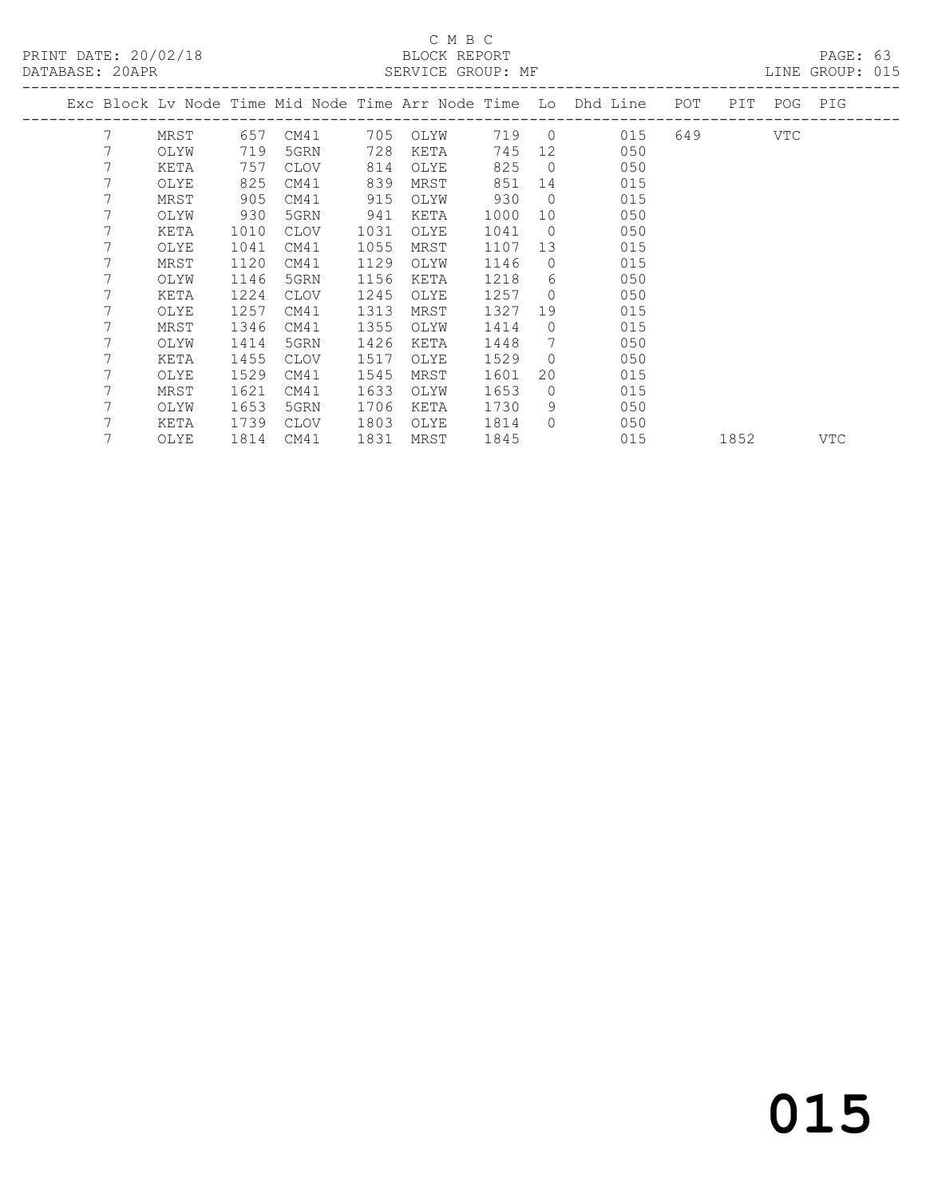C M B C

PRINT DATE: 20/02/18 BLOCK REPORT

DATABASE: 20APR SERVICE GROUP: MF LINE GROUP: 015

| Exc | Block | Lv | Node | Time | Mid Node | Time | Arr Node | Time | Lo | Dhd Line | POT | PIT | POG | PIG |
|---|---|---|---|---|---|---|---|---|---|---|---|---|---|---|
| | 7 | | MRST | 657 | CM41 | 705 | OLYW | 719 | 0 | 015 | 649 | | VTC | |
| | 7 | | OLYW | 719 | 5GRN | 728 | KETA | 745 | 12 | 050 | | | | |
| | 7 | | KETA | 757 | CLOV | 814 | OLYE | 825 | 0 | 050 | | | | |
| | 7 | | OLYE | 825 | CM41 | 839 | MRST | 851 | 14 | 015 | | | | |
| | 7 | | MRST | 905 | CM41 | 915 | OLYW | 930 | 0 | 015 | | | | |
| | 7 | | OLYW | 930 | 5GRN | 941 | KETA | 1000 | 10 | 050 | | | | |
| | 7 | | KETA | 1010 | CLOV | 1031 | OLYE | 1041 | 0 | 050 | | | | |
| | 7 | | OLYE | 1041 | CM41 | 1055 | MRST | 1107 | 13 | 015 | | | | |
| | 7 | | MRST | 1120 | CM41 | 1129 | OLYW | 1146 | 0 | 015 | | | | |
| | 7 | | OLYW | 1146 | 5GRN | 1156 | KETA | 1218 | 6 | 050 | | | | |
| | 7 | | KETA | 1224 | CLOV | 1245 | OLYE | 1257 | 0 | 050 | | | | |
| | 7 | | OLYE | 1257 | CM41 | 1313 | MRST | 1327 | 19 | 015 | | | | |
| | 7 | | MRST | 1346 | CM41 | 1355 | OLYW | 1414 | 0 | 015 | | | | |
| | 7 | | OLYW | 1414 | 5GRN | 1426 | KETA | 1448 | 7 | 050 | | | | |
| | 7 | | KETA | 1455 | CLOV | 1517 | OLYE | 1529 | 0 | 050 | | | | |
| | 7 | | OLYE | 1529 | CM41 | 1545 | MRST | 1601 | 20 | 015 | | | | |
| | 7 | | MRST | 1621 | CM41 | 1633 | OLYW | 1653 | 0 | 015 | | | | |
| | 7 | | OLYW | 1653 | 5GRN | 1706 | KETA | 1730 | 9 | 050 | | | | |
| | 7 | | KETA | 1739 | CLOV | 1803 | OLYE | 1814 | 0 | 050 | | | | |
| | 7 | | OLYE | 1814 | CM41 | 1831 | MRST | 1845 | | 015 | | 1852 | | VTC |

015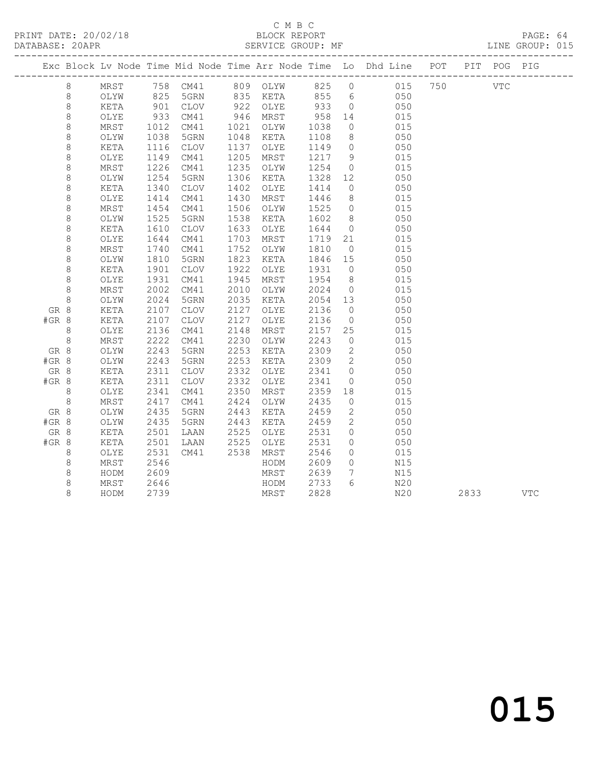C M B C

PRINT DATE: 20/02/18 BLOCK REPORT PAGE: 64
DATABASE: 20APR SERVICE GROUP: MF LINE GROUP: 015

| Exc | Block | Lv | Node | Time | Mid Node | Time | Arr Node | Time | Lo | Dhd Line | POT | PIT | POG | PIG |
|---|---|---|---|---|---|---|---|---|---|---|---|---|---|---|
| | 8 | | MRST | 758 | CM41 | 809 | OLYW | 825 | 0 | 015 | 750 | | VTC | |
| | 8 | | OLYW | 825 | 5GRN | 835 | KETA | 855 | 6 | 050 | | | | |
| | 8 | | KETA | 901 | CLOV | 922 | OLYE | 933 | 0 | 050 | | | | |
| | 8 | | OLYE | 933 | CM41 | 946 | MRST | 958 | 14 | 015 | | | | |
| | 8 | | MRST | 1012 | CM41 | 1021 | OLYW | 1038 | 0 | 015 | | | | |
| | 8 | | OLYW | 1038 | 5GRN | 1048 | KETA | 1108 | 8 | 050 | | | | |
| | 8 | | KETA | 1116 | CLOV | 1137 | OLYE | 1149 | 0 | 050 | | | | |
| | 8 | | OLYE | 1149 | CM41 | 1205 | MRST | 1217 | 9 | 015 | | | | |
| | 8 | | MRST | 1226 | CM41 | 1235 | OLYW | 1254 | 0 | 015 | | | | |
| | 8 | | OLYW | 1254 | 5GRN | 1306 | KETA | 1328 | 12 | 050 | | | | |
| | 8 | | KETA | 1340 | CLOV | 1402 | OLYE | 1414 | 0 | 050 | | | | |
| | 8 | | OLYE | 1414 | CM41 | 1430 | MRST | 1446 | 8 | 015 | | | | |
| | 8 | | MRST | 1454 | CM41 | 1506 | OLYW | 1525 | 0 | 015 | | | | |
| | 8 | | OLYW | 1525 | 5GRN | 1538 | KETA | 1602 | 8 | 050 | | | | |
| | 8 | | KETA | 1610 | CLOV | 1633 | OLYE | 1644 | 0 | 050 | | | | |
| | 8 | | OLYE | 1644 | CM41 | 1703 | MRST | 1719 | 21 | 015 | | | | |
| | 8 | | MRST | 1740 | CM41 | 1752 | OLYW | 1810 | 0 | 015 | | | | |
| | 8 | | OLYW | 1810 | 5GRN | 1823 | KETA | 1846 | 15 | 050 | | | | |
| | 8 | | KETA | 1901 | CLOV | 1922 | OLYE | 1931 | 0 | 050 | | | | |
| | 8 | | OLYE | 1931 | CM41 | 1945 | MRST | 1954 | 8 | 015 | | | | |
| | 8 | | MRST | 2002 | CM41 | 2010 | OLYW | 2024 | 0 | 015 | | | | |
| | 8 | | OLYW | 2024 | 5GRN | 2035 | KETA | 2054 | 13 | 050 | | | | |
| GR | 8 | | KETA | 2107 | CLOV | 2127 | OLYE | 2136 | 0 | 050 | | | | |
| #GR | 8 | | KETA | 2107 | CLOV | 2127 | OLYE | 2136 | 0 | 050 | | | | |
| | 8 | | OLYE | 2136 | CM41 | 2148 | MRST | 2157 | 25 | 015 | | | | |
| | 8 | | MRST | 2222 | CM41 | 2230 | OLYW | 2243 | 0 | 015 | | | | |
| GR | 8 | | OLYW | 2243 | 5GRN | 2253 | KETA | 2309 | 2 | 050 | | | | |
| #GR | 8 | | OLYW | 2243 | 5GRN | 2253 | KETA | 2309 | 2 | 050 | | | | |
| GR | 8 | | KETA | 2311 | CLOV | 2332 | OLYE | 2341 | 0 | 050 | | | | |
| #GR | 8 | | KETA | 2311 | CLOV | 2332 | OLYE | 2341 | 0 | 050 | | | | |
| | 8 | | OLYE | 2341 | CM41 | 2350 | MRST | 2359 | 18 | 015 | | | | |
| | 8 | | MRST | 2417 | CM41 | 2424 | OLYW | 2435 | 0 | 015 | | | | |
| GR | 8 | | OLYW | 2435 | 5GRN | 2443 | KETA | 2459 | 2 | 050 | | | | |
| #GR | 8 | | OLYW | 2435 | 5GRN | 2443 | KETA | 2459 | 2 | 050 | | | | |
| GR | 8 | | KETA | 2501 | LAAN | 2525 | OLYE | 2531 | 0 | 050 | | | | |
| #GR | 8 | | KETA | 2501 | LAAN | 2525 | OLYE | 2531 | 0 | 050 | | | | |
| | 8 | | OLYE | 2531 | CM41 | 2538 | MRST | 2546 | 0 | 015 | | | | |
| | 8 | | MRST | 2546 | | | HODM | 2609 | 0 | N15 | | | | |
| | 8 | | HODM | 2609 | | | MRST | 2639 | 7 | N15 | | | | |
| | 8 | | MRST | 2646 | | | HODM | 2733 | 6 | N20 | | | | |
| | 8 | | HODM | 2739 | | | MRST | 2828 | | N20 | | 2833 | | VTC |

015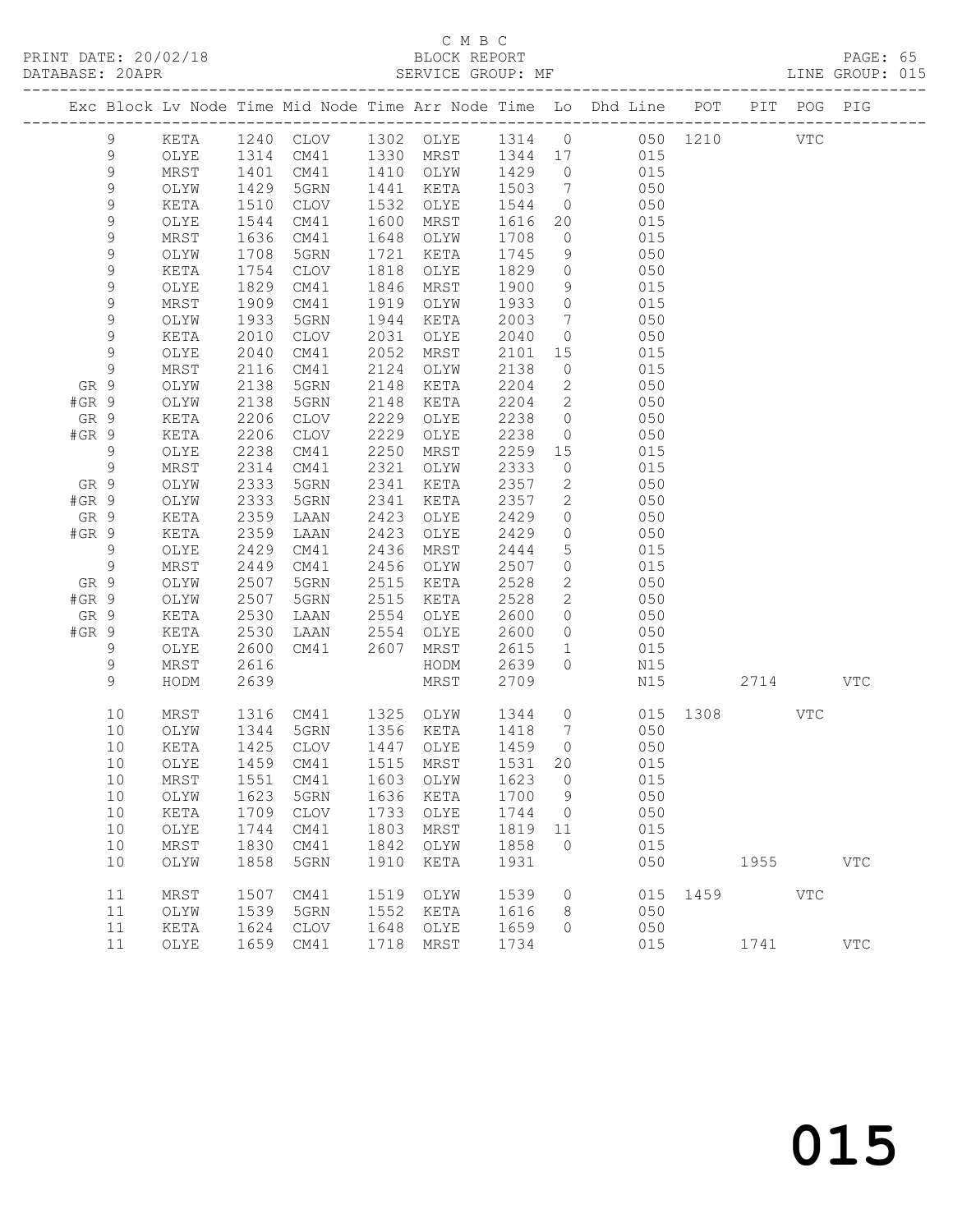C M B C

PRINT DATE: 20/02/18 BLOCK REPORT PAGE: 65
DATABASE: 20APR SERVICE GROUP: MF LINE GROUP: 015

| Exc | Block | Lv | Node | Time | Mid Node | Time | Arr Node | Time | Lo | Dhd Line | POT | PIT | POG | PIG |
|---|---|---|---|---|---|---|---|---|---|---|---|---|---|---|
| | 9 | | KETA | 1240 | CLOV | 1302 | OLYE | 1314 | 0 | 050 | 1210 | | VTC | |
| | 9 | | OLYE | 1314 | CM41 | 1330 | MRST | 1344 | 17 | 015 | | | | |
| | 9 | | MRST | 1401 | CM41 | 1410 | OLYW | 1429 | 0 | 015 | | | | |
| | 9 | | OLYW | 1429 | 5GRN | 1441 | KETA | 1503 | 7 | 050 | | | | |
| | 9 | | KETA | 1510 | CLOV | 1532 | OLYE | 1544 | 0 | 050 | | | | |
| | 9 | | OLYE | 1544 | CM41 | 1600 | MRST | 1616 | 20 | 015 | | | | |
| | 9 | | MRST | 1636 | CM41 | 1648 | OLYW | 1708 | 0 | 015 | | | | |
| | 9 | | OLYW | 1708 | 5GRN | 1721 | KETA | 1745 | 9 | 050 | | | | |
| | 9 | | KETA | 1754 | CLOV | 1818 | OLYE | 1829 | 0 | 050 | | | | |
| | 9 | | OLYE | 1829 | CM41 | 1846 | MRST | 1900 | 9 | 015 | | | | |
| | 9 | | MRST | 1909 | CM41 | 1919 | OLYW | 1933 | 0 | 015 | | | | |
| | 9 | | OLYW | 1933 | 5GRN | 1944 | KETA | 2003 | 7 | 050 | | | | |
| | 9 | | KETA | 2010 | CLOV | 2031 | OLYE | 2040 | 0 | 050 | | | | |
| | 9 | | OLYE | 2040 | CM41 | 2052 | MRST | 2101 | 15 | 015 | | | | |
| | 9 | | MRST | 2116 | CM41 | 2124 | OLYW | 2138 | 0 | 015 | | | | |
| GR | 9 | | OLYW | 2138 | 5GRN | 2148 | KETA | 2204 | 2 | 050 | | | | |
| #GR | 9 | | OLYW | 2138 | 5GRN | 2148 | KETA | 2204 | 2 | 050 | | | | |
| GR | 9 | | KETA | 2206 | CLOV | 2229 | OLYE | 2238 | 0 | 050 | | | | |
| #GR | 9 | | KETA | 2206 | CLOV | 2229 | OLYE | 2238 | 0 | 050 | | | | |
| | 9 | | OLYE | 2238 | CM41 | 2250 | MRST | 2259 | 15 | 015 | | | | |
| | 9 | | MRST | 2314 | CM41 | 2321 | OLYW | 2333 | 0 | 015 | | | | |
| GR | 9 | | OLYW | 2333 | 5GRN | 2341 | KETA | 2357 | 2 | 050 | | | | |
| #GR | 9 | | OLYW | 2333 | 5GRN | 2341 | KETA | 2357 | 2 | 050 | | | | |
| GR | 9 | | KETA | 2359 | LAAN | 2423 | OLYE | 2429 | 0 | 050 | | | | |
| #GR | 9 | | KETA | 2359 | LAAN | 2423 | OLYE | 2429 | 0 | 050 | | | | |
| | 9 | | OLYE | 2429 | CM41 | 2436 | MRST | 2444 | 5 | 015 | | | | |
| | 9 | | MRST | 2449 | CM41 | 2456 | OLYW | 2507 | 0 | 015 | | | | |
| GR | 9 | | OLYW | 2507 | 5GRN | 2515 | KETA | 2528 | 2 | 050 | | | | |
| #GR | 9 | | OLYW | 2507 | 5GRN | 2515 | KETA | 2528 | 2 | 050 | | | | |
| GR | 9 | | KETA | 2530 | LAAN | 2554 | OLYE | 2600 | 0 | 050 | | | | |
| #GR | 9 | | KETA | 2530 | LAAN | 2554 | OLYE | 2600 | 0 | 050 | | | | |
| | 9 | | OLYE | 2600 | CM41 | 2607 | MRST | 2615 | 1 | 015 | | | | |
| | 9 | | MRST | 2616 | | | HODM | 2639 | 0 | N15 | | | | |
| | 9 | | HODM | 2639 | | | MRST | 2709 | | N15 | | 2714 | | VTC |
| | 10 | | MRST | 1316 | CM41 | 1325 | OLYW | 1344 | 0 | 015 | 1308 | | VTC | |
| | 10 | | OLYW | 1344 | 5GRN | 1356 | KETA | 1418 | 7 | 050 | | | | |
| | 10 | | KETA | 1425 | CLOV | 1447 | OLYE | 1459 | 0 | 050 | | | | |
| | 10 | | OLYE | 1459 | CM41 | 1515 | MRST | 1531 | 20 | 015 | | | | |
| | 10 | | MRST | 1551 | CM41 | 1603 | OLYW | 1623 | 0 | 015 | | | | |
| | 10 | | OLYW | 1623 | 5GRN | 1636 | KETA | 1700 | 9 | 050 | | | | |
| | 10 | | KETA | 1709 | CLOV | 1733 | OLYE | 1744 | 0 | 050 | | | | |
| | 10 | | OLYE | 1744 | CM41 | 1803 | MRST | 1819 | 11 | 015 | | | | |
| | 10 | | MRST | 1830 | CM41 | 1842 | OLYW | 1858 | 0 | 015 | | | | |
| | 10 | | OLYW | 1858 | 5GRN | 1910 | KETA | 1931 | | 050 | | 1955 | | VTC |
| | 11 | | MRST | 1507 | CM41 | 1519 | OLYW | 1539 | 0 | 015 | 1459 | | VTC | |
| | 11 | | OLYW | 1539 | 5GRN | 1552 | KETA | 1616 | 8 | 050 | | | | |
| | 11 | | KETA | 1624 | CLOV | 1648 | OLYE | 1659 | 0 | 050 | | | | |
| | 11 | | OLYE | 1659 | CM41 | 1718 | MRST | 1734 | | 015 | | 1741 | | VTC |

015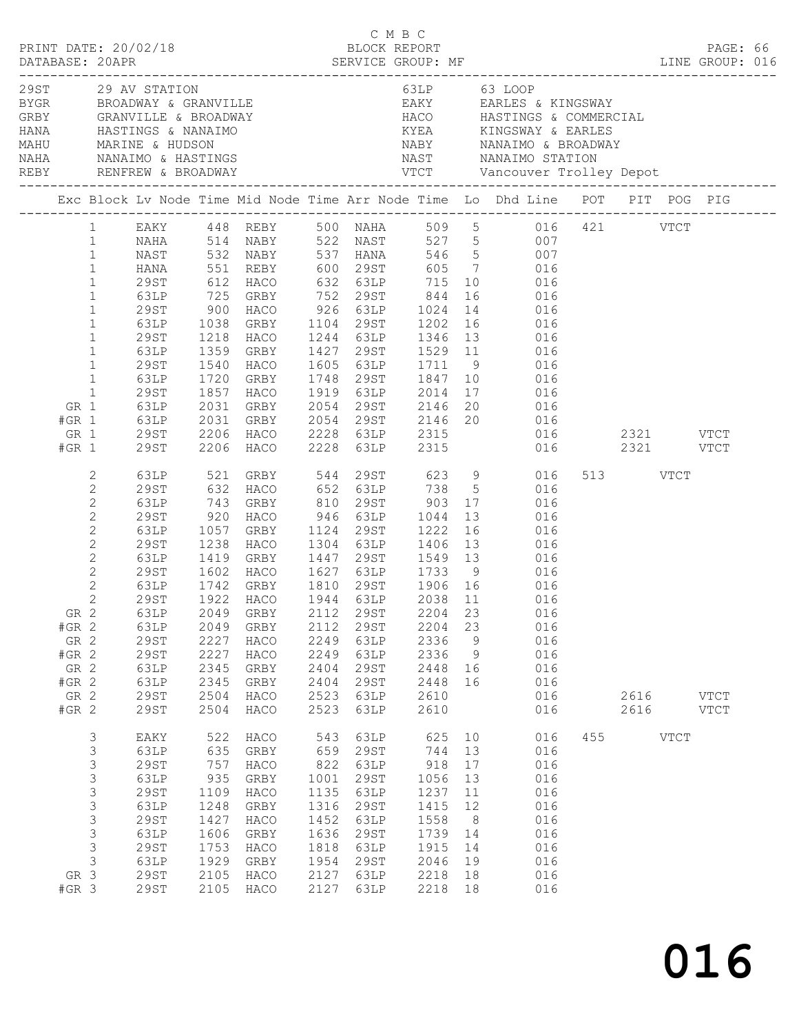C M B C

PRINT DATE: 20/02/18 BLOCK REPORT

DATABASE: 20APR SERVICE GROUP: MF LINE GROUP: 016

| Code | Location | Code | Location |
|---|---|---|---|
| 29ST | 29 AV STATION | 63LP | 63 LOOP |
| BYGR | BROADWAY & GRANVILLE | EAKY | EARLES & KINGSWAY |
| GRBY | GRANVILLE & BROADWAY | HACO | HASTINGS & COMMERCIAL |
| HANA | HASTINGS & NANAIMO | KYEA | KINGSWAY & EARLES |
| MAHU | MARINE & HUDSON | NABY | NANAIMO & BROADWAY |
| NAHA | NANAIMO & HASTINGS | NAST | NANAIMO STATION |
| REBY | RENFREW & BROADWAY | VTCT | Vancouver Trolley Depot |

| Exc | Block | Lv Node | Time | Mid Node | Time | Arr Node | Time | Lo | Dhd Line | POT | PIT | POG | PIG |
|---|---|---|---|---|---|---|---|---|---|---|---|---|---|
| | 1 | EAKY | 448 | REBY | 500 | NAHA | 509 | 5 | 016 | 421 | | VTCT | |
| | 1 | NAHA | 514 | NABY | 522 | NAST | 527 | 5 | 007 | | | | |
| | 1 | NAST | 532 | NABY | 537 | HANA | 546 | 5 | 007 | | | | |
| | 1 | HANA | 551 | REBY | 600 | 29ST | 605 | 7 | 016 | | | | |
| | 1 | 29ST | 612 | HACO | 632 | 63LP | 715 | 10 | 016 | | | | |
| | 1 | 63LP | 725 | GRBY | 752 | 29ST | 844 | 16 | 016 | | | | |
| | 1 | 29ST | 900 | HACO | 926 | 63LP | 1024 | 14 | 016 | | | | |
| | 1 | 63LP | 1038 | GRBY | 1104 | 29ST | 1202 | 16 | 016 | | | | |
| | 1 | 29ST | 1218 | HACO | 1244 | 63LP | 1346 | 13 | 016 | | | | |
| | 1 | 63LP | 1359 | GRBY | 1427 | 29ST | 1529 | 11 | 016 | | | | |
| | 1 | 29ST | 1540 | HACO | 1605 | 63LP | 1711 | 9 | 016 | | | | |
| | 1 | 63LP | 1720 | GRBY | 1748 | 29ST | 1847 | 10 | 016 | | | | |
| | 1 | 29ST | 1857 | HACO | 1919 | 63LP | 2014 | 17 | 016 | | | | |
| GR | 1 | 63LP | 2031 | GRBY | 2054 | 29ST | 2146 | 20 | 016 | | | | |
| #GR | 1 | 63LP | 2031 | GRBY | 2054 | 29ST | 2146 | 20 | 016 | | | | |
| GR | 1 | 29ST | 2206 | HACO | 2228 | 63LP | 2315 | | 016 | | 2321 | | VTCT |
| #GR | 1 | 29ST | 2206 | HACO | 2228 | 63LP | 2315 | | 016 | | 2321 | | VTCT |
| | 2 | 63LP | 521 | GRBY | 544 | 29ST | 623 | 9 | 016 | 513 | | VTCT | |
| | 2 | 29ST | 632 | HACO | 652 | 63LP | 738 | 5 | 016 | | | | |
| | 2 | 63LP | 743 | GRBY | 810 | 29ST | 903 | 17 | 016 | | | | |
| | 2 | 29ST | 920 | HACO | 946 | 63LP | 1044 | 13 | 016 | | | | |
| | 2 | 63LP | 1057 | GRBY | 1124 | 29ST | 1222 | 16 | 016 | | | | |
| | 2 | 29ST | 1238 | HACO | 1304 | 63LP | 1406 | 13 | 016 | | | | |
| | 2 | 63LP | 1419 | GRBY | 1447 | 29ST | 1549 | 13 | 016 | | | | |
| | 2 | 29ST | 1602 | HACO | 1627 | 63LP | 1733 | 9 | 016 | | | | |
| | 2 | 63LP | 1742 | GRBY | 1810 | 29ST | 1906 | 16 | 016 | | | | |
| | 2 | 29ST | 1922 | HACO | 1944 | 63LP | 2038 | 11 | 016 | | | | |
| GR | 2 | 63LP | 2049 | GRBY | 2112 | 29ST | 2204 | 23 | 016 | | | | |
| #GR | 2 | 63LP | 2049 | GRBY | 2112 | 29ST | 2204 | 23 | 016 | | | | |
| GR | 2 | 29ST | 2227 | HACO | 2249 | 63LP | 2336 | 9 | 016 | | | | |
| #GR | 2 | 29ST | 2227 | HACO | 2249 | 63LP | 2336 | 9 | 016 | | | | |
| GR | 2 | 63LP | 2345 | GRBY | 2404 | 29ST | 2448 | 16 | 016 | | | | |
| #GR | 2 | 63LP | 2345 | GRBY | 2404 | 29ST | 2448 | 16 | 016 | | | | |
| GR | 2 | 29ST | 2504 | HACO | 2523 | 63LP | 2610 | | 016 | | 2616 | | VTCT |
| #GR | 2 | 29ST | 2504 | HACO | 2523 | 63LP | 2610 | | 016 | | 2616 | | VTCT |
| | 3 | EAKY | 522 | HACO | 543 | 63LP | 625 | 10 | 016 | 455 | | VTCT | |
| | 3 | 63LP | 635 | GRBY | 659 | 29ST | 744 | 13 | 016 | | | | |
| | 3 | 29ST | 757 | HACO | 822 | 63LP | 918 | 17 | 016 | | | | |
| | 3 | 63LP | 935 | GRBY | 1001 | 29ST | 1056 | 13 | 016 | | | | |
| | 3 | 29ST | 1109 | HACO | 1135 | 63LP | 1237 | 11 | 016 | | | | |
| | 3 | 63LP | 1248 | GRBY | 1316 | 29ST | 1415 | 12 | 016 | | | | |
| | 3 | 29ST | 1427 | HACO | 1452 | 63LP | 1558 | 8 | 016 | | | | |
| | 3 | 63LP | 1606 | GRBY | 1636 | 29ST | 1739 | 14 | 016 | | | | |
| | 3 | 29ST | 1753 | HACO | 1818 | 63LP | 1915 | 14 | 016 | | | | |
| | 3 | 63LP | 1929 | GRBY | 1954 | 29ST | 2046 | 19 | 016 | | | | |
| GR | 3 | 29ST | 2105 | HACO | 2127 | 63LP | 2218 | 18 | 016 | | | | |
| #GR | 3 | 29ST | 2105 | HACO | 2127 | 63LP | 2218 | 18 | 016 | | | | |

016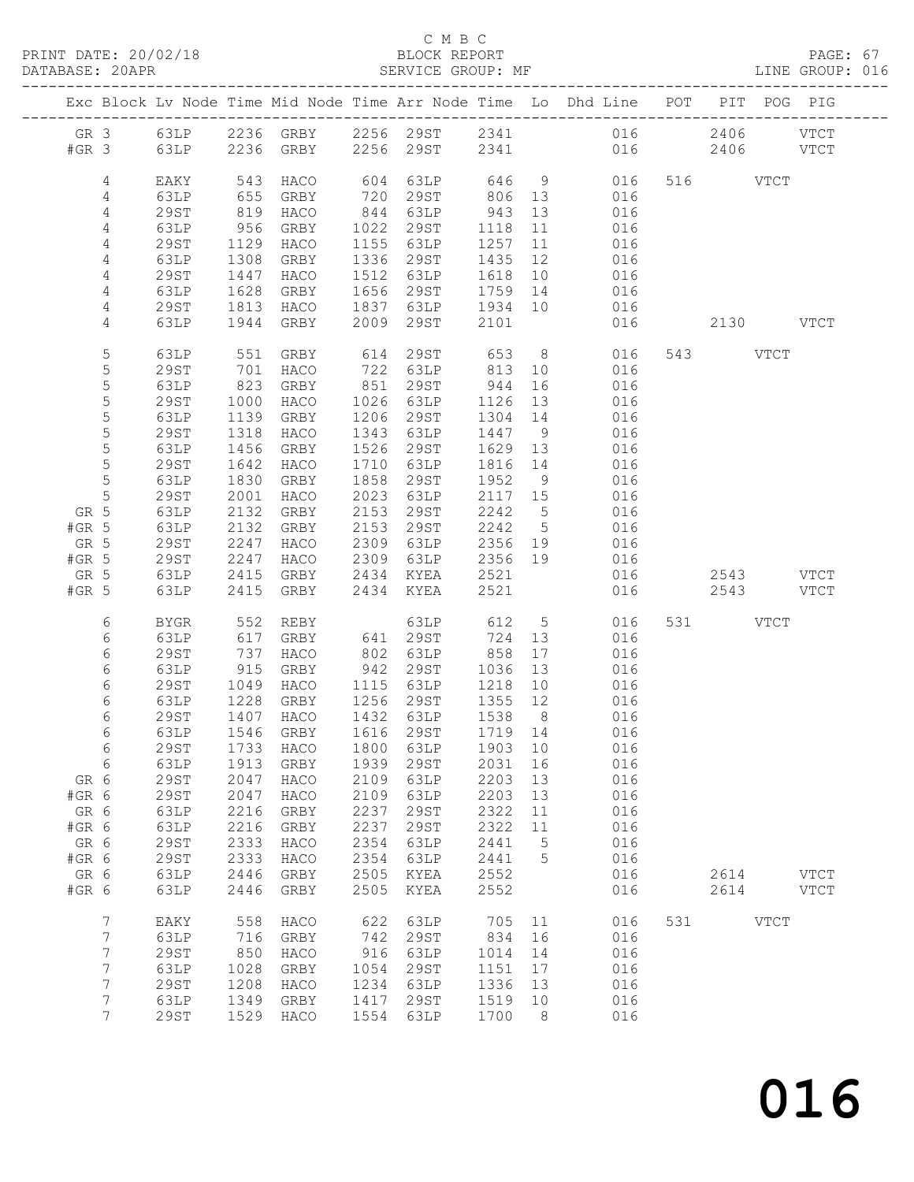C M B C
BLOCK REPORT
SERVICE GROUP: MF

PRINT DATE: 20/02/18
DATABASE: 20APR
LINE GROUP: 016

| Exc | Block | Lv Node | Time | Mid Node | Time | Arr Node | Time | Lo | Dhd Line | POT | PIT | POG | PIG |
|---|---|---|---|---|---|---|---|---|---|---|---|---|---|
| GR | 3 | 63LP | 2236 | GRBY | 2256 | 29ST | 2341 | | 016 | | 2406 | | VTCT |
| #GR | 3 | 63LP | 2236 | GRBY | 2256 | 29ST | 2341 | | 016 | | 2406 | | VTCT |
| | 4 | EAKY | 543 | HACO | 604 | 63LP | 646 | 9 | 016 | 516 | | VTCT | |
| | 4 | 63LP | 655 | GRBY | 720 | 29ST | 806 | 13 | 016 | | | | |
| | 4 | 29ST | 819 | HACO | 844 | 63LP | 943 | 13 | 016 | | | | |
| | 4 | 63LP | 956 | GRBY | 1022 | 29ST | 1118 | 11 | 016 | | | | |
| | 4 | 29ST | 1129 | HACO | 1155 | 63LP | 1257 | 11 | 016 | | | | |
| | 4 | 63LP | 1308 | GRBY | 1336 | 29ST | 1435 | 12 | 016 | | | | |
| | 4 | 29ST | 1447 | HACO | 1512 | 63LP | 1618 | 10 | 016 | | | | |
| | 4 | 63LP | 1628 | GRBY | 1656 | 29ST | 1759 | 14 | 016 | | | | |
| | 4 | 29ST | 1813 | HACO | 1837 | 63LP | 1934 | 10 | 016 | | | | |
| | 4 | 63LP | 1944 | GRBY | 2009 | 29ST | 2101 | | 016 | | 2130 | | VTCT |
| | 5 | 63LP | 551 | GRBY | 614 | 29ST | 653 | 8 | 016 | 543 | | VTCT | |
| | 5 | 29ST | 701 | HACO | 722 | 63LP | 813 | 10 | 016 | | | | |
| | 5 | 63LP | 823 | GRBY | 851 | 29ST | 944 | 16 | 016 | | | | |
| | 5 | 29ST | 1000 | HACO | 1026 | 63LP | 1126 | 13 | 016 | | | | |
| | 5 | 63LP | 1139 | GRBY | 1206 | 29ST | 1304 | 14 | 016 | | | | |
| | 5 | 29ST | 1318 | HACO | 1343 | 63LP | 1447 | 9 | 016 | | | | |
| | 5 | 63LP | 1456 | GRBY | 1526 | 29ST | 1629 | 13 | 016 | | | | |
| | 5 | 29ST | 1642 | HACO | 1710 | 63LP | 1816 | 14 | 016 | | | | |
| | 5 | 63LP | 1830 | GRBY | 1858 | 29ST | 1952 | 9 | 016 | | | | |
| | 5 | 29ST | 2001 | HACO | 2023 | 63LP | 2117 | 15 | 016 | | | | |
| GR | 5 | 63LP | 2132 | GRBY | 2153 | 29ST | 2242 | 5 | 016 | | | | |
| #GR | 5 | 63LP | 2132 | GRBY | 2153 | 29ST | 2242 | 5 | 016 | | | | |
| GR | 5 | 29ST | 2247 | HACO | 2309 | 63LP | 2356 | 19 | 016 | | | | |
| #GR | 5 | 29ST | 2247 | HACO | 2309 | 63LP | 2356 | 19 | 016 | | | | |
| GR | 5 | 63LP | 2415 | GRBY | 2434 | KYEA | 2521 | | 016 | | 2543 | | VTCT |
| #GR | 5 | 63LP | 2415 | GRBY | 2434 | KYEA | 2521 | | 016 | | 2543 | | VTCT |
| | 6 | BYGR | 552 | REBY | | 63LP | 612 | 5 | 016 | 531 | | VTCT | |
| | 6 | 63LP | 617 | GRBY | 641 | 29ST | 724 | 13 | 016 | | | | |
| | 6 | 29ST | 737 | HACO | 802 | 63LP | 858 | 17 | 016 | | | | |
| | 6 | 63LP | 915 | GRBY | 942 | 29ST | 1036 | 13 | 016 | | | | |
| | 6 | 29ST | 1049 | HACO | 1115 | 63LP | 1218 | 10 | 016 | | | | |
| | 6 | 63LP | 1228 | GRBY | 1256 | 29ST | 1355 | 12 | 016 | | | | |
| | 6 | 29ST | 1407 | HACO | 1432 | 63LP | 1538 | 8 | 016 | | | | |
| | 6 | 63LP | 1546 | GRBY | 1616 | 29ST | 1719 | 14 | 016 | | | | |
| | 6 | 29ST | 1733 | HACO | 1800 | 63LP | 1903 | 10 | 016 | | | | |
| | 6 | 63LP | 1913 | GRBY | 1939 | 29ST | 2031 | 16 | 016 | | | | |
| GR | 6 | 29ST | 2047 | HACO | 2109 | 63LP | 2203 | 13 | 016 | | | | |
| #GR | 6 | 29ST | 2047 | HACO | 2109 | 63LP | 2203 | 13 | 016 | | | | |
| GR | 6 | 63LP | 2216 | GRBY | 2237 | 29ST | 2322 | 11 | 016 | | | | |
| #GR | 6 | 63LP | 2216 | GRBY | 2237 | 29ST | 2322 | 11 | 016 | | | | |
| GR | 6 | 29ST | 2333 | HACO | 2354 | 63LP | 2441 | 5 | 016 | | | | |
| #GR | 6 | 29ST | 2333 | HACO | 2354 | 63LP | 2441 | 5 | 016 | | | | |
| GR | 6 | 63LP | 2446 | GRBY | 2505 | KYEA | 2552 | | 016 | | 2614 | | VTCT |
| #GR | 6 | 63LP | 2446 | GRBY | 2505 | KYEA | 2552 | | 016 | | 2614 | | VTCT |
| | 7 | EAKY | 558 | HACO | 622 | 63LP | 705 | 11 | 016 | 531 | | VTCT | |
| | 7 | 63LP | 716 | GRBY | 742 | 29ST | 834 | 16 | 016 | | | | |
| | 7 | 29ST | 850 | HACO | 916 | 63LP | 1014 | 14 | 016 | | | | |
| | 7 | 63LP | 1028 | GRBY | 1054 | 29ST | 1151 | 17 | 016 | | | | |
| | 7 | 29ST | 1208 | HACO | 1234 | 63LP | 1336 | 13 | 016 | | | | |
| | 7 | 63LP | 1349 | GRBY | 1417 | 29ST | 1519 | 10 | 016 | | | | |
| | 7 | 29ST | 1529 | HACO | 1554 | 63LP | 1700 | 8 | 016 | | | | |

016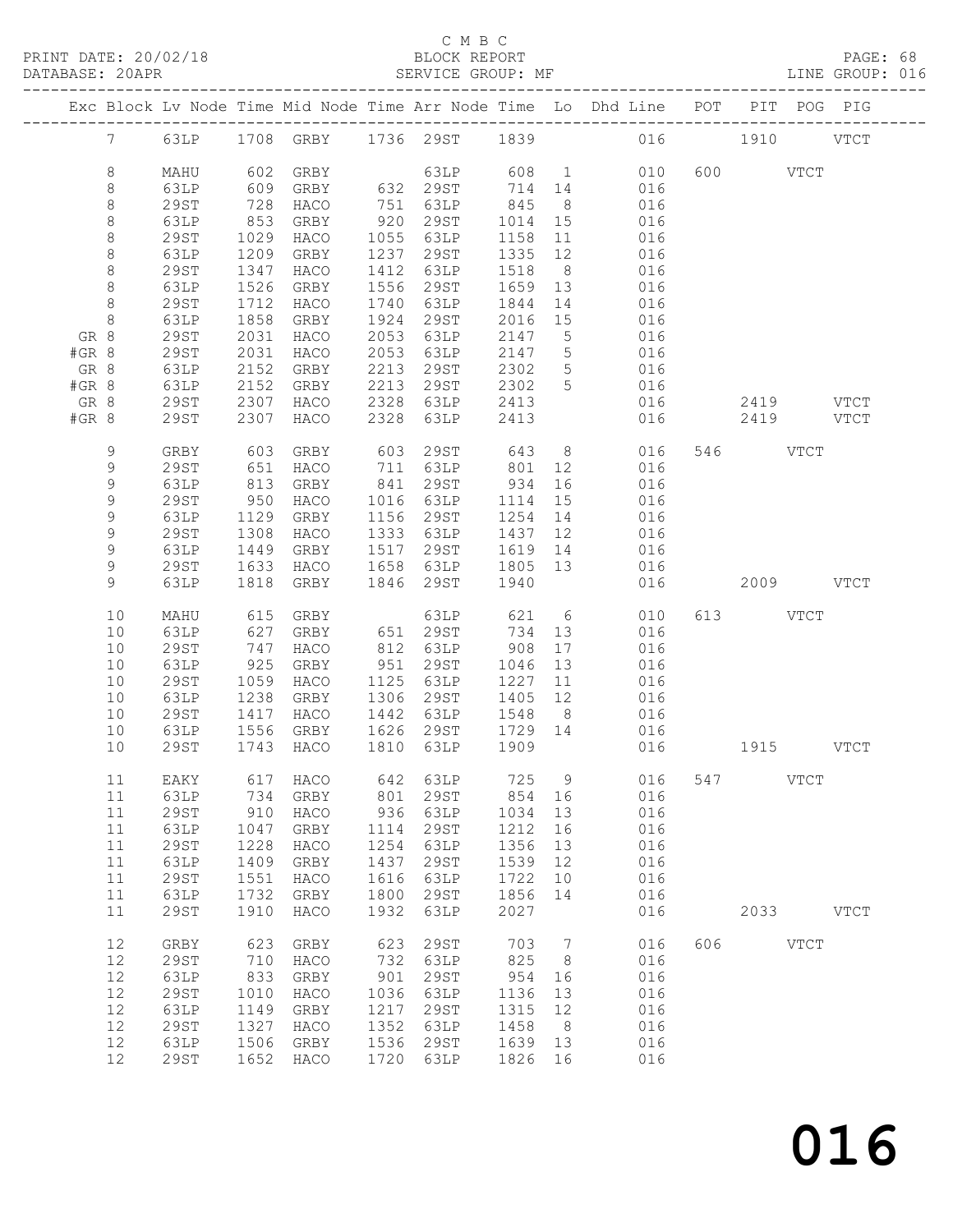C M B C
PRINT DATE: 20/02/18 BLOCK REPORT
DATABASE: 20APR SERVICE GROUP: MF LINE GROUP: 016

| Exc | Block | Lv | Node | Time | Mid Node | Time | Arr Node | Time | Lo | Dhd Line | POT | PIT | POG | PIG |
|---|---|---|---|---|---|---|---|---|---|---|---|---|---|---|
| | 7 | | 63LP | 1708 | GRBY | 1736 | 29ST | 1839 | | 016 | | 1910 | | VTCT |
| | 8 | | MAHU | 602 | GRBY | | 63LP | 608 | 1 | 010 | 600 | | VTCT | |
| | 8 | | 63LP | 609 | GRBY | 632 | 29ST | 714 | 14 | 016 | | | | |
| | 8 | | 29ST | 728 | HACO | 751 | 63LP | 845 | 8 | 016 | | | | |
| | 8 | | 63LP | 853 | GRBY | 920 | 29ST | 1014 | 15 | 016 | | | | |
| | 8 | | 29ST | 1029 | HACO | 1055 | 63LP | 1158 | 11 | 016 | | | | |
| | 8 | | 63LP | 1209 | GRBY | 1237 | 29ST | 1335 | 12 | 016 | | | | |
| | 8 | | 29ST | 1347 | HACO | 1412 | 63LP | 1518 | 8 | 016 | | | | |
| | 8 | | 63LP | 1526 | GRBY | 1556 | 29ST | 1659 | 13 | 016 | | | | |
| | 8 | | 29ST | 1712 | HACO | 1740 | 63LP | 1844 | 14 | 016 | | | | |
| | 8 | | 63LP | 1858 | GRBY | 1924 | 29ST | 2016 | 15 | 016 | | | | |
| GR | 8 | | 29ST | 2031 | HACO | 2053 | 63LP | 2147 | 5 | 016 | | | | |
| #GR | 8 | | 29ST | 2031 | HACO | 2053 | 63LP | 2147 | 5 | 016 | | | | |
| GR | 8 | | 63LP | 2152 | GRBY | 2213 | 29ST | 2302 | 5 | 016 | | | | |
| #GR | 8 | | 63LP | 2152 | GRBY | 2213 | 29ST | 2302 | 5 | 016 | | | | |
| GR | 8 | | 29ST | 2307 | HACO | 2328 | 63LP | 2413 | | 016 | | 2419 | | VTCT |
| #GR | 8 | | 29ST | 2307 | HACO | 2328 | 63LP | 2413 | | 016 | | 2419 | | VTCT |
| | 9 | | GRBY | 603 | GRBY | 603 | 29ST | 643 | 8 | 016 | 546 | | VTCT | |
| | 9 | | 29ST | 651 | HACO | 711 | 63LP | 801 | 12 | 016 | | | | |
| | 9 | | 63LP | 813 | GRBY | 841 | 29ST | 934 | 16 | 016 | | | | |
| | 9 | | 29ST | 950 | HACO | 1016 | 63LP | 1114 | 15 | 016 | | | | |
| | 9 | | 63LP | 1129 | GRBY | 1156 | 29ST | 1254 | 14 | 016 | | | | |
| | 9 | | 29ST | 1308 | HACO | 1333 | 63LP | 1437 | 12 | 016 | | | | |
| | 9 | | 63LP | 1449 | GRBY | 1517 | 29ST | 1619 | 14 | 016 | | | | |
| | 9 | | 29ST | 1633 | HACO | 1658 | 63LP | 1805 | 13 | 016 | | | | |
| | 9 | | 63LP | 1818 | GRBY | 1846 | 29ST | 1940 | | 016 | | 2009 | | VTCT |
| | 10 | | MAHU | 615 | GRBY | | 63LP | 621 | 6 | 010 | 613 | | VTCT | |
| | 10 | | 63LP | 627 | GRBY | 651 | 29ST | 734 | 13 | 016 | | | | |
| | 10 | | 29ST | 747 | HACO | 812 | 63LP | 908 | 17 | 016 | | | | |
| | 10 | | 63LP | 925 | GRBY | 951 | 29ST | 1046 | 13 | 016 | | | | |
| | 10 | | 29ST | 1059 | HACO | 1125 | 63LP | 1227 | 11 | 016 | | | | |
| | 10 | | 63LP | 1238 | GRBY | 1306 | 29ST | 1405 | 12 | 016 | | | | |
| | 10 | | 29ST | 1417 | HACO | 1442 | 63LP | 1548 | 8 | 016 | | | | |
| | 10 | | 63LP | 1556 | GRBY | 1626 | 29ST | 1729 | 14 | 016 | | | | |
| | 10 | | 29ST | 1743 | HACO | 1810 | 63LP | 1909 | | 016 | | 1915 | | VTCT |
| | 11 | | EAKY | 617 | HACO | 642 | 63LP | 725 | 9 | 016 | 547 | | VTCT | |
| | 11 | | 63LP | 734 | GRBY | 801 | 29ST | 854 | 16 | 016 | | | | |
| | 11 | | 29ST | 910 | HACO | 936 | 63LP | 1034 | 13 | 016 | | | | |
| | 11 | | 63LP | 1047 | GRBY | 1114 | 29ST | 1212 | 16 | 016 | | | | |
| | 11 | | 29ST | 1228 | HACO | 1254 | 63LP | 1356 | 13 | 016 | | | | |
| | 11 | | 63LP | 1409 | GRBY | 1437 | 29ST | 1539 | 12 | 016 | | | | |
| | 11 | | 29ST | 1551 | HACO | 1616 | 63LP | 1722 | 10 | 016 | | | | |
| | 11 | | 63LP | 1732 | GRBY | 1800 | 29ST | 1856 | 14 | 016 | | | | |
| | 11 | | 29ST | 1910 | HACO | 1932 | 63LP | 2027 | | 016 | | 2033 | | VTCT |
| | 12 | | GRBY | 623 | GRBY | 623 | 29ST | 703 | 7 | 016 | 606 | | VTCT | |
| | 12 | | 29ST | 710 | HACO | 732 | 63LP | 825 | 8 | 016 | | | | |
| | 12 | | 63LP | 833 | GRBY | 901 | 29ST | 954 | 16 | 016 | | | | |
| | 12 | | 29ST | 1010 | HACO | 1036 | 63LP | 1136 | 13 | 016 | | | | |
| | 12 | | 63LP | 1149 | GRBY | 1217 | 29ST | 1315 | 12 | 016 | | | | |
| | 12 | | 29ST | 1327 | HACO | 1352 | 63LP | 1458 | 8 | 016 | | | | |
| | 12 | | 63LP | 1506 | GRBY | 1536 | 29ST | 1639 | 13 | 016 | | | | |
| | 12 | | 29ST | 1652 | HACO | 1720 | 63LP | 1826 | 16 | 016 | | | | |

016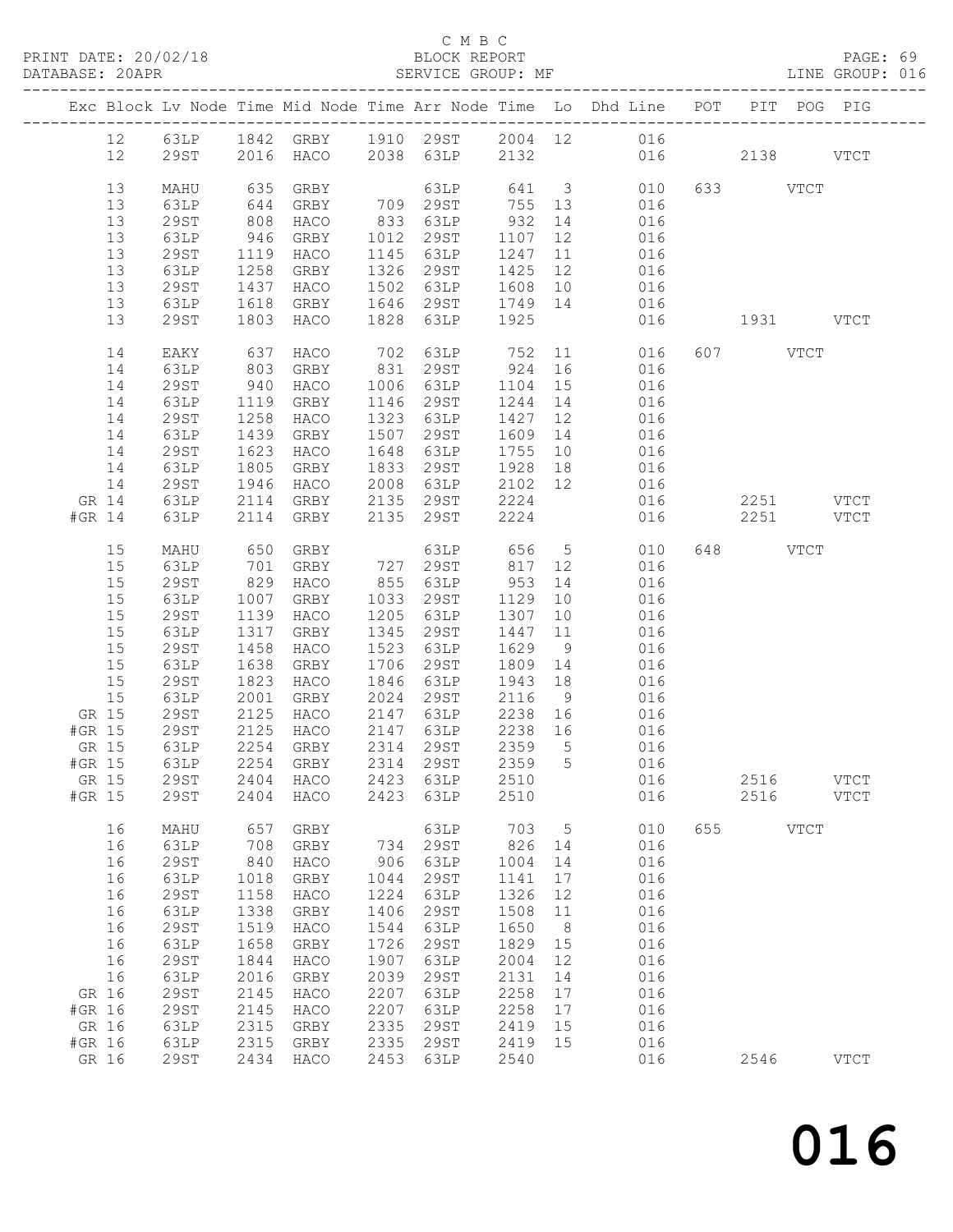C M B C

PRINT DATE: 20/02/18 BLOCK REPORT

DATABASE: 20APR SERVICE GROUP: MF LINE GROUP: 016

| Exc | Block | Lv | Node | Time | Mid Node | Time | Arr Node | Time | Lo | Dhd Line | POT | PIT | POG | PIG |
|---|---|---|---|---|---|---|---|---|---|---|---|---|---|---|
| | 12 | | 63LP | 1842 | GRBY | 1910 | 29ST | 2004 | 12 | 016 | | | | |
| | 12 | | 29ST | 2016 | HACO | 2038 | 63LP | 2132 | | 016 | | 2138 | | VTCT |
| | 13 | | MAHU | 635 | GRBY | | 63LP | 641 | 3 | 010 | 633 | | VTCT | |
| | 13 | | 63LP | 644 | GRBY | 709 | 29ST | 755 | 13 | 016 | | | | |
| | 13 | | 29ST | 808 | HACO | 833 | 63LP | 932 | 14 | 016 | | | | |
| | 13 | | 63LP | 946 | GRBY | 1012 | 29ST | 1107 | 12 | 016 | | | | |
| | 13 | | 29ST | 1119 | HACO | 1145 | 63LP | 1247 | 11 | 016 | | | | |
| | 13 | | 63LP | 1258 | GRBY | 1326 | 29ST | 1425 | 12 | 016 | | | | |
| | 13 | | 29ST | 1437 | HACO | 1502 | 63LP | 1608 | 10 | 016 | | | | |
| | 13 | | 63LP | 1618 | GRBY | 1646 | 29ST | 1749 | 14 | 016 | | | | |
| | 13 | | 29ST | 1803 | HACO | 1828 | 63LP | 1925 | | 016 | | 1931 | | VTCT |
| | 14 | | EAKY | 637 | HACO | 702 | 63LP | 752 | 11 | 016 | 607 | | VTCT | |
| | 14 | | 63LP | 803 | GRBY | 831 | 29ST | 924 | 16 | 016 | | | | |
| | 14 | | 29ST | 940 | HACO | 1006 | 63LP | 1104 | 15 | 016 | | | | |
| | 14 | | 63LP | 1119 | GRBY | 1146 | 29ST | 1244 | 14 | 016 | | | | |
| | 14 | | 29ST | 1258 | HACO | 1323 | 63LP | 1427 | 12 | 016 | | | | |
| | 14 | | 63LP | 1439 | GRBY | 1507 | 29ST | 1609 | 14 | 016 | | | | |
| | 14 | | 29ST | 1623 | HACO | 1648 | 63LP | 1755 | 10 | 016 | | | | |
| | 14 | | 63LP | 1805 | GRBY | 1833 | 29ST | 1928 | 18 | 016 | | | | |
| | 14 | | 29ST | 1946 | HACO | 2008 | 63LP | 2102 | 12 | 016 | | | | |
| GR | 14 | | 63LP | 2114 | GRBY | 2135 | 29ST | 2224 | | 016 | | 2251 | | VTCT |
| #GR | 14 | | 63LP | 2114 | GRBY | 2135 | 29ST | 2224 | | 016 | | 2251 | | VTCT |
| | 15 | | MAHU | 650 | GRBY | | 63LP | 656 | 5 | 010 | 648 | | VTCT | |
| | 15 | | 63LP | 701 | GRBY | 727 | 29ST | 817 | 12 | 016 | | | | |
| | 15 | | 29ST | 829 | HACO | 855 | 63LP | 953 | 14 | 016 | | | | |
| | 15 | | 63LP | 1007 | GRBY | 1033 | 29ST | 1129 | 10 | 016 | | | | |
| | 15 | | 29ST | 1139 | HACO | 1205 | 63LP | 1307 | 10 | 016 | | | | |
| | 15 | | 63LP | 1317 | GRBY | 1345 | 29ST | 1447 | 11 | 016 | | | | |
| | 15 | | 29ST | 1458 | HACO | 1523 | 63LP | 1629 | 9 | 016 | | | | |
| | 15 | | 63LP | 1638 | GRBY | 1706 | 29ST | 1809 | 14 | 016 | | | | |
| | 15 | | 29ST | 1823 | HACO | 1846 | 63LP | 1943 | 18 | 016 | | | | |
| | 15 | | 63LP | 2001 | GRBY | 2024 | 29ST | 2116 | 9 | 016 | | | | |
| GR | 15 | | 29ST | 2125 | HACO | 2147 | 63LP | 2238 | 16 | 016 | | | | |
| #GR | 15 | | 29ST | 2125 | HACO | 2147 | 63LP | 2238 | 16 | 016 | | | | |
| GR | 15 | | 63LP | 2254 | GRBY | 2314 | 29ST | 2359 | 5 | 016 | | | | |
| #GR | 15 | | 63LP | 2254 | GRBY | 2314 | 29ST | 2359 | 5 | 016 | | | | |
| GR | 15 | | 29ST | 2404 | HACO | 2423 | 63LP | 2510 | | 016 | | 2516 | | VTCT |
| #GR | 15 | | 29ST | 2404 | HACO | 2423 | 63LP | 2510 | | 016 | | 2516 | | VTCT |
| | 16 | | MAHU | 657 | GRBY | | 63LP | 703 | 5 | 010 | 655 | | VTCT | |
| | 16 | | 63LP | 708 | GRBY | 734 | 29ST | 826 | 14 | 016 | | | | |
| | 16 | | 29ST | 840 | HACO | 906 | 63LP | 1004 | 14 | 016 | | | | |
| | 16 | | 63LP | 1018 | GRBY | 1044 | 29ST | 1141 | 17 | 016 | | | | |
| | 16 | | 29ST | 1158 | HACO | 1224 | 63LP | 1326 | 12 | 016 | | | | |
| | 16 | | 63LP | 1338 | GRBY | 1406 | 29ST | 1508 | 11 | 016 | | | | |
| | 16 | | 29ST | 1519 | HACO | 1544 | 63LP | 1650 | 8 | 016 | | | | |
| | 16 | | 63LP | 1658 | GRBY | 1726 | 29ST | 1829 | 15 | 016 | | | | |
| | 16 | | 29ST | 1844 | HACO | 1907 | 63LP | 2004 | 12 | 016 | | | | |
| | 16 | | 63LP | 2016 | GRBY | 2039 | 29ST | 2131 | 14 | 016 | | | | |
| GR | 16 | | 29ST | 2145 | HACO | 2207 | 63LP | 2258 | 17 | 016 | | | | |
| #GR | 16 | | 29ST | 2145 | HACO | 2207 | 63LP | 2258 | 17 | 016 | | | | |
| GR | 16 | | 63LP | 2315 | GRBY | 2335 | 29ST | 2419 | 15 | 016 | | | | |
| #GR | 16 | | 63LP | 2315 | GRBY | 2335 | 29ST | 2419 | 15 | 016 | | | | |
| GR | 16 | | 29ST | 2434 | HACO | 2453 | 63LP | 2540 | | 016 | | 2546 | | VTCT |

# 016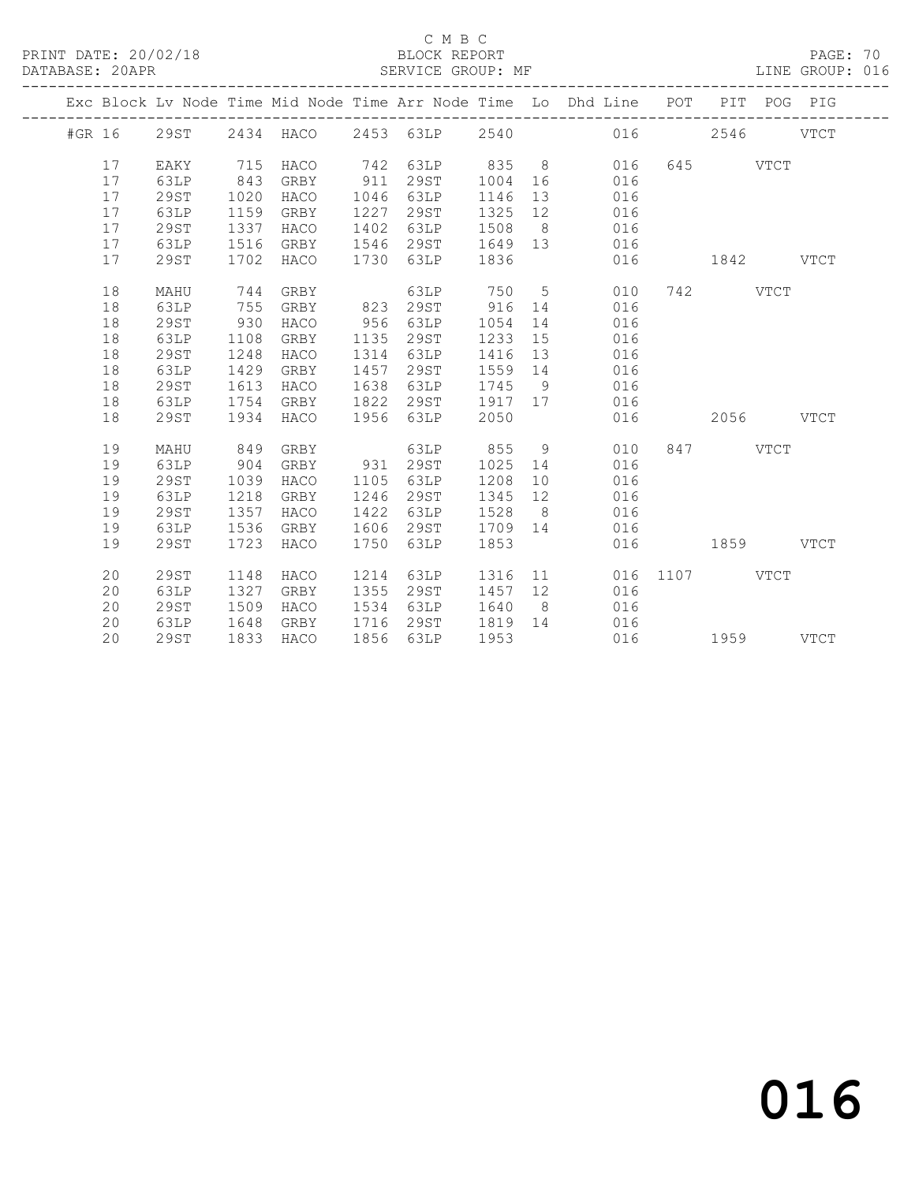C M B C
PRINT DATE: 20/02/18 BLOCK REPORT
DATABASE: 20APR SERVICE GROUP: MF LINE GROUP: 016

| Exc | Block | Lv | Node | Time | Mid Node | Time | Arr Node | Time | Lo | Dhd Line | POT | PIT | POG | PIG |
|---|---|---|---|---|---|---|---|---|---|---|---|---|---|---|
| #GR | 16 | | 29ST | 2434 | HACO | 2453 | 63LP | 2540 | | 016 | | 2546 | | VTCT |
| | 17 | | EAKY | 715 | HACO | 742 | 63LP | 835 | 8 | 016 | 645 | | VTCT | |
| | 17 | | 63LP | 843 | GRBY | 911 | 29ST | 1004 | 16 | 016 | | | | |
| | 17 | | 29ST | 1020 | HACO | 1046 | 63LP | 1146 | 13 | 016 | | | | |
| | 17 | | 63LP | 1159 | GRBY | 1227 | 29ST | 1325 | 12 | 016 | | | | |
| | 17 | | 29ST | 1337 | HACO | 1402 | 63LP | 1508 | 8 | 016 | | | | |
| | 17 | | 63LP | 1516 | GRBY | 1546 | 29ST | 1649 | 13 | 016 | | | | |
| | 17 | | 29ST | 1702 | HACO | 1730 | 63LP | 1836 | | 016 | | 1842 | | VTCT |
| | 18 | | MAHU | 744 | GRBY | | 63LP | 750 | 5 | 010 | 742 | | VTCT | |
| | 18 | | 63LP | 755 | GRBY | 823 | 29ST | 916 | 14 | 016 | | | | |
| | 18 | | 29ST | 930 | HACO | 956 | 63LP | 1054 | 14 | 016 | | | | |
| | 18 | | 63LP | 1108 | GRBY | 1135 | 29ST | 1233 | 15 | 016 | | | | |
| | 18 | | 29ST | 1248 | HACO | 1314 | 63LP | 1416 | 13 | 016 | | | | |
| | 18 | | 63LP | 1429 | GRBY | 1457 | 29ST | 1559 | 14 | 016 | | | | |
| | 18 | | 29ST | 1613 | HACO | 1638 | 63LP | 1745 | 9 | 016 | | | | |
| | 18 | | 63LP | 1754 | GRBY | 1822 | 29ST | 1917 | 17 | 016 | | | | |
| | 18 | | 29ST | 1934 | HACO | 1956 | 63LP | 2050 | | 016 | | 2056 | | VTCT |
| | 19 | | MAHU | 849 | GRBY | | 63LP | 855 | 9 | 010 | 847 | | VTCT | |
| | 19 | | 63LP | 904 | GRBY | 931 | 29ST | 1025 | 14 | 016 | | | | |
| | 19 | | 29ST | 1039 | HACO | 1105 | 63LP | 1208 | 10 | 016 | | | | |
| | 19 | | 63LP | 1218 | GRBY | 1246 | 29ST | 1345 | 12 | 016 | | | | |
| | 19 | | 29ST | 1357 | HACO | 1422 | 63LP | 1528 | 8 | 016 | | | | |
| | 19 | | 63LP | 1536 | GRBY | 1606 | 29ST | 1709 | 14 | 016 | | | | |
| | 19 | | 29ST | 1723 | HACO | 1750 | 63LP | 1853 | | 016 | | 1859 | | VTCT |
| | 20 | | 29ST | 1148 | HACO | 1214 | 63LP | 1316 | 11 | 016 | 1107 | | VTCT | |
| | 20 | | 63LP | 1327 | GRBY | 1355 | 29ST | 1457 | 12 | 016 | | | | |
| | 20 | | 29ST | 1509 | HACO | 1534 | 63LP | 1640 | 8 | 016 | | | | |
| | 20 | | 63LP | 1648 | GRBY | 1716 | 29ST | 1819 | 14 | 016 | | | | |
| | 20 | | 29ST | 1833 | HACO | 1856 | 63LP | 1953 | | 016 | | 1959 | | VTCT |

016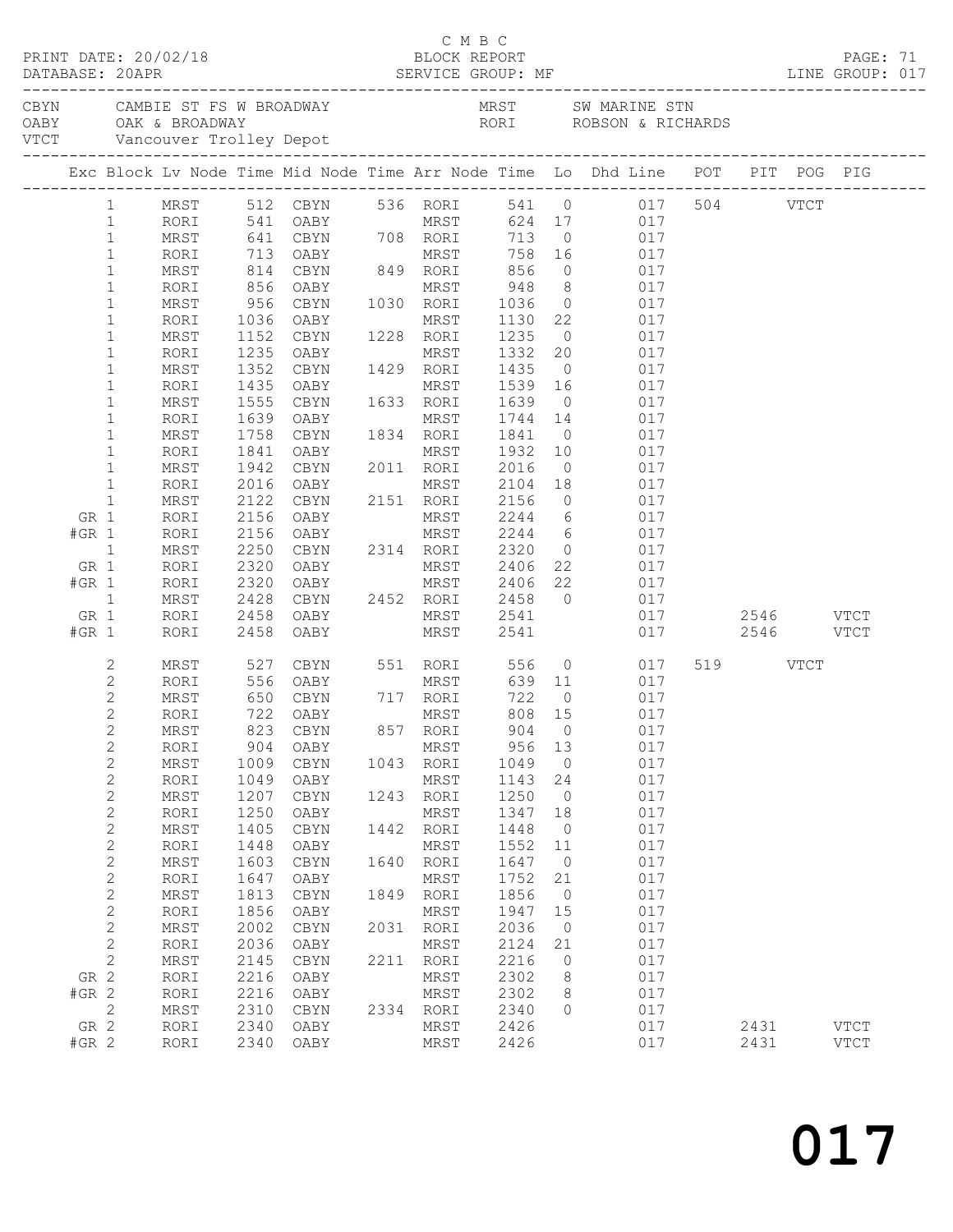C M B C

PRINT DATE: 20/02/18 BLOCK REPORT PAGE: 71
DATABASE: 20APR SERVICE GROUP: MF LINE GROUP: 017

CBYN CAMBIE ST FS W BROADWAY MRST SW MARINE STN
OABY OAK & BROADWAY RORI ROBSON & RICHARDS
VTCT Vancouver Trolley Depot

| Exc | Block | Lv Node | Time | Mid Node | Time | Arr Node | Time | Lo | Dhd Line | POT | PIT | POG | PIG |
|---|---|---|---|---|---|---|---|---|---|---|---|---|---|
| | 1 | MRST | 512 | CBYN | 536 | RORI | 541 | 0 | 017 | 504 | | VTCT | |
| | 1 | RORI | 541 | OABY | | MRST | 624 | 17 | 017 | | | | |
| | 1 | MRST | 641 | CBYN | 708 | RORI | 713 | 0 | 017 | | | | |
| | 1 | RORI | 713 | OABY | | MRST | 758 | 16 | 017 | | | | |
| | 1 | MRST | 814 | CBYN | 849 | RORI | 856 | 0 | 017 | | | | |
| | 1 | RORI | 856 | OABY | | MRST | 948 | 8 | 017 | | | | |
| | 1 | MRST | 956 | CBYN | 1030 | RORI | 1036 | 0 | 017 | | | | |
| | 1 | RORI | 1036 | OABY | | MRST | 1130 | 22 | 017 | | | | |
| | 1 | MRST | 1152 | CBYN | 1228 | RORI | 1235 | 0 | 017 | | | | |
| | 1 | RORI | 1235 | OABY | | MRST | 1332 | 20 | 017 | | | | |
| | 1 | MRST | 1352 | CBYN | 1429 | RORI | 1435 | 0 | 017 | | | | |
| | 1 | RORI | 1435 | OABY | | MRST | 1539 | 16 | 017 | | | | |
| | 1 | MRST | 1555 | CBYN | 1633 | RORI | 1639 | 0 | 017 | | | | |
| | 1 | RORI | 1639 | OABY | | MRST | 1744 | 14 | 017 | | | | |
| | 1 | MRST | 1758 | CBYN | 1834 | RORI | 1841 | 0 | 017 | | | | |
| | 1 | RORI | 1841 | OABY | | MRST | 1932 | 10 | 017 | | | | |
| | 1 | MRST | 1942 | CBYN | 2011 | RORI | 2016 | 0 | 017 | | | | |
| | 1 | RORI | 2016 | OABY | | MRST | 2104 | 18 | 017 | | | | |
| | 1 | MRST | 2122 | CBYN | 2151 | RORI | 2156 | 0 | 017 | | | | |
| GR | 1 | RORI | 2156 | OABY | | MRST | 2244 | 6 | 017 | | | | |
| #GR | 1 | RORI | 2156 | OABY | | MRST | 2244 | 6 | 017 | | | | |
| | 1 | MRST | 2250 | CBYN | 2314 | RORI | 2320 | 0 | 017 | | | | |
| GR | 1 | RORI | 2320 | OABY | | MRST | 2406 | 22 | 017 | | | | |
| #GR | 1 | RORI | 2320 | OABY | | MRST | 2406 | 22 | 017 | | | | |
| | 1 | MRST | 2428 | CBYN | 2452 | RORI | 2458 | 0 | 017 | | | | |
| GR | 1 | RORI | 2458 | OABY | | MRST | 2541 | | 017 | | 2546 | | VTCT |
| #GR | 1 | RORI | 2458 | OABY | | MRST | 2541 | | 017 | | 2546 | | VTCT |
| | 2 | MRST | 527 | CBYN | 551 | RORI | 556 | 0 | 017 | 519 | | VTCT | |
| | 2 | RORI | 556 | OABY | | MRST | 639 | 11 | 017 | | | | |
| | 2 | MRST | 650 | CBYN | 717 | RORI | 722 | 0 | 017 | | | | |
| | 2 | RORI | 722 | OABY | | MRST | 808 | 15 | 017 | | | | |
| | 2 | MRST | 823 | CBYN | 857 | RORI | 904 | 0 | 017 | | | | |
| | 2 | RORI | 904 | OABY | | MRST | 956 | 13 | 017 | | | | |
| | 2 | MRST | 1009 | CBYN | 1043 | RORI | 1049 | 0 | 017 | | | | |
| | 2 | RORI | 1049 | OABY | | MRST | 1143 | 24 | 017 | | | | |
| | 2 | MRST | 1207 | CBYN | 1243 | RORI | 1250 | 0 | 017 | | | | |
| | 2 | RORI | 1250 | OABY | | MRST | 1347 | 18 | 017 | | | | |
| | 2 | MRST | 1405 | CBYN | 1442 | RORI | 1448 | 0 | 017 | | | | |
| | 2 | RORI | 1448 | OABY | | MRST | 1552 | 11 | 017 | | | | |
| | 2 | MRST | 1603 | CBYN | 1640 | RORI | 1647 | 0 | 017 | | | | |
| | 2 | RORI | 1647 | OABY | | MRST | 1752 | 21 | 017 | | | | |
| | 2 | MRST | 1813 | CBYN | 1849 | RORI | 1856 | 0 | 017 | | | | |
| | 2 | RORI | 1856 | OABY | | MRST | 1947 | 15 | 017 | | | | |
| | 2 | MRST | 2002 | CBYN | 2031 | RORI | 2036 | 0 | 017 | | | | |
| | 2 | RORI | 2036 | OABY | | MRST | 2124 | 21 | 017 | | | | |
| | 2 | MRST | 2145 | CBYN | 2211 | RORI | 2216 | 0 | 017 | | | | |
| GR | 2 | RORI | 2216 | OABY | | MRST | 2302 | 8 | 017 | | | | |
| #GR | 2 | RORI | 2216 | OABY | | MRST | 2302 | 8 | 017 | | | | |
| | 2 | MRST | 2310 | CBYN | 2334 | RORI | 2340 | 0 | 017 | | | | |
| GR | 2 | RORI | 2340 | OABY | | MRST | 2426 | | 017 | | 2431 | | VTCT |
| #GR | 2 | RORI | 2340 | OABY | | MRST | 2426 | | 017 | | 2431 | | VTCT |

017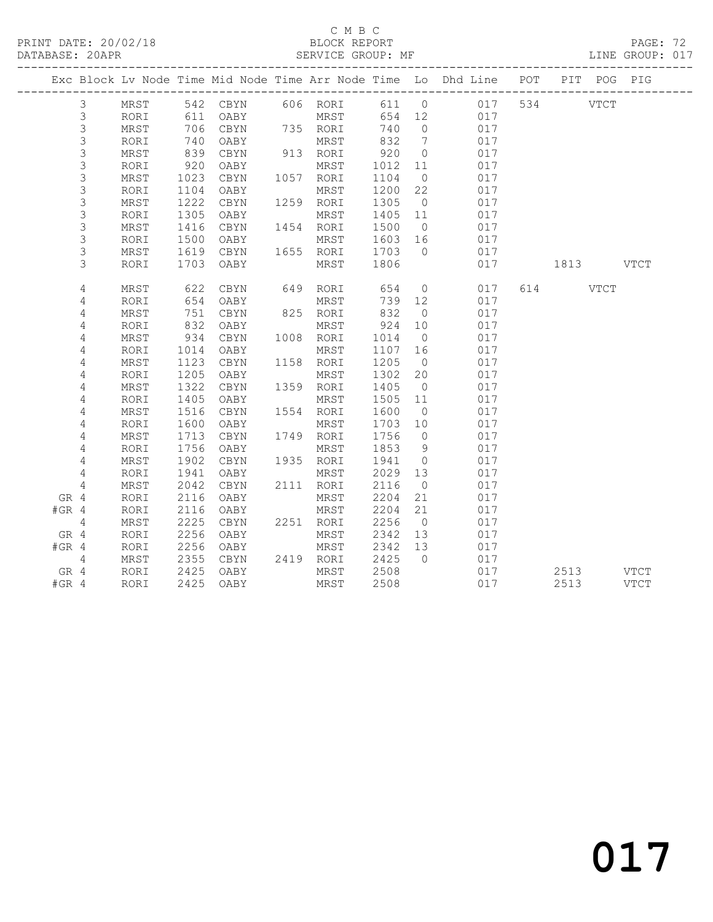C M B C
PRINT DATE: 20/02/18 BLOCK REPORT
DATABASE: 20APR SERVICE GROUP: MF LINE GROUP: 017

| Exc | Block | Lv | Node | Time | Mid Node | Time | Arr Node | Time | Lo | Dhd Line | POT | PIT | POG | PIG |
|---|---|---|---|---|---|---|---|---|---|---|---|---|---|---|
| | 3 | | MRST | 542 | CBYN | 606 | RORI | 611 | 0 | 017 | 534 | | VTCT | |
| | 3 | | RORI | 611 | OABY | | MRST | 654 | 12 | 017 | | | | |
| | 3 | | MRST | 706 | CBYN | 735 | RORI | 740 | 0 | 017 | | | | |
| | 3 | | RORI | 740 | OABY | | MRST | 832 | 7 | 017 | | | | |
| | 3 | | MRST | 839 | CBYN | 913 | RORI | 920 | 0 | 017 | | | | |
| | 3 | | RORI | 920 | OABY | | MRST | 1012 | 11 | 017 | | | | |
| | 3 | | MRST | 1023 | CBYN | 1057 | RORI | 1104 | 0 | 017 | | | | |
| | 3 | | RORI | 1104 | OABY | | MRST | 1200 | 22 | 017 | | | | |
| | 3 | | MRST | 1222 | CBYN | 1259 | RORI | 1305 | 0 | 017 | | | | |
| | 3 | | RORI | 1305 | OABY | | MRST | 1405 | 11 | 017 | | | | |
| | 3 | | MRST | 1416 | CBYN | 1454 | RORI | 1500 | 0 | 017 | | | | |
| | 3 | | RORI | 1500 | OABY | | MRST | 1603 | 16 | 017 | | | | |
| | 3 | | MRST | 1619 | CBYN | 1655 | RORI | 1703 | 0 | 017 | | | | |
| | 3 | | RORI | 1703 | OABY | | MRST | 1806 | | 017 | | 1813 | | VTCT |
| | 4 | | MRST | 622 | CBYN | 649 | RORI | 654 | 0 | 017 | 614 | | VTCT | |
| | 4 | | RORI | 654 | OABY | | MRST | 739 | 12 | 017 | | | | |
| | 4 | | MRST | 751 | CBYN | 825 | RORI | 832 | 0 | 017 | | | | |
| | 4 | | RORI | 832 | OABY | | MRST | 924 | 10 | 017 | | | | |
| | 4 | | MRST | 934 | CBYN | 1008 | RORI | 1014 | 0 | 017 | | | | |
| | 4 | | RORI | 1014 | OABY | | MRST | 1107 | 16 | 017 | | | | |
| | 4 | | MRST | 1123 | CBYN | 1158 | RORI | 1205 | 0 | 017 | | | | |
| | 4 | | RORI | 1205 | OABY | | MRST | 1302 | 20 | 017 | | | | |
| | 4 | | MRST | 1322 | CBYN | 1359 | RORI | 1405 | 0 | 017 | | | | |
| | 4 | | RORI | 1405 | OABY | | MRST | 1505 | 11 | 017 | | | | |
| | 4 | | MRST | 1516 | CBYN | 1554 | RORI | 1600 | 0 | 017 | | | | |
| | 4 | | RORI | 1600 | OABY | | MRST | 1703 | 10 | 017 | | | | |
| | 4 | | MRST | 1713 | CBYN | 1749 | RORI | 1756 | 0 | 017 | | | | |
| | 4 | | RORI | 1756 | OABY | | MRST | 1853 | 9 | 017 | | | | |
| | 4 | | MRST | 1902 | CBYN | 1935 | RORI | 1941 | 0 | 017 | | | | |
| | 4 | | RORI | 1941 | OABY | | MRST | 2029 | 13 | 017 | | | | |
| | 4 | | MRST | 2042 | CBYN | 2111 | RORI | 2116 | 0 | 017 | | | | |
| GR | 4 | | RORI | 2116 | OABY | | MRST | 2204 | 21 | 017 | | | | |
| #GR | 4 | | RORI | 2116 | OABY | | MRST | 2204 | 21 | 017 | | | | |
| | 4 | | MRST | 2225 | CBYN | 2251 | RORI | 2256 | 0 | 017 | | | | |
| GR | 4 | | RORI | 2256 | OABY | | MRST | 2342 | 13 | 017 | | | | |
| #GR | 4 | | RORI | 2256 | OABY | | MRST | 2342 | 13 | 017 | | | | |
| | 4 | | MRST | 2355 | CBYN | 2419 | RORI | 2425 | 0 | 017 | | | | |
| GR | 4 | | RORI | 2425 | OABY | | MRST | 2508 | | 017 | | 2513 | | VTCT |
| #GR | 4 | | RORI | 2425 | OABY | | MRST | 2508 | | 017 | | 2513 | | VTCT |

017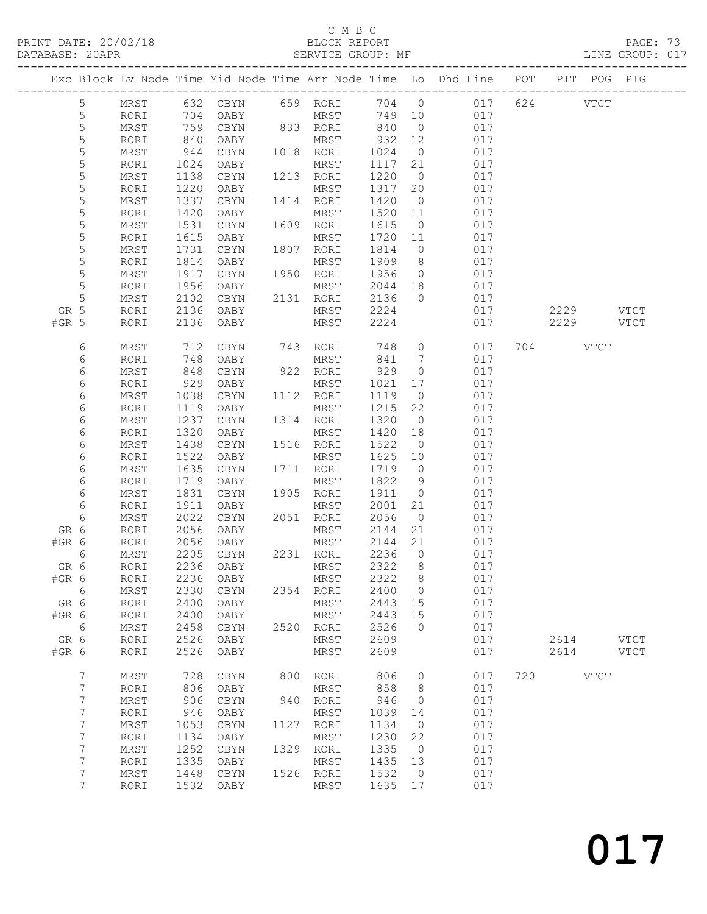C M B C
PRINT DATE: 20/02/18 BLOCK REPORT
DATABASE: 20APR SERVICE GROUP: MF LINE GROUP: 017

| Exc | Block | Lv | Node | Time | Mid Node | Time | Arr Node | Time | Lo | Dhd Line | POT | PIT | POG | PIG |
|---|---|---|---|---|---|---|---|---|---|---|---|---|---|---|
| | 5 | | MRST | 632 | CBYN | 659 | RORI | 704 | 0 | 017 | 624 | | VTCT | |
| | 5 | | RORI | 704 | OABY | | MRST | 749 | 10 | 017 | | | | |
| | 5 | | MRST | 759 | CBYN | 833 | RORI | 840 | 0 | 017 | | | | |
| | 5 | | RORI | 840 | OABY | | MRST | 932 | 12 | 017 | | | | |
| | 5 | | MRST | 944 | CBYN | 1018 | RORI | 1024 | 0 | 017 | | | | |
| | 5 | | RORI | 1024 | OABY | | MRST | 1117 | 21 | 017 | | | | |
| | 5 | | MRST | 1138 | CBYN | 1213 | RORI | 1220 | 0 | 017 | | | | |
| | 5 | | RORI | 1220 | OABY | | MRST | 1317 | 20 | 017 | | | | |
| | 5 | | MRST | 1337 | CBYN | 1414 | RORI | 1420 | 0 | 017 | | | | |
| | 5 | | RORI | 1420 | OABY | | MRST | 1520 | 11 | 017 | | | | |
| | 5 | | MRST | 1531 | CBYN | 1609 | RORI | 1615 | 0 | 017 | | | | |
| | 5 | | RORI | 1615 | OABY | | MRST | 1720 | 11 | 017 | | | | |
| | 5 | | MRST | 1731 | CBYN | 1807 | RORI | 1814 | 0 | 017 | | | | |
| | 5 | | RORI | 1814 | OABY | | MRST | 1909 | 8 | 017 | | | | |
| | 5 | | MRST | 1917 | CBYN | 1950 | RORI | 1956 | 0 | 017 | | | | |
| | 5 | | RORI | 1956 | OABY | | MRST | 2044 | 18 | 017 | | | | |
| | 5 | | MRST | 2102 | CBYN | 2131 | RORI | 2136 | 0 | 017 | | | | |
| GR | 5 | | RORI | 2136 | OABY | | MRST | 2224 | | 017 | | 2229 | | VTCT |
| #GR | 5 | | RORI | 2136 | OABY | | MRST | 2224 | | 017 | | 2229 | | VTCT |
| | 6 | | MRST | 712 | CBYN | 743 | RORI | 748 | 0 | 017 | 704 | | VTCT | |
| | 6 | | RORI | 748 | OABY | | MRST | 841 | 7 | 017 | | | | |
| | 6 | | MRST | 848 | CBYN | 922 | RORI | 929 | 0 | 017 | | | | |
| | 6 | | RORI | 929 | OABY | | MRST | 1021 | 17 | 017 | | | | |
| | 6 | | MRST | 1038 | CBYN | 1112 | RORI | 1119 | 0 | 017 | | | | |
| | 6 | | RORI | 1119 | OABY | | MRST | 1215 | 22 | 017 | | | | |
| | 6 | | MRST | 1237 | CBYN | 1314 | RORI | 1320 | 0 | 017 | | | | |
| | 6 | | RORI | 1320 | OABY | | MRST | 1420 | 18 | 017 | | | | |
| | 6 | | MRST | 1438 | CBYN | 1516 | RORI | 1522 | 0 | 017 | | | | |
| | 6 | | RORI | 1522 | OABY | | MRST | 1625 | 10 | 017 | | | | |
| | 6 | | MRST | 1635 | CBYN | 1711 | RORI | 1719 | 0 | 017 | | | | |
| | 6 | | RORI | 1719 | OABY | | MRST | 1822 | 9 | 017 | | | | |
| | 6 | | MRST | 1831 | CBYN | 1905 | RORI | 1911 | 0 | 017 | | | | |
| | 6 | | RORI | 1911 | OABY | | MRST | 2001 | 21 | 017 | | | | |
| | 6 | | MRST | 2022 | CBYN | 2051 | RORI | 2056 | 0 | 017 | | | | |
| GR | 6 | | RORI | 2056 | OABY | | MRST | 2144 | 21 | 017 | | | | |
| #GR | 6 | | RORI | 2056 | OABY | | MRST | 2144 | 21 | 017 | | | | |
| | 6 | | MRST | 2205 | CBYN | 2231 | RORI | 2236 | 0 | 017 | | | | |
| GR | 6 | | RORI | 2236 | OABY | | MRST | 2322 | 8 | 017 | | | | |
| #GR | 6 | | RORI | 2236 | OABY | | MRST | 2322 | 8 | 017 | | | | |
| | 6 | | MRST | 2330 | CBYN | 2354 | RORI | 2400 | 0 | 017 | | | | |
| GR | 6 | | RORI | 2400 | OABY | | MRST | 2443 | 15 | 017 | | | | |
| #GR | 6 | | RORI | 2400 | OABY | | MRST | 2443 | 15 | 017 | | | | |
| | 6 | | MRST | 2458 | CBYN | 2520 | RORI | 2526 | 0 | 017 | | | | |
| GR | 6 | | RORI | 2526 | OABY | | MRST | 2609 | | 017 | | 2614 | | VTCT |
| #GR | 6 | | RORI | 2526 | OABY | | MRST | 2609 | | 017 | | 2614 | | VTCT |
| | 7 | | MRST | 728 | CBYN | 800 | RORI | 806 | 0 | 017 | 720 | | VTCT | |
| | 7 | | RORI | 806 | OABY | | MRST | 858 | 8 | 017 | | | | |
| | 7 | | MRST | 906 | CBYN | 940 | RORI | 946 | 0 | 017 | | | | |
| | 7 | | RORI | 946 | OABY | | MRST | 1039 | 14 | 017 | | | | |
| | 7 | | MRST | 1053 | CBYN | 1127 | RORI | 1134 | 0 | 017 | | | | |
| | 7 | | RORI | 1134 | OABY | | MRST | 1230 | 22 | 017 | | | | |
| | 7 | | MRST | 1252 | CBYN | 1329 | RORI | 1335 | 0 | 017 | | | | |
| | 7 | | RORI | 1335 | OABY | | MRST | 1435 | 13 | 017 | | | | |
| | 7 | | MRST | 1448 | CBYN | 1526 | RORI | 1532 | 0 | 017 | | | | |
| | 7 | | RORI | 1532 | OABY | | MRST | 1635 | 17 | 017 | | | | |

017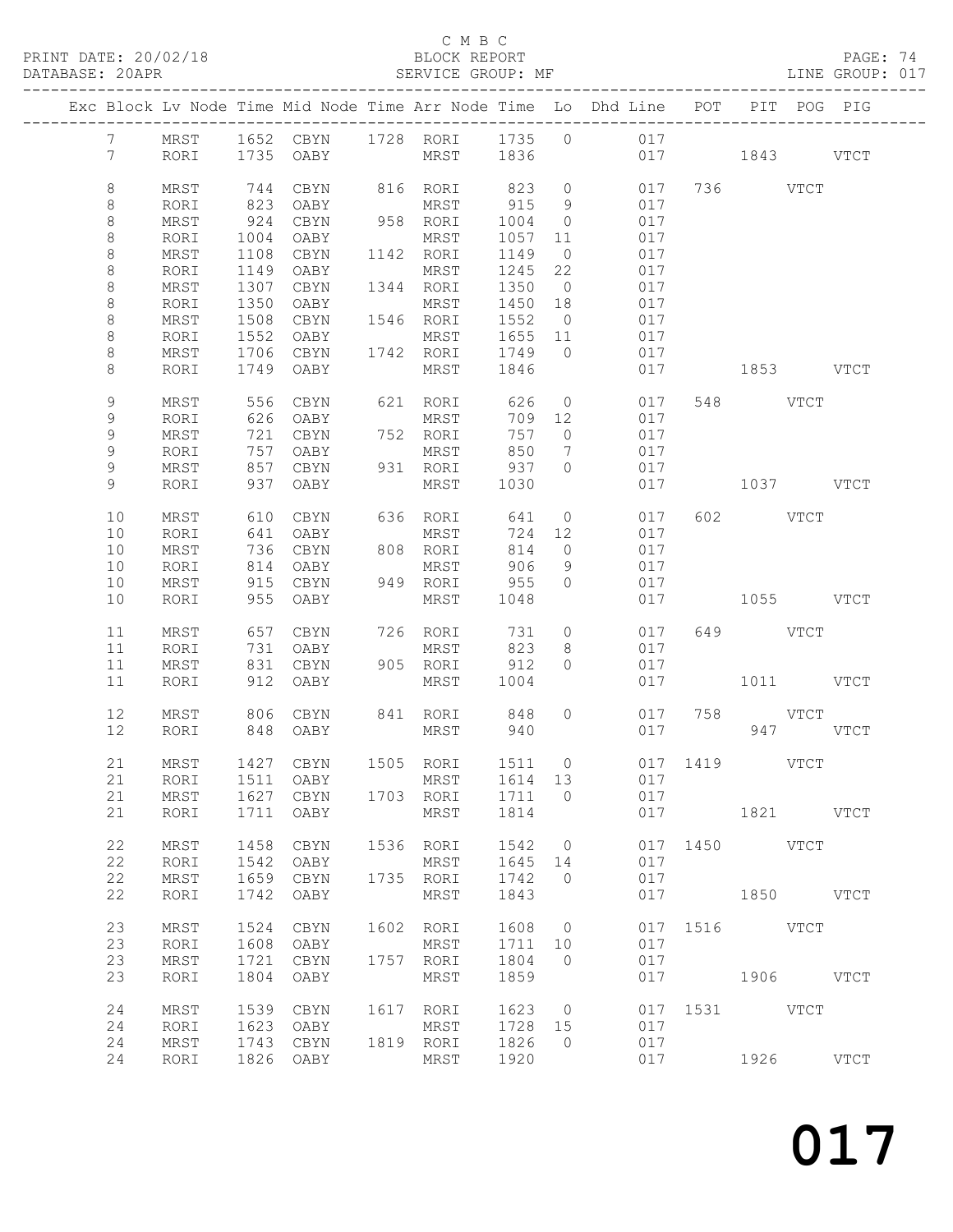C M B C
PRINT DATE: 20/02/18 BLOCK REPORT
DATABASE: 20APR SERVICE GROUP: MF LINE GROUP: 017

| Exc | Block | Lv | Node | Time | Mid Node | Time | Arr Node | Time | Lo | Dhd Line | POT | PIT | POG | PIG |
|---|---|---|---|---|---|---|---|---|---|---|---|---|---|---|
| | 7 | | MRST | 1652 | CBYN | 1728 | RORI | 1735 | 0 | 017 | | | | |
| | 7 | | RORI | 1735 | OABY | | MRST | 1836 | | 017 | | 1843 | | VTCT |
| | 8 | | MRST | 744 | CBYN | 816 | RORI | 823 | 0 | 017 | 736 | | VTCT | |
| | 8 | | RORI | 823 | OABY | | MRST | 915 | 9 | 017 | | | | |
| | 8 | | MRST | 924 | CBYN | 958 | RORI | 1004 | 0 | 017 | | | | |
| | 8 | | RORI | 1004 | OABY | | MRST | 1057 | 11 | 017 | | | | |
| | 8 | | MRST | 1108 | CBYN | 1142 | RORI | 1149 | 0 | 017 | | | | |
| | 8 | | RORI | 1149 | OABY | | MRST | 1245 | 22 | 017 | | | | |
| | 8 | | MRST | 1307 | CBYN | 1344 | RORI | 1350 | 0 | 017 | | | | |
| | 8 | | RORI | 1350 | OABY | | MRST | 1450 | 18 | 017 | | | | |
| | 8 | | MRST | 1508 | CBYN | 1546 | RORI | 1552 | 0 | 017 | | | | |
| | 8 | | RORI | 1552 | OABY | | MRST | 1655 | 11 | 017 | | | | |
| | 8 | | MRST | 1706 | CBYN | 1742 | RORI | 1749 | 0 | 017 | | | | |
| | 8 | | RORI | 1749 | OABY | | MRST | 1846 | | 017 | | 1853 | | VTCT |
| | 9 | | MRST | 556 | CBYN | 621 | RORI | 626 | 0 | 017 | 548 | | VTCT | |
| | 9 | | RORI | 626 | OABY | | MRST | 709 | 12 | 017 | | | | |
| | 9 | | MRST | 721 | CBYN | 752 | RORI | 757 | 0 | 017 | | | | |
| | 9 | | RORI | 757 | OABY | | MRST | 850 | 7 | 017 | | | | |
| | 9 | | MRST | 857 | CBYN | 931 | RORI | 937 | 0 | 017 | | | | |
| | 9 | | RORI | 937 | OABY | | MRST | 1030 | | 017 | | 1037 | | VTCT |
| | 10 | | MRST | 610 | CBYN | 636 | RORI | 641 | 0 | 017 | 602 | | VTCT | |
| | 10 | | RORI | 641 | OABY | | MRST | 724 | 12 | 017 | | | | |
| | 10 | | MRST | 736 | CBYN | 808 | RORI | 814 | 0 | 017 | | | | |
| | 10 | | RORI | 814 | OABY | | MRST | 906 | 9 | 017 | | | | |
| | 10 | | MRST | 915 | CBYN | 949 | RORI | 955 | 0 | 017 | | | | |
| | 10 | | RORI | 955 | OABY | | MRST | 1048 | | 017 | | 1055 | | VTCT |
| | 11 | | MRST | 657 | CBYN | 726 | RORI | 731 | 0 | 017 | 649 | | VTCT | |
| | 11 | | RORI | 731 | OABY | | MRST | 823 | 8 | 017 | | | | |
| | 11 | | MRST | 831 | CBYN | 905 | RORI | 912 | 0 | 017 | | | | |
| | 11 | | RORI | 912 | OABY | | MRST | 1004 | | 017 | | 1011 | | VTCT |
| | 12 | | MRST | 806 | CBYN | 841 | RORI | 848 | 0 | 017 | 758 | | VTCT | |
| | 12 | | RORI | 848 | OABY | | MRST | 940 | | 017 | | 947 | | VTCT |
| | 21 | | MRST | 1427 | CBYN | 1505 | RORI | 1511 | 0 | 017 | 1419 | | VTCT | |
| | 21 | | RORI | 1511 | OABY | | MRST | 1614 | 13 | 017 | | | | |
| | 21 | | MRST | 1627 | CBYN | 1703 | RORI | 1711 | 0 | 017 | | | | |
| | 21 | | RORI | 1711 | OABY | | MRST | 1814 | | 017 | | 1821 | | VTCT |
| | 22 | | MRST | 1458 | CBYN | 1536 | RORI | 1542 | 0 | 017 | 1450 | | VTCT | |
| | 22 | | RORI | 1542 | OABY | | MRST | 1645 | 14 | 017 | | | | |
| | 22 | | MRST | 1659 | CBYN | 1735 | RORI | 1742 | 0 | 017 | | | | |
| | 22 | | RORI | 1742 | OABY | | MRST | 1843 | | 017 | | 1850 | | VTCT |
| | 23 | | MRST | 1524 | CBYN | 1602 | RORI | 1608 | 0 | 017 | 1516 | | VTCT | |
| | 23 | | RORI | 1608 | OABY | | MRST | 1711 | 10 | 017 | | | | |
| | 23 | | MRST | 1721 | CBYN | 1757 | RORI | 1804 | 0 | 017 | | | | |
| | 23 | | RORI | 1804 | OABY | | MRST | 1859 | | 017 | | 1906 | | VTCT |
| | 24 | | MRST | 1539 | CBYN | 1617 | RORI | 1623 | 0 | 017 | 1531 | | VTCT | |
| | 24 | | RORI | 1623 | OABY | | MRST | 1728 | 15 | 017 | | | | |
| | 24 | | MRST | 1743 | CBYN | 1819 | RORI | 1826 | 0 | 017 | | | | |
| | 24 | | RORI | 1826 | OABY | | MRST | 1920 | | 017 | | 1926 | | VTCT |

017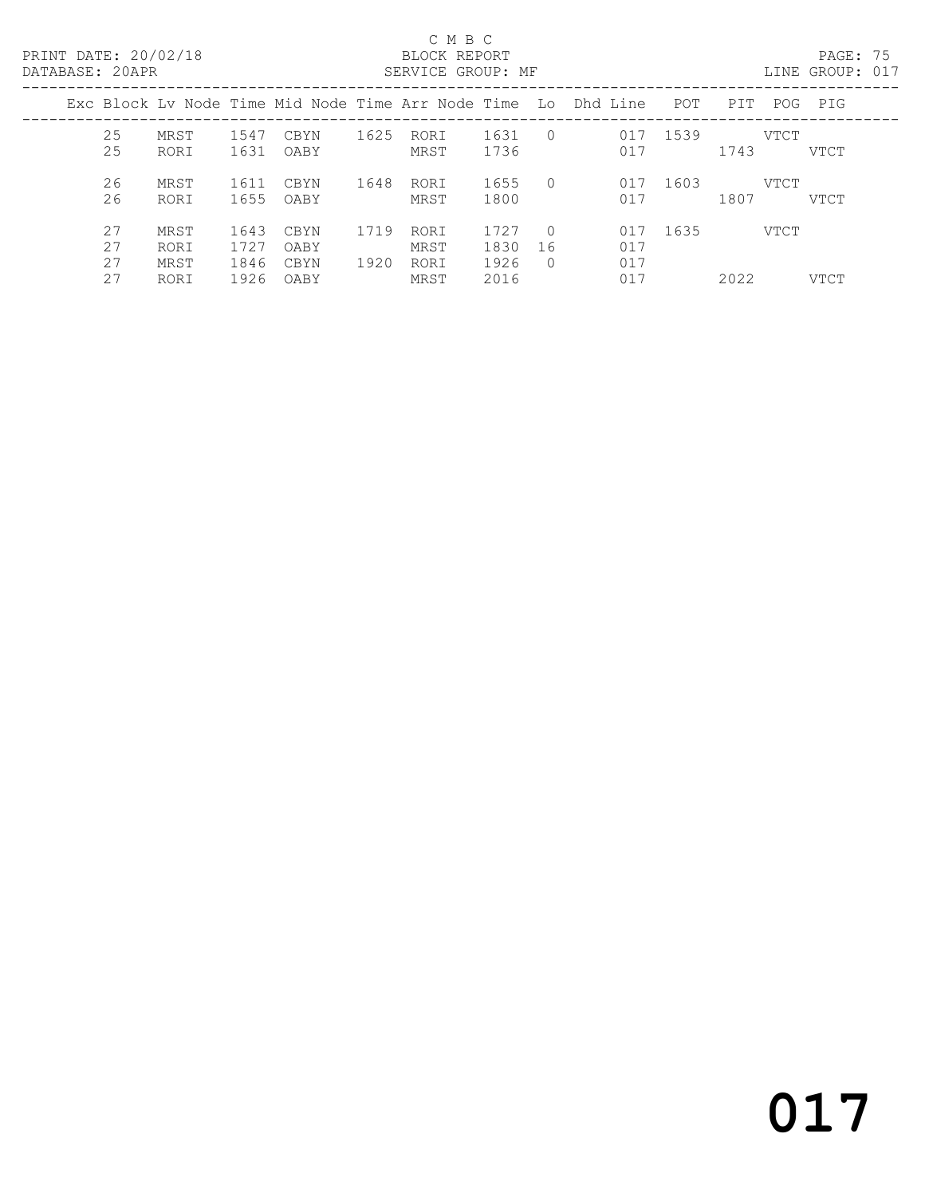C M B C

PRINT DATE: 20/02/18 BLOCK REPORT

DATABASE: 20APR SERVICE GROUP: MF LINE GROUP: 017

| Exc | Block | Lv Node | Time | Mid Node | Time | Arr Node | Time | Lo | Dhd Line | POT | PIT | POG | PIG |
|---|---|---|---|---|---|---|---|---|---|---|---|---|---|
| | 25 | MRST | 1547 | CBYN | 1625 | RORI | 1631 | 0 | 017 | 1539 | | VTCT | |
| | 25 | RORI | 1631 | OABY | | MRST | 1736 | | 017 | | 1743 | | VTCT |
| | 26 | MRST | 1611 | CBYN | 1648 | RORI | 1655 | 0 | 017 | 1603 | | VTCT | |
| | 26 | RORI | 1655 | OABY | | MRST | 1800 | | 017 | | 1807 | | VTCT |
| | 27 | MRST | 1643 | CBYN | 1719 | RORI | 1727 | 0 | 017 | 1635 | | VTCT | |
| | 27 | RORI | 1727 | OABY | | MRST | 1830 | 16 | 017 | | | | |
| | 27 | MRST | 1846 | CBYN | 1920 | RORI | 1926 | 0 | 017 | | | | |
| | 27 | RORI | 1926 | OABY | | MRST | 2016 | | 017 | | 2022 | | VTCT |

# 017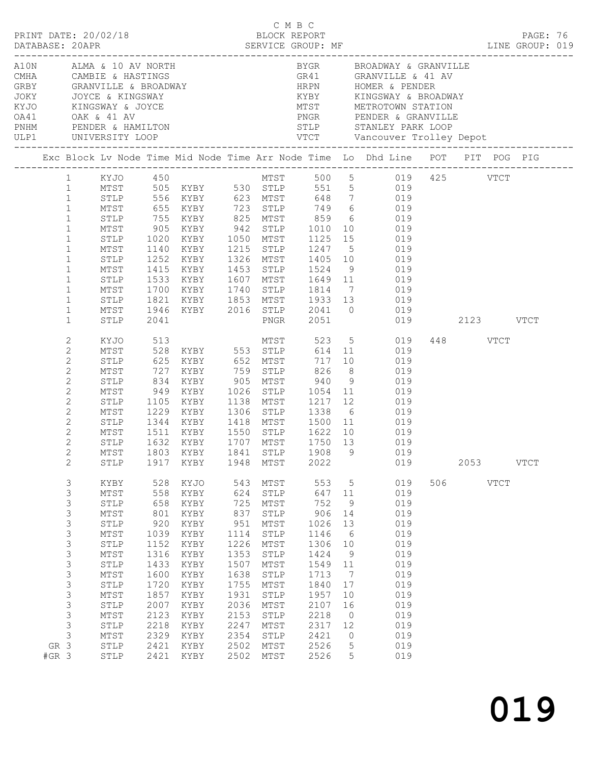C M B C

PRINT DATE: 20/02/18 BLOCK REPORT

DATABASE: 20APR SERVICE GROUP: MF LINE GROUP: 019

| Code | Name | Code | Name |
|---|---|---|---|
| A10N | ALMA & 10 AV NORTH | BYGR | BROADWAY & GRANVILLE |
| CMHA | CAMBIE & HASTINGS | GR41 | GRANVILLE & 41 AV |
| GRBY | GRANVILLE & BROADWAY | HRPN | HOMER & PENDER |
| JOKY | JOYCE & KINGSWAY | KYBY | KINGSWAY & BROADWAY |
| KYJO | KINGSWAY & JOYCE | MTST | METROTOWN STATION |
| OA41 | OAK & 41 AV | PNGR | PENDER & GRANVILLE |
| PNHM | PENDER & HAMILTON | STLP | STANLEY PARK LOOP |
| ULP1 | UNIVERSITY LOOP | VTCT | Vancouver Trolley Depot |

| Exc | Block | Lv Node | Time | Mid Node | Time | Arr Node | Time | Lo | Dhd | Line | POT | PIT | POG | PIG |
|---|---|---|---|---|---|---|---|---|---|---|---|---|---|---|
| | 1 | KYJO | 450 | | | MTST | 500 | 5 | | 019 | 425 | | VTCT | |
| | 1 | MTST | 505 | KYBY | 530 | STLP | 551 | 5 | | 019 | | | | |
| | 1 | STLP | 556 | KYBY | 623 | MTST | 648 | 7 | | 019 | | | | |
| | 1 | MTST | 655 | KYBY | 723 | STLP | 749 | 6 | | 019 | | | | |
| | 1 | STLP | 755 | KYBY | 825 | MTST | 859 | 6 | | 019 | | | | |
| | 1 | MTST | 905 | KYBY | 942 | STLP | 1010 | 10 | | 019 | | | | |
| | 1 | STLP | 1020 | KYBY | 1050 | MTST | 1125 | 15 | | 019 | | | | |
| | 1 | MTST | 1140 | KYBY | 1215 | STLP | 1247 | 5 | | 019 | | | | |
| | 1 | STLP | 1252 | KYBY | 1326 | MTST | 1405 | 10 | | 019 | | | | |
| | 1 | MTST | 1415 | KYBY | 1453 | STLP | 1524 | 9 | | 019 | | | | |
| | 1 | STLP | 1533 | KYBY | 1607 | MTST | 1649 | 11 | | 019 | | | | |
| | 1 | MTST | 1700 | KYBY | 1740 | STLP | 1814 | 7 | | 019 | | | | |
| | 1 | STLP | 1821 | KYBY | 1853 | MTST | 1933 | 13 | | 019 | | | | |
| | 1 | MTST | 1946 | KYBY | 2016 | STLP | 2041 | 0 | | 019 | | | | |
| | 1 | STLP | 2041 | | | PNGR | 2051 | | | 019 | | 2123 | | VTCT |
| | 2 | KYJO | 513 | | | MTST | 523 | 5 | | 019 | 448 | | VTCT | |
| | 2 | MTST | 528 | KYBY | 553 | STLP | 614 | 11 | | 019 | | | | |
| | 2 | STLP | 625 | KYBY | 652 | MTST | 717 | 10 | | 019 | | | | |
| | 2 | MTST | 727 | KYBY | 759 | STLP | 826 | 8 | | 019 | | | | |
| | 2 | STLP | 834 | KYBY | 905 | MTST | 940 | 9 | | 019 | | | | |
| | 2 | MTST | 949 | KYBY | 1026 | STLP | 1054 | 11 | | 019 | | | | |
| | 2 | STLP | 1105 | KYBY | 1138 | MTST | 1217 | 12 | | 019 | | | | |
| | 2 | MTST | 1229 | KYBY | 1306 | STLP | 1338 | 6 | | 019 | | | | |
| | 2 | STLP | 1344 | KYBY | 1418 | MTST | 1500 | 11 | | 019 | | | | |
| | 2 | MTST | 1511 | KYBY | 1550 | STLP | 1622 | 10 | | 019 | | | | |
| | 2 | STLP | 1632 | KYBY | 1707 | MTST | 1750 | 13 | | 019 | | | | |
| | 2 | MTST | 1803 | KYBY | 1841 | STLP | 1908 | 9 | | 019 | | | | |
| | 2 | STLP | 1917 | KYBY | 1948 | MTST | 2022 | | | 019 | | 2053 | | VTCT |
| | 3 | KYBY | 528 | KYJO | 543 | MTST | 553 | 5 | | 019 | 506 | | VTCT | |
| | 3 | MTST | 558 | KYBY | 624 | STLP | 647 | 11 | | 019 | | | | |
| | 3 | STLP | 658 | KYBY | 725 | MTST | 752 | 9 | | 019 | | | | |
| | 3 | MTST | 801 | KYBY | 837 | STLP | 906 | 14 | | 019 | | | | |
| | 3 | STLP | 920 | KYBY | 951 | MTST | 1026 | 13 | | 019 | | | | |
| | 3 | MTST | 1039 | KYBY | 1114 | STLP | 1146 | 6 | | 019 | | | | |
| | 3 | STLP | 1152 | KYBY | 1226 | MTST | 1306 | 10 | | 019 | | | | |
| | 3 | MTST | 1316 | KYBY | 1353 | STLP | 1424 | 9 | | 019 | | | | |
| | 3 | STLP | 1433 | KYBY | 1507 | MTST | 1549 | 11 | | 019 | | | | |
| | 3 | MTST | 1600 | KYBY | 1638 | STLP | 1713 | 7 | | 019 | | | | |
| | 3 | STLP | 1720 | KYBY | 1755 | MTST | 1840 | 17 | | 019 | | | | |
| | 3 | MTST | 1857 | KYBY | 1931 | STLP | 1957 | 10 | | 019 | | | | |
| | 3 | STLP | 2007 | KYBY | 2036 | MTST | 2107 | 16 | | 019 | | | | |
| | 3 | MTST | 2123 | KYBY | 2153 | STLP | 2218 | 0 | | 019 | | | | |
| | 3 | STLP | 2218 | KYBY | 2247 | MTST | 2317 | 12 | | 019 | | | | |
| | 3 | MTST | 2329 | KYBY | 2354 | STLP | 2421 | 0 | | 019 | | | | |
| GR | 3 | STLP | 2421 | KYBY | 2502 | MTST | 2526 | 5 | | 019 | | | | |
| #GR | 3 | STLP | 2421 | KYBY | 2502 | MTST | 2526 | 5 | | 019 | | | | |

019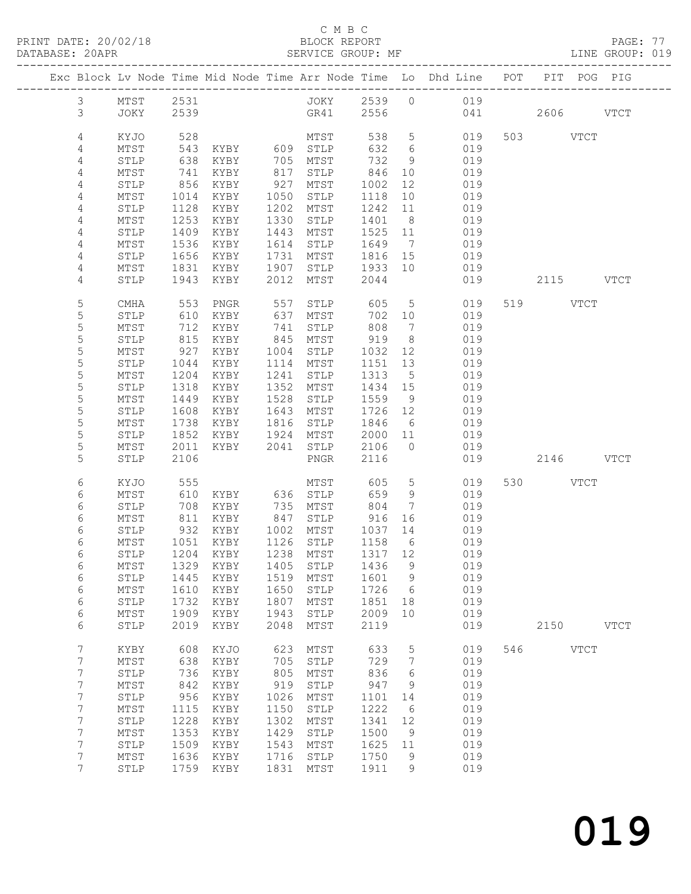C M B C
PRINT DATE: 20/02/18 BLOCK REPORT PAGE: 77
DATABASE: 20APR SERVICE GROUP: MF LINE GROUP: 019

| Exc | Block | Lv | Node | Time | Mid Node | Time | Arr Node | Time | Lo | Dhd Line | POT | PIT | POG | PIG |
|---|---|---|---|---|---|---|---|---|---|---|---|---|---|---|
| | 3 | | MTST | 2531 | | | JOKY | 2539 | 0 | 019 | | | | |
| | 3 | | JOKY | 2539 | | | GR41 | 2556 | | 041 | | 2606 | | VTCT |
| | 4 | | KYJO | 528 | | | MTST | 538 | 5 | 019 | 503 | | VTCT | |
| | 4 | | MTST | 543 | KYBY | 609 | STLP | 632 | 6 | 019 | | | | |
| | 4 | | STLP | 638 | KYBY | 705 | MTST | 732 | 9 | 019 | | | | |
| | 4 | | MTST | 741 | KYBY | 817 | STLP | 846 | 10 | 019 | | | | |
| | 4 | | STLP | 856 | KYBY | 927 | MTST | 1002 | 12 | 019 | | | | |
| | 4 | | MTST | 1014 | KYBY | 1050 | STLP | 1118 | 10 | 019 | | | | |
| | 4 | | STLP | 1128 | KYBY | 1202 | MTST | 1242 | 11 | 019 | | | | |
| | 4 | | MTST | 1253 | KYBY | 1330 | STLP | 1401 | 8 | 019 | | | | |
| | 4 | | STLP | 1409 | KYBY | 1443 | MTST | 1525 | 11 | 019 | | | | |
| | 4 | | MTST | 1536 | KYBY | 1614 | STLP | 1649 | 7 | 019 | | | | |
| | 4 | | STLP | 1656 | KYBY | 1731 | MTST | 1816 | 15 | 019 | | | | |
| | 4 | | MTST | 1831 | KYBY | 1907 | STLP | 1933 | 10 | 019 | | | | |
| | 4 | | STLP | 1943 | KYBY | 2012 | MTST | 2044 | | 019 | | 2115 | | VTCT |
| | 5 | | CMHA | 553 | PNGR | 557 | STLP | 605 | 5 | 019 | 519 | | VTCT | |
| | 5 | | STLP | 610 | KYBY | 637 | MTST | 702 | 10 | 019 | | | | |
| | 5 | | MTST | 712 | KYBY | 741 | STLP | 808 | 7 | 019 | | | | |
| | 5 | | STLP | 815 | KYBY | 845 | MTST | 919 | 8 | 019 | | | | |
| | 5 | | MTST | 927 | KYBY | 1004 | STLP | 1032 | 12 | 019 | | | | |
| | 5 | | STLP | 1044 | KYBY | 1114 | MTST | 1151 | 13 | 019 | | | | |
| | 5 | | MTST | 1204 | KYBY | 1241 | STLP | 1313 | 5 | 019 | | | | |
| | 5 | | STLP | 1318 | KYBY | 1352 | MTST | 1434 | 15 | 019 | | | | |
| | 5 | | MTST | 1449 | KYBY | 1528 | STLP | 1559 | 9 | 019 | | | | |
| | 5 | | STLP | 1608 | KYBY | 1643 | MTST | 1726 | 12 | 019 | | | | |
| | 5 | | MTST | 1738 | KYBY | 1816 | STLP | 1846 | 6 | 019 | | | | |
| | 5 | | STLP | 1852 | KYBY | 1924 | MTST | 2000 | 11 | 019 | | | | |
| | 5 | | MTST | 2011 | KYBY | 2041 | STLP | 2106 | 0 | 019 | | | | |
| | 5 | | STLP | 2106 | | | PNGR | 2116 | | 019 | | 2146 | | VTCT |
| | 6 | | KYJO | 555 | | | MTST | 605 | 5 | 019 | 530 | | VTCT | |
| | 6 | | MTST | 610 | KYBY | 636 | STLP | 659 | 9 | 019 | | | | |
| | 6 | | STLP | 708 | KYBY | 735 | MTST | 804 | 7 | 019 | | | | |
| | 6 | | MTST | 811 | KYBY | 847 | STLP | 916 | 16 | 019 | | | | |
| | 6 | | STLP | 932 | KYBY | 1002 | MTST | 1037 | 14 | 019 | | | | |
| | 6 | | MTST | 1051 | KYBY | 1126 | STLP | 1158 | 6 | 019 | | | | |
| | 6 | | STLP | 1204 | KYBY | 1238 | MTST | 1317 | 12 | 019 | | | | |
| | 6 | | MTST | 1329 | KYBY | 1405 | STLP | 1436 | 9 | 019 | | | | |
| | 6 | | STLP | 1445 | KYBY | 1519 | MTST | 1601 | 9 | 019 | | | | |
| | 6 | | MTST | 1610 | KYBY | 1650 | STLP | 1726 | 6 | 019 | | | | |
| | 6 | | STLP | 1732 | KYBY | 1807 | MTST | 1851 | 18 | 019 | | | | |
| | 6 | | MTST | 1909 | KYBY | 1943 | STLP | 2009 | 10 | 019 | | | | |
| | 6 | | STLP | 2019 | KYBY | 2048 | MTST | 2119 | | 019 | | 2150 | | VTCT |
| | 7 | | KYBY | 608 | KYJO | 623 | MTST | 633 | 5 | 019 | 546 | | VTCT | |
| | 7 | | MTST | 638 | KYBY | 705 | STLP | 729 | 7 | 019 | | | | |
| | 7 | | STLP | 736 | KYBY | 805 | MTST | 836 | 6 | 019 | | | | |
| | 7 | | MTST | 842 | KYBY | 919 | STLP | 947 | 9 | 019 | | | | |
| | 7 | | STLP | 956 | KYBY | 1026 | MTST | 1101 | 14 | 019 | | | | |
| | 7 | | MTST | 1115 | KYBY | 1150 | STLP | 1222 | 6 | 019 | | | | |
| | 7 | | STLP | 1228 | KYBY | 1302 | MTST | 1341 | 12 | 019 | | | | |
| | 7 | | MTST | 1353 | KYBY | 1429 | STLP | 1500 | 9 | 019 | | | | |
| | 7 | | STLP | 1509 | KYBY | 1543 | MTST | 1625 | 11 | 019 | | | | |
| | 7 | | MTST | 1636 | KYBY | 1716 | STLP | 1750 | 9 | 019 | | | | |
| | 7 | | STLP | 1759 | KYBY | 1831 | MTST | 1911 | 9 | 019 | | | | |

019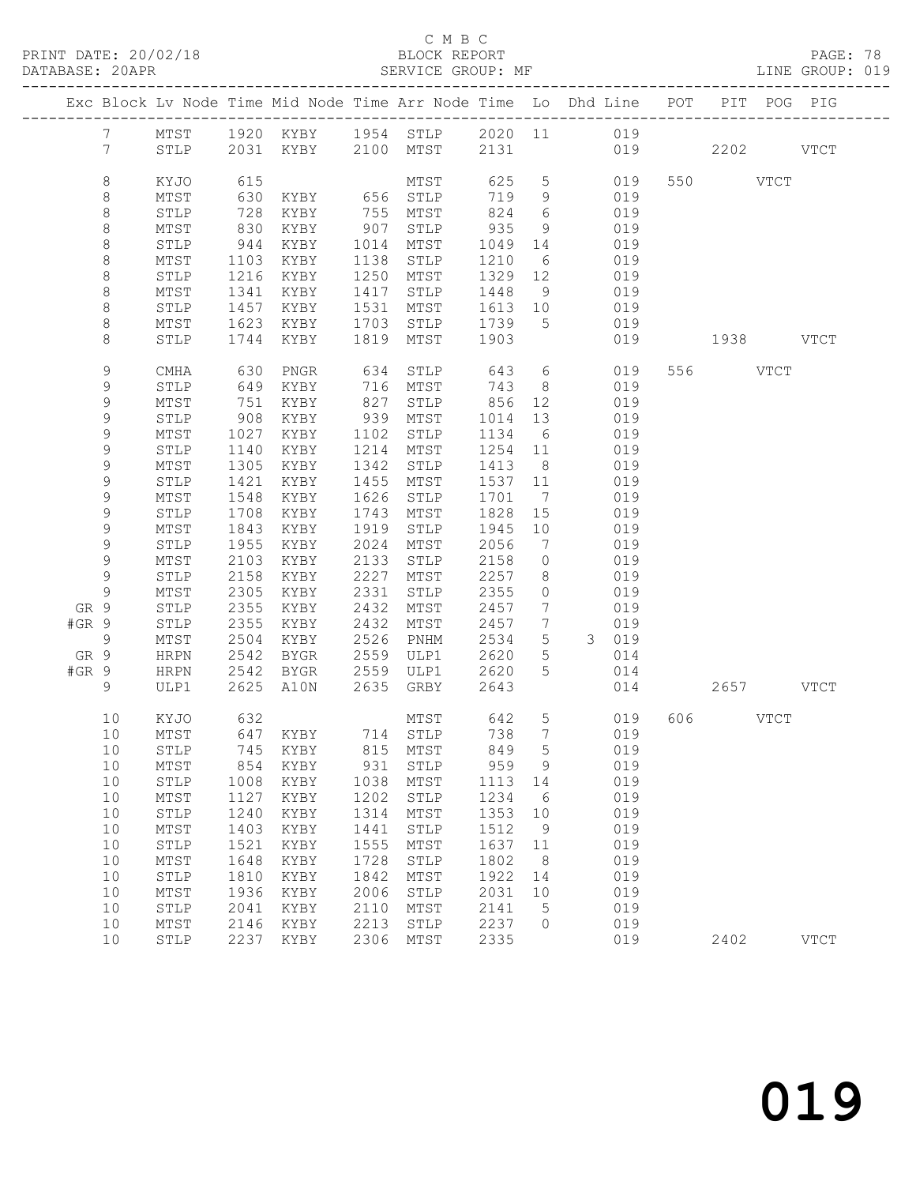C M B C

BLOCK REPORT

SERVICE GROUP: MF

LINE GROUP: 019

| Exc | Block | Lv | Node | Time | Mid Node | Time | Arr Node | Time | Lo | Dhd Line | POT | PIT | POG | PIG |
|---|---|---|---|---|---|---|---|---|---|---|---|---|---|---|
| | 7 | | MTST | 1920 | KYBY | 1954 | STLP | 2020 | 11 | 019 | | | | |
| | 7 | | STLP | 2031 | KYBY | 2100 | MTST | 2131 | | 019 | | 2202 | | VTCT |
| | 8 | | KYJO | 615 | | | MTST | 625 | 5 | 019 | 550 | | VTCT | |
| | 8 | | MTST | 630 | KYBY | 656 | STLP | 719 | 9 | 019 | | | | |
| | 8 | | STLP | 728 | KYBY | 755 | MTST | 824 | 6 | 019 | | | | |
| | 8 | | MTST | 830 | KYBY | 907 | STLP | 935 | 9 | 019 | | | | |
| | 8 | | STLP | 944 | KYBY | 1014 | MTST | 1049 | 14 | 019 | | | | |
| | 8 | | MTST | 1103 | KYBY | 1138 | STLP | 1210 | 6 | 019 | | | | |
| | 8 | | STLP | 1216 | KYBY | 1250 | MTST | 1329 | 12 | 019 | | | | |
| | 8 | | MTST | 1341 | KYBY | 1417 | STLP | 1448 | 9 | 019 | | | | |
| | 8 | | STLP | 1457 | KYBY | 1531 | MTST | 1613 | 10 | 019 | | | | |
| | 8 | | MTST | 1623 | KYBY | 1703 | STLP | 1739 | 5 | 019 | | | | |
| | 8 | | STLP | 1744 | KYBY | 1819 | MTST | 1903 | | 019 | | 1938 | | VTCT |
| | 9 | | CMHA | 630 | PNGR | 634 | STLP | 643 | 6 | 019 | 556 | | VTCT | |
| | 9 | | STLP | 649 | KYBY | 716 | MTST | 743 | 8 | 019 | | | | |
| | 9 | | MTST | 751 | KYBY | 827 | STLP | 856 | 12 | 019 | | | | |
| | 9 | | STLP | 908 | KYBY | 939 | MTST | 1014 | 13 | 019 | | | | |
| | 9 | | MTST | 1027 | KYBY | 1102 | STLP | 1134 | 6 | 019 | | | | |
| | 9 | | STLP | 1140 | KYBY | 1214 | MTST | 1254 | 11 | 019 | | | | |
| | 9 | | MTST | 1305 | KYBY | 1342 | STLP | 1413 | 8 | 019 | | | | |
| | 9 | | STLP | 1421 | KYBY | 1455 | MTST | 1537 | 11 | 019 | | | | |
| | 9 | | MTST | 1548 | KYBY | 1626 | STLP | 1701 | 7 | 019 | | | | |
| | 9 | | STLP | 1708 | KYBY | 1743 | MTST | 1828 | 15 | 019 | | | | |
| | 9 | | MTST | 1843 | KYBY | 1919 | STLP | 1945 | 10 | 019 | | | | |
| | 9 | | STLP | 1955 | KYBY | 2024 | MTST | 2056 | 7 | 019 | | | | |
| | 9 | | MTST | 2103 | KYBY | 2133 | STLP | 2158 | 0 | 019 | | | | |
| | 9 | | STLP | 2158 | KYBY | 2227 | MTST | 2257 | 8 | 019 | | | | |
| | 9 | | MTST | 2305 | KYBY | 2331 | STLP | 2355 | 0 | 019 | | | | |
| GR | 9 | | STLP | 2355 | KYBY | 2432 | MTST | 2457 | 7 | 019 | | | | |
| #GR | 9 | | STLP | 2355 | KYBY | 2432 | MTST | 2457 | 7 | 019 | | | | |
| | 9 | | MTST | 2504 | KYBY | 2526 | PNHM | 2534 | 5 | 3 019 | | | | |
| GR | 9 | | HRPN | 2542 | BYGR | 2559 | ULP1 | 2620 | 5 | 014 | | | | |
| #GR | 9 | | HRPN | 2542 | BYGR | 2559 | ULP1 | 2620 | 5 | 014 | | | | |
| | 9 | | ULP1 | 2625 | A10N | 2635 | GRBY | 2643 | | 014 | | 2657 | | VTCT |
| | 10 | | KYJO | 632 | | | MTST | 642 | 5 | 019 | 606 | | VTCT | |
| | 10 | | MTST | 647 | KYBY | 714 | STLP | 738 | 7 | 019 | | | | |
| | 10 | | STLP | 745 | KYBY | 815 | MTST | 849 | 5 | 019 | | | | |
| | 10 | | MTST | 854 | KYBY | 931 | STLP | 959 | 9 | 019 | | | | |
| | 10 | | STLP | 1008 | KYBY | 1038 | MTST | 1113 | 14 | 019 | | | | |
| | 10 | | MTST | 1127 | KYBY | 1202 | STLP | 1234 | 6 | 019 | | | | |
| | 10 | | STLP | 1240 | KYBY | 1314 | MTST | 1353 | 10 | 019 | | | | |
| | 10 | | MTST | 1403 | KYBY | 1441 | STLP | 1512 | 9 | 019 | | | | |
| | 10 | | STLP | 1521 | KYBY | 1555 | MTST | 1637 | 11 | 019 | | | | |
| | 10 | | MTST | 1648 | KYBY | 1728 | STLP | 1802 | 8 | 019 | | | | |
| | 10 | | STLP | 1810 | KYBY | 1842 | MTST | 1922 | 14 | 019 | | | | |
| | 10 | | MTST | 1936 | KYBY | 2006 | STLP | 2031 | 10 | 019 | | | | |
| | 10 | | STLP | 2041 | KYBY | 2110 | MTST | 2141 | 5 | 019 | | | | |
| | 10 | | MTST | 2146 | KYBY | 2213 | STLP | 2237 | 0 | 019 | | | | |
| | 10 | | STLP | 2237 | KYBY | 2306 | MTST | 2335 | | 019 | | 2402 | | VTCT |

019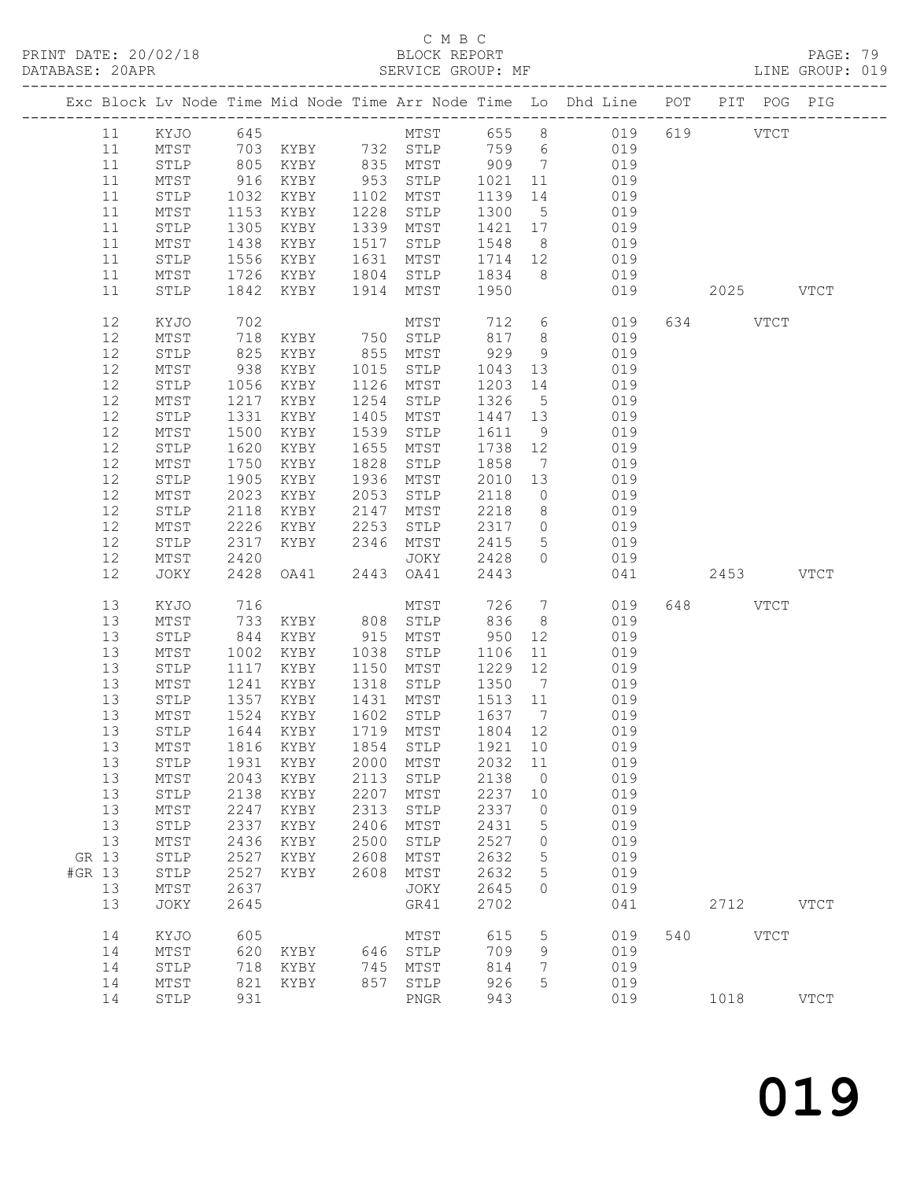C M B C
BLOCK REPORT
SERVICE GROUP: MF

PRINT DATE: 20/02/18
DATABASE: 20APR
LINE GROUP: 019

| Exc | Block | Lv | Node | Time | Mid Node | Time | Arr Node | Time | Lo | Dhd Line | POT | PIT | POG | PIG |
|---|---|---|---|---|---|---|---|---|---|---|---|---|---|---|
| | 11 | | KYJO | 645 | | | MTST | 655 | 8 | 019 | 619 | | VTCT | |
| | 11 | | MTST | 703 | KYBY | 732 | STLP | 759 | 6 | 019 | | | | |
| | 11 | | STLP | 805 | KYBY | 835 | MTST | 909 | 7 | 019 | | | | |
| | 11 | | MTST | 916 | KYBY | 953 | STLP | 1021 | 11 | 019 | | | | |
| | 11 | | STLP | 1032 | KYBY | 1102 | MTST | 1139 | 14 | 019 | | | | |
| | 11 | | MTST | 1153 | KYBY | 1228 | STLP | 1300 | 5 | 019 | | | | |
| | 11 | | STLP | 1305 | KYBY | 1339 | MTST | 1421 | 17 | 019 | | | | |
| | 11 | | MTST | 1438 | KYBY | 1517 | STLP | 1548 | 8 | 019 | | | | |
| | 11 | | STLP | 1556 | KYBY | 1631 | MTST | 1714 | 12 | 019 | | | | |
| | 11 | | MTST | 1726 | KYBY | 1804 | STLP | 1834 | 8 | 019 | | | | |
| | 11 | | STLP | 1842 | KYBY | 1914 | MTST | 1950 | | 019 | | 2025 | | VTCT |
| | 12 | | KYJO | 702 | | | MTST | 712 | 6 | 019 | 634 | | VTCT | |
| | 12 | | MTST | 718 | KYBY | 750 | STLP | 817 | 8 | 019 | | | | |
| | 12 | | STLP | 825 | KYBY | 855 | MTST | 929 | 9 | 019 | | | | |
| | 12 | | MTST | 938 | KYBY | 1015 | STLP | 1043 | 13 | 019 | | | | |
| | 12 | | STLP | 1056 | KYBY | 1126 | MTST | 1203 | 14 | 019 | | | | |
| | 12 | | MTST | 1217 | KYBY | 1254 | STLP | 1326 | 5 | 019 | | | | |
| | 12 | | STLP | 1331 | KYBY | 1405 | MTST | 1447 | 13 | 019 | | | | |
| | 12 | | MTST | 1500 | KYBY | 1539 | STLP | 1611 | 9 | 019 | | | | |
| | 12 | | STLP | 1620 | KYBY | 1655 | MTST | 1738 | 12 | 019 | | | | |
| | 12 | | MTST | 1750 | KYBY | 1828 | STLP | 1858 | 7 | 019 | | | | |
| | 12 | | STLP | 1905 | KYBY | 1936 | MTST | 2010 | 13 | 019 | | | | |
| | 12 | | MTST | 2023 | KYBY | 2053 | STLP | 2118 | 0 | 019 | | | | |
| | 12 | | STLP | 2118 | KYBY | 2147 | MTST | 2218 | 8 | 019 | | | | |
| | 12 | | MTST | 2226 | KYBY | 2253 | STLP | 2317 | 0 | 019 | | | | |
| | 12 | | STLP | 2317 | KYBY | 2346 | MTST | 2415 | 5 | 019 | | | | |
| | 12 | | MTST | 2420 | | | JOKY | 2428 | 0 | 019 | | | | |
| | 12 | | JOKY | 2428 | OA41 | 2443 | OA41 | 2443 | | 041 | | 2453 | | VTCT |
| | 13 | | KYJO | 716 | | | MTST | 726 | 7 | 019 | 648 | | VTCT | |
| | 13 | | MTST | 733 | KYBY | 808 | STLP | 836 | 8 | 019 | | | | |
| | 13 | | STLP | 844 | KYBY | 915 | MTST | 950 | 12 | 019 | | | | |
| | 13 | | MTST | 1002 | KYBY | 1038 | STLP | 1106 | 11 | 019 | | | | |
| | 13 | | STLP | 1117 | KYBY | 1150 | MTST | 1229 | 12 | 019 | | | | |
| | 13 | | MTST | 1241 | KYBY | 1318 | STLP | 1350 | 7 | 019 | | | | |
| | 13 | | STLP | 1357 | KYBY | 1431 | MTST | 1513 | 11 | 019 | | | | |
| | 13 | | MTST | 1524 | KYBY | 1602 | STLP | 1637 | 7 | 019 | | | | |
| | 13 | | STLP | 1644 | KYBY | 1719 | MTST | 1804 | 12 | 019 | | | | |
| | 13 | | MTST | 1816 | KYBY | 1854 | STLP | 1921 | 10 | 019 | | | | |
| | 13 | | STLP | 1931 | KYBY | 2000 | MTST | 2032 | 11 | 019 | | | | |
| | 13 | | MTST | 2043 | KYBY | 2113 | STLP | 2138 | 0 | 019 | | | | |
| | 13 | | STLP | 2138 | KYBY | 2207 | MTST | 2237 | 10 | 019 | | | | |
| | 13 | | MTST | 2247 | KYBY | 2313 | STLP | 2337 | 0 | 019 | | | | |
| | 13 | | STLP | 2337 | KYBY | 2406 | MTST | 2431 | 5 | 019 | | | | |
| | 13 | | MTST | 2436 | KYBY | 2500 | STLP | 2527 | 0 | 019 | | | | |
| GR | 13 | | STLP | 2527 | KYBY | 2608 | MTST | 2632 | 5 | 019 | | | | |
| #GR | 13 | | STLP | 2527 | KYBY | 2608 | MTST | 2632 | 5 | 019 | | | | |
| | 13 | | MTST | 2637 | | | JOKY | 2645 | 0 | 019 | | | | |
| | 13 | | JOKY | 2645 | | | GR41 | 2702 | | 041 | | 2712 | | VTCT |
| | 14 | | KYJO | 605 | | | MTST | 615 | 5 | 019 | 540 | | VTCT | |
| | 14 | | MTST | 620 | KYBY | 646 | STLP | 709 | 9 | 019 | | | | |
| | 14 | | STLP | 718 | KYBY | 745 | MTST | 814 | 7 | 019 | | | | |
| | 14 | | MTST | 821 | KYBY | 857 | STLP | 926 | 5 | 019 | | | | |
| | 14 | | STLP | 931 | | | PNGR | 943 | | 019 | | 1018 | | VTCT |

019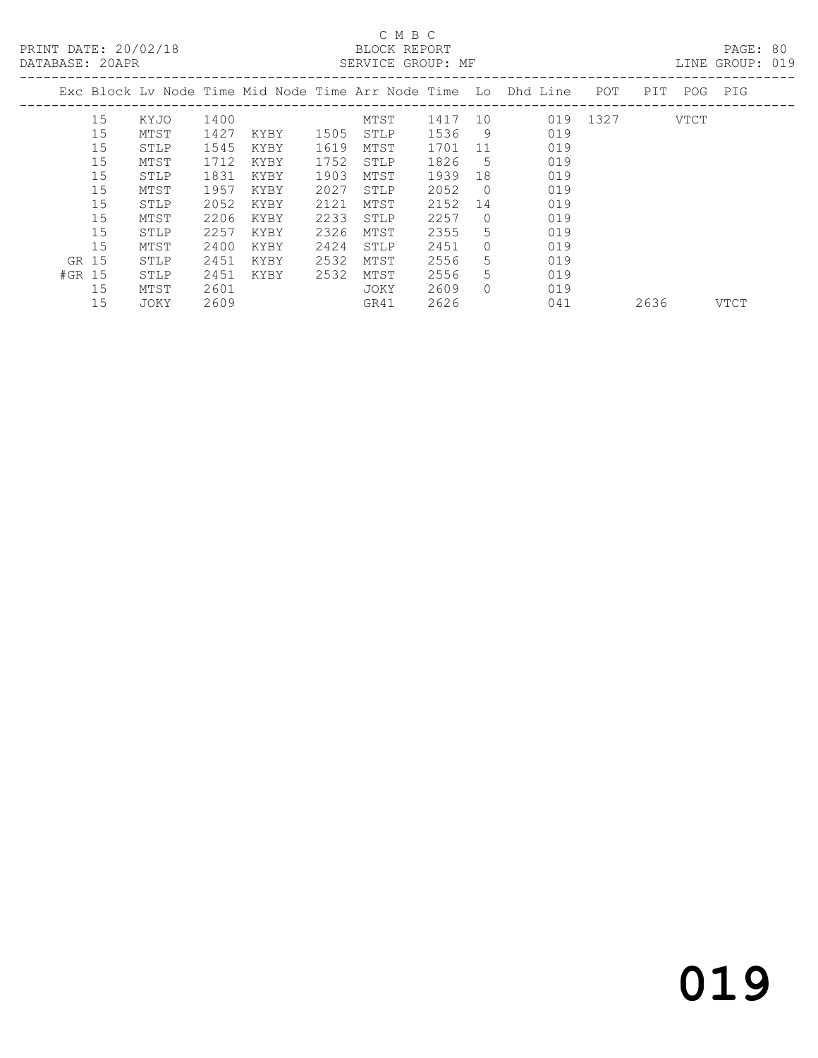C M B C

PRINT DATE: 20/02/18 BLOCK REPORT

DATABASE: 20APR SERVICE GROUP: MF LINE GROUP: 019

| Exc | Block | Lv | Node | Time | Mid Node | Time | Arr Node | Time | Lo | Dhd Line | POT | PIT | POG | PIG |
|---|---|---|---|---|---|---|---|---|---|---|---|---|---|---|
| | 15 | | KYJO | 1400 | | | MTST | 1417 | 10 | 019 | 1327 | | VTCT | |
| | 15 | | MTST | 1427 | KYBY | 1505 | STLP | 1536 | 9 | 019 | | | | |
| | 15 | | STLP | 1545 | KYBY | 1619 | MTST | 1701 | 11 | 019 | | | | |
| | 15 | | MTST | 1712 | KYBY | 1752 | STLP | 1826 | 5 | 019 | | | | |
| | 15 | | STLP | 1831 | KYBY | 1903 | MTST | 1939 | 18 | 019 | | | | |
| | 15 | | MTST | 1957 | KYBY | 2027 | STLP | 2052 | 0 | 019 | | | | |
| | 15 | | STLP | 2052 | KYBY | 2121 | MTST | 2152 | 14 | 019 | | | | |
| | 15 | | MTST | 2206 | KYBY | 2233 | STLP | 2257 | 0 | 019 | | | | |
| | 15 | | STLP | 2257 | KYBY | 2326 | MTST | 2355 | 5 | 019 | | | | |
| | 15 | | MTST | 2400 | KYBY | 2424 | STLP | 2451 | 0 | 019 | | | | |
| GR | 15 | | STLP | 2451 | KYBY | 2532 | MTST | 2556 | 5 | 019 | | | | |
| #GR | 15 | | STLP | 2451 | KYBY | 2532 | MTST | 2556 | 5 | 019 | | | | |
| | 15 | | MTST | 2601 | | | JOKY | 2609 | 0 | 019 | | | | |
| | 15 | | JOKY | 2609 | | | GR41 | 2626 | | 041 | | 2636 | | VTCT |

019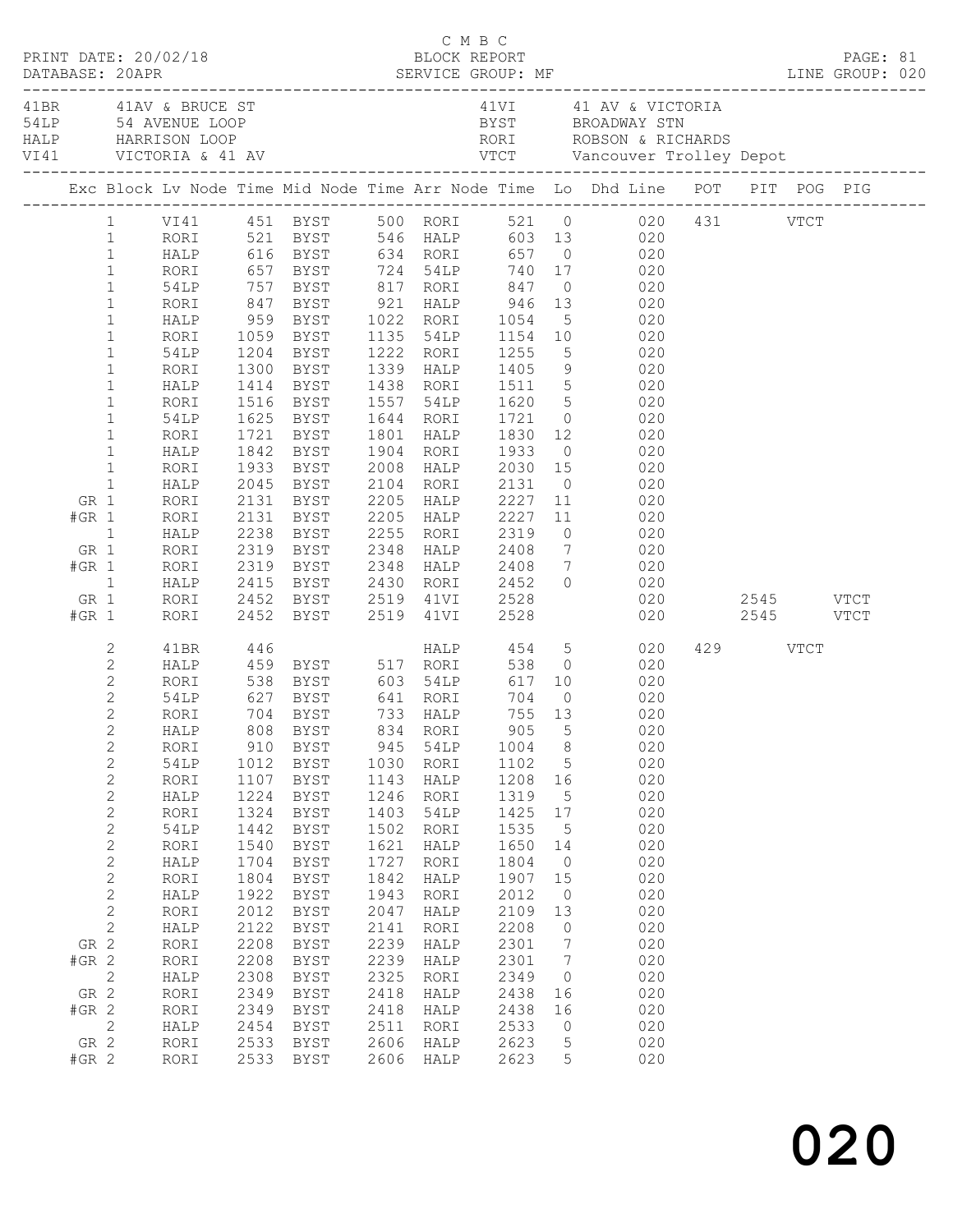C M B C
PRINT DATE: 20/02/18 BLOCK REPORT
DATABASE: 20APR SERVICE GROUP: MF LINE GROUP: 020

| Code | Location | Code | Location |
|---|---|---|---|
| 41BR | 41AV & BRUCE ST | 41VI | 41 AV & VICTORIA |
| 54LP | 54 AVENUE LOOP | BYST | BROADWAY STN |
| HALP | HARRISON LOOP | RORI | ROBSON & RICHARDS |
| VI41 | VICTORIA & 41 AV | VTCT | Vancouver Trolley Depot |

| Exc | Block | Lv Node | Time | Mid Node | Time | Arr Node | Time | Lo | Dhd Line | POT | PIT | POG | PIG |
|---|---|---|---|---|---|---|---|---|---|---|---|---|---|
| | 1 | VI41 | 451 | BYST | 500 | RORI | 521 | 0 | 020 | 431 | | VTCT | |
| | 1 | RORI | 521 | BYST | 546 | HALP | 603 | 13 | 020 | | | | |
| | 1 | HALP | 616 | BYST | 634 | RORI | 657 | 0 | 020 | | | | |
| | 1 | RORI | 657 | BYST | 724 | 54LP | 740 | 17 | 020 | | | | |
| | 1 | 54LP | 757 | BYST | 817 | RORI | 847 | 0 | 020 | | | | |
| | 1 | RORI | 847 | BYST | 921 | HALP | 946 | 13 | 020 | | | | |
| | 1 | HALP | 959 | BYST | 1022 | RORI | 1054 | 5 | 020 | | | | |
| | 1 | RORI | 1059 | BYST | 1135 | 54LP | 1154 | 10 | 020 | | | | |
| | 1 | 54LP | 1204 | BYST | 1222 | RORI | 1255 | 5 | 020 | | | | |
| | 1 | RORI | 1300 | BYST | 1339 | HALP | 1405 | 9 | 020 | | | | |
| | 1 | HALP | 1414 | BYST | 1438 | RORI | 1511 | 5 | 020 | | | | |
| | 1 | RORI | 1516 | BYST | 1557 | 54LP | 1620 | 5 | 020 | | | | |
| | 1 | 54LP | 1625 | BYST | 1644 | RORI | 1721 | 0 | 020 | | | | |
| | 1 | RORI | 1721 | BYST | 1801 | HALP | 1830 | 12 | 020 | | | | |
| | 1 | HALP | 1842 | BYST | 1904 | RORI | 1933 | 0 | 020 | | | | |
| | 1 | RORI | 1933 | BYST | 2008 | HALP | 2030 | 15 | 020 | | | | |
| | 1 | HALP | 2045 | BYST | 2104 | RORI | 2131 | 0 | 020 | | | | |
| GR | 1 | RORI | 2131 | BYST | 2205 | HALP | 2227 | 11 | 020 | | | | |
| #GR | 1 | RORI | 2131 | BYST | 2205 | HALP | 2227 | 11 | 020 | | | | |
| | 1 | HALP | 2238 | BYST | 2255 | RORI | 2319 | 0 | 020 | | | | |
| GR | 1 | RORI | 2319 | BYST | 2348 | HALP | 2408 | 7 | 020 | | | | |
| #GR | 1 | RORI | 2319 | BYST | 2348 | HALP | 2408 | 7 | 020 | | | | |
| | 1 | HALP | 2415 | BYST | 2430 | RORI | 2452 | 0 | 020 | | | | |
| GR | 1 | RORI | 2452 | BYST | 2519 | 41VI | 2528 | | 020 | | 2545 | | VTCT |
| #GR | 1 | RORI | 2452 | BYST | 2519 | 41VI | 2528 | | 020 | | 2545 | | VTCT |
| | 2 | 41BR | 446 | | | HALP | 454 | 5 | 020 | 429 | | VTCT | |
| | 2 | HALP | 459 | BYST | 517 | RORI | 538 | 0 | 020 | | | | |
| | 2 | RORI | 538 | BYST | 603 | 54LP | 617 | 10 | 020 | | | | |
| | 2 | 54LP | 627 | BYST | 641 | RORI | 704 | 0 | 020 | | | | |
| | 2 | RORI | 704 | BYST | 733 | HALP | 755 | 13 | 020 | | | | |
| | 2 | HALP | 808 | BYST | 834 | RORI | 905 | 5 | 020 | | | | |
| | 2 | RORI | 910 | BYST | 945 | 54LP | 1004 | 8 | 020 | | | | |
| | 2 | 54LP | 1012 | BYST | 1030 | RORI | 1102 | 5 | 020 | | | | |
| | 2 | RORI | 1107 | BYST | 1143 | HALP | 1208 | 16 | 020 | | | | |
| | 2 | HALP | 1224 | BYST | 1246 | RORI | 1319 | 5 | 020 | | | | |
| | 2 | RORI | 1324 | BYST | 1403 | 54LP | 1425 | 17 | 020 | | | | |
| | 2 | 54LP | 1442 | BYST | 1502 | RORI | 1535 | 5 | 020 | | | | |
| | 2 | RORI | 1540 | BYST | 1621 | HALP | 1650 | 14 | 020 | | | | |
| | 2 | HALP | 1704 | BYST | 1727 | RORI | 1804 | 0 | 020 | | | | |
| | 2 | RORI | 1804 | BYST | 1842 | HALP | 1907 | 15 | 020 | | | | |
| | 2 | HALP | 1922 | BYST | 1943 | RORI | 2012 | 0 | 020 | | | | |
| | 2 | RORI | 2012 | BYST | 2047 | HALP | 2109 | 13 | 020 | | | | |
| | 2 | HALP | 2122 | BYST | 2141 | RORI | 2208 | 0 | 020 | | | | |
| GR | 2 | RORI | 2208 | BYST | 2239 | HALP | 2301 | 7 | 020 | | | | |
| #GR | 2 | RORI | 2208 | BYST | 2239 | HALP | 2301 | 7 | 020 | | | | |
| | 2 | HALP | 2308 | BYST | 2325 | RORI | 2349 | 0 | 020 | | | | |
| GR | 2 | RORI | 2349 | BYST | 2418 | HALP | 2438 | 16 | 020 | | | | |
| #GR | 2 | RORI | 2349 | BYST | 2418 | HALP | 2438 | 16 | 020 | | | | |
| | 2 | HALP | 2454 | BYST | 2511 | RORI | 2533 | 0 | 020 | | | | |
| GR | 2 | RORI | 2533 | BYST | 2606 | HALP | 2623 | 5 | 020 | | | | |
| #GR | 2 | RORI | 2533 | BYST | 2606 | HALP | 2623 | 5 | 020 | | | | |

020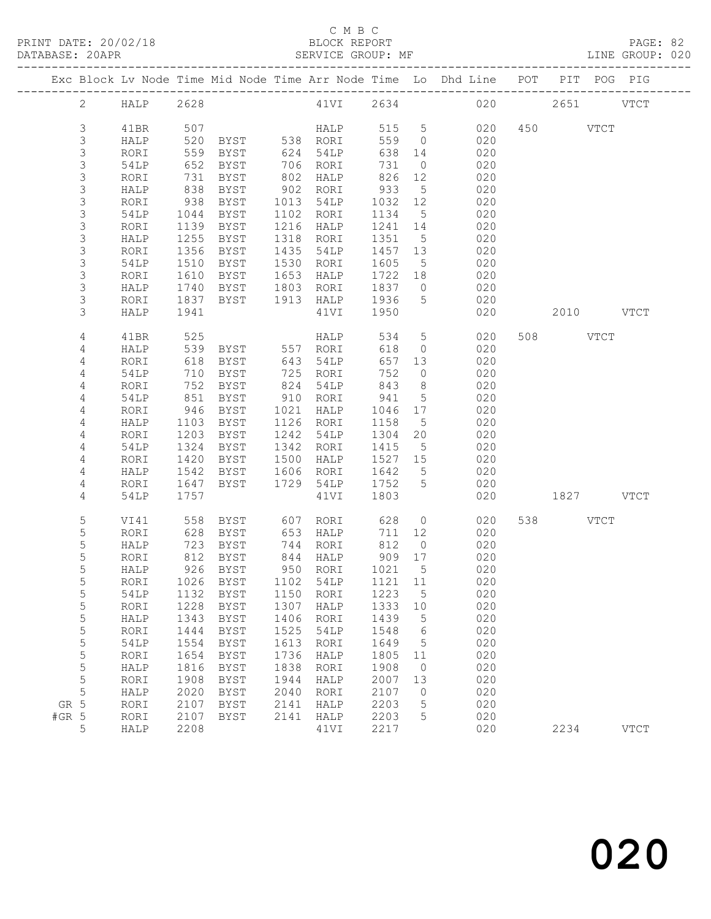C M B C

PRINT DATE: 20/02/18 BLOCK REPORT

DATABASE: 20APR SERVICE GROUP: MF LINE GROUP: 020

| Exc | Block | Lv | Node | Time | Mid Node | Time | Arr Node | Time | Lo | Dhd Line | POT | PIT | POG | PIG |
|---|---|---|---|---|---|---|---|---|---|---|---|---|---|---|
| | 2 | | HALP | 2628 | | | 41VI | 2634 | | 020 | | 2651 | | VTCT |
| | 3 | | 41BR | 507 | | | HALP | 515 | 5 | 020 | 450 | | VTCT | |
| | 3 | | HALP | 520 | BYST | 538 | RORI | 559 | 0 | 020 | | | | |
| | 3 | | RORI | 559 | BYST | 624 | 54LP | 638 | 14 | 020 | | | | |
| | 3 | | 54LP | 652 | BYST | 706 | RORI | 731 | 0 | 020 | | | | |
| | 3 | | RORI | 731 | BYST | 802 | HALP | 826 | 12 | 020 | | | | |
| | 3 | | HALP | 838 | BYST | 902 | RORI | 933 | 5 | 020 | | | | |
| | 3 | | RORI | 938 | BYST | 1013 | 54LP | 1032 | 12 | 020 | | | | |
| | 3 | | 54LP | 1044 | BYST | 1102 | RORI | 1134 | 5 | 020 | | | | |
| | 3 | | RORI | 1139 | BYST | 1216 | HALP | 1241 | 14 | 020 | | | | |
| | 3 | | HALP | 1255 | BYST | 1318 | RORI | 1351 | 5 | 020 | | | | |
| | 3 | | RORI | 1356 | BYST | 1435 | 54LP | 1457 | 13 | 020 | | | | |
| | 3 | | 54LP | 1510 | BYST | 1530 | RORI | 1605 | 5 | 020 | | | | |
| | 3 | | RORI | 1610 | BYST | 1653 | HALP | 1722 | 18 | 020 | | | | |
| | 3 | | HALP | 1740 | BYST | 1803 | RORI | 1837 | 0 | 020 | | | | |
| | 3 | | RORI | 1837 | BYST | 1913 | HALP | 1936 | 5 | 020 | | | | |
| | 3 | | HALP | 1941 | | | 41VI | 1950 | | 020 | | 2010 | | VTCT |
| | 4 | | 41BR | 525 | | | HALP | 534 | 5 | 020 | 508 | | VTCT | |
| | 4 | | HALP | 539 | BYST | 557 | RORI | 618 | 0 | 020 | | | | |
| | 4 | | RORI | 618 | BYST | 643 | 54LP | 657 | 13 | 020 | | | | |
| | 4 | | 54LP | 710 | BYST | 725 | RORI | 752 | 0 | 020 | | | | |
| | 4 | | RORI | 752 | BYST | 824 | 54LP | 843 | 8 | 020 | | | | |
| | 4 | | 54LP | 851 | BYST | 910 | RORI | 941 | 5 | 020 | | | | |
| | 4 | | RORI | 946 | BYST | 1021 | HALP | 1046 | 17 | 020 | | | | |
| | 4 | | HALP | 1103 | BYST | 1126 | RORI | 1158 | 5 | 020 | | | | |
| | 4 | | RORI | 1203 | BYST | 1242 | 54LP | 1304 | 20 | 020 | | | | |
| | 4 | | 54LP | 1324 | BYST | 1342 | RORI | 1415 | 5 | 020 | | | | |
| | 4 | | RORI | 1420 | BYST | 1500 | HALP | 1527 | 15 | 020 | | | | |
| | 4 | | HALP | 1542 | BYST | 1606 | RORI | 1642 | 5 | 020 | | | | |
| | 4 | | RORI | 1647 | BYST | 1729 | 54LP | 1752 | 5 | 020 | | | | |
| | 4 | | 54LP | 1757 | | | 41VI | 1803 | | 020 | | 1827 | | VTCT |
| | 5 | | VI41 | 558 | BYST | 607 | RORI | 628 | 0 | 020 | 538 | | VTCT | |
| | 5 | | RORI | 628 | BYST | 653 | HALP | 711 | 12 | 020 | | | | |
| | 5 | | HALP | 723 | BYST | 744 | RORI | 812 | 0 | 020 | | | | |
| | 5 | | RORI | 812 | BYST | 844 | HALP | 909 | 17 | 020 | | | | |
| | 5 | | HALP | 926 | BYST | 950 | RORI | 1021 | 5 | 020 | | | | |
| | 5 | | RORI | 1026 | BYST | 1102 | 54LP | 1121 | 11 | 020 | | | | |
| | 5 | | 54LP | 1132 | BYST | 1150 | RORI | 1223 | 5 | 020 | | | | |
| | 5 | | RORI | 1228 | BYST | 1307 | HALP | 1333 | 10 | 020 | | | | |
| | 5 | | HALP | 1343 | BYST | 1406 | RORI | 1439 | 5 | 020 | | | | |
| | 5 | | RORI | 1444 | BYST | 1525 | 54LP | 1548 | 6 | 020 | | | | |
| | 5 | | 54LP | 1554 | BYST | 1613 | RORI | 1649 | 5 | 020 | | | | |
| | 5 | | RORI | 1654 | BYST | 1736 | HALP | 1805 | 11 | 020 | | | | |
| | 5 | | HALP | 1816 | BYST | 1838 | RORI | 1908 | 0 | 020 | | | | |
| | 5 | | RORI | 1908 | BYST | 1944 | HALP | 2007 | 13 | 020 | | | | |
| | 5 | | HALP | 2020 | BYST | 2040 | RORI | 2107 | 0 | 020 | | | | |
| GR | 5 | | RORI | 2107 | BYST | 2141 | HALP | 2203 | 5 | 020 | | | | |
| #GR | 5 | | RORI | 2107 | BYST | 2141 | HALP | 2203 | 5 | 020 | | | | |
| | 5 | | HALP | 2208 | | | 41VI | 2217 | | 020 | | 2234 | | VTCT |

020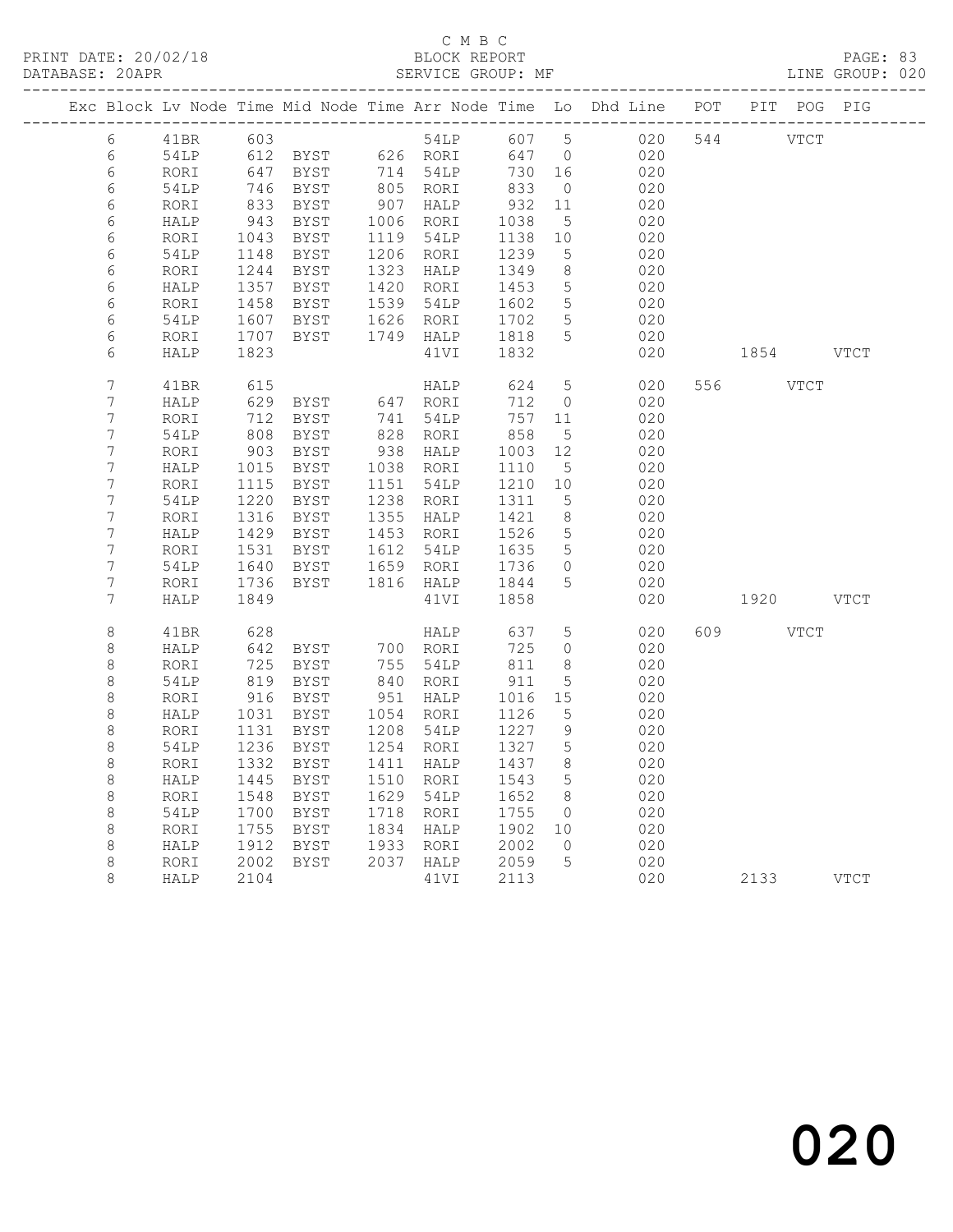C M B C
BLOCK REPORT
SERVICE GROUP: MF

PRINT DATE: 20/02/18
DATABASE: 20APR
LINE GROUP: 020

| Exc | Block | Lv | Node | Time | Mid Node | Time | Arr Node | Time | Lo | Dhd Line | POT | PIT | POG | PIG |
|---|---|---|---|---|---|---|---|---|---|---|---|---|---|---|
| | 6 | | 41BR | 603 | | | 54LP | 607 | 5 | 020 | 544 | | VTCT | |
| | 6 | | 54LP | 612 | BYST | 626 | RORI | 647 | 0 | 020 | | | | |
| | 6 | | RORI | 647 | BYST | 714 | 54LP | 730 | 16 | 020 | | | | |
| | 6 | | 54LP | 746 | BYST | 805 | RORI | 833 | 0 | 020 | | | | |
| | 6 | | RORI | 833 | BYST | 907 | HALP | 932 | 11 | 020 | | | | |
| | 6 | | HALP | 943 | BYST | 1006 | RORI | 1038 | 5 | 020 | | | | |
| | 6 | | RORI | 1043 | BYST | 1119 | 54LP | 1138 | 10 | 020 | | | | |
| | 6 | | 54LP | 1148 | BYST | 1206 | RORI | 1239 | 5 | 020 | | | | |
| | 6 | | RORI | 1244 | BYST | 1323 | HALP | 1349 | 8 | 020 | | | | |
| | 6 | | HALP | 1357 | BYST | 1420 | RORI | 1453 | 5 | 020 | | | | |
| | 6 | | RORI | 1458 | BYST | 1539 | 54LP | 1602 | 5 | 020 | | | | |
| | 6 | | 54LP | 1607 | BYST | 1626 | RORI | 1702 | 5 | 020 | | | | |
| | 6 | | RORI | 1707 | BYST | 1749 | HALP | 1818 | 5 | 020 | | | | |
| | 6 | | HALP | 1823 | | | 41VI | 1832 | | 020 | | 1854 | | VTCT |
| | 7 | | 41BR | 615 | | | HALP | 624 | 5 | 020 | 556 | | VTCT | |
| | 7 | | HALP | 629 | BYST | 647 | RORI | 712 | 0 | 020 | | | | |
| | 7 | | RORI | 712 | BYST | 741 | 54LP | 757 | 11 | 020 | | | | |
| | 7 | | 54LP | 808 | BYST | 828 | RORI | 858 | 5 | 020 | | | | |
| | 7 | | RORI | 903 | BYST | 938 | HALP | 1003 | 12 | 020 | | | | |
| | 7 | | HALP | 1015 | BYST | 1038 | RORI | 1110 | 5 | 020 | | | | |
| | 7 | | RORI | 1115 | BYST | 1151 | 54LP | 1210 | 10 | 020 | | | | |
| | 7 | | 54LP | 1220 | BYST | 1238 | RORI | 1311 | 5 | 020 | | | | |
| | 7 | | RORI | 1316 | BYST | 1355 | HALP | 1421 | 8 | 020 | | | | |
| | 7 | | HALP | 1429 | BYST | 1453 | RORI | 1526 | 5 | 020 | | | | |
| | 7 | | RORI | 1531 | BYST | 1612 | 54LP | 1635 | 5 | 020 | | | | |
| | 7 | | 54LP | 1640 | BYST | 1659 | RORI | 1736 | 0 | 020 | | | | |
| | 7 | | RORI | 1736 | BYST | 1816 | HALP | 1844 | 5 | 020 | | | | |
| | 7 | | HALP | 1849 | | | 41VI | 1858 | | 020 | | 1920 | | VTCT |
| | 8 | | 41BR | 628 | | | HALP | 637 | 5 | 020 | 609 | | VTCT | |
| | 8 | | HALP | 642 | BYST | 700 | RORI | 725 | 0 | 020 | | | | |
| | 8 | | RORI | 725 | BYST | 755 | 54LP | 811 | 8 | 020 | | | | |
| | 8 | | 54LP | 819 | BYST | 840 | RORI | 911 | 5 | 020 | | | | |
| | 8 | | RORI | 916 | BYST | 951 | HALP | 1016 | 15 | 020 | | | | |
| | 8 | | HALP | 1031 | BYST | 1054 | RORI | 1126 | 5 | 020 | | | | |
| | 8 | | RORI | 1131 | BYST | 1208 | 54LP | 1227 | 9 | 020 | | | | |
| | 8 | | 54LP | 1236 | BYST | 1254 | RORI | 1327 | 5 | 020 | | | | |
| | 8 | | RORI | 1332 | BYST | 1411 | HALP | 1437 | 8 | 020 | | | | |
| | 8 | | HALP | 1445 | BYST | 1510 | RORI | 1543 | 5 | 020 | | | | |
| | 8 | | RORI | 1548 | BYST | 1629 | 54LP | 1652 | 8 | 020 | | | | |
| | 8 | | 54LP | 1700 | BYST | 1718 | RORI | 1755 | 0 | 020 | | | | |
| | 8 | | RORI | 1755 | BYST | 1834 | HALP | 1902 | 10 | 020 | | | | |
| | 8 | | HALP | 1912 | BYST | 1933 | RORI | 2002 | 0 | 020 | | | | |
| | 8 | | RORI | 2002 | BYST | 2037 | HALP | 2059 | 5 | 020 | | | | |
| | 8 | | HALP | 2104 | | | 41VI | 2113 | | 020 | | 2133 | | VTCT |

020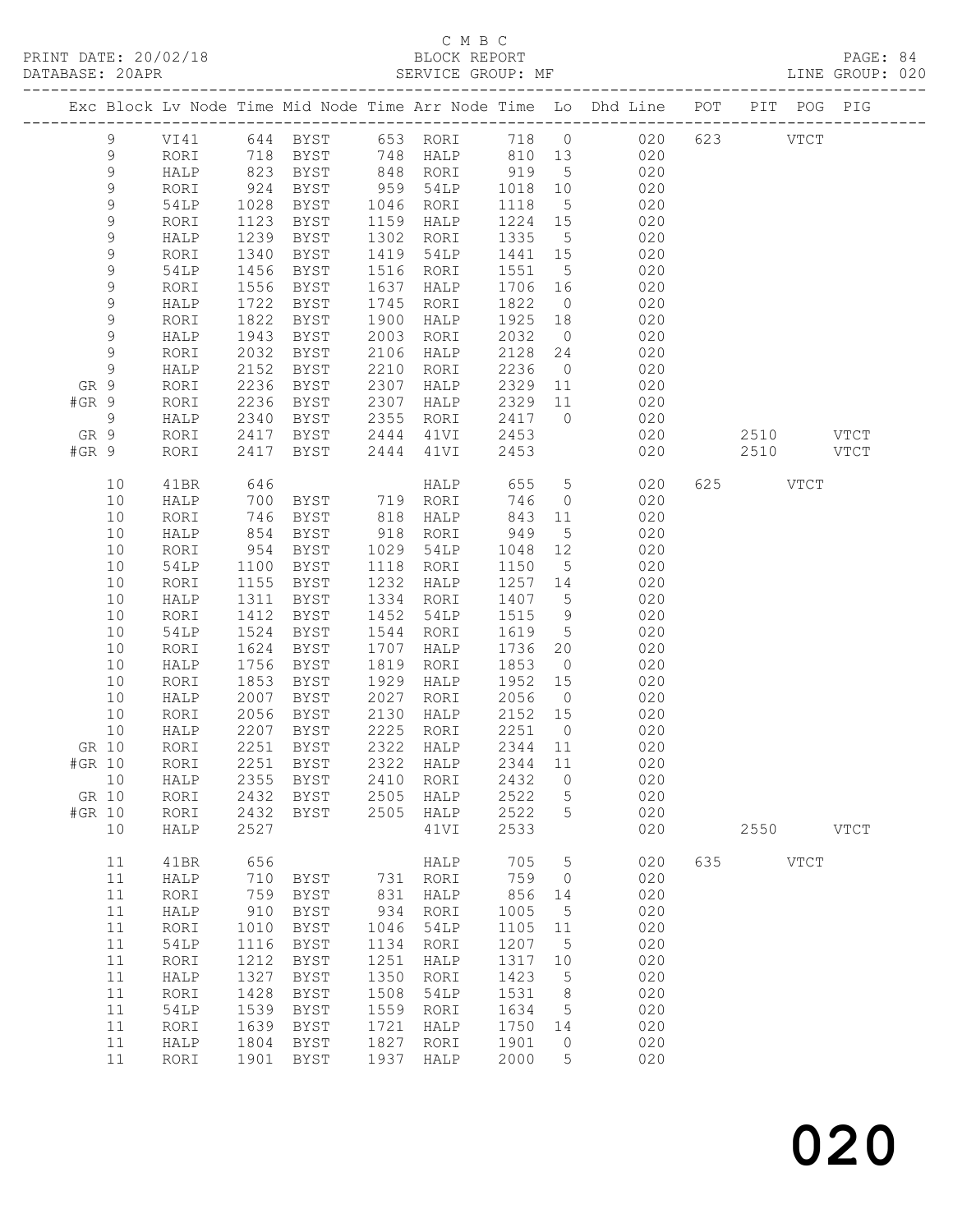C M B C
PRINT DATE: 20/02/18 BLOCK REPORT
DATABASE: 20APR SERVICE GROUP: MF LINE GROUP: 020

| Exc | Block | Lv | Node | Time | Mid Node | Time | Arr Node | Time | Lo | Dhd Line | POT | PIT | POG | PIG |
|---|---|---|---|---|---|---|---|---|---|---|---|---|---|---|
| | 9 | | VI41 | 644 | BYST | 653 | RORI | 718 | 0 | 020 | 623 | | VTCT | |
| | 9 | | RORI | 718 | BYST | 748 | HALP | 810 | 13 | 020 | | | | |
| | 9 | | HALP | 823 | BYST | 848 | RORI | 919 | 5 | 020 | | | | |
| | 9 | | RORI | 924 | BYST | 959 | 54LP | 1018 | 10 | 020 | | | | |
| | 9 | | 54LP | 1028 | BYST | 1046 | RORI | 1118 | 5 | 020 | | | | |
| | 9 | | RORI | 1123 | BYST | 1159 | HALP | 1224 | 15 | 020 | | | | |
| | 9 | | HALP | 1239 | BYST | 1302 | RORI | 1335 | 5 | 020 | | | | |
| | 9 | | RORI | 1340 | BYST | 1419 | 54LP | 1441 | 15 | 020 | | | | |
| | 9 | | 54LP | 1456 | BYST | 1516 | RORI | 1551 | 5 | 020 | | | | |
| | 9 | | RORI | 1556 | BYST | 1637 | HALP | 1706 | 16 | 020 | | | | |
| | 9 | | HALP | 1722 | BYST | 1745 | RORI | 1822 | 0 | 020 | | | | |
| | 9 | | RORI | 1822 | BYST | 1900 | HALP | 1925 | 18 | 020 | | | | |
| | 9 | | HALP | 1943 | BYST | 2003 | RORI | 2032 | 0 | 020 | | | | |
| | 9 | | RORI | 2032 | BYST | 2106 | HALP | 2128 | 24 | 020 | | | | |
| | 9 | | HALP | 2152 | BYST | 2210 | RORI | 2236 | 0 | 020 | | | | |
| GR | 9 | | RORI | 2236 | BYST | 2307 | HALP | 2329 | 11 | 020 | | | | |
| #GR | 9 | | RORI | 2236 | BYST | 2307 | HALP | 2329 | 11 | 020 | | | | |
| | 9 | | HALP | 2340 | BYST | 2355 | RORI | 2417 | 0 | 020 | | | | |
| GR | 9 | | RORI | 2417 | BYST | 2444 | 41VI | 2453 | | 020 | | 2510 | | VTCT |
| #GR | 9 | | RORI | 2417 | BYST | 2444 | 41VI | 2453 | | 020 | | 2510 | | VTCT |
| | 10 | | 41BR | 646 | | | HALP | 655 | 5 | 020 | 625 | | VTCT | |
| | 10 | | HALP | 700 | BYST | 719 | RORI | 746 | 0 | 020 | | | | |
| | 10 | | RORI | 746 | BYST | 818 | HALP | 843 | 11 | 020 | | | | |
| | 10 | | HALP | 854 | BYST | 918 | RORI | 949 | 5 | 020 | | | | |
| | 10 | | RORI | 954 | BYST | 1029 | 54LP | 1048 | 12 | 020 | | | | |
| | 10 | | 54LP | 1100 | BYST | 1118 | RORI | 1150 | 5 | 020 | | | | |
| | 10 | | RORI | 1155 | BYST | 1232 | HALP | 1257 | 14 | 020 | | | | |
| | 10 | | HALP | 1311 | BYST | 1334 | RORI | 1407 | 5 | 020 | | | | |
| | 10 | | RORI | 1412 | BYST | 1452 | 54LP | 1515 | 9 | 020 | | | | |
| | 10 | | 54LP | 1524 | BYST | 1544 | RORI | 1619 | 5 | 020 | | | | |
| | 10 | | RORI | 1624 | BYST | 1707 | HALP | 1736 | 20 | 020 | | | | |
| | 10 | | HALP | 1756 | BYST | 1819 | RORI | 1853 | 0 | 020 | | | | |
| | 10 | | RORI | 1853 | BYST | 1929 | HALP | 1952 | 15 | 020 | | | | |
| | 10 | | HALP | 2007 | BYST | 2027 | RORI | 2056 | 0 | 020 | | | | |
| | 10 | | RORI | 2056 | BYST | 2130 | HALP | 2152 | 15 | 020 | | | | |
| | 10 | | HALP | 2207 | BYST | 2225 | RORI | 2251 | 0 | 020 | | | | |
| GR | 10 | | RORI | 2251 | BYST | 2322 | HALP | 2344 | 11 | 020 | | | | |
| #GR | 10 | | RORI | 2251 | BYST | 2322 | HALP | 2344 | 11 | 020 | | | | |
| | 10 | | HALP | 2355 | BYST | 2410 | RORI | 2432 | 0 | 020 | | | | |
| GR | 10 | | RORI | 2432 | BYST | 2505 | HALP | 2522 | 5 | 020 | | | | |
| #GR | 10 | | RORI | 2432 | BYST | 2505 | HALP | 2522 | 5 | 020 | | | | |
| | 10 | | HALP | 2527 | | | 41VI | 2533 | | 020 | | 2550 | | VTCT |
| | 11 | | 41BR | 656 | | | HALP | 705 | 5 | 020 | 635 | | VTCT | |
| | 11 | | HALP | 710 | BYST | 731 | RORI | 759 | 0 | 020 | | | | |
| | 11 | | RORI | 759 | BYST | 831 | HALP | 856 | 14 | 020 | | | | |
| | 11 | | HALP | 910 | BYST | 934 | RORI | 1005 | 5 | 020 | | | | |
| | 11 | | RORI | 1010 | BYST | 1046 | 54LP | 1105 | 11 | 020 | | | | |
| | 11 | | 54LP | 1116 | BYST | 1134 | RORI | 1207 | 5 | 020 | | | | |
| | 11 | | RORI | 1212 | BYST | 1251 | HALP | 1317 | 10 | 020 | | | | |
| | 11 | | HALP | 1327 | BYST | 1350 | RORI | 1423 | 5 | 020 | | | | |
| | 11 | | RORI | 1428 | BYST | 1508 | 54LP | 1531 | 8 | 020 | | | | |
| | 11 | | 54LP | 1539 | BYST | 1559 | RORI | 1634 | 5 | 020 | | | | |
| | 11 | | RORI | 1639 | BYST | 1721 | HALP | 1750 | 14 | 020 | | | | |
| | 11 | | HALP | 1804 | BYST | 1827 | RORI | 1901 | 0 | 020 | | | | |
| | 11 | | RORI | 1901 | BYST | 1937 | HALP | 2000 | 5 | 020 | | | | |

# 020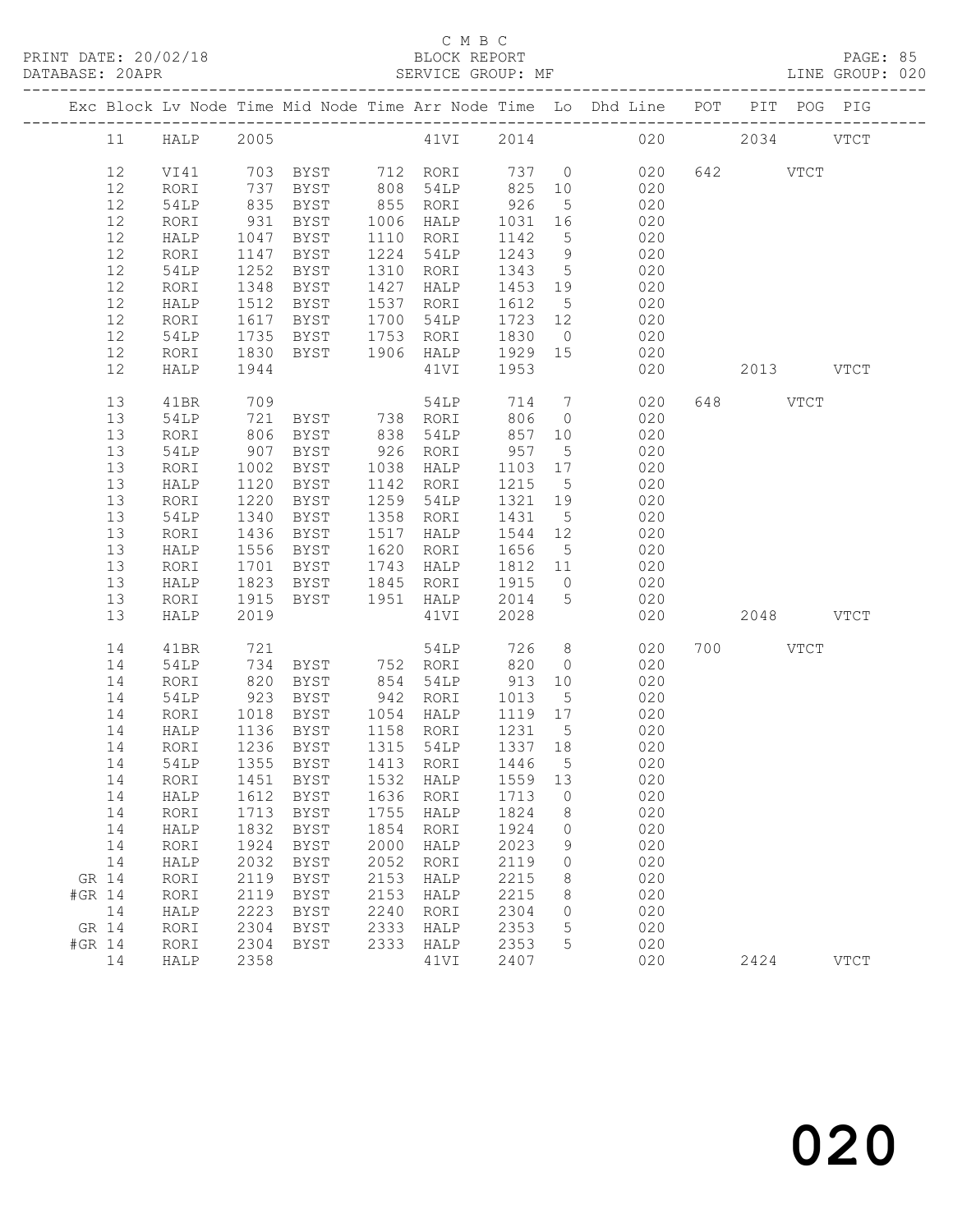C M B C

PRINT DATE: 20/02/18 BLOCK REPORT

DATABASE: 20APR SERVICE GROUP: MF LINE GROUP: 020

| Exc | Block | Lv | Node | Time | Mid Node | Time | Arr Node | Time | Lo | Dhd Line | POT | PIT | POG | PIG |
|---|---|---|---|---|---|---|---|---|---|---|---|---|---|---|
| | 11 | | HALP | 2005 | | | 41VI | 2014 | | 020 | | 2034 | | VTCT |
| | 12 | | VI41 | 703 | BYST | 712 | RORI | 737 | 0 | 020 | 642 | | VTCT | |
| | 12 | | RORI | 737 | BYST | 808 | 54LP | 825 | 10 | 020 | | | | |
| | 12 | | 54LP | 835 | BYST | 855 | RORI | 926 | 5 | 020 | | | | |
| | 12 | | RORI | 931 | BYST | 1006 | HALP | 1031 | 16 | 020 | | | | |
| | 12 | | HALP | 1047 | BYST | 1110 | RORI | 1142 | 5 | 020 | | | | |
| | 12 | | RORI | 1147 | BYST | 1224 | 54LP | 1243 | 9 | 020 | | | | |
| | 12 | | 54LP | 1252 | BYST | 1310 | RORI | 1343 | 5 | 020 | | | | |
| | 12 | | RORI | 1348 | BYST | 1427 | HALP | 1453 | 19 | 020 | | | | |
| | 12 | | HALP | 1512 | BYST | 1537 | RORI | 1612 | 5 | 020 | | | | |
| | 12 | | RORI | 1617 | BYST | 1700 | 54LP | 1723 | 12 | 020 | | | | |
| | 12 | | 54LP | 1735 | BYST | 1753 | RORI | 1830 | 0 | 020 | | | | |
| | 12 | | RORI | 1830 | BYST | 1906 | HALP | 1929 | 15 | 020 | | | | |
| | 12 | | HALP | 1944 | | | 41VI | 1953 | | 020 | | 2013 | | VTCT |
| | 13 | | 41BR | 709 | | | 54LP | 714 | 7 | 020 | 648 | | VTCT | |
| | 13 | | 54LP | 721 | BYST | 738 | RORI | 806 | 0 | 020 | | | | |
| | 13 | | RORI | 806 | BYST | 838 | 54LP | 857 | 10 | 020 | | | | |
| | 13 | | 54LP | 907 | BYST | 926 | RORI | 957 | 5 | 020 | | | | |
| | 13 | | RORI | 1002 | BYST | 1038 | HALP | 1103 | 17 | 020 | | | | |
| | 13 | | HALP | 1120 | BYST | 1142 | RORI | 1215 | 5 | 020 | | | | |
| | 13 | | RORI | 1220 | BYST | 1259 | 54LP | 1321 | 19 | 020 | | | | |
| | 13 | | 54LP | 1340 | BYST | 1358 | RORI | 1431 | 5 | 020 | | | | |
| | 13 | | RORI | 1436 | BYST | 1517 | HALP | 1544 | 12 | 020 | | | | |
| | 13 | | HALP | 1556 | BYST | 1620 | RORI | 1656 | 5 | 020 | | | | |
| | 13 | | RORI | 1701 | BYST | 1743 | HALP | 1812 | 11 | 020 | | | | |
| | 13 | | HALP | 1823 | BYST | 1845 | RORI | 1915 | 0 | 020 | | | | |
| | 13 | | RORI | 1915 | BYST | 1951 | HALP | 2014 | 5 | 020 | | | | |
| | 13 | | HALP | 2019 | | | 41VI | 2028 | | 020 | | 2048 | | VTCT |
| | 14 | | 41BR | 721 | | | 54LP | 726 | 8 | 020 | 700 | | VTCT | |
| | 14 | | 54LP | 734 | BYST | 752 | RORI | 820 | 0 | 020 | | | | |
| | 14 | | RORI | 820 | BYST | 854 | 54LP | 913 | 10 | 020 | | | | |
| | 14 | | 54LP | 923 | BYST | 942 | RORI | 1013 | 5 | 020 | | | | |
| | 14 | | RORI | 1018 | BYST | 1054 | HALP | 1119 | 17 | 020 | | | | |
| | 14 | | HALP | 1136 | BYST | 1158 | RORI | 1231 | 5 | 020 | | | | |
| | 14 | | RORI | 1236 | BYST | 1315 | 54LP | 1337 | 18 | 020 | | | | |
| | 14 | | 54LP | 1355 | BYST | 1413 | RORI | 1446 | 5 | 020 | | | | |
| | 14 | | RORI | 1451 | BYST | 1532 | HALP | 1559 | 13 | 020 | | | | |
| | 14 | | HALP | 1612 | BYST | 1636 | RORI | 1713 | 0 | 020 | | | | |
| | 14 | | RORI | 1713 | BYST | 1755 | HALP | 1824 | 8 | 020 | | | | |
| | 14 | | HALP | 1832 | BYST | 1854 | RORI | 1924 | 0 | 020 | | | | |
| | 14 | | RORI | 1924 | BYST | 2000 | HALP | 2023 | 9 | 020 | | | | |
| | 14 | | HALP | 2032 | BYST | 2052 | RORI | 2119 | 0 | 020 | | | | |
| GR | 14 | | RORI | 2119 | BYST | 2153 | HALP | 2215 | 8 | 020 | | | | |
| #GR | 14 | | RORI | 2119 | BYST | 2153 | HALP | 2215 | 8 | 020 | | | | |
| | 14 | | HALP | 2223 | BYST | 2240 | RORI | 2304 | 0 | 020 | | | | |
| GR | 14 | | RORI | 2304 | BYST | 2333 | HALP | 2353 | 5 | 020 | | | | |
| #GR | 14 | | RORI | 2304 | BYST | 2333 | HALP | 2353 | 5 | 020 | | | | |
| | 14 | | HALP | 2358 | | | 41VI | 2407 | | 020 | | 2424 | | VTCT |

020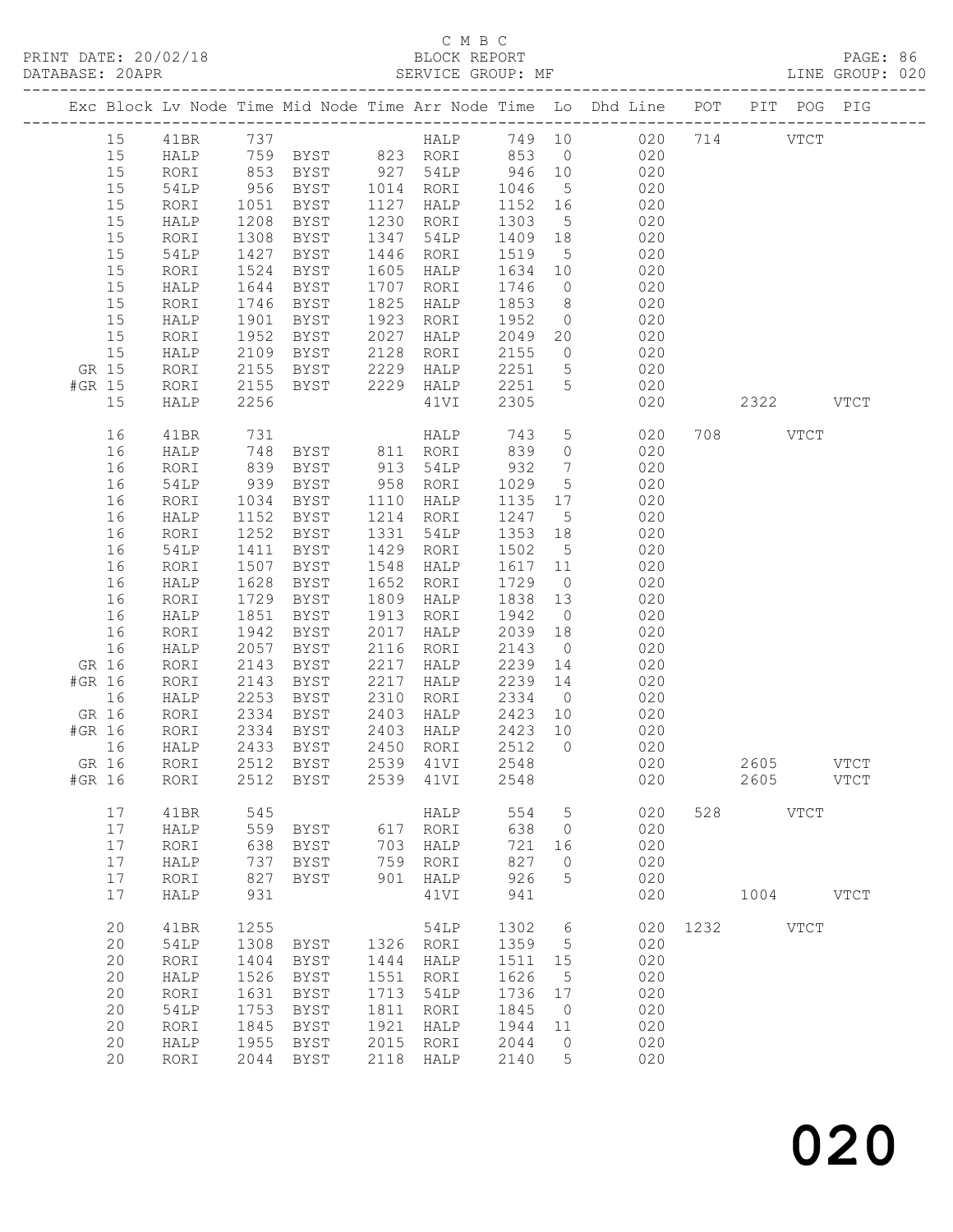C M B C
PRINT DATE: 20/02/18 BLOCK REPORT
DATABASE: 20APR SERVICE GROUP: MF LINE GROUP: 020

| Exc | Block | Lv | Node | Time | Mid Node | Time | Arr Node | Time | Lo | Dhd Line | POT | PIT | POG | PIG |
|---|---|---|---|---|---|---|---|---|---|---|---|---|---|---|
| | 15 | | 41BR | 737 | | | HALP | 749 | 10 | 020 | 714 | | VTCT | |
| | 15 | | HALP | 759 | BYST | 823 | RORI | 853 | 0 | 020 | | | | |
| | 15 | | RORI | 853 | BYST | 927 | 54LP | 946 | 10 | 020 | | | | |
| | 15 | | 54LP | 956 | BYST | 1014 | RORI | 1046 | 5 | 020 | | | | |
| | 15 | | RORI | 1051 | BYST | 1127 | HALP | 1152 | 16 | 020 | | | | |
| | 15 | | HALP | 1208 | BYST | 1230 | RORI | 1303 | 5 | 020 | | | | |
| | 15 | | RORI | 1308 | BYST | 1347 | 54LP | 1409 | 18 | 020 | | | | |
| | 15 | | 54LP | 1427 | BYST | 1446 | RORI | 1519 | 5 | 020 | | | | |
| | 15 | | RORI | 1524 | BYST | 1605 | HALP | 1634 | 10 | 020 | | | | |
| | 15 | | HALP | 1644 | BYST | 1707 | RORI | 1746 | 0 | 020 | | | | |
| | 15 | | RORI | 1746 | BYST | 1825 | HALP | 1853 | 8 | 020 | | | | |
| | 15 | | HALP | 1901 | BYST | 1923 | RORI | 1952 | 0 | 020 | | | | |
| | 15 | | RORI | 1952 | BYST | 2027 | HALP | 2049 | 20 | 020 | | | | |
| | 15 | | HALP | 2109 | BYST | 2128 | RORI | 2155 | 0 | 020 | | | | |
| GR | 15 | | RORI | 2155 | BYST | 2229 | HALP | 2251 | 5 | 020 | | | | |
| #GR | 15 | | RORI | 2155 | BYST | 2229 | HALP | 2251 | 5 | 020 | | | | |
| | 15 | | HALP | 2256 | | | 41VI | 2305 | | 020 | | 2322 | | VTCT |
| | 16 | | 41BR | 731 | | | HALP | 743 | 5 | 020 | 708 | | VTCT | |
| | 16 | | HALP | 748 | BYST | 811 | RORI | 839 | 0 | 020 | | | | |
| | 16 | | RORI | 839 | BYST | 913 | 54LP | 932 | 7 | 020 | | | | |
| | 16 | | 54LP | 939 | BYST | 958 | RORI | 1029 | 5 | 020 | | | | |
| | 16 | | RORI | 1034 | BYST | 1110 | HALP | 1135 | 17 | 020 | | | | |
| | 16 | | HALP | 1152 | BYST | 1214 | RORI | 1247 | 5 | 020 | | | | |
| | 16 | | RORI | 1252 | BYST | 1331 | 54LP | 1353 | 18 | 020 | | | | |
| | 16 | | 54LP | 1411 | BYST | 1429 | RORI | 1502 | 5 | 020 | | | | |
| | 16 | | RORI | 1507 | BYST | 1548 | HALP | 1617 | 11 | 020 | | | | |
| | 16 | | HALP | 1628 | BYST | 1652 | RORI | 1729 | 0 | 020 | | | | |
| | 16 | | RORI | 1729 | BYST | 1809 | HALP | 1838 | 13 | 020 | | | | |
| | 16 | | HALP | 1851 | BYST | 1913 | RORI | 1942 | 0 | 020 | | | | |
| | 16 | | RORI | 1942 | BYST | 2017 | HALP | 2039 | 18 | 020 | | | | |
| | 16 | | HALP | 2057 | BYST | 2116 | RORI | 2143 | 0 | 020 | | | | |
| GR | 16 | | RORI | 2143 | BYST | 2217 | HALP | 2239 | 14 | 020 | | | | |
| #GR | 16 | | RORI | 2143 | BYST | 2217 | HALP | 2239 | 14 | 020 | | | | |
| | 16 | | HALP | 2253 | BYST | 2310 | RORI | 2334 | 0 | 020 | | | | |
| GR | 16 | | RORI | 2334 | BYST | 2403 | HALP | 2423 | 10 | 020 | | | | |
| #GR | 16 | | RORI | 2334 | BYST | 2403 | HALP | 2423 | 10 | 020 | | | | |
| | 16 | | HALP | 2433 | BYST | 2450 | RORI | 2512 | 0 | 020 | | | | |
| GR | 16 | | RORI | 2512 | BYST | 2539 | 41VI | 2548 | | 020 | | 2605 | | VTCT |
| #GR | 16 | | RORI | 2512 | BYST | 2539 | 41VI | 2548 | | 020 | | 2605 | | VTCT |
| | 17 | | 41BR | 545 | | | HALP | 554 | 5 | 020 | 528 | | VTCT | |
| | 17 | | HALP | 559 | BYST | 617 | RORI | 638 | 0 | 020 | | | | |
| | 17 | | RORI | 638 | BYST | 703 | HALP | 721 | 16 | 020 | | | | |
| | 17 | | HALP | 737 | BYST | 759 | RORI | 827 | 0 | 020 | | | | |
| | 17 | | RORI | 827 | BYST | 901 | HALP | 926 | 5 | 020 | | | | |
| | 17 | | HALP | 931 | | | 41VI | 941 | | 020 | | 1004 | | VTCT |
| | 20 | | 41BR | 1255 | | | 54LP | 1302 | 6 | 020 | 1232 | | VTCT | |
| | 20 | | 54LP | 1308 | BYST | 1326 | RORI | 1359 | 5 | 020 | | | | |
| | 20 | | RORI | 1404 | BYST | 1444 | HALP | 1511 | 15 | 020 | | | | |
| | 20 | | HALP | 1526 | BYST | 1551 | RORI | 1626 | 5 | 020 | | | | |
| | 20 | | RORI | 1631 | BYST | 1713 | 54LP | 1736 | 17 | 020 | | | | |
| | 20 | | 54LP | 1753 | BYST | 1811 | RORI | 1845 | 0 | 020 | | | | |
| | 20 | | RORI | 1845 | BYST | 1921 | HALP | 1944 | 11 | 020 | | | | |
| | 20 | | HALP | 1955 | BYST | 2015 | RORI | 2044 | 0 | 020 | | | | |
| | 20 | | RORI | 2044 | BYST | 2118 | HALP | 2140 | 5 | 020 | | | | |

020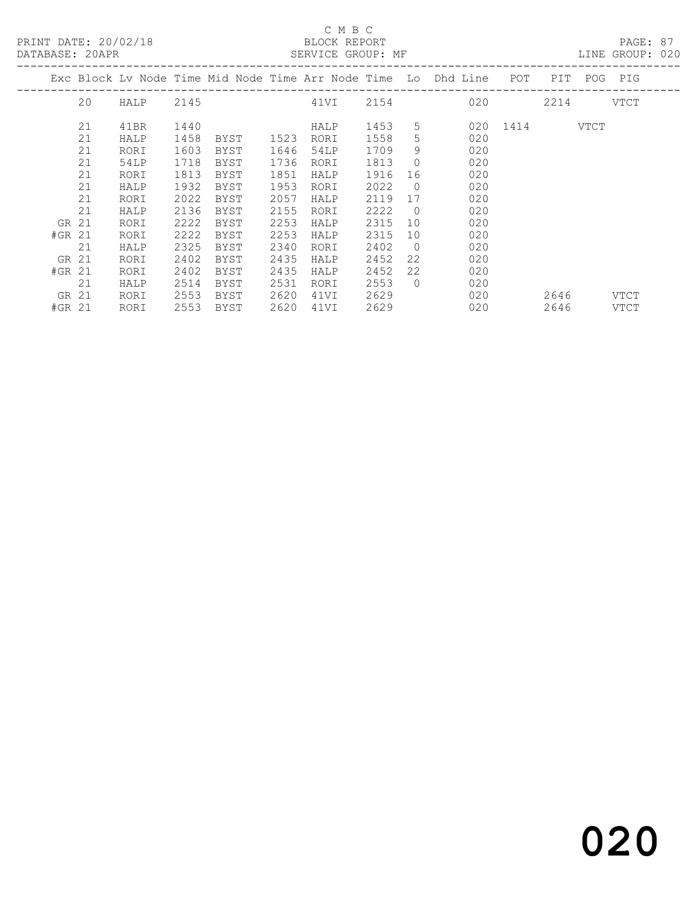C M B C
PRINT DATE: 20/02/18 BLOCK REPORT
DATABASE: 20APR SERVICE GROUP: MF LINE GROUP: 020

| Exc | Block | Lv | Node | Time | Mid Node | Time | Arr Node | Time | Lo | Dhd Line | POT | PIT | POG | PIG |
|---|---|---|---|---|---|---|---|---|---|---|---|---|---|---|
| | 20 | | HALP | 2145 | | | 41VI | 2154 | | 020 | | 2214 | | VTCT |
| | 21 | | 41BR | 1440 | | | HALP | 1453 | 5 | 020 | 1414 | | VTCT | |
| | 21 | | HALP | 1458 | BYST | 1523 | RORI | 1558 | 5 | 020 | | | | |
| | 21 | | RORI | 1603 | BYST | 1646 | 54LP | 1709 | 9 | 020 | | | | |
| | 21 | | 54LP | 1718 | BYST | 1736 | RORI | 1813 | 0 | 020 | | | | |
| | 21 | | RORI | 1813 | BYST | 1851 | HALP | 1916 | 16 | 020 | | | | |
| | 21 | | HALP | 1932 | BYST | 1953 | RORI | 2022 | 0 | 020 | | | | |
| | 21 | | RORI | 2022 | BYST | 2057 | HALP | 2119 | 17 | 020 | | | | |
| | 21 | | HALP | 2136 | BYST | 2155 | RORI | 2222 | 0 | 020 | | | | |
| GR | 21 | | RORI | 2222 | BYST | 2253 | HALP | 2315 | 10 | 020 | | | | |
| #GR | 21 | | RORI | 2222 | BYST | 2253 | HALP | 2315 | 10 | 020 | | | | |
| | 21 | | HALP | 2325 | BYST | 2340 | RORI | 2402 | 0 | 020 | | | | |
| GR | 21 | | RORI | 2402 | BYST | 2435 | HALP | 2452 | 22 | 020 | | | | |
| #GR | 21 | | RORI | 2402 | BYST | 2435 | HALP | 2452 | 22 | 020 | | | | |
| | 21 | | HALP | 2514 | BYST | 2531 | RORI | 2553 | 0 | 020 | | | | |
| GR | 21 | | RORI | 2553 | BYST | 2620 | 41VI | 2629 | | 020 | | 2646 | | VTCT |
| #GR | 21 | | RORI | 2553 | BYST | 2620 | 41VI | 2629 | | 020 | | 2646 | | VTCT |

020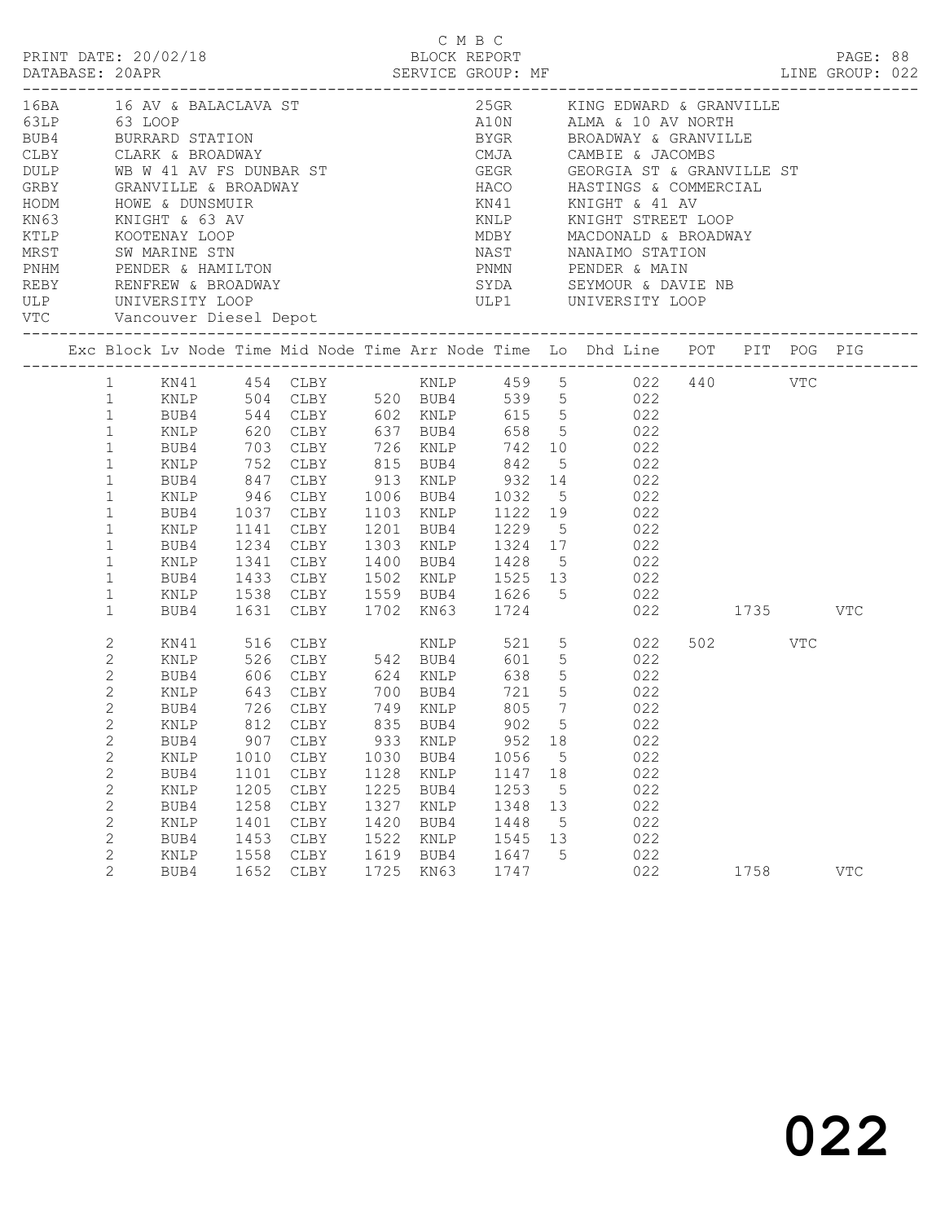C M B C

PRINT DATE: 20/02/18 BLOCK REPORT
DATABASE: 20APR SERVICE GROUP: MF LINE GROUP: 022

| Code | Description | Code | Description |
|---|---|---|---|
| 16BA | 16 AV & BALACLAVA ST | 25GR | KING EDWARD & GRANVILLE |
| 63LP | 63 LOOP | A10N | ALMA & 10 AV NORTH |
| BUB4 | BURRARD STATION | BYGR | BROADWAY & GRANVILLE |
| CLBY | CLARK & BROADWAY | CMJA | CAMBIE & JACOMBS |
| DULP | WB W 41 AV FS DUNBAR ST | GEGR | GEORGIA ST & GRANVILLE ST |
| GRBY | GRANVILLE & BROADWAY | HACO | HASTINGS & COMMERCIAL |
| HODM | HOWE & DUNSMUIR | KN41 | KNIGHT & 41 AV |
| KN63 | KNIGHT & 63 AV | KNLP | KNIGHT STREET LOOP |
| KTLP | KOOTENAY LOOP | MDBY | MACDONALD & BROADWAY |
| MRST | SW MARINE STN | NAST | NANAIMO STATION |
| PNHM | PENDER & HAMILTON | PNMN | PENDER & MAIN |
| REBY | RENFREW & BROADWAY | SYDA | SEYMOUR & DAVIE NB |
| ULP | UNIVERSITY LOOP | ULP1 | UNIVERSITY LOOP |
| VTC | Vancouver Diesel Depot | | |

| Exc | Block | Lv Node | Time | Mid Node | Time | Arr Node | Time | Lo | Dhd Line | POT | PIT | POG | PIG |
|---|---|---|---|---|---|---|---|---|---|---|---|---|---|
| | 1 | KN41 | 454 | CLBY | | KNLP | 459 | 5 | 022 | 440 | | VTC | |
| | 1 | KNLP | 504 | CLBY | 520 | BUB4 | 539 | 5 | 022 | | | | |
| | 1 | BUB4 | 544 | CLBY | 602 | KNLP | 615 | 5 | 022 | | | | |
| | 1 | KNLP | 620 | CLBY | 637 | BUB4 | 658 | 5 | 022 | | | | |
| | 1 | BUB4 | 703 | CLBY | 726 | KNLP | 742 | 10 | 022 | | | | |
| | 1 | KNLP | 752 | CLBY | 815 | BUB4 | 842 | 5 | 022 | | | | |
| | 1 | BUB4 | 847 | CLBY | 913 | KNLP | 932 | 14 | 022 | | | | |
| | 1 | KNLP | 946 | CLBY | 1006 | BUB4 | 1032 | 5 | 022 | | | | |
| | 1 | BUB4 | 1037 | CLBY | 1103 | KNLP | 1122 | 19 | 022 | | | | |
| | 1 | KNLP | 1141 | CLBY | 1201 | BUB4 | 1229 | 5 | 022 | | | | |
| | 1 | BUB4 | 1234 | CLBY | 1303 | KNLP | 1324 | 17 | 022 | | | | |
| | 1 | KNLP | 1341 | CLBY | 1400 | BUB4 | 1428 | 5 | 022 | | | | |
| | 1 | BUB4 | 1433 | CLBY | 1502 | KNLP | 1525 | 13 | 022 | | | | |
| | 1 | KNLP | 1538 | CLBY | 1559 | BUB4 | 1626 | 5 | 022 | | | | |
| | 1 | BUB4 | 1631 | CLBY | 1702 | KN63 | 1724 | | 022 | | 1735 | | VTC |
| | 2 | KN41 | 516 | CLBY | | KNLP | 521 | 5 | 022 | 502 | | VTC | |
| | 2 | KNLP | 526 | CLBY | 542 | BUB4 | 601 | 5 | 022 | | | | |
| | 2 | BUB4 | 606 | CLBY | 624 | KNLP | 638 | 5 | 022 | | | | |
| | 2 | KNLP | 643 | CLBY | 700 | BUB4 | 721 | 5 | 022 | | | | |
| | 2 | BUB4 | 726 | CLBY | 749 | KNLP | 805 | 7 | 022 | | | | |
| | 2 | KNLP | 812 | CLBY | 835 | BUB4 | 902 | 5 | 022 | | | | |
| | 2 | BUB4 | 907 | CLBY | 933 | KNLP | 952 | 18 | 022 | | | | |
| | 2 | KNLP | 1010 | CLBY | 1030 | BUB4 | 1056 | 5 | 022 | | | | |
| | 2 | BUB4 | 1101 | CLBY | 1128 | KNLP | 1147 | 18 | 022 | | | | |
| | 2 | KNLP | 1205 | CLBY | 1225 | BUB4 | 1253 | 5 | 022 | | | | |
| | 2 | BUB4 | 1258 | CLBY | 1327 | KNLP | 1348 | 13 | 022 | | | | |
| | 2 | KNLP | 1401 | CLBY | 1420 | BUB4 | 1448 | 5 | 022 | | | | |
| | 2 | BUB4 | 1453 | CLBY | 1522 | KNLP | 1545 | 13 | 022 | | | | |
| | 2 | KNLP | 1558 | CLBY | 1619 | BUB4 | 1647 | 5 | 022 | | | | |
| | 2 | BUB4 | 1652 | CLBY | 1725 | KN63 | 1747 | | 022 | | 1758 | | VTC |

022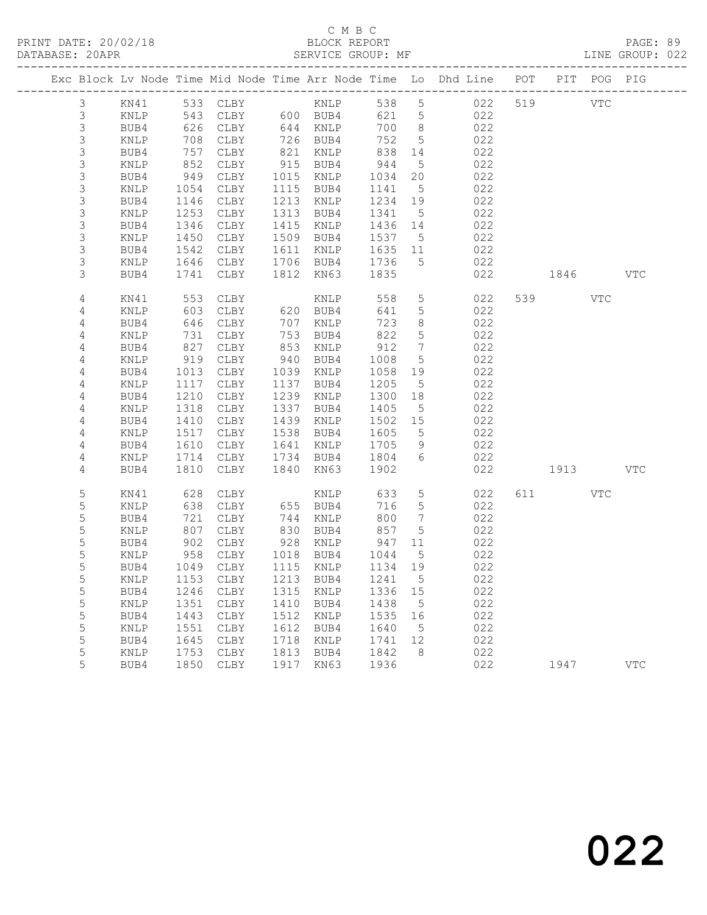C M B C
PRINT DATE: 20/02/18 BLOCK REPORT
DATABASE: 20APR SERVICE GROUP: MF LINE GROUP: 022

| Exc | Block | Lv | Node | Time | Mid Node | Time | Arr Node | Time | Lo | Dhd Line | POT | PIT | POG | PIG |
|---|---|---|---|---|---|---|---|---|---|---|---|---|---|---|
| | 3 | | KN41 | 533 | CLBY | | KNLP | 538 | 5 | 022 | 519 | | VTC | |
| | 3 | | KNLP | 543 | CLBY | 600 | BUB4 | 621 | 5 | 022 | | | | |
| | 3 | | BUB4 | 626 | CLBY | 644 | KNLP | 700 | 8 | 022 | | | | |
| | 3 | | KNLP | 708 | CLBY | 726 | BUB4 | 752 | 5 | 022 | | | | |
| | 3 | | BUB4 | 757 | CLBY | 821 | KNLP | 838 | 14 | 022 | | | | |
| | 3 | | KNLP | 852 | CLBY | 915 | BUB4 | 944 | 5 | 022 | | | | |
| | 3 | | BUB4 | 949 | CLBY | 1015 | KNLP | 1034 | 20 | 022 | | | | |
| | 3 | | KNLP | 1054 | CLBY | 1115 | BUB4 | 1141 | 5 | 022 | | | | |
| | 3 | | BUB4 | 1146 | CLBY | 1213 | KNLP | 1234 | 19 | 022 | | | | |
| | 3 | | KNLP | 1253 | CLBY | 1313 | BUB4 | 1341 | 5 | 022 | | | | |
| | 3 | | BUB4 | 1346 | CLBY | 1415 | KNLP | 1436 | 14 | 022 | | | | |
| | 3 | | KNLP | 1450 | CLBY | 1509 | BUB4 | 1537 | 5 | 022 | | | | |
| | 3 | | BUB4 | 1542 | CLBY | 1611 | KNLP | 1635 | 11 | 022 | | | | |
| | 3 | | KNLP | 1646 | CLBY | 1706 | BUB4 | 1736 | 5 | 022 | | | | |
| | 3 | | BUB4 | 1741 | CLBY | 1812 | KN63 | 1835 | | 022 | | 1846 | | VTC |
| | 4 | | KN41 | 553 | CLBY | | KNLP | 558 | 5 | 022 | 539 | | VTC | |
| | 4 | | KNLP | 603 | CLBY | 620 | BUB4 | 641 | 5 | 022 | | | | |
| | 4 | | BUB4 | 646 | CLBY | 707 | KNLP | 723 | 8 | 022 | | | | |
| | 4 | | KNLP | 731 | CLBY | 753 | BUB4 | 822 | 5 | 022 | | | | |
| | 4 | | BUB4 | 827 | CLBY | 853 | KNLP | 912 | 7 | 022 | | | | |
| | 4 | | KNLP | 919 | CLBY | 940 | BUB4 | 1008 | 5 | 022 | | | | |
| | 4 | | BUB4 | 1013 | CLBY | 1039 | KNLP | 1058 | 19 | 022 | | | | |
| | 4 | | KNLP | 1117 | CLBY | 1137 | BUB4 | 1205 | 5 | 022 | | | | |
| | 4 | | BUB4 | 1210 | CLBY | 1239 | KNLP | 1300 | 18 | 022 | | | | |
| | 4 | | KNLP | 1318 | CLBY | 1337 | BUB4 | 1405 | 5 | 022 | | | | |
| | 4 | | BUB4 | 1410 | CLBY | 1439 | KNLP | 1502 | 15 | 022 | | | | |
| | 4 | | KNLP | 1517 | CLBY | 1538 | BUB4 | 1605 | 5 | 022 | | | | |
| | 4 | | BUB4 | 1610 | CLBY | 1641 | KNLP | 1705 | 9 | 022 | | | | |
| | 4 | | KNLP | 1714 | CLBY | 1734 | BUB4 | 1804 | 6 | 022 | | | | |
| | 4 | | BUB4 | 1810 | CLBY | 1840 | KN63 | 1902 | | 022 | | 1913 | | VTC |
| | 5 | | KN41 | 628 | CLBY | | KNLP | 633 | 5 | 022 | 611 | | VTC | |
| | 5 | | KNLP | 638 | CLBY | 655 | BUB4 | 716 | 5 | 022 | | | | |
| | 5 | | BUB4 | 721 | CLBY | 744 | KNLP | 800 | 7 | 022 | | | | |
| | 5 | | KNLP | 807 | CLBY | 830 | BUB4 | 857 | 5 | 022 | | | | |
| | 5 | | BUB4 | 902 | CLBY | 928 | KNLP | 947 | 11 | 022 | | | | |
| | 5 | | KNLP | 958 | CLBY | 1018 | BUB4 | 1044 | 5 | 022 | | | | |
| | 5 | | BUB4 | 1049 | CLBY | 1115 | KNLP | 1134 | 19 | 022 | | | | |
| | 5 | | KNLP | 1153 | CLBY | 1213 | BUB4 | 1241 | 5 | 022 | | | | |
| | 5 | | BUB4 | 1246 | CLBY | 1315 | KNLP | 1336 | 15 | 022 | | | | |
| | 5 | | KNLP | 1351 | CLBY | 1410 | BUB4 | 1438 | 5 | 022 | | | | |
| | 5 | | BUB4 | 1443 | CLBY | 1512 | KNLP | 1535 | 16 | 022 | | | | |
| | 5 | | KNLP | 1551 | CLBY | 1612 | BUB4 | 1640 | 5 | 022 | | | | |
| | 5 | | BUB4 | 1645 | CLBY | 1718 | KNLP | 1741 | 12 | 022 | | | | |
| | 5 | | KNLP | 1753 | CLBY | 1813 | BUB4 | 1842 | 8 | 022 | | | | |
| | 5 | | BUB4 | 1850 | CLBY | 1917 | KN63 | 1936 | | 022 | | 1947 | | VTC |

022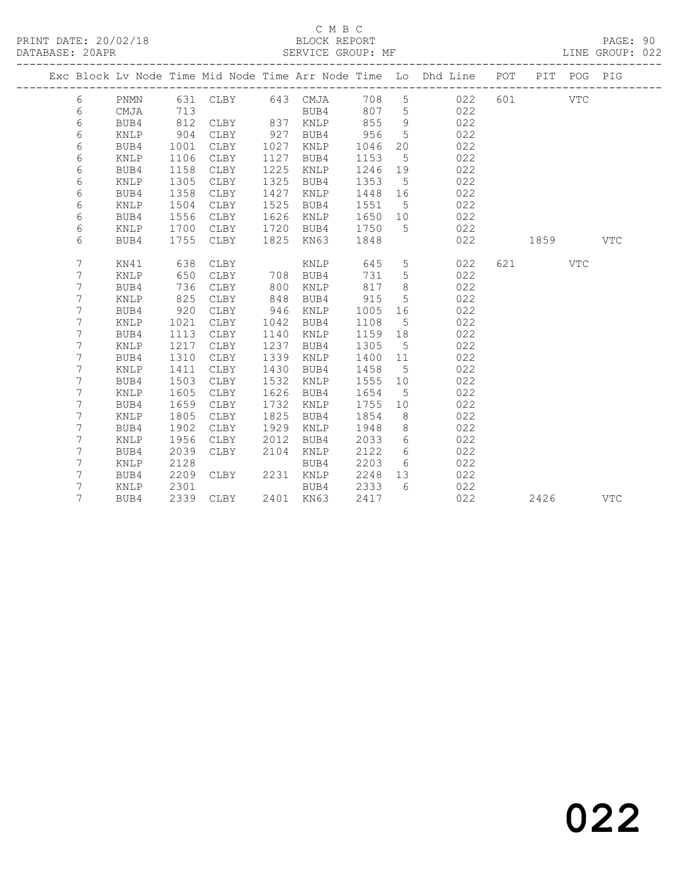C M B C

BLOCK REPORT

SERVICE GROUP: MF

PRINT DATE: 20/02/18

DATABASE: 20APR

LINE GROUP: 022

| Exc | Block | Lv | Node | Time | Mid Node | Time | Arr Node | Time | Lo | Dhd Line | POT | PIT | POG | PIG |
|---|---|---|---|---|---|---|---|---|---|---|---|---|---|---|
| | 6 | | PNMN | 631 | CLBY | 643 | CMJA | 708 | 5 | 022 | 601 | | VTC | |
| | 6 | | CMJA | 713 | | | BUB4 | 807 | 5 | 022 | | | | |
| | 6 | | BUB4 | 812 | CLBY | 837 | KNLP | 855 | 9 | 022 | | | | |
| | 6 | | KNLP | 904 | CLBY | 927 | BUB4 | 956 | 5 | 022 | | | | |
| | 6 | | BUB4 | 1001 | CLBY | 1027 | KNLP | 1046 | 20 | 022 | | | | |
| | 6 | | KNLP | 1106 | CLBY | 1127 | BUB4 | 1153 | 5 | 022 | | | | |
| | 6 | | BUB4 | 1158 | CLBY | 1225 | KNLP | 1246 | 19 | 022 | | | | |
| | 6 | | KNLP | 1305 | CLBY | 1325 | BUB4 | 1353 | 5 | 022 | | | | |
| | 6 | | BUB4 | 1358 | CLBY | 1427 | KNLP | 1448 | 16 | 022 | | | | |
| | 6 | | KNLP | 1504 | CLBY | 1525 | BUB4 | 1551 | 5 | 022 | | | | |
| | 6 | | BUB4 | 1556 | CLBY | 1626 | KNLP | 1650 | 10 | 022 | | | | |
| | 6 | | KNLP | 1700 | CLBY | 1720 | BUB4 | 1750 | 5 | 022 | | | | |
| | 6 | | BUB4 | 1755 | CLBY | 1825 | KN63 | 1848 | | 022 | | 1859 | | VTC |
| | 7 | | KN41 | 638 | CLBY | | KNLP | 645 | 5 | 022 | 621 | | VTC | |
| | 7 | | KNLP | 650 | CLBY | 708 | BUB4 | 731 | 5 | 022 | | | | |
| | 7 | | BUB4 | 736 | CLBY | 800 | KNLP | 817 | 8 | 022 | | | | |
| | 7 | | KNLP | 825 | CLBY | 848 | BUB4 | 915 | 5 | 022 | | | | |
| | 7 | | BUB4 | 920 | CLBY | 946 | KNLP | 1005 | 16 | 022 | | | | |
| | 7 | | KNLP | 1021 | CLBY | 1042 | BUB4 | 1108 | 5 | 022 | | | | |
| | 7 | | BUB4 | 1113 | CLBY | 1140 | KNLP | 1159 | 18 | 022 | | | | |
| | 7 | | KNLP | 1217 | CLBY | 1237 | BUB4 | 1305 | 5 | 022 | | | | |
| | 7 | | BUB4 | 1310 | CLBY | 1339 | KNLP | 1400 | 11 | 022 | | | | |
| | 7 | | KNLP | 1411 | CLBY | 1430 | BUB4 | 1458 | 5 | 022 | | | | |
| | 7 | | BUB4 | 1503 | CLBY | 1532 | KNLP | 1555 | 10 | 022 | | | | |
| | 7 | | KNLP | 1605 | CLBY | 1626 | BUB4 | 1654 | 5 | 022 | | | | |
| | 7 | | BUB4 | 1659 | CLBY | 1732 | KNLP | 1755 | 10 | 022 | | | | |
| | 7 | | KNLP | 1805 | CLBY | 1825 | BUB4 | 1854 | 8 | 022 | | | | |
| | 7 | | BUB4 | 1902 | CLBY | 1929 | KNLP | 1948 | 8 | 022 | | | | |
| | 7 | | KNLP | 1956 | CLBY | 2012 | BUB4 | 2033 | 6 | 022 | | | | |
| | 7 | | BUB4 | 2039 | CLBY | 2104 | KNLP | 2122 | 6 | 022 | | | | |
| | 7 | | KNLP | 2128 | | | BUB4 | 2203 | 6 | 022 | | | | |
| | 7 | | BUB4 | 2209 | CLBY | 2231 | KNLP | 2248 | 13 | 022 | | | | |
| | 7 | | KNLP | 2301 | | | BUB4 | 2333 | 6 | 022 | | | | |
| | 7 | | BUB4 | 2339 | CLBY | 2401 | KN63 | 2417 | | 022 | | 2426 | | VTC |

022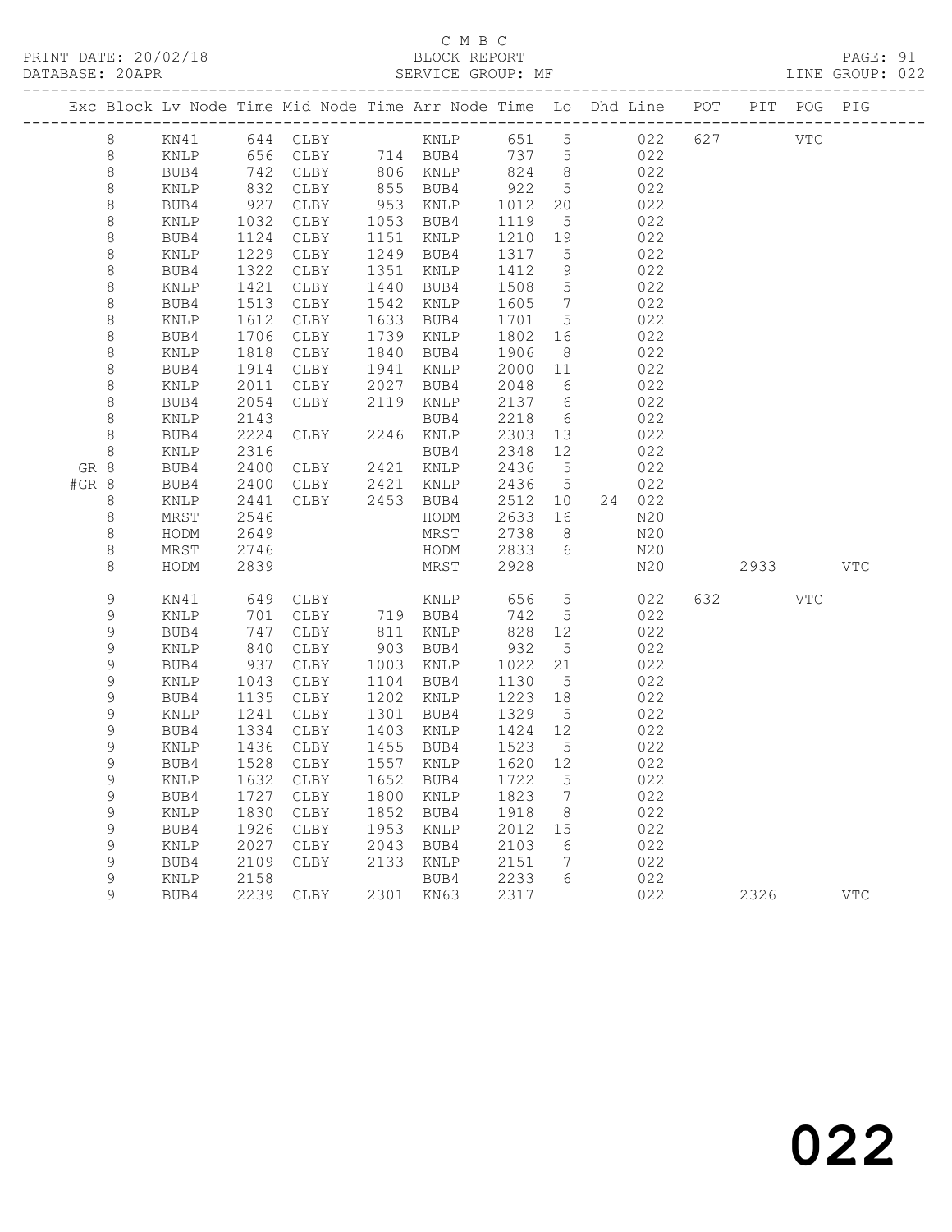C M B C

PRINT DATE: 20/02/18 BLOCK REPORT

DATABASE: 20APR SERVICE GROUP: MF LINE GROUP: 022

| Exc | Block | Lv | Node | Time | Mid Node | Time | Arr Node | Time | Lo | Dhd | Line | POT | PIT | POG | PIG |
|---|---|---|---|---|---|---|---|---|---|---|---|---|---|---|---|
| | 8 | | KN41 | 644 | CLBY | | KNLP | 651 | 5 | | 022 | 627 | | VTC | |
| | 8 | | KNLP | 656 | CLBY | 714 | BUB4 | 737 | 5 | | 022 | | | | |
| | 8 | | BUB4 | 742 | CLBY | 806 | KNLP | 824 | 8 | | 022 | | | | |
| | 8 | | KNLP | 832 | CLBY | 855 | BUB4 | 922 | 5 | | 022 | | | | |
| | 8 | | BUB4 | 927 | CLBY | 953 | KNLP | 1012 | 20 | | 022 | | | | |
| | 8 | | KNLP | 1032 | CLBY | 1053 | BUB4 | 1119 | 5 | | 022 | | | | |
| | 8 | | BUB4 | 1124 | CLBY | 1151 | KNLP | 1210 | 19 | | 022 | | | | |
| | 8 | | KNLP | 1229 | CLBY | 1249 | BUB4 | 1317 | 5 | | 022 | | | | |
| | 8 | | BUB4 | 1322 | CLBY | 1351 | KNLP | 1412 | 9 | | 022 | | | | |
| | 8 | | KNLP | 1421 | CLBY | 1440 | BUB4 | 1508 | 5 | | 022 | | | | |
| | 8 | | BUB4 | 1513 | CLBY | 1542 | KNLP | 1605 | 7 | | 022 | | | | |
| | 8 | | KNLP | 1612 | CLBY | 1633 | BUB4 | 1701 | 5 | | 022 | | | | |
| | 8 | | BUB4 | 1706 | CLBY | 1739 | KNLP | 1802 | 16 | | 022 | | | | |
| | 8 | | KNLP | 1818 | CLBY | 1840 | BUB4 | 1906 | 8 | | 022 | | | | |
| | 8 | | BUB4 | 1914 | CLBY | 1941 | KNLP | 2000 | 11 | | 022 | | | | |
| | 8 | | KNLP | 2011 | CLBY | 2027 | BUB4 | 2048 | 6 | | 022 | | | | |
| | 8 | | BUB4 | 2054 | CLBY | 2119 | KNLP | 2137 | 6 | | 022 | | | | |
| | 8 | | KNLP | 2143 | | | BUB4 | 2218 | 6 | | 022 | | | | |
| | 8 | | BUB4 | 2224 | CLBY | 2246 | KNLP | 2303 | 13 | | 022 | | | | |
| | 8 | | KNLP | 2316 | | | BUB4 | 2348 | 12 | | 022 | | | | |
| GR | 8 | | BUB4 | 2400 | CLBY | 2421 | KNLP | 2436 | 5 | | 022 | | | | |
| #GR | 8 | | BUB4 | 2400 | CLBY | 2421 | KNLP | 2436 | 5 | | 022 | | | | |
| | 8 | | KNLP | 2441 | CLBY | 2453 | BUB4 | 2512 | 10 | 24 | 022 | | | | |
| | 8 | | MRST | 2546 | | | HODM | 2633 | 16 | | N20 | | | | |
| | 8 | | HODM | 2649 | | | MRST | 2738 | 8 | | N20 | | | | |
| | 8 | | MRST | 2746 | | | HODM | 2833 | 6 | | N20 | | | | |
| | 8 | | HODM | 2839 | | | MRST | 2928 | | | N20 | | 2933 | | VTC |
| | 9 | | KN41 | 649 | CLBY | | KNLP | 656 | 5 | | 022 | 632 | | VTC | |
| | 9 | | KNLP | 701 | CLBY | 719 | BUB4 | 742 | 5 | | 022 | | | | |
| | 9 | | BUB4 | 747 | CLBY | 811 | KNLP | 828 | 12 | | 022 | | | | |
| | 9 | | KNLP | 840 | CLBY | 903 | BUB4 | 932 | 5 | | 022 | | | | |
| | 9 | | BUB4 | 937 | CLBY | 1003 | KNLP | 1022 | 21 | | 022 | | | | |
| | 9 | | KNLP | 1043 | CLBY | 1104 | BUB4 | 1130 | 5 | | 022 | | | | |
| | 9 | | BUB4 | 1135 | CLBY | 1202 | KNLP | 1223 | 18 | | 022 | | | | |
| | 9 | | KNLP | 1241 | CLBY | 1301 | BUB4 | 1329 | 5 | | 022 | | | | |
| | 9 | | BUB4 | 1334 | CLBY | 1403 | KNLP | 1424 | 12 | | 022 | | | | |
| | 9 | | KNLP | 1436 | CLBY | 1455 | BUB4 | 1523 | 5 | | 022 | | | | |
| | 9 | | BUB4 | 1528 | CLBY | 1557 | KNLP | 1620 | 12 | | 022 | | | | |
| | 9 | | KNLP | 1632 | CLBY | 1652 | BUB4 | 1722 | 5 | | 022 | | | | |
| | 9 | | BUB4 | 1727 | CLBY | 1800 | KNLP | 1823 | 7 | | 022 | | | | |
| | 9 | | KNLP | 1830 | CLBY | 1852 | BUB4 | 1918 | 8 | | 022 | | | | |
| | 9 | | BUB4 | 1926 | CLBY | 1953 | KNLP | 2012 | 15 | | 022 | | | | |
| | 9 | | KNLP | 2027 | CLBY | 2043 | BUB4 | 2103 | 6 | | 022 | | | | |
| | 9 | | BUB4 | 2109 | CLBY | 2133 | KNLP | 2151 | 7 | | 022 | | | | |
| | 9 | | KNLP | 2158 | | | BUB4 | 2233 | 6 | | 022 | | | | |
| | 9 | | BUB4 | 2239 | CLBY | 2301 | KN63 | 2317 | | | 022 | | 2326 | | VTC |

022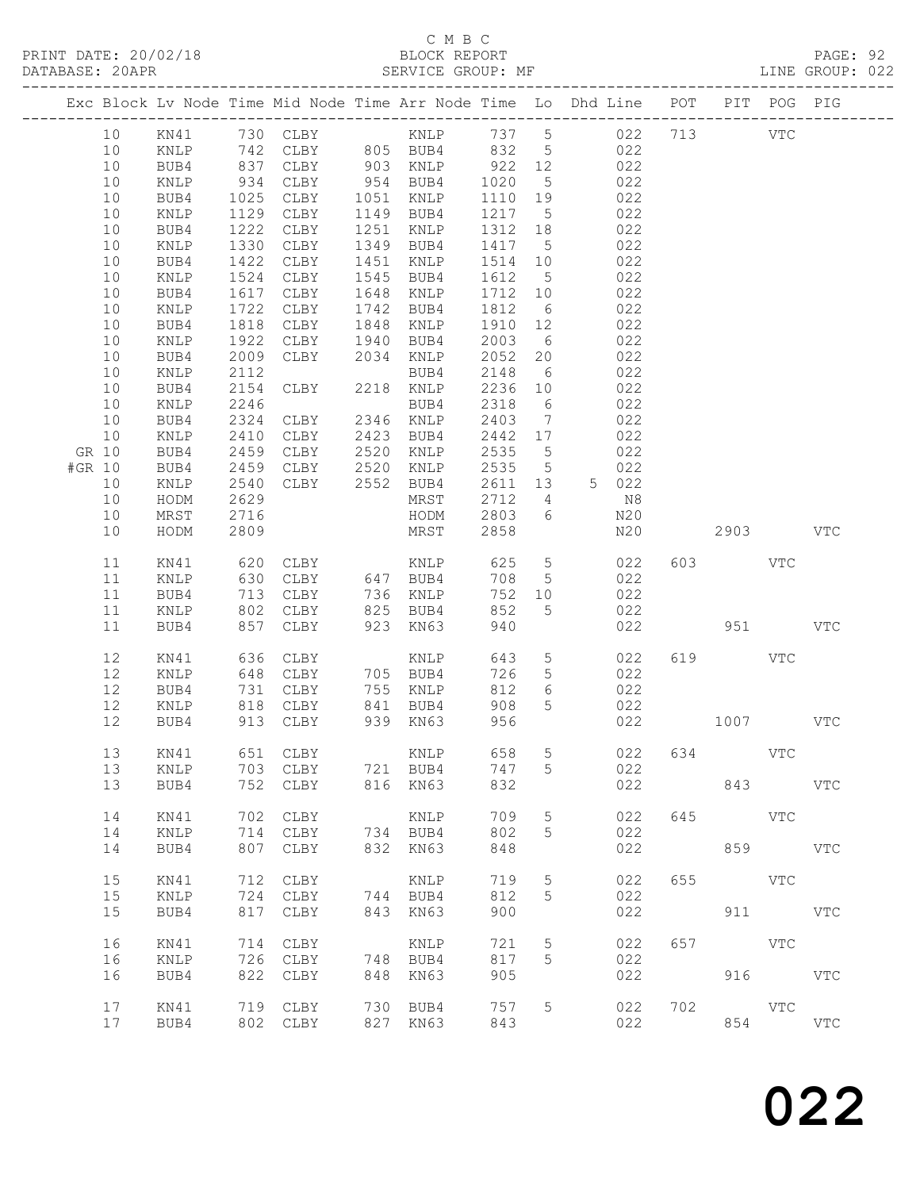C M B C
BLOCK REPORT
SERVICE GROUP: MF

PRINT DATE: 20/02/18
DATABASE: 20APR
LINE GROUP: 022

| Exc | Block | Lv | Node | Time | Mid Node | Time | Arr Node | Time | Lo | Dhd | Line | POT | PIT | POG | PIG |
|---|---|---|---|---|---|---|---|---|---|---|---|---|---|---|---|
| | 10 | | KN41 | 730 | CLBY | | KNLP | 737 | 5 | | 022 | 713 | | VTC | |
| | 10 | | KNLP | 742 | CLBY | 805 | BUB4 | 832 | 5 | | 022 | | | | |
| | 10 | | BUB4 | 837 | CLBY | 903 | KNLP | 922 | 12 | | 022 | | | | |
| | 10 | | KNLP | 934 | CLBY | 954 | BUB4 | 1020 | 5 | | 022 | | | | |
| | 10 | | BUB4 | 1025 | CLBY | 1051 | KNLP | 1110 | 19 | | 022 | | | | |
| | 10 | | KNLP | 1129 | CLBY | 1149 | BUB4 | 1217 | 5 | | 022 | | | | |
| | 10 | | BUB4 | 1222 | CLBY | 1251 | KNLP | 1312 | 18 | | 022 | | | | |
| | 10 | | KNLP | 1330 | CLBY | 1349 | BUB4 | 1417 | 5 | | 022 | | | | |
| | 10 | | BUB4 | 1422 | CLBY | 1451 | KNLP | 1514 | 10 | | 022 | | | | |
| | 10 | | KNLP | 1524 | CLBY | 1545 | BUB4 | 1612 | 5 | | 022 | | | | |
| | 10 | | BUB4 | 1617 | CLBY | 1648 | KNLP | 1712 | 10 | | 022 | | | | |
| | 10 | | KNLP | 1722 | CLBY | 1742 | BUB4 | 1812 | 6 | | 022 | | | | |
| | 10 | | BUB4 | 1818 | CLBY | 1848 | KNLP | 1910 | 12 | | 022 | | | | |
| | 10 | | KNLP | 1922 | CLBY | 1940 | BUB4 | 2003 | 6 | | 022 | | | | |
| | 10 | | BUB4 | 2009 | CLBY | 2034 | KNLP | 2052 | 20 | | 022 | | | | |
| | 10 | | KNLP | 2112 | | | BUB4 | 2148 | 6 | | 022 | | | | |
| | 10 | | BUB4 | 2154 | CLBY | 2218 | KNLP | 2236 | 10 | | 022 | | | | |
| | 10 | | KNLP | 2246 | | | BUB4 | 2318 | 6 | | 022 | | | | |
| | 10 | | BUB4 | 2324 | CLBY | 2346 | KNLP | 2403 | 7 | | 022 | | | | |
| | 10 | | KNLP | 2410 | CLBY | 2423 | BUB4 | 2442 | 17 | | 022 | | | | |
| GR | 10 | | BUB4 | 2459 | CLBY | 2520 | KNLP | 2535 | 5 | | 022 | | | | |
| #GR | 10 | | BUB4 | 2459 | CLBY | 2520 | KNLP | 2535 | 5 | | 022 | | | | |
| | 10 | | KNLP | 2540 | CLBY | 2552 | BUB4 | 2611 | 13 | 5 | 022 | | | | |
| | 10 | | HODM | 2629 | | | MRST | 2712 | 4 | | N8 | | | | |
| | 10 | | MRST | 2716 | | | HODM | 2803 | 6 | | N20 | | | | |
| | 10 | | HODM | 2809 | | | MRST | 2858 | | | N20 | | 2903 | | VTC |
| | 11 | | KN41 | 620 | CLBY | | KNLP | 625 | 5 | | 022 | 603 | | VTC | |
| | 11 | | KNLP | 630 | CLBY | 647 | BUB4 | 708 | 5 | | 022 | | | | |
| | 11 | | BUB4 | 713 | CLBY | 736 | KNLP | 752 | 10 | | 022 | | | | |
| | 11 | | KNLP | 802 | CLBY | 825 | BUB4 | 852 | 5 | | 022 | | | | |
| | 11 | | BUB4 | 857 | CLBY | 923 | KN63 | 940 | | | 022 | | 951 | | VTC |
| | 12 | | KN41 | 636 | CLBY | | KNLP | 643 | 5 | | 022 | 619 | | VTC | |
| | 12 | | KNLP | 648 | CLBY | 705 | BUB4 | 726 | 5 | | 022 | | | | |
| | 12 | | BUB4 | 731 | CLBY | 755 | KNLP | 812 | 6 | | 022 | | | | |
| | 12 | | KNLP | 818 | CLBY | 841 | BUB4 | 908 | 5 | | 022 | | | | |
| | 12 | | BUB4 | 913 | CLBY | 939 | KN63 | 956 | | | 022 | | 1007 | | VTC |
| | 13 | | KN41 | 651 | CLBY | | KNLP | 658 | 5 | | 022 | 634 | | VTC | |
| | 13 | | KNLP | 703 | CLBY | 721 | BUB4 | 747 | 5 | | 022 | | | | |
| | 13 | | BUB4 | 752 | CLBY | 816 | KN63 | 832 | | | 022 | | 843 | | VTC |
| | 14 | | KN41 | 702 | CLBY | | KNLP | 709 | 5 | | 022 | 645 | | VTC | |
| | 14 | | KNLP | 714 | CLBY | 734 | BUB4 | 802 | 5 | | 022 | | | | |
| | 14 | | BUB4 | 807 | CLBY | 832 | KN63 | 848 | | | 022 | | 859 | | VTC |
| | 15 | | KN41 | 712 | CLBY | | KNLP | 719 | 5 | | 022 | 655 | | VTC | |
| | 15 | | KNLP | 724 | CLBY | 744 | BUB4 | 812 | 5 | | 022 | | | | |
| | 15 | | BUB4 | 817 | CLBY | 843 | KN63 | 900 | | | 022 | | 911 | | VTC |
| | 16 | | KN41 | 714 | CLBY | | KNLP | 721 | 5 | | 022 | 657 | | VTC | |
| | 16 | | KNLP | 726 | CLBY | 748 | BUB4 | 817 | 5 | | 022 | | | | |
| | 16 | | BUB4 | 822 | CLBY | 848 | KN63 | 905 | | | 022 | | 916 | | VTC |
| | 17 | | KN41 | 719 | CLBY | 730 | BUB4 | 757 | 5 | | 022 | 702 | | VTC | |
| | 17 | | BUB4 | 802 | CLBY | 827 | KN63 | 843 | | | 022 | | 854 | | VTC |

022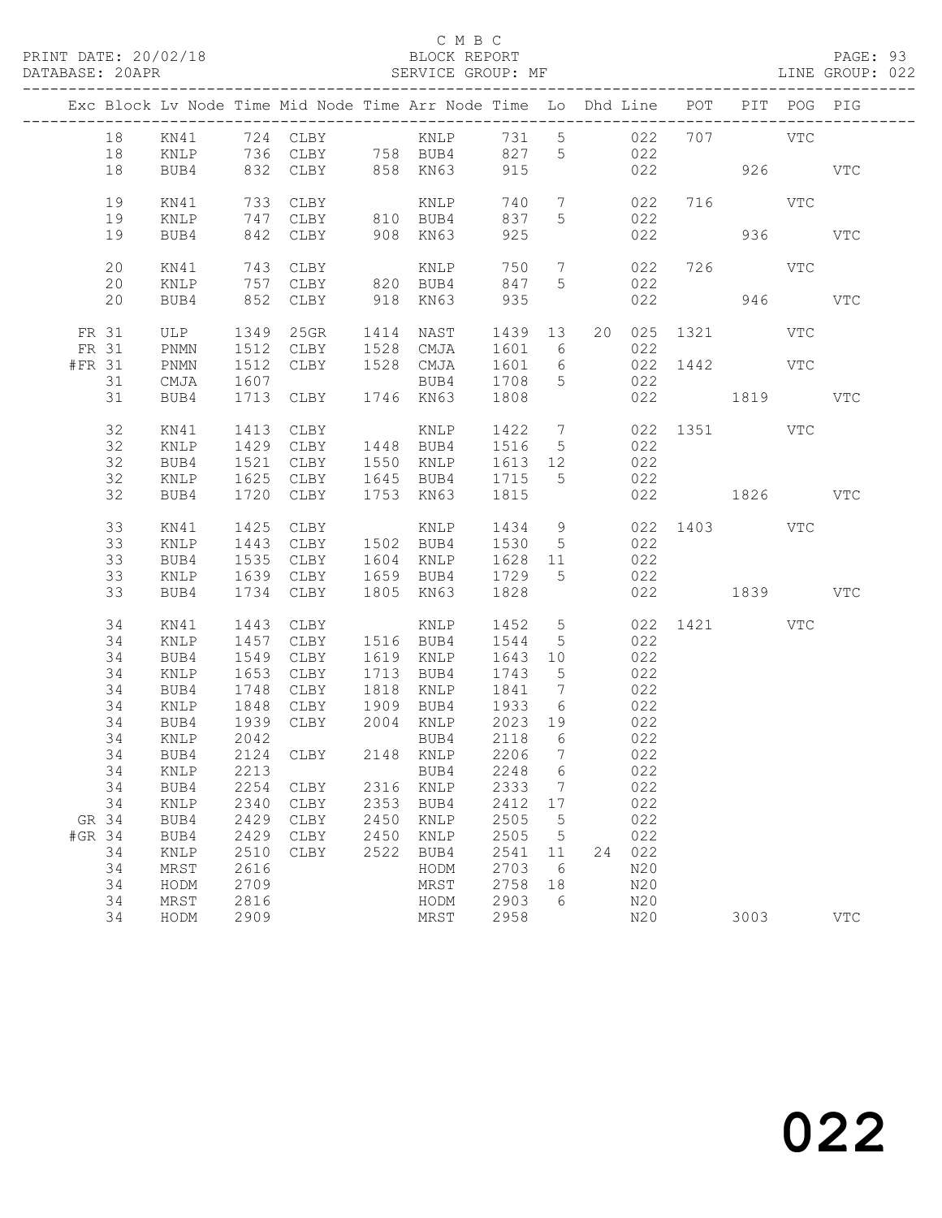C M B C
PRINT DATE: 20/02/18 BLOCK REPORT
DATABASE: 20APR SERVICE GROUP: MF LINE GROUP: 022

| Exc | Block | Lv | Node | Time | Mid Node | Time | Arr Node | Time | Lo | Dhd | Line | POT | PIT | POG | PIG |
|---|---|---|---|---|---|---|---|---|---|---|---|---|---|---|---|
| | 18 | | KN41 | 724 | CLBY | | KNLP | 731 | 5 | | 022 | 707 | | VTC | |
| | 18 | | KNLP | 736 | CLBY | 758 | BUB4 | 827 | 5 | | 022 | | | | |
| | 18 | | BUB4 | 832 | CLBY | 858 | KN63 | 915 | | | 022 | | 926 | | VTC |
| | 19 | | KN41 | 733 | CLBY | | KNLP | 740 | 7 | | 022 | 716 | | VTC | |
| | 19 | | KNLP | 747 | CLBY | 810 | BUB4 | 837 | 5 | | 022 | | | | |
| | 19 | | BUB4 | 842 | CLBY | 908 | KN63 | 925 | | | 022 | | 936 | | VTC |
| | 20 | | KN41 | 743 | CLBY | | KNLP | 750 | 7 | | 022 | 726 | | VTC | |
| | 20 | | KNLP | 757 | CLBY | 820 | BUB4 | 847 | 5 | | 022 | | | | |
| | 20 | | BUB4 | 852 | CLBY | 918 | KN63 | 935 | | | 022 | | 946 | | VTC |
| FR | 31 | | ULP | 1349 | 25GR | 1414 | NAST | 1439 | 13 | 20 | 025 | 1321 | | VTC | |
| FR | 31 | | PNMN | 1512 | CLBY | 1528 | CMJA | 1601 | 6 | | 022 | | | | |
| #FR | 31 | | PNMN | 1512 | CLBY | 1528 | CMJA | 1601 | 6 | | 022 | 1442 | | VTC | |
| | 31 | | CMJA | 1607 | | | BUB4 | 1708 | 5 | | 022 | | | | |
| | 31 | | BUB4 | 1713 | CLBY | 1746 | KN63 | 1808 | | | 022 | | 1819 | | VTC |
| | 32 | | KN41 | 1413 | CLBY | | KNLP | 1422 | 7 | | 022 | 1351 | | VTC | |
| | 32 | | KNLP | 1429 | CLBY | 1448 | BUB4 | 1516 | 5 | | 022 | | | | |
| | 32 | | BUB4 | 1521 | CLBY | 1550 | KNLP | 1613 | 12 | | 022 | | | | |
| | 32 | | KNLP | 1625 | CLBY | 1645 | BUB4 | 1715 | 5 | | 022 | | | | |
| | 32 | | BUB4 | 1720 | CLBY | 1753 | KN63 | 1815 | | | 022 | | 1826 | | VTC |
| | 33 | | KN41 | 1425 | CLBY | | KNLP | 1434 | 9 | | 022 | 1403 | | VTC | |
| | 33 | | KNLP | 1443 | CLBY | 1502 | BUB4 | 1530 | 5 | | 022 | | | | |
| | 33 | | BUB4 | 1535 | CLBY | 1604 | KNLP | 1628 | 11 | | 022 | | | | |
| | 33 | | KNLP | 1639 | CLBY | 1659 | BUB4 | 1729 | 5 | | 022 | | | | |
| | 33 | | BUB4 | 1734 | CLBY | 1805 | KN63 | 1828 | | | 022 | | 1839 | | VTC |
| | 34 | | KN41 | 1443 | CLBY | | KNLP | 1452 | 5 | | 022 | 1421 | | VTC | |
| | 34 | | KNLP | 1457 | CLBY | 1516 | BUB4 | 1544 | 5 | | 022 | | | | |
| | 34 | | BUB4 | 1549 | CLBY | 1619 | KNLP | 1643 | 10 | | 022 | | | | |
| | 34 | | KNLP | 1653 | CLBY | 1713 | BUB4 | 1743 | 5 | | 022 | | | | |
| | 34 | | BUB4 | 1748 | CLBY | 1818 | KNLP | 1841 | 7 | | 022 | | | | |
| | 34 | | KNLP | 1848 | CLBY | 1909 | BUB4 | 1933 | 6 | | 022 | | | | |
| | 34 | | BUB4 | 1939 | CLBY | 2004 | KNLP | 2023 | 19 | | 022 | | | | |
| | 34 | | KNLP | 2042 | | | BUB4 | 2118 | 6 | | 022 | | | | |
| | 34 | | BUB4 | 2124 | CLBY | 2148 | KNLP | 2206 | 7 | | 022 | | | | |
| | 34 | | KNLP | 2213 | | | BUB4 | 2248 | 6 | | 022 | | | | |
| | 34 | | BUB4 | 2254 | CLBY | 2316 | KNLP | 2333 | 7 | | 022 | | | | |
| | 34 | | KNLP | 2340 | CLBY | 2353 | BUB4 | 2412 | 17 | | 022 | | | | |
| GR | 34 | | BUB4 | 2429 | CLBY | 2450 | KNLP | 2505 | 5 | | 022 | | | | |
| #GR | 34 | | BUB4 | 2429 | CLBY | 2450 | KNLP | 2505 | 5 | | 022 | | | | |
| | 34 | | KNLP | 2510 | CLBY | 2522 | BUB4 | 2541 | 11 | 24 | 022 | | | | |
| | 34 | | MRST | 2616 | | | HODM | 2703 | 6 | | N20 | | | | |
| | 34 | | HODM | 2709 | | | MRST | 2758 | 18 | | N20 | | | | |
| | 34 | | MRST | 2816 | | | HODM | 2903 | 6 | | N20 | | | | |
| | 34 | | HODM | 2909 | | | MRST | 2958 | | | N20 | | 3003 | | VTC |

022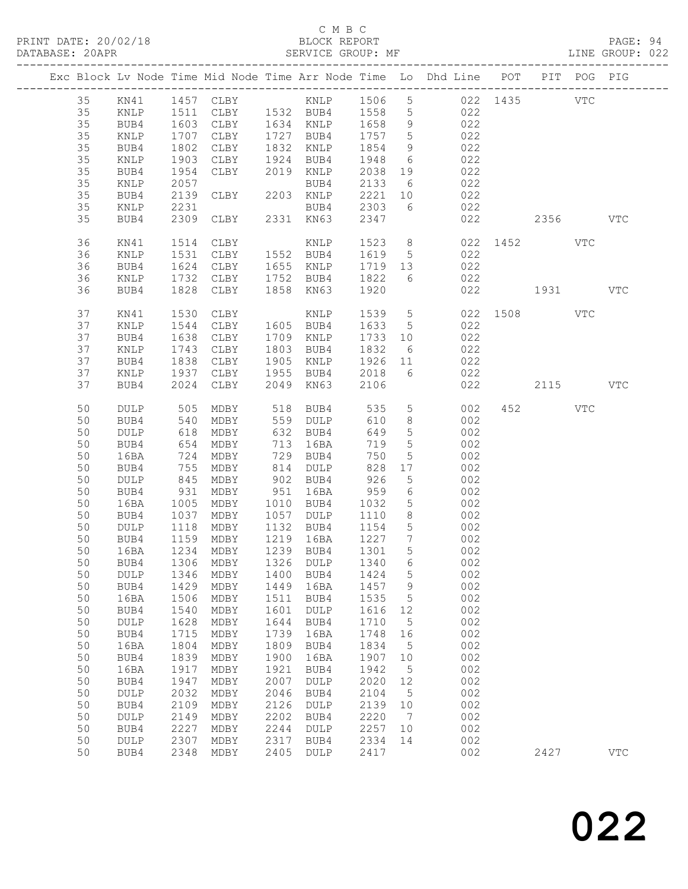C M B C
BLOCK REPORT
SERVICE GROUP: MF

PRINT DATE: 20/02/18
DATABASE: 20APR
LINE GROUP: 022

| Exc | Block | Lv | Node | Time | Mid Node | Time | Arr Node | Time | Lo | Dhd Line | POT | PIT | POG | PIG |
|---|---|---|---|---|---|---|---|---|---|---|---|---|---|---|
| | 35 | | KN41 | 1457 | CLBY | | KNLP | 1506 | 5 | 022 | 1435 | | VTC | |
| | 35 | | KNLP | 1511 | CLBY | 1532 | BUB4 | 1558 | 5 | 022 | | | | |
| | 35 | | BUB4 | 1603 | CLBY | 1634 | KNLP | 1658 | 9 | 022 | | | | |
| | 35 | | KNLP | 1707 | CLBY | 1727 | BUB4 | 1757 | 5 | 022 | | | | |
| | 35 | | BUB4 | 1802 | CLBY | 1832 | KNLP | 1854 | 9 | 022 | | | | |
| | 35 | | KNLP | 1903 | CLBY | 1924 | BUB4 | 1948 | 6 | 022 | | | | |
| | 35 | | BUB4 | 1954 | CLBY | 2019 | KNLP | 2038 | 19 | 022 | | | | |
| | 35 | | KNLP | 2057 | | | BUB4 | 2133 | 6 | 022 | | | | |
| | 35 | | BUB4 | 2139 | CLBY | 2203 | KNLP | 2221 | 10 | 022 | | | | |
| | 35 | | KNLP | 2231 | | | BUB4 | 2303 | 6 | 022 | | | | |
| | 35 | | BUB4 | 2309 | CLBY | 2331 | KN63 | 2347 | | 022 | | 2356 | | VTC |
| | 36 | | KN41 | 1514 | CLBY | | KNLP | 1523 | 8 | 022 | 1452 | | VTC | |
| | 36 | | KNLP | 1531 | CLBY | 1552 | BUB4 | 1619 | 5 | 022 | | | | |
| | 36 | | BUB4 | 1624 | CLBY | 1655 | KNLP | 1719 | 13 | 022 | | | | |
| | 36 | | KNLP | 1732 | CLBY | 1752 | BUB4 | 1822 | 6 | 022 | | | | |
| | 36 | | BUB4 | 1828 | CLBY | 1858 | KN63 | 1920 | | 022 | | 1931 | | VTC |
| | 37 | | KN41 | 1530 | CLBY | | KNLP | 1539 | 5 | 022 | 1508 | | VTC | |
| | 37 | | KNLP | 1544 | CLBY | 1605 | BUB4 | 1633 | 5 | 022 | | | | |
| | 37 | | BUB4 | 1638 | CLBY | 1709 | KNLP | 1733 | 10 | 022 | | | | |
| | 37 | | KNLP | 1743 | CLBY | 1803 | BUB4 | 1832 | 6 | 022 | | | | |
| | 37 | | BUB4 | 1838 | CLBY | 1905 | KNLP | 1926 | 11 | 022 | | | | |
| | 37 | | KNLP | 1937 | CLBY | 1955 | BUB4 | 2018 | 6 | 022 | | | | |
| | 37 | | BUB4 | 2024 | CLBY | 2049 | KN63 | 2106 | | 022 | | 2115 | | VTC |
| | 50 | | DULP | 505 | MDBY | 518 | BUB4 | 535 | 5 | 002 | 452 | | VTC | |
| | 50 | | BUB4 | 540 | MDBY | 559 | DULP | 610 | 8 | 002 | | | | |
| | 50 | | DULP | 618 | MDBY | 632 | BUB4 | 649 | 5 | 002 | | | | |
| | 50 | | BUB4 | 654 | MDBY | 713 | 16BA | 719 | 5 | 002 | | | | |
| | 50 | | 16BA | 724 | MDBY | 729 | BUB4 | 750 | 5 | 002 | | | | |
| | 50 | | BUB4 | 755 | MDBY | 814 | DULP | 828 | 17 | 002 | | | | |
| | 50 | | DULP | 845 | MDBY | 902 | BUB4 | 926 | 5 | 002 | | | | |
| | 50 | | BUB4 | 931 | MDBY | 951 | 16BA | 959 | 6 | 002 | | | | |
| | 50 | | 16BA | 1005 | MDBY | 1010 | BUB4 | 1032 | 5 | 002 | | | | |
| | 50 | | BUB4 | 1037 | MDBY | 1057 | DULP | 1110 | 8 | 002 | | | | |
| | 50 | | DULP | 1118 | MDBY | 1132 | BUB4 | 1154 | 5 | 002 | | | | |
| | 50 | | BUB4 | 1159 | MDBY | 1219 | 16BA | 1227 | 7 | 002 | | | | |
| | 50 | | 16BA | 1234 | MDBY | 1239 | BUB4 | 1301 | 5 | 002 | | | | |
| | 50 | | BUB4 | 1306 | MDBY | 1326 | DULP | 1340 | 6 | 002 | | | | |
| | 50 | | DULP | 1346 | MDBY | 1400 | BUB4 | 1424 | 5 | 002 | | | | |
| | 50 | | BUB4 | 1429 | MDBY | 1449 | 16BA | 1457 | 9 | 002 | | | | |
| | 50 | | 16BA | 1506 | MDBY | 1511 | BUB4 | 1535 | 5 | 002 | | | | |
| | 50 | | BUB4 | 1540 | MDBY | 1601 | DULP | 1616 | 12 | 002 | | | | |
| | 50 | | DULP | 1628 | MDBY | 1644 | BUB4 | 1710 | 5 | 002 | | | | |
| | 50 | | BUB4 | 1715 | MDBY | 1739 | 16BA | 1748 | 16 | 002 | | | | |
| | 50 | | 16BA | 1804 | MDBY | 1809 | BUB4 | 1834 | 5 | 002 | | | | |
| | 50 | | BUB4 | 1839 | MDBY | 1900 | 16BA | 1907 | 10 | 002 | | | | |
| | 50 | | 16BA | 1917 | MDBY | 1921 | BUB4 | 1942 | 5 | 002 | | | | |
| | 50 | | BUB4 | 1947 | MDBY | 2007 | DULP | 2020 | 12 | 002 | | | | |
| | 50 | | DULP | 2032 | MDBY | 2046 | BUB4 | 2104 | 5 | 002 | | | | |
| | 50 | | BUB4 | 2109 | MDBY | 2126 | DULP | 2139 | 10 | 002 | | | | |
| | 50 | | DULP | 2149 | MDBY | 2202 | BUB4 | 2220 | 7 | 002 | | | | |
| | 50 | | BUB4 | 2227 | MDBY | 2244 | DULP | 2257 | 10 | 002 | | | | |
| | 50 | | DULP | 2307 | MDBY | 2317 | BUB4 | 2334 | 14 | 002 | | | | |
| | 50 | | BUB4 | 2348 | MDBY | 2405 | DULP | 2417 | | 002 | | 2427 | | VTC |

022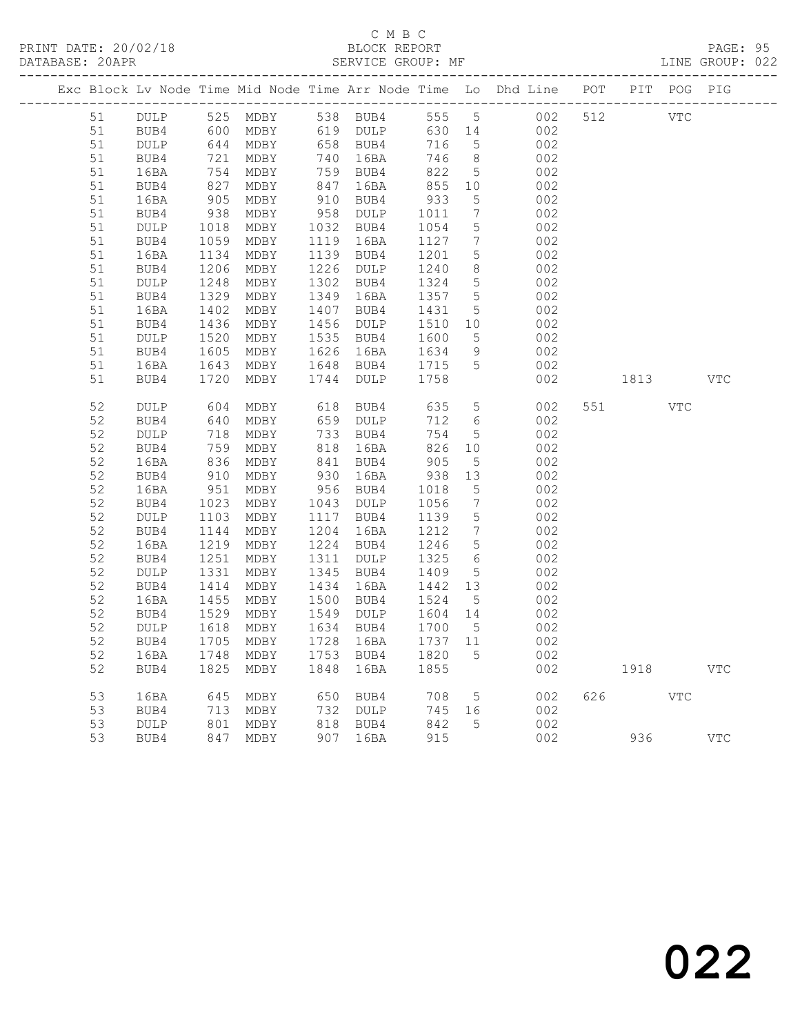C M B C
PRINT DATE: 20/02/18 BLOCK REPORT
DATABASE: 20APR SERVICE GROUP: MF LINE GROUP: 022

| Exc | Block | Lv | Node | Time | Mid Node | Time | Arr Node | Time | Lo | Dhd Line | POT | PIT | POG | PIG |
|---|---|---|---|---|---|---|---|---|---|---|---|---|---|---|
| | 51 | | DULP | 525 | MDBY | 538 | BUB4 | 555 | 5 | 002 | 512 | | VTC | |
| | 51 | | BUB4 | 600 | MDBY | 619 | DULP | 630 | 14 | 002 | | | | |
| | 51 | | DULP | 644 | MDBY | 658 | BUB4 | 716 | 5 | 002 | | | | |
| | 51 | | BUB4 | 721 | MDBY | 740 | 16BA | 746 | 8 | 002 | | | | |
| | 51 | | 16BA | 754 | MDBY | 759 | BUB4 | 822 | 5 | 002 | | | | |
| | 51 | | BUB4 | 827 | MDBY | 847 | 16BA | 855 | 10 | 002 | | | | |
| | 51 | | 16BA | 905 | MDBY | 910 | BUB4 | 933 | 5 | 002 | | | | |
| | 51 | | BUB4 | 938 | MDBY | 958 | DULP | 1011 | 7 | 002 | | | | |
| | 51 | | DULP | 1018 | MDBY | 1032 | BUB4 | 1054 | 5 | 002 | | | | |
| | 51 | | BUB4 | 1059 | MDBY | 1119 | 16BA | 1127 | 7 | 002 | | | | |
| | 51 | | 16BA | 1134 | MDBY | 1139 | BUB4 | 1201 | 5 | 002 | | | | |
| | 51 | | BUB4 | 1206 | MDBY | 1226 | DULP | 1240 | 8 | 002 | | | | |
| | 51 | | DULP | 1248 | MDBY | 1302 | BUB4 | 1324 | 5 | 002 | | | | |
| | 51 | | BUB4 | 1329 | MDBY | 1349 | 16BA | 1357 | 5 | 002 | | | | |
| | 51 | | 16BA | 1402 | MDBY | 1407 | BUB4 | 1431 | 5 | 002 | | | | |
| | 51 | | BUB4 | 1436 | MDBY | 1456 | DULP | 1510 | 10 | 002 | | | | |
| | 51 | | DULP | 1520 | MDBY | 1535 | BUB4 | 1600 | 5 | 002 | | | | |
| | 51 | | BUB4 | 1605 | MDBY | 1626 | 16BA | 1634 | 9 | 002 | | | | |
| | 51 | | 16BA | 1643 | MDBY | 1648 | BUB4 | 1715 | 5 | 002 | | | | |
| | 51 | | BUB4 | 1720 | MDBY | 1744 | DULP | 1758 | | 002 | | 1813 | | VTC |
| | 52 | | DULP | 604 | MDBY | 618 | BUB4 | 635 | 5 | 002 | 551 | | VTC | |
| | 52 | | BUB4 | 640 | MDBY | 659 | DULP | 712 | 6 | 002 | | | | |
| | 52 | | DULP | 718 | MDBY | 733 | BUB4 | 754 | 5 | 002 | | | | |
| | 52 | | BUB4 | 759 | MDBY | 818 | 16BA | 826 | 10 | 002 | | | | |
| | 52 | | 16BA | 836 | MDBY | 841 | BUB4 | 905 | 5 | 002 | | | | |
| | 52 | | BUB4 | 910 | MDBY | 930 | 16BA | 938 | 13 | 002 | | | | |
| | 52 | | 16BA | 951 | MDBY | 956 | BUB4 | 1018 | 5 | 002 | | | | |
| | 52 | | BUB4 | 1023 | MDBY | 1043 | DULP | 1056 | 7 | 002 | | | | |
| | 52 | | DULP | 1103 | MDBY | 1117 | BUB4 | 1139 | 5 | 002 | | | | |
| | 52 | | BUB4 | 1144 | MDBY | 1204 | 16BA | 1212 | 7 | 002 | | | | |
| | 52 | | 16BA | 1219 | MDBY | 1224 | BUB4 | 1246 | 5 | 002 | | | | |
| | 52 | | BUB4 | 1251 | MDBY | 1311 | DULP | 1325 | 6 | 002 | | | | |
| | 52 | | DULP | 1331 | MDBY | 1345 | BUB4 | 1409 | 5 | 002 | | | | |
| | 52 | | BUB4 | 1414 | MDBY | 1434 | 16BA | 1442 | 13 | 002 | | | | |
| | 52 | | 16BA | 1455 | MDBY | 1500 | BUB4 | 1524 | 5 | 002 | | | | |
| | 52 | | BUB4 | 1529 | MDBY | 1549 | DULP | 1604 | 14 | 002 | | | | |
| | 52 | | DULP | 1618 | MDBY | 1634 | BUB4 | 1700 | 5 | 002 | | | | |
| | 52 | | BUB4 | 1705 | MDBY | 1728 | 16BA | 1737 | 11 | 002 | | | | |
| | 52 | | 16BA | 1748 | MDBY | 1753 | BUB4 | 1820 | 5 | 002 | | | | |
| | 52 | | BUB4 | 1825 | MDBY | 1848 | 16BA | 1855 | | 002 | | 1918 | | VTC |
| | 53 | | 16BA | 645 | MDBY | 650 | BUB4 | 708 | 5 | 002 | 626 | | VTC | |
| | 53 | | BUB4 | 713 | MDBY | 732 | DULP | 745 | 16 | 002 | | | | |
| | 53 | | DULP | 801 | MDBY | 818 | BUB4 | 842 | 5 | 002 | | | | |
| | 53 | | BUB4 | 847 | MDBY | 907 | 16BA | 915 | | 002 | | 936 | | VTC |

022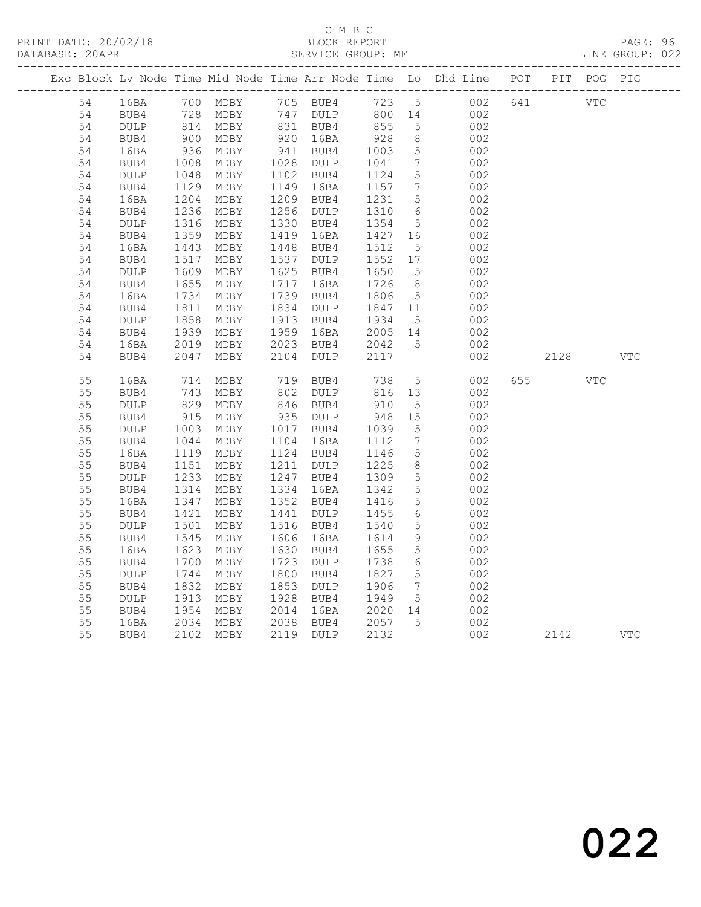C M B C
PRINT DATE: 20/02/18 BLOCK REPORT
DATABASE: 20APR SERVICE GROUP: MF LINE GROUP: 022

| Exc | Block | Lv | Node | Time | Mid Node | Time | Arr Node | Time | Lo | Dhd Line | POT | PIT | POG | PIG |
|---|---|---|---|---|---|---|---|---|---|---|---|---|---|---|
| | 54 | | 16BA | 700 | MDBY | 705 | BUB4 | 723 | 5 | 002 | 641 | | VTC | |
| | 54 | | BUB4 | 728 | MDBY | 747 | DULP | 800 | 14 | 002 | | | | |
| | 54 | | DULP | 814 | MDBY | 831 | BUB4 | 855 | 5 | 002 | | | | |
| | 54 | | BUB4 | 900 | MDBY | 920 | 16BA | 928 | 8 | 002 | | | | |
| | 54 | | 16BA | 936 | MDBY | 941 | BUB4 | 1003 | 5 | 002 | | | | |
| | 54 | | BUB4 | 1008 | MDBY | 1028 | DULP | 1041 | 7 | 002 | | | | |
| | 54 | | DULP | 1048 | MDBY | 1102 | BUB4 | 1124 | 5 | 002 | | | | |
| | 54 | | BUB4 | 1129 | MDBY | 1149 | 16BA | 1157 | 7 | 002 | | | | |
| | 54 | | 16BA | 1204 | MDBY | 1209 | BUB4 | 1231 | 5 | 002 | | | | |
| | 54 | | BUB4 | 1236 | MDBY | 1256 | DULP | 1310 | 6 | 002 | | | | |
| | 54 | | DULP | 1316 | MDBY | 1330 | BUB4 | 1354 | 5 | 002 | | | | |
| | 54 | | BUB4 | 1359 | MDBY | 1419 | 16BA | 1427 | 16 | 002 | | | | |
| | 54 | | 16BA | 1443 | MDBY | 1448 | BUB4 | 1512 | 5 | 002 | | | | |
| | 54 | | BUB4 | 1517 | MDBY | 1537 | DULP | 1552 | 17 | 002 | | | | |
| | 54 | | DULP | 1609 | MDBY | 1625 | BUB4 | 1650 | 5 | 002 | | | | |
| | 54 | | BUB4 | 1655 | MDBY | 1717 | 16BA | 1726 | 8 | 002 | | | | |
| | 54 | | 16BA | 1734 | MDBY | 1739 | BUB4 | 1806 | 5 | 002 | | | | |
| | 54 | | BUB4 | 1811 | MDBY | 1834 | DULP | 1847 | 11 | 002 | | | | |
| | 54 | | DULP | 1858 | MDBY | 1913 | BUB4 | 1934 | 5 | 002 | | | | |
| | 54 | | BUB4 | 1939 | MDBY | 1959 | 16BA | 2005 | 14 | 002 | | | | |
| | 54 | | 16BA | 2019 | MDBY | 2023 | BUB4 | 2042 | 5 | 002 | | | | |
| | 54 | | BUB4 | 2047 | MDBY | 2104 | DULP | 2117 | | 002 | | 2128 | | VTC |
| | 55 | | 16BA | 714 | MDBY | 719 | BUB4 | 738 | 5 | 002 | 655 | | VTC | |
| | 55 | | BUB4 | 743 | MDBY | 802 | DULP | 816 | 13 | 002 | | | | |
| | 55 | | DULP | 829 | MDBY | 846 | BUB4 | 910 | 5 | 002 | | | | |
| | 55 | | BUB4 | 915 | MDBY | 935 | DULP | 948 | 15 | 002 | | | | |
| | 55 | | DULP | 1003 | MDBY | 1017 | BUB4 | 1039 | 5 | 002 | | | | |
| | 55 | | BUB4 | 1044 | MDBY | 1104 | 16BA | 1112 | 7 | 002 | | | | |
| | 55 | | 16BA | 1119 | MDBY | 1124 | BUB4 | 1146 | 5 | 002 | | | | |
| | 55 | | BUB4 | 1151 | MDBY | 1211 | DULP | 1225 | 8 | 002 | | | | |
| | 55 | | DULP | 1233 | MDBY | 1247 | BUB4 | 1309 | 5 | 002 | | | | |
| | 55 | | BUB4 | 1314 | MDBY | 1334 | 16BA | 1342 | 5 | 002 | | | | |
| | 55 | | 16BA | 1347 | MDBY | 1352 | BUB4 | 1416 | 5 | 002 | | | | |
| | 55 | | BUB4 | 1421 | MDBY | 1441 | DULP | 1455 | 6 | 002 | | | | |
| | 55 | | DULP | 1501 | MDBY | 1516 | BUB4 | 1540 | 5 | 002 | | | | |
| | 55 | | BUB4 | 1545 | MDBY | 1606 | 16BA | 1614 | 9 | 002 | | | | |
| | 55 | | 16BA | 1623 | MDBY | 1630 | BUB4 | 1655 | 5 | 002 | | | | |
| | 55 | | BUB4 | 1700 | MDBY | 1723 | DULP | 1738 | 6 | 002 | | | | |
| | 55 | | DULP | 1744 | MDBY | 1800 | BUB4 | 1827 | 5 | 002 | | | | |
| | 55 | | BUB4 | 1832 | MDBY | 1853 | DULP | 1906 | 7 | 002 | | | | |
| | 55 | | DULP | 1913 | MDBY | 1928 | BUB4 | 1949 | 5 | 002 | | | | |
| | 55 | | BUB4 | 1954 | MDBY | 2014 | 16BA | 2020 | 14 | 002 | | | | |
| | 55 | | 16BA | 2034 | MDBY | 2038 | BUB4 | 2057 | 5 | 002 | | | | |
| | 55 | | BUB4 | 2102 | MDBY | 2119 | DULP | 2132 | | 002 | | 2142 | | VTC |

022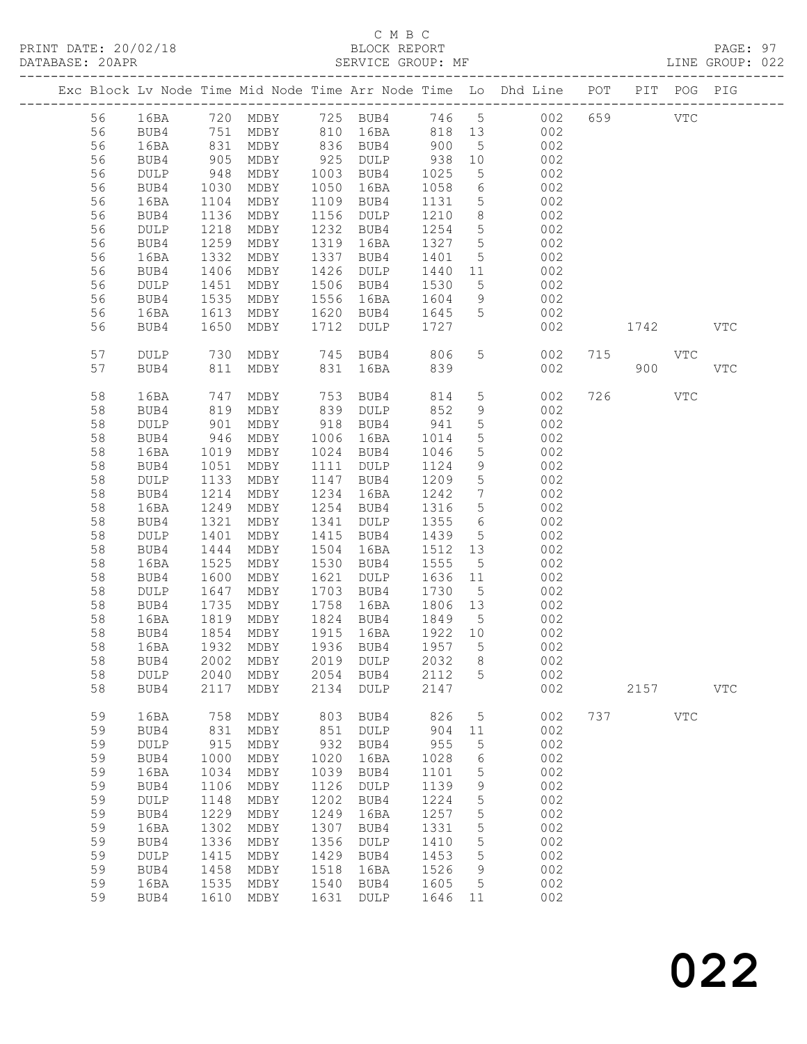C M B C
PRINT DATE: 20/02/18 BLOCK REPORT PAGE: 97
DATABASE: 20APR SERVICE GROUP: MF LINE GROUP: 022

| Exc | Block | Lv | Node | Time | Mid Node | Time | Arr Node | Time | Lo | Dhd Line | POT | PIT | POG | PIG |
|---|---|---|---|---|---|---|---|---|---|---|---|---|---|---|
| | 56 | | 16BA | 720 | MDBY | 725 | BUB4 | 746 | 5 | 002 | 659 | | VTC | |
| | 56 | | BUB4 | 751 | MDBY | 810 | 16BA | 818 | 13 | 002 | | | | |
| | 56 | | 16BA | 831 | MDBY | 836 | BUB4 | 900 | 5 | 002 | | | | |
| | 56 | | BUB4 | 905 | MDBY | 925 | DULP | 938 | 10 | 002 | | | | |
| | 56 | | DULP | 948 | MDBY | 1003 | BUB4 | 1025 | 5 | 002 | | | | |
| | 56 | | BUB4 | 1030 | MDBY | 1050 | 16BA | 1058 | 6 | 002 | | | | |
| | 56 | | 16BA | 1104 | MDBY | 1109 | BUB4 | 1131 | 5 | 002 | | | | |
| | 56 | | BUB4 | 1136 | MDBY | 1156 | DULP | 1210 | 8 | 002 | | | | |
| | 56 | | DULP | 1218 | MDBY | 1232 | BUB4 | 1254 | 5 | 002 | | | | |
| | 56 | | BUB4 | 1259 | MDBY | 1319 | 16BA | 1327 | 5 | 002 | | | | |
| | 56 | | 16BA | 1332 | MDBY | 1337 | BUB4 | 1401 | 5 | 002 | | | | |
| | 56 | | BUB4 | 1406 | MDBY | 1426 | DULP | 1440 | 11 | 002 | | | | |
| | 56 | | DULP | 1451 | MDBY | 1506 | BUB4 | 1530 | 5 | 002 | | | | |
| | 56 | | BUB4 | 1535 | MDBY | 1556 | 16BA | 1604 | 9 | 002 | | | | |
| | 56 | | 16BA | 1613 | MDBY | 1620 | BUB4 | 1645 | 5 | 002 | | | | |
| | 56 | | BUB4 | 1650 | MDBY | 1712 | DULP | 1727 | | 002 | | 1742 | | VTC |
| | 57 | | DULP | 730 | MDBY | 745 | BUB4 | 806 | 5 | 002 | 715 | | VTC | |
| | 57 | | BUB4 | 811 | MDBY | 831 | 16BA | 839 | | 002 | | 900 | | VTC |
| | 58 | | 16BA | 747 | MDBY | 753 | BUB4 | 814 | 5 | 002 | 726 | | VTC | |
| | 58 | | BUB4 | 819 | MDBY | 839 | DULP | 852 | 9 | 002 | | | | |
| | 58 | | DULP | 901 | MDBY | 918 | BUB4 | 941 | 5 | 002 | | | | |
| | 58 | | BUB4 | 946 | MDBY | 1006 | 16BA | 1014 | 5 | 002 | | | | |
| | 58 | | 16BA | 1019 | MDBY | 1024 | BUB4 | 1046 | 5 | 002 | | | | |
| | 58 | | BUB4 | 1051 | MDBY | 1111 | DULP | 1124 | 9 | 002 | | | | |
| | 58 | | DULP | 1133 | MDBY | 1147 | BUB4 | 1209 | 5 | 002 | | | | |
| | 58 | | BUB4 | 1214 | MDBY | 1234 | 16BA | 1242 | 7 | 002 | | | | |
| | 58 | | 16BA | 1249 | MDBY | 1254 | BUB4 | 1316 | 5 | 002 | | | | |
| | 58 | | BUB4 | 1321 | MDBY | 1341 | DULP | 1355 | 6 | 002 | | | | |
| | 58 | | DULP | 1401 | MDBY | 1415 | BUB4 | 1439 | 5 | 002 | | | | |
| | 58 | | BUB4 | 1444 | MDBY | 1504 | 16BA | 1512 | 13 | 002 | | | | |
| | 58 | | 16BA | 1525 | MDBY | 1530 | BUB4 | 1555 | 5 | 002 | | | | |
| | 58 | | BUB4 | 1600 | MDBY | 1621 | DULP | 1636 | 11 | 002 | | | | |
| | 58 | | DULP | 1647 | MDBY | 1703 | BUB4 | 1730 | 5 | 002 | | | | |
| | 58 | | BUB4 | 1735 | MDBY | 1758 | 16BA | 1806 | 13 | 002 | | | | |
| | 58 | | 16BA | 1819 | MDBY | 1824 | BUB4 | 1849 | 5 | 002 | | | | |
| | 58 | | BUB4 | 1854 | MDBY | 1915 | 16BA | 1922 | 10 | 002 | | | | |
| | 58 | | 16BA | 1932 | MDBY | 1936 | BUB4 | 1957 | 5 | 002 | | | | |
| | 58 | | BUB4 | 2002 | MDBY | 2019 | DULP | 2032 | 8 | 002 | | | | |
| | 58 | | DULP | 2040 | MDBY | 2054 | BUB4 | 2112 | 5 | 002 | | | | |
| | 58 | | BUB4 | 2117 | MDBY | 2134 | DULP | 2147 | | 002 | | 2157 | | VTC |
| | 59 | | 16BA | 758 | MDBY | 803 | BUB4 | 826 | 5 | 002 | 737 | | VTC | |
| | 59 | | BUB4 | 831 | MDBY | 851 | DULP | 904 | 11 | 002 | | | | |
| | 59 | | DULP | 915 | MDBY | 932 | BUB4 | 955 | 5 | 002 | | | | |
| | 59 | | BUB4 | 1000 | MDBY | 1020 | 16BA | 1028 | 6 | 002 | | | | |
| | 59 | | 16BA | 1034 | MDBY | 1039 | BUB4 | 1101 | 5 | 002 | | | | |
| | 59 | | BUB4 | 1106 | MDBY | 1126 | DULP | 1139 | 9 | 002 | | | | |
| | 59 | | DULP | 1148 | MDBY | 1202 | BUB4 | 1224 | 5 | 002 | | | | |
| | 59 | | BUB4 | 1229 | MDBY | 1249 | 16BA | 1257 | 5 | 002 | | | | |
| | 59 | | 16BA | 1302 | MDBY | 1307 | BUB4 | 1331 | 5 | 002 | | | | |
| | 59 | | BUB4 | 1336 | MDBY | 1356 | DULP | 1410 | 5 | 002 | | | | |
| | 59 | | DULP | 1415 | MDBY | 1429 | BUB4 | 1453 | 5 | 002 | | | | |
| | 59 | | BUB4 | 1458 | MDBY | 1518 | 16BA | 1526 | 9 | 002 | | | | |
| | 59 | | 16BA | 1535 | MDBY | 1540 | BUB4 | 1605 | 5 | 002 | | | | |
| | 59 | | BUB4 | 1610 | MDBY | 1631 | DULP | 1646 | 11 | 002 | | | | |

022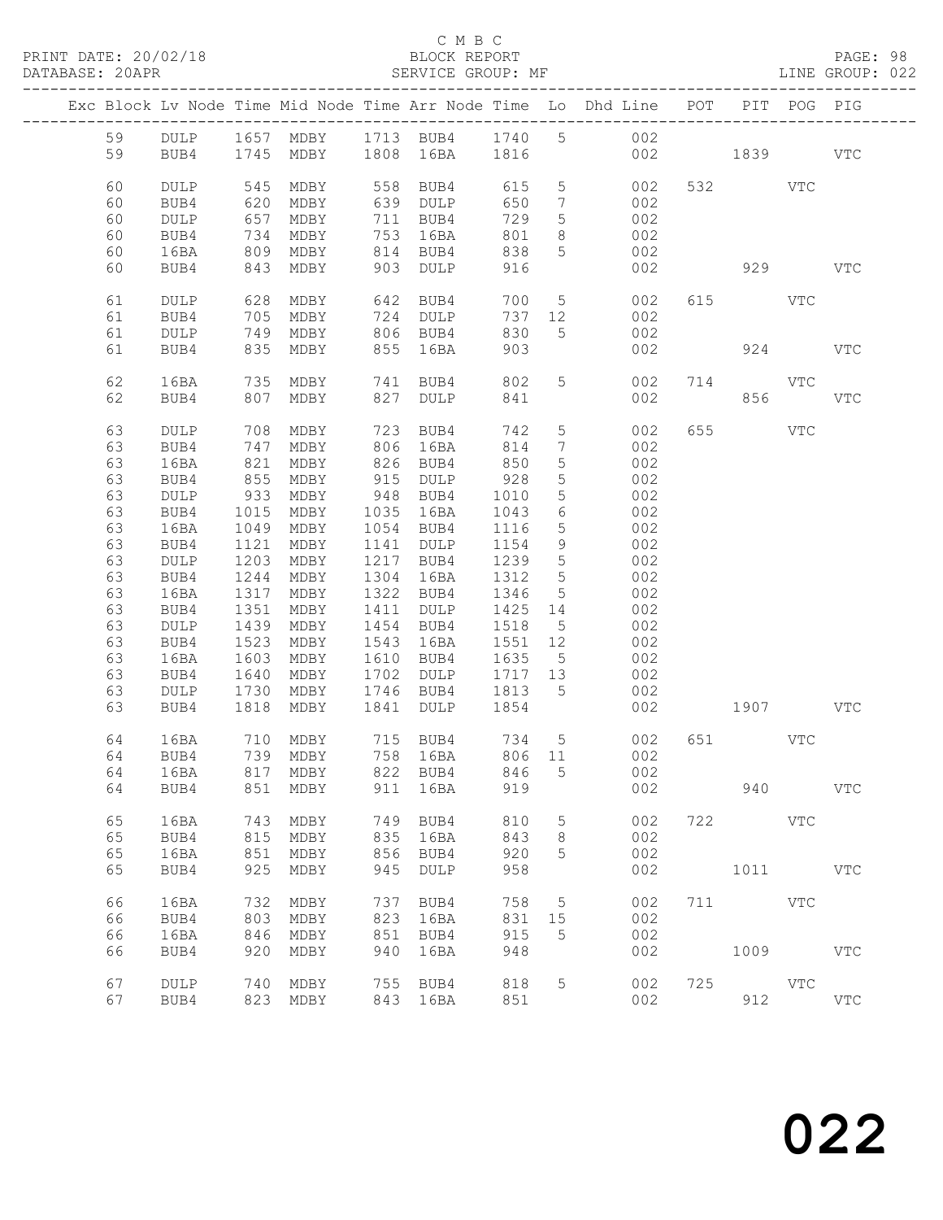C M B C

PRINT DATE: 20/02/18 BLOCK REPORT

DATABASE: 20APR SERVICE GROUP: MF LINE GROUP: 022

| Exc | Block | Lv | Node | Time | Mid Node | Time | Arr Node | Time | Lo | Dhd Line | POT | PIT | POG | PIG |
|---|---|---|---|---|---|---|---|---|---|---|---|---|---|---|
| | 59 | | DULP | 1657 | MDBY | 1713 | BUB4 | 1740 | 5 | 002 | | | | |
| | 59 | | BUB4 | 1745 | MDBY | 1808 | 16BA | 1816 | | 002 | | 1839 | | VTC |
| | 60 | | DULP | 545 | MDBY | 558 | BUB4 | 615 | 5 | 002 | 532 | | VTC | |
| | 60 | | BUB4 | 620 | MDBY | 639 | DULP | 650 | 7 | 002 | | | | |
| | 60 | | DULP | 657 | MDBY | 711 | BUB4 | 729 | 5 | 002 | | | | |
| | 60 | | BUB4 | 734 | MDBY | 753 | 16BA | 801 | 8 | 002 | | | | |
| | 60 | | 16BA | 809 | MDBY | 814 | BUB4 | 838 | 5 | 002 | | | | |
| | 60 | | BUB4 | 843 | MDBY | 903 | DULP | 916 | | 002 | | 929 | | VTC |
| | 61 | | DULP | 628 | MDBY | 642 | BUB4 | 700 | 5 | 002 | 615 | | VTC | |
| | 61 | | BUB4 | 705 | MDBY | 724 | DULP | 737 | 12 | 002 | | | | |
| | 61 | | DULP | 749 | MDBY | 806 | BUB4 | 830 | 5 | 002 | | | | |
| | 61 | | BUB4 | 835 | MDBY | 855 | 16BA | 903 | | 002 | | 924 | | VTC |
| | 62 | | 16BA | 735 | MDBY | 741 | BUB4 | 802 | 5 | 002 | 714 | | VTC | |
| | 62 | | BUB4 | 807 | MDBY | 827 | DULP | 841 | | 002 | | 856 | | VTC |
| | 63 | | DULP | 708 | MDBY | 723 | BUB4 | 742 | 5 | 002 | 655 | | VTC | |
| | 63 | | BUB4 | 747 | MDBY | 806 | 16BA | 814 | 7 | 002 | | | | |
| | 63 | | 16BA | 821 | MDBY | 826 | BUB4 | 850 | 5 | 002 | | | | |
| | 63 | | BUB4 | 855 | MDBY | 915 | DULP | 928 | 5 | 002 | | | | |
| | 63 | | DULP | 933 | MDBY | 948 | BUB4 | 1010 | 5 | 002 | | | | |
| | 63 | | BUB4 | 1015 | MDBY | 1035 | 16BA | 1043 | 6 | 002 | | | | |
| | 63 | | 16BA | 1049 | MDBY | 1054 | BUB4 | 1116 | 5 | 002 | | | | |
| | 63 | | BUB4 | 1121 | MDBY | 1141 | DULP | 1154 | 9 | 002 | | | | |
| | 63 | | DULP | 1203 | MDBY | 1217 | BUB4 | 1239 | 5 | 002 | | | | |
| | 63 | | BUB4 | 1244 | MDBY | 1304 | 16BA | 1312 | 5 | 002 | | | | |
| | 63 | | 16BA | 1317 | MDBY | 1322 | BUB4 | 1346 | 5 | 002 | | | | |
| | 63 | | BUB4 | 1351 | MDBY | 1411 | DULP | 1425 | 14 | 002 | | | | |
| | 63 | | DULP | 1439 | MDBY | 1454 | BUB4 | 1518 | 5 | 002 | | | | |
| | 63 | | BUB4 | 1523 | MDBY | 1543 | 16BA | 1551 | 12 | 002 | | | | |
| | 63 | | 16BA | 1603 | MDBY | 1610 | BUB4 | 1635 | 5 | 002 | | | | |
| | 63 | | BUB4 | 1640 | MDBY | 1702 | DULP | 1717 | 13 | 002 | | | | |
| | 63 | | DULP | 1730 | MDBY | 1746 | BUB4 | 1813 | 5 | 002 | | | | |
| | 63 | | BUB4 | 1818 | MDBY | 1841 | DULP | 1854 | | 002 | | 1907 | | VTC |
| | 64 | | 16BA | 710 | MDBY | 715 | BUB4 | 734 | 5 | 002 | 651 | | VTC | |
| | 64 | | BUB4 | 739 | MDBY | 758 | 16BA | 806 | 11 | 002 | | | | |
| | 64 | | 16BA | 817 | MDBY | 822 | BUB4 | 846 | 5 | 002 | | | | |
| | 64 | | BUB4 | 851 | MDBY | 911 | 16BA | 919 | | 002 | | 940 | | VTC |
| | 65 | | 16BA | 743 | MDBY | 749 | BUB4 | 810 | 5 | 002 | 722 | | VTC | |
| | 65 | | BUB4 | 815 | MDBY | 835 | 16BA | 843 | 8 | 002 | | | | |
| | 65 | | 16BA | 851 | MDBY | 856 | BUB4 | 920 | 5 | 002 | | | | |
| | 65 | | BUB4 | 925 | MDBY | 945 | DULP | 958 | | 002 | | 1011 | | VTC |
| | 66 | | 16BA | 732 | MDBY | 737 | BUB4 | 758 | 5 | 002 | 711 | | VTC | |
| | 66 | | BUB4 | 803 | MDBY | 823 | 16BA | 831 | 15 | 002 | | | | |
| | 66 | | 16BA | 846 | MDBY | 851 | BUB4 | 915 | 5 | 002 | | | | |
| | 66 | | BUB4 | 920 | MDBY | 940 | 16BA | 948 | | 002 | | 1009 | | VTC |
| | 67 | | DULP | 740 | MDBY | 755 | BUB4 | 818 | 5 | 002 | 725 | | VTC | |
| | 67 | | BUB4 | 823 | MDBY | 843 | 16BA | 851 | | 002 | | 912 | | VTC |

022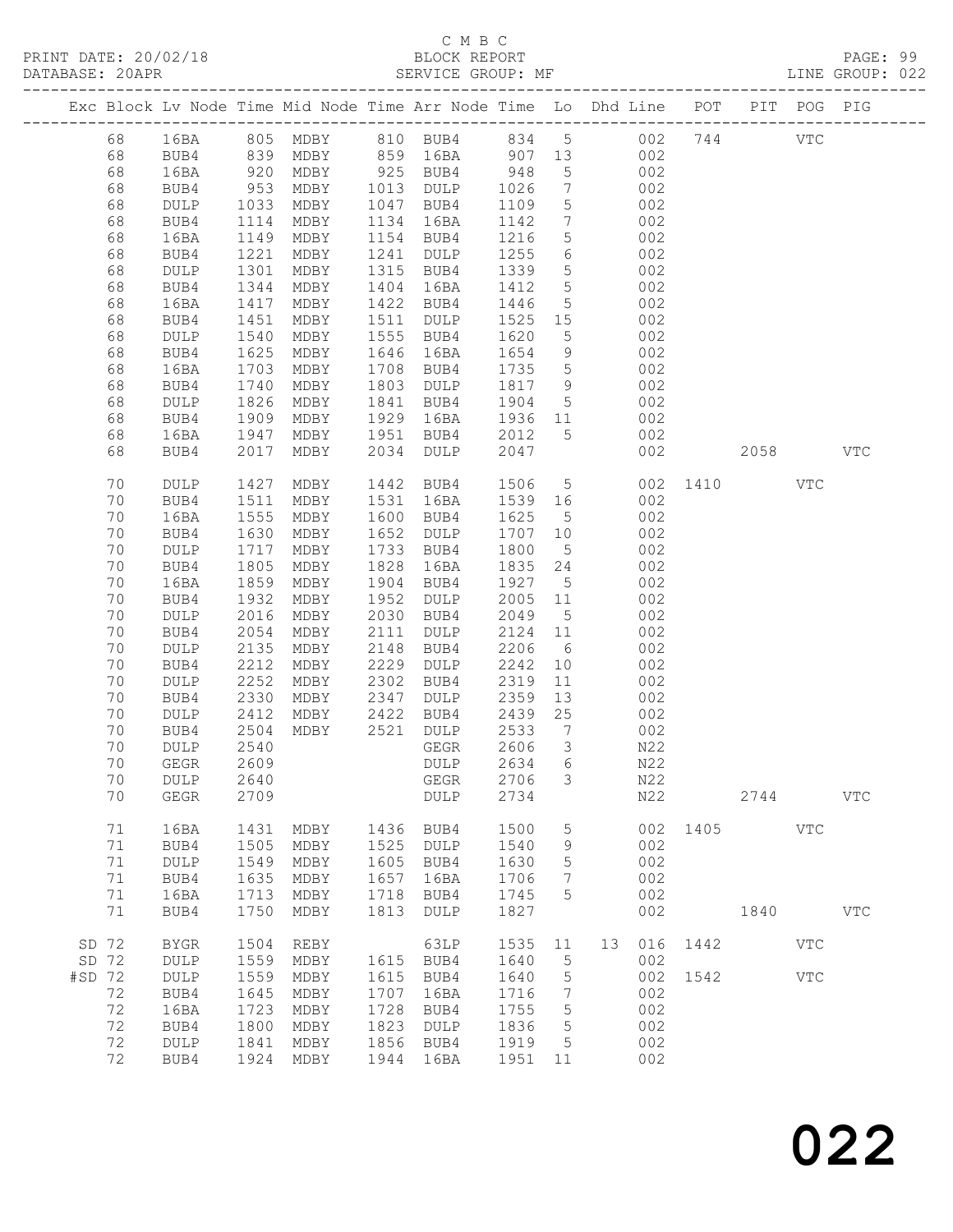C M B C
PRINT DATE: 20/02/18 BLOCK REPORT
DATABASE: 20APR SERVICE GROUP: MF LINE GROUP: 022

| Exc | Block | Lv | Node | Time | Mid Node | Time | Arr Node | Time | Lo | Dhd Line | POT | PIT | POG | PIG |
|---|---|---|---|---|---|---|---|---|---|---|---|---|---|---|
| | 68 | | 16BA | 805 | MDBY | 810 | BUB4 | 834 | 5 | 002 | 744 | | VTC | |
| | 68 | | BUB4 | 839 | MDBY | 859 | 16BA | 907 | 13 | 002 | | | | |
| | 68 | | 16BA | 920 | MDBY | 925 | BUB4 | 948 | 5 | 002 | | | | |
| | 68 | | BUB4 | 953 | MDBY | 1013 | DULP | 1026 | 7 | 002 | | | | |
| | 68 | | DULP | 1033 | MDBY | 1047 | BUB4 | 1109 | 5 | 002 | | | | |
| | 68 | | BUB4 | 1114 | MDBY | 1134 | 16BA | 1142 | 7 | 002 | | | | |
| | 68 | | 16BA | 1149 | MDBY | 1154 | BUB4 | 1216 | 5 | 002 | | | | |
| | 68 | | BUB4 | 1221 | MDBY | 1241 | DULP | 1255 | 6 | 002 | | | | |
| | 68 | | DULP | 1301 | MDBY | 1315 | BUB4 | 1339 | 5 | 002 | | | | |
| | 68 | | BUB4 | 1344 | MDBY | 1404 | 16BA | 1412 | 5 | 002 | | | | |
| | 68 | | 16BA | 1417 | MDBY | 1422 | BUB4 | 1446 | 5 | 002 | | | | |
| | 68 | | BUB4 | 1451 | MDBY | 1511 | DULP | 1525 | 15 | 002 | | | | |
| | 68 | | DULP | 1540 | MDBY | 1555 | BUB4 | 1620 | 5 | 002 | | | | |
| | 68 | | BUB4 | 1625 | MDBY | 1646 | 16BA | 1654 | 9 | 002 | | | | |
| | 68 | | 16BA | 1703 | MDBY | 1708 | BUB4 | 1735 | 5 | 002 | | | | |
| | 68 | | BUB4 | 1740 | MDBY | 1803 | DULP | 1817 | 9 | 002 | | | | |
| | 68 | | DULP | 1826 | MDBY | 1841 | BUB4 | 1904 | 5 | 002 | | | | |
| | 68 | | BUB4 | 1909 | MDBY | 1929 | 16BA | 1936 | 11 | 002 | | | | |
| | 68 | | 16BA | 1947 | MDBY | 1951 | BUB4 | 2012 | 5 | 002 | | | | |
| | 68 | | BUB4 | 2017 | MDBY | 2034 | DULP | 2047 | | 002 | | 2058 | | VTC |
| | 70 | | DULP | 1427 | MDBY | 1442 | BUB4 | 1506 | 5 | 002 | 1410 | | VTC | |
| | 70 | | BUB4 | 1511 | MDBY | 1531 | 16BA | 1539 | 16 | 002 | | | | |
| | 70 | | 16BA | 1555 | MDBY | 1600 | BUB4 | 1625 | 5 | 002 | | | | |
| | 70 | | BUB4 | 1630 | MDBY | 1652 | DULP | 1707 | 10 | 002 | | | | |
| | 70 | | DULP | 1717 | MDBY | 1733 | BUB4 | 1800 | 5 | 002 | | | | |
| | 70 | | BUB4 | 1805 | MDBY | 1828 | 16BA | 1835 | 24 | 002 | | | | |
| | 70 | | 16BA | 1859 | MDBY | 1904 | BUB4 | 1927 | 5 | 002 | | | | |
| | 70 | | BUB4 | 1932 | MDBY | 1952 | DULP | 2005 | 11 | 002 | | | | |
| | 70 | | DULP | 2016 | MDBY | 2030 | BUB4 | 2049 | 5 | 002 | | | | |
| | 70 | | BUB4 | 2054 | MDBY | 2111 | DULP | 2124 | 11 | 002 | | | | |
| | 70 | | DULP | 2135 | MDBY | 2148 | BUB4 | 2206 | 6 | 002 | | | | |
| | 70 | | BUB4 | 2212 | MDBY | 2229 | DULP | 2242 | 10 | 002 | | | | |
| | 70 | | DULP | 2252 | MDBY | 2302 | BUB4 | 2319 | 11 | 002 | | | | |
| | 70 | | BUB4 | 2330 | MDBY | 2347 | DULP | 2359 | 13 | 002 | | | | |
| | 70 | | DULP | 2412 | MDBY | 2422 | BUB4 | 2439 | 25 | 002 | | | | |
| | 70 | | BUB4 | 2504 | MDBY | 2521 | DULP | 2533 | 7 | 002 | | | | |
| | 70 | | DULP | 2540 | | | GEGR | 2606 | 3 | N22 | | | | |
| | 70 | | GEGR | 2609 | | | DULP | 2634 | 6 | N22 | | | | |
| | 70 | | DULP | 2640 | | | GEGR | 2706 | 3 | N22 | | | | |
| | 70 | | GEGR | 2709 | | | DULP | 2734 | | N22 | | 2744 | | VTC |
| | 71 | | 16BA | 1431 | MDBY | 1436 | BUB4 | 1500 | 5 | 002 | 1405 | | VTC | |
| | 71 | | BUB4 | 1505 | MDBY | 1525 | DULP | 1540 | 9 | 002 | | | | |
| | 71 | | DULP | 1549 | MDBY | 1605 | BUB4 | 1630 | 5 | 002 | | | | |
| | 71 | | BUB4 | 1635 | MDBY | 1657 | 16BA | 1706 | 7 | 002 | | | | |
| | 71 | | 16BA | 1713 | MDBY | 1718 | BUB4 | 1745 | 5 | 002 | | | | |
| | 71 | | BUB4 | 1750 | MDBY | 1813 | DULP | 1827 | | 002 | | 1840 | | VTC |
| SD | 72 | | BYGR | 1504 | REBY | | 63LP | 1535 | 11 | 13 016 | 1442 | | VTC | |
| SD | 72 | | DULP | 1559 | MDBY | 1615 | BUB4 | 1640 | 5 | 002 | | | | |
| #SD | 72 | | DULP | 1559 | MDBY | 1615 | BUB4 | 1640 | 5 | 002 | 1542 | | VTC | |
| | 72 | | BUB4 | 1645 | MDBY | 1707 | 16BA | 1716 | 7 | 002 | | | | |
| | 72 | | 16BA | 1723 | MDBY | 1728 | BUB4 | 1755 | 5 | 002 | | | | |
| | 72 | | BUB4 | 1800 | MDBY | 1823 | DULP | 1836 | 5 | 002 | | | | |
| | 72 | | DULP | 1841 | MDBY | 1856 | BUB4 | 1919 | 5 | 002 | | | | |
| | 72 | | BUB4 | 1924 | MDBY | 1944 | 16BA | 1951 | 11 | 002 | | | | |

022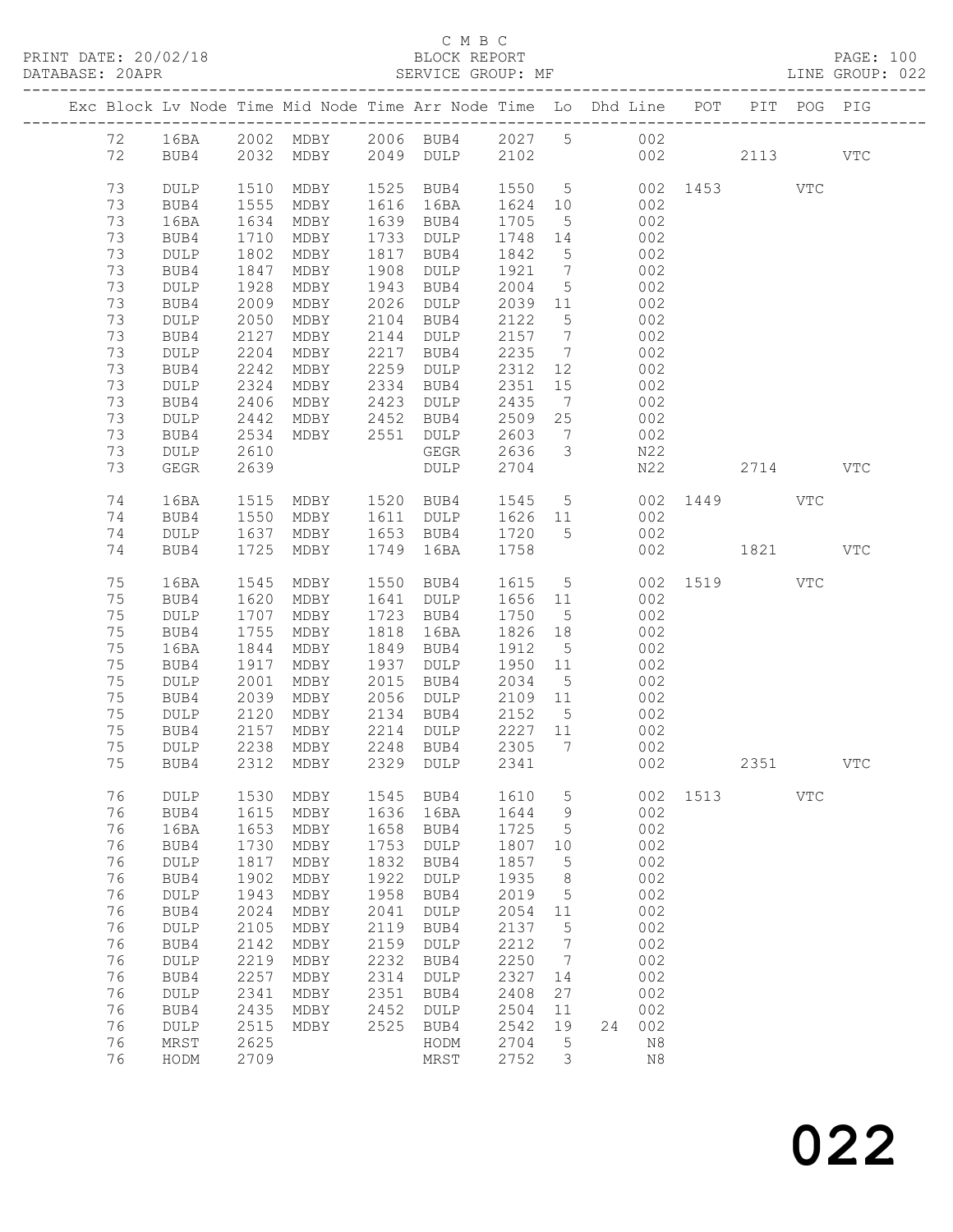C M B C
PRINT DATE: 20/02/18 BLOCK REPORT PAGE: 100
DATABASE: 20APR SERVICE GROUP: MF LINE GROUP: 022

| Exc | Block | Lv | Node | Time | Mid Node | Time | Arr Node | Time | Lo | Dhd Line | POT | PIT | POG | PIG |
|---|---|---|---|---|---|---|---|---|---|---|---|---|---|---|
| | 72 | | 16BA | 2002 | MDBY | 2006 | BUB4 | 2027 | 5 | 002 | | | | |
| | 72 | | BUB4 | 2032 | MDBY | 2049 | DULP | 2102 | | 002 | | 2113 | | VTC |
| | 73 | | DULP | 1510 | MDBY | 1525 | BUB4 | 1550 | 5 | 002 | 1453 | | VTC | |
| | 73 | | BUB4 | 1555 | MDBY | 1616 | 16BA | 1624 | 10 | 002 | | | | |
| | 73 | | 16BA | 1634 | MDBY | 1639 | BUB4 | 1705 | 5 | 002 | | | | |
| | 73 | | BUB4 | 1710 | MDBY | 1733 | DULP | 1748 | 14 | 002 | | | | |
| | 73 | | DULP | 1802 | MDBY | 1817 | BUB4 | 1842 | 5 | 002 | | | | |
| | 73 | | BUB4 | 1847 | MDBY | 1908 | DULP | 1921 | 7 | 002 | | | | |
| | 73 | | DULP | 1928 | MDBY | 1943 | BUB4 | 2004 | 5 | 002 | | | | |
| | 73 | | BUB4 | 2009 | MDBY | 2026 | DULP | 2039 | 11 | 002 | | | | |
| | 73 | | DULP | 2050 | MDBY | 2104 | BUB4 | 2122 | 5 | 002 | | | | |
| | 73 | | BUB4 | 2127 | MDBY | 2144 | DULP | 2157 | 7 | 002 | | | | |
| | 73 | | DULP | 2204 | MDBY | 2217 | BUB4 | 2235 | 7 | 002 | | | | |
| | 73 | | BUB4 | 2242 | MDBY | 2259 | DULP | 2312 | 12 | 002 | | | | |
| | 73 | | DULP | 2324 | MDBY | 2334 | BUB4 | 2351 | 15 | 002 | | | | |
| | 73 | | BUB4 | 2406 | MDBY | 2423 | DULP | 2435 | 7 | 002 | | | | |
| | 73 | | DULP | 2442 | MDBY | 2452 | BUB4 | 2509 | 25 | 002 | | | | |
| | 73 | | BUB4 | 2534 | MDBY | 2551 | DULP | 2603 | 7 | 002 | | | | |
| | 73 | | DULP | 2610 | | | GEGR | 2636 | 3 | N22 | | | | |
| | 73 | | GEGR | 2639 | | | DULP | 2704 | | N22 | | 2714 | | VTC |
| | 74 | | 16BA | 1515 | MDBY | 1520 | BUB4 | 1545 | 5 | 002 | 1449 | | VTC | |
| | 74 | | BUB4 | 1550 | MDBY | 1611 | DULP | 1626 | 11 | 002 | | | | |
| | 74 | | DULP | 1637 | MDBY | 1653 | BUB4 | 1720 | 5 | 002 | | | | |
| | 74 | | BUB4 | 1725 | MDBY | 1749 | 16BA | 1758 | | 002 | | 1821 | | VTC |
| | 75 | | 16BA | 1545 | MDBY | 1550 | BUB4 | 1615 | 5 | 002 | 1519 | | VTC | |
| | 75 | | BUB4 | 1620 | MDBY | 1641 | DULP | 1656 | 11 | 002 | | | | |
| | 75 | | DULP | 1707 | MDBY | 1723 | BUB4 | 1750 | 5 | 002 | | | | |
| | 75 | | BUB4 | 1755 | MDBY | 1818 | 16BA | 1826 | 18 | 002 | | | | |
| | 75 | | 16BA | 1844 | MDBY | 1849 | BUB4 | 1912 | 5 | 002 | | | | |
| | 75 | | BUB4 | 1917 | MDBY | 1937 | DULP | 1950 | 11 | 002 | | | | |
| | 75 | | DULP | 2001 | MDBY | 2015 | BUB4 | 2034 | 5 | 002 | | | | |
| | 75 | | BUB4 | 2039 | MDBY | 2056 | DULP | 2109 | 11 | 002 | | | | |
| | 75 | | DULP | 2120 | MDBY | 2134 | BUB4 | 2152 | 5 | 002 | | | | |
| | 75 | | BUB4 | 2157 | MDBY | 2214 | DULP | 2227 | 11 | 002 | | | | |
| | 75 | | DULP | 2238 | MDBY | 2248 | BUB4 | 2305 | 7 | 002 | | | | |
| | 75 | | BUB4 | 2312 | MDBY | 2329 | DULP | 2341 | | 002 | | 2351 | | VTC |
| | 76 | | DULP | 1530 | MDBY | 1545 | BUB4 | 1610 | 5 | 002 | 1513 | | VTC | |
| | 76 | | BUB4 | 1615 | MDBY | 1636 | 16BA | 1644 | 9 | 002 | | | | |
| | 76 | | 16BA | 1653 | MDBY | 1658 | BUB4 | 1725 | 5 | 002 | | | | |
| | 76 | | BUB4 | 1730 | MDBY | 1753 | DULP | 1807 | 10 | 002 | | | | |
| | 76 | | DULP | 1817 | MDBY | 1832 | BUB4 | 1857 | 5 | 002 | | | | |
| | 76 | | BUB4 | 1902 | MDBY | 1922 | DULP | 1935 | 8 | 002 | | | | |
| | 76 | | DULP | 1943 | MDBY | 1958 | BUB4 | 2019 | 5 | 002 | | | | |
| | 76 | | BUB4 | 2024 | MDBY | 2041 | DULP | 2054 | 11 | 002 | | | | |
| | 76 | | DULP | 2105 | MDBY | 2119 | BUB4 | 2137 | 5 | 002 | | | | |
| | 76 | | BUB4 | 2142 | MDBY | 2159 | DULP | 2212 | 7 | 002 | | | | |
| | 76 | | DULP | 2219 | MDBY | 2232 | BUB4 | 2250 | 7 | 002 | | | | |
| | 76 | | BUB4 | 2257 | MDBY | 2314 | DULP | 2327 | 14 | 002 | | | | |
| | 76 | | DULP | 2341 | MDBY | 2351 | BUB4 | 2408 | 27 | 002 | | | | |
| | 76 | | BUB4 | 2435 | MDBY | 2452 | DULP | 2504 | 11 | 002 | | | | |
| | 76 | | DULP | 2515 | MDBY | 2525 | BUB4 | 2542 | 19 | 24 002 | | | | |
| | 76 | | MRST | 2625 | | | HODM | 2704 | 5 | N8 | | | | |
| | 76 | | HODM | 2709 | | | MRST | 2752 | 3 | N8 | | | | |

022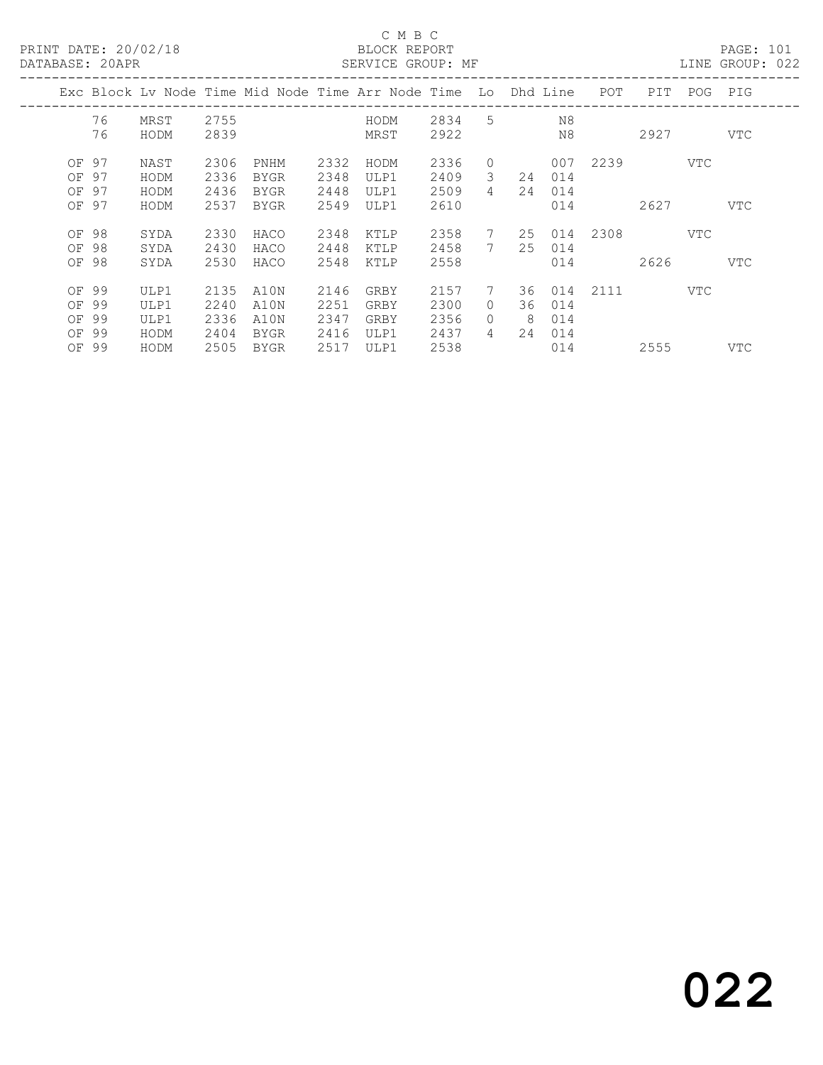C M B C

BLOCK REPORT

SERVICE GROUP: MF

LINE GROUP: 022

| Exc | Block | Lv Node | Time | Mid Node | Time | Arr Node | Time | Lo | Dhd | Line | POT | PIT | POG | PIG |
|---|---|---|---|---|---|---|---|---|---|---|---|---|---|---|
| | 76 | MRST | 2755 | | | HODM | 2834 | 5 | | N8 | | | | |
| | 76 | HODM | 2839 | | | MRST | 2922 | | | N8 | | 2927 | | VTC |
| OF | 97 | NAST | 2306 | PNHM | 2332 | HODM | 2336 | 0 | | 007 | 2239 | | VTC | |
| OF | 97 | HODM | 2336 | BYGR | 2348 | ULP1 | 2409 | 3 | 24 | 014 | | | | |
| OF | 97 | HODM | 2436 | BYGR | 2448 | ULP1 | 2509 | 4 | 24 | 014 | | | | |
| OF | 97 | HODM | 2537 | BYGR | 2549 | ULP1 | 2610 | | | 014 | | 2627 | | VTC |
| OF | 98 | SYDA | 2330 | HACO | 2348 | KTLP | 2358 | 7 | 25 | 014 | 2308 | | VTC | |
| OF | 98 | SYDA | 2430 | HACO | 2448 | KTLP | 2458 | 7 | 25 | 014 | | | | |
| OF | 98 | SYDA | 2530 | HACO | 2548 | KTLP | 2558 | | | 014 | | 2626 | | VTC |
| OF | 99 | ULP1 | 2135 | A10N | 2146 | GRBY | 2157 | 7 | 36 | 014 | 2111 | | VTC | |
| OF | 99 | ULP1 | 2240 | A10N | 2251 | GRBY | 2300 | 0 | 36 | 014 | | | | |
| OF | 99 | ULP1 | 2336 | A10N | 2347 | GRBY | 2356 | 0 | 8 | 014 | | | | |
| OF | 99 | HODM | 2404 | BYGR | 2416 | ULP1 | 2437 | 4 | 24 | 014 | | | | |
| OF | 99 | HODM | 2505 | BYGR | 2517 | ULP1 | 2538 | | | 014 | | 2555 | | VTC |

022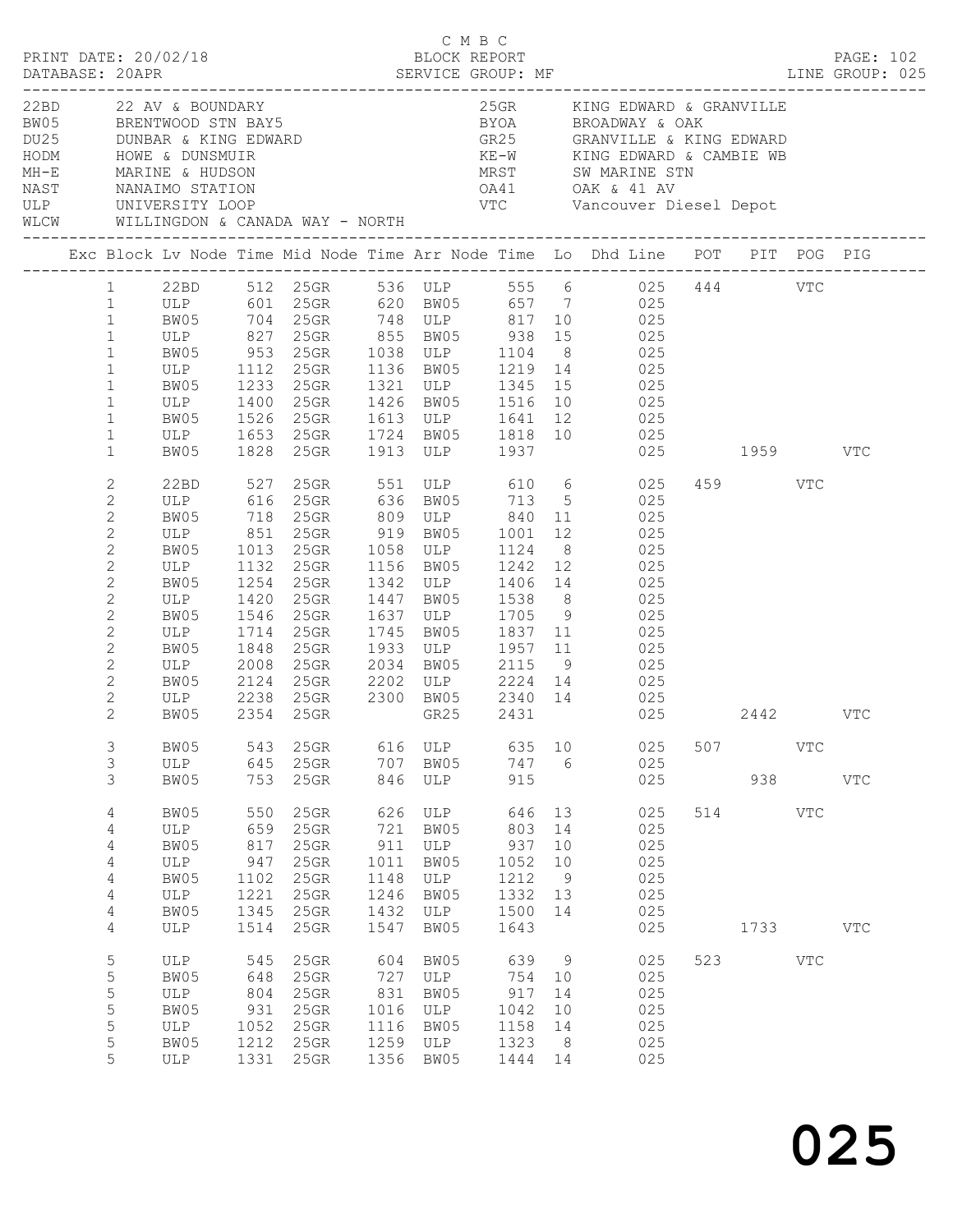C M B C

PRINT DATE: 20/02/18 BLOCK REPORT

DATABASE: 20APR SERVICE GROUP: MF LINE GROUP: 025

| Code | Description | Code | Description |
|---|---|---|---|
| 22BD | 22 AV & BOUNDARY | 25GR | KING EDWARD & GRANVILLE |
| BW05 | BRENTWOOD STN BAY5 | BYOA | BROADWAY & OAK |
| DU25 | DUNBAR & KING EDWARD | GR25 | GRANVILLE & KING EDWARD |
| HODM | HOWE & DUNSMUIR | KE-W | KING EDWARD & CAMBIE WB |
| MH-E | MARINE & HUDSON | MRST | SW MARINE STN |
| NAST | NANAIMO STATION | OA41 | OAK & 41 AV |
| ULP | UNIVERSITY LOOP | VTC | Vancouver Diesel Depot |
| WLCW | WILLINGDON & CANADA WAY - NORTH | | |

| Exc | Block | Lv Node | Time | Mid Node | Time | Arr Node | Time | Lo | Dhd Line | POT | PIT | POG | PIG |
|---|---|---|---|---|---|---|---|---|---|---|---|---|---|
| | 1 | 22BD | 512 | 25GR | 536 | ULP | 555 | 6 | 025 | 444 | | VTC | |
| | 1 | ULP | 601 | 25GR | 620 | BW05 | 657 | 7 | 025 | | | | |
| | 1 | BW05 | 704 | 25GR | 748 | ULP | 817 | 10 | 025 | | | | |
| | 1 | ULP | 827 | 25GR | 855 | BW05 | 938 | 15 | 025 | | | | |
| | 1 | BW05 | 953 | 25GR | 1038 | ULP | 1104 | 8 | 025 | | | | |
| | 1 | ULP | 1112 | 25GR | 1136 | BW05 | 1219 | 14 | 025 | | | | |
| | 1 | BW05 | 1233 | 25GR | 1321 | ULP | 1345 | 15 | 025 | | | | |
| | 1 | ULP | 1400 | 25GR | 1426 | BW05 | 1516 | 10 | 025 | | | | |
| | 1 | BW05 | 1526 | 25GR | 1613 | ULP | 1641 | 12 | 025 | | | | |
| | 1 | ULP | 1653 | 25GR | 1724 | BW05 | 1818 | 10 | 025 | | | | |
| | 1 | BW05 | 1828 | 25GR | 1913 | ULP | 1937 | | 025 | | 1959 | | VTC |
| | 2 | 22BD | 527 | 25GR | 551 | ULP | 610 | 6 | 025 | 459 | | VTC | |
| | 2 | ULP | 616 | 25GR | 636 | BW05 | 713 | 5 | 025 | | | | |
| | 2 | BW05 | 718 | 25GR | 809 | ULP | 840 | 11 | 025 | | | | |
| | 2 | ULP | 851 | 25GR | 919 | BW05 | 1001 | 12 | 025 | | | | |
| | 2 | BW05 | 1013 | 25GR | 1058 | ULP | 1124 | 8 | 025 | | | | |
| | 2 | ULP | 1132 | 25GR | 1156 | BW05 | 1242 | 12 | 025 | | | | |
| | 2 | BW05 | 1254 | 25GR | 1342 | ULP | 1406 | 14 | 025 | | | | |
| | 2 | ULP | 1420 | 25GR | 1447 | BW05 | 1538 | 8 | 025 | | | | |
| | 2 | BW05 | 1546 | 25GR | 1637 | ULP | 1705 | 9 | 025 | | | | |
| | 2 | ULP | 1714 | 25GR | 1745 | BW05 | 1837 | 11 | 025 | | | | |
| | 2 | BW05 | 1848 | 25GR | 1933 | ULP | 1957 | 11 | 025 | | | | |
| | 2 | ULP | 2008 | 25GR | 2034 | BW05 | 2115 | 9 | 025 | | | | |
| | 2 | BW05 | 2124 | 25GR | 2202 | ULP | 2224 | 14 | 025 | | | | |
| | 2 | ULP | 2238 | 25GR | 2300 | BW05 | 2340 | 14 | 025 | | | | |
| | 2 | BW05 | 2354 | 25GR | | GR25 | 2431 | | 025 | | 2442 | | VTC |
| | 3 | BW05 | 543 | 25GR | 616 | ULP | 635 | 10 | 025 | 507 | | VTC | |
| | 3 | ULP | 645 | 25GR | 707 | BW05 | 747 | 6 | 025 | | | | |
| | 3 | BW05 | 753 | 25GR | 846 | ULP | 915 | | 025 | | 938 | | VTC |
| | 4 | BW05 | 550 | 25GR | 626 | ULP | 646 | 13 | 025 | 514 | | VTC | |
| | 4 | ULP | 659 | 25GR | 721 | BW05 | 803 | 14 | 025 | | | | |
| | 4 | BW05 | 817 | 25GR | 911 | ULP | 937 | 10 | 025 | | | | |
| | 4 | ULP | 947 | 25GR | 1011 | BW05 | 1052 | 10 | 025 | | | | |
| | 4 | BW05 | 1102 | 25GR | 1148 | ULP | 1212 | 9 | 025 | | | | |
| | 4 | ULP | 1221 | 25GR | 1246 | BW05 | 1332 | 13 | 025 | | | | |
| | 4 | BW05 | 1345 | 25GR | 1432 | ULP | 1500 | 14 | 025 | | | | |
| | 4 | ULP | 1514 | 25GR | 1547 | BW05 | 1643 | | 025 | | 1733 | | VTC |
| | 5 | ULP | 545 | 25GR | 604 | BW05 | 639 | 9 | 025 | 523 | | VTC | |
| | 5 | BW05 | 648 | 25GR | 727 | ULP | 754 | 10 | 025 | | | | |
| | 5 | ULP | 804 | 25GR | 831 | BW05 | 917 | 14 | 025 | | | | |
| | 5 | BW05 | 931 | 25GR | 1016 | ULP | 1042 | 10 | 025 | | | | |
| | 5 | ULP | 1052 | 25GR | 1116 | BW05 | 1158 | 14 | 025 | | | | |
| | 5 | BW05 | 1212 | 25GR | 1259 | ULP | 1323 | 8 | 025 | | | | |
| | 5 | ULP | 1331 | 25GR | 1356 | BW05 | 1444 | 14 | 025 | | | | |

025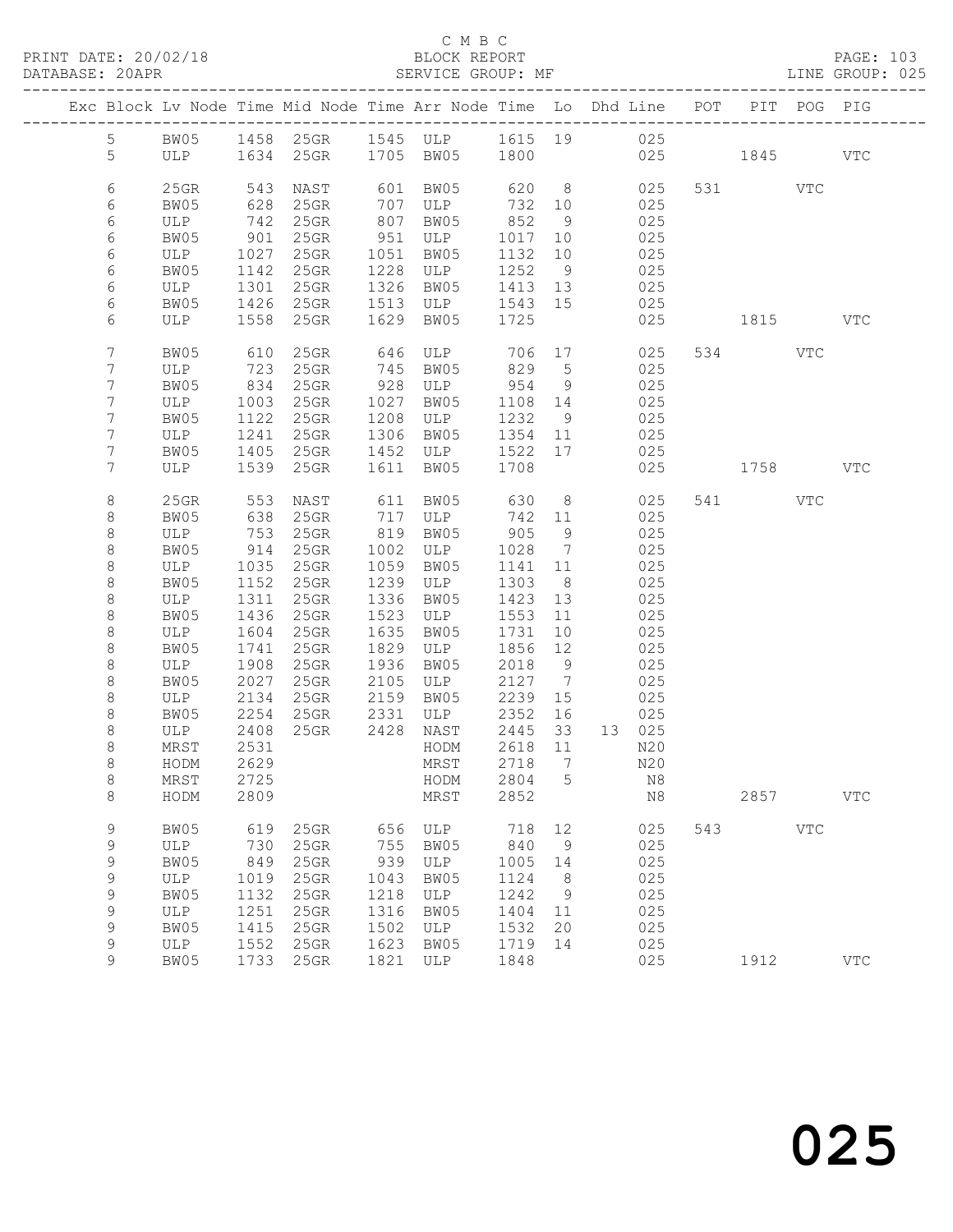C M B C

BLOCK REPORT

SERVICE GROUP: MF

PRINT DATE: 20/02/18
DATABASE: 20APR
LINE GROUP: 025

| Exc | Block | Lv | Node | Time | Mid Node | Time | Arr Node | Time | Lo | Dhd | Line | POT | PIT | POG | PIG |
|---|---|---|---|---|---|---|---|---|---|---|---|---|---|---|---|
| | 5 | | BW05 | 1458 | 25GR | 1545 | ULP | 1615 | 19 | | 025 | | | | |
| | 5 | | ULP | 1634 | 25GR | 1705 | BW05 | 1800 | | | 025 | | 1845 | | VTC |
| | 6 | | 25GR | 543 | NAST | 601 | BW05 | 620 | 8 | | 025 | 531 | | VTC | |
| | 6 | | BW05 | 628 | 25GR | 707 | ULP | 732 | 10 | | 025 | | | | |
| | 6 | | ULP | 742 | 25GR | 807 | BW05 | 852 | 9 | | 025 | | | | |
| | 6 | | BW05 | 901 | 25GR | 951 | ULP | 1017 | 10 | | 025 | | | | |
| | 6 | | ULP | 1027 | 25GR | 1051 | BW05 | 1132 | 10 | | 025 | | | | |
| | 6 | | BW05 | 1142 | 25GR | 1228 | ULP | 1252 | 9 | | 025 | | | | |
| | 6 | | ULP | 1301 | 25GR | 1326 | BW05 | 1413 | 13 | | 025 | | | | |
| | 6 | | BW05 | 1426 | 25GR | 1513 | ULP | 1543 | 15 | | 025 | | | | |
| | 6 | | ULP | 1558 | 25GR | 1629 | BW05 | 1725 | | | 025 | | 1815 | | VTC |
| | 7 | | BW05 | 610 | 25GR | 646 | ULP | 706 | 17 | | 025 | 534 | | VTC | |
| | 7 | | ULP | 723 | 25GR | 745 | BW05 | 829 | 5 | | 025 | | | | |
| | 7 | | BW05 | 834 | 25GR | 928 | ULP | 954 | 9 | | 025 | | | | |
| | 7 | | ULP | 1003 | 25GR | 1027 | BW05 | 1108 | 14 | | 025 | | | | |
| | 7 | | BW05 | 1122 | 25GR | 1208 | ULP | 1232 | 9 | | 025 | | | | |
| | 7 | | ULP | 1241 | 25GR | 1306 | BW05 | 1354 | 11 | | 025 | | | | |
| | 7 | | BW05 | 1405 | 25GR | 1452 | ULP | 1522 | 17 | | 025 | | | | |
| | 7 | | ULP | 1539 | 25GR | 1611 | BW05 | 1708 | | | 025 | | 1758 | | VTC |
| | 8 | | 25GR | 553 | NAST | 611 | BW05 | 630 | 8 | | 025 | 541 | | VTC | |
| | 8 | | BW05 | 638 | 25GR | 717 | ULP | 742 | 11 | | 025 | | | | |
| | 8 | | ULP | 753 | 25GR | 819 | BW05 | 905 | 9 | | 025 | | | | |
| | 8 | | BW05 | 914 | 25GR | 1002 | ULP | 1028 | 7 | | 025 | | | | |
| | 8 | | ULP | 1035 | 25GR | 1059 | BW05 | 1141 | 11 | | 025 | | | | |
| | 8 | | BW05 | 1152 | 25GR | 1239 | ULP | 1303 | 8 | | 025 | | | | |
| | 8 | | ULP | 1311 | 25GR | 1336 | BW05 | 1423 | 13 | | 025 | | | | |
| | 8 | | BW05 | 1436 | 25GR | 1523 | ULP | 1553 | 11 | | 025 | | | | |
| | 8 | | ULP | 1604 | 25GR | 1635 | BW05 | 1731 | 10 | | 025 | | | | |
| | 8 | | BW05 | 1741 | 25GR | 1829 | ULP | 1856 | 12 | | 025 | | | | |
| | 8 | | ULP | 1908 | 25GR | 1936 | BW05 | 2018 | 9 | | 025 | | | | |
| | 8 | | BW05 | 2027 | 25GR | 2105 | ULP | 2127 | 7 | | 025 | | | | |
| | 8 | | ULP | 2134 | 25GR | 2159 | BW05 | 2239 | 15 | | 025 | | | | |
| | 8 | | BW05 | 2254 | 25GR | 2331 | ULP | 2352 | 16 | | 025 | | | | |
| | 8 | | ULP | 2408 | 25GR | 2428 | NAST | 2445 | 33 | 13 | 025 | | | | |
| | 8 | | MRST | 2531 | | | HODM | 2618 | 11 | | N20 | | | | |
| | 8 | | HODM | 2629 | | | MRST | 2718 | 7 | | N20 | | | | |
| | 8 | | MRST | 2725 | | | HODM | 2804 | 5 | | N8 | | | | |
| | 8 | | HODM | 2809 | | | MRST | 2852 | | | N8 | | 2857 | | VTC |
| | 9 | | BW05 | 619 | 25GR | 656 | ULP | 718 | 12 | | 025 | 543 | | VTC | |
| | 9 | | ULP | 730 | 25GR | 755 | BW05 | 840 | 9 | | 025 | | | | |
| | 9 | | BW05 | 849 | 25GR | 939 | ULP | 1005 | 14 | | 025 | | | | |
| | 9 | | ULP | 1019 | 25GR | 1043 | BW05 | 1124 | 8 | | 025 | | | | |
| | 9 | | BW05 | 1132 | 25GR | 1218 | ULP | 1242 | 9 | | 025 | | | | |
| | 9 | | ULP | 1251 | 25GR | 1316 | BW05 | 1404 | 11 | | 025 | | | | |
| | 9 | | BW05 | 1415 | 25GR | 1502 | ULP | 1532 | 20 | | 025 | | | | |
| | 9 | | ULP | 1552 | 25GR | 1623 | BW05 | 1719 | 14 | | 025 | | | | |
| | 9 | | BW05 | 1733 | 25GR | 1821 | ULP | 1848 | | | 025 | | 1912 | | VTC |

025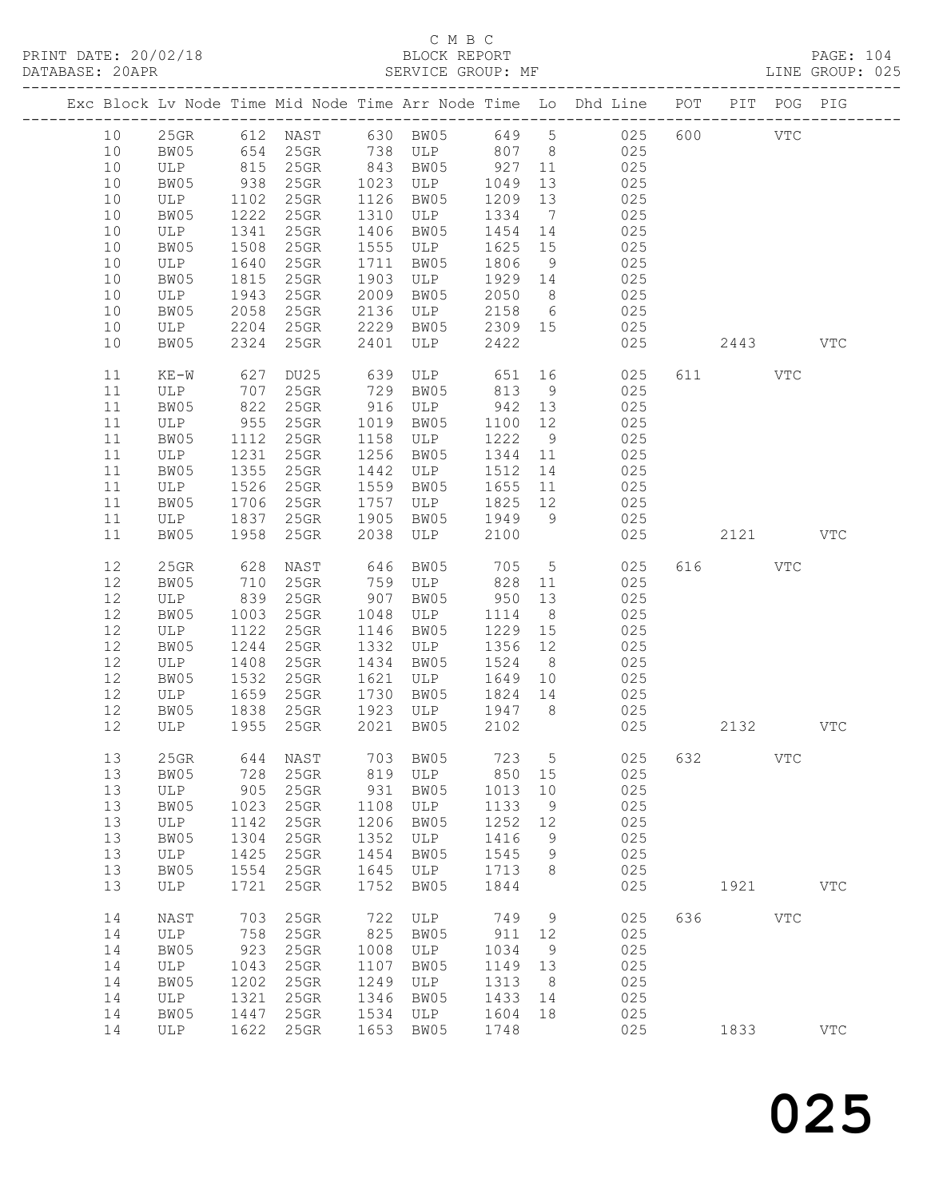C M B C

PRINT DATE: 20/02/18 BLOCK REPORT PAGE: 104
DATABASE: 20APR SERVICE GROUP: MF LINE GROUP: 025

| Exc | Block | Lv Node | Time | Mid Node | Time | Arr Node | Time | Lo | Dhd Line | POT | PIT | POG | PIG |
|---|---|---|---|---|---|---|---|---|---|---|---|---|---|
| | 10 | 25GR | 612 | NAST | 630 | BW05 | 649 | 5 | 025 | 600 | | VTC | |
| | 10 | BW05 | 654 | 25GR | 738 | ULP | 807 | 8 | 025 | | | | |
| | 10 | ULP | 815 | 25GR | 843 | BW05 | 927 | 11 | 025 | | | | |
| | 10 | BW05 | 938 | 25GR | 1023 | ULP | 1049 | 13 | 025 | | | | |
| | 10 | ULP | 1102 | 25GR | 1126 | BW05 | 1209 | 13 | 025 | | | | |
| | 10 | BW05 | 1222 | 25GR | 1310 | ULP | 1334 | 7 | 025 | | | | |
| | 10 | ULP | 1341 | 25GR | 1406 | BW05 | 1454 | 14 | 025 | | | | |
| | 10 | BW05 | 1508 | 25GR | 1555 | ULP | 1625 | 15 | 025 | | | | |
| | 10 | ULP | 1640 | 25GR | 1711 | BW05 | 1806 | 9 | 025 | | | | |
| | 10 | BW05 | 1815 | 25GR | 1903 | ULP | 1929 | 14 | 025 | | | | |
| | 10 | ULP | 1943 | 25GR | 2009 | BW05 | 2050 | 8 | 025 | | | | |
| | 10 | BW05 | 2058 | 25GR | 2136 | ULP | 2158 | 6 | 025 | | | | |
| | 10 | ULP | 2204 | 25GR | 2229 | BW05 | 2309 | 15 | 025 | | | | |
| | 10 | BW05 | 2324 | 25GR | 2401 | ULP | 2422 | | 025 | | 2443 | | VTC |
| | 11 | KE-W | 627 | DU25 | 639 | ULP | 651 | 16 | 025 | 611 | | VTC | |
| | 11 | ULP | 707 | 25GR | 729 | BW05 | 813 | 9 | 025 | | | | |
| | 11 | BW05 | 822 | 25GR | 916 | ULP | 942 | 13 | 025 | | | | |
| | 11 | ULP | 955 | 25GR | 1019 | BW05 | 1100 | 12 | 025 | | | | |
| | 11 | BW05 | 1112 | 25GR | 1158 | ULP | 1222 | 9 | 025 | | | | |
| | 11 | ULP | 1231 | 25GR | 1256 | BW05 | 1344 | 11 | 025 | | | | |
| | 11 | BW05 | 1355 | 25GR | 1442 | ULP | 1512 | 14 | 025 | | | | |
| | 11 | ULP | 1526 | 25GR | 1559 | BW05 | 1655 | 11 | 025 | | | | |
| | 11 | BW05 | 1706 | 25GR | 1757 | ULP | 1825 | 12 | 025 | | | | |
| | 11 | ULP | 1837 | 25GR | 1905 | BW05 | 1949 | 9 | 025 | | | | |
| | 11 | BW05 | 1958 | 25GR | 2038 | ULP | 2100 | | 025 | | 2121 | | VTC |
| | 12 | 25GR | 628 | NAST | 646 | BW05 | 705 | 5 | 025 | 616 | | VTC | |
| | 12 | BW05 | 710 | 25GR | 759 | ULP | 828 | 11 | 025 | | | | |
| | 12 | ULP | 839 | 25GR | 907 | BW05 | 950 | 13 | 025 | | | | |
| | 12 | BW05 | 1003 | 25GR | 1048 | ULP | 1114 | 8 | 025 | | | | |
| | 12 | ULP | 1122 | 25GR | 1146 | BW05 | 1229 | 15 | 025 | | | | |
| | 12 | BW05 | 1244 | 25GR | 1332 | ULP | 1356 | 12 | 025 | | | | |
| | 12 | ULP | 1408 | 25GR | 1434 | BW05 | 1524 | 8 | 025 | | | | |
| | 12 | BW05 | 1532 | 25GR | 1621 | ULP | 1649 | 10 | 025 | | | | |
| | 12 | ULP | 1659 | 25GR | 1730 | BW05 | 1824 | 14 | 025 | | | | |
| | 12 | BW05 | 1838 | 25GR | 1923 | ULP | 1947 | 8 | 025 | | | | |
| | 12 | ULP | 1955 | 25GR | 2021 | BW05 | 2102 | | 025 | | 2132 | | VTC |
| | 13 | 25GR | 644 | NAST | 703 | BW05 | 723 | 5 | 025 | 632 | | VTC | |
| | 13 | BW05 | 728 | 25GR | 819 | ULP | 850 | 15 | 025 | | | | |
| | 13 | ULP | 905 | 25GR | 931 | BW05 | 1013 | 10 | 025 | | | | |
| | 13 | BW05 | 1023 | 25GR | 1108 | ULP | 1133 | 9 | 025 | | | | |
| | 13 | ULP | 1142 | 25GR | 1206 | BW05 | 1252 | 12 | 025 | | | | |
| | 13 | BW05 | 1304 | 25GR | 1352 | ULP | 1416 | 9 | 025 | | | | |
| | 13 | ULP | 1425 | 25GR | 1454 | BW05 | 1545 | 9 | 025 | | | | |
| | 13 | BW05 | 1554 | 25GR | 1645 | ULP | 1713 | 8 | 025 | | | | |
| | 13 | ULP | 1721 | 25GR | 1752 | BW05 | 1844 | | 025 | | 1921 | | VTC |
| | 14 | NAST | 703 | 25GR | 722 | ULP | 749 | 9 | 025 | 636 | | VTC | |
| | 14 | ULP | 758 | 25GR | 825 | BW05 | 911 | 12 | 025 | | | | |
| | 14 | BW05 | 923 | 25GR | 1008 | ULP | 1034 | 9 | 025 | | | | |
| | 14 | ULP | 1043 | 25GR | 1107 | BW05 | 1149 | 13 | 025 | | | | |
| | 14 | BW05 | 1202 | 25GR | 1249 | ULP | 1313 | 8 | 025 | | | | |
| | 14 | ULP | 1321 | 25GR | 1346 | BW05 | 1433 | 14 | 025 | | | | |
| | 14 | BW05 | 1447 | 25GR | 1534 | ULP | 1604 | 18 | 025 | | | | |
| | 14 | ULP | 1622 | 25GR | 1653 | BW05 | 1748 | | 025 | | 1833 | | VTC |

025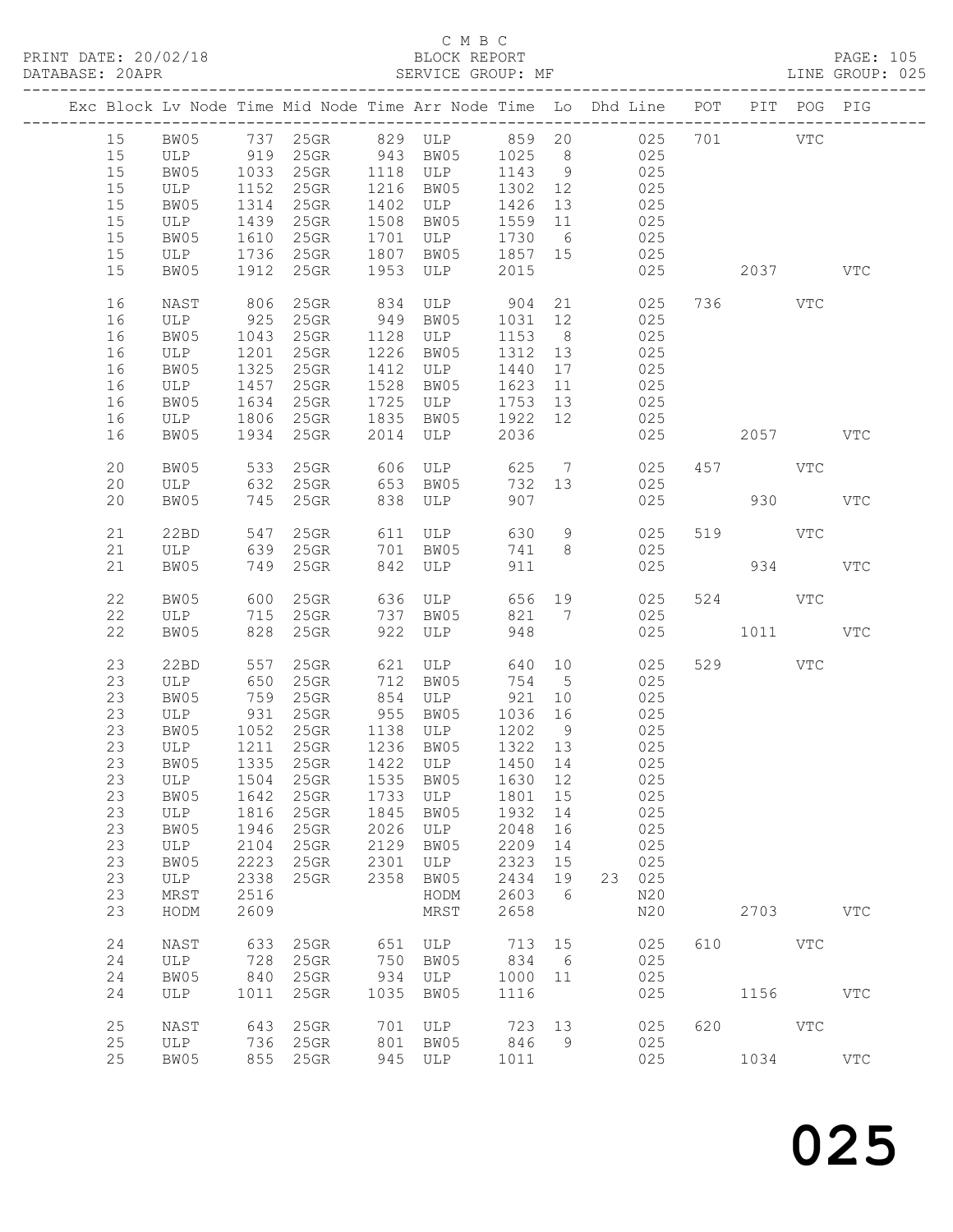C M B C
PRINT DATE: 20/02/18 BLOCK REPORT
DATABASE: 20APR SERVICE GROUP: MF LINE GROUP: 025

| Exc | Block | Lv | Node | Time | Mid Node | Time | Arr Node | Time | Lo | Dhd Line | POT | PIT | POG | PIG |
|---|---|---|---|---|---|---|---|---|---|---|---|---|---|---|
| | 15 | | BW05 | 737 | 25GR | 829 | ULP | 859 | 20 | 025 | 701 | | VTC | |
| | 15 | | ULP | 919 | 25GR | 943 | BW05 | 1025 | 8 | 025 | | | | |
| | 15 | | BW05 | 1033 | 25GR | 1118 | ULP | 1143 | 9 | 025 | | | | |
| | 15 | | ULP | 1152 | 25GR | 1216 | BW05 | 1302 | 12 | 025 | | | | |
| | 15 | | BW05 | 1314 | 25GR | 1402 | ULP | 1426 | 13 | 025 | | | | |
| | 15 | | ULP | 1439 | 25GR | 1508 | BW05 | 1559 | 11 | 025 | | | | |
| | 15 | | BW05 | 1610 | 25GR | 1701 | ULP | 1730 | 6 | 025 | | | | |
| | 15 | | ULP | 1736 | 25GR | 1807 | BW05 | 1857 | 15 | 025 | | | | |
| | 15 | | BW05 | 1912 | 25GR | 1953 | ULP | 2015 | | 025 | | 2037 | | VTC |
| | 16 | | NAST | 806 | 25GR | 834 | ULP | 904 | 21 | 025 | 736 | | VTC | |
| | 16 | | ULP | 925 | 25GR | 949 | BW05 | 1031 | 12 | 025 | | | | |
| | 16 | | BW05 | 1043 | 25GR | 1128 | ULP | 1153 | 8 | 025 | | | | |
| | 16 | | ULP | 1201 | 25GR | 1226 | BW05 | 1312 | 13 | 025 | | | | |
| | 16 | | BW05 | 1325 | 25GR | 1412 | ULP | 1440 | 17 | 025 | | | | |
| | 16 | | ULP | 1457 | 25GR | 1528 | BW05 | 1623 | 11 | 025 | | | | |
| | 16 | | BW05 | 1634 | 25GR | 1725 | ULP | 1753 | 13 | 025 | | | | |
| | 16 | | ULP | 1806 | 25GR | 1835 | BW05 | 1922 | 12 | 025 | | | | |
| | 16 | | BW05 | 1934 | 25GR | 2014 | ULP | 2036 | | 025 | | 2057 | | VTC |
| | 20 | | BW05 | 533 | 25GR | 606 | ULP | 625 | 7 | 025 | 457 | | VTC | |
| | 20 | | ULP | 632 | 25GR | 653 | BW05 | 732 | 13 | 025 | | | | |
| | 20 | | BW05 | 745 | 25GR | 838 | ULP | 907 | | 025 | | 930 | | VTC |
| | 21 | | 22BD | 547 | 25GR | 611 | ULP | 630 | 9 | 025 | 519 | | VTC | |
| | 21 | | ULP | 639 | 25GR | 701 | BW05 | 741 | 8 | 025 | | | | |
| | 21 | | BW05 | 749 | 25GR | 842 | ULP | 911 | | 025 | | 934 | | VTC |
| | 22 | | BW05 | 600 | 25GR | 636 | ULP | 656 | 19 | 025 | 524 | | VTC | |
| | 22 | | ULP | 715 | 25GR | 737 | BW05 | 821 | 7 | 025 | | | | |
| | 22 | | BW05 | 828 | 25GR | 922 | ULP | 948 | | 025 | | 1011 | | VTC |
| | 23 | | 22BD | 557 | 25GR | 621 | ULP | 640 | 10 | 025 | 529 | | VTC | |
| | 23 | | ULP | 650 | 25GR | 712 | BW05 | 754 | 5 | 025 | | | | |
| | 23 | | BW05 | 759 | 25GR | 854 | ULP | 921 | 10 | 025 | | | | |
| | 23 | | ULP | 931 | 25GR | 955 | BW05 | 1036 | 16 | 025 | | | | |
| | 23 | | BW05 | 1052 | 25GR | 1138 | ULP | 1202 | 9 | 025 | | | | |
| | 23 | | ULP | 1211 | 25GR | 1236 | BW05 | 1322 | 13 | 025 | | | | |
| | 23 | | BW05 | 1335 | 25GR | 1422 | ULP | 1450 | 14 | 025 | | | | |
| | 23 | | ULP | 1504 | 25GR | 1535 | BW05 | 1630 | 12 | 025 | | | | |
| | 23 | | BW05 | 1642 | 25GR | 1733 | ULP | 1801 | 15 | 025 | | | | |
| | 23 | | ULP | 1816 | 25GR | 1845 | BW05 | 1932 | 14 | 025 | | | | |
| | 23 | | BW05 | 1946 | 25GR | 2026 | ULP | 2048 | 16 | 025 | | | | |
| | 23 | | ULP | 2104 | 25GR | 2129 | BW05 | 2209 | 14 | 025 | | | | |
| | 23 | | BW05 | 2223 | 25GR | 2301 | ULP | 2323 | 15 | 025 | | | | |
| | 23 | | ULP | 2338 | 25GR | 2358 | BW05 | 2434 | 19 | 23 025 | | | | |
| | 23 | | MRST | 2516 | | | HODM | 2603 | 6 | N20 | | | | |
| | 23 | | HODM | 2609 | | | MRST | 2658 | | N20 | | 2703 | | VTC |
| | 24 | | NAST | 633 | 25GR | 651 | ULP | 713 | 15 | 025 | 610 | | VTC | |
| | 24 | | ULP | 728 | 25GR | 750 | BW05 | 834 | 6 | 025 | | | | |
| | 24 | | BW05 | 840 | 25GR | 934 | ULP | 1000 | 11 | 025 | | | | |
| | 24 | | ULP | 1011 | 25GR | 1035 | BW05 | 1116 | | 025 | | 1156 | | VTC |
| | 25 | | NAST | 643 | 25GR | 701 | ULP | 723 | 13 | 025 | 620 | | VTC | |
| | 25 | | ULP | 736 | 25GR | 801 | BW05 | 846 | 9 | 025 | | | | |
| | 25 | | BW05 | 855 | 25GR | 945 | ULP | 1011 | | 025 | | 1034 | | VTC |

025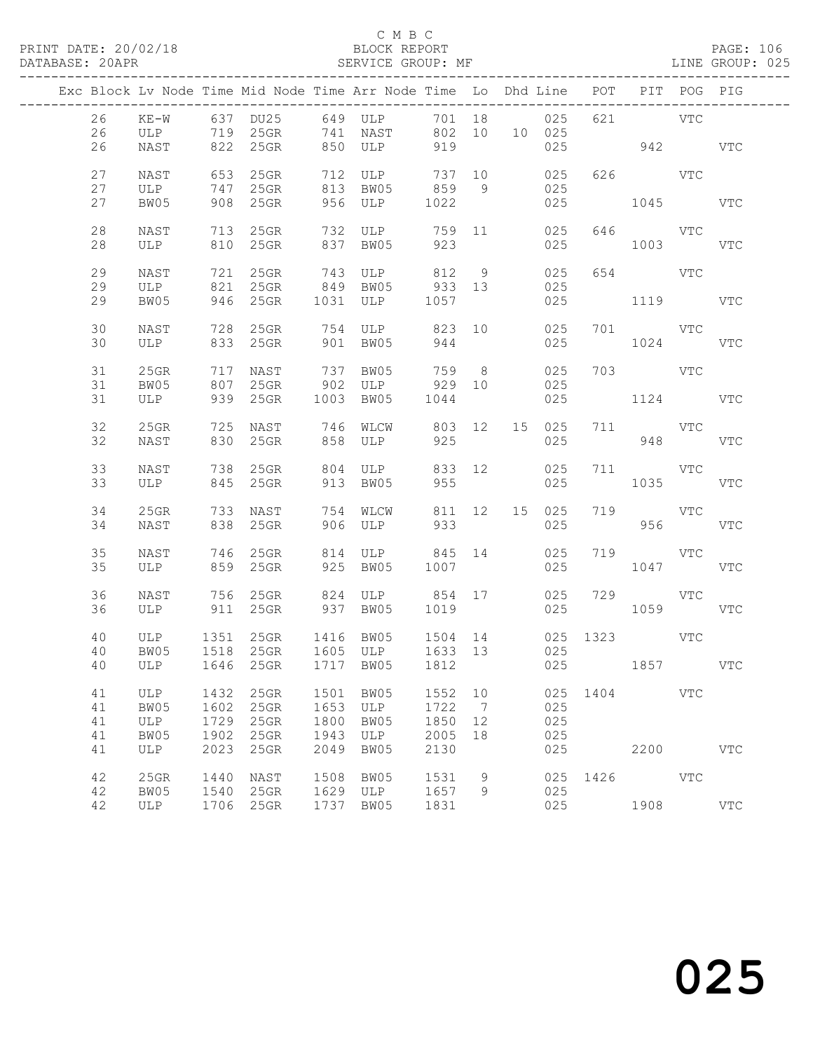C M B C
BLOCK REPORT
SERVICE GROUP: MF

PRINT DATE: 20/02/18
DATABASE: 20APR
LINE GROUP: 025

| Exc | Block | Lv | Node | Time | Mid Node | Time | Arr Node | Time | Lo | Dhd | Line | POT | PIT | POG | PIG |
|---|---|---|---|---|---|---|---|---|---|---|---|---|---|---|---|
| | 26 | | KE-W | 637 | DU25 | 649 | ULP | 701 | 18 | | 025 | 621 | | VTC | |
| | 26 | | ULP | 719 | 25GR | 741 | NAST | 802 | 10 | 10 | 025 | | | | |
| | 26 | | NAST | 822 | 25GR | 850 | ULP | 919 | | | 025 | | 942 | | VTC |
| | 27 | | NAST | 653 | 25GR | 712 | ULP | 737 | 10 | | 025 | 626 | | VTC | |
| | 27 | | ULP | 747 | 25GR | 813 | BW05 | 859 | 9 | | 025 | | | | |
| | 27 | | BW05 | 908 | 25GR | 956 | ULP | 1022 | | | 025 | | 1045 | | VTC |
| | 28 | | NAST | 713 | 25GR | 732 | ULP | 759 | 11 | | 025 | 646 | | VTC | |
| | 28 | | ULP | 810 | 25GR | 837 | BW05 | 923 | | | 025 | | 1003 | | VTC |
| | 29 | | NAST | 721 | 25GR | 743 | ULP | 812 | 9 | | 025 | 654 | | VTC | |
| | 29 | | ULP | 821 | 25GR | 849 | BW05 | 933 | 13 | | 025 | | | | |
| | 29 | | BW05 | 946 | 25GR | 1031 | ULP | 1057 | | | 025 | | 1119 | | VTC |
| | 30 | | NAST | 728 | 25GR | 754 | ULP | 823 | 10 | | 025 | 701 | | VTC | |
| | 30 | | ULP | 833 | 25GR | 901 | BW05 | 944 | | | 025 | | 1024 | | VTC |
| | 31 | | 25GR | 717 | NAST | 737 | BW05 | 759 | 8 | | 025 | 703 | | VTC | |
| | 31 | | BW05 | 807 | 25GR | 902 | ULP | 929 | 10 | | 025 | | | | |
| | 31 | | ULP | 939 | 25GR | 1003 | BW05 | 1044 | | | 025 | | 1124 | | VTC |
| | 32 | | 25GR | 725 | NAST | 746 | WLCW | 803 | 12 | 15 | 025 | 711 | | VTC | |
| | 32 | | NAST | 830 | 25GR | 858 | ULP | 925 | | | 025 | | 948 | | VTC |
| | 33 | | NAST | 738 | 25GR | 804 | ULP | 833 | 12 | | 025 | 711 | | VTC | |
| | 33 | | ULP | 845 | 25GR | 913 | BW05 | 955 | | | 025 | | 1035 | | VTC |
| | 34 | | 25GR | 733 | NAST | 754 | WLCW | 811 | 12 | 15 | 025 | 719 | | VTC | |
| | 34 | | NAST | 838 | 25GR | 906 | ULP | 933 | | | 025 | | 956 | | VTC |
| | 35 | | NAST | 746 | 25GR | 814 | ULP | 845 | 14 | | 025 | 719 | | VTC | |
| | 35 | | ULP | 859 | 25GR | 925 | BW05 | 1007 | | | 025 | | 1047 | | VTC |
| | 36 | | NAST | 756 | 25GR | 824 | ULP | 854 | 17 | | 025 | 729 | | VTC | |
| | 36 | | ULP | 911 | 25GR | 937 | BW05 | 1019 | | | 025 | | 1059 | | VTC |
| | 40 | | ULP | 1351 | 25GR | 1416 | BW05 | 1504 | 14 | | 025 | 1323 | | VTC | |
| | 40 | | BW05 | 1518 | 25GR | 1605 | ULP | 1633 | 13 | | 025 | | | | |
| | 40 | | ULP | 1646 | 25GR | 1717 | BW05 | 1812 | | | 025 | | 1857 | | VTC |
| | 41 | | ULP | 1432 | 25GR | 1501 | BW05 | 1552 | 10 | | 025 | 1404 | | VTC | |
| | 41 | | BW05 | 1602 | 25GR | 1653 | ULP | 1722 | 7 | | 025 | | | | |
| | 41 | | ULP | 1729 | 25GR | 1800 | BW05 | 1850 | 12 | | 025 | | | | |
| | 41 | | BW05 | 1902 | 25GR | 1943 | ULP | 2005 | 18 | | 025 | | | | |
| | 41 | | ULP | 2023 | 25GR | 2049 | BW05 | 2130 | | | 025 | | 2200 | | VTC |
| | 42 | | 25GR | 1440 | NAST | 1508 | BW05 | 1531 | 9 | | 025 | 1426 | | VTC | |
| | 42 | | BW05 | 1540 | 25GR | 1629 | ULP | 1657 | 9 | | 025 | | | | |
| | 42 | | ULP | 1706 | 25GR | 1737 | BW05 | 1831 | | | 025 | | 1908 | | VTC |

025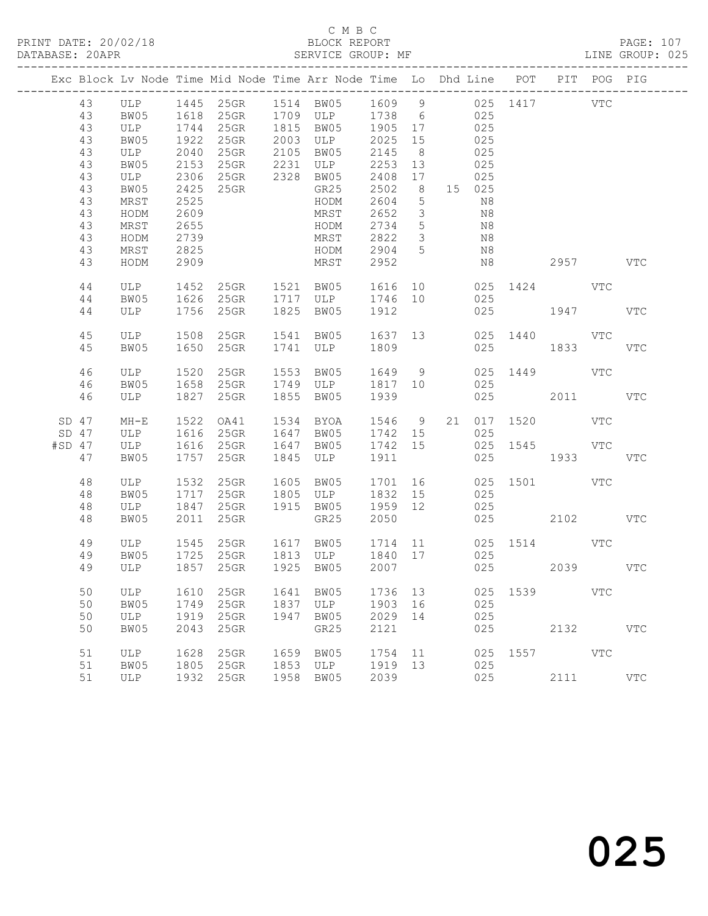C M B C
BLOCK REPORT
SERVICE GROUP: MF

PRINT DATE: 20/02/18
DATABASE: 20APR

LINE GROUP: 025

| Exc | Block | Lv | Node | Time | Mid Node | Time | Arr Node | Time | Lo | Dhd | Line | POT | PIT | POG | PIG |
|---|---|---|---|---|---|---|---|---|---|---|---|---|---|---|---|
| | 43 | | ULP | 1445 | 25GR | 1514 | BW05 | 1609 | 9 | | 025 | 1417 | | VTC | |
| | 43 | | BW05 | 1618 | 25GR | 1709 | ULP | 1738 | 6 | | 025 | | | | |
| | 43 | | ULP | 1744 | 25GR | 1815 | BW05 | 1905 | 17 | | 025 | | | | |
| | 43 | | BW05 | 1922 | 25GR | 2003 | ULP | 2025 | 15 | | 025 | | | | |
| | 43 | | ULP | 2040 | 25GR | 2105 | BW05 | 2145 | 8 | | 025 | | | | |
| | 43 | | BW05 | 2153 | 25GR | 2231 | ULP | 2253 | 13 | | 025 | | | | |
| | 43 | | ULP | 2306 | 25GR | 2328 | BW05 | 2408 | 17 | | 025 | | | | |
| | 43 | | BW05 | 2425 | 25GR | | GR25 | 2502 | 8 | 15 | 025 | | | | |
| | 43 | | MRST | 2525 | | | HODM | 2604 | 5 | | N8 | | | | |
| | 43 | | HODM | 2609 | | | MRST | 2652 | 3 | | N8 | | | | |
| | 43 | | MRST | 2655 | | | HODM | 2734 | 5 | | N8 | | | | |
| | 43 | | HODM | 2739 | | | MRST | 2822 | 3 | | N8 | | | | |
| | 43 | | MRST | 2825 | | | HODM | 2904 | 5 | | N8 | | | | |
| | 43 | | HODM | 2909 | | | MRST | 2952 | | | N8 | | 2957 | | VTC |
| | 44 | | ULP | 1452 | 25GR | 1521 | BW05 | 1616 | 10 | | 025 | 1424 | | VTC | |
| | 44 | | BW05 | 1626 | 25GR | 1717 | ULP | 1746 | 10 | | 025 | | | | |
| | 44 | | ULP | 1756 | 25GR | 1825 | BW05 | 1912 | | | 025 | | 1947 | | VTC |
| | 45 | | ULP | 1508 | 25GR | 1541 | BW05 | 1637 | 13 | | 025 | 1440 | | VTC | |
| | 45 | | BW05 | 1650 | 25GR | 1741 | ULP | 1809 | | | 025 | | 1833 | | VTC |
| | 46 | | ULP | 1520 | 25GR | 1553 | BW05 | 1649 | 9 | | 025 | 1449 | | VTC | |
| | 46 | | BW05 | 1658 | 25GR | 1749 | ULP | 1817 | 10 | | 025 | | | | |
| | 46 | | ULP | 1827 | 25GR | 1855 | BW05 | 1939 | | | 025 | | 2011 | | VTC |
| SD | 47 | | MH-E | 1522 | OA41 | 1534 | BYOA | 1546 | 9 | 21 | 017 | 1520 | | VTC | |
| SD | 47 | | ULP | 1616 | 25GR | 1647 | BW05 | 1742 | 15 | | 025 | | | | |
| #SD | 47 | | ULP | 1616 | 25GR | 1647 | BW05 | 1742 | 15 | | 025 | 1545 | | VTC | |
| | 47 | | BW05 | 1757 | 25GR | 1845 | ULP | 1911 | | | 025 | | 1933 | | VTC |
| | 48 | | ULP | 1532 | 25GR | 1605 | BW05 | 1701 | 16 | | 025 | 1501 | | VTC | |
| | 48 | | BW05 | 1717 | 25GR | 1805 | ULP | 1832 | 15 | | 025 | | | | |
| | 48 | | ULP | 1847 | 25GR | 1915 | BW05 | 1959 | 12 | | 025 | | | | |
| | 48 | | BW05 | 2011 | 25GR | | GR25 | 2050 | | | 025 | | 2102 | | VTC |
| | 49 | | ULP | 1545 | 25GR | 1617 | BW05 | 1714 | 11 | | 025 | 1514 | | VTC | |
| | 49 | | BW05 | 1725 | 25GR | 1813 | ULP | 1840 | 17 | | 025 | | | | |
| | 49 | | ULP | 1857 | 25GR | 1925 | BW05 | 2007 | | | 025 | | 2039 | | VTC |
| | 50 | | ULP | 1610 | 25GR | 1641 | BW05 | 1736 | 13 | | 025 | 1539 | | VTC | |
| | 50 | | BW05 | 1749 | 25GR | 1837 | ULP | 1903 | 16 | | 025 | | | | |
| | 50 | | ULP | 1919 | 25GR | 1947 | BW05 | 2029 | 14 | | 025 | | | | |
| | 50 | | BW05 | 2043 | 25GR | | GR25 | 2121 | | | 025 | | 2132 | | VTC |
| | 51 | | ULP | 1628 | 25GR | 1659 | BW05 | 1754 | 11 | | 025 | 1557 | | VTC | |
| | 51 | | BW05 | 1805 | 25GR | 1853 | ULP | 1919 | 13 | | 025 | | | | |
| | 51 | | ULP | 1932 | 25GR | 1958 | BW05 | 2039 | | | 025 | | 2111 | | VTC |

025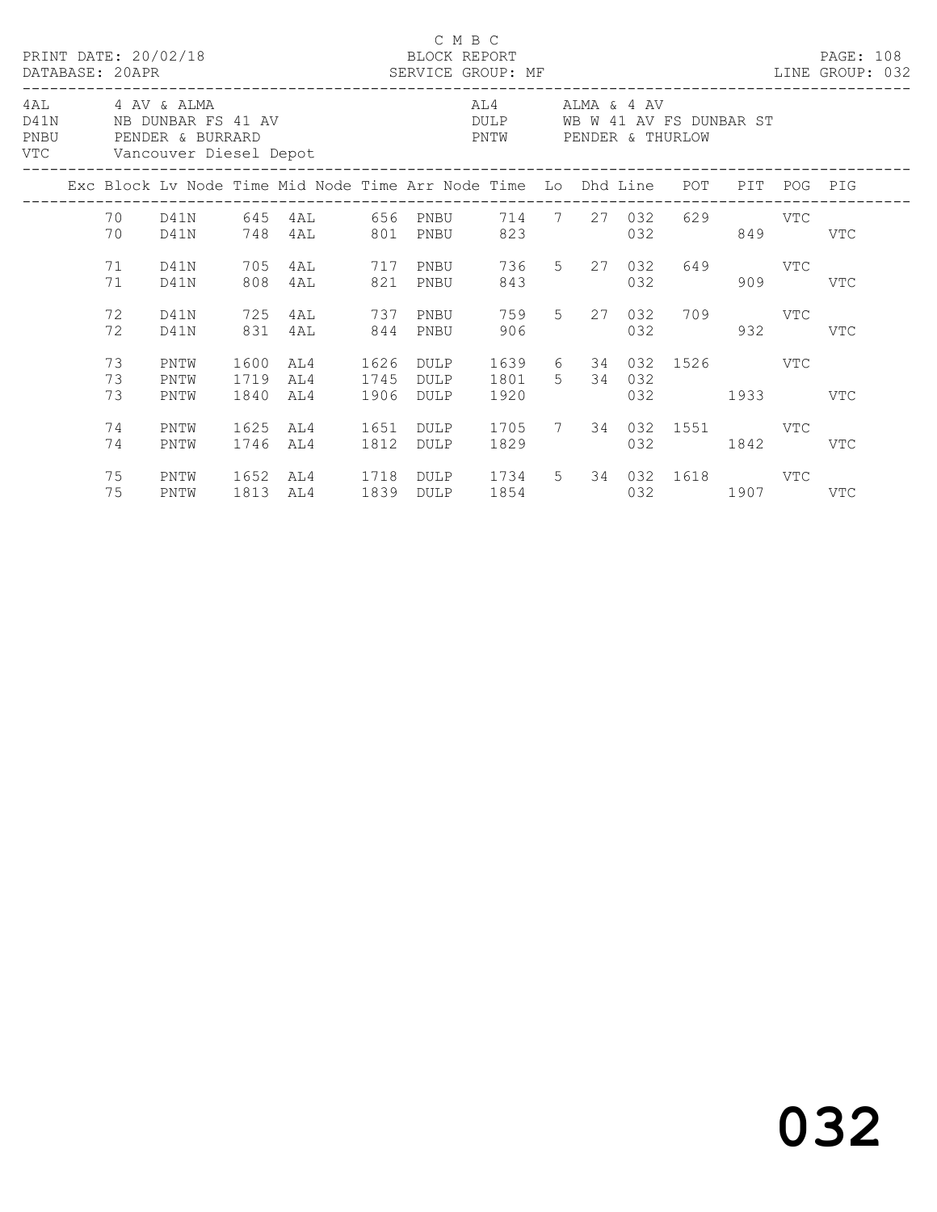C M B C
PRINT DATE: 20/02/18 BLOCK REPORT
DATABASE: 20APR SERVICE GROUP: MF LINE GROUP: 032

| Code | Description | Code | Description |
|---|---|---|---|
| 4AL | 4 AV & ALMA | AL4 | ALMA & 4 AV |
| D41N | NB DUNBAR FS 41 AV | DULP | WB W 41 AV FS DUNBAR ST |
| PNBU | PENDER & BURRARD | PNTW | PENDER & THURLOW |
| VTC | Vancouver Diesel Depot | | |

| Exc | Block | Lv Node | Time | Mid Node | Time | Arr Node | Time | Lo | Dhd | Line | POT | PIT | POG | PIG |
|---|---|---|---|---|---|---|---|---|---|---|---|---|---|---|
| | 70 | D41N | 645 | 4AL | 656 | PNBU | 714 | 7 | 27 | 032 | 629 | | VTC | |
| | 70 | D41N | 748 | 4AL | 801 | PNBU | 823 | | | 032 | | 849 | | VTC |
| | 71 | D41N | 705 | 4AL | 717 | PNBU | 736 | 5 | 27 | 032 | 649 | | VTC | |
| | 71 | D41N | 808 | 4AL | 821 | PNBU | 843 | | | 032 | | 909 | | VTC |
| | 72 | D41N | 725 | 4AL | 737 | PNBU | 759 | 5 | 27 | 032 | 709 | | VTC | |
| | 72 | D41N | 831 | 4AL | 844 | PNBU | 906 | | | 032 | | 932 | | VTC |
| | 73 | PNTW | 1600 | AL4 | 1626 | DULP | 1639 | 6 | 34 | 032 | 1526 | | VTC | |
| | 73 | PNTW | 1719 | AL4 | 1745 | DULP | 1801 | 5 | 34 | 032 | | | | |
| | 73 | PNTW | 1840 | AL4 | 1906 | DULP | 1920 | | | 032 | | 1933 | | VTC |
| | 74 | PNTW | 1625 | AL4 | 1651 | DULP | 1705 | 7 | 34 | 032 | 1551 | | VTC | |
| | 74 | PNTW | 1746 | AL4 | 1812 | DULP | 1829 | | | 032 | | 1842 | | VTC |
| | 75 | PNTW | 1652 | AL4 | 1718 | DULP | 1734 | 5 | 34 | 032 | 1618 | | VTC | |
| | 75 | PNTW | 1813 | AL4 | 1839 | DULP | 1854 | | | 032 | | 1907 | | VTC |

032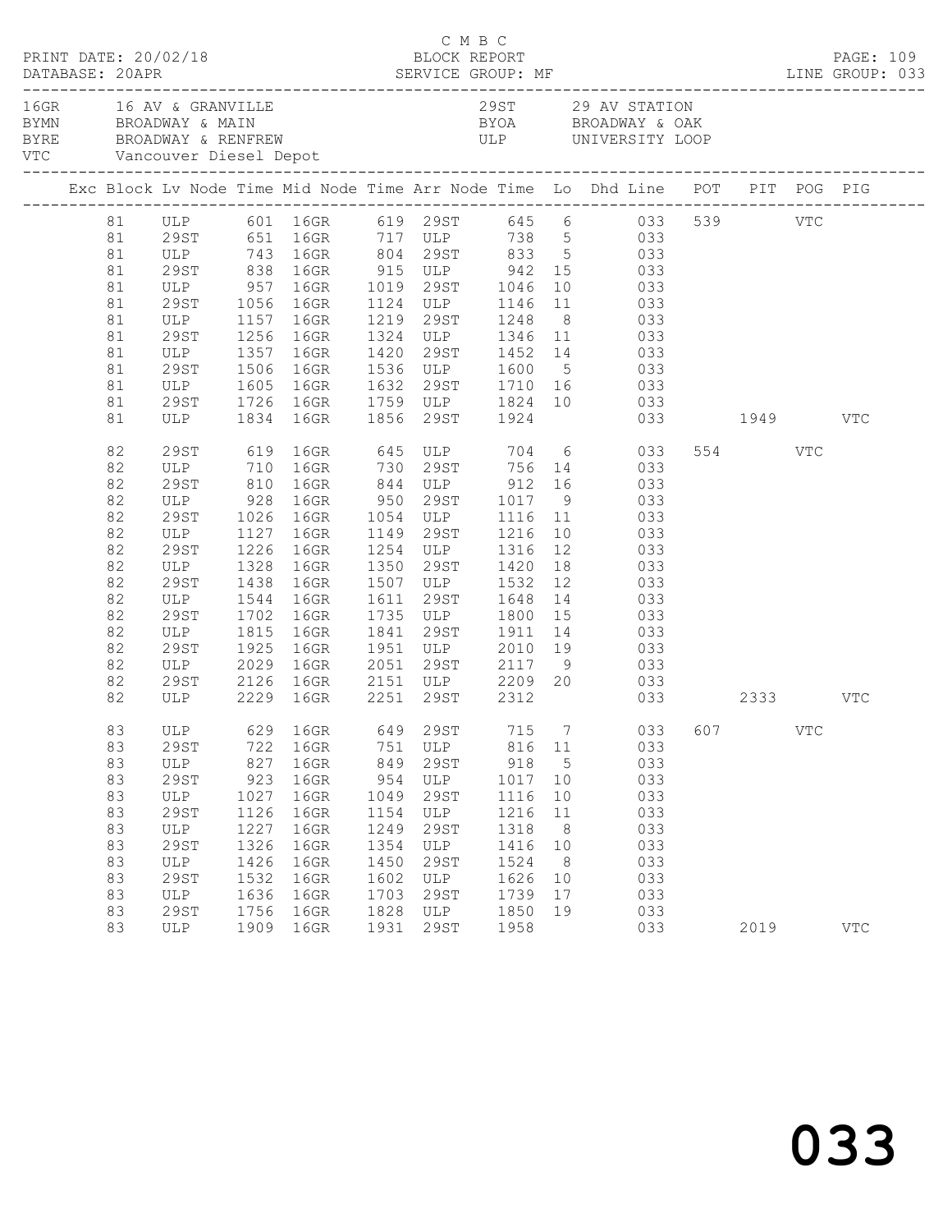C M B C

PRINT DATE: 20/02/18 BLOCK REPORT PAGE: 109
DATABASE: 20APR SERVICE GROUP: MF LINE GROUP: 033

| Code | Description | Code | Description |
|---|---|---|---|
| 16GR | 16 AV & GRANVILLE | 29ST | 29 AV STATION |
| BYMN | BROADWAY & MAIN | BYOA | BROADWAY & OAK |
| BYRE | BROADWAY & RENFREW | ULP | UNIVERSITY LOOP |
| VTC | Vancouver Diesel Depot | | |

| Exc | Block | Lv Node | Time | Mid Node | Time | Arr Node | Time | Lo | Dhd Line | POT | PIT | POG | PIG |
|---|---|---|---|---|---|---|---|---|---|---|---|---|---|
| | 81 | ULP | 601 | 16GR | 619 | 29ST | 645 | 6 | 033 | 539 | | VTC | |
| | 81 | 29ST | 651 | 16GR | 717 | ULP | 738 | 5 | 033 | | | | |
| | 81 | ULP | 743 | 16GR | 804 | 29ST | 833 | 5 | 033 | | | | |
| | 81 | 29ST | 838 | 16GR | 915 | ULP | 942 | 15 | 033 | | | | |
| | 81 | ULP | 957 | 16GR | 1019 | 29ST | 1046 | 10 | 033 | | | | |
| | 81 | 29ST | 1056 | 16GR | 1124 | ULP | 1146 | 11 | 033 | | | | |
| | 81 | ULP | 1157 | 16GR | 1219 | 29ST | 1248 | 8 | 033 | | | | |
| | 81 | 29ST | 1256 | 16GR | 1324 | ULP | 1346 | 11 | 033 | | | | |
| | 81 | ULP | 1357 | 16GR | 1420 | 29ST | 1452 | 14 | 033 | | | | |
| | 81 | 29ST | 1506 | 16GR | 1536 | ULP | 1600 | 5 | 033 | | | | |
| | 81 | ULP | 1605 | 16GR | 1632 | 29ST | 1710 | 16 | 033 | | | | |
| | 81 | 29ST | 1726 | 16GR | 1759 | ULP | 1824 | 10 | 033 | | | | |
| | 81 | ULP | 1834 | 16GR | 1856 | 29ST | 1924 | | 033 | | 1949 | | VTC |
| | 82 | 29ST | 619 | 16GR | 645 | ULP | 704 | 6 | 033 | 554 | | VTC | |
| | 82 | ULP | 710 | 16GR | 730 | 29ST | 756 | 14 | 033 | | | | |
| | 82 | 29ST | 810 | 16GR | 844 | ULP | 912 | 16 | 033 | | | | |
| | 82 | ULP | 928 | 16GR | 950 | 29ST | 1017 | 9 | 033 | | | | |
| | 82 | 29ST | 1026 | 16GR | 1054 | ULP | 1116 | 11 | 033 | | | | |
| | 82 | ULP | 1127 | 16GR | 1149 | 29ST | 1216 | 10 | 033 | | | | |
| | 82 | 29ST | 1226 | 16GR | 1254 | ULP | 1316 | 12 | 033 | | | | |
| | 82 | ULP | 1328 | 16GR | 1350 | 29ST | 1420 | 18 | 033 | | | | |
| | 82 | 29ST | 1438 | 16GR | 1507 | ULP | 1532 | 12 | 033 | | | | |
| | 82 | ULP | 1544 | 16GR | 1611 | 29ST | 1648 | 14 | 033 | | | | |
| | 82 | 29ST | 1702 | 16GR | 1735 | ULP | 1800 | 15 | 033 | | | | |
| | 82 | ULP | 1815 | 16GR | 1841 | 29ST | 1911 | 14 | 033 | | | | |
| | 82 | 29ST | 1925 | 16GR | 1951 | ULP | 2010 | 19 | 033 | | | | |
| | 82 | ULP | 2029 | 16GR | 2051 | 29ST | 2117 | 9 | 033 | | | | |
| | 82 | 29ST | 2126 | 16GR | 2151 | ULP | 2209 | 20 | 033 | | | | |
| | 82 | ULP | 2229 | 16GR | 2251 | 29ST | 2312 | | 033 | | 2333 | | VTC |
| | 83 | ULP | 629 | 16GR | 649 | 29ST | 715 | 7 | 033 | 607 | | VTC | |
| | 83 | 29ST | 722 | 16GR | 751 | ULP | 816 | 11 | 033 | | | | |
| | 83 | ULP | 827 | 16GR | 849 | 29ST | 918 | 5 | 033 | | | | |
| | 83 | 29ST | 923 | 16GR | 954 | ULP | 1017 | 10 | 033 | | | | |
| | 83 | ULP | 1027 | 16GR | 1049 | 29ST | 1116 | 10 | 033 | | | | |
| | 83 | 29ST | 1126 | 16GR | 1154 | ULP | 1216 | 11 | 033 | | | | |
| | 83 | ULP | 1227 | 16GR | 1249 | 29ST | 1318 | 8 | 033 | | | | |
| | 83 | 29ST | 1326 | 16GR | 1354 | ULP | 1416 | 10 | 033 | | | | |
| | 83 | ULP | 1426 | 16GR | 1450 | 29ST | 1524 | 8 | 033 | | | | |
| | 83 | 29ST | 1532 | 16GR | 1602 | ULP | 1626 | 10 | 033 | | | | |
| | 83 | ULP | 1636 | 16GR | 1703 | 29ST | 1739 | 17 | 033 | | | | |
| | 83 | 29ST | 1756 | 16GR | 1828 | ULP | 1850 | 19 | 033 | | | | |
| | 83 | ULP | 1909 | 16GR | 1931 | 29ST | 1958 | | 033 | | 2019 | | VTC |

033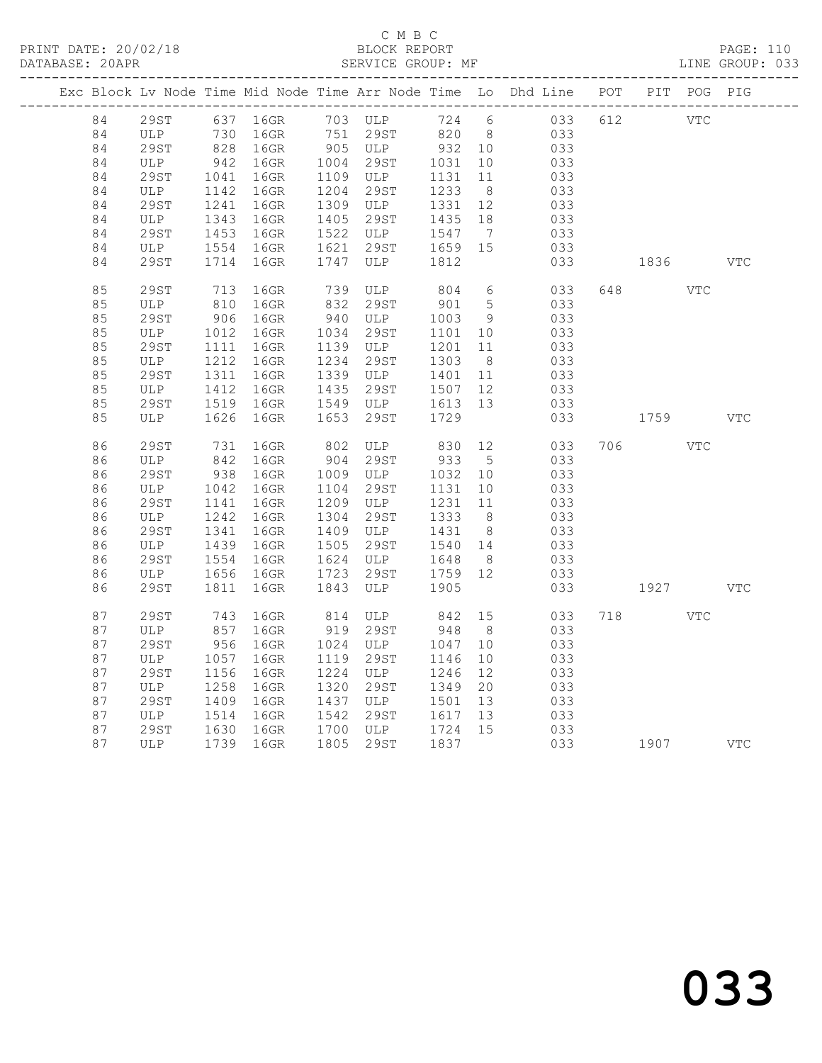C M B C
PRINT DATE: 20/02/18 BLOCK REPORT
DATABASE: 20APR SERVICE GROUP: MF LINE GROUP: 033

| Exc | Block | Lv | Node | Time | Mid Node | Time | Arr Node | Time | Lo | Dhd Line | POT | PIT | POG | PIG |
|---|---|---|---|---|---|---|---|---|---|---|---|---|---|---|
| | 84 | | 29ST | 637 | 16GR | 703 | ULP | 724 | 6 | 033 | 612 | | VTC | |
| | 84 | | ULP | 730 | 16GR | 751 | 29ST | 820 | 8 | 033 | | | | |
| | 84 | | 29ST | 828 | 16GR | 905 | ULP | 932 | 10 | 033 | | | | |
| | 84 | | ULP | 942 | 16GR | 1004 | 29ST | 1031 | 10 | 033 | | | | |
| | 84 | | 29ST | 1041 | 16GR | 1109 | ULP | 1131 | 11 | 033 | | | | |
| | 84 | | ULP | 1142 | 16GR | 1204 | 29ST | 1233 | 8 | 033 | | | | |
| | 84 | | 29ST | 1241 | 16GR | 1309 | ULP | 1331 | 12 | 033 | | | | |
| | 84 | | ULP | 1343 | 16GR | 1405 | 29ST | 1435 | 18 | 033 | | | | |
| | 84 | | 29ST | 1453 | 16GR | 1522 | ULP | 1547 | 7 | 033 | | | | |
| | 84 | | ULP | 1554 | 16GR | 1621 | 29ST | 1659 | 15 | 033 | | | | |
| | 84 | | 29ST | 1714 | 16GR | 1747 | ULP | 1812 | | 033 | | 1836 | | VTC |
| | 85 | | 29ST | 713 | 16GR | 739 | ULP | 804 | 6 | 033 | 648 | | VTC | |
| | 85 | | ULP | 810 | 16GR | 832 | 29ST | 901 | 5 | 033 | | | | |
| | 85 | | 29ST | 906 | 16GR | 940 | ULP | 1003 | 9 | 033 | | | | |
| | 85 | | ULP | 1012 | 16GR | 1034 | 29ST | 1101 | 10 | 033 | | | | |
| | 85 | | 29ST | 1111 | 16GR | 1139 | ULP | 1201 | 11 | 033 | | | | |
| | 85 | | ULP | 1212 | 16GR | 1234 | 29ST | 1303 | 8 | 033 | | | | |
| | 85 | | 29ST | 1311 | 16GR | 1339 | ULP | 1401 | 11 | 033 | | | | |
| | 85 | | ULP | 1412 | 16GR | 1435 | 29ST | 1507 | 12 | 033 | | | | |
| | 85 | | 29ST | 1519 | 16GR | 1549 | ULP | 1613 | 13 | 033 | | | | |
| | 85 | | ULP | 1626 | 16GR | 1653 | 29ST | 1729 | | 033 | | 1759 | | VTC |
| | 86 | | 29ST | 731 | 16GR | 802 | ULP | 830 | 12 | 033 | 706 | | VTC | |
| | 86 | | ULP | 842 | 16GR | 904 | 29ST | 933 | 5 | 033 | | | | |
| | 86 | | 29ST | 938 | 16GR | 1009 | ULP | 1032 | 10 | 033 | | | | |
| | 86 | | ULP | 1042 | 16GR | 1104 | 29ST | 1131 | 10 | 033 | | | | |
| | 86 | | 29ST | 1141 | 16GR | 1209 | ULP | 1231 | 11 | 033 | | | | |
| | 86 | | ULP | 1242 | 16GR | 1304 | 29ST | 1333 | 8 | 033 | | | | |
| | 86 | | 29ST | 1341 | 16GR | 1409 | ULP | 1431 | 8 | 033 | | | | |
| | 86 | | ULP | 1439 | 16GR | 1505 | 29ST | 1540 | 14 | 033 | | | | |
| | 86 | | 29ST | 1554 | 16GR | 1624 | ULP | 1648 | 8 | 033 | | | | |
| | 86 | | ULP | 1656 | 16GR | 1723 | 29ST | 1759 | 12 | 033 | | | | |
| | 86 | | 29ST | 1811 | 16GR | 1843 | ULP | 1905 | | 033 | | 1927 | | VTC |
| | 87 | | 29ST | 743 | 16GR | 814 | ULP | 842 | 15 | 033 | 718 | | VTC | |
| | 87 | | ULP | 857 | 16GR | 919 | 29ST | 948 | 8 | 033 | | | | |
| | 87 | | 29ST | 956 | 16GR | 1024 | ULP | 1047 | 10 | 033 | | | | |
| | 87 | | ULP | 1057 | 16GR | 1119 | 29ST | 1146 | 10 | 033 | | | | |
| | 87 | | 29ST | 1156 | 16GR | 1224 | ULP | 1246 | 12 | 033 | | | | |
| | 87 | | ULP | 1258 | 16GR | 1320 | 29ST | 1349 | 20 | 033 | | | | |
| | 87 | | 29ST | 1409 | 16GR | 1437 | ULP | 1501 | 13 | 033 | | | | |
| | 87 | | ULP | 1514 | 16GR | 1542 | 29ST | 1617 | 13 | 033 | | | | |
| | 87 | | 29ST | 1630 | 16GR | 1700 | ULP | 1724 | 15 | 033 | | | | |
| | 87 | | ULP | 1739 | 16GR | 1805 | 29ST | 1837 | | 033 | | 1907 | | VTC |

033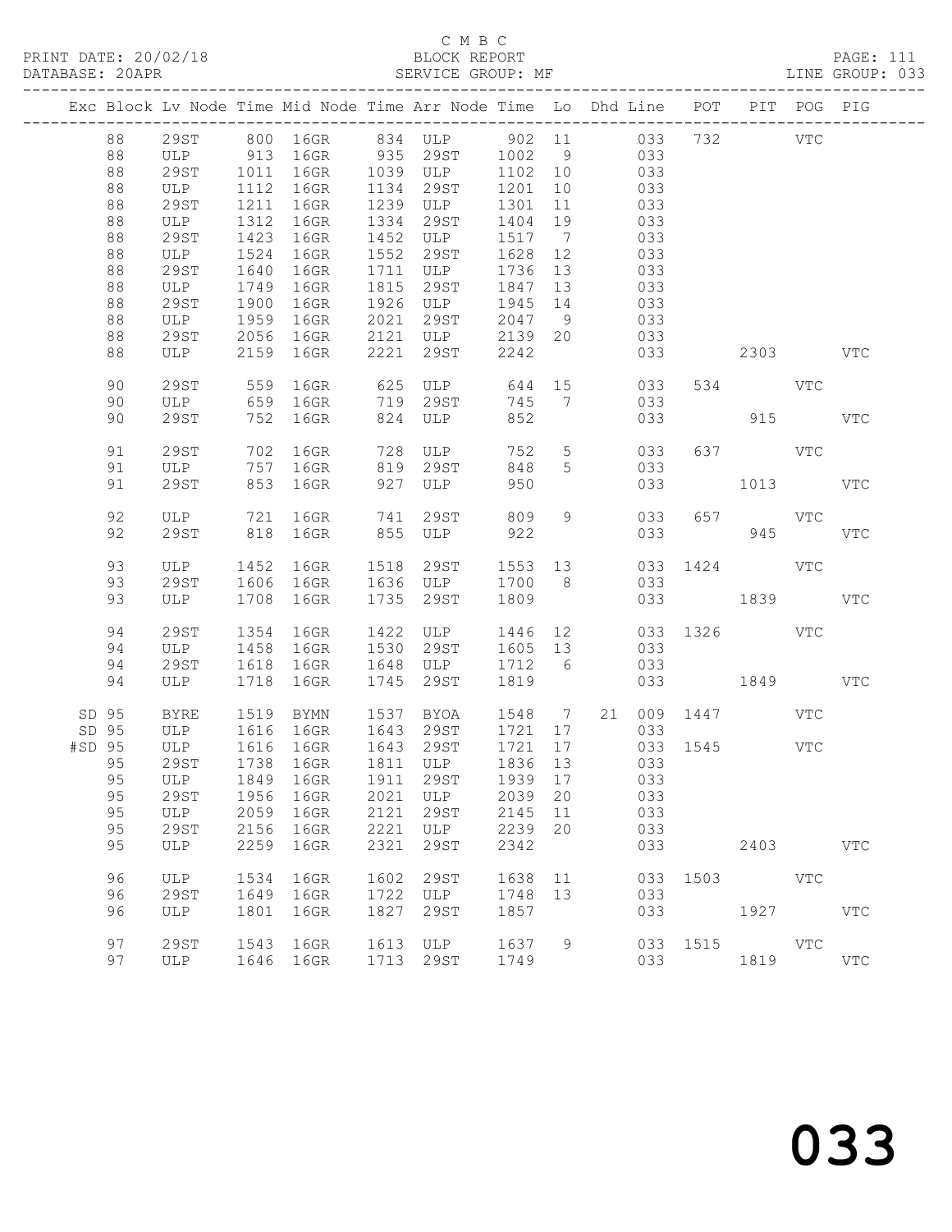C M B C

PRINT DATE: 20/02/18 BLOCK REPORT

DATABASE: 20APR SERVICE GROUP: MF LINE GROUP: 033

| Exc | Block | Lv | Node | Time | Mid Node | Time | Arr Node | Time | Lo | Dhd | Line | POT | PIT | POG | PIG |
|---|---|---|---|---|---|---|---|---|---|---|---|---|---|---|---|
| | 88 | | 29ST | 800 | 16GR | 834 | ULP | 902 | 11 | | 033 | 732 | | VTC | |
| | 88 | | ULP | 913 | 16GR | 935 | 29ST | 1002 | 9 | | 033 | | | | |
| | 88 | | 29ST | 1011 | 16GR | 1039 | ULP | 1102 | 10 | | 033 | | | | |
| | 88 | | ULP | 1112 | 16GR | 1134 | 29ST | 1201 | 10 | | 033 | | | | |
| | 88 | | 29ST | 1211 | 16GR | 1239 | ULP | 1301 | 11 | | 033 | | | | |
| | 88 | | ULP | 1312 | 16GR | 1334 | 29ST | 1404 | 19 | | 033 | | | | |
| | 88 | | 29ST | 1423 | 16GR | 1452 | ULP | 1517 | 7 | | 033 | | | | |
| | 88 | | ULP | 1524 | 16GR | 1552 | 29ST | 1628 | 12 | | 033 | | | | |
| | 88 | | 29ST | 1640 | 16GR | 1711 | ULP | 1736 | 13 | | 033 | | | | |
| | 88 | | ULP | 1749 | 16GR | 1815 | 29ST | 1847 | 13 | | 033 | | | | |
| | 88 | | 29ST | 1900 | 16GR | 1926 | ULP | 1945 | 14 | | 033 | | | | |
| | 88 | | ULP | 1959 | 16GR | 2021 | 29ST | 2047 | 9 | | 033 | | | | |
| | 88 | | 29ST | 2056 | 16GR | 2121 | ULP | 2139 | 20 | | 033 | | | | |
| | 88 | | ULP | 2159 | 16GR | 2221 | 29ST | 2242 | | | 033 | | 2303 | | VTC |
| | 90 | | 29ST | 559 | 16GR | 625 | ULP | 644 | 15 | | 033 | 534 | | VTC | |
| | 90 | | ULP | 659 | 16GR | 719 | 29ST | 745 | 7 | | 033 | | | | |
| | 90 | | 29ST | 752 | 16GR | 824 | ULP | 852 | | | 033 | | 915 | | VTC |
| | 91 | | 29ST | 702 | 16GR | 728 | ULP | 752 | 5 | | 033 | 637 | | VTC | |
| | 91 | | ULP | 757 | 16GR | 819 | 29ST | 848 | 5 | | 033 | | | | |
| | 91 | | 29ST | 853 | 16GR | 927 | ULP | 950 | | | 033 | | 1013 | | VTC |
| | 92 | | ULP | 721 | 16GR | 741 | 29ST | 809 | 9 | | 033 | 657 | | VTC | |
| | 92 | | 29ST | 818 | 16GR | 855 | ULP | 922 | | | 033 | | 945 | | VTC |
| | 93 | | ULP | 1452 | 16GR | 1518 | 29ST | 1553 | 13 | | 033 | 1424 | | VTC | |
| | 93 | | 29ST | 1606 | 16GR | 1636 | ULP | 1700 | 8 | | 033 | | | | |
| | 93 | | ULP | 1708 | 16GR | 1735 | 29ST | 1809 | | | 033 | | 1839 | | VTC |
| | 94 | | 29ST | 1354 | 16GR | 1422 | ULP | 1446 | 12 | | 033 | 1326 | | VTC | |
| | 94 | | ULP | 1458 | 16GR | 1530 | 29ST | 1605 | 13 | | 033 | | | | |
| | 94 | | 29ST | 1618 | 16GR | 1648 | ULP | 1712 | 6 | | 033 | | | | |
| | 94 | | ULP | 1718 | 16GR | 1745 | 29ST | 1819 | | | 033 | | 1849 | | VTC |
| SD | 95 | | BYRE | 1519 | BYMN | 1537 | BYOA | 1548 | 7 | 21 | 009 | 1447 | | VTC | |
| SD | 95 | | ULP | 1616 | 16GR | 1643 | 29ST | 1721 | 17 | | 033 | | | | |
| #SD | 95 | | ULP | 1616 | 16GR | 1643 | 29ST | 1721 | 17 | | 033 | 1545 | | VTC | |
| | 95 | | 29ST | 1738 | 16GR | 1811 | ULP | 1836 | 13 | | 033 | | | | |
| | 95 | | ULP | 1849 | 16GR | 1911 | 29ST | 1939 | 17 | | 033 | | | | |
| | 95 | | 29ST | 1956 | 16GR | 2021 | ULP | 2039 | 20 | | 033 | | | | |
| | 95 | | ULP | 2059 | 16GR | 2121 | 29ST | 2145 | 11 | | 033 | | | | |
| | 95 | | 29ST | 2156 | 16GR | 2221 | ULP | 2239 | 20 | | 033 | | | | |
| | 95 | | ULP | 2259 | 16GR | 2321 | 29ST | 2342 | | | 033 | | 2403 | | VTC |
| | 96 | | ULP | 1534 | 16GR | 1602 | 29ST | 1638 | 11 | | 033 | 1503 | | VTC | |
| | 96 | | 29ST | 1649 | 16GR | 1722 | ULP | 1748 | 13 | | 033 | | | | |
| | 96 | | ULP | 1801 | 16GR | 1827 | 29ST | 1857 | | | 033 | | 1927 | | VTC |
| | 97 | | 29ST | 1543 | 16GR | 1613 | ULP | 1637 | 9 | | 033 | 1515 | | VTC | |
| | 97 | | ULP | 1646 | 16GR | 1713 | 29ST | 1749 | | | 033 | | 1819 | | VTC |

# 033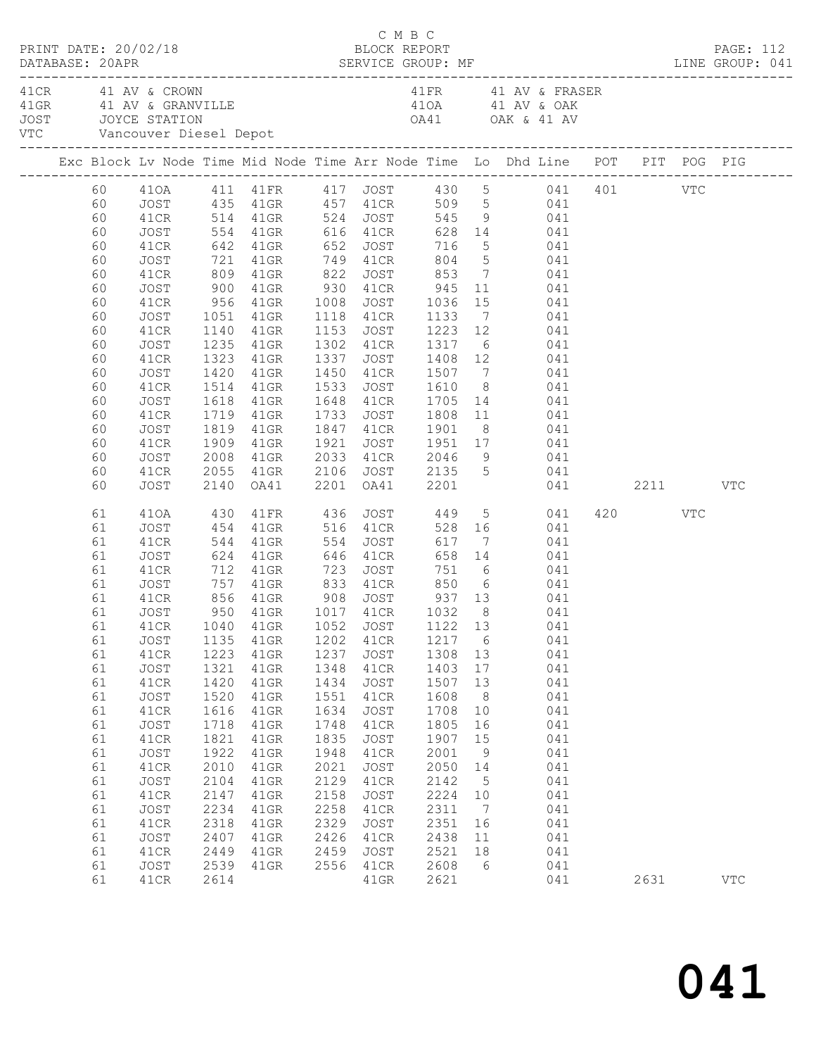C M B C
BLOCK REPORT
SERVICE GROUP: MF

PRINT DATE: 20/02/18
DATABASE: 20APR

LINE GROUP: 041

| | | | |
|---|---|---|---|
| 41CR | 41 AV & CROWN | 41FR | 41 AV & FRASER |
| 41GR | 41 AV & GRANVILLE | 41OA | 41 AV & OAK |
| JOST | JOYCE STATION | OA41 | OAK & 41 AV |
| VTC | Vancouver Diesel Depot | | |

| Exc | Block | Lv Node | Time | Mid Node | Time | Arr Node | Time | Lo | Dhd Line | POT | PIT | POG | PIG |
|---|---|---|---|---|---|---|---|---|---|---|---|---|---|
| | 60 | 41OA | 411 | 41FR | 417 | JOST | 430 | 5 | 041 | 401 | | VTC | |
| | 60 | JOST | 435 | 41GR | 457 | 41CR | 509 | 5 | 041 | | | | |
| | 60 | 41CR | 514 | 41GR | 524 | JOST | 545 | 9 | 041 | | | | |
| | 60 | JOST | 554 | 41GR | 616 | 41CR | 628 | 14 | 041 | | | | |
| | 60 | 41CR | 642 | 41GR | 652 | JOST | 716 | 5 | 041 | | | | |
| | 60 | JOST | 721 | 41GR | 749 | 41CR | 804 | 5 | 041 | | | | |
| | 60 | 41CR | 809 | 41GR | 822 | JOST | 853 | 7 | 041 | | | | |
| | 60 | JOST | 900 | 41GR | 930 | 41CR | 945 | 11 | 041 | | | | |
| | 60 | 41CR | 956 | 41GR | 1008 | JOST | 1036 | 15 | 041 | | | | |
| | 60 | JOST | 1051 | 41GR | 1118 | 41CR | 1133 | 7 | 041 | | | | |
| | 60 | 41CR | 1140 | 41GR | 1153 | JOST | 1223 | 12 | 041 | | | | |
| | 60 | JOST | 1235 | 41GR | 1302 | 41CR | 1317 | 6 | 041 | | | | |
| | 60 | 41CR | 1323 | 41GR | 1337 | JOST | 1408 | 12 | 041 | | | | |
| | 60 | JOST | 1420 | 41GR | 1450 | 41CR | 1507 | 7 | 041 | | | | |
| | 60 | 41CR | 1514 | 41GR | 1533 | JOST | 1610 | 8 | 041 | | | | |
| | 60 | JOST | 1618 | 41GR | 1648 | 41CR | 1705 | 14 | 041 | | | | |
| | 60 | 41CR | 1719 | 41GR | 1733 | JOST | 1808 | 11 | 041 | | | | |
| | 60 | JOST | 1819 | 41GR | 1847 | 41CR | 1901 | 8 | 041 | | | | |
| | 60 | 41CR | 1909 | 41GR | 1921 | JOST | 1951 | 17 | 041 | | | | |
| | 60 | JOST | 2008 | 41GR | 2033 | 41CR | 2046 | 9 | 041 | | | | |
| | 60 | 41CR | 2055 | 41GR | 2106 | JOST | 2135 | 5 | 041 | | | | |
| | 60 | JOST | 2140 | OA41 | 2201 | OA41 | 2201 | | 041 | | 2211 | | VTC |
| | 61 | 41OA | 430 | 41FR | 436 | JOST | 449 | 5 | 041 | 420 | | VTC | |
| | 61 | JOST | 454 | 41GR | 516 | 41CR | 528 | 16 | 041 | | | | |
| | 61 | 41CR | 544 | 41GR | 554 | JOST | 617 | 7 | 041 | | | | |
| | 61 | JOST | 624 | 41GR | 646 | 41CR | 658 | 14 | 041 | | | | |
| | 61 | 41CR | 712 | 41GR | 723 | JOST | 751 | 6 | 041 | | | | |
| | 61 | JOST | 757 | 41GR | 833 | 41CR | 850 | 6 | 041 | | | | |
| | 61 | 41CR | 856 | 41GR | 908 | JOST | 937 | 13 | 041 | | | | |
| | 61 | JOST | 950 | 41GR | 1017 | 41CR | 1032 | 8 | 041 | | | | |
| | 61 | 41CR | 1040 | 41GR | 1052 | JOST | 1122 | 13 | 041 | | | | |
| | 61 | JOST | 1135 | 41GR | 1202 | 41CR | 1217 | 6 | 041 | | | | |
| | 61 | 41CR | 1223 | 41GR | 1237 | JOST | 1308 | 13 | 041 | | | | |
| | 61 | JOST | 1321 | 41GR | 1348 | 41CR | 1403 | 17 | 041 | | | | |
| | 61 | 41CR | 1420 | 41GR | 1434 | JOST | 1507 | 13 | 041 | | | | |
| | 61 | JOST | 1520 | 41GR | 1551 | 41CR | 1608 | 8 | 041 | | | | |
| | 61 | 41CR | 1616 | 41GR | 1634 | JOST | 1708 | 10 | 041 | | | | |
| | 61 | JOST | 1718 | 41GR | 1748 | 41CR | 1805 | 16 | 041 | | | | |
| | 61 | 41CR | 1821 | 41GR | 1835 | JOST | 1907 | 15 | 041 | | | | |
| | 61 | JOST | 1922 | 41GR | 1948 | 41CR | 2001 | 9 | 041 | | | | |
| | 61 | 41CR | 2010 | 41GR | 2021 | JOST | 2050 | 14 | 041 | | | | |
| | 61 | JOST | 2104 | 41GR | 2129 | 41CR | 2142 | 5 | 041 | | | | |
| | 61 | 41CR | 2147 | 41GR | 2158 | JOST | 2224 | 10 | 041 | | | | |
| | 61 | JOST | 2234 | 41GR | 2258 | 41CR | 2311 | 7 | 041 | | | | |
| | 61 | 41CR | 2318 | 41GR | 2329 | JOST | 2351 | 16 | 041 | | | | |
| | 61 | JOST | 2407 | 41GR | 2426 | 41CR | 2438 | 11 | 041 | | | | |
| | 61 | 41CR | 2449 | 41GR | 2459 | JOST | 2521 | 18 | 041 | | | | |
| | 61 | JOST | 2539 | 41GR | 2556 | 41CR | 2608 | 6 | 041 | | | | |
| | 61 | 41CR | 2614 | | | 41GR | 2621 | | 041 | | 2631 | | VTC |

041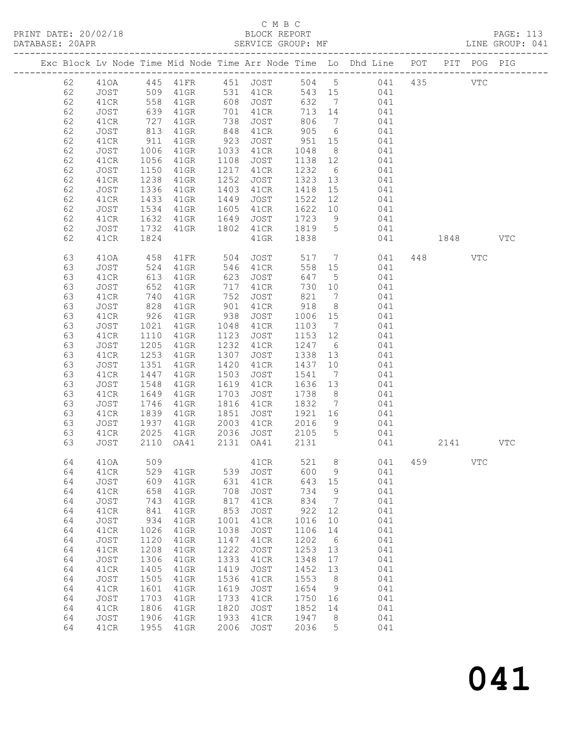C M B C
BLOCK REPORT
SERVICE GROUP: MF

PRINT DATE: 20/02/18
DATABASE: 20APR
LINE GROUP: 041

| Exc | Block | Lv | Node | Time | Mid Node | Time | Arr Node | Time | Lo | Dhd Line | POT | PIT | POG | PIG |
|---|---|---|---|---|---|---|---|---|---|---|---|---|---|---|
| | 62 | | 41OA | 445 | 41FR | 451 | JOST | 504 | 5 | 041 | 435 | | VTC | |
| | 62 | | JOST | 509 | 41GR | 531 | 41CR | 543 | 15 | 041 | | | | |
| | 62 | | 41CR | 558 | 41GR | 608 | JOST | 632 | 7 | 041 | | | | |
| | 62 | | JOST | 639 | 41GR | 701 | 41CR | 713 | 14 | 041 | | | | |
| | 62 | | 41CR | 727 | 41GR | 738 | JOST | 806 | 7 | 041 | | | | |
| | 62 | | JOST | 813 | 41GR | 848 | 41CR | 905 | 6 | 041 | | | | |
| | 62 | | 41CR | 911 | 41GR | 923 | JOST | 951 | 15 | 041 | | | | |
| | 62 | | JOST | 1006 | 41GR | 1033 | 41CR | 1048 | 8 | 041 | | | | |
| | 62 | | 41CR | 1056 | 41GR | 1108 | JOST | 1138 | 12 | 041 | | | | |
| | 62 | | JOST | 1150 | 41GR | 1217 | 41CR | 1232 | 6 | 041 | | | | |
| | 62 | | 41CR | 1238 | 41GR | 1252 | JOST | 1323 | 13 | 041 | | | | |
| | 62 | | JOST | 1336 | 41GR | 1403 | 41CR | 1418 | 15 | 041 | | | | |
| | 62 | | 41CR | 1433 | 41GR | 1449 | JOST | 1522 | 12 | 041 | | | | |
| | 62 | | JOST | 1534 | 41GR | 1605 | 41CR | 1622 | 10 | 041 | | | | |
| | 62 | | 41CR | 1632 | 41GR | 1649 | JOST | 1723 | 9 | 041 | | | | |
| | 62 | | JOST | 1732 | 41GR | 1802 | 41CR | 1819 | 5 | 041 | | | | |
| | 62 | | 41CR | 1824 | | | 41GR | 1838 | | 041 | | 1848 | | VTC |
| | 63 | | 41OA | 458 | 41FR | 504 | JOST | 517 | 7 | 041 | 448 | | VTC | |
| | 63 | | JOST | 524 | 41GR | 546 | 41CR | 558 | 15 | 041 | | | | |
| | 63 | | 41CR | 613 | 41GR | 623 | JOST | 647 | 5 | 041 | | | | |
| | 63 | | JOST | 652 | 41GR | 717 | 41CR | 730 | 10 | 041 | | | | |
| | 63 | | 41CR | 740 | 41GR | 752 | JOST | 821 | 7 | 041 | | | | |
| | 63 | | JOST | 828 | 41GR | 901 | 41CR | 918 | 8 | 041 | | | | |
| | 63 | | 41CR | 926 | 41GR | 938 | JOST | 1006 | 15 | 041 | | | | |
| | 63 | | JOST | 1021 | 41GR | 1048 | 41CR | 1103 | 7 | 041 | | | | |
| | 63 | | 41CR | 1110 | 41GR | 1123 | JOST | 1153 | 12 | 041 | | | | |
| | 63 | | JOST | 1205 | 41GR | 1232 | 41CR | 1247 | 6 | 041 | | | | |
| | 63 | | 41CR | 1253 | 41GR | 1307 | JOST | 1338 | 13 | 041 | | | | |
| | 63 | | JOST | 1351 | 41GR | 1420 | 41CR | 1437 | 10 | 041 | | | | |
| | 63 | | 41CR | 1447 | 41GR | 1503 | JOST | 1541 | 7 | 041 | | | | |
| | 63 | | JOST | 1548 | 41GR | 1619 | 41CR | 1636 | 13 | 041 | | | | |
| | 63 | | 41CR | 1649 | 41GR | 1703 | JOST | 1738 | 8 | 041 | | | | |
| | 63 | | JOST | 1746 | 41GR | 1816 | 41CR | 1832 | 7 | 041 | | | | |
| | 63 | | 41CR | 1839 | 41GR | 1851 | JOST | 1921 | 16 | 041 | | | | |
| | 63 | | JOST | 1937 | 41GR | 2003 | 41CR | 2016 | 9 | 041 | | | | |
| | 63 | | 41CR | 2025 | 41GR | 2036 | JOST | 2105 | 5 | 041 | | | | |
| | 63 | | JOST | 2110 | OA41 | 2131 | OA41 | 2131 | | 041 | | 2141 | | VTC |
| | 64 | | 41OA | 509 | | | 41CR | 521 | 8 | 041 | 459 | | VTC | |
| | 64 | | 41CR | 529 | 41GR | 539 | JOST | 600 | 9 | 041 | | | | |
| | 64 | | JOST | 609 | 41GR | 631 | 41CR | 643 | 15 | 041 | | | | |
| | 64 | | 41CR | 658 | 41GR | 708 | JOST | 734 | 9 | 041 | | | | |
| | 64 | | JOST | 743 | 41GR | 817 | 41CR | 834 | 7 | 041 | | | | |
| | 64 | | 41CR | 841 | 41GR | 853 | JOST | 922 | 12 | 041 | | | | |
| | 64 | | JOST | 934 | 41GR | 1001 | 41CR | 1016 | 10 | 041 | | | | |
| | 64 | | 41CR | 1026 | 41GR | 1038 | JOST | 1106 | 14 | 041 | | | | |
| | 64 | | JOST | 1120 | 41GR | 1147 | 41CR | 1202 | 6 | 041 | | | | |
| | 64 | | 41CR | 1208 | 41GR | 1222 | JOST | 1253 | 13 | 041 | | | | |
| | 64 | | JOST | 1306 | 41GR | 1333 | 41CR | 1348 | 17 | 041 | | | | |
| | 64 | | 41CR | 1405 | 41GR | 1419 | JOST | 1452 | 13 | 041 | | | | |
| | 64 | | JOST | 1505 | 41GR | 1536 | 41CR | 1553 | 8 | 041 | | | | |
| | 64 | | 41CR | 1601 | 41GR | 1619 | JOST | 1654 | 9 | 041 | | | | |
| | 64 | | JOST | 1703 | 41GR | 1733 | 41CR | 1750 | 16 | 041 | | | | |
| | 64 | | 41CR | 1806 | 41GR | 1820 | JOST | 1852 | 14 | 041 | | | | |
| | 64 | | JOST | 1906 | 41GR | 1933 | 41CR | 1947 | 8 | 041 | | | | |
| | 64 | | 41CR | 1955 | 41GR | 2006 | JOST | 2036 | 5 | 041 | | | | |

041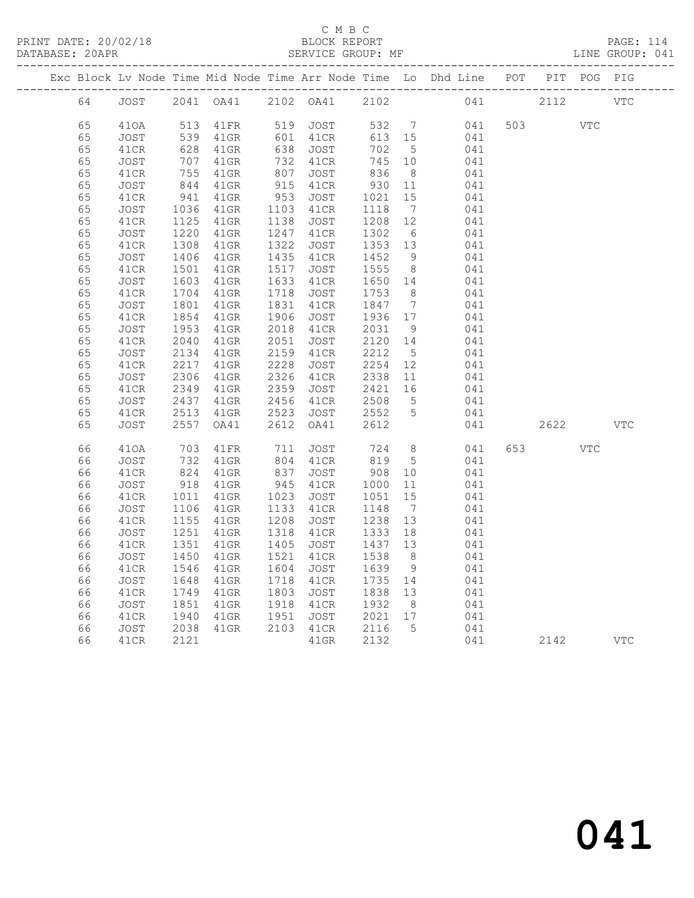C M B C

PRINT DATE: 20/02/18 BLOCK REPORT

DATABASE: 20APR SERVICE GROUP: MF LINE GROUP: 041

| Exc | Block | Lv | Node | Time | Mid Node | Time | Arr Node | Time | Lo | Dhd Line | POT | PIT | POG | PIG |
|---|---|---|---|---|---|---|---|---|---|---|---|---|---|---|
| | 64 | | JOST | 2041 | OA41 | 2102 | OA41 | 2102 | | 041 | | 2112 | | VTC |
| | 65 | | 41OA | 513 | 41FR | 519 | JOST | 532 | 7 | 041 | 503 | | VTC | |
| | 65 | | JOST | 539 | 41GR | 601 | 41CR | 613 | 15 | 041 | | | | |
| | 65 | | 41CR | 628 | 41GR | 638 | JOST | 702 | 5 | 041 | | | | |
| | 65 | | JOST | 707 | 41GR | 732 | 41CR | 745 | 10 | 041 | | | | |
| | 65 | | 41CR | 755 | 41GR | 807 | JOST | 836 | 8 | 041 | | | | |
| | 65 | | JOST | 844 | 41GR | 915 | 41CR | 930 | 11 | 041 | | | | |
| | 65 | | 41CR | 941 | 41GR | 953 | JOST | 1021 | 15 | 041 | | | | |
| | 65 | | JOST | 1036 | 41GR | 1103 | 41CR | 1118 | 7 | 041 | | | | |
| | 65 | | 41CR | 1125 | 41GR | 1138 | JOST | 1208 | 12 | 041 | | | | |
| | 65 | | JOST | 1220 | 41GR | 1247 | 41CR | 1302 | 6 | 041 | | | | |
| | 65 | | 41CR | 1308 | 41GR | 1322 | JOST | 1353 | 13 | 041 | | | | |
| | 65 | | JOST | 1406 | 41GR | 1435 | 41CR | 1452 | 9 | 041 | | | | |
| | 65 | | 41CR | 1501 | 41GR | 1517 | JOST | 1555 | 8 | 041 | | | | |
| | 65 | | JOST | 1603 | 41GR | 1633 | 41CR | 1650 | 14 | 041 | | | | |
| | 65 | | 41CR | 1704 | 41GR | 1718 | JOST | 1753 | 8 | 041 | | | | |
| | 65 | | JOST | 1801 | 41GR | 1831 | 41CR | 1847 | 7 | 041 | | | | |
| | 65 | | 41CR | 1854 | 41GR | 1906 | JOST | 1936 | 17 | 041 | | | | |
| | 65 | | JOST | 1953 | 41GR | 2018 | 41CR | 2031 | 9 | 041 | | | | |
| | 65 | | 41CR | 2040 | 41GR | 2051 | JOST | 2120 | 14 | 041 | | | | |
| | 65 | | JOST | 2134 | 41GR | 2159 | 41CR | 2212 | 5 | 041 | | | | |
| | 65 | | 41CR | 2217 | 41GR | 2228 | JOST | 2254 | 12 | 041 | | | | |
| | 65 | | JOST | 2306 | 41GR | 2326 | 41CR | 2338 | 11 | 041 | | | | |
| | 65 | | 41CR | 2349 | 41GR | 2359 | JOST | 2421 | 16 | 041 | | | | |
| | 65 | | JOST | 2437 | 41GR | 2456 | 41CR | 2508 | 5 | 041 | | | | |
| | 65 | | 41CR | 2513 | 41GR | 2523 | JOST | 2552 | 5 | 041 | | | | |
| | 65 | | JOST | 2557 | OA41 | 2612 | OA41 | 2612 | | 041 | | 2622 | | VTC |
| | 66 | | 41OA | 703 | 41FR | 711 | JOST | 724 | 8 | 041 | 653 | | VTC | |
| | 66 | | JOST | 732 | 41GR | 804 | 41CR | 819 | 5 | 041 | | | | |
| | 66 | | 41CR | 824 | 41GR | 837 | JOST | 908 | 10 | 041 | | | | |
| | 66 | | JOST | 918 | 41GR | 945 | 41CR | 1000 | 11 | 041 | | | | |
| | 66 | | 41CR | 1011 | 41GR | 1023 | JOST | 1051 | 15 | 041 | | | | |
| | 66 | | JOST | 1106 | 41GR | 1133 | 41CR | 1148 | 7 | 041 | | | | |
| | 66 | | 41CR | 1155 | 41GR | 1208 | JOST | 1238 | 13 | 041 | | | | |
| | 66 | | JOST | 1251 | 41GR | 1318 | 41CR | 1333 | 18 | 041 | | | | |
| | 66 | | 41CR | 1351 | 41GR | 1405 | JOST | 1437 | 13 | 041 | | | | |
| | 66 | | JOST | 1450 | 41GR | 1521 | 41CR | 1538 | 8 | 041 | | | | |
| | 66 | | 41CR | 1546 | 41GR | 1604 | JOST | 1639 | 9 | 041 | | | | |
| | 66 | | JOST | 1648 | 41GR | 1718 | 41CR | 1735 | 14 | 041 | | | | |
| | 66 | | 41CR | 1749 | 41GR | 1803 | JOST | 1838 | 13 | 041 | | | | |
| | 66 | | JOST | 1851 | 41GR | 1918 | 41CR | 1932 | 8 | 041 | | | | |
| | 66 | | 41CR | 1940 | 41GR | 1951 | JOST | 2021 | 17 | 041 | | | | |
| | 66 | | JOST | 2038 | 41GR | 2103 | 41CR | 2116 | 5 | 041 | | | | |
| | 66 | | 41CR | 2121 | | | 41GR | 2132 | | 041 | | 2142 | | VTC |

041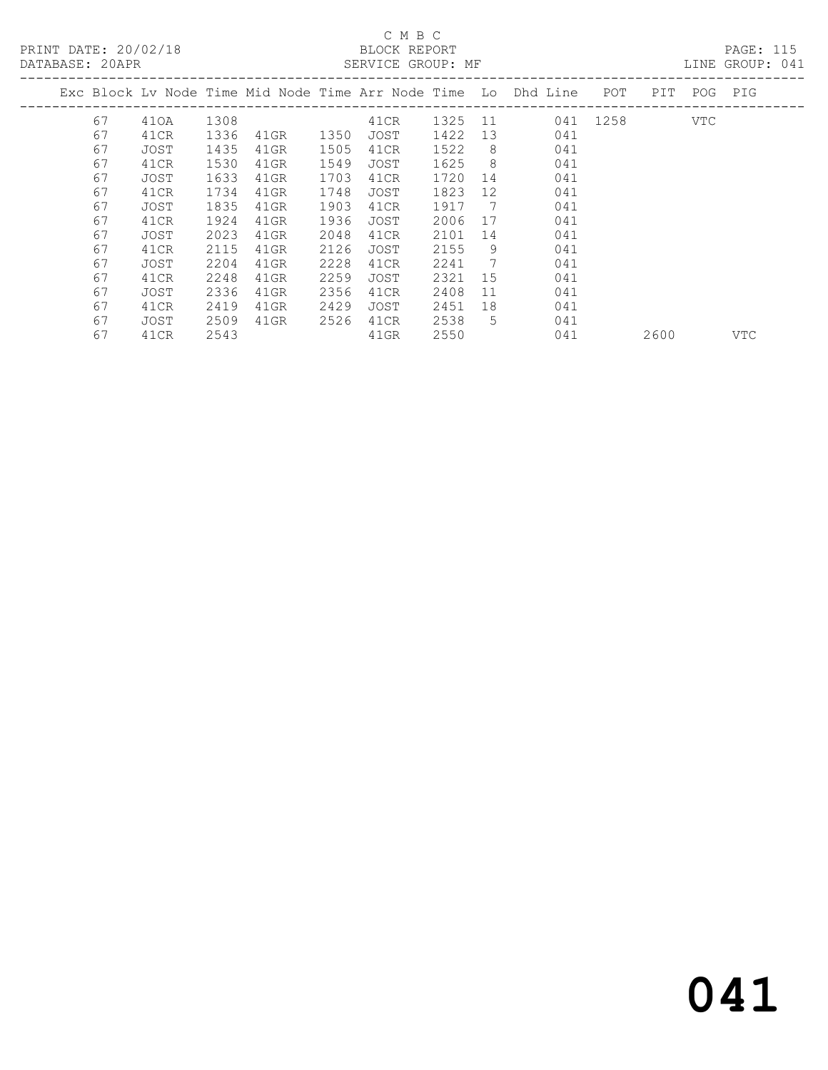C M B C

PRINT DATE: 20/02/18 BLOCK REPORT

DATABASE: 20APR SERVICE GROUP: MF LINE GROUP: 041

| Exc | Block | Lv | Node | Time | Mid Node | Time | Arr Node | Time | Lo | Dhd Line | POT | PIT | POG | PIG |
|---|---|---|---|---|---|---|---|---|---|---|---|---|---|---|
| | 67 | | 41OA | 1308 | | | 41CR | 1325 | 11 | 041 | 1258 | | VTC | |
| | 67 | | 41CR | 1336 | 41GR | 1350 | JOST | 1422 | 13 | 041 | | | | |
| | 67 | | JOST | 1435 | 41GR | 1505 | 41CR | 1522 | 8 | 041 | | | | |
| | 67 | | 41CR | 1530 | 41GR | 1549 | JOST | 1625 | 8 | 041 | | | | |
| | 67 | | JOST | 1633 | 41GR | 1703 | 41CR | 1720 | 14 | 041 | | | | |
| | 67 | | 41CR | 1734 | 41GR | 1748 | JOST | 1823 | 12 | 041 | | | | |
| | 67 | | JOST | 1835 | 41GR | 1903 | 41CR | 1917 | 7 | 041 | | | | |
| | 67 | | 41CR | 1924 | 41GR | 1936 | JOST | 2006 | 17 | 041 | | | | |
| | 67 | | JOST | 2023 | 41GR | 2048 | 41CR | 2101 | 14 | 041 | | | | |
| | 67 | | 41CR | 2115 | 41GR | 2126 | JOST | 2155 | 9 | 041 | | | | |
| | 67 | | JOST | 2204 | 41GR | 2228 | 41CR | 2241 | 7 | 041 | | | | |
| | 67 | | 41CR | 2248 | 41GR | 2259 | JOST | 2321 | 15 | 041 | | | | |
| | 67 | | JOST | 2336 | 41GR | 2356 | 41CR | 2408 | 11 | 041 | | | | |
| | 67 | | 41CR | 2419 | 41GR | 2429 | JOST | 2451 | 18 | 041 | | | | |
| | 67 | | JOST | 2509 | 41GR | 2526 | 41CR | 2538 | 5 | 041 | | | | |
| | 67 | | 41CR | 2543 | | | 41GR | 2550 | | 041 | | 2600 | | VTC |

041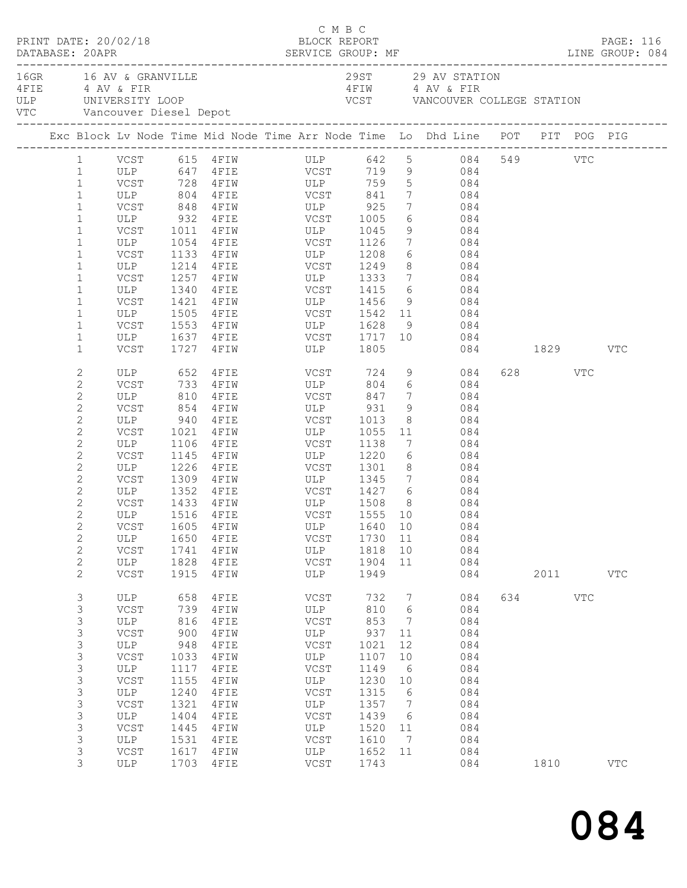C M B C

PRINT DATE: 20/02/18 BLOCK REPORT PAGE: 116
DATABASE: 20APR SERVICE GROUP: MF LINE GROUP: 084

| Code | Description | Code | Description |
|---|---|---|---|
| 16GR | 16 AV & GRANVILLE | 29ST | 29 AV STATION |
| 4FIE | 4 AV & FIR | 4FIW | 4 AV & FIR |
| ULP | UNIVERSITY LOOP | VCST | VANCOUVER COLLEGE STATION |
| VTC | Vancouver Diesel Depot | | |

| Exc | Block | Lv Node | Time | Mid Node | Time | Arr Node | Time | Lo | Dhd Line | POT | PIT | POG | PIG |
|---|---|---|---|---|---|---|---|---|---|---|---|---|---|
| | 1 | VCST | 615 | 4FIW | | ULP | 642 | 5 | 084 | 549 | | VTC | |
| | 1 | ULP | 647 | 4FIE | | VCST | 719 | 9 | 084 | | | | |
| | 1 | VCST | 728 | 4FIW | | ULP | 759 | 5 | 084 | | | | |
| | 1 | ULP | 804 | 4FIE | | VCST | 841 | 7 | 084 | | | | |
| | 1 | VCST | 848 | 4FIW | | ULP | 925 | 7 | 084 | | | | |
| | 1 | ULP | 932 | 4FIE | | VCST | 1005 | 6 | 084 | | | | |
| | 1 | VCST | 1011 | 4FIW | | ULP | 1045 | 9 | 084 | | | | |
| | 1 | ULP | 1054 | 4FIE | | VCST | 1126 | 7 | 084 | | | | |
| | 1 | VCST | 1133 | 4FIW | | ULP | 1208 | 6 | 084 | | | | |
| | 1 | ULP | 1214 | 4FIE | | VCST | 1249 | 8 | 084 | | | | |
| | 1 | VCST | 1257 | 4FIW | | ULP | 1333 | 7 | 084 | | | | |
| | 1 | ULP | 1340 | 4FIE | | VCST | 1415 | 6 | 084 | | | | |
| | 1 | VCST | 1421 | 4FIW | | ULP | 1456 | 9 | 084 | | | | |
| | 1 | ULP | 1505 | 4FIE | | VCST | 1542 | 11 | 084 | | | | |
| | 1 | VCST | 1553 | 4FIW | | ULP | 1628 | 9 | 084 | | | | |
| | 1 | ULP | 1637 | 4FIE | | VCST | 1717 | 10 | 084 | | | | |
| | 1 | VCST | 1727 | 4FIW | | ULP | 1805 | | 084 | | 1829 | | VTC |
| | 2 | ULP | 652 | 4FIE | | VCST | 724 | 9 | 084 | 628 | | VTC | |
| | 2 | VCST | 733 | 4FIW | | ULP | 804 | 6 | 084 | | | | |
| | 2 | ULP | 810 | 4FIE | | VCST | 847 | 7 | 084 | | | | |
| | 2 | VCST | 854 | 4FIW | | ULP | 931 | 9 | 084 | | | | |
| | 2 | ULP | 940 | 4FIE | | VCST | 1013 | 8 | 084 | | | | |
| | 2 | VCST | 1021 | 4FIW | | ULP | 1055 | 11 | 084 | | | | |
| | 2 | ULP | 1106 | 4FIE | | VCST | 1138 | 7 | 084 | | | | |
| | 2 | VCST | 1145 | 4FIW | | ULP | 1220 | 6 | 084 | | | | |
| | 2 | ULP | 1226 | 4FIE | | VCST | 1301 | 8 | 084 | | | | |
| | 2 | VCST | 1309 | 4FIW | | ULP | 1345 | 7 | 084 | | | | |
| | 2 | ULP | 1352 | 4FIE | | VCST | 1427 | 6 | 084 | | | | |
| | 2 | VCST | 1433 | 4FIW | | ULP | 1508 | 8 | 084 | | | | |
| | 2 | ULP | 1516 | 4FIE | | VCST | 1555 | 10 | 084 | | | | |
| | 2 | VCST | 1605 | 4FIW | | ULP | 1640 | 10 | 084 | | | | |
| | 2 | ULP | 1650 | 4FIE | | VCST | 1730 | 11 | 084 | | | | |
| | 2 | VCST | 1741 | 4FIW | | ULP | 1818 | 10 | 084 | | | | |
| | 2 | ULP | 1828 | 4FIE | | VCST | 1904 | 11 | 084 | | | | |
| | 2 | VCST | 1915 | 4FIW | | ULP | 1949 | | 084 | | 2011 | | VTC |
| | 3 | ULP | 658 | 4FIE | | VCST | 732 | 7 | 084 | 634 | | VTC | |
| | 3 | VCST | 739 | 4FIW | | ULP | 810 | 6 | 084 | | | | |
| | 3 | ULP | 816 | 4FIE | | VCST | 853 | 7 | 084 | | | | |
| | 3 | VCST | 900 | 4FIW | | ULP | 937 | 11 | 084 | | | | |
| | 3 | ULP | 948 | 4FIE | | VCST | 1021 | 12 | 084 | | | | |
| | 3 | VCST | 1033 | 4FIW | | ULP | 1107 | 10 | 084 | | | | |
| | 3 | ULP | 1117 | 4FIE | | VCST | 1149 | 6 | 084 | | | | |
| | 3 | VCST | 1155 | 4FIW | | ULP | 1230 | 10 | 084 | | | | |
| | 3 | ULP | 1240 | 4FIE | | VCST | 1315 | 6 | 084 | | | | |
| | 3 | VCST | 1321 | 4FIW | | ULP | 1357 | 7 | 084 | | | | |
| | 3 | ULP | 1404 | 4FIE | | VCST | 1439 | 6 | 084 | | | | |
| | 3 | VCST | 1445 | 4FIW | | ULP | 1520 | 11 | 084 | | | | |
| | 3 | ULP | 1531 | 4FIE | | VCST | 1610 | 7 | 084 | | | | |
| | 3 | VCST | 1617 | 4FIW | | ULP | 1652 | 11 | 084 | | | | |
| | 3 | ULP | 1703 | 4FIE | | VCST | 1743 | | 084 | | 1810 | | VTC |

084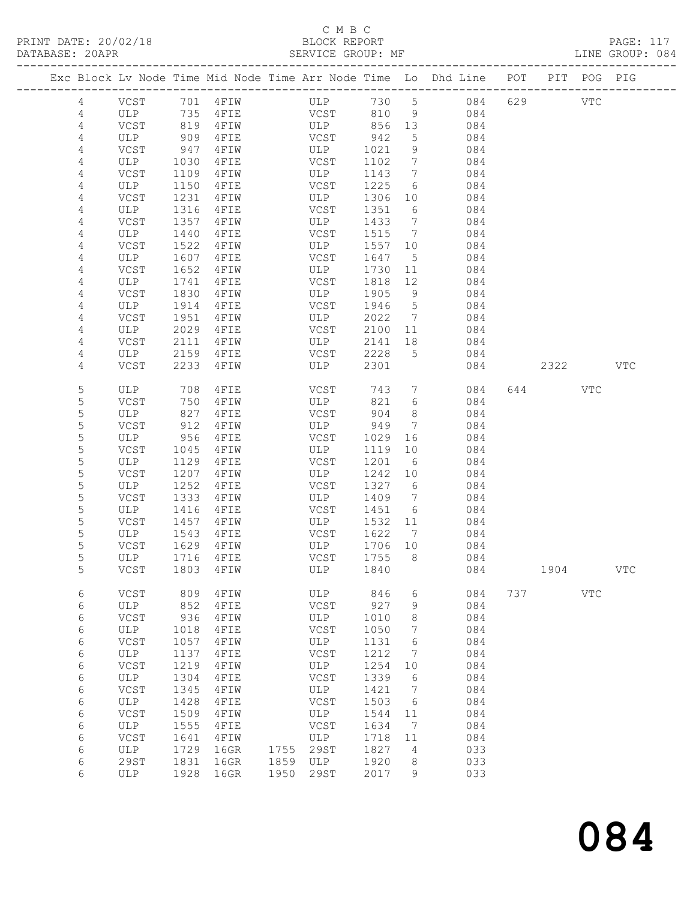C M B C
BLOCK REPORT
SERVICE GROUP: MF

PRINT DATE: 20/02/18
DATABASE: 20APR
LINE GROUP: 084

| Exc | Block | Lv | Node | Time | Mid Node | Time | Arr Node | Time | Lo | Dhd Line | POT | PIT | POG | PIG |
|---|---|---|---|---|---|---|---|---|---|---|---|---|---|---|
| | 4 | | VCST | 701 | 4FIW | | ULP | 730 | 5 | 084 | 629 | | VTC | |
| | 4 | | ULP | 735 | 4FIE | | VCST | 810 | 9 | 084 | | | | |
| | 4 | | VCST | 819 | 4FIW | | ULP | 856 | 13 | 084 | | | | |
| | 4 | | ULP | 909 | 4FIE | | VCST | 942 | 5 | 084 | | | | |
| | 4 | | VCST | 947 | 4FIW | | ULP | 1021 | 9 | 084 | | | | |
| | 4 | | ULP | 1030 | 4FIE | | VCST | 1102 | 7 | 084 | | | | |
| | 4 | | VCST | 1109 | 4FIW | | ULP | 1143 | 7 | 084 | | | | |
| | 4 | | ULP | 1150 | 4FIE | | VCST | 1225 | 6 | 084 | | | | |
| | 4 | | VCST | 1231 | 4FIW | | ULP | 1306 | 10 | 084 | | | | |
| | 4 | | ULP | 1316 | 4FIE | | VCST | 1351 | 6 | 084 | | | | |
| | 4 | | VCST | 1357 | 4FIW | | ULP | 1433 | 7 | 084 | | | | |
| | 4 | | ULP | 1440 | 4FIE | | VCST | 1515 | 7 | 084 | | | | |
| | 4 | | VCST | 1522 | 4FIW | | ULP | 1557 | 10 | 084 | | | | |
| | 4 | | ULP | 1607 | 4FIE | | VCST | 1647 | 5 | 084 | | | | |
| | 4 | | VCST | 1652 | 4FIW | | ULP | 1730 | 11 | 084 | | | | |
| | 4 | | ULP | 1741 | 4FIE | | VCST | 1818 | 12 | 084 | | | | |
| | 4 | | VCST | 1830 | 4FIW | | ULP | 1905 | 9 | 084 | | | | |
| | 4 | | ULP | 1914 | 4FIE | | VCST | 1946 | 5 | 084 | | | | |
| | 4 | | VCST | 1951 | 4FIW | | ULP | 2022 | 7 | 084 | | | | |
| | 4 | | ULP | 2029 | 4FIE | | VCST | 2100 | 11 | 084 | | | | |
| | 4 | | VCST | 2111 | 4FIW | | ULP | 2141 | 18 | 084 | | | | |
| | 4 | | ULP | 2159 | 4FIE | | VCST | 2228 | 5 | 084 | | | | |
| | 4 | | VCST | 2233 | 4FIW | | ULP | 2301 | | 084 | | 2322 | | VTC |
| | 5 | | ULP | 708 | 4FIE | | VCST | 743 | 7 | 084 | 644 | | VTC | |
| | 5 | | VCST | 750 | 4FIW | | ULP | 821 | 6 | 084 | | | | |
| | 5 | | ULP | 827 | 4FIE | | VCST | 904 | 8 | 084 | | | | |
| | 5 | | VCST | 912 | 4FIW | | ULP | 949 | 7 | 084 | | | | |
| | 5 | | ULP | 956 | 4FIE | | VCST | 1029 | 16 | 084 | | | | |
| | 5 | | VCST | 1045 | 4FIW | | ULP | 1119 | 10 | 084 | | | | |
| | 5 | | ULP | 1129 | 4FIE | | VCST | 1201 | 6 | 084 | | | | |
| | 5 | | VCST | 1207 | 4FIW | | ULP | 1242 | 10 | 084 | | | | |
| | 5 | | ULP | 1252 | 4FIE | | VCST | 1327 | 6 | 084 | | | | |
| | 5 | | VCST | 1333 | 4FIW | | ULP | 1409 | 7 | 084 | | | | |
| | 5 | | ULP | 1416 | 4FIE | | VCST | 1451 | 6 | 084 | | | | |
| | 5 | | VCST | 1457 | 4FIW | | ULP | 1532 | 11 | 084 | | | | |
| | 5 | | ULP | 1543 | 4FIE | | VCST | 1622 | 7 | 084 | | | | |
| | 5 | | VCST | 1629 | 4FIW | | ULP | 1706 | 10 | 084 | | | | |
| | 5 | | ULP | 1716 | 4FIE | | VCST | 1755 | 8 | 084 | | | | |
| | 5 | | VCST | 1803 | 4FIW | | ULP | 1840 | | 084 | | 1904 | | VTC |
| | 6 | | VCST | 809 | 4FIW | | ULP | 846 | 6 | 084 | 737 | | VTC | |
| | 6 | | ULP | 852 | 4FIE | | VCST | 927 | 9 | 084 | | | | |
| | 6 | | VCST | 936 | 4FIW | | ULP | 1010 | 8 | 084 | | | | |
| | 6 | | ULP | 1018 | 4FIE | | VCST | 1050 | 7 | 084 | | | | |
| | 6 | | VCST | 1057 | 4FIW | | ULP | 1131 | 6 | 084 | | | | |
| | 6 | | ULP | 1137 | 4FIE | | VCST | 1212 | 7 | 084 | | | | |
| | 6 | | VCST | 1219 | 4FIW | | ULP | 1254 | 10 | 084 | | | | |
| | 6 | | ULP | 1304 | 4FIE | | VCST | 1339 | 6 | 084 | | | | |
| | 6 | | VCST | 1345 | 4FIW | | ULP | 1421 | 7 | 084 | | | | |
| | 6 | | ULP | 1428 | 4FIE | | VCST | 1503 | 6 | 084 | | | | |
| | 6 | | VCST | 1509 | 4FIW | | ULP | 1544 | 11 | 084 | | | | |
| | 6 | | ULP | 1555 | 4FIE | | VCST | 1634 | 7 | 084 | | | | |
| | 6 | | VCST | 1641 | 4FIW | | ULP | 1718 | 11 | 084 | | | | |
| | 6 | | ULP | 1729 | 16GR | 1755 | 29ST | 1827 | 4 | 033 | | | | |
| | 6 | | 29ST | 1831 | 16GR | 1859 | ULP | 1920 | 8 | 033 | | | | |
| | 6 | | ULP | 1928 | 16GR | 1950 | 29ST | 2017 | 9 | 033 | | | | |

# 084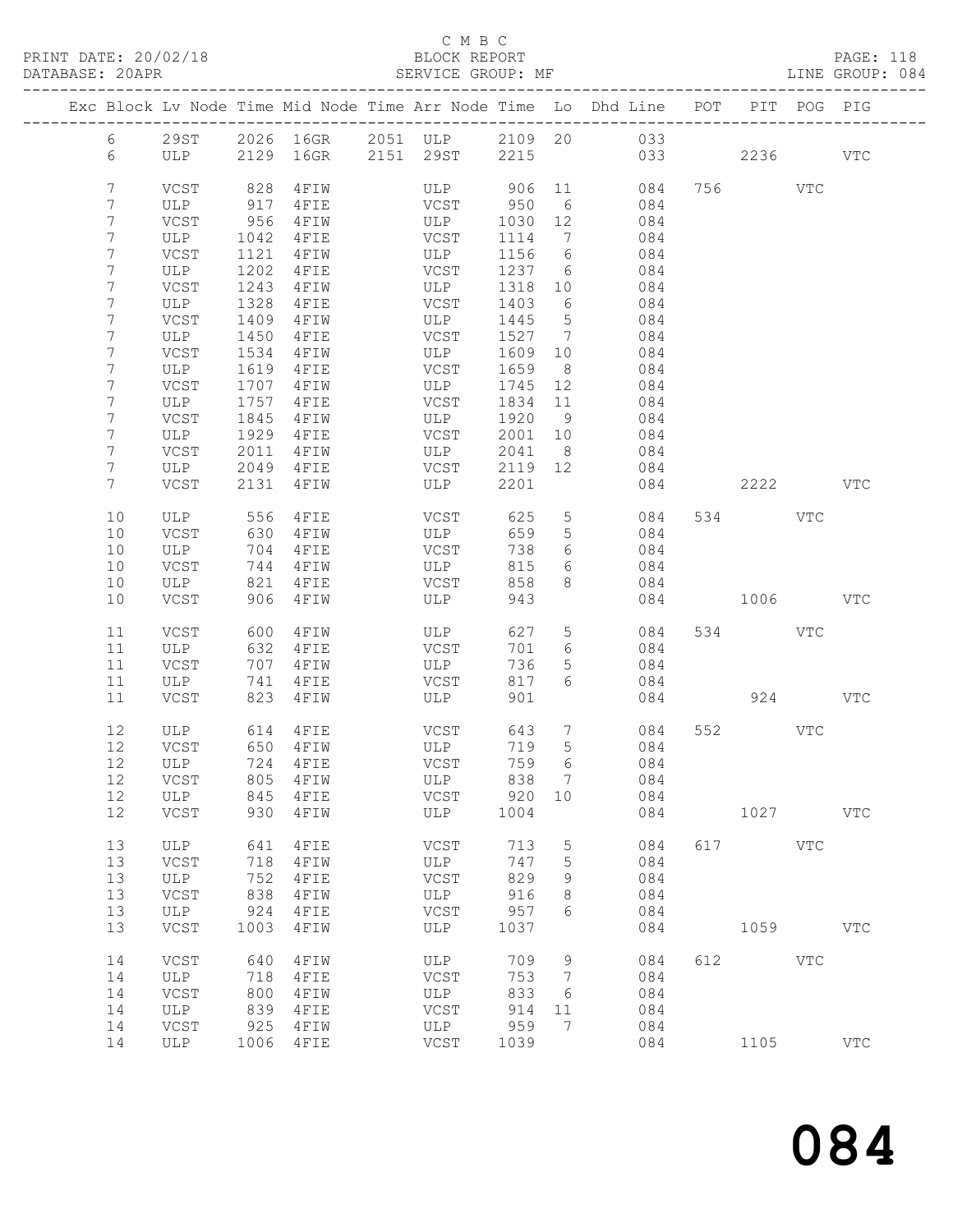C M B C

PRINT DATE: 20/02/18 BLOCK REPORT PAGE: 118
DATABASE: 20APR SERVICE GROUP: MF LINE GROUP: 084

| Exc | Block | Lv | Node | Time | Mid Node | Time | Arr Node | Time | Lo | Dhd Line | POT | PIT | POG | PIG |
|---|---|---|---|---|---|---|---|---|---|---|---|---|---|---|
| | 6 | | 29ST | 2026 | 16GR | 2051 | ULP | 2109 | 20 | 033 | | | | |
| | 6 | | ULP | 2129 | 16GR | 2151 | 29ST | 2215 | | 033 | | 2236 | | VTC |
| | 7 | | VCST | 828 | 4FIW | | ULP | 906 | 11 | 084 | 756 | | VTC | |
| | 7 | | ULP | 917 | 4FIE | | VCST | 950 | 6 | 084 | | | | |
| | 7 | | VCST | 956 | 4FIW | | ULP | 1030 | 12 | 084 | | | | |
| | 7 | | ULP | 1042 | 4FIE | | VCST | 1114 | 7 | 084 | | | | |
| | 7 | | VCST | 1121 | 4FIW | | ULP | 1156 | 6 | 084 | | | | |
| | 7 | | ULP | 1202 | 4FIE | | VCST | 1237 | 6 | 084 | | | | |
| | 7 | | VCST | 1243 | 4FIW | | ULP | 1318 | 10 | 084 | | | | |
| | 7 | | ULP | 1328 | 4FIE | | VCST | 1403 | 6 | 084 | | | | |
| | 7 | | VCST | 1409 | 4FIW | | ULP | 1445 | 5 | 084 | | | | |
| | 7 | | ULP | 1450 | 4FIE | | VCST | 1527 | 7 | 084 | | | | |
| | 7 | | VCST | 1534 | 4FIW | | ULP | 1609 | 10 | 084 | | | | |
| | 7 | | ULP | 1619 | 4FIE | | VCST | 1659 | 8 | 084 | | | | |
| | 7 | | VCST | 1707 | 4FIW | | ULP | 1745 | 12 | 084 | | | | |
| | 7 | | ULP | 1757 | 4FIE | | VCST | 1834 | 11 | 084 | | | | |
| | 7 | | VCST | 1845 | 4FIW | | ULP | 1920 | 9 | 084 | | | | |
| | 7 | | ULP | 1929 | 4FIE | | VCST | 2001 | 10 | 084 | | | | |
| | 7 | | VCST | 2011 | 4FIW | | ULP | 2041 | 8 | 084 | | | | |
| | 7 | | ULP | 2049 | 4FIE | | VCST | 2119 | 12 | 084 | | | | |
| | 7 | | VCST | 2131 | 4FIW | | ULP | 2201 | | 084 | | 2222 | | VTC |
| | 10 | | ULP | 556 | 4FIE | | VCST | 625 | 5 | 084 | 534 | | VTC | |
| | 10 | | VCST | 630 | 4FIW | | ULP | 659 | 5 | 084 | | | | |
| | 10 | | ULP | 704 | 4FIE | | VCST | 738 | 6 | 084 | | | | |
| | 10 | | VCST | 744 | 4FIW | | ULP | 815 | 6 | 084 | | | | |
| | 10 | | ULP | 821 | 4FIE | | VCST | 858 | 8 | 084 | | | | |
| | 10 | | VCST | 906 | 4FIW | | ULP | 943 | | 084 | | 1006 | | VTC |
| | 11 | | VCST | 600 | 4FIW | | ULP | 627 | 5 | 084 | 534 | | VTC | |
| | 11 | | ULP | 632 | 4FIE | | VCST | 701 | 6 | 084 | | | | |
| | 11 | | VCST | 707 | 4FIW | | ULP | 736 | 5 | 084 | | | | |
| | 11 | | ULP | 741 | 4FIE | | VCST | 817 | 6 | 084 | | | | |
| | 11 | | VCST | 823 | 4FIW | | ULP | 901 | | 084 | | 924 | | VTC |
| | 12 | | ULP | 614 | 4FIE | | VCST | 643 | 7 | 084 | 552 | | VTC | |
| | 12 | | VCST | 650 | 4FIW | | ULP | 719 | 5 | 084 | | | | |
| | 12 | | ULP | 724 | 4FIE | | VCST | 759 | 6 | 084 | | | | |
| | 12 | | VCST | 805 | 4FIW | | ULP | 838 | 7 | 084 | | | | |
| | 12 | | ULP | 845 | 4FIE | | VCST | 920 | 10 | 084 | | | | |
| | 12 | | VCST | 930 | 4FIW | | ULP | 1004 | | 084 | | 1027 | | VTC |
| | 13 | | ULP | 641 | 4FIE | | VCST | 713 | 5 | 084 | 617 | | VTC | |
| | 13 | | VCST | 718 | 4FIW | | ULP | 747 | 5 | 084 | | | | |
| | 13 | | ULP | 752 | 4FIE | | VCST | 829 | 9 | 084 | | | | |
| | 13 | | VCST | 838 | 4FIW | | ULP | 916 | 8 | 084 | | | | |
| | 13 | | ULP | 924 | 4FIE | | VCST | 957 | 6 | 084 | | | | |
| | 13 | | VCST | 1003 | 4FIW | | ULP | 1037 | | 084 | | 1059 | | VTC |
| | 14 | | VCST | 640 | 4FIW | | ULP | 709 | 9 | 084 | 612 | | VTC | |
| | 14 | | ULP | 718 | 4FIE | | VCST | 753 | 7 | 084 | | | | |
| | 14 | | VCST | 800 | 4FIW | | ULP | 833 | 6 | 084 | | | | |
| | 14 | | ULP | 839 | 4FIE | | VCST | 914 | 11 | 084 | | | | |
| | 14 | | VCST | 925 | 4FIW | | ULP | 959 | 7 | 084 | | | | |
| | 14 | | ULP | 1006 | 4FIE | | VCST | 1039 | | 084 | | 1105 | | VTC |

# 084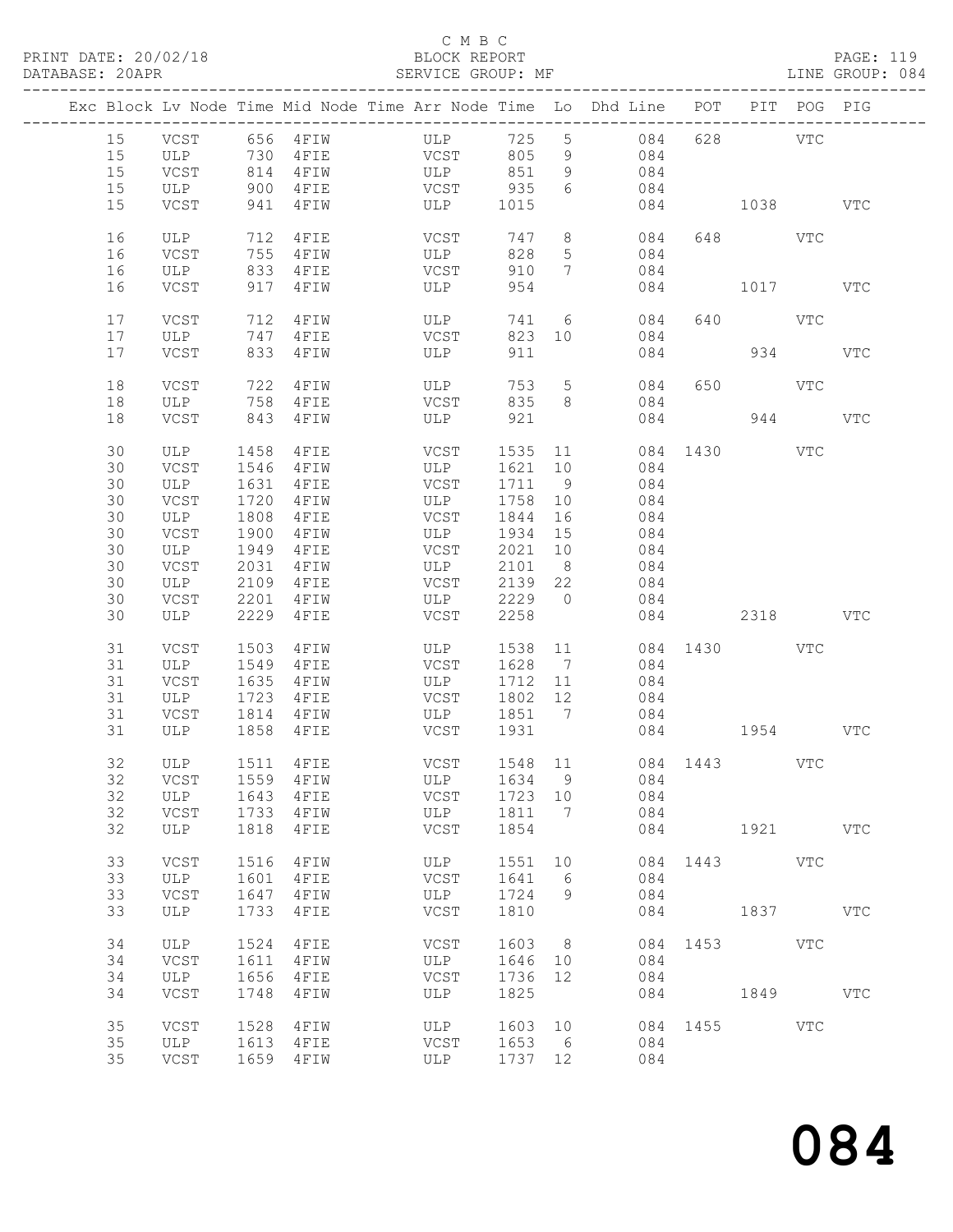C M B C
PRINT DATE: 20/02/18 BLOCK REPORT
DATABASE: 20APR SERVICE GROUP: MF LINE GROUP: 084

| Exc | Block | Lv | Node | Time | Mid Node | Time | Arr Node | Time | Lo | Dhd Line | POT | PIT | POG | PIG |
|---|---|---|---|---|---|---|---|---|---|---|---|---|---|---|
| | 15 | | VCST | 656 | 4FIW | | ULP | 725 | 5 | 084 | 628 | | VTC | |
| | 15 | | ULP | 730 | 4FIE | | VCST | 805 | 9 | 084 | | | | |
| | 15 | | VCST | 814 | 4FIW | | ULP | 851 | 9 | 084 | | | | |
| | 15 | | ULP | 900 | 4FIE | | VCST | 935 | 6 | 084 | | | | |
| | 15 | | VCST | 941 | 4FIW | | ULP | 1015 | | 084 | | 1038 | | VTC |
| | 16 | | ULP | 712 | 4FIE | | VCST | 747 | 8 | 084 | 648 | | VTC | |
| | 16 | | VCST | 755 | 4FIW | | ULP | 828 | 5 | 084 | | | | |
| | 16 | | ULP | 833 | 4FIE | | VCST | 910 | 7 | 084 | | | | |
| | 16 | | VCST | 917 | 4FIW | | ULP | 954 | | 084 | | 1017 | | VTC |
| | 17 | | VCST | 712 | 4FIW | | ULP | 741 | 6 | 084 | 640 | | VTC | |
| | 17 | | ULP | 747 | 4FIE | | VCST | 823 | 10 | 084 | | | | |
| | 17 | | VCST | 833 | 4FIW | | ULP | 911 | | 084 | | 934 | | VTC |
| | 18 | | VCST | 722 | 4FIW | | ULP | 753 | 5 | 084 | 650 | | VTC | |
| | 18 | | ULP | 758 | 4FIE | | VCST | 835 | 8 | 084 | | | | |
| | 18 | | VCST | 843 | 4FIW | | ULP | 921 | | 084 | | 944 | | VTC |
| | 30 | | ULP | 1458 | 4FIE | | VCST | 1535 | 11 | 084 | 1430 | | VTC | |
| | 30 | | VCST | 1546 | 4FIW | | ULP | 1621 | 10 | 084 | | | | |
| | 30 | | ULP | 1631 | 4FIE | | VCST | 1711 | 9 | 084 | | | | |
| | 30 | | VCST | 1720 | 4FIW | | ULP | 1758 | 10 | 084 | | | | |
| | 30 | | ULP | 1808 | 4FIE | | VCST | 1844 | 16 | 084 | | | | |
| | 30 | | VCST | 1900 | 4FIW | | ULP | 1934 | 15 | 084 | | | | |
| | 30 | | ULP | 1949 | 4FIE | | VCST | 2021 | 10 | 084 | | | | |
| | 30 | | VCST | 2031 | 4FIW | | ULP | 2101 | 8 | 084 | | | | |
| | 30 | | ULP | 2109 | 4FIE | | VCST | 2139 | 22 | 084 | | | | |
| | 30 | | VCST | 2201 | 4FIW | | ULP | 2229 | 0 | 084 | | | | |
| | 30 | | ULP | 2229 | 4FIE | | VCST | 2258 | | 084 | | 2318 | | VTC |
| | 31 | | VCST | 1503 | 4FIW | | ULP | 1538 | 11 | 084 | 1430 | | VTC | |
| | 31 | | ULP | 1549 | 4FIE | | VCST | 1628 | 7 | 084 | | | | |
| | 31 | | VCST | 1635 | 4FIW | | ULP | 1712 | 11 | 084 | | | | |
| | 31 | | ULP | 1723 | 4FIE | | VCST | 1802 | 12 | 084 | | | | |
| | 31 | | VCST | 1814 | 4FIW | | ULP | 1851 | 7 | 084 | | | | |
| | 31 | | ULP | 1858 | 4FIE | | VCST | 1931 | | 084 | | 1954 | | VTC |
| | 32 | | ULP | 1511 | 4FIE | | VCST | 1548 | 11 | 084 | 1443 | | VTC | |
| | 32 | | VCST | 1559 | 4FIW | | ULP | 1634 | 9 | 084 | | | | |
| | 32 | | ULP | 1643 | 4FIE | | VCST | 1723 | 10 | 084 | | | | |
| | 32 | | VCST | 1733 | 4FIW | | ULP | 1811 | 7 | 084 | | | | |
| | 32 | | ULP | 1818 | 4FIE | | VCST | 1854 | | 084 | | 1921 | | VTC |
| | 33 | | VCST | 1516 | 4FIW | | ULP | 1551 | 10 | 084 | 1443 | | VTC | |
| | 33 | | ULP | 1601 | 4FIE | | VCST | 1641 | 6 | 084 | | | | |
| | 33 | | VCST | 1647 | 4FIW | | ULP | 1724 | 9 | 084 | | | | |
| | 33 | | ULP | 1733 | 4FIE | | VCST | 1810 | | 084 | | 1837 | | VTC |
| | 34 | | ULP | 1524 | 4FIE | | VCST | 1603 | 8 | 084 | 1453 | | VTC | |
| | 34 | | VCST | 1611 | 4FIW | | ULP | 1646 | 10 | 084 | | | | |
| | 34 | | ULP | 1656 | 4FIE | | VCST | 1736 | 12 | 084 | | | | |
| | 34 | | VCST | 1748 | 4FIW | | ULP | 1825 | | 084 | | 1849 | | VTC |
| | 35 | | VCST | 1528 | 4FIW | | ULP | 1603 | 10 | 084 | 1455 | | VTC | |
| | 35 | | ULP | 1613 | 4FIE | | VCST | 1653 | 6 | 084 | | | | |
| | 35 | | VCST | 1659 | 4FIW | | ULP | 1737 | 12 | 084 | | | | |

# 084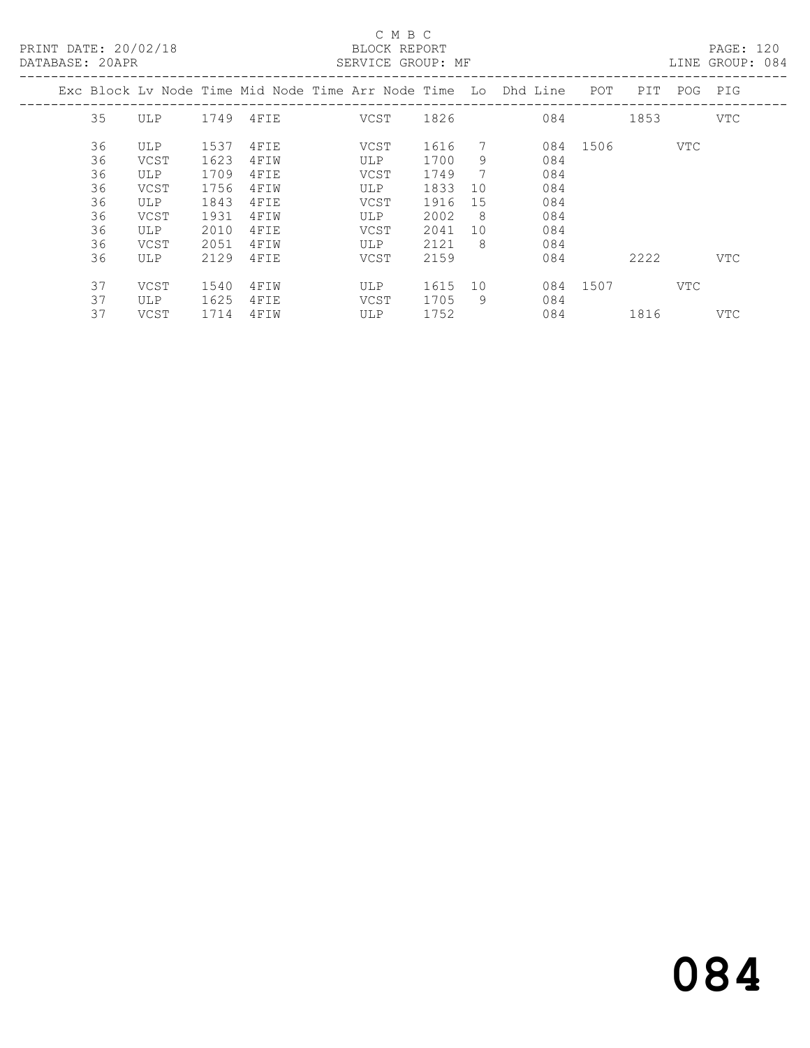C M B C

BLOCK REPORT

SERVICE GROUP: MF

PRINT DATE: 20/02/18

DATABASE: 20APR

LINE GROUP: 084

| Exc | Block | Lv Node | Time | Mid Node | Time | Arr Node | Time | Lo | Dhd Line | POT | PIT | POG | PIG |
|---|---|---|---|---|---|---|---|---|---|---|---|---|---|
| | 35 | ULP | 1749 | 4FIE | | VCST | 1826 | | 084 | | 1853 | | VTC |
| | 36 | ULP | 1537 | 4FIE | | VCST | 1616 | 7 | 084 | 1506 | | VTC | |
| | 36 | VCST | 1623 | 4FIW | | ULP | 1700 | 9 | 084 | | | | |
| | 36 | ULP | 1709 | 4FIE | | VCST | 1749 | 7 | 084 | | | | |
| | 36 | VCST | 1756 | 4FIW | | ULP | 1833 | 10 | 084 | | | | |
| | 36 | ULP | 1843 | 4FIE | | VCST | 1916 | 15 | 084 | | | | |
| | 36 | VCST | 1931 | 4FIW | | ULP | 2002 | 8 | 084 | | | | |
| | 36 | ULP | 2010 | 4FIE | | VCST | 2041 | 10 | 084 | | | | |
| | 36 | VCST | 2051 | 4FIW | | ULP | 2121 | 8 | 084 | | | | |
| | 36 | ULP | 2129 | 4FIE | | VCST | 2159 | | 084 | | 2222 | | VTC |
| | 37 | VCST | 1540 | 4FIW | | ULP | 1615 | 10 | 084 | 1507 | | VTC | |
| | 37 | ULP | 1625 | 4FIE | | VCST | 1705 | 9 | 084 | | | | |
| | 37 | VCST | 1714 | 4FIW | | ULP | 1752 | | 084 | | 1816 | | VTC |

084